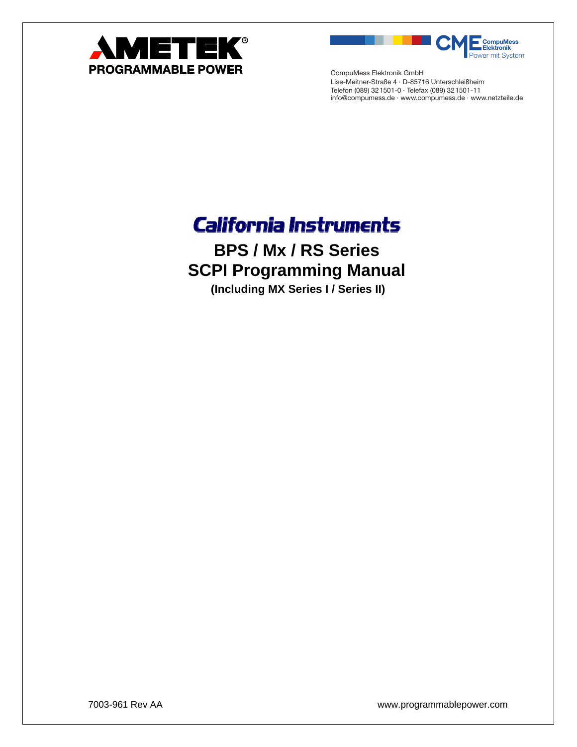AMETEK®
PROGRAMMABLE POWER

CME CompuMess Elektronik
Power mit System

CompuMess Elektronik GmbH
Lise-Meitner-Straße 4 · D-85716 Unterschleißheim
Telefon (089) 321501-0 · Telefax (089) 321501-11
info@compumess.de · www.compumess.de · www.netzteile.de

California Instruments

# BPS / Mx / RS Series
# SCPI Programming Manual

**(Including MX Series I / Series II)**

7003-961 Rev AA

www.programmablepower.com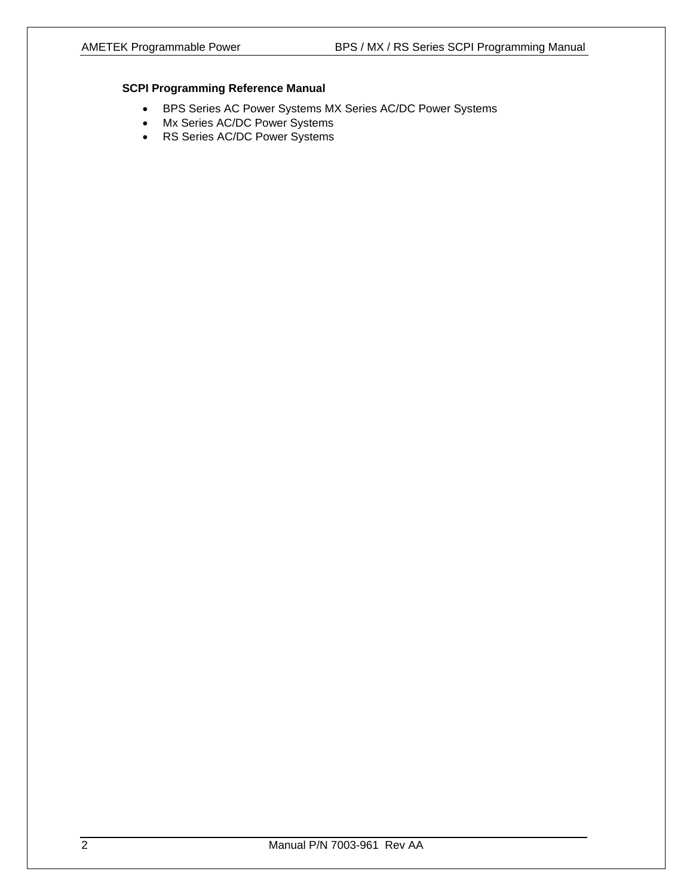**SCPI Programming Reference Manual**

- BPS Series AC Power Systems MX Series AC/DC Power Systems
- Mx Series AC/DC Power Systems
- RS Series AC/DC Power Systems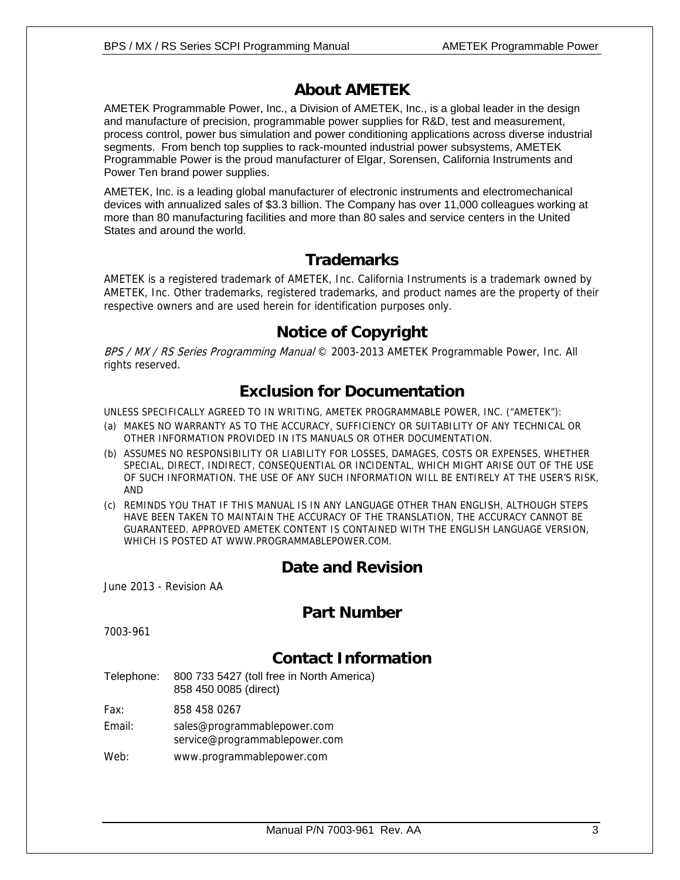## About AMETEK

AMETEK Programmable Power, Inc., a Division of AMETEK, Inc., is a global leader in the design and manufacture of precision, programmable power supplies for R&D, test and measurement, process control, power bus simulation and power conditioning applications across diverse industrial segments. From bench top supplies to rack-mounted industrial power subsystems, AMETEK Programmable Power is the proud manufacturer of Elgar, Sorensen, California Instruments and Power Ten brand power supplies.

AMETEK, Inc. is a leading global manufacturer of electronic instruments and electromechanical devices with annualized sales of $3.3 billion. The Company has over 11,000 colleagues working at more than 80 manufacturing facilities and more than 80 sales and service centers in the United States and around the world.

## Trademarks

AMETEK is a registered trademark of AMETEK, Inc. California Instruments is a trademark owned by AMETEK, Inc. Other trademarks, registered trademarks, and product names are the property of their respective owners and are used herein for identification purposes only.

## Notice of Copyright

*BPS / MX / RS Series Programming Manual* © 2003-2013 AMETEK Programmable Power, Inc. All rights reserved.

## Exclusion for Documentation

UNLESS SPECIFICALLY AGREED TO IN WRITING, AMETEK PROGRAMMABLE POWER, INC. ("AMETEK"):

(a) MAKES NO WARRANTY AS TO THE ACCURACY, SUFFICIENCY OR SUITABILITY OF ANY TECHNICAL OR OTHER INFORMATION PROVIDED IN ITS MANUALS OR OTHER DOCUMENTATION.

(b) ASSUMES NO RESPONSIBILITY OR LIABILITY FOR LOSSES, DAMAGES, COSTS OR EXPENSES, WHETHER SPECIAL, DIRECT, INDIRECT, CONSEQUENTIAL OR INCIDENTAL, WHICH MIGHT ARISE OUT OF THE USE OF SUCH INFORMATION. THE USE OF ANY SUCH INFORMATION WILL BE ENTIRELY AT THE USER'S RISK, AND

(c) REMINDS YOU THAT IF THIS MANUAL IS IN ANY LANGUAGE OTHER THAN ENGLISH, ALTHOUGH STEPS HAVE BEEN TAKEN TO MAINTAIN THE ACCURACY OF THE TRANSLATION, THE ACCURACY CANNOT BE GUARANTEED. APPROVED AMETEK CONTENT IS CONTAINED WITH THE ENGLISH LANGUAGE VERSION, WHICH IS POSTED AT WWW.PROGRAMMABLEPOWER.COM.

## Date and Revision

June 2013 - Revision AA

## Part Number

7003-961

## Contact Information

Telephone: 800 733 5427 (toll free in North America)
858 450 0085 (direct)

Fax: 858 458 0267

Email: sales@programmablepower.com
service@programmablepower.com

Web: www.programmablepower.com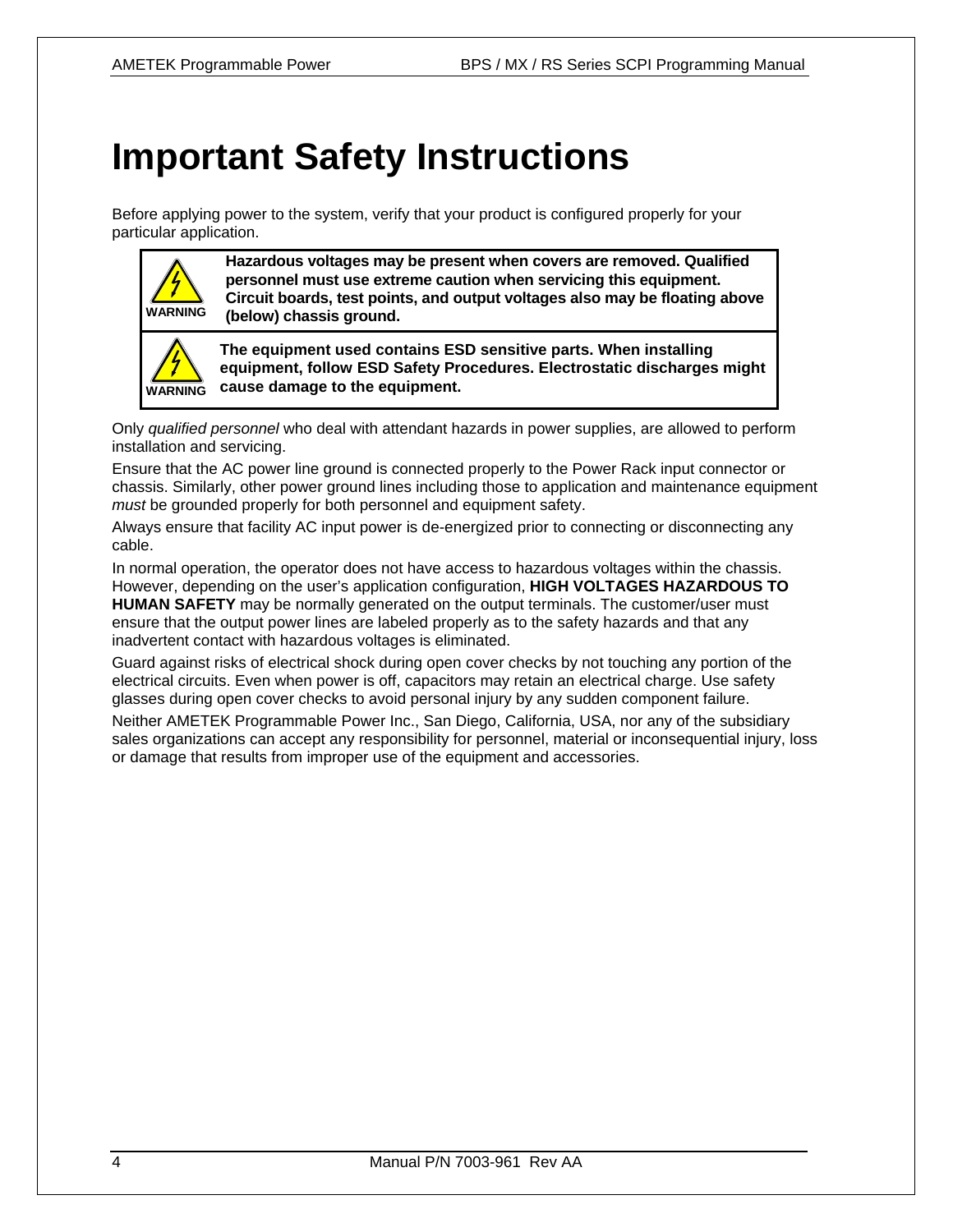# Important Safety Instructions

Before applying power to the system, verify that your product is configured properly for your particular application.

| | |
|---|---|
| WARNING | **Hazardous voltages may be present when covers are removed. Qualified personnel must use extreme caution when servicing this equipment. Circuit boards, test points, and output voltages also may be floating above (below) chassis ground.** |
| WARNING | **The equipment used contains ESD sensitive parts. When installing equipment, follow ESD Safety Procedures. Electrostatic discharges might cause damage to the equipment.** |

Only *qualified personnel* who deal with attendant hazards in power supplies, are allowed to perform installation and servicing.

Ensure that the AC power line ground is connected properly to the Power Rack input connector or chassis. Similarly, other power ground lines including those to application and maintenance equipment *must* be grounded properly for both personnel and equipment safety.

Always ensure that facility AC input power is de-energized prior to connecting or disconnecting any cable.

In normal operation, the operator does not have access to hazardous voltages within the chassis. However, depending on the user's application configuration, **HIGH VOLTAGES HAZARDOUS TO HUMAN SAFETY** may be normally generated on the output terminals. The customer/user must ensure that the output power lines are labeled properly as to the safety hazards and that any inadvertent contact with hazardous voltages is eliminated.

Guard against risks of electrical shock during open cover checks by not touching any portion of the electrical circuits. Even when power is off, capacitors may retain an electrical charge. Use safety glasses during open cover checks to avoid personal injury by any sudden component failure.

Neither AMETEK Programmable Power Inc., San Diego, California, USA, nor any of the subsidiary sales organizations can accept any responsibility for personnel, material or inconsequential injury, loss or damage that results from improper use of the equipment and accessories.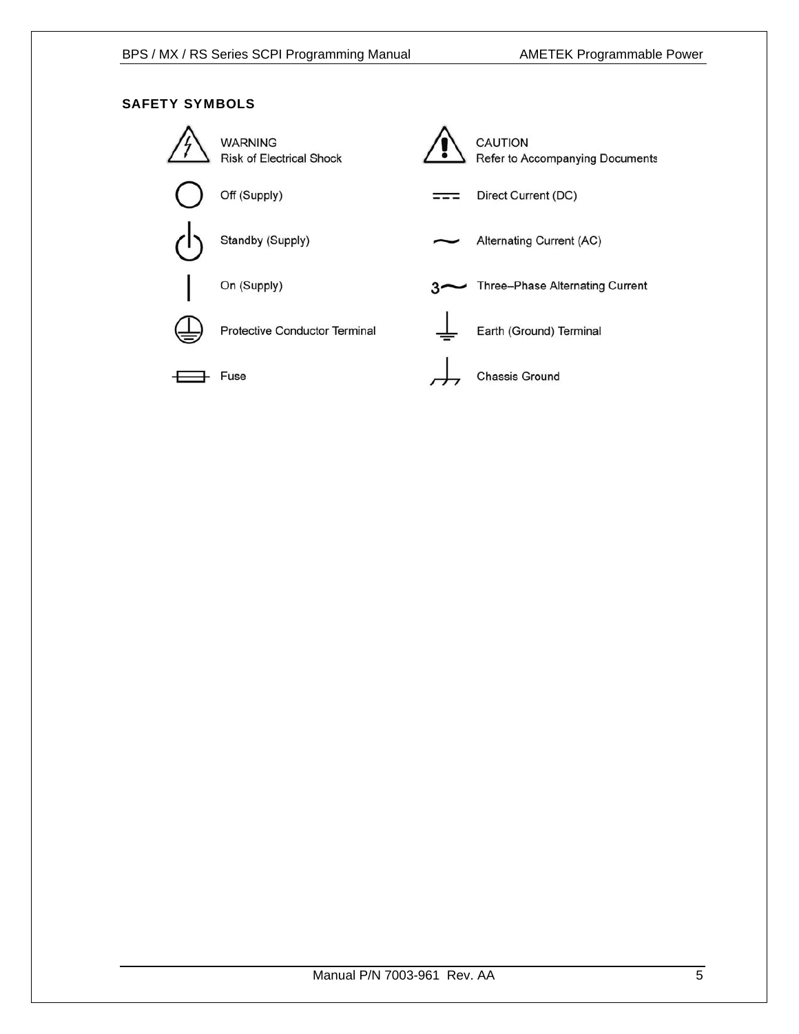## SAFETY SYMBOLS

| Symbol | Description | Symbol | Description |
| --- | --- | --- | --- |
| | WARNING<br>Risk of Electrical Shock | | CAUTION<br>Refer to Accompanying Documents |
| | Off (Supply) | | Direct Current (DC) |
| | Standby (Supply) | | Alternating Current (AC) |
| | On (Supply) | 3~ | Three–Phase Alternating Current |
| | Protective Conductor Terminal | | Earth (Ground) Terminal |
| | Fuse | | Chassis Ground |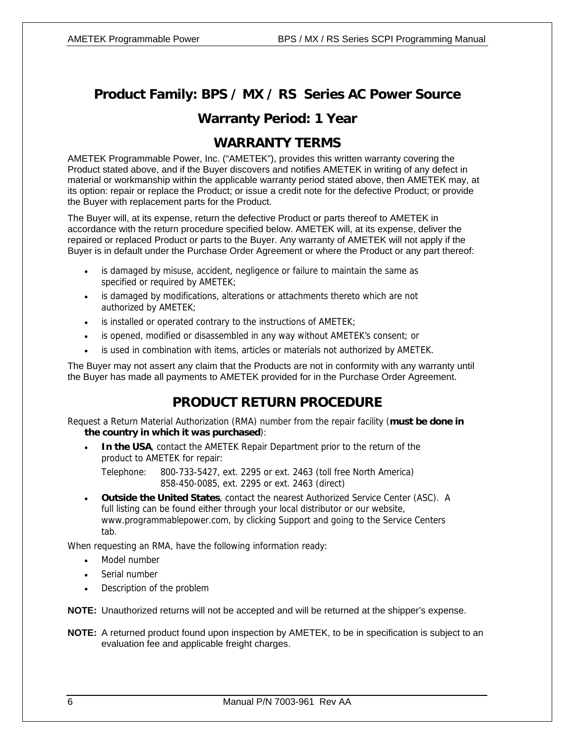# Product Family: BPS / MX / RS Series AC Power Source

## Warranty Period: 1 Year

## WARRANTY TERMS

AMETEK Programmable Power, Inc. ("AMETEK"), provides this written warranty covering the Product stated above, and if the Buyer discovers and notifies AMETEK in writing of any defect in material or workmanship within the applicable warranty period stated above, then AMETEK may, at its option: repair or replace the Product; or issue a credit note for the defective Product; or provide the Buyer with replacement parts for the Product.

The Buyer will, at its expense, return the defective Product or parts thereof to AMETEK in accordance with the return procedure specified below. AMETEK will, at its expense, deliver the repaired or replaced Product or parts to the Buyer. Any warranty of AMETEK will not apply if the Buyer is in default under the Purchase Order Agreement or where the Product or any part thereof:

- is damaged by misuse, accident, negligence or failure to maintain the same as specified or required by AMETEK;
- is damaged by modifications, alterations or attachments thereto which are not authorized by AMETEK;
- is installed or operated contrary to the instructions of AMETEK;
- is opened, modified or disassembled in any way without AMETEK's consent; or
- is used in combination with items, articles or materials not authorized by AMETEK.

The Buyer may not assert any claim that the Products are not in conformity with any warranty until the Buyer has made all payments to AMETEK provided for in the Purchase Order Agreement.

## PRODUCT RETURN PROCEDURE

Request a Return Material Authorization (RMA) number from the repair facility (**must be done in the country in which it was purchased**):

- **In the USA**, contact the AMETEK Repair Department prior to the return of the product to AMETEK for repair:

  Telephone: 800-733-5427, ext. 2295 or ext. 2463 (toll free North America)
  858-450-0085, ext. 2295 or ext. 2463 (direct)

- **Outside the United States**, contact the nearest Authorized Service Center (ASC). A full listing can be found either through your local distributor or our website, www.programmablepower.com, by clicking Support and going to the Service Centers tab.

When requesting an RMA, have the following information ready:

- Model number
- Serial number
- Description of the problem

**NOTE:** Unauthorized returns will not be accepted and will be returned at the shipper's expense.

**NOTE:** A returned product found upon inspection by AMETEK, to be in specification is subject to an evaluation fee and applicable freight charges.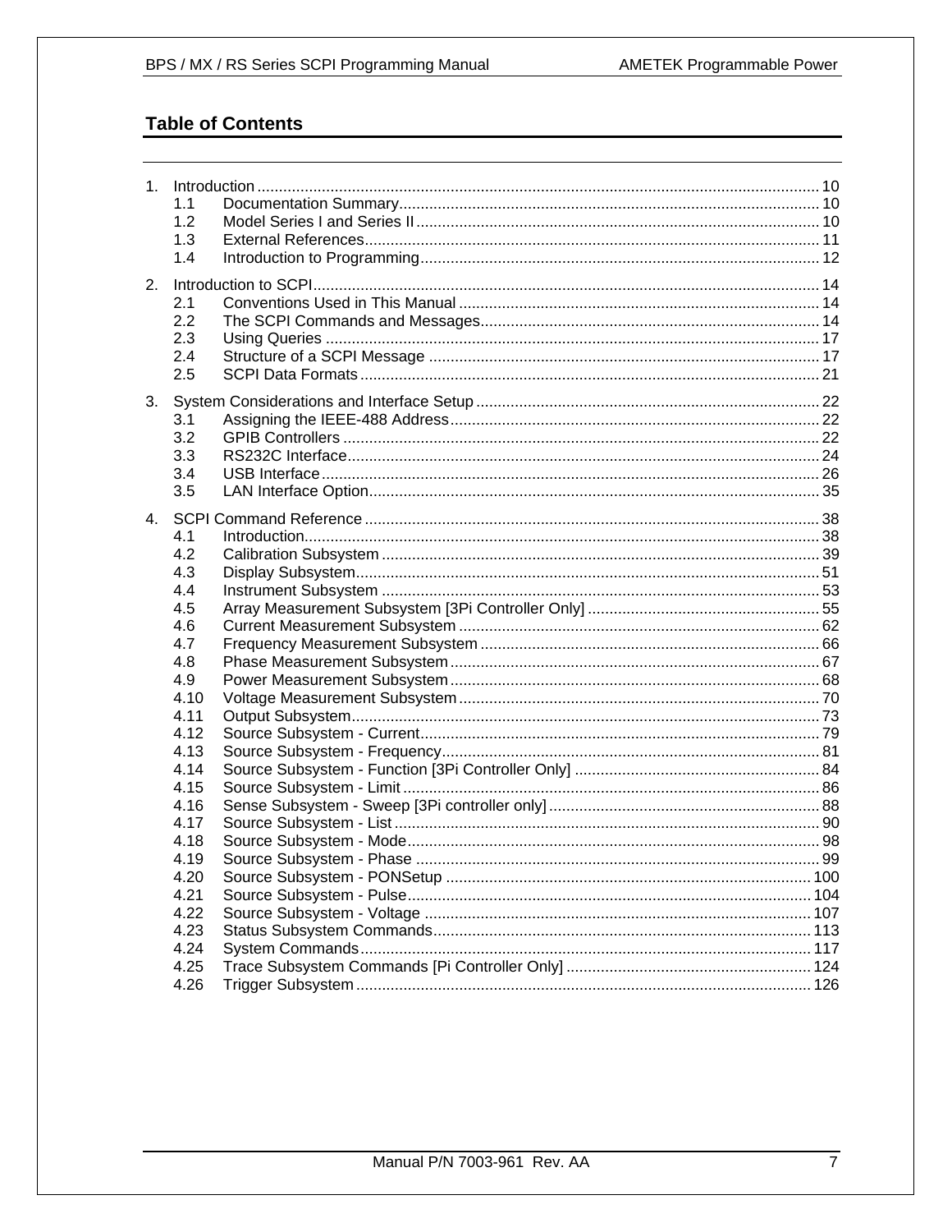## Table of Contents

1. Introduction .... 10
   - 1.1 Documentation Summary .... 10
   - 1.2 Model Series I and Series II .... 10
   - 1.3 External References .... 11
   - 1.4 Introduction to Programming .... 12
2. Introduction to SCPI .... 14
   - 2.1 Conventions Used in This Manual .... 14
   - 2.2 The SCPI Commands and Messages .... 14
   - 2.3 Using Queries .... 17
   - 2.4 Structure of a SCPI Message .... 17
   - 2.5 SCPI Data Formats .... 21
3. System Considerations and Interface Setup .... 22
   - 3.1 Assigning the IEEE-488 Address .... 22
   - 3.2 GPIB Controllers .... 22
   - 3.3 RS232C Interface .... 24
   - 3.4 USB Interface .... 26
   - 3.5 LAN Interface Option .... 35
4. SCPI Command Reference .... 38
   - 4.1 Introduction .... 38
   - 4.2 Calibration Subsystem .... 39
   - 4.3 Display Subsystem .... 51
   - 4.4 Instrument Subsystem .... 53
   - 4.5 Array Measurement Subsystem [3Pi Controller Only] .... 55
   - 4.6 Current Measurement Subsystem .... 62
   - 4.7 Frequency Measurement Subsystem .... 66
   - 4.8 Phase Measurement Subsystem .... 67
   - 4.9 Power Measurement Subsystem .... 68
   - 4.10 Voltage Measurement Subsystem .... 70
   - 4.11 Output Subsystem .... 73
   - 4.12 Source Subsystem - Current .... 79
   - 4.13 Source Subsystem - Frequency .... 81
   - 4.14 Source Subsystem - Function [3Pi Controller Only] .... 84
   - 4.15 Source Subsystem - Limit .... 86
   - 4.16 Sense Subsystem - Sweep [3Pi controller only] .... 88
   - 4.17 Source Subsystem - List .... 90
   - 4.18 Source Subsystem - Mode .... 98
   - 4.19 Source Subsystem - Phase .... 99
   - 4.20 Source Subsystem - PONSetup .... 100
   - 4.21 Source Subsystem - Pulse .... 104
   - 4.22 Source Subsystem - Voltage .... 107
   - 4.23 Status Subsystem Commands .... 113
   - 4.24 System Commands .... 117
   - 4.25 Trace Subsystem Commands [Pi Controller Only] .... 124
   - 4.26 Trigger Subsystem .... 126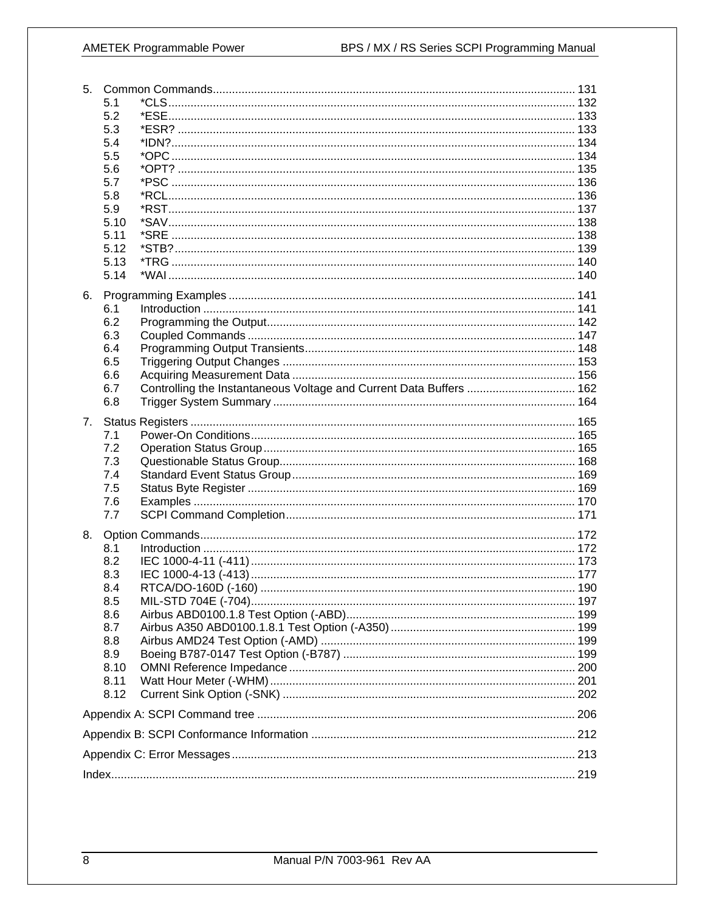5. Common Commands ... 131
   - 5.1 *CLS ... 132
   - 5.2 *ESE ... 133
   - 5.3 *ESR? ... 133
   - 5.4 *IDN? ... 134
   - 5.5 *OPC ... 134
   - 5.6 *OPT? ... 135
   - 5.7 *PSC ... 136
   - 5.8 *RCL ... 136
   - 5.9 *RST ... 137
   - 5.10 *SAV ... 138
   - 5.11 *SRE ... 138
   - 5.12 *STB? ... 139
   - 5.13 *TRG ... 140
   - 5.14 *WAI ... 140

6. Programming Examples ... 141
   - 6.1 Introduction ... 141
   - 6.2 Programming the Output ... 142
   - 6.3 Coupled Commands ... 147
   - 6.4 Programming Output Transients ... 148
   - 6.5 Triggering Output Changes ... 153
   - 6.6 Acquiring Measurement Data ... 156
   - 6.7 Controlling the Instantaneous Voltage and Current Data Buffers ... 162
   - 6.8 Trigger System Summary ... 164

7. Status Registers ... 165
   - 7.1 Power-On Conditions ... 165
   - 7.2 Operation Status Group ... 165
   - 7.3 Questionable Status Group ... 168
   - 7.4 Standard Event Status Group ... 169
   - 7.5 Status Byte Register ... 169
   - 7.6 Examples ... 170
   - 7.7 SCPI Command Completion ... 171

8. Option Commands ... 172
   - 8.1 Introduction ... 172
   - 8.2 IEC 1000-4-11 (-411) ... 173
   - 8.3 IEC 1000-4-13 (-413) ... 177
   - 8.4 RTCA/DO-160D (-160) ... 190
   - 8.5 MIL-STD 704E (-704) ... 197
   - 8.6 Airbus ABD0100.1.8 Test Option (-ABD) ... 199
   - 8.7 Airbus A350 ABD0100.1.8.1 Test Option (-A350) ... 199
   - 8.8 Airbus AMD24 Test Option (-AMD) ... 199
   - 8.9 Boeing B787-0147 Test Option (-B787) ... 199
   - 8.10 OMNI Reference Impedance ... 200
   - 8.11 Watt Hour Meter (-WHM) ... 201
   - 8.12 Current Sink Option (-SNK) ... 202

Appendix A: SCPI Command tree ... 206

Appendix B: SCPI Conformance Information ... 212

Appendix C: Error Messages ... 213

Index ... 219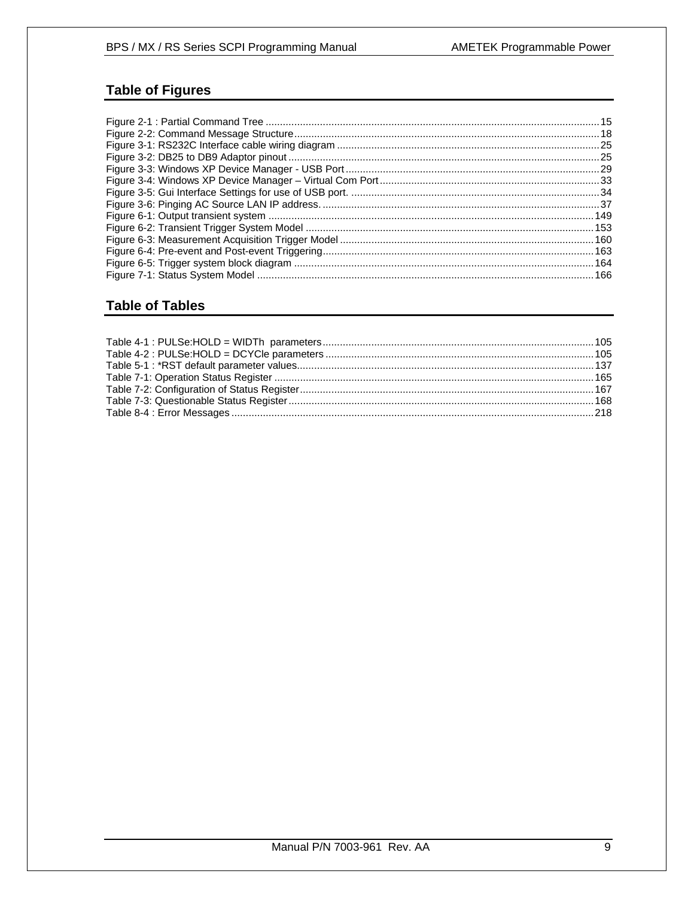## Table of Figures

Figure 2-1 : Partial Command Tree ....................................................................................................................15
Figure 2-2: Command Message Structure..........................................................................................................18
Figure 3-1: RS232C Interface cable wiring diagram ...........................................................................................25
Figure 3-2: DB25 to DB9 Adaptor pinout ............................................................................................................25
Figure 3-3: Windows XP Device Manager - USB Port........................................................................................29
Figure 3-4: Windows XP Device Manager – Virtual Com Port............................................................................33
Figure 3-5: Gui Interface Settings for use of USB port. ......................................................................................34
Figure 3-6: Pinging AC Source LAN IP address. ................................................................................................37
Figure 6-1: Output transient system .................................................................................................................149
Figure 6-2: Transient Trigger System Model ....................................................................................................153
Figure 6-3: Measurement Acquisition Trigger Model ........................................................................................160
Figure 6-4: Pre-event and Post-event Triggering..............................................................................................163
Figure 6-5: Trigger system block diagram ........................................................................................................164
Figure 7-1: Status System Model ....................................................................................................................166

## Table of Tables

Table 4-1 : PULSe:HOLD = WIDTh parameters..............................................................................................105
Table 4-2 : PULSe:HOLD = DCYCle parameters .............................................................................................105
Table 5-1 : *RST default parameter values.......................................................................................................137
Table 7-1: Operation Status Register ...............................................................................................................165
Table 7-2: Configuration of Status Register......................................................................................................167
Table 7-3: Questionable Status Register..........................................................................................................168
Table 8-4 : Error Messages .............................................................................................................................218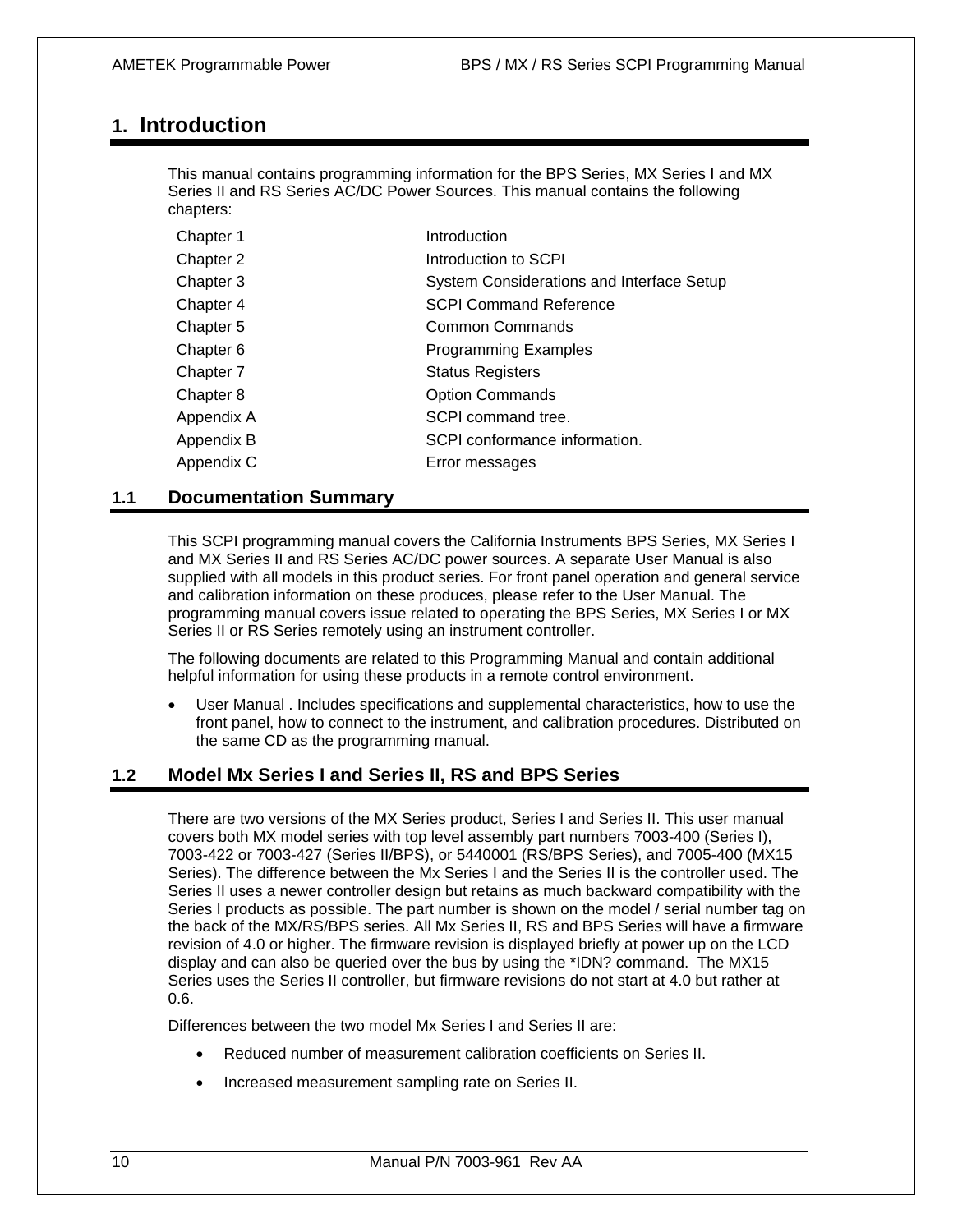# 1. Introduction

This manual contains programming information for the BPS Series, MX Series I and MX Series II and RS Series AC/DC Power Sources. This manual contains the following chapters:

| | |
|---|---|
| Chapter 1 | Introduction |
| Chapter 2 | Introduction to SCPI |
| Chapter 3 | System Considerations and Interface Setup |
| Chapter 4 | SCPI Command Reference |
| Chapter 5 | Common Commands |
| Chapter 6 | Programming Examples |
| Chapter 7 | Status Registers |
| Chapter 8 | Option Commands |
| Appendix A | SCPI command tree. |
| Appendix B | SCPI conformance information. |
| Appendix C | Error messages |

## 1.1 Documentation Summary

This SCPI programming manual covers the California Instruments BPS Series, MX Series I and MX Series II and RS Series AC/DC power sources. A separate User Manual is also supplied with all models in this product series. For front panel operation and general service and calibration information on these produces, please refer to the User Manual. The programming manual covers issue related to operating the BPS Series, MX Series I or MX Series II or RS Series remotely using an instrument controller.

The following documents are related to this Programming Manual and contain additional helpful information for using these products in a remote control environment.

- User Manual . Includes specifications and supplemental characteristics, how to use the front panel, how to connect to the instrument, and calibration procedures. Distributed on the same CD as the programming manual.

## 1.2 Model Mx Series I and Series II, RS and BPS Series

There are two versions of the MX Series product, Series I and Series II. This user manual covers both MX model series with top level assembly part numbers 7003-400 (Series I), 7003-422 or 7003-427 (Series II/BPS), or 5440001 (RS/BPS Series), and 7005-400 (MX15 Series). The difference between the Mx Series I and the Series II is the controller used. The Series II uses a newer controller design but retains as much backward compatibility with the Series I products as possible. The part number is shown on the model / serial number tag on the back of the MX/RS/BPS series. All Mx Series II, RS and BPS Series will have a firmware revision of 4.0 or higher. The firmware revision is displayed briefly at power up on the LCD display and can also be queried over the bus by using the *IDN? command. The MX15 Series uses the Series II controller, but firmware revisions do not start at 4.0 but rather at 0.6.

Differences between the two model Mx Series I and Series II are:

- Reduced number of measurement calibration coefficients on Series II.
- Increased measurement sampling rate on Series II.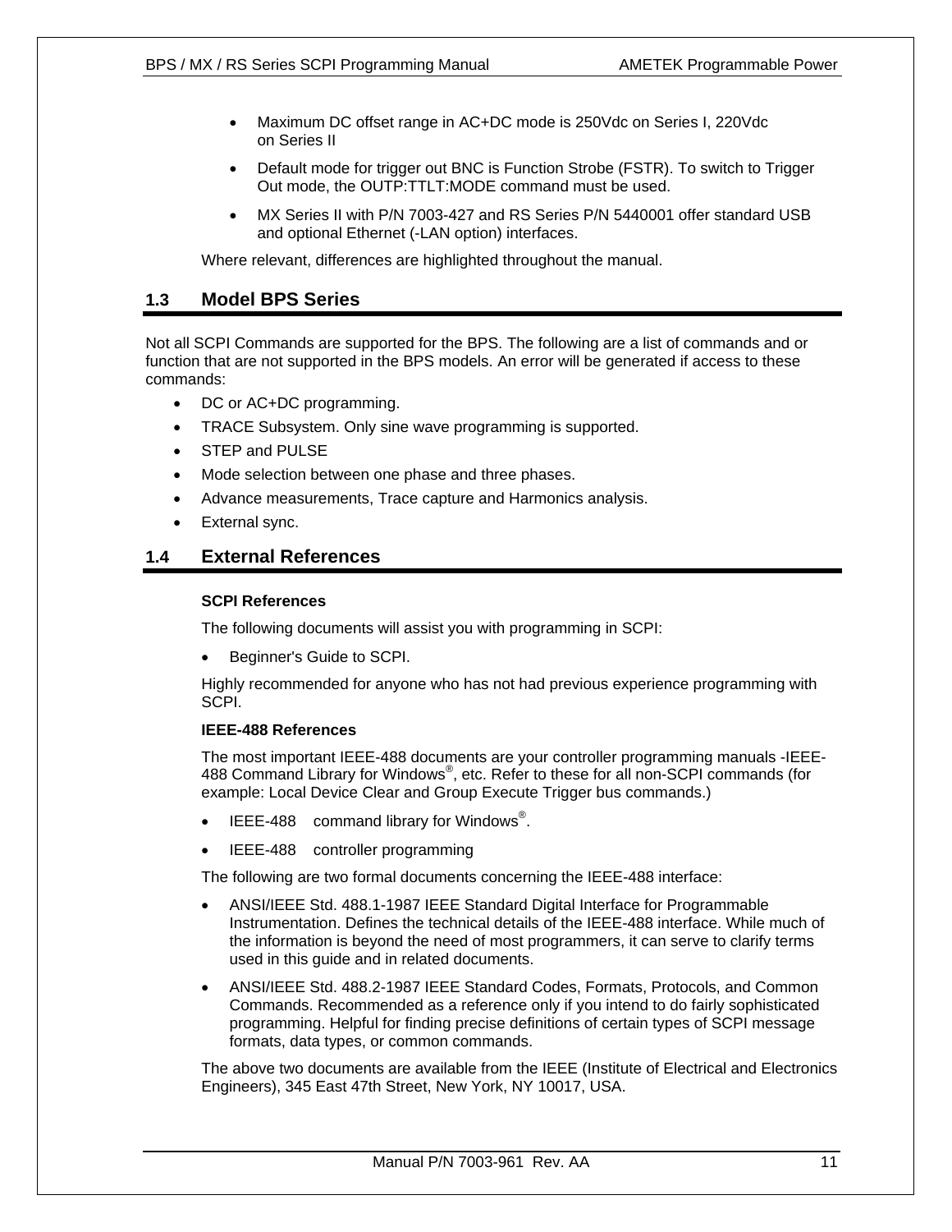- Maximum DC offset range in AC+DC mode is 250Vdc on Series I, 220Vdc on Series II
- Default mode for trigger out BNC is Function Strobe (FSTR). To switch to Trigger Out mode, the OUTP:TTLT:MODE command must be used.
- MX Series II with P/N 7003-427 and RS Series P/N 5440001 offer standard USB and optional Ethernet (-LAN option) interfaces.

Where relevant, differences are highlighted throughout the manual.

## 1.3 Model BPS Series

Not all SCPI Commands are supported for the BPS. The following are a list of commands and or function that are not supported in the BPS models. An error will be generated if access to these commands:

- DC or AC+DC programming.
- TRACE Subsystem. Only sine wave programming is supported.
- STEP and PULSE
- Mode selection between one phase and three phases.
- Advance measurements, Trace capture and Harmonics analysis.
- External sync.

## 1.4 External References

**SCPI References**

The following documents will assist you with programming in SCPI:

- Beginner's Guide to SCPI.

Highly recommended for anyone who has not had previous experience programming with SCPI.

**IEEE-488 References**

The most important IEEE-488 documents are your controller programming manuals -IEEE-488 Command Library for Windows®, etc. Refer to these for all non-SCPI commands (for example: Local Device Clear and Group Execute Trigger bus commands.)

- IEEE-488 command library for Windows®.
- IEEE-488 controller programming

The following are two formal documents concerning the IEEE-488 interface:

- ANSI/IEEE Std. 488.1-1987 IEEE Standard Digital Interface for Programmable Instrumentation. Defines the technical details of the IEEE-488 interface. While much of the information is beyond the need of most programmers, it can serve to clarify terms used in this guide and in related documents.
- ANSI/IEEE Std. 488.2-1987 IEEE Standard Codes, Formats, Protocols, and Common Commands. Recommended as a reference only if you intend to do fairly sophisticated programming. Helpful for finding precise definitions of certain types of SCPI message formats, data types, or common commands.

The above two documents are available from the IEEE (Institute of Electrical and Electronics Engineers), 345 East 47th Street, New York, NY 10017, USA.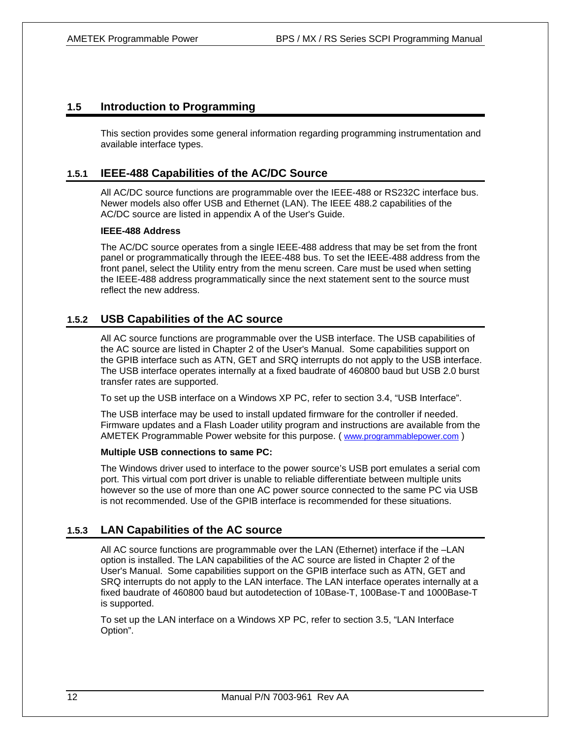## 1.5 Introduction to Programming

This section provides some general information regarding programming instrumentation and available interface types.

### 1.5.1 IEEE-488 Capabilities of the AC/DC Source

All AC/DC source functions are programmable over the IEEE-488 or RS232C interface bus. Newer models also offer USB and Ethernet (LAN). The IEEE 488.2 capabilities of the AC/DC source are listed in appendix A of the User's Guide.

**IEEE-488 Address**

The AC/DC source operates from a single IEEE-488 address that may be set from the front panel or programmatically through the IEEE-488 bus. To set the IEEE-488 address from the front panel, select the Utility entry from the menu screen. Care must be used when setting the IEEE-488 address programmatically since the next statement sent to the source must reflect the new address.

### 1.5.2 USB Capabilities of the AC source

All AC source functions are programmable over the USB interface. The USB capabilities of the AC source are listed in Chapter 2 of the User's Manual. Some capabilities support on the GPIB interface such as ATN, GET and SRQ interrupts do not apply to the USB interface. The USB interface operates internally at a fixed baudrate of 460800 baud but USB 2.0 burst transfer rates are supported.

To set up the USB interface on a Windows XP PC, refer to section 3.4, “USB Interface”.

The USB interface may be used to install updated firmware for the controller if needed. Firmware updates and a Flash Loader utility program and instructions are available from the AMETEK Programmable Power website for this purpose. ( www.programmablepower.com )

**Multiple USB connections to same PC:**

The Windows driver used to interface to the power source’s USB port emulates a serial com port. This virtual com port driver is unable to reliable differentiate between multiple units however so the use of more than one AC power source connected to the same PC via USB is not recommended. Use of the GPIB interface is recommended for these situations.

### 1.5.3 LAN Capabilities of the AC source

All AC source functions are programmable over the LAN (Ethernet) interface if the –LAN option is installed. The LAN capabilities of the AC source are listed in Chapter 2 of the User's Manual. Some capabilities support on the GPIB interface such as ATN, GET and SRQ interrupts do not apply to the LAN interface. The LAN interface operates internally at a fixed baudrate of 460800 baud but autodetection of 10Base-T, 100Base-T and 1000Base-T is supported.

To set up the LAN interface on a Windows XP PC, refer to section 3.5, “LAN Interface Option”.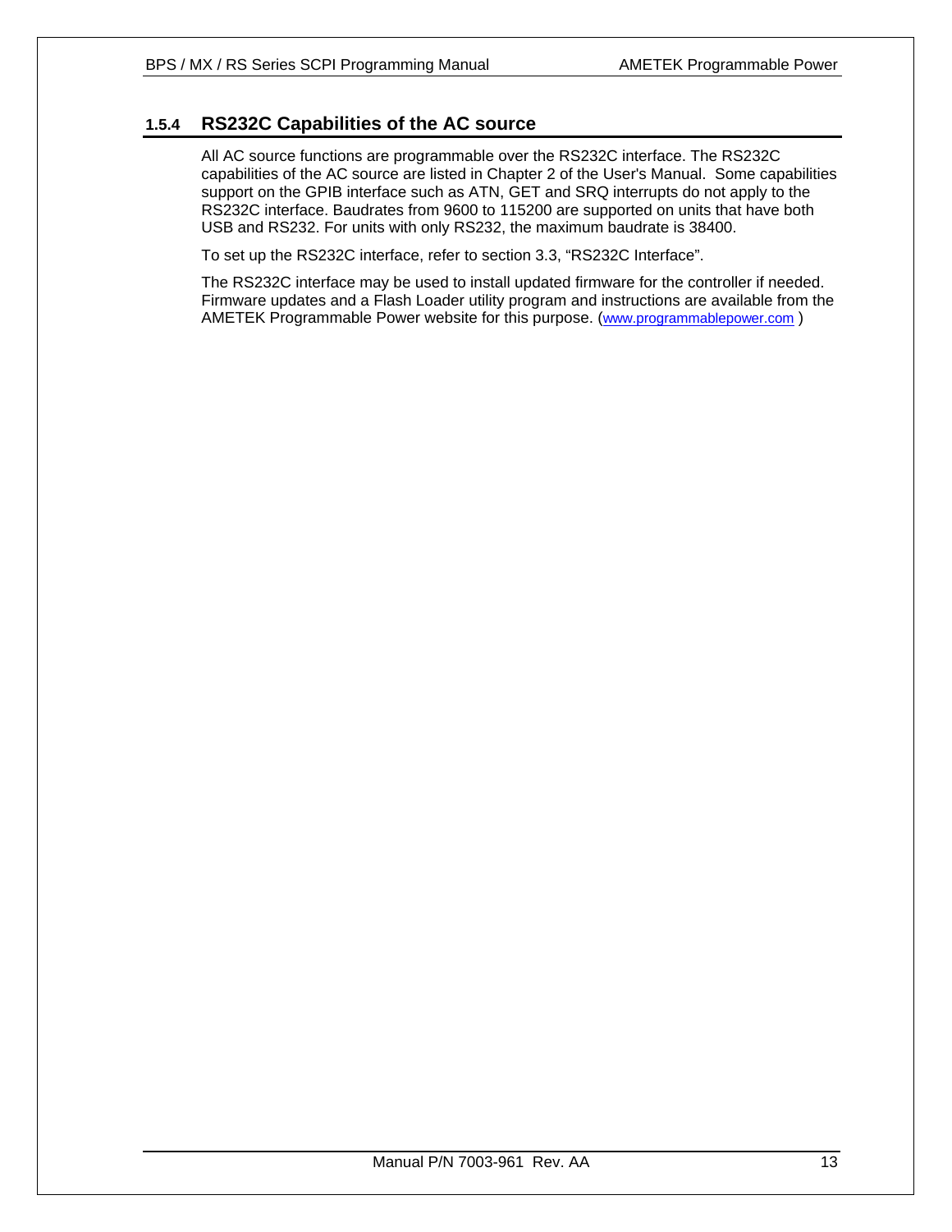### 1.5.4 RS232C Capabilities of the AC source

All AC source functions are programmable over the RS232C interface. The RS232C capabilities of the AC source are listed in Chapter 2 of the User's Manual. Some capabilities support on the GPIB interface such as ATN, GET and SRQ interrupts do not apply to the RS232C interface. Baudrates from 9600 to 115200 are supported on units that have both USB and RS232. For units with only RS232, the maximum baudrate is 38400.

To set up the RS232C interface, refer to section 3.3, “RS232C Interface”.

The RS232C interface may be used to install updated firmware for the controller if needed. Firmware updates and a Flash Loader utility program and instructions are available from the AMETEK Programmable Power website for this purpose. (www.programmablepower.com )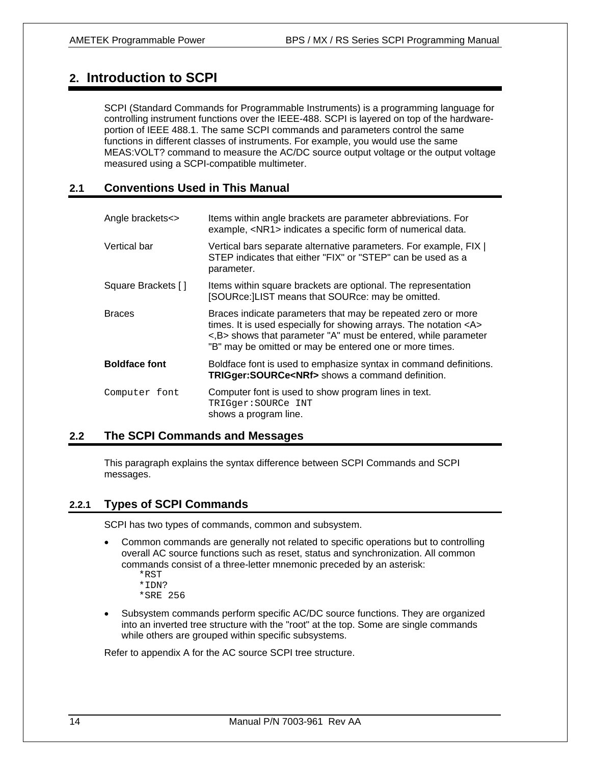# 2. Introduction to SCPI

SCPI (Standard Commands for Programmable Instruments) is a programming language for controlling instrument functions over the IEEE-488. SCPI is layered on top of the hardware-portion of IEEE 488.1. The same SCPI commands and parameters control the same functions in different classes of instruments. For example, you would use the same MEAS:VOLT? command to measure the AC/DC source output voltage or the output voltage measured using a SCPI-compatible multimeter.

## 2.1 Conventions Used in This Manual

| | |
|---|---|
| Angle brackets<> | Items within angle brackets are parameter abbreviations. For example, <NR1> indicates a specific form of numerical data. |
| Vertical bar | Vertical bars separate alternative parameters. For example, FIX \| STEP indicates that either "FIX" or "STEP" can be used as a parameter. |
| Square Brackets [ ] | Items within square brackets are optional. The representation [SOURce:]LIST means that SOURce: may be omitted. |
| Braces | Braces indicate parameters that may be repeated zero or more times. It is used especially for showing arrays. The notation <A> <,B> shows that parameter "A" must be entered, while parameter "B" may be omitted or may be entered one or more times. |
| **Boldface font** | Boldface font is used to emphasize syntax in command definitions. **TRIGger:SOURCe<NRf>** shows a command definition. |
| `Computer font` | Computer font is used to show program lines in text. `TRIGger:SOURCe INT` shows a program line. |

## 2.2 The SCPI Commands and Messages

This paragraph explains the syntax difference between SCPI Commands and SCPI messages.

### 2.2.1 Types of SCPI Commands

SCPI has two types of commands, common and subsystem.

- Common commands are generally not related to specific operations but to controlling overall AC source functions such as reset, status and synchronization. All common commands consist of a three-letter mnemonic preceded by an asterisk:

```
*RST
*IDN?
*SRE 256
```

- Subsystem commands perform specific AC/DC source functions. They are organized into an inverted tree structure with the "root" at the top. Some are single commands while others are grouped within specific subsystems.

Refer to appendix A for the AC source SCPI tree structure.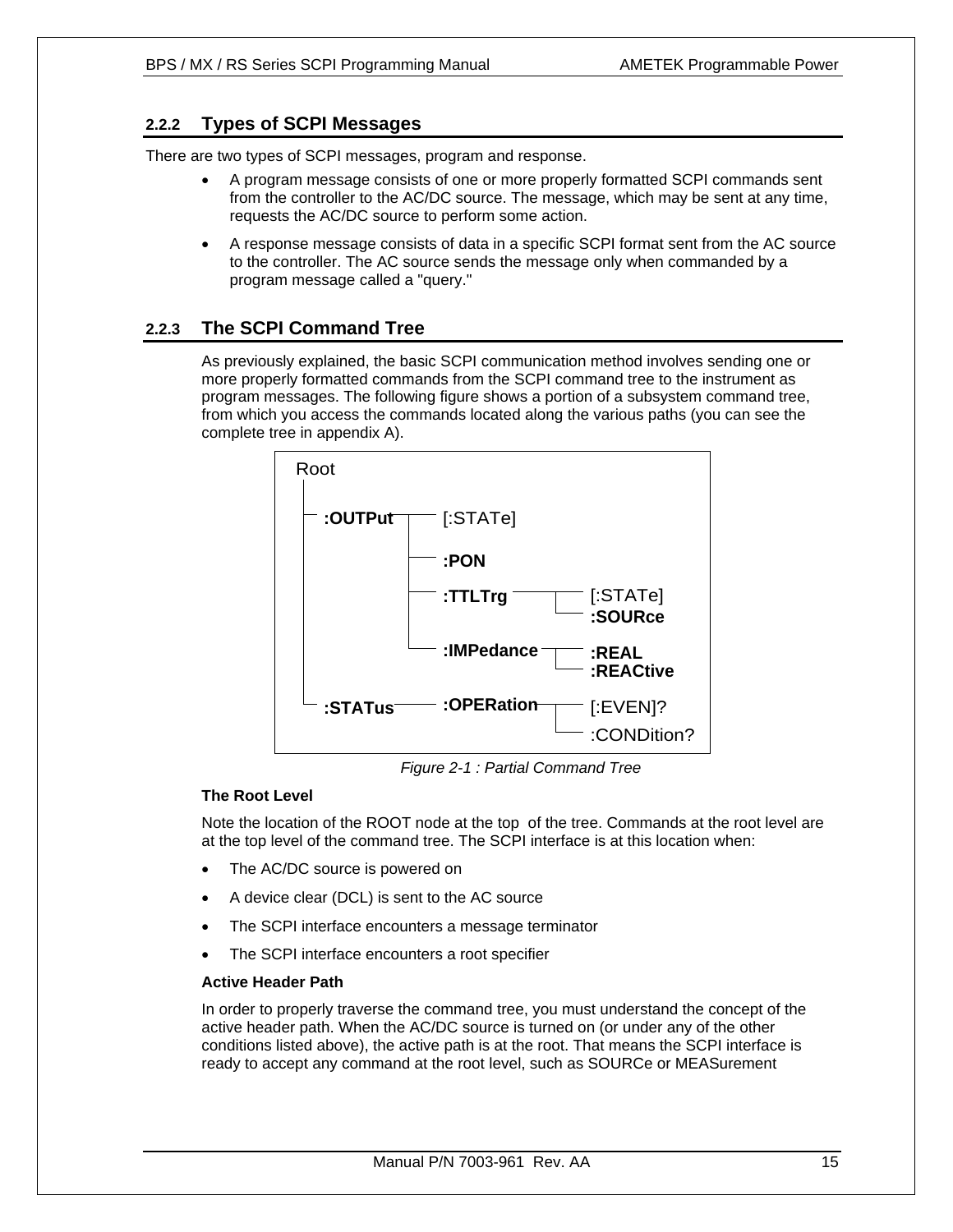### 2.2.2 Types of SCPI Messages

There are two types of SCPI messages, program and response.

- A program message consists of one or more properly formatted SCPI commands sent from the controller to the AC/DC source. The message, which may be sent at any time, requests the AC/DC source to perform some action.
- A response message consists of data in a specific SCPI format sent from the AC source to the controller. The AC source sends the message only when commanded by a program message called a "query."

### 2.2.3 The SCPI Command Tree

As previously explained, the basic SCPI communication method involves sending one or more properly formatted commands from the SCPI command tree to the instrument as program messages. The following figure shows a portion of a subsystem command tree, from which you access the commands located along the various paths (you can see the complete tree in appendix A).

```
Root
 |
 |-- :OUTPut ----+-- [:STATe]
 |               |
 |               +-- :PON
 |               |
 |               +-- :TTLTrg -------+-- [:STATe]
 |               |                  +-- :SOURce
 |               |
 |               +-- :IMPedance ----+-- :REAL
 |                                  +-- :REACtive
 |
 |-- :STATus ------ :OPERation -----+-- [:EVEN]?
                                    +-- :CONDition?
```

*Figure 2-1 : Partial Command Tree*

**The Root Level**

Note the location of the ROOT node at the top of the tree. Commands at the root level are at the top level of the command tree. The SCPI interface is at this location when:

- The AC/DC source is powered on
- A device clear (DCL) is sent to the AC source
- The SCPI interface encounters a message terminator
- The SCPI interface encounters a root specifier

**Active Header Path**

In order to properly traverse the command tree, you must understand the concept of the active header path. When the AC/DC source is turned on (or under any of the other conditions listed above), the active path is at the root. That means the SCPI interface is ready to accept any command at the root level, such as SOURCe or MEASurement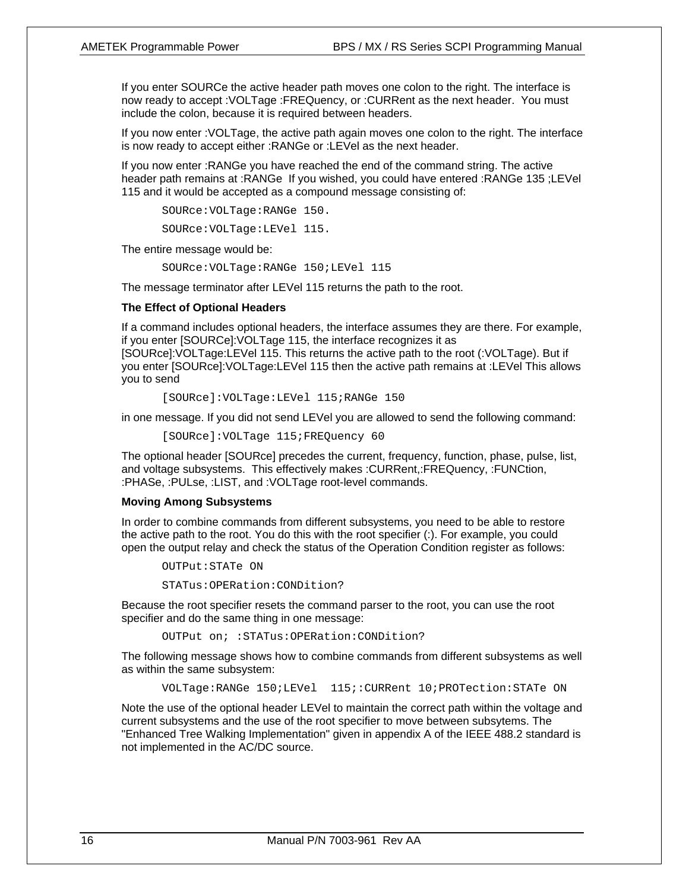If you enter SOURCe the active header path moves one colon to the right. The interface is now ready to accept :VOLTage :FREQuency, or :CURRent as the next header. You must include the colon, because it is required between headers.

If you now enter :VOLTage, the active path again moves one colon to the right. The interface is now ready to accept either :RANGe or :LEVel as the next header.

If you now enter :RANGe you have reached the end of the command string. The active header path remains at :RANGe If you wished, you could have entered :RANGe 135 ;LEVel 115 and it would be accepted as a compound message consisting of:

```
SOURce:VOLTage:RANGe 150.
SOURce:VOLTage:LEVel 115.
```

The entire message would be:

```
SOURce:VOLTage:RANGe 150;LEVel 115
```

The message terminator after LEVel 115 returns the path to the root.

**The Effect of Optional Headers**

If a command includes optional headers, the interface assumes they are there. For example, if you enter [SOURCe]:VOLTage 115, the interface recognizes it as [SOURce]:VOLTage:LEVel 115. This returns the active path to the root (:VOLTage). But if you enter [SOURce]:VOLTage:LEVel 115 then the active path remains at :LEVel This allows you to send

```
[SOURce]:VOLTage:LEVel 115;RANGe 150
```

in one message. If you did not send LEVel you are allowed to send the following command:

```
[SOURce]:VOLTage 115;FREQuency 60
```

The optional header [SOURce] precedes the current, frequency, function, phase, pulse, list, and voltage subsystems. This effectively makes :CURRent,:FREQuency, :FUNCtion, :PHASe, :PULse, :LIST, and :VOLTage root-level commands.

**Moving Among Subsystems**

In order to combine commands from different subsystems, you need to be able to restore the active path to the root. You do this with the root specifier (:). For example, you could open the output relay and check the status of the Operation Condition register as follows:

```
OUTPut:STATe ON
STATus:OPERation:CONDition?
```

Because the root specifier resets the command parser to the root, you can use the root specifier and do the same thing in one message:

```
OUTPut on; :STATus:OPERation:CONDition?
```

The following message shows how to combine commands from different subsystems as well as within the same subsystem:

```
VOLTage:RANGe 150;LEVel  115;:CURRent 10;PROTection:STATe ON
```

Note the use of the optional header LEVel to maintain the correct path within the voltage and current subsystems and the use of the root specifier to move between subsytems. The "Enhanced Tree Walking Implementation" given in appendix A of the IEEE 488.2 standard is not implemented in the AC/DC source.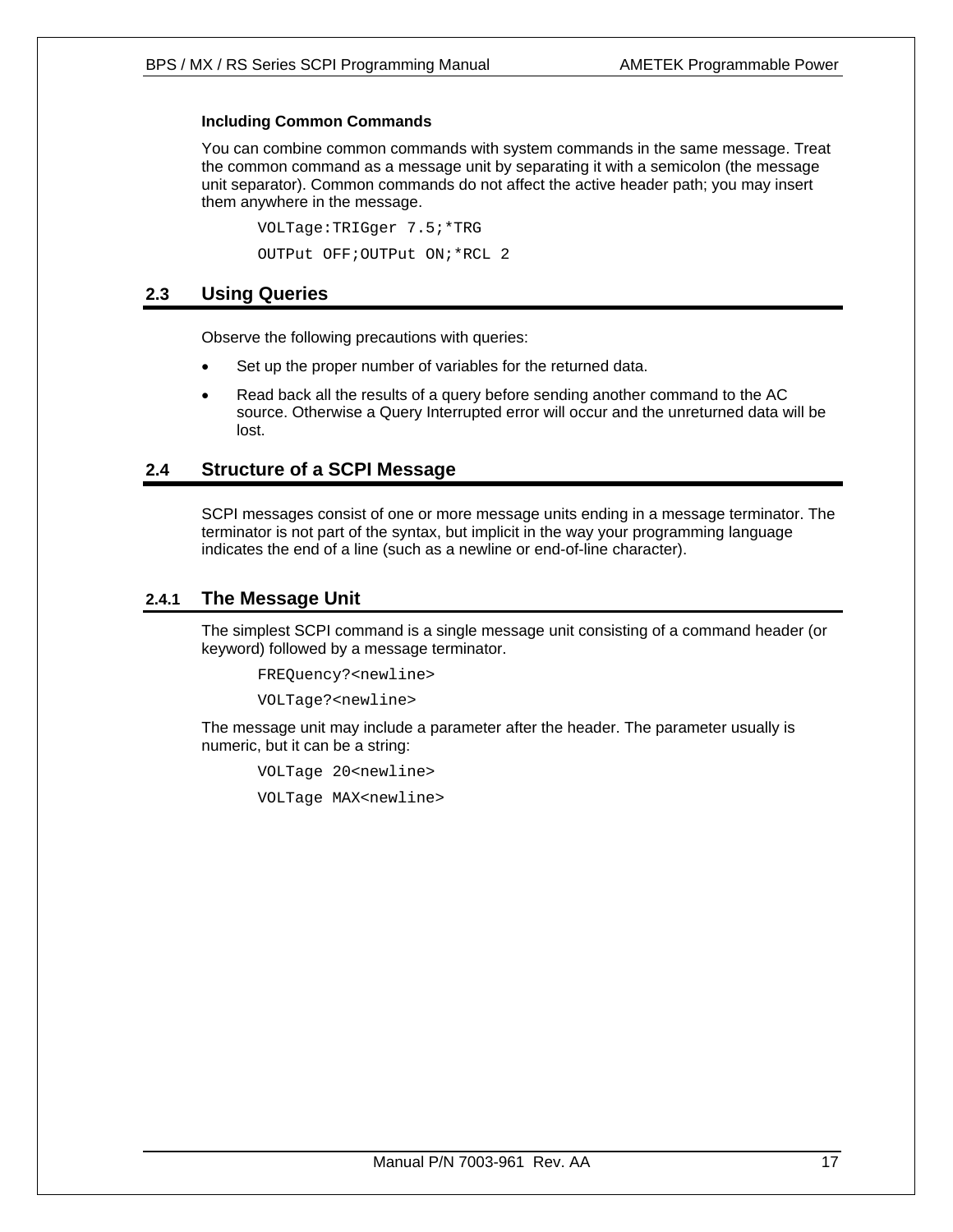**Including Common Commands**

You can combine common commands with system commands in the same message. Treat the common command as a message unit by separating it with a semicolon (the message unit separator). Common commands do not affect the active header path; you may insert them anywhere in the message.

```
VOLTage:TRIGger 7.5;*TRG
OUTPut OFF;OUTPut ON;*RCL 2
```

## 2.3 Using Queries

Observe the following precautions with queries:

- Set up the proper number of variables for the returned data.
- Read back all the results of a query before sending another command to the AC source. Otherwise a Query Interrupted error will occur and the unreturned data will be lost.

## 2.4 Structure of a SCPI Message

SCPI messages consist of one or more message units ending in a message terminator. The terminator is not part of the syntax, but implicit in the way your programming language indicates the end of a line (such as a newline or end-of-line character).

### 2.4.1 The Message Unit

The simplest SCPI command is a single message unit consisting of a command header (or keyword) followed by a message terminator.

```
FREQuency?<newline>
VOLTage?<newline>
```

The message unit may include a parameter after the header. The parameter usually is numeric, but it can be a string:

```
VOLTage 20<newline>
VOLTage MAX<newline>
```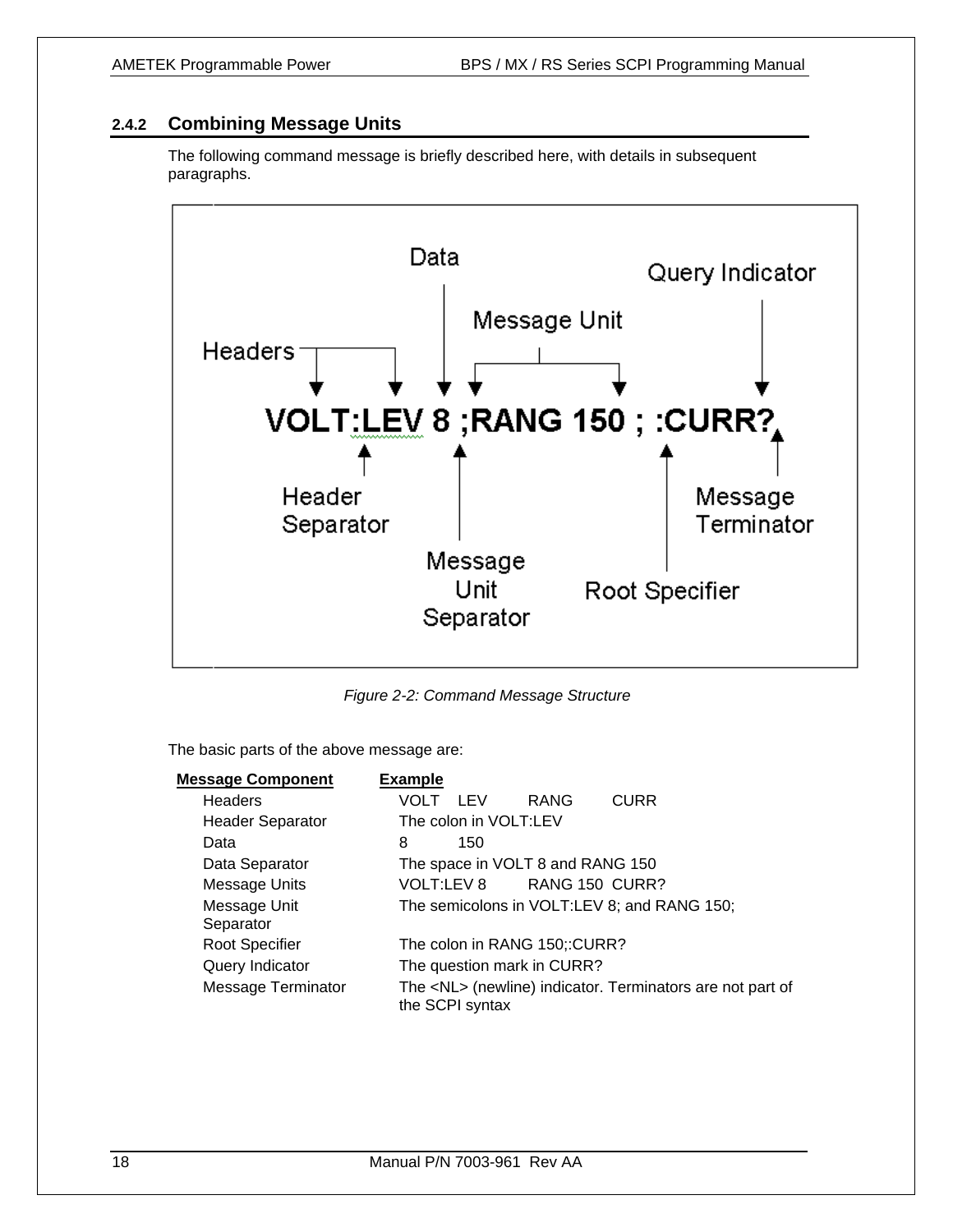### 2.4.2 Combining Message Units

The following command message is briefly described here, with details in subsequent paragraphs.

```
VOLT:LEV 8 ;RANG 150 ; :CURR?
```

Figure 2-2: Command Message Structure

The basic parts of the above message are:

| Message Component | Example |
|---|---|
| Headers | VOLT LEV RANG CURR |
| Header Separator | The colon in VOLT:LEV |
| Data | 8 150 |
| Data Separator | The space in VOLT 8 and RANG 150 |
| Message Units | VOLT:LEV 8 RANG 150 CURR? |
| Message Unit Separator | The semicolons in VOLT:LEV 8; and RANG 150; |
| Root Specifier | The colon in RANG 150;:CURR? |
| Query Indicator | The question mark in CURR? |
| Message Terminator | The <NL> (newline) indicator. Terminators are not part of the SCPI syntax |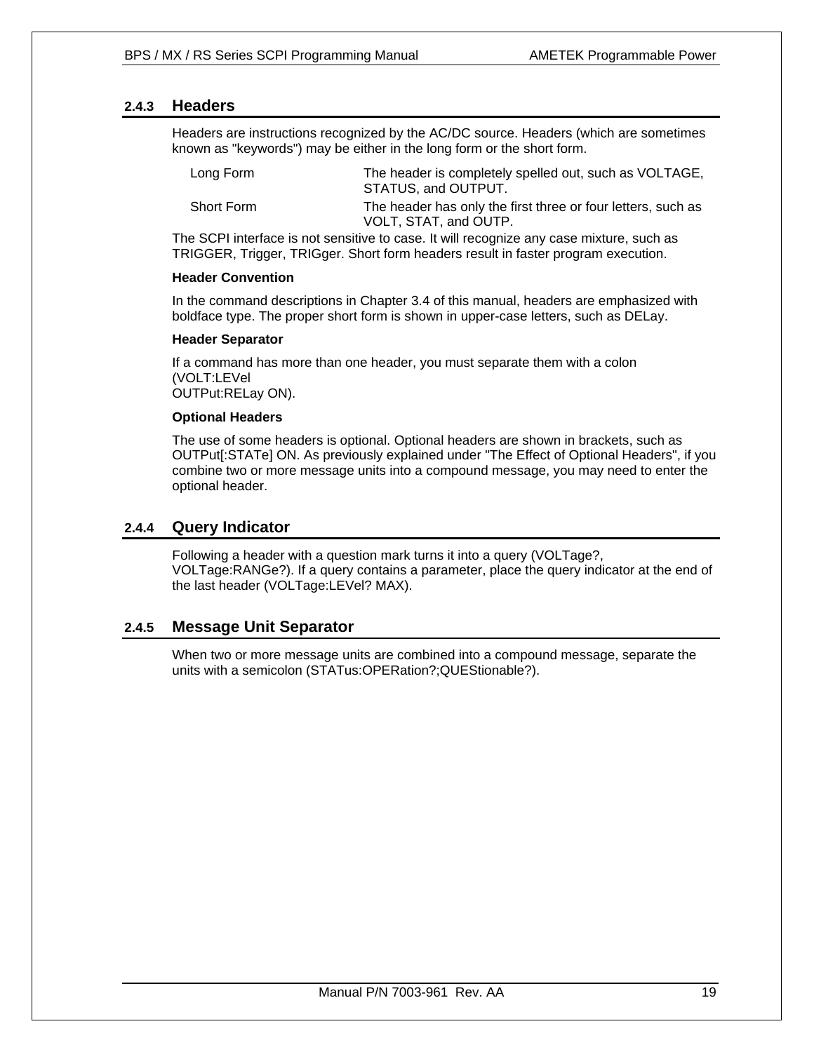### 2.4.3 Headers

Headers are instructions recognized by the AC/DC source. Headers (which are sometimes known as "keywords") may be either in the long form or the short form.

| | |
|---|---|
| Long Form | The header is completely spelled out, such as VOLTAGE, STATUS, and OUTPUT. |
| Short Form | The header has only the first three or four letters, such as VOLT, STAT, and OUTP. |

The SCPI interface is not sensitive to case. It will recognize any case mixture, such as TRIGGER, Trigger, TRIGger. Short form headers result in faster program execution.

**Header Convention**

In the command descriptions in Chapter 3.4 of this manual, headers are emphasized with boldface type. The proper short form is shown in upper-case letters, such as DELay.

**Header Separator**

If a command has more than one header, you must separate them with a colon (VOLT:LEVel
OUTPut:RELay ON).

**Optional Headers**

The use of some headers is optional. Optional headers are shown in brackets, such as OUTPut[:STATe] ON. As previously explained under "The Effect of Optional Headers", if you combine two or more message units into a compound message, you may need to enter the optional header.

### 2.4.4 Query Indicator

Following a header with a question mark turns it into a query (VOLTage?, VOLTage:RANGe?). If a query contains a parameter, place the query indicator at the end of the last header (VOLTage:LEVel? MAX).

### 2.4.5 Message Unit Separator

When two or more message units are combined into a compound message, separate the units with a semicolon (STATus:OPERation?;QUEStionable?).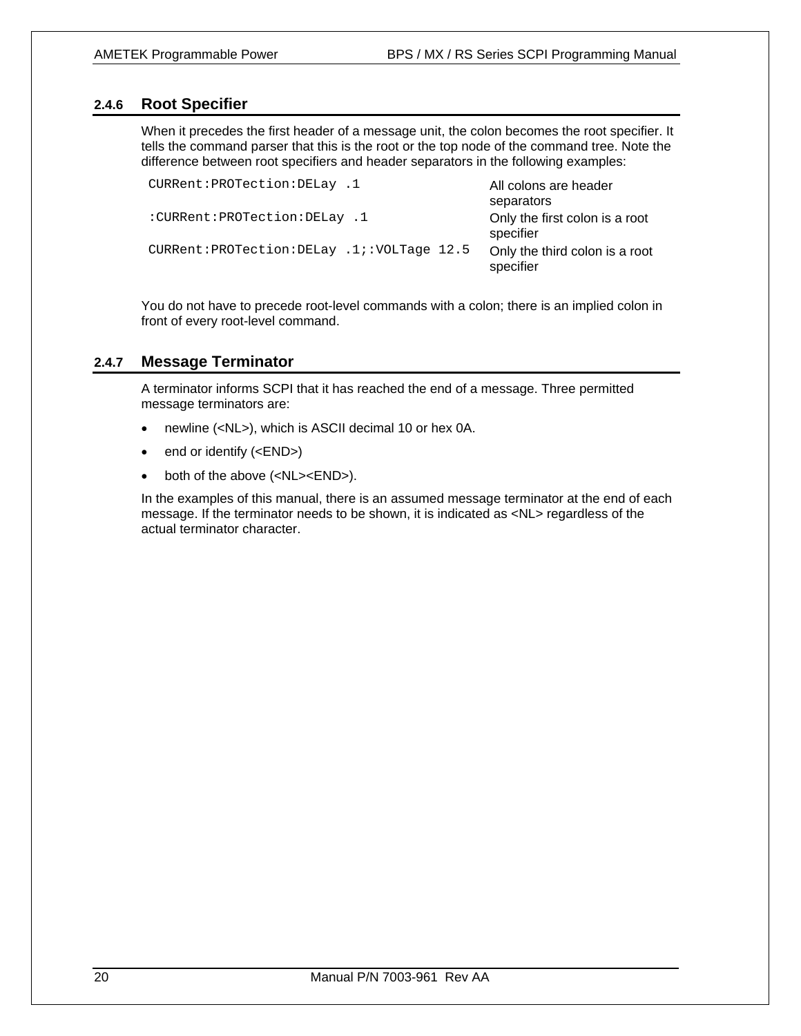### 2.4.6 Root Specifier

When it precedes the first header of a message unit, the colon becomes the root specifier. It tells the command parser that this is the root or the top node of the command tree. Note the difference between root specifiers and header separators in the following examples:

| | |
|---|---|
| `CURRent:PROTection:DELay .1` | All colons are header separators |
| `:CURRent:PROTection:DELay .1` | Only the first colon is a root specifier |
| `CURRent:PROTection:DELay .1;:VOLTage 12.5` | Only the third colon is a root specifier |

You do not have to precede root-level commands with a colon; there is an implied colon in front of every root-level command.

### 2.4.7 Message Terminator

A terminator informs SCPI that it has reached the end of a message. Three permitted message terminators are:

- newline (<NL>), which is ASCII decimal 10 or hex 0A.
- end or identify (<END>)
- both of the above (<NL><END>).

In the examples of this manual, there is an assumed message terminator at the end of each message. If the terminator needs to be shown, it is indicated as <NL> regardless of the actual terminator character.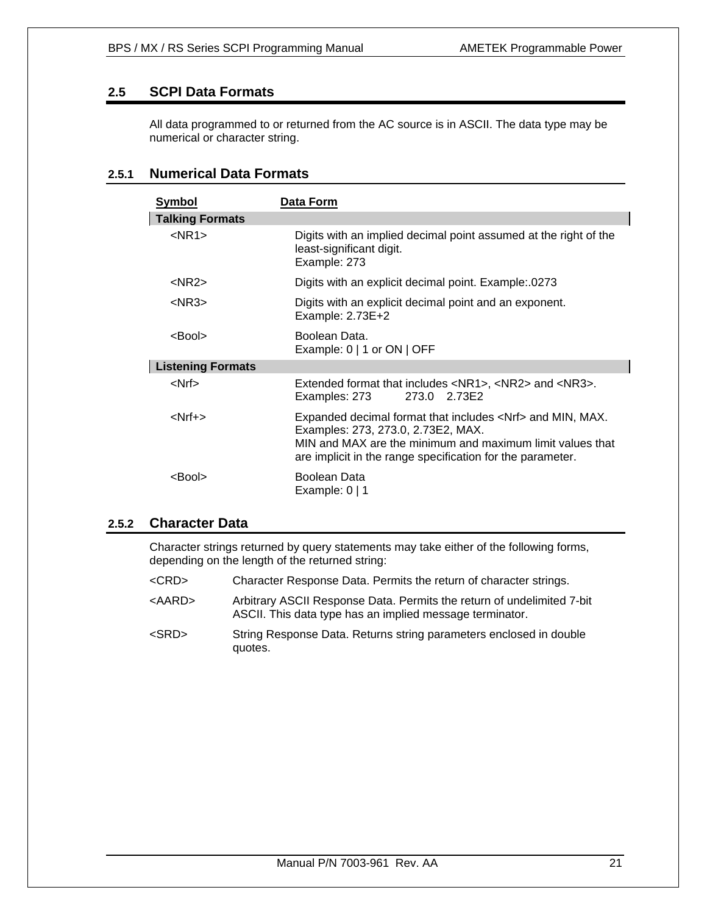## 2.5 SCPI Data Formats

All data programmed to or returned from the AC source is in ASCII. The data type may be numerical or character string.

### 2.5.1 Numerical Data Formats

| Symbol | Data Form |
|---|---|
| **Talking Formats** | |
| <NR1> | Digits with an implied decimal point assumed at the right of the least-significant digit.<br>Example: 273 |
| <NR2> | Digits with an explicit decimal point. Example:.0273 |
| <NR3> | Digits with an explicit decimal point and an exponent.<br>Example: 2.73E+2 |
| <Bool> | Boolean Data.<br>Example: 0 \| 1 or ON \| OFF |
| **Listening Formats** | |
| <Nrf> | Extended format that includes <NR1>, <NR2> and <NR3>.<br>Examples: 273 273.0 2.73E2 |
| <Nrf+> | Expanded decimal format that includes <Nrf> and MIN, MAX.<br>Examples: 273, 273.0, 2.73E2, MAX.<br>MIN and MAX are the minimum and maximum limit values that are implicit in the range specification for the parameter. |
| <Bool> | Boolean Data<br>Example: 0 \| 1 |

### 2.5.2 Character Data

Character strings returned by query statements may take either of the following forms, depending on the length of the returned string:

<CRD> Character Response Data. Permits the return of character strings.

<AARD> Arbitrary ASCII Response Data. Permits the return of undelimited 7-bit ASCII. This data type has an implied message terminator.

<SRD> String Response Data. Returns string parameters enclosed in double quotes.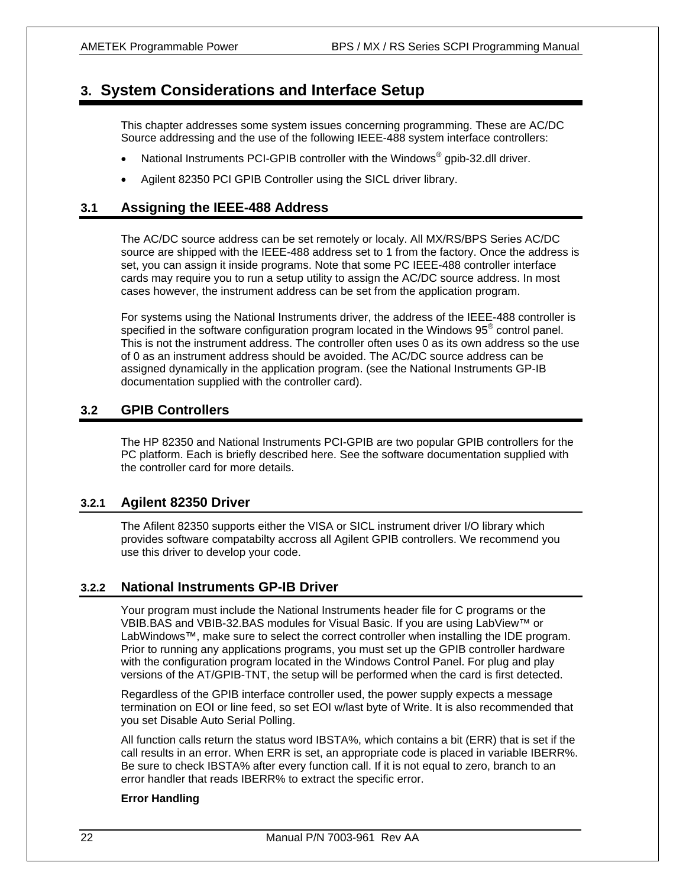# 3. System Considerations and Interface Setup

This chapter addresses some system issues concerning programming. These are AC/DC Source addressing and the use of the following IEEE-488 system interface controllers:

- National Instruments PCI-GPIB controller with the Windows® gpib-32.dll driver.
- Agilent 82350 PCI GPIB Controller using the SICL driver library.

## 3.1 Assigning the IEEE-488 Address

The AC/DC source address can be set remotely or localy. All MX/RS/BPS Series AC/DC source are shipped with the IEEE-488 address set to 1 from the factory. Once the address is set, you can assign it inside programs. Note that some PC IEEE-488 controller interface cards may require you to run a setup utility to assign the AC/DC source address. In most cases however, the instrument address can be set from the application program.

For systems using the National Instruments driver, the address of the IEEE-488 controller is specified in the software configuration program located in the Windows 95® control panel. This is not the instrument address. The controller often uses 0 as its own address so the use of 0 as an instrument address should be avoided. The AC/DC source address can be assigned dynamically in the application program. (see the National Instruments GP-IB documentation supplied with the controller card).

## 3.2 GPIB Controllers

The HP 82350 and National Instruments PCI-GPIB are two popular GPIB controllers for the PC platform. Each is briefly described here. See the software documentation supplied with the controller card for more details.

### 3.2.1 Agilent 82350 Driver

The Afilent 82350 supports either the VISA or SICL instrument driver I/O library which provides software compatabilty accross all Agilent GPIB controllers. We recommend you use this driver to develop your code.

### 3.2.2 National Instruments GP-IB Driver

Your program must include the National Instruments header file for C programs or the VBIB.BAS and VBIB-32.BAS modules for Visual Basic. If you are using LabView™ or LabWindows™, make sure to select the correct controller when installing the IDE program. Prior to running any applications programs, you must set up the GPIB controller hardware with the configuration program located in the Windows Control Panel. For plug and play versions of the AT/GPIB-TNT, the setup will be performed when the card is first detected.

Regardless of the GPIB interface controller used, the power supply expects a message termination on EOI or line feed, so set EOI w/last byte of Write. It is also recommended that you set Disable Auto Serial Polling.

All function calls return the status word IBSTA%, which contains a bit (ERR) that is set if the call results in an error. When ERR is set, an appropriate code is placed in variable IBERR%. Be sure to check IBSTA% after every function call. If it is not equal to zero, branch to an error handler that reads IBERR% to extract the specific error.

**Error Handling**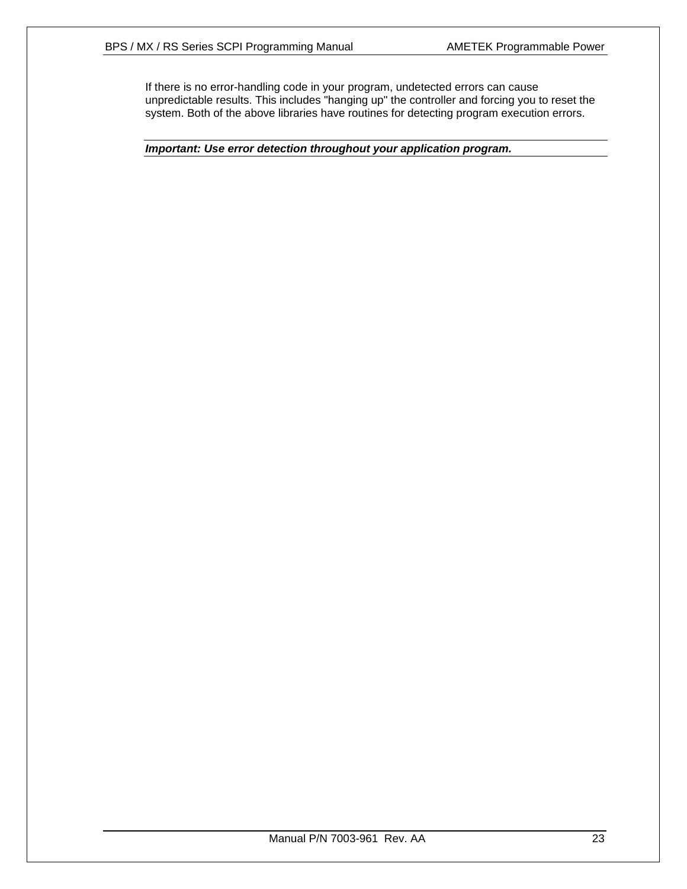If there is no error-handling code in your program, undetected errors can cause unpredictable results. This includes "hanging up" the controller and forcing you to reset the system. Both of the above libraries have routines for detecting program execution errors.

***Important: Use error detection throughout your application program.***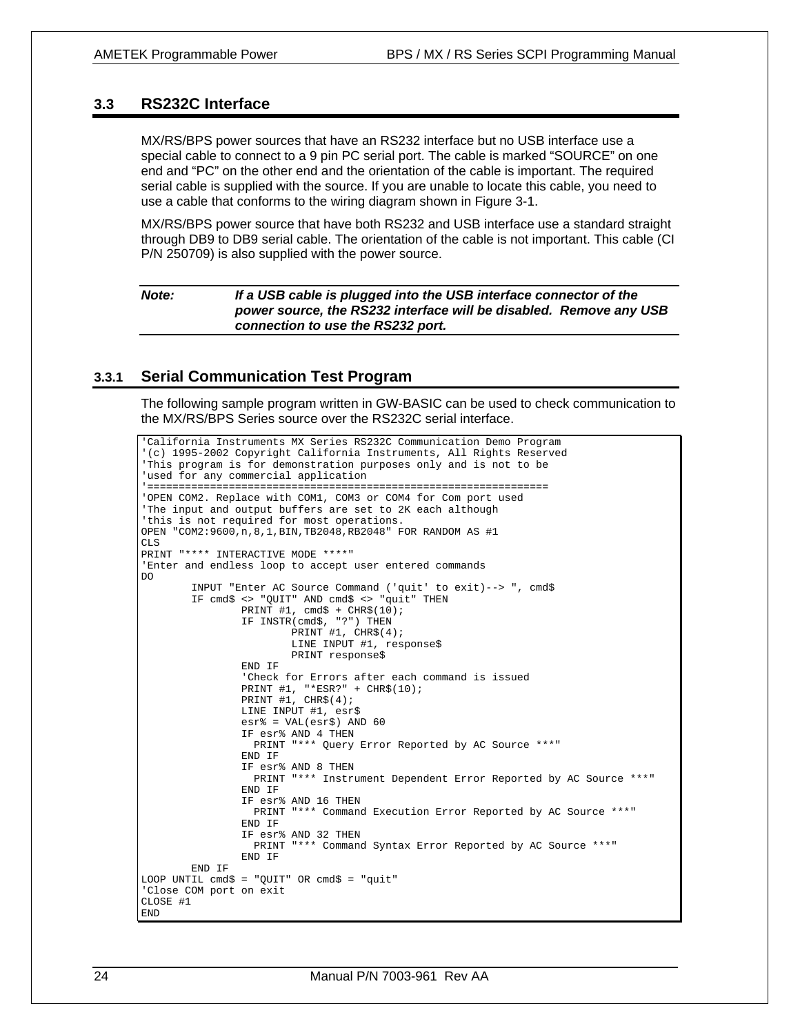## 3.3 RS232C Interface

MX/RS/BPS power sources that have an RS232 interface but no USB interface use a special cable to connect to a 9 pin PC serial port. The cable is marked "SOURCE" on one end and "PC" on the other end and the orientation of the cable is important. The required serial cable is supplied with the source. If you are unable to locate this cable, you need to use a cable that conforms to the wiring diagram shown in Figure 3-1.

MX/RS/BPS power source that have both RS232 and USB interface use a standard straight through DB9 to DB9 serial cable. The orientation of the cable is not important. This cable (CI P/N 250709) is also supplied with the power source.

***Note:*** ***If a USB cable is plugged into the USB interface connector of the power source, the RS232 interface will be disabled. Remove any USB connection to use the RS232 port.***

### 3.3.1 Serial Communication Test Program

The following sample program written in GW-BASIC can be used to check communication to the MX/RS/BPS Series source over the RS232C serial interface.

```
'California Instruments MX Series RS232C Communication Demo Program
'(c) 1995-2002 Copyright California Instruments, All Rights Reserved
'This program is for demonstration purposes only and is not to be
'used for any commercial application
'================================================================
'OPEN COM2. Replace with COM1, COM3 or COM4 for Com port used
'The input and output buffers are set to 2K each although
'this is not required for most operations.
OPEN "COM2:9600,n,8,1,BIN,TB2048,RB2048" FOR RANDOM AS #1
CLS
PRINT "**** INTERACTIVE MODE ****"
'Enter and endless loop to accept user entered commands
DO
        INPUT "Enter AC Source Command ('quit' to exit)--> ", cmd$
        IF cmd$ <> "QUIT" AND cmd$ <> "quit" THEN
                PRINT #1, cmd$ + CHR$(10);
                IF INSTR(cmd$, "?") THEN
                        PRINT #1, CHR$(4);
                        LINE INPUT #1, response$
                        PRINT response$
                END IF
                'Check for Errors after each command is issued
                PRINT #1, "*ESR?" + CHR$(10);
                PRINT #1, CHR$(4);
                LINE INPUT #1, esr$
                esr% = VAL(esr$) AND 60
                IF esr% AND 4 THEN
                  PRINT "*** Query Error Reported by AC Source ***"
                END IF
                IF esr% AND 8 THEN
                  PRINT "*** Instrument Dependent Error Reported by AC Source ***"
                END IF
                IF esr% AND 16 THEN
                  PRINT "*** Command Execution Error Reported by AC Source ***"
                END IF
                IF esr% AND 32 THEN
                  PRINT "*** Command Syntax Error Reported by AC Source ***"
                END IF
        END IF
LOOP UNTIL cmd$ = "QUIT" OR cmd$ = "quit"
'Close COM port on exit
CLOSE #1
END
```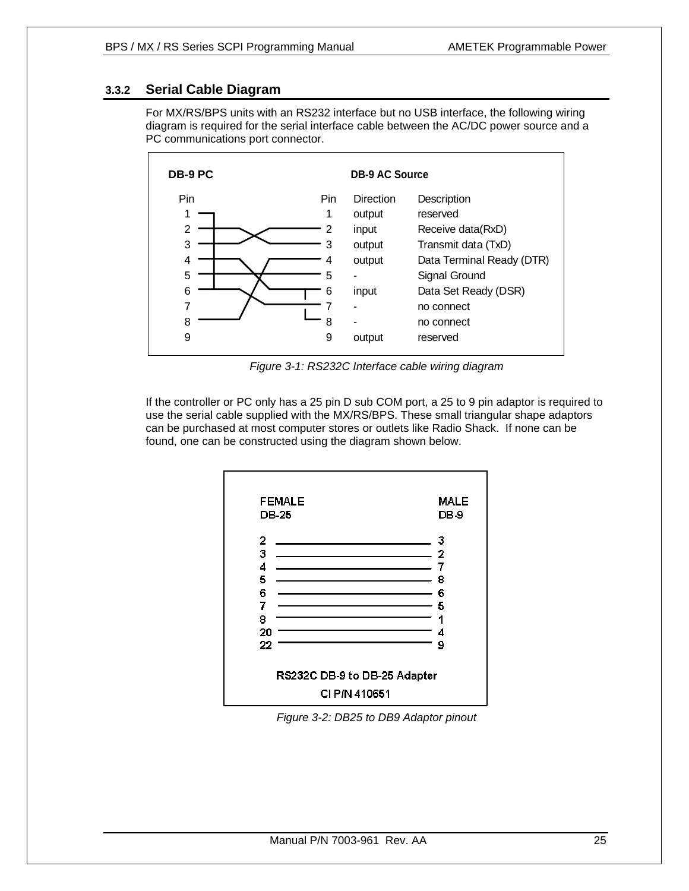### 3.3.2 Serial Cable Diagram

For MX/RS/BPS units with an RS232 interface but no USB interface, the following wiring diagram is required for the serial interface cable between the AC/DC power source and a PC communications port connector.

**DB-9 PC** | **DB-9 AC Source**

| Pin | Pin | Direction | Description |
|---|---|---|---|
| 1 | 1 | output | reserved |
| 2 | 2 | input | Receive data(RxD) |
| 3 | 3 | output | Transmit data (TxD) |
| 4 | 4 | output | Data Terminal Ready (DTR) |
| 5 | 5 | - | Signal Ground |
| 6 | 6 | input | Data Set Ready (DSR) |
| 7 | 7 | - | no connect |
| 8 | 8 | - | no connect |
| 9 | 9 | output | reserved |

*Figure 3-1: RS232C Interface cable wiring diagram*

If the controller or PC only has a 25 pin D sub COM port, a 25 to 9 pin adaptor is required to use the serial cable supplied with the MX/RS/BPS. These small triangular shape adaptors can be purchased at most computer stores or outlets like Radio Shack. If none can be found, one can be constructed using the diagram shown below.

| FEMALE DB-25 | MALE DB-9 |
|---|---|
| 2 | 3 |
| 3 | 2 |
| 4 | 7 |
| 5 | 8 |
| 6 | 6 |
| 7 | 5 |
| 8 | 1 |
| 20 | 4 |
| 22 | 9 |

RS232C DB-9 to DB-25 Adapter

CI P/N 410651

*Figure 3-2: DB25 to DB9 Adaptor pinout*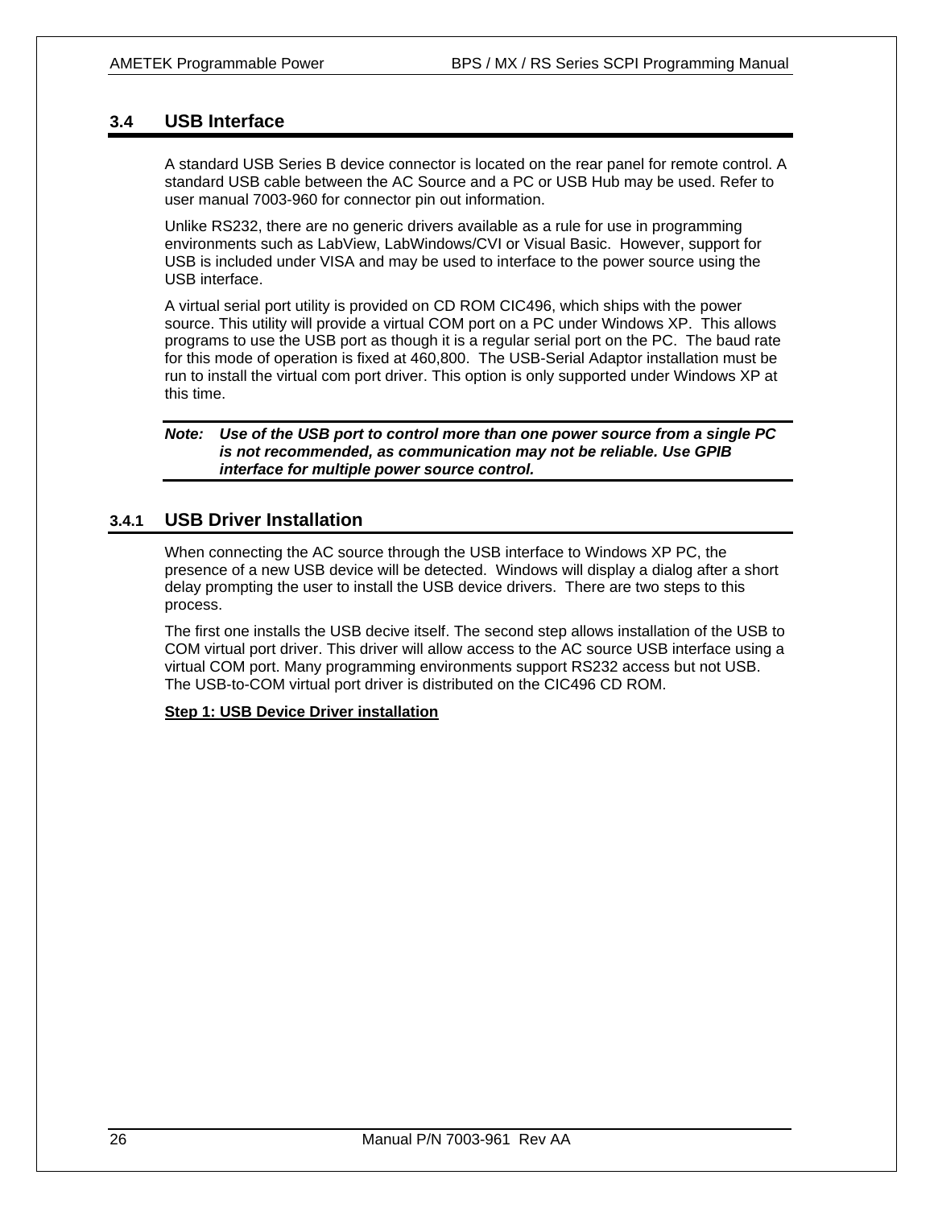## 3.4 USB Interface

A standard USB Series B device connector is located on the rear panel for remote control. A standard USB cable between the AC Source and a PC or USB Hub may be used. Refer to user manual 7003-960 for connector pin out information.

Unlike RS232, there are no generic drivers available as a rule for use in programming environments such as LabView, LabWindows/CVI or Visual Basic. However, support for USB is included under VISA and may be used to interface to the power source using the USB interface.

A virtual serial port utility is provided on CD ROM CIC496, which ships with the power source. This utility will provide a virtual COM port on a PC under Windows XP. This allows programs to use the USB port as though it is a regular serial port on the PC. The baud rate for this mode of operation is fixed at 460,800. The USB-Serial Adaptor installation must be run to install the virtual com port driver. This option is only supported under Windows XP at this time.

***Note:*** ***Use of the USB port to control more than one power source from a single PC is not recommended, as communication may not be reliable. Use GPIB interface for multiple power source control.***

### 3.4.1 USB Driver Installation

When connecting the AC source through the USB interface to Windows XP PC, the presence of a new USB device will be detected. Windows will display a dialog after a short delay prompting the user to install the USB device drivers. There are two steps to this process.

The first one installs the USB decive itself. The second step allows installation of the USB to COM virtual port driver. This driver will allow access to the AC source USB interface using a virtual COM port. Many programming environments support RS232 access but not USB. The USB-to-COM virtual port driver is distributed on the CIC496 CD ROM.

**Step 1: USB Device Driver installation**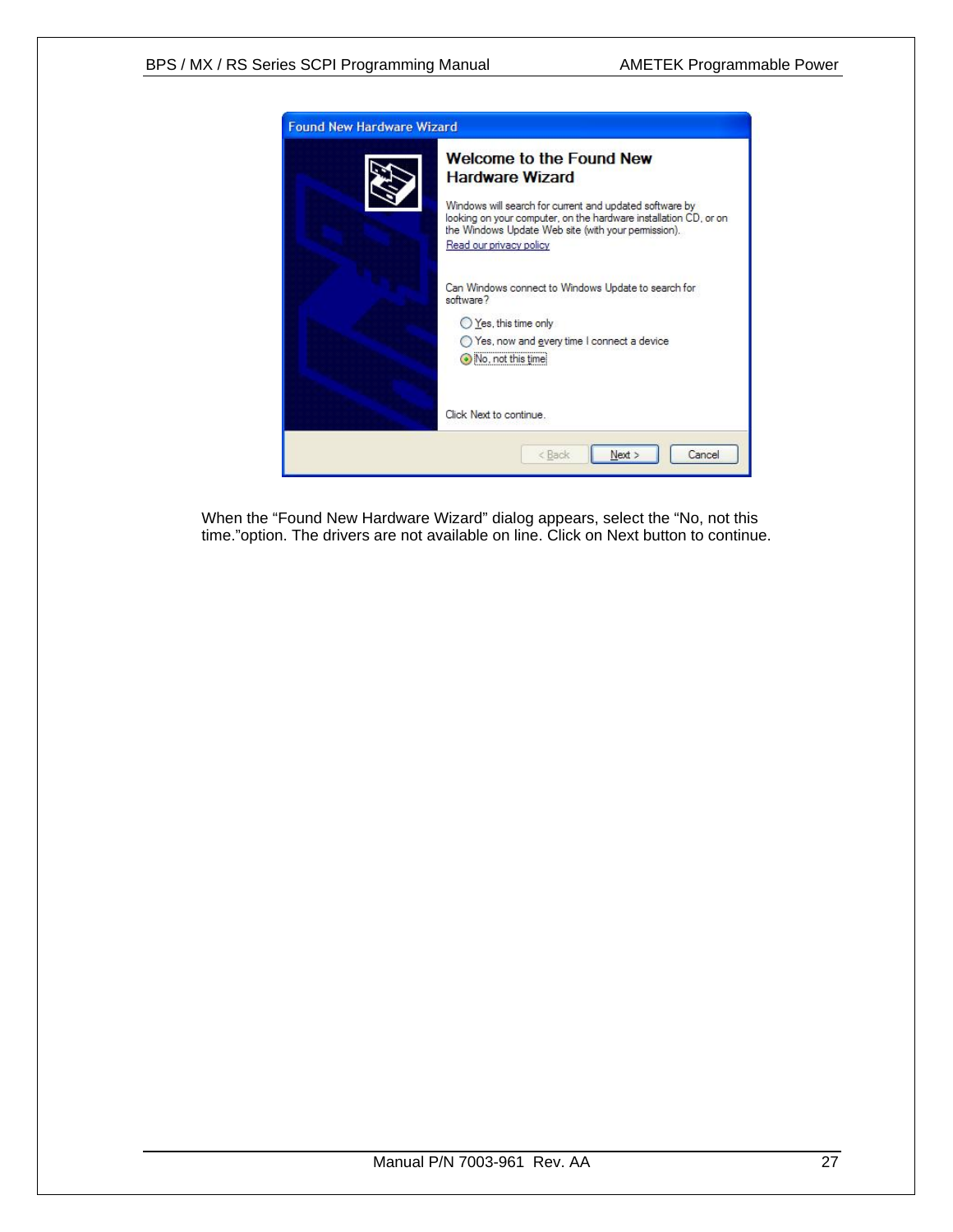When the “Found New Hardware Wizard” dialog appears, select the “No, not this time.”option. The drivers are not available on line. Click on Next button to continue.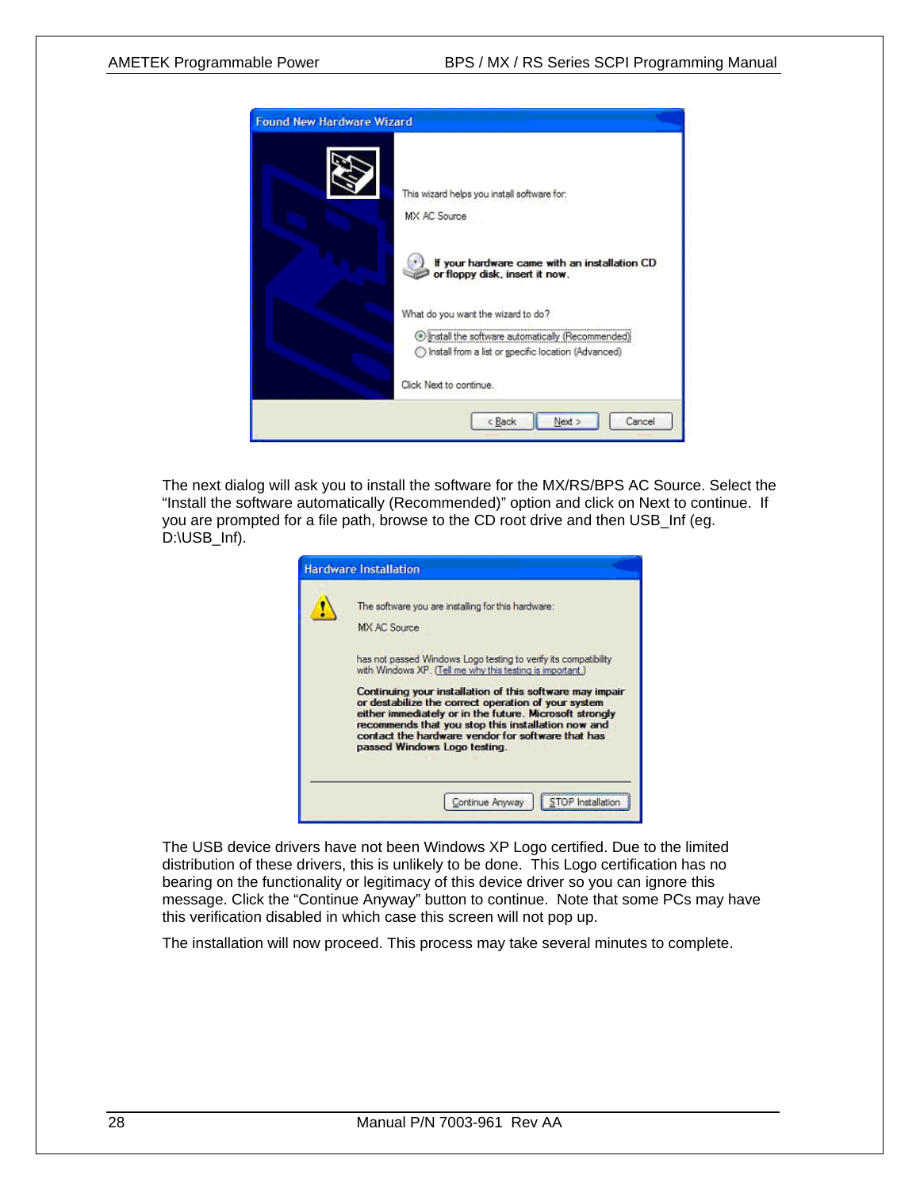The next dialog will ask you to install the software for the MX/RS/BPS AC Source. Select the "Install the software automatically (Recommended)" option and click on Next to continue. If you are prompted for a file path, browse to the CD root drive and then USB_Inf (eg. D:\USB_Inf).

The USB device drivers have not been Windows XP Logo certified. Due to the limited distribution of these drivers, this is unlikely to be done. This Logo certification has no bearing on the functionality or legitimacy of this device driver so you can ignore this message. Click the "Continue Anyway" button to continue. Note that some PCs may have this verification disabled in which case this screen will not pop up.

The installation will now proceed. This process may take several minutes to complete.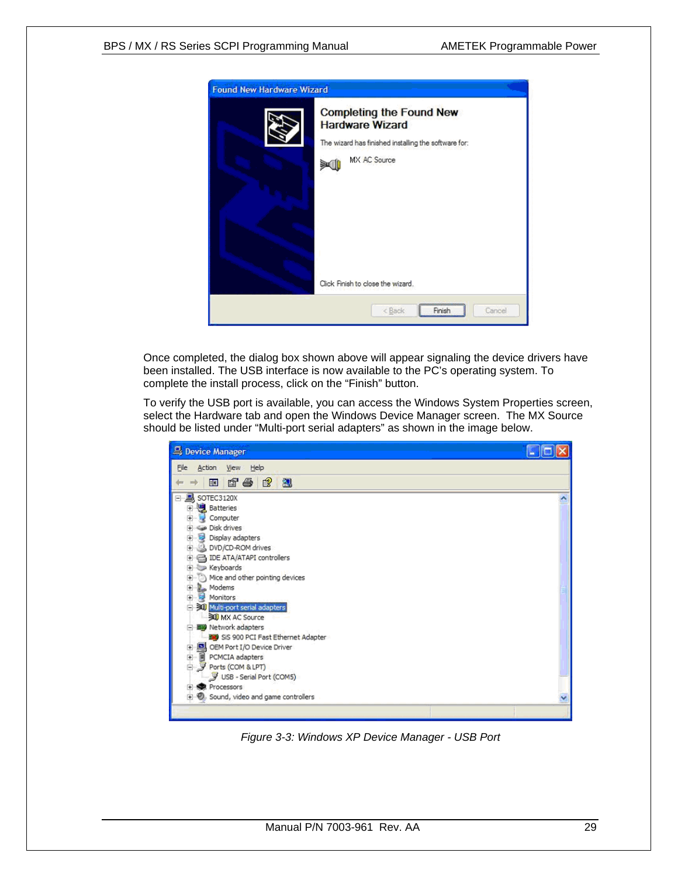Once completed, the dialog box shown above will appear signaling the device drivers have been installed. The USB interface is now available to the PC's operating system. To complete the install process, click on the "Finish" button.

To verify the USB port is available, you can access the Windows System Properties screen, select the Hardware tab and open the Windows Device Manager screen. The MX Source should be listed under "Multi-port serial adapters" as shown in the image below.

*Figure 3-3: Windows XP Device Manager - USB Port*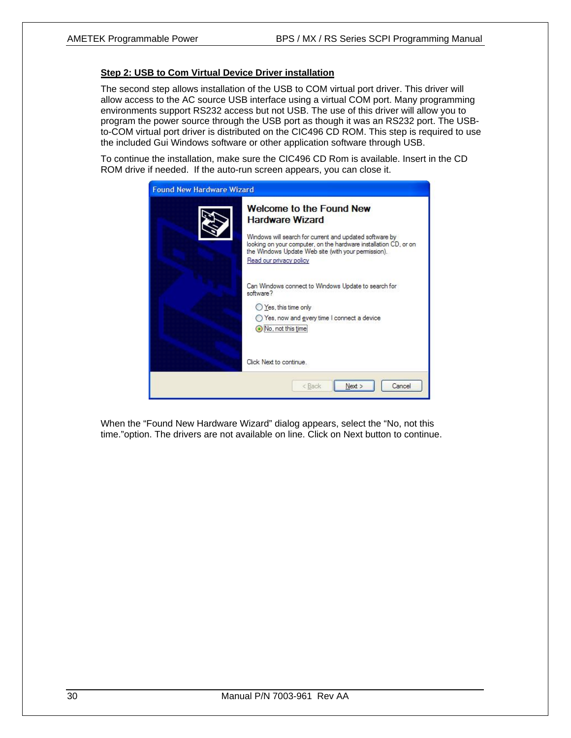**Step 2: USB to Com Virtual Device Driver installation**

The second step allows installation of the USB to COM virtual port driver. This driver will allow access to the AC source USB interface using a virtual COM port. Many programming environments support RS232 access but not USB. The use of this driver will allow you to program the power source through the USB port as though it was an RS232 port. The USB-to-COM virtual port driver is distributed on the CIC496 CD ROM. This step is required to use the included Gui Windows software or other application software through USB.

To continue the installation, make sure the CIC496 CD Rom is available. Insert in the CD ROM drive if needed. If the auto-run screen appears, you can close it.

When the “Found New Hardware Wizard” dialog appears, select the “No, not this time.”option. The drivers are not available on line. Click on Next button to continue.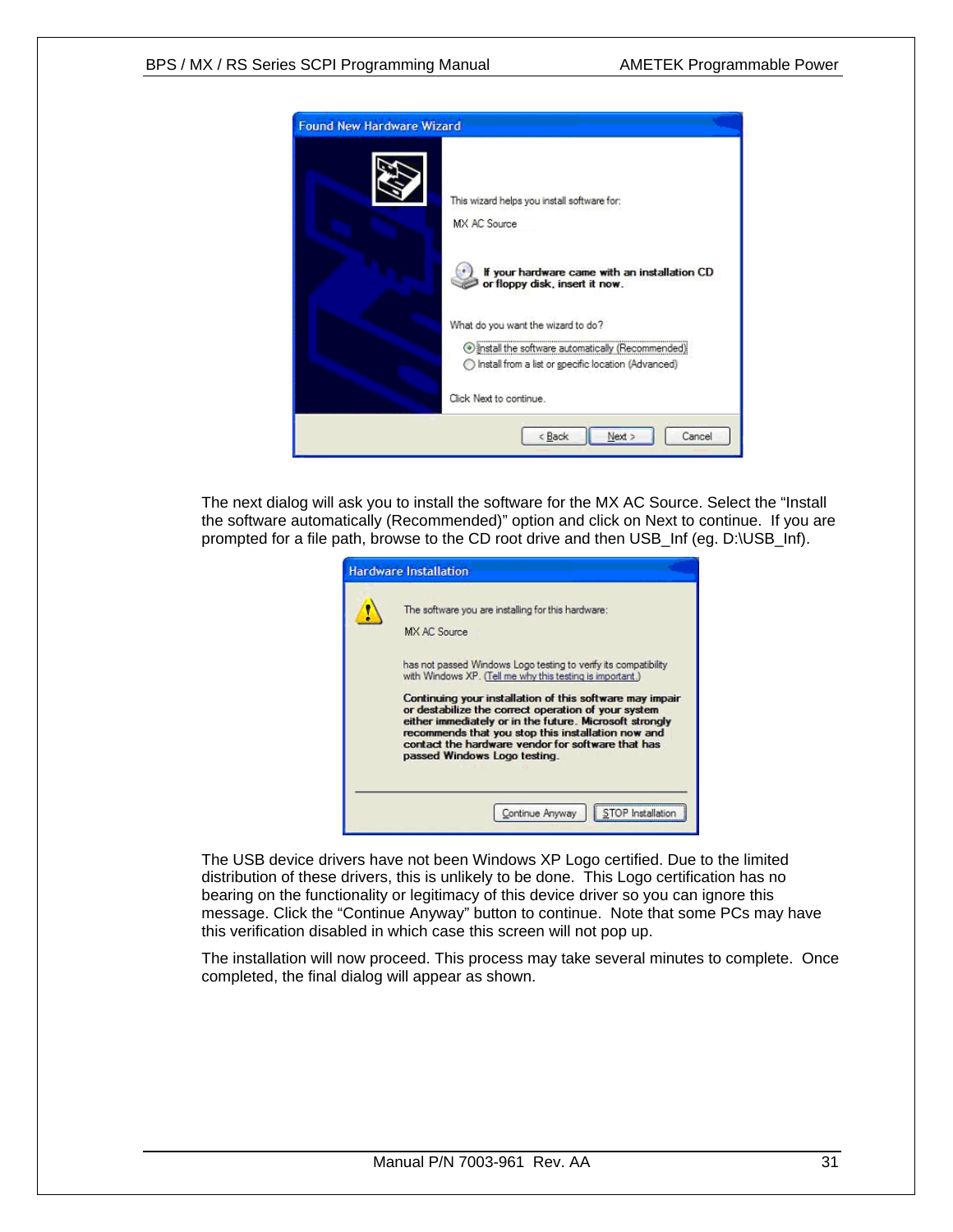The next dialog will ask you to install the software for the MX AC Source. Select the "Install the software automatically (Recommended)" option and click on Next to continue. If you are prompted for a file path, browse to the CD root drive and then USB_Inf (eg. D:\USB_Inf).

The USB device drivers have not been Windows XP Logo certified. Due to the limited distribution of these drivers, this is unlikely to be done. This Logo certification has no bearing on the functionality or legitimacy of this device driver so you can ignore this message. Click the "Continue Anyway" button to continue. Note that some PCs may have this verification disabled in which case this screen will not pop up.

The installation will now proceed. This process may take several minutes to complete. Once completed, the final dialog will appear as shown.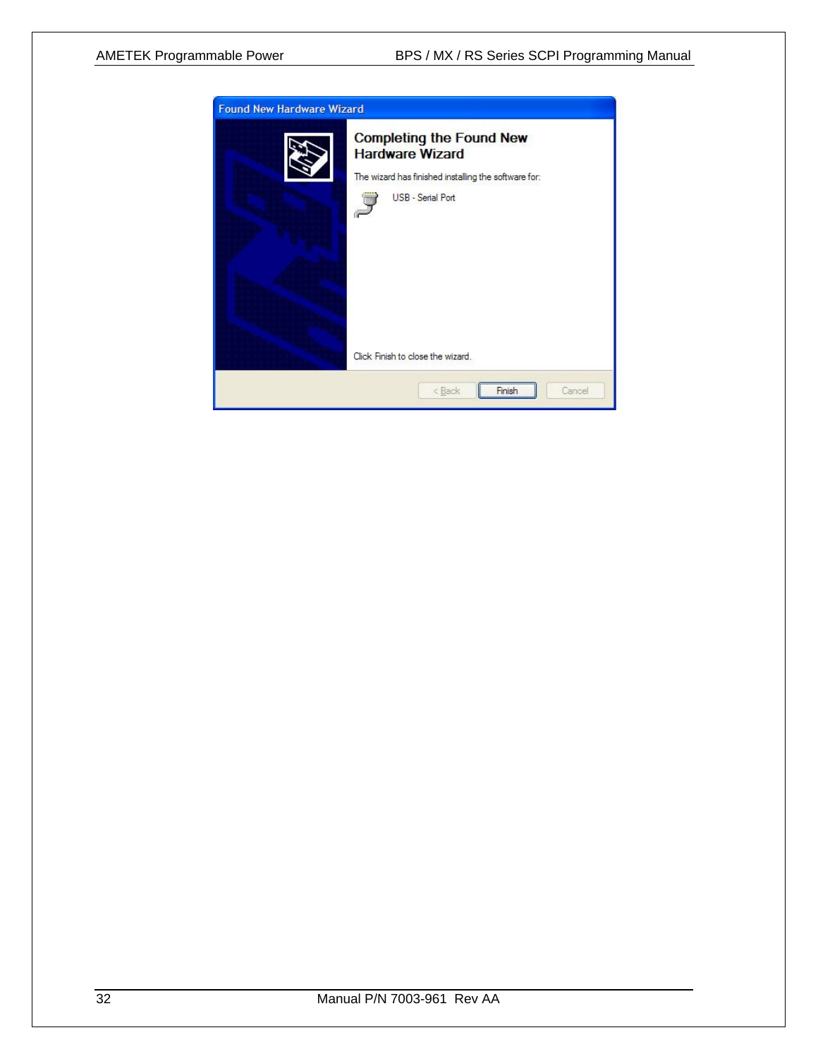Found New Hardware Wizard

**Completing the Found New Hardware Wizard**

The wizard has finished installing the software for:

USB - Serial Port

Click Finish to close the wizard.

< Back | Finish | Cancel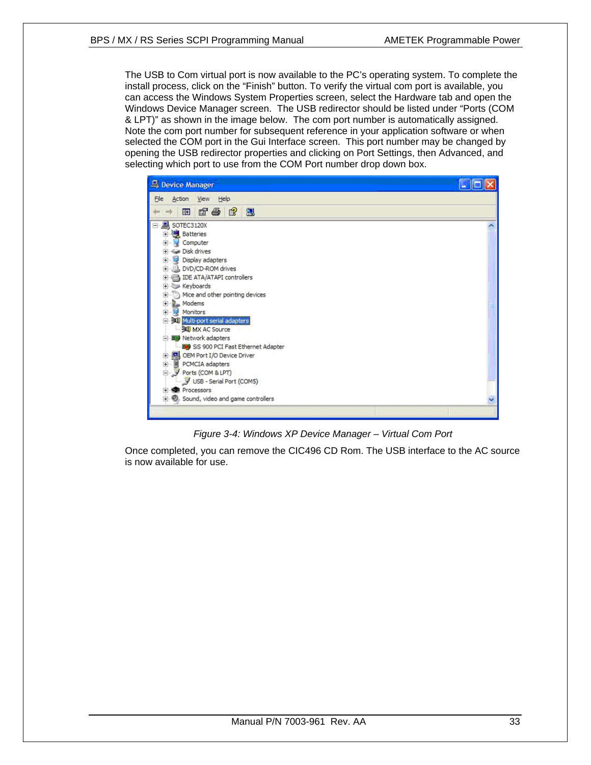The USB to Com virtual port is now available to the PC's operating system. To complete the install process, click on the "Finish" button. To verify the virtual com port is available, you can access the Windows System Properties screen, select the Hardware tab and open the Windows Device Manager screen. The USB redirector should be listed under "Ports (COM & LPT)" as shown in the image below. The com port number is automatically assigned. Note the com port number for subsequent reference in your application software or when selected the COM port in the Gui Interface screen. This port number may be changed by opening the USB redirector properties and clicking on Port Settings, then Advanced, and selecting which port to use from the COM Port number drop down box.

*Figure 3-4: Windows XP Device Manager – Virtual Com Port*

Once completed, you can remove the CIC496 CD Rom. The USB interface to the AC source is now available for use.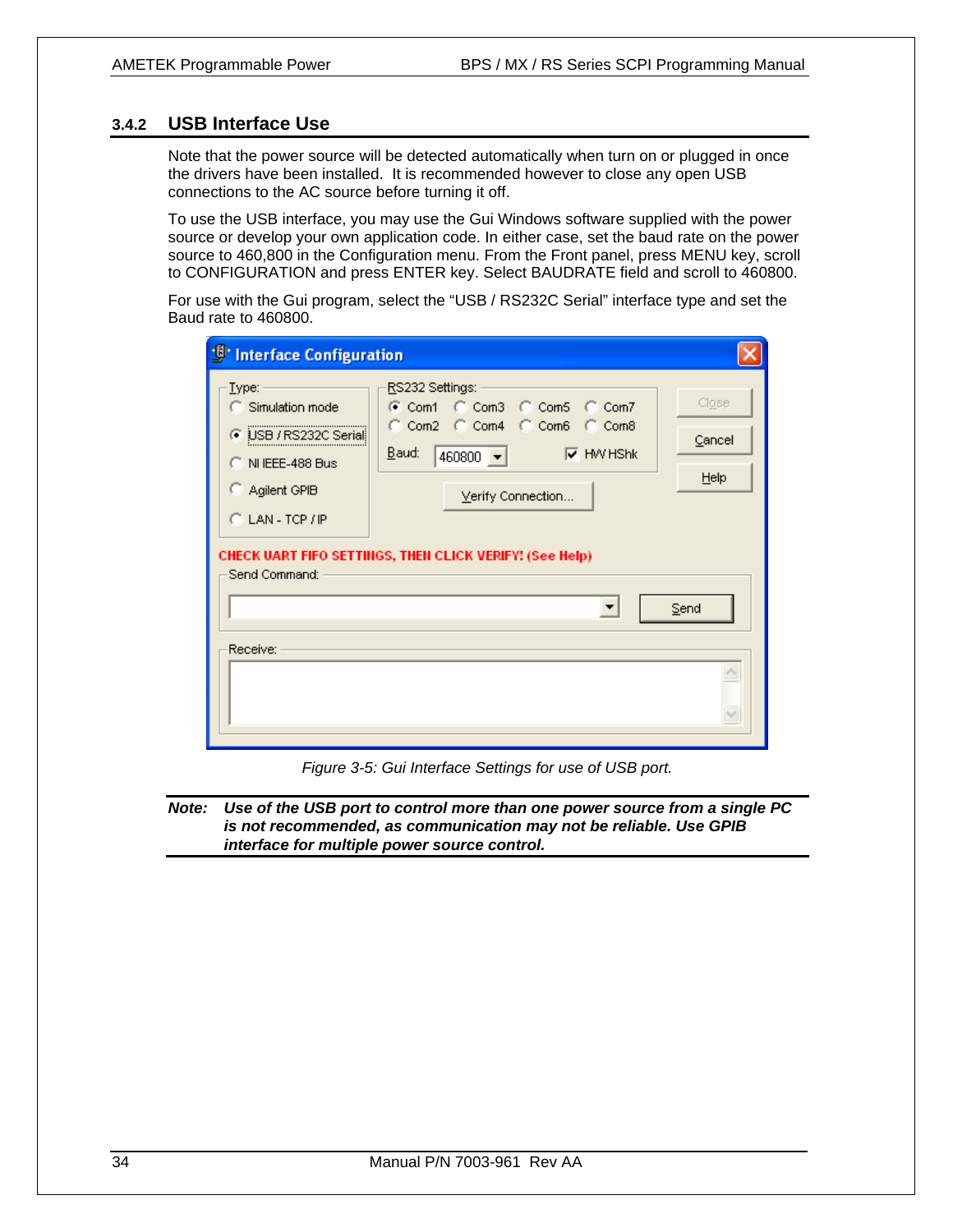### 3.4.2 USB Interface Use

Note that the power source will be detected automatically when turn on or plugged in once the drivers have been installed. It is recommended however to close any open USB connections to the AC source before turning it off.

To use the USB interface, you may use the Gui Windows software supplied with the power source or develop your own application code. In either case, set the baud rate on the power source to 460,800 in the Configuration menu. From the Front panel, press MENU key, scroll to CONFIGURATION and press ENTER key. Select BAUDRATE field and scroll to 460800.

For use with the Gui program, select the "USB / RS232C Serial" interface type and set the Baud rate to 460800.

*Figure 3-5: Gui Interface Settings for use of USB port.*

***Note:** Use of the USB port to control more than one power source from a single PC is not recommended, as communication may not be reliable. Use GPIB interface for multiple power source control.*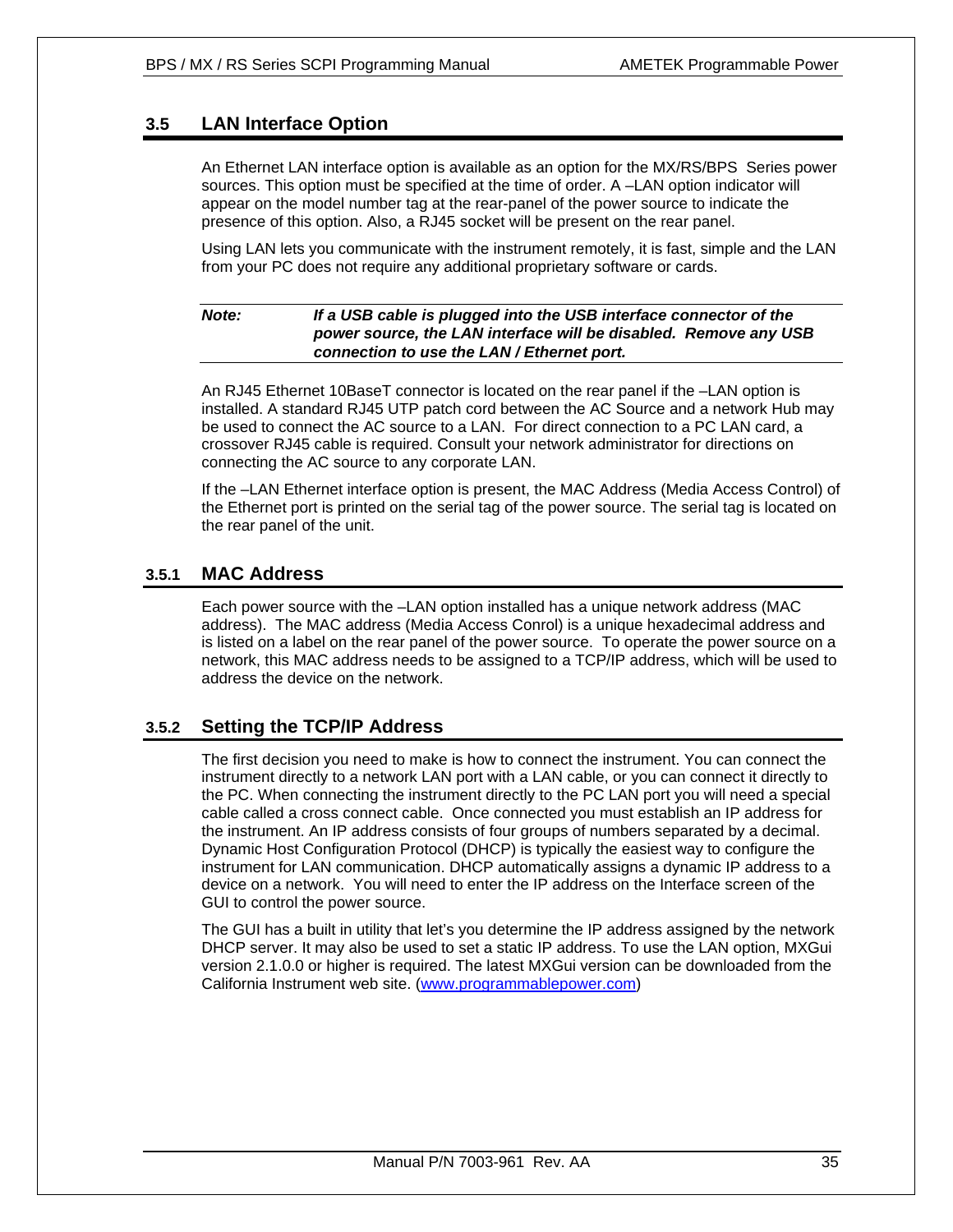## 3.5 LAN Interface Option

An Ethernet LAN interface option is available as an option for the MX/RS/BPS Series power sources. This option must be specified at the time of order. A –LAN option indicator will appear on the model number tag at the rear-panel of the power source to indicate the presence of this option. Also, a RJ45 socket will be present on the rear panel.

Using LAN lets you communicate with the instrument remotely, it is fast, simple and the LAN from your PC does not require any additional proprietary software or cards.

| | |
|---|---|
| ***Note:*** | ***If a USB cable is plugged into the USB interface connector of the power source, the LAN interface will be disabled. Remove any USB connection to use the LAN / Ethernet port.*** |

An RJ45 Ethernet 10BaseT connector is located on the rear panel if the –LAN option is installed. A standard RJ45 UTP patch cord between the AC Source and a network Hub may be used to connect the AC source to a LAN. For direct connection to a PC LAN card, a crossover RJ45 cable is required. Consult your network administrator for directions on connecting the AC source to any corporate LAN.

If the –LAN Ethernet interface option is present, the MAC Address (Media Access Control) of the Ethernet port is printed on the serial tag of the power source. The serial tag is located on the rear panel of the unit.

### 3.5.1 MAC Address

Each power source with the –LAN option installed has a unique network address (MAC address). The MAC address (Media Access Conrol) is a unique hexadecimal address and is listed on a label on the rear panel of the power source. To operate the power source on a network, this MAC address needs to be assigned to a TCP/IP address, which will be used to address the device on the network.

### 3.5.2 Setting the TCP/IP Address

The first decision you need to make is how to connect the instrument. You can connect the instrument directly to a network LAN port with a LAN cable, or you can connect it directly to the PC. When connecting the instrument directly to the PC LAN port you will need a special cable called a cross connect cable. Once connected you must establish an IP address for the instrument. An IP address consists of four groups of numbers separated by a decimal. Dynamic Host Configuration Protocol (DHCP) is typically the easiest way to configure the instrument for LAN communication. DHCP automatically assigns a dynamic IP address to a device on a network. You will need to enter the IP address on the Interface screen of the GUI to control the power source.

The GUI has a built in utility that let's you determine the IP address assigned by the network DHCP server. It may also be used to set a static IP address. To use the LAN option, MXGui version 2.1.0.0 or higher is required. The latest MXGui version can be downloaded from the California Instrument web site. (www.programmablepower.com)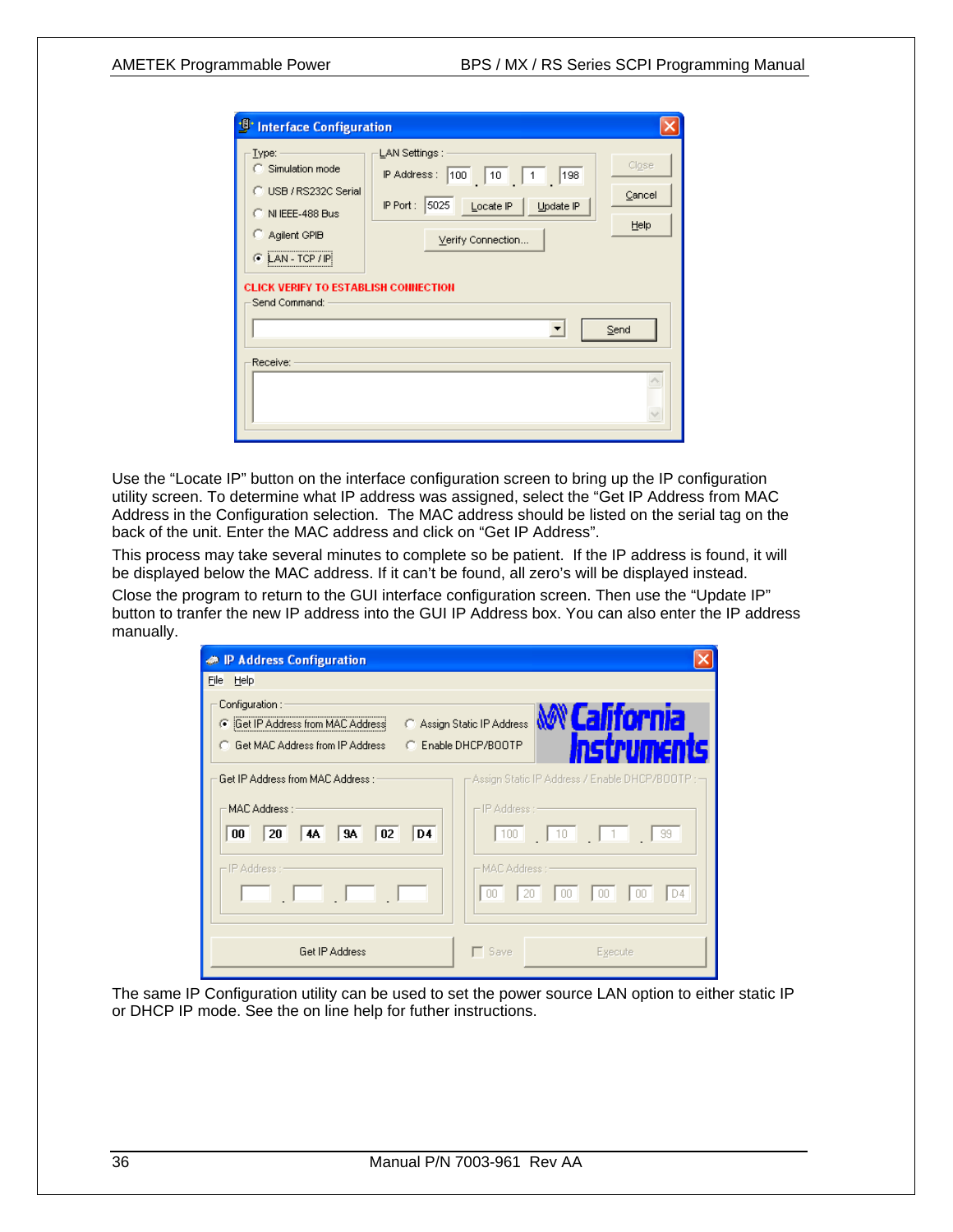Use the “Locate IP” button on the interface configuration screen to bring up the IP configuration utility screen. To determine what IP address was assigned, select the “Get IP Address from MAC Address in the Configuration selection. The MAC address should be listed on the serial tag on the back of the unit. Enter the MAC address and click on “Get IP Address”.

This process may take several minutes to complete so be patient. If the IP address is found, it will be displayed below the MAC address. If it can’t be found, all zero’s will be displayed instead.

Close the program to return to the GUI interface configuration screen. Then use the “Update IP” button to tranfer the new IP address into the GUI IP Address box. You can also enter the IP address manually.

The same IP Configuration utility can be used to set the power source LAN option to either static IP or DHCP IP mode. See the on line help for futher instructions.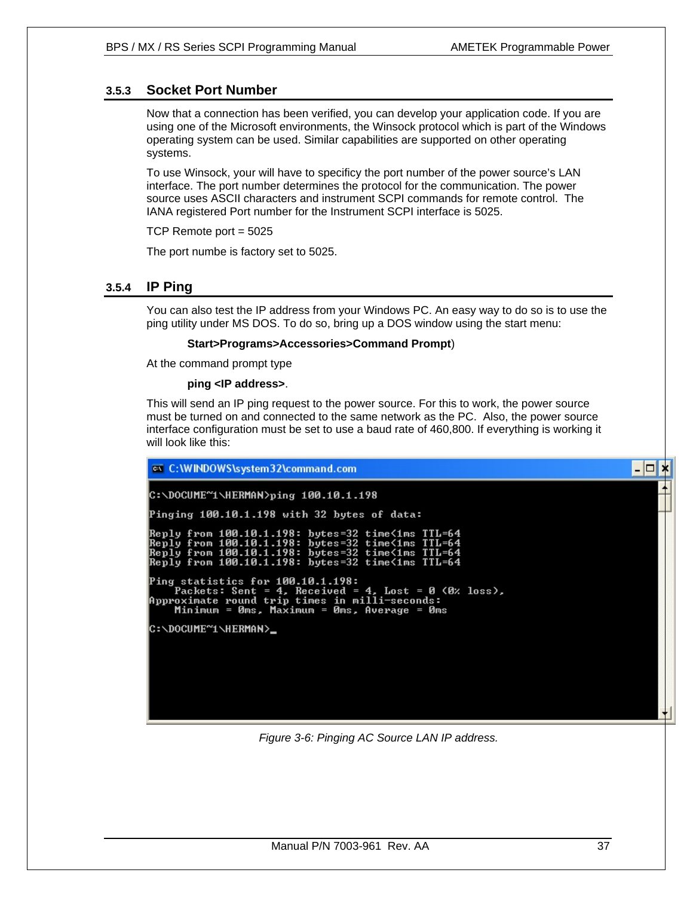### 3.5.3 Socket Port Number

Now that a connection has been verified, you can develop your application code. If you are using one of the Microsoft environments, the Winsock protocol which is part of the Windows operating system can be used. Similar capabilities are supported on other operating systems.

To use Winsock, your will have to specificy the port number of the power source's LAN interface. The port number determines the protocol for the communication. The power source uses ASCII characters and instrument SCPI commands for remote control. The IANA registered Port number for the Instrument SCPI interface is 5025.

TCP Remote port = 5025

The port numbe is factory set to 5025.

### 3.5.4 IP Ping

You can also test the IP address from your Windows PC. An easy way to do so is to use the ping utility under MS DOS. To do so, bring up a DOS window using the start menu:

**Start>Programs>Accessories>Command Prompt**)

At the command prompt type

**ping <IP address>**.

This will send an IP ping request to the power source. For this to work, the power source must be turned on and connected to the same network as the PC. Also, the power source interface configuration must be set to use a baud rate of 460,800. If everything is working it will look like this:

```
C:\WINDOWS\system32\command.com

C:\DOCUME~1\HERMAN>ping 100.10.1.198

Pinging 100.10.1.198 with 32 bytes of data:

Reply from 100.10.1.198: bytes=32 time<1ms TTL=64
Reply from 100.10.1.198: bytes=32 time<1ms TTL=64
Reply from 100.10.1.198: bytes=32 time<1ms TTL=64
Reply from 100.10.1.198: bytes=32 time<1ms TTL=64

Ping statistics for 100.10.1.198:
    Packets: Sent = 4, Received = 4, Lost = 0 (0% loss),
Approximate round trip times in milli-seconds:
    Minimum = 0ms, Maximum = 0ms, Average = 0ms

C:\DOCUME~1\HERMAN>_
```

*Figure 3-6: Pinging AC Source LAN IP address.*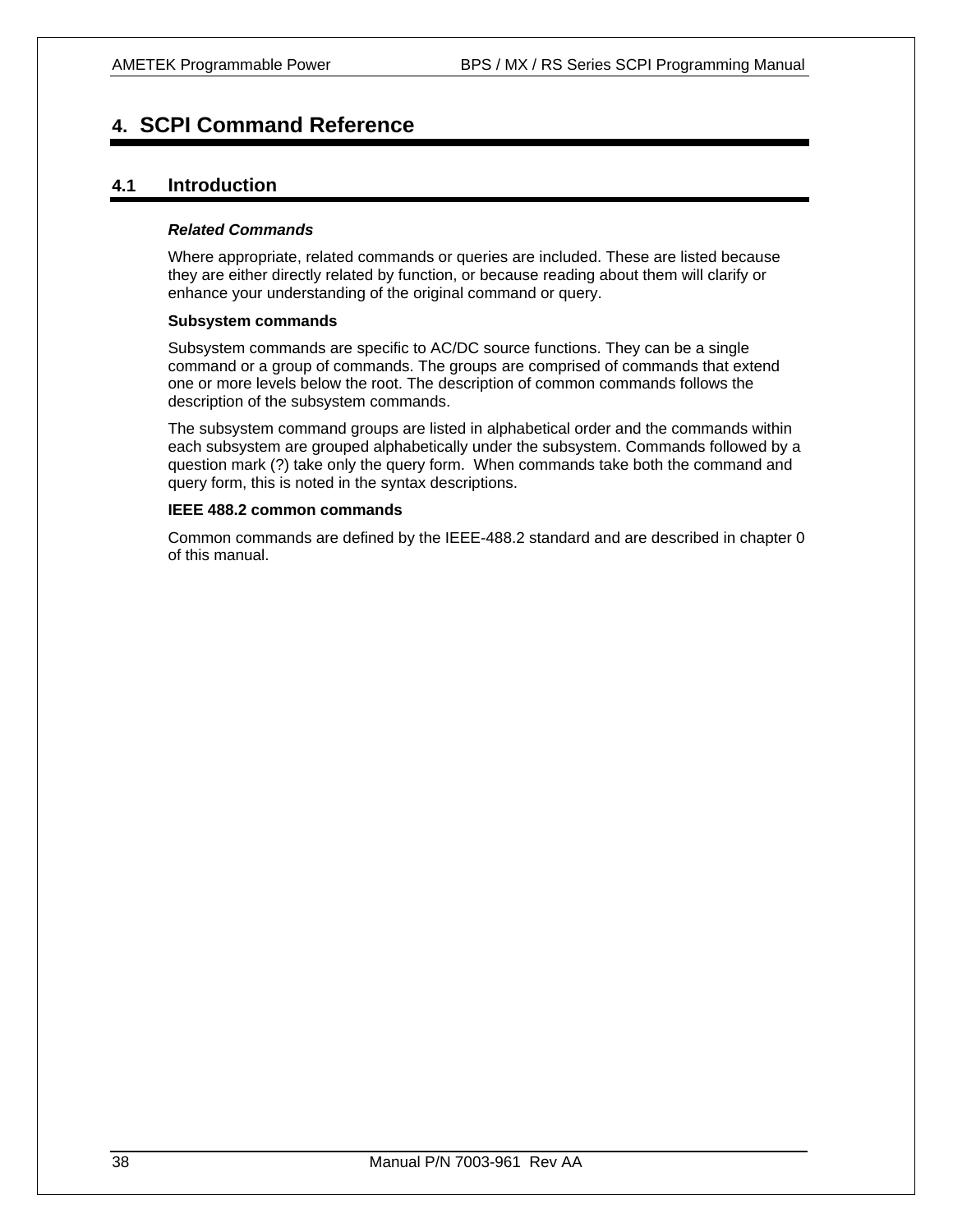# 4. SCPI Command Reference

## 4.1 Introduction

***Related Commands***

Where appropriate, related commands or queries are included. These are listed because they are either directly related by function, or because reading about them will clarify or enhance your understanding of the original command or query.

**Subsystem commands**

Subsystem commands are specific to AC/DC source functions. They can be a single command or a group of commands. The groups are comprised of commands that extend one or more levels below the root. The description of common commands follows the description of the subsystem commands.

The subsystem command groups are listed in alphabetical order and the commands within each subsystem are grouped alphabetically under the subsystem. Commands followed by a question mark (?) take only the query form. When commands take both the command and query form, this is noted in the syntax descriptions.

**IEEE 488.2 common commands**

Common commands are defined by the IEEE-488.2 standard and are described in chapter 0 of this manual.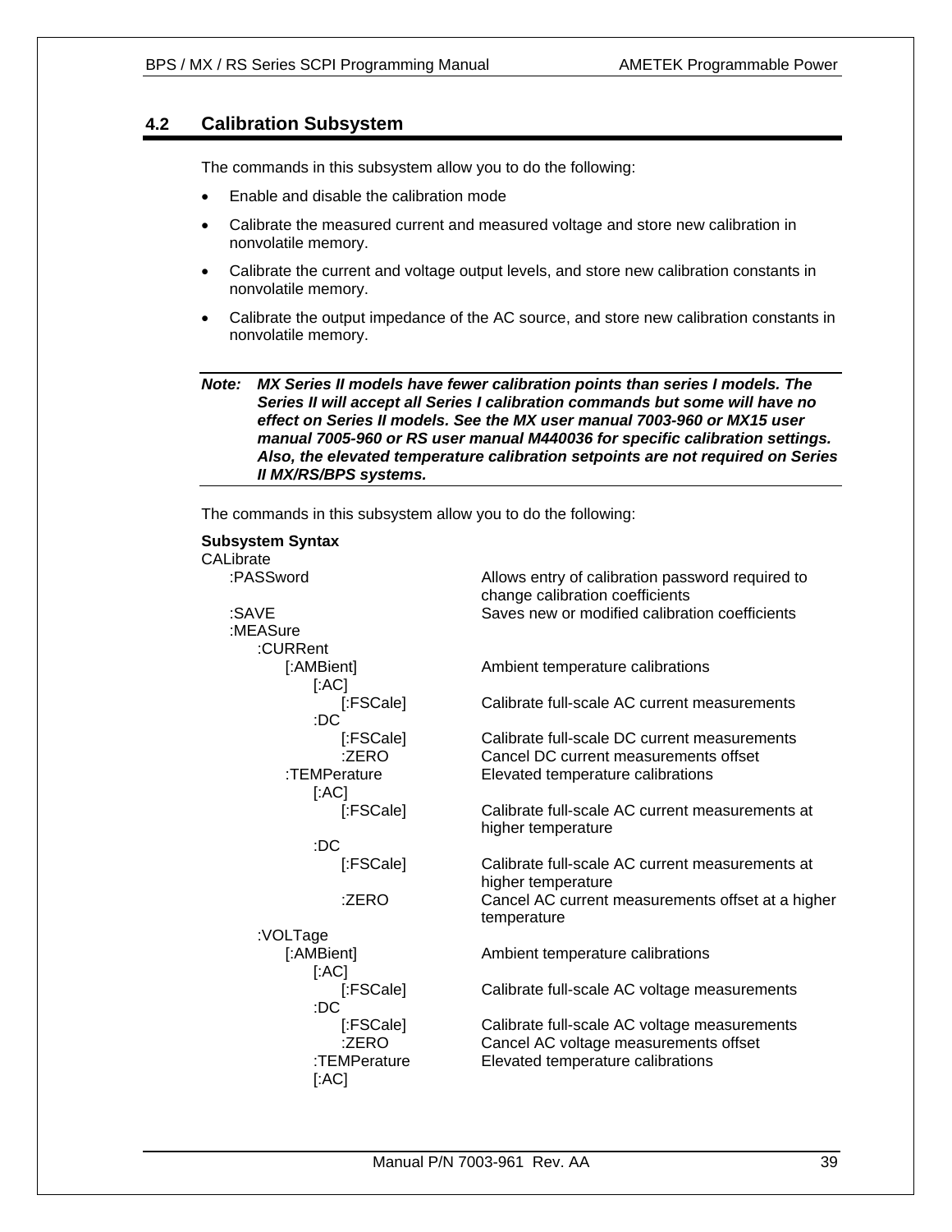## 4.2 Calibration Subsystem

The commands in this subsystem allow you to do the following:

- Enable and disable the calibration mode
- Calibrate the measured current and measured voltage and store new calibration in nonvolatile memory.
- Calibrate the current and voltage output levels, and store new calibration constants in nonvolatile memory.
- Calibrate the output impedance of the AC source, and store new calibration constants in nonvolatile memory.

***Note: MX Series II models have fewer calibration points than series I models. The Series II will accept all Series I calibration commands but some will have no effect on Series II models. See the MX user manual 7003-960 or MX15 user manual 7005-960 or RS user manual M440036 for specific calibration settings. Also, the elevated temperature calibration setpoints are not required on Series II MX/RS/BPS systems.***

The commands in this subsystem allow you to do the following:

**Subsystem Syntax**

```
CALibrate
    :PASSword                        Allows entry of calibration password required to
                                     change calibration coefficients
    :SAVE                            Saves new or modified calibration coefficients
    :MEASure
        :CURRent
            [:AMBient]               Ambient temperature calibrations
                [:AC]
                    [:FSCale]        Calibrate full-scale AC current measurements
                :DC
                    [:FSCale]        Calibrate full-scale DC current measurements
                    :ZERO            Cancel DC current measurements offset
            :TEMPerature             Elevated temperature calibrations
                [:AC]
                    [:FSCale]        Calibrate full-scale AC current measurements at
                                     higher temperature
                :DC
                    [:FSCale]        Calibrate full-scale AC current measurements at
                                     higher temperature
                    :ZERO            Cancel AC current measurements offset at a higher
                                     temperature
        :VOLTage
            [:AMBient]               Ambient temperature calibrations
                [:AC]
                    [:FSCale]        Calibrate full-scale AC voltage measurements
                :DC
                    [:FSCale]        Calibrate full-scale AC voltage measurements
                    :ZERO            Cancel AC voltage measurements offset
                :TEMPerature         Elevated temperature calibrations
                [:AC]
```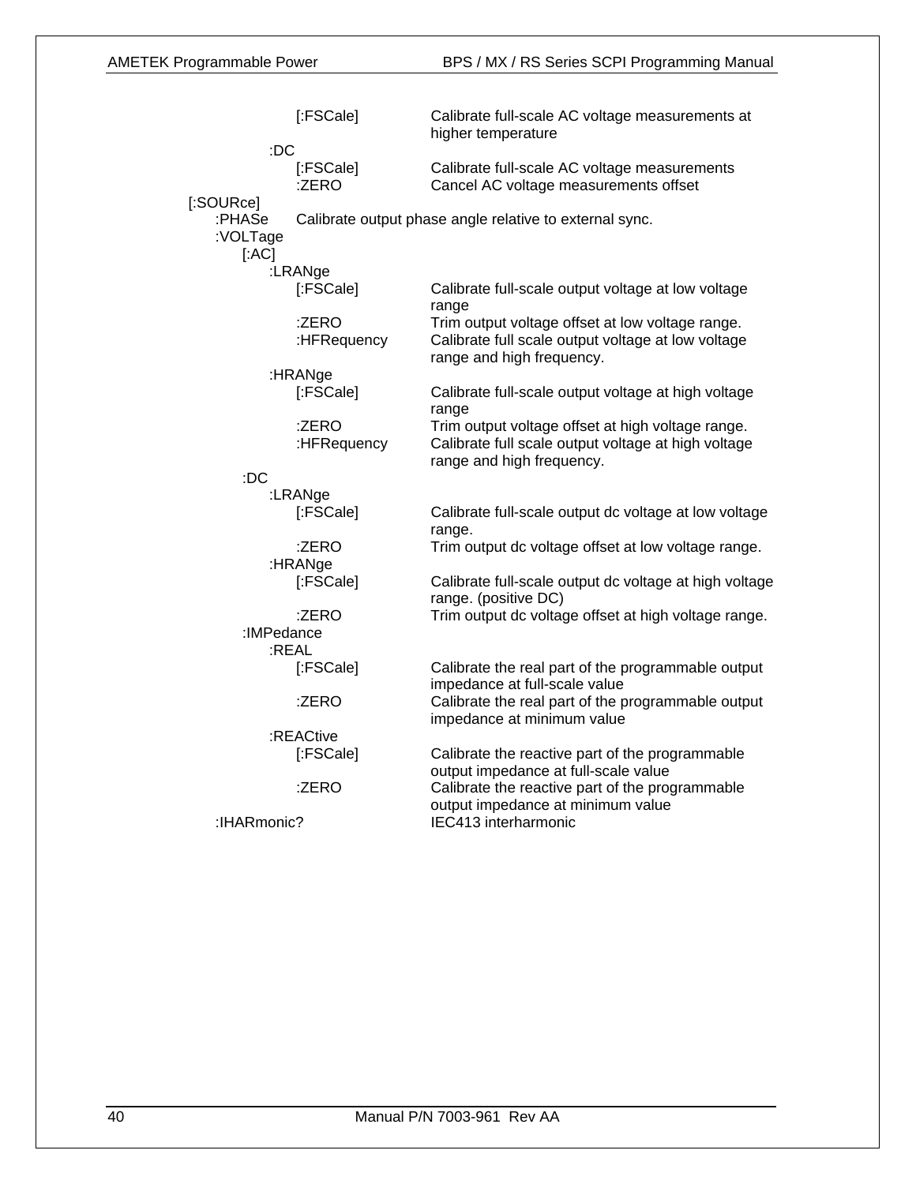```
                [:FSCale]           Calibrate full-scale AC voltage measurements at
                                    higher temperature
            :DC
                [:FSCale]           Calibrate full-scale AC voltage measurements
                :ZERO               Cancel AC voltage measurements offset
[:SOURce]
    :PHASe      Calibrate output phase angle relative to external sync.
    :VOLTage
        [:AC]
            :LRANge
                [:FSCale]           Calibrate full-scale output voltage at low voltage
                                    range
                :ZERO               Trim output voltage offset at low voltage range.
                :HFRequency         Calibrate full scale output voltage at low voltage
                                    range and high frequency.
            :HRANge
                [:FSCale]           Calibrate full-scale output voltage at high voltage
                                    range
                :ZERO               Trim output voltage offset at high voltage range.
                :HFRequency         Calibrate full scale output voltage at high voltage
                                    range and high frequency.
        :DC
            :LRANge
                [:FSCale]           Calibrate full-scale output dc voltage at low voltage
                                    range.
                :ZERO               Trim output dc voltage offset at low voltage range.
            :HRANge
                [:FSCale]           Calibrate full-scale output dc voltage at high voltage
                                    range. (positive DC)
                :ZERO               Trim output dc voltage offset at high voltage range.
        :IMPedance
            :REAL
                [:FSCale]           Calibrate the real part of the programmable output
                                    impedance at full-scale value
                :ZERO               Calibrate the real part of the programmable output
                                    impedance at minimum value
            :REACtive
                [:FSCale]           Calibrate the reactive part of the programmable
                                    output impedance at full-scale value
                :ZERO               Calibrate the reactive part of the programmable
                                    output impedance at minimum value
    :IHARmonic?                     IEC413 interharmonic
```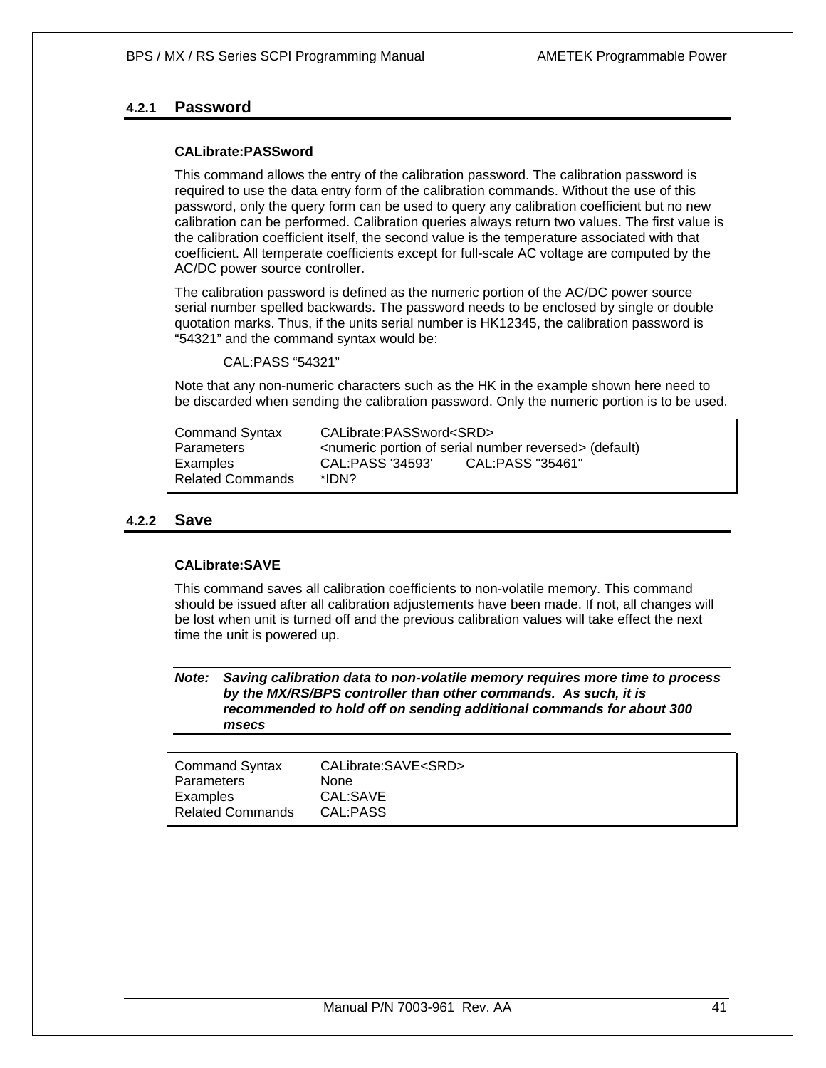### 4.2.1 Password

**CALibrate:PASSword**

This command allows the entry of the calibration password. The calibration password is required to use the data entry form of the calibration commands. Without the use of this password, only the query form can be used to query any calibration coefficient but no new calibration can be performed. Calibration queries always return two values. The first value is the calibration coefficient itself, the second value is the temperature associated with that coefficient. All temperate coefficients except for full-scale AC voltage are computed by the AC/DC power source controller.

The calibration password is defined as the numeric portion of the AC/DC power source serial number spelled backwards. The password needs to be enclosed by single or double quotation marks. Thus, if the units serial number is HK12345, the calibration password is "54321" and the command syntax would be:

CAL:PASS "54321"

Note that any non-numeric characters such as the HK in the example shown here need to be discarded when sending the calibration password. Only the numeric portion is to be used.

| | |
|---|---|
| Command Syntax | CALibrate:PASSword<SRD> |
| Parameters | <numeric portion of serial number reversed> (default) |
| Examples | CAL:PASS '34593'        CAL:PASS "35461" |
| Related Commands | *IDN? |

### 4.2.2 Save

**CALibrate:SAVE**

This command saves all calibration coefficients to non-volatile memory. This command should be issued after all calibration adjustements have been made. If not, all changes will be lost when unit is turned off and the previous calibration values will take effect the next time the unit is powered up.

***Note: Saving calibration data to non-volatile memory requires more time to process by the MX/RS/BPS controller than other commands. As such, it is recommended to hold off on sending additional commands for about 300 msecs***

| | |
|---|---|
| Command Syntax | CALibrate:SAVE<SRD> |
| Parameters | None |
| Examples | CAL:SAVE |
| Related Commands | CAL:PASS |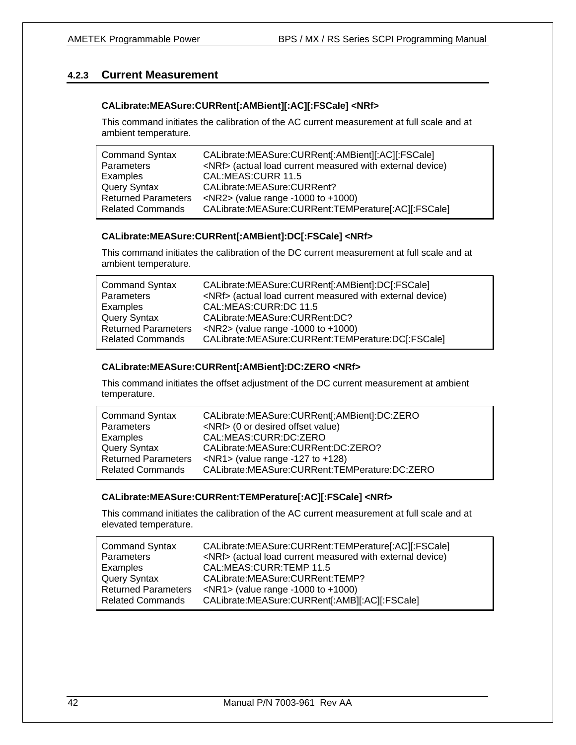### 4.2.3 Current Measurement

**CALibrate:MEASure:CURRent[:AMBient][:AC][:FSCale] <NRf>**

This command initiates the calibration of the AC current measurement at full scale and at ambient temperature.

| | |
|---|---|
| Command Syntax | CALibrate:MEASure:CURRent[:AMBient][:AC][:FSCale] |
| Parameters | <NRf> (actual load current measured with external device) |
| Examples | CAL:MEAS:CURR 11.5 |
| Query Syntax | CALibrate:MEASure:CURRent? |
| Returned Parameters | <NR2> (value range -1000 to +1000) |
| Related Commands | CALibrate:MEASure:CURRent:TEMPerature[:AC][:FSCale] |

**CALibrate:MEASure:CURRent[:AMBient]:DC[:FSCale] <NRf>**

This command initiates the calibration of the DC current measurement at full scale and at ambient temperature.

| | |
|---|---|
| Command Syntax | CALibrate:MEASure:CURRent[:AMBient]:DC[:FSCale] |
| Parameters | <NRf> (actual load current measured with external device) |
| Examples | CAL:MEAS:CURR:DC 11.5 |
| Query Syntax | CALibrate:MEASure:CURRent:DC? |
| Returned Parameters | <NR2> (value range -1000 to +1000) |
| Related Commands | CALibrate:MEASure:CURRent:TEMPerature:DC[:FSCale] |

**CALibrate:MEASure:CURRent[:AMBient]:DC:ZERO <NRf>**

This command initiates the offset adjustment of the DC current measurement at ambient temperature.

| | |
|---|---|
| Command Syntax | CALibrate:MEASure:CURRent[;AMBient]:DC:ZERO |
| Parameters | <NRf> (0 or desired offset value) |
| Examples | CAL:MEAS:CURR:DC:ZERO |
| Query Syntax | CALibrate:MEASure:CURRent:DC:ZERO? |
| Returned Parameters | <NR1> (value range -127 to +128) |
| Related Commands | CALibrate:MEASure:CURRent:TEMPerature:DC:ZERO |

**CALibrate:MEASure:CURRent:TEMPerature[:AC][:FSCale] <NRf>**

This command initiates the calibration of the AC current measurement at full scale and at elevated temperature.

| | |
|---|---|
| Command Syntax | CALibrate:MEASure:CURRent:TEMPerature[:AC][:FSCale] |
| Parameters | <NRf> (actual load current measured with external device) |
| Examples | CAL:MEAS:CURR:TEMP 11.5 |
| Query Syntax | CALibrate:MEASure:CURRent:TEMP? |
| Returned Parameters | <NR1> (value range -1000 to +1000) |
| Related Commands | CALibrate:MEASure:CURRent[:AMB][:AC][:FSCale] |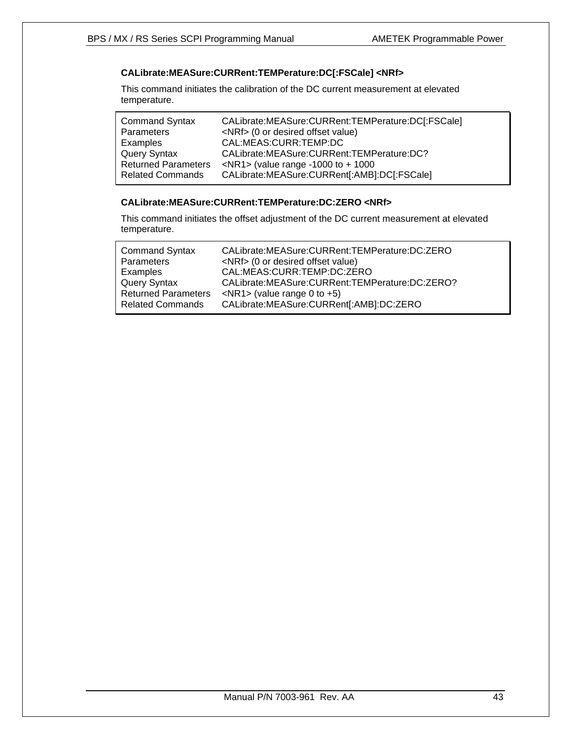### CALibrate:MEASure:CURRent:TEMPerature:DC[:FSCale] <NRf>

This command initiates the calibration of the DC current measurement at elevated temperature.

| | |
|---|---|
| Command Syntax | CALibrate:MEASure:CURRent:TEMPerature:DC[:FSCale] |
| Parameters | <NRf> (0 or desired offset value) |
| Examples | CAL:MEAS:CURR:TEMP:DC |
| Query Syntax | CALibrate:MEASure:CURRent:TEMPerature:DC? |
| Returned Parameters | <NR1> (value range -1000 to + 1000 |
| Related Commands | CALibrate:MEASure:CURRent[:AMB]:DC[:FSCale] |

### CALibrate:MEASure:CURRent:TEMPerature:DC:ZERO <NRf>

This command initiates the offset adjustment of the DC current measurement at elevated temperature.

| | |
|---|---|
| Command Syntax | CALibrate:MEASure:CURRent:TEMPerature:DC:ZERO |
| Parameters | <NRf> (0 or desired offset value) |
| Examples | CAL:MEAS:CURR:TEMP:DC:ZERO |
| Query Syntax | CALibrate:MEASure:CURRent:TEMPerature:DC:ZERO? |
| Returned Parameters | <NR1> (value range 0 to +5) |
| Related Commands | CALibrate:MEASure:CURRent[:AMB]:DC:ZERO |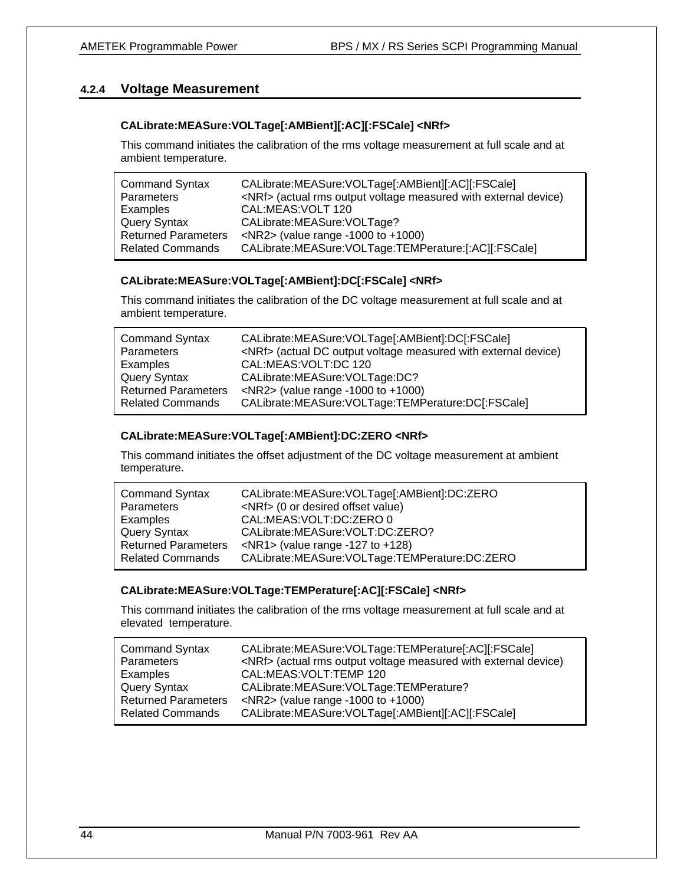### 4.2.4 Voltage Measurement

**CALibrate:MEASure:VOLTage[:AMBient][:AC][:FSCale] <NRf>**

This command initiates the calibration of the rms voltage measurement at full scale and at ambient temperature.

| | |
|---|---|
| Command Syntax | CALibrate:MEASure:VOLTage[:AMBient][:AC][:FSCale] |
| Parameters | <NRf> (actual rms output voltage measured with external device) |
| Examples | CAL:MEAS:VOLT 120 |
| Query Syntax | CALibrate:MEASure:VOLTage? |
| Returned Parameters | <NR2> (value range -1000 to +1000) |
| Related Commands | CALibrate:MEASure:VOLTage:TEMPerature:[:AC][:FSCale] |

**CALibrate:MEASure:VOLTage[:AMBient]:DC[:FSCale] <NRf>**

This command initiates the calibration of the DC voltage measurement at full scale and at ambient temperature.

| | |
|---|---|
| Command Syntax | CALibrate:MEASure:VOLTage[:AMBient]:DC[:FSCale] |
| Parameters | <NRf> (actual DC output voltage measured with external device) |
| Examples | CAL:MEAS:VOLT:DC 120 |
| Query Syntax | CALibrate:MEASure:VOLTage:DC? |
| Returned Parameters | <NR2> (value range -1000 to +1000) |
| Related Commands | CALibrate:MEASure:VOLTage:TEMPerature:DC[:FSCale] |

**CALibrate:MEASure:VOLTage[:AMBient]:DC:ZERO <NRf>**

This command initiates the offset adjustment of the DC voltage measurement at ambient temperature.

| | |
|---|---|
| Command Syntax | CALibrate:MEASure:VOLTage[:AMBient]:DC:ZERO |
| Parameters | <NRf> (0 or desired offset value) |
| Examples | CAL:MEAS:VOLT:DC:ZERO 0 |
| Query Syntax | CALibrate:MEASure:VOLT:DC:ZERO? |
| Returned Parameters | <NR1> (value range -127 to +128) |
| Related Commands | CALibrate:MEASure:VOLTage:TEMPerature:DC:ZERO |

**CALibrate:MEASure:VOLTage:TEMPerature[:AC][:FSCale] <NRf>**

This command initiates the calibration of the rms voltage measurement at full scale and at elevated temperature.

| | |
|---|---|
| Command Syntax | CALibrate:MEASure:VOLTage:TEMPerature[:AC][:FSCale] |
| Parameters | <NRf> (actual rms output voltage measured with external device) |
| Examples | CAL:MEAS:VOLT:TEMP 120 |
| Query Syntax | CALibrate:MEASure:VOLTage:TEMPerature? |
| Returned Parameters | <NR2> (value range -1000 to +1000) |
| Related Commands | CALibrate:MEASure:VOLTage[:AMBient][:AC][:FSCale] |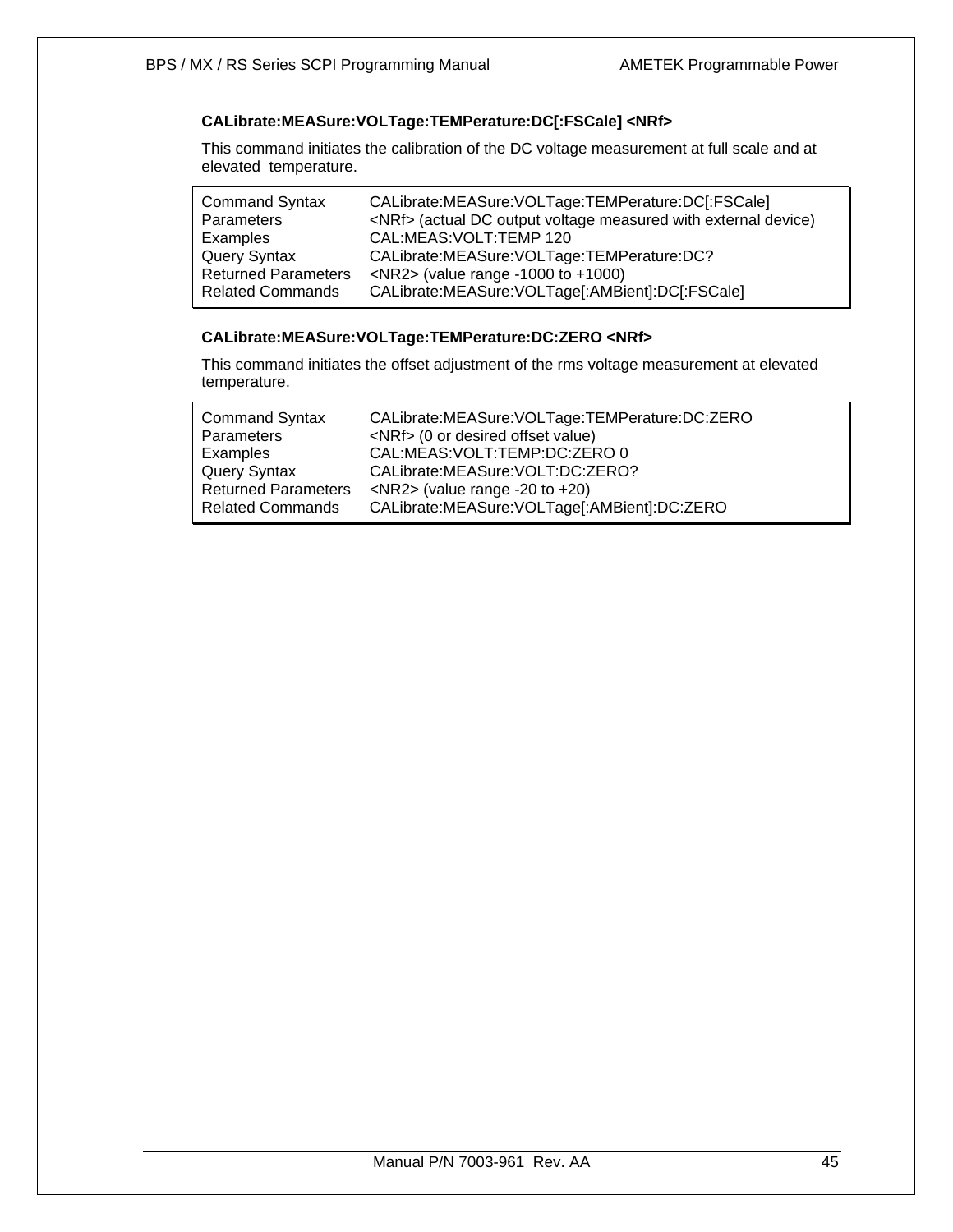### CALibrate:MEASure:VOLTage:TEMPerature:DC[:FSCale] <NRf>

This command initiates the calibration of the DC voltage measurement at full scale and at elevated temperature.

| | |
|---|---|
| Command Syntax | CALibrate:MEASure:VOLTage:TEMPerature:DC[:FSCale] |
| Parameters | <NRf> (actual DC output voltage measured with external device) |
| Examples | CAL:MEAS:VOLT:TEMP 120 |
| Query Syntax | CALibrate:MEASure:VOLTage:TEMPerature:DC? |
| Returned Parameters | <NR2> (value range -1000 to +1000) |
| Related Commands | CALibrate:MEASure:VOLTage[:AMBient]:DC[:FSCale] |

### CALibrate:MEASure:VOLTage:TEMPerature:DC:ZERO <NRf>

This command initiates the offset adjustment of the rms voltage measurement at elevated temperature.

| | |
|---|---|
| Command Syntax | CALibrate:MEASure:VOLTage:TEMPerature:DC:ZERO |
| Parameters | <NRf> (0 or desired offset value) |
| Examples | CAL:MEAS:VOLT:TEMP:DC:ZERO 0 |
| Query Syntax | CALibrate:MEASure:VOLT:DC:ZERO? |
| Returned Parameters | <NR2> (value range -20 to +20) |
| Related Commands | CALibrate:MEASure:VOLTage[:AMBient]:DC:ZERO |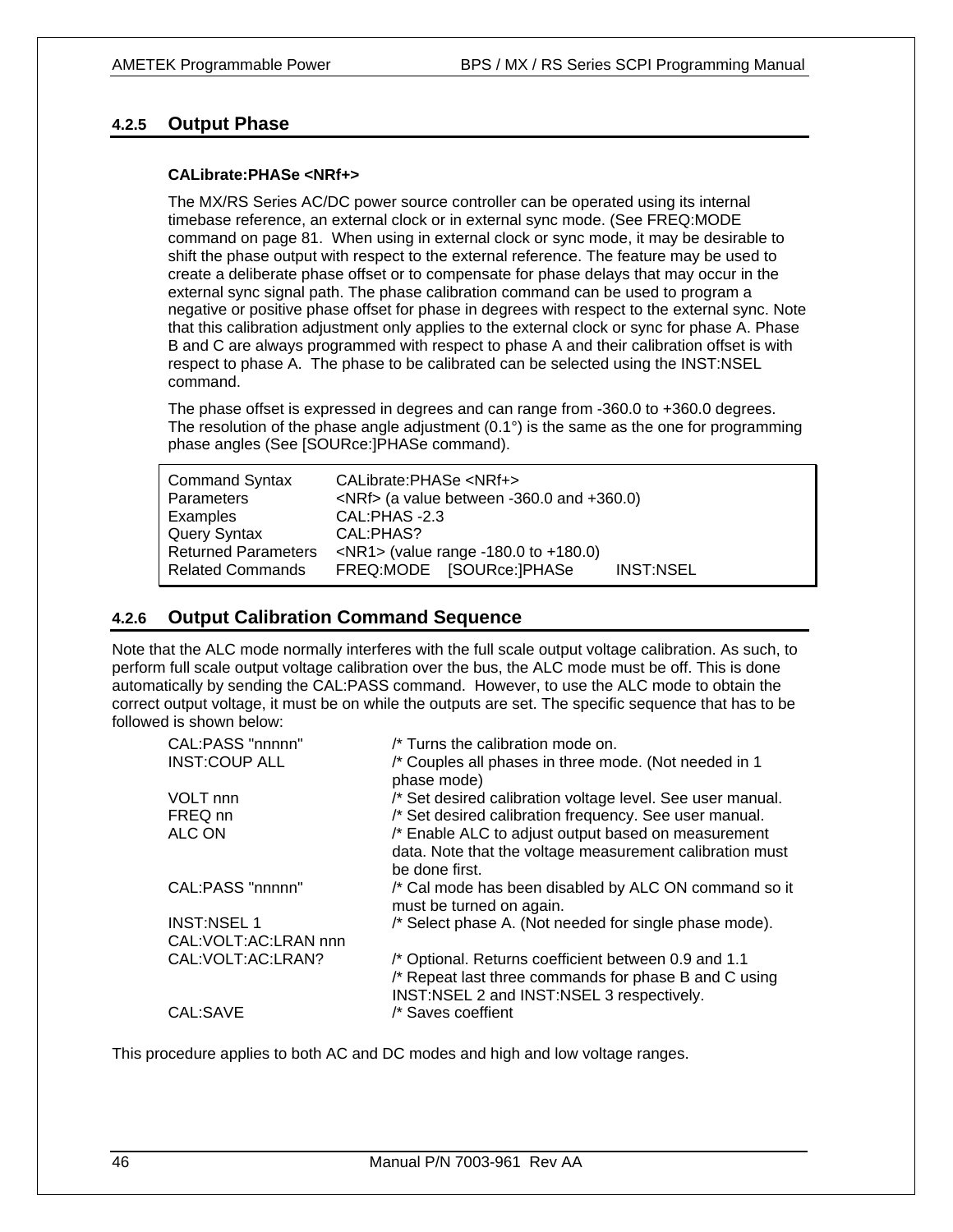### 4.2.5 Output Phase

**CALibrate:PHASe <NRf+>**

The MX/RS Series AC/DC power source controller can be operated using its internal timebase reference, an external clock or in external sync mode. (See FREQ:MODE command on page 81. When using in external clock or sync mode, it may be desirable to shift the phase output with respect to the external reference. The feature may be used to create a deliberate phase offset or to compensate for phase delays that may occur in the external sync signal path. The phase calibration command can be used to program a negative or positive phase offset for phase in degrees with respect to the external sync. Note that this calibration adjustment only applies to the external clock or sync for phase A. Phase B and C are always programmed with respect to phase A and their calibration offset is with respect to phase A. The phase to be calibrated can be selected using the INST:NSEL command.

The phase offset is expressed in degrees and can range from -360.0 to +360.0 degrees. The resolution of the phase angle adjustment (0.1°) is the same as the one for programming phase angles (See [SOURce:]PHASe command).

| | |
|---|---|
| Command Syntax | CALibrate:PHASe <NRf+> |
| Parameters | <NRf> (a value between -360.0 and +360.0) |
| Examples | CAL:PHAS -2.3 |
| Query Syntax | CAL:PHAS? |
| Returned Parameters | <NR1> (value range -180.0 to +180.0) |
| Related Commands | FREQ:MODE [SOURce:]PHASe INST:NSEL |

### 4.2.6 Output Calibration Command Sequence

Note that the ALC mode normally interferes with the full scale output voltage calibration. As such, to perform full scale output voltage calibration over the bus, the ALC mode must be off. This is done automatically by sending the CAL:PASS command. However, to use the ALC mode to obtain the correct output voltage, it must be on while the outputs are set. The specific sequence that has to be followed is shown below:

```
CAL:PASS "nnnnn"        /* Turns the calibration mode on.
INST:COUP ALL           /* Couples all phases in three mode. (Not needed in 1
                        phase mode)
VOLT nnn                /* Set desired calibration voltage level. See user manual.
FREQ nn                 /* Set desired calibration frequency. See user manual.
ALC ON                  /* Enable ALC to adjust output based on measurement
                        data. Note that the voltage measurement calibration must
                        be done first.
CAL:PASS "nnnnn"        /* Cal mode has been disabled by ALC ON command so it
                        must be turned on again.
INST:NSEL 1             /* Select phase A. (Not needed for single phase mode).
CAL:VOLT:AC:LRAN nnn
CAL:VOLT:AC:LRAN?       /* Optional. Returns coefficient between 0.9 and 1.1
                        /* Repeat last three commands for phase B and C using
                        INST:NSEL 2 and INST:NSEL 3 respectively.
CAL:SAVE                /* Saves coeffient
```

This procedure applies to both AC and DC modes and high and low voltage ranges.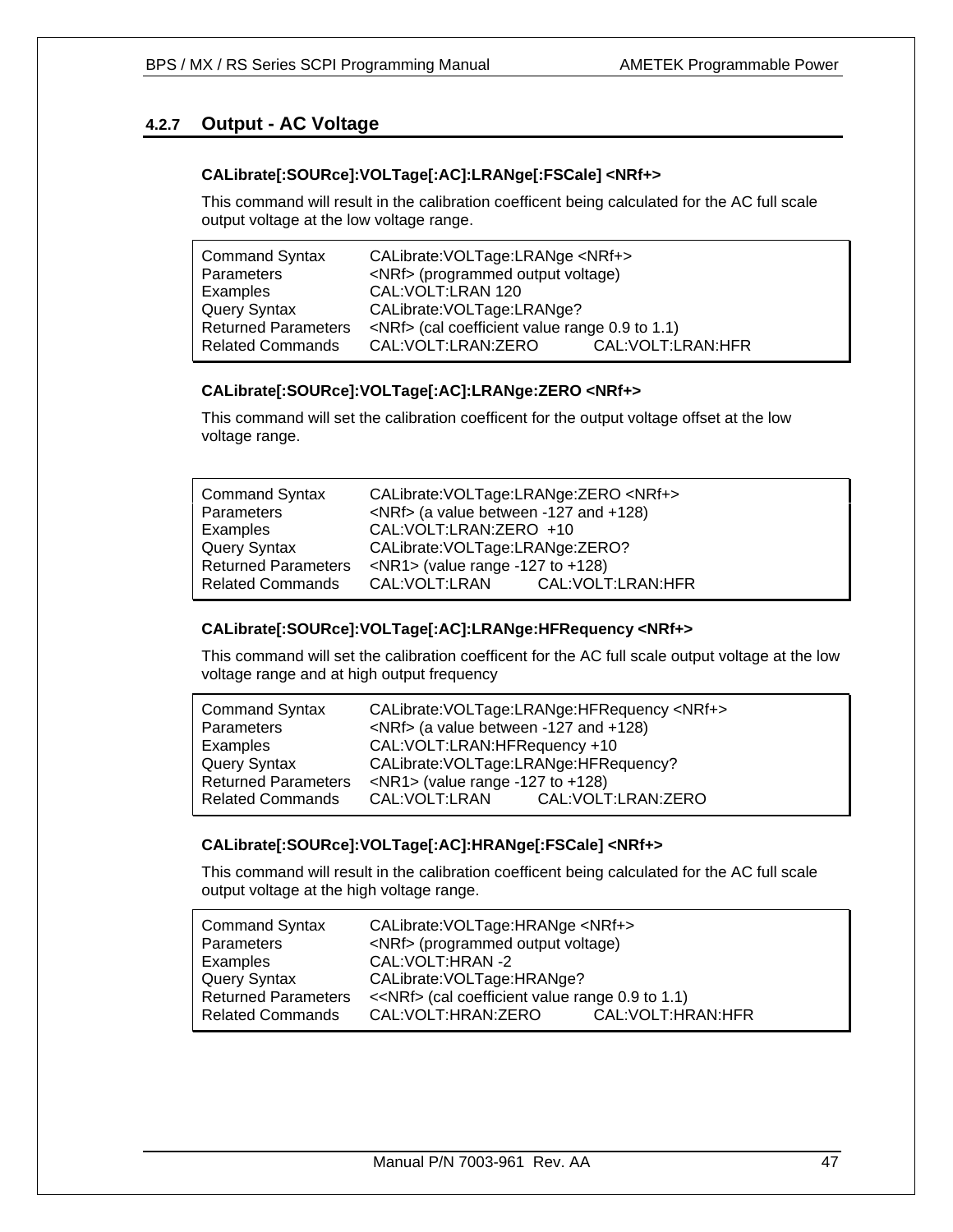### 4.2.7 Output - AC Voltage

**CALibrate[:SOURce]:VOLTage[:AC]:LRANge[:FSCale] <NRf+>**

This command will result in the calibration coefficent being calculated for the AC full scale output voltage at the low voltage range.

| | | |
|---|---|---|
| Command Syntax | CALibrate:VOLTage:LRANge <NRf+> | |
| Parameters | <NRf> (programmed output voltage) | |
| Examples | CAL:VOLT:LRAN 120 | |
| Query Syntax | CALibrate:VOLTage:LRANge? | |
| Returned Parameters | <NRf> (cal coefficient value range 0.9 to 1.1) | |
| Related Commands | CAL:VOLT:LRAN:ZERO | CAL:VOLT:LRAN:HFR |

**CALibrate[:SOURce]:VOLTage[:AC]:LRANge:ZERO <NRf+>**

This command will set the calibration coefficent for the output voltage offset at the low voltage range.

| | | |
|---|---|---|
| Command Syntax | CALibrate:VOLTage:LRANge:ZERO <NRf+> | |
| Parameters | <NRf> (a value between -127 and +128) | |
| Examples | CAL:VOLT:LRAN:ZERO +10 | |
| Query Syntax | CALibrate:VOLTage:LRANge:ZERO? | |
| Returned Parameters | <NR1> (value range -127 to +128) | |
| Related Commands | CAL:VOLT:LRAN | CAL:VOLT:LRAN:HFR |

**CALibrate[:SOURce]:VOLTage[:AC]:LRANge:HFRequency <NRf+>**

This command will set the calibration coefficent for the AC full scale output voltage at the low voltage range and at high output frequency

| | | |
|---|---|---|
| Command Syntax | CALibrate:VOLTage:LRANge:HFRequency <NRf+> | |
| Parameters | <NRf> (a value between -127 and +128) | |
| Examples | CAL:VOLT:LRAN:HFRequency +10 | |
| Query Syntax | CALibrate:VOLTage:LRANge:HFRequency? | |
| Returned Parameters | <NR1> (value range -127 to +128) | |
| Related Commands | CAL:VOLT:LRAN | CAL:VOLT:LRAN:ZERO |

**CALibrate[:SOURce]:VOLTage[:AC]:HRANge[:FSCale] <NRf+>**

This command will result in the calibration coefficent being calculated for the AC full scale output voltage at the high voltage range.

| | | |
|---|---|---|
| Command Syntax | CALibrate:VOLTage:HRANge <NRf+> | |
| Parameters | <NRf> (programmed output voltage) | |
| Examples | CAL:VOLT:HRAN -2 | |
| Query Syntax | CALibrate:VOLTage:HRANge? | |
| Returned Parameters | <<NRf> (cal coefficient value range 0.9 to 1.1) | |
| Related Commands | CAL:VOLT:HRAN:ZERO | CAL:VOLT:HRAN:HFR |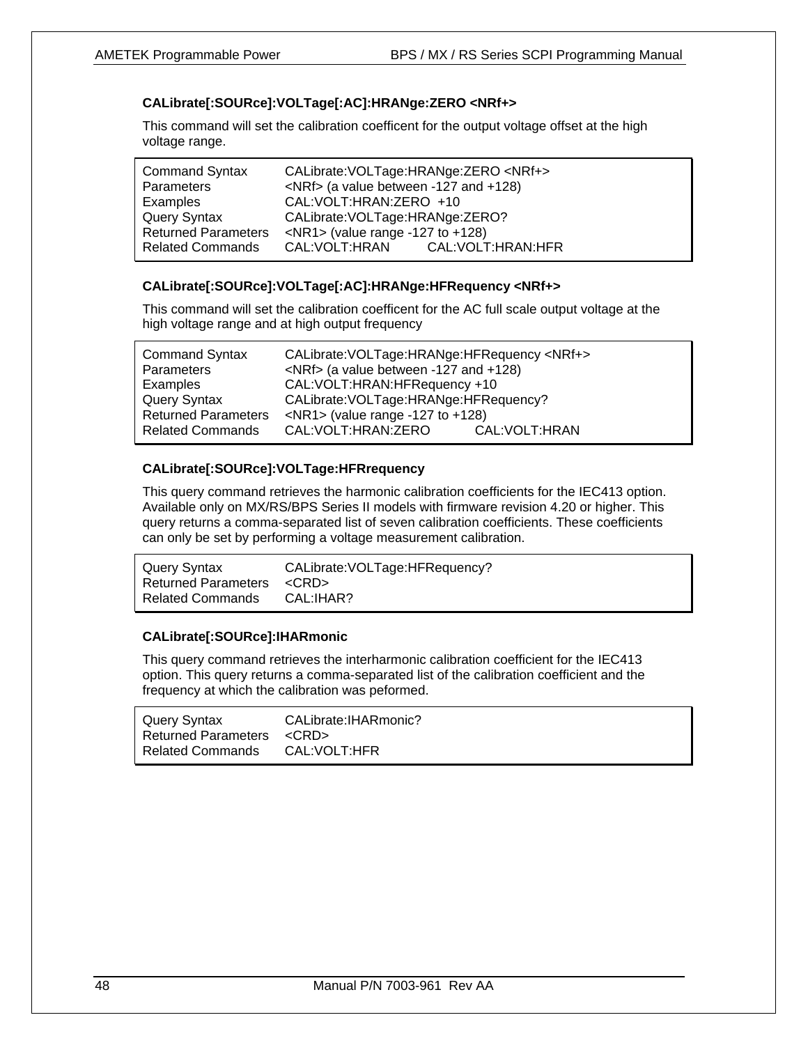### CALibrate[:SOURce]:VOLTage[:AC]:HRANge:ZERO <NRf+>

This command will set the calibration coefficent for the output voltage offset at the high voltage range.

| | |
|---|---|
| Command Syntax | CALibrate:VOLTage:HRANge:ZERO <NRf+> |
| Parameters | <NRf> (a value between -127 and +128) |
| Examples | CAL:VOLT:HRAN:ZERO +10 |
| Query Syntax | CALibrate:VOLTage:HRANge:ZERO? |
| Returned Parameters | <NR1> (value range -127 to +128) |
| Related Commands | CAL:VOLT:HRAN CAL:VOLT:HRAN:HFR |

### CALibrate[:SOURce]:VOLTage[:AC]:HRANge:HFRequency <NRf+>

This command will set the calibration coefficent for the AC full scale output voltage at the high voltage range and at high output frequency

| | |
|---|---|
| Command Syntax | CALibrate:VOLTage:HRANge:HFRequency <NRf+> |
| Parameters | <NRf> (a value between -127 and +128) |
| Examples | CAL:VOLT:HRAN:HFRequency +10 |
| Query Syntax | CALibrate:VOLTage:HRANge:HFRequency? |
| Returned Parameters | <NR1> (value range -127 to +128) |
| Related Commands | CAL:VOLT:HRAN:ZERO CAL:VOLT:HRAN |

### CALibrate[:SOURce]:VOLTage:HFRrequency

This query command retrieves the harmonic calibration coefficients for the IEC413 option. Available only on MX/RS/BPS Series II models with firmware revision 4.20 or higher. This query returns a comma-separated list of seven calibration coefficients. These coefficients can only be set by performing a voltage measurement calibration.

| | |
|---|---|
| Query Syntax | CALibrate:VOLTage:HFRequency? |
| Returned Parameters | <CRD> |
| Related Commands | CAL:IHAR? |

### CALibrate[:SOURce]:IHARmonic

This query command retrieves the interharmonic calibration coefficient for the IEC413 option. This query returns a comma-separated list of the calibration coefficient and the frequency at which the calibration was peformed.

| | |
|---|---|
| Query Syntax | CALibrate:IHARmonic? |
| Returned Parameters | <CRD> |
| Related Commands | CAL:VOLT:HFR |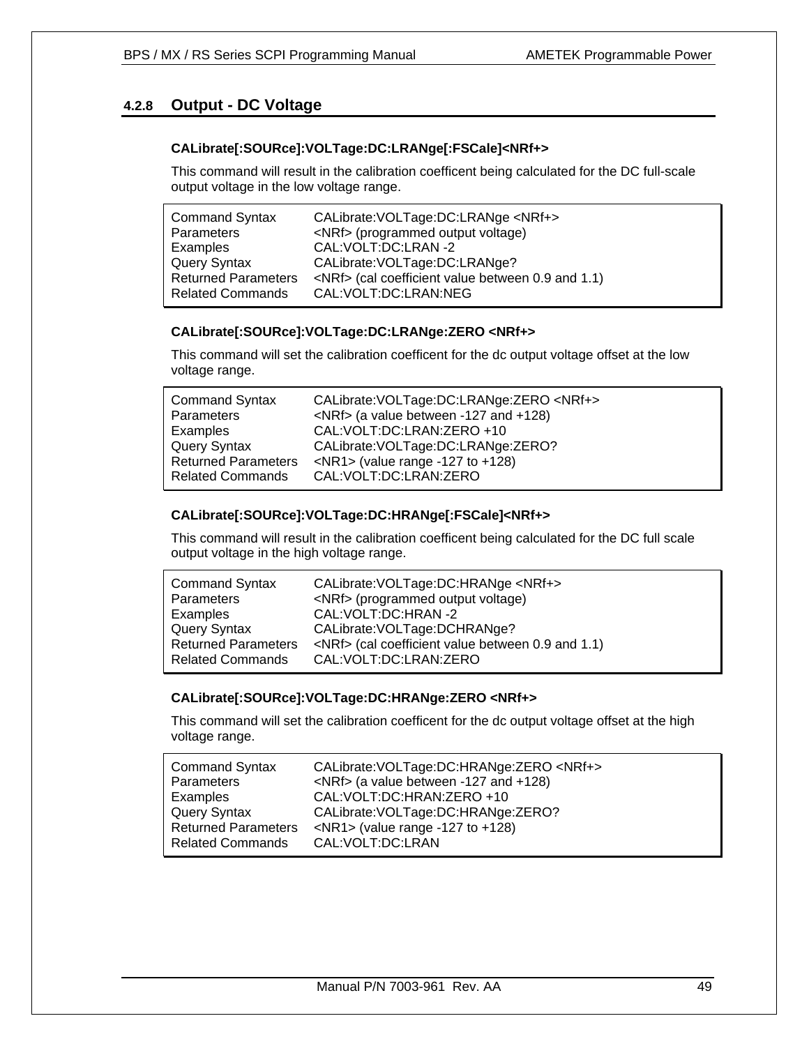## 4.2.8 Output - DC Voltage

**CALibrate[:SOURce]:VOLTage:DC:LRANge[:FSCale]<NRf+>**

This command will result in the calibration coefficent being calculated for the DC full-scale output voltage in the low voltage range.

| | |
|---|---|
| Command Syntax | CALibrate:VOLTage:DC:LRANge <NRf+> |
| Parameters | <NRf> (programmed output voltage) |
| Examples | CAL:VOLT:DC:LRAN -2 |
| Query Syntax | CALibrate:VOLTage:DC:LRANge? |
| Returned Parameters | <NRf> (cal coefficient value between 0.9 and 1.1) |
| Related Commands | CAL:VOLT:DC:LRAN:NEG |

**CALibrate[:SOURce]:VOLTage:DC:LRANge:ZERO <NRf+>**

This command will set the calibration coefficent for the dc output voltage offset at the low voltage range.

| | |
|---|---|
| Command Syntax | CALibrate:VOLTage:DC:LRANge:ZERO <NRf+> |
| Parameters | <NRf> (a value between -127 and +128) |
| Examples | CAL:VOLT:DC:LRAN:ZERO +10 |
| Query Syntax | CALibrate:VOLTage:DC:LRANge:ZERO? |
| Returned Parameters | <NR1> (value range -127 to +128) |
| Related Commands | CAL:VOLT:DC:LRAN:ZERO |

**CALibrate[:SOURce]:VOLTage:DC:HRANge[:FSCale]<NRf+>**

This command will result in the calibration coefficent being calculated for the DC full scale output voltage in the high voltage range.

| | |
|---|---|
| Command Syntax | CALibrate:VOLTage:DC:HRANge <NRf+> |
| Parameters | <NRf> (programmed output voltage) |
| Examples | CAL:VOLT:DC:HRAN -2 |
| Query Syntax | CALibrate:VOLTage:DCHRANge? |
| Returned Parameters | <NRf> (cal coefficient value between 0.9 and 1.1) |
| Related Commands | CAL:VOLT:DC:LRAN:ZERO |

**CALibrate[:SOURce]:VOLTage:DC:HRANge:ZERO <NRf+>**

This command will set the calibration coefficent for the dc output voltage offset at the high voltage range.

| | |
|---|---|
| Command Syntax | CALibrate:VOLTage:DC:HRANge:ZERO <NRf+> |
| Parameters | <NRf> (a value between -127 and +128) |
| Examples | CAL:VOLT:DC:HRAN:ZERO +10 |
| Query Syntax | CALibrate:VOLTage:DC:HRANge:ZERO? |
| Returned Parameters | <NR1> (value range -127 to +128) |
| Related Commands | CAL:VOLT:DC:LRAN |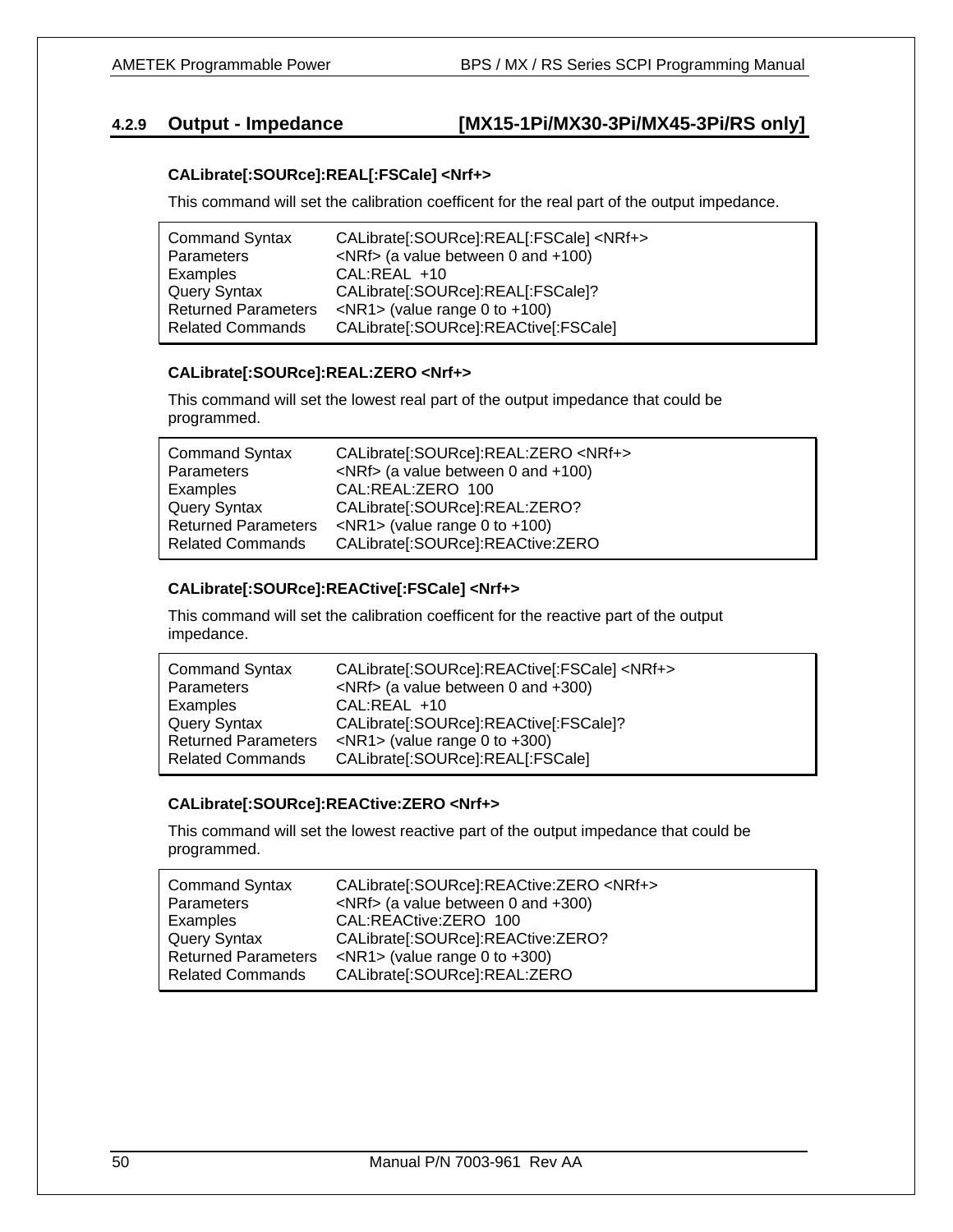### 4.2.9 Output - Impedance [MX15-1Pi/MX30-3Pi/MX45-3Pi/RS only]

**CALibrate[:SOURce]:REAL[:FSCale] <Nrf+>**

This command will set the calibration coefficent for the real part of the output impedance.

| | |
|---|---|
| Command Syntax | CALibrate[:SOURce]:REAL[:FSCale] <NRf+> |
| Parameters | <NRf> (a value between 0 and +100) |
| Examples | CAL:REAL +10 |
| Query Syntax | CALibrate[:SOURce]:REAL[:FSCale]? |
| Returned Parameters | <NR1> (value range 0 to +100) |
| Related Commands | CALibrate[:SOURce]:REACtive[:FSCale] |

**CALibrate[:SOURce]:REAL:ZERO <Nrf+>**

This command will set the lowest real part of the output impedance that could be programmed.

| | |
|---|---|
| Command Syntax | CALibrate[:SOURce]:REAL:ZERO <NRf+> |
| Parameters | <NRf> (a value between 0 and +100) |
| Examples | CAL:REAL:ZERO 100 |
| Query Syntax | CALibrate[:SOURce]:REAL:ZERO? |
| Returned Parameters | <NR1> (value range 0 to +100) |
| Related Commands | CALibrate[:SOURce]:REACtive:ZERO |

**CALibrate[:SOURce]:REACtive[:FSCale] <Nrf+>**

This command will set the calibration coefficent for the reactive part of the output impedance.

| | |
|---|---|
| Command Syntax | CALibrate[:SOURce]:REACtive[:FSCale] <NRf+> |
| Parameters | <NRf> (a value between 0 and +300) |
| Examples | CAL:REAL +10 |
| Query Syntax | CALibrate[:SOURce]:REACtive[:FSCale]? |
| Returned Parameters | <NR1> (value range 0 to +300) |
| Related Commands | CALibrate[:SOURce]:REAL[:FSCale] |

**CALibrate[:SOURce]:REACtive:ZERO <Nrf+>**

This command will set the lowest reactive part of the output impedance that could be programmed.

| | |
|---|---|
| Command Syntax | CALibrate[:SOURce]:REACtive:ZERO <NRf+> |
| Parameters | <NRf> (a value between 0 and +300) |
| Examples | CAL:REACtive:ZERO 100 |
| Query Syntax | CALibrate[:SOURce]:REACtive:ZERO? |
| Returned Parameters | <NR1> (value range 0 to +300) |
| Related Commands | CALibrate[:SOURce]:REAL:ZERO |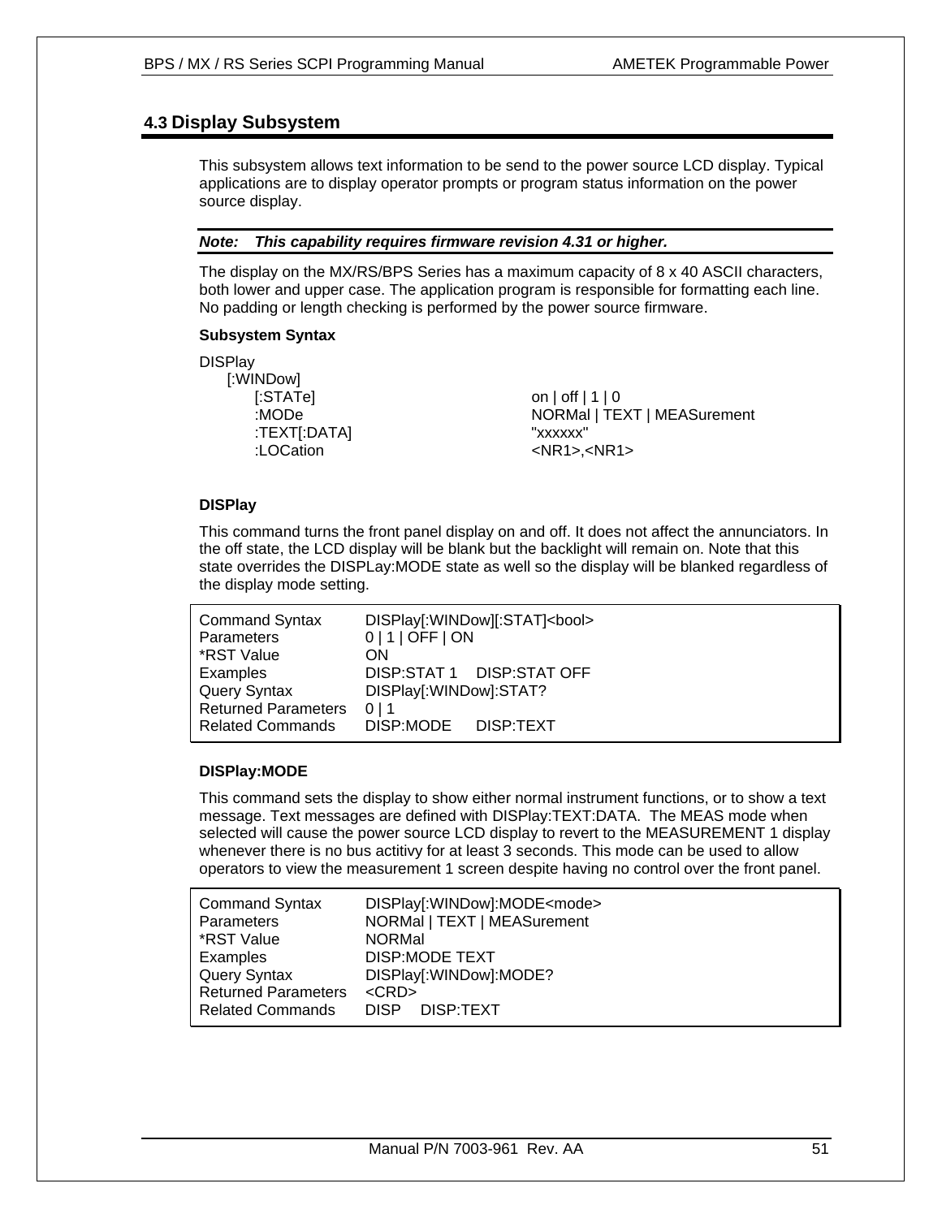## 4.3 Display Subsystem

This subsystem allows text information to be send to the power source LCD display. Typical applications are to display operator prompts or program status information on the power source display.

***Note: This capability requires firmware revision 4.31 or higher.***

The display on the MX/RS/BPS Series has a maximum capacity of 8 x 40 ASCII characters, both lower and upper case. The application program is responsible for formatting each line. No padding or length checking is performed by the power source firmware.

**Subsystem Syntax**

```
DISPlay
    [:WINDow]
        [:STATe]                    on | off | 1 | 0
        :MODe                       NORMal | TEXT | MEASurement
        :TEXT[:DATA]                "xxxxxx"
        :LOCation                   <NR1>,<NR1>
```

**DISPlay**

This command turns the front panel display on and off. It does not affect the annunciators. In the off state, the LCD display will be blank but the backlight will remain on. Note that this state overrides the DISPLay:MODE state as well so the display will be blanked regardless of the display mode setting.

| | |
|---|---|
| Command Syntax | DISPlay[:WINDow][:STAT]<bool> |
| Parameters | 0 \| 1 \| OFF \| ON |
| *RST Value | ON |
| Examples | DISP:STAT 1    DISP:STAT OFF |
| Query Syntax | DISPlay[:WINDow]:STAT? |
| Returned Parameters | 0 \| 1 |
| Related Commands | DISP:MODE    DISP:TEXT |

**DISPlay:MODE**

This command sets the display to show either normal instrument functions, or to show a text message. Text messages are defined with DISPlay:TEXT:DATA. The MEAS mode when selected will cause the power source LCD display to revert to the MEASUREMENT 1 display whenever there is no bus actitivy for at least 3 seconds. This mode can be used to allow operators to view the measurement 1 screen despite having no control over the front panel.

| | |
|---|---|
| Command Syntax | DISPlay[:WINDow]:MODE<mode> |
| Parameters | NORMal \| TEXT \| MEASurement |
| *RST Value | NORMal |
| Examples | DISP:MODE TEXT |
| Query Syntax | DISPlay[:WINDow]:MODE? |
| Returned Parameters | <CRD> |
| Related Commands | DISP    DISP:TEXT |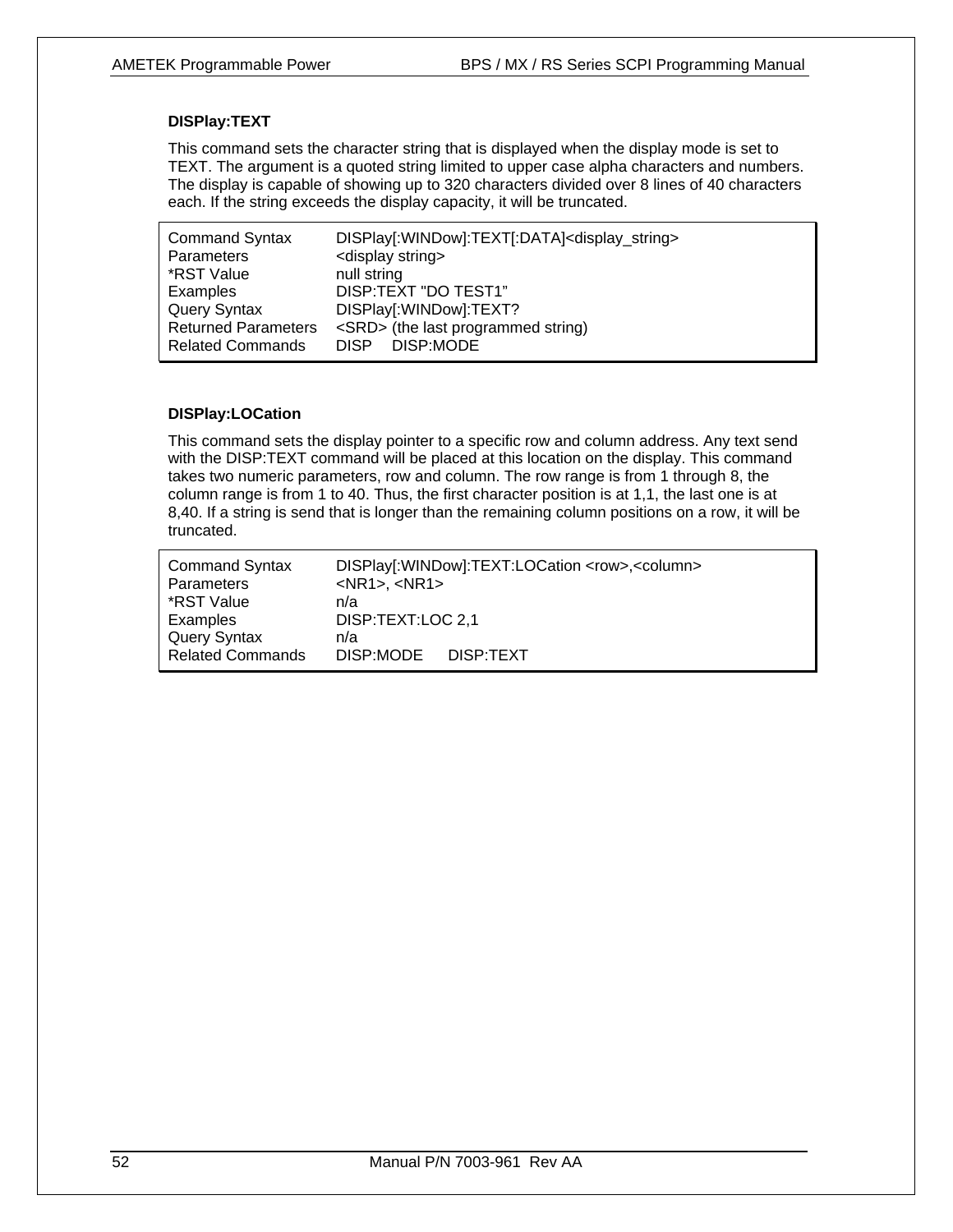### DISPlay:TEXT

This command sets the character string that is displayed when the display mode is set to TEXT. The argument is a quoted string limited to upper case alpha characters and numbers. The display is capable of showing up to 320 characters divided over 8 lines of 40 characters each. If the string exceeds the display capacity, it will be truncated.

| | |
|---|---|
| Command Syntax | DISPlay[:WINDow]:TEXT[:DATA]<display_string> |
| Parameters | <display string> |
| *RST Value | null string |
| Examples | DISP:TEXT "DO TEST1" |
| Query Syntax | DISPlay[:WINDow]:TEXT? |
| Returned Parameters | <SRD> (the last programmed string) |
| Related Commands | DISP    DISP:MODE |

### DISPlay:LOCation

This command sets the display pointer to a specific row and column address. Any text send with the DISP:TEXT command will be placed at this location on the display. This command takes two numeric parameters, row and column. The row range is from 1 through 8, the column range is from 1 to 40. Thus, the first character position is at 1,1, the last one is at 8,40. If a string is send that is longer than the remaining column positions on a row, it will be truncated.

| | |
|---|---|
| Command Syntax | DISPlay[:WINDow]:TEXT:LOCation <row>,<column> |
| Parameters | <NR1>, <NR1> |
| *RST Value | n/a |
| Examples | DISP:TEXT:LOC 2,1 |
| Query Syntax | n/a |
| Related Commands | DISP:MODE    DISP:TEXT |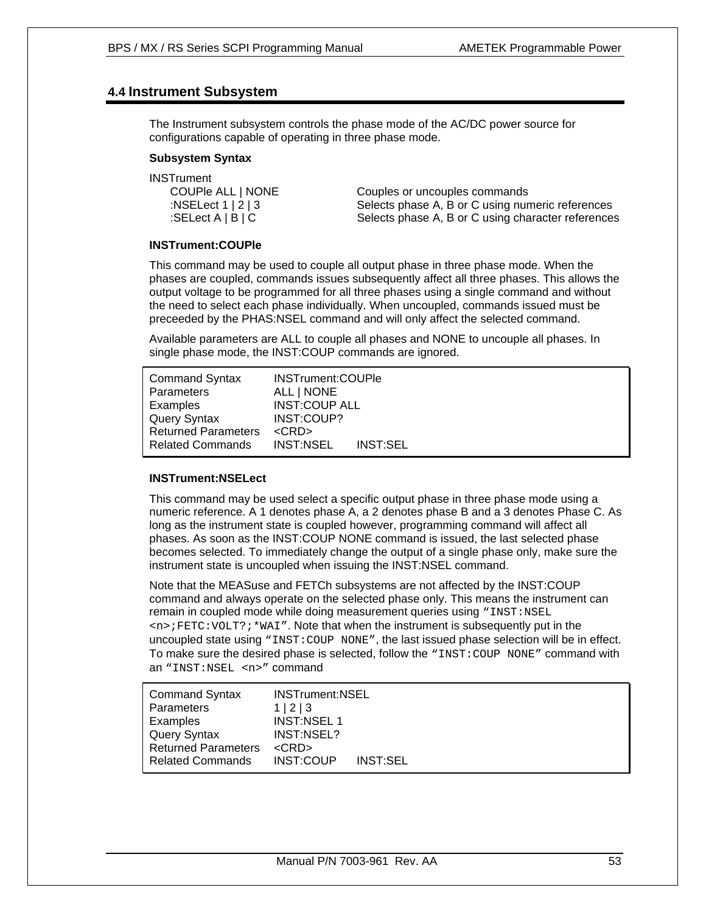## 4.4 Instrument Subsystem

The Instrument subsystem controls the phase mode of the AC/DC power source for configurations capable of operating in three phase mode.

**Subsystem Syntax**

| INSTrument | |
|---|---|
| COUPle ALL \| NONE | Couples or uncouples commands |
| :NSELect 1 \| 2 \| 3 | Selects phase A, B or C using numeric references |
| :SELect A \| B \| C | Selects phase A, B or C using character references |

**INSTrument:COUPle**

This command may be used to couple all output phase in three phase mode. When the phases are coupled, commands issues subsequently affect all three phases. This allows the output voltage to be programmed for all three phases using a single command and without the need to select each phase individually. When uncoupled, commands issued must be preceeded by the PHAS:NSEL command and will only affect the selected command.

Available parameters are ALL to couple all phases and NONE to uncouple all phases. In single phase mode, the INST:COUP commands are ignored.

| | |
|---|---|
| Command Syntax | INSTrument:COUPle |
| Parameters | ALL \| NONE |
| Examples | INST:COUP ALL |
| Query Syntax | INST:COUP? |
| Returned Parameters | <CRD> |
| Related Commands | INST:NSEL INST:SEL |

**INSTrument:NSELect**

This command may be used select a specific output phase in three phase mode using a numeric reference. A 1 denotes phase A, a 2 denotes phase B and a 3 denotes Phase C. As long as the instrument state is coupled however, programming command will affect all phases. As soon as the INST:COUP NONE command is issued, the last selected phase becomes selected. To immediately change the output of a single phase only, make sure the instrument state is uncoupled when issuing the INST:NSEL command.

Note that the MEASuse and FETCh subsystems are not affected by the INST:COUP command and always operate on the selected phase only. This means the instrument can remain in coupled mode while doing measurement queries using "`INST:NSEL <n>;FETC:VOLT?;*WAI`". Note that when the instrument is subsequently put in the uncoupled state using "`INST:COUP NONE`", the last issued phase selection will be in effect. To make sure the desired phase is selected, follow the "`INST:COUP NONE`" command with an "`INST:NSEL <n>`" command

| | |
|---|---|
| Command Syntax | INSTrument:NSEL |
| Parameters | 1 \| 2 \| 3 |
| Examples | INST:NSEL 1 |
| Query Syntax | INST:NSEL? |
| Returned Parameters | <CRD> |
| Related Commands | INST:COUP INST:SEL |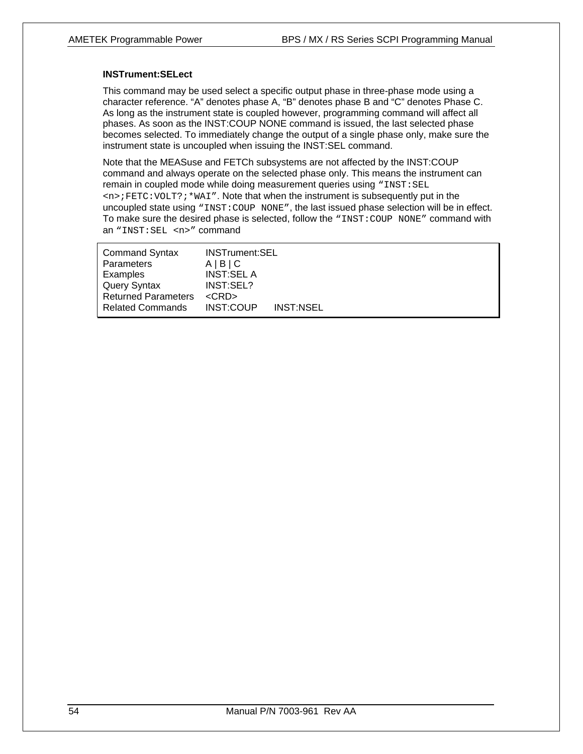### INSTrument:SELect

This command may be used select a specific output phase in three-phase mode using a character reference. “A” denotes phase A, “B” denotes phase B and “C” denotes Phase C. As long as the instrument state is coupled however, programming command will affect all phases. As soon as the INST:COUP NONE command is issued, the last selected phase becomes selected. To immediately change the output of a single phase only, make sure the instrument state is uncoupled when issuing the INST:SEL command.

Note that the MEASuse and FETCh subsystems are not affected by the INST:COUP command and always operate on the selected phase only. This means the instrument can remain in coupled mode while doing measurement queries using `“INST:SEL <n>;FETC:VOLT?;*WAI”`. Note that when the instrument is subsequently put in the uncoupled state using `“INST:COUP NONE”`, the last issued phase selection will be in effect. To make sure the desired phase is selected, follow the `“INST:COUP NONE”` command with an `“INST:SEL <n>”` command

| | |
|---|---|
| Command Syntax | INSTrument:SEL |
| Parameters | A \| B \| C |
| Examples | INST:SEL A |
| Query Syntax | INST:SEL? |
| Returned Parameters | <CRD> |
| Related Commands | INST:COUP INST:NSEL |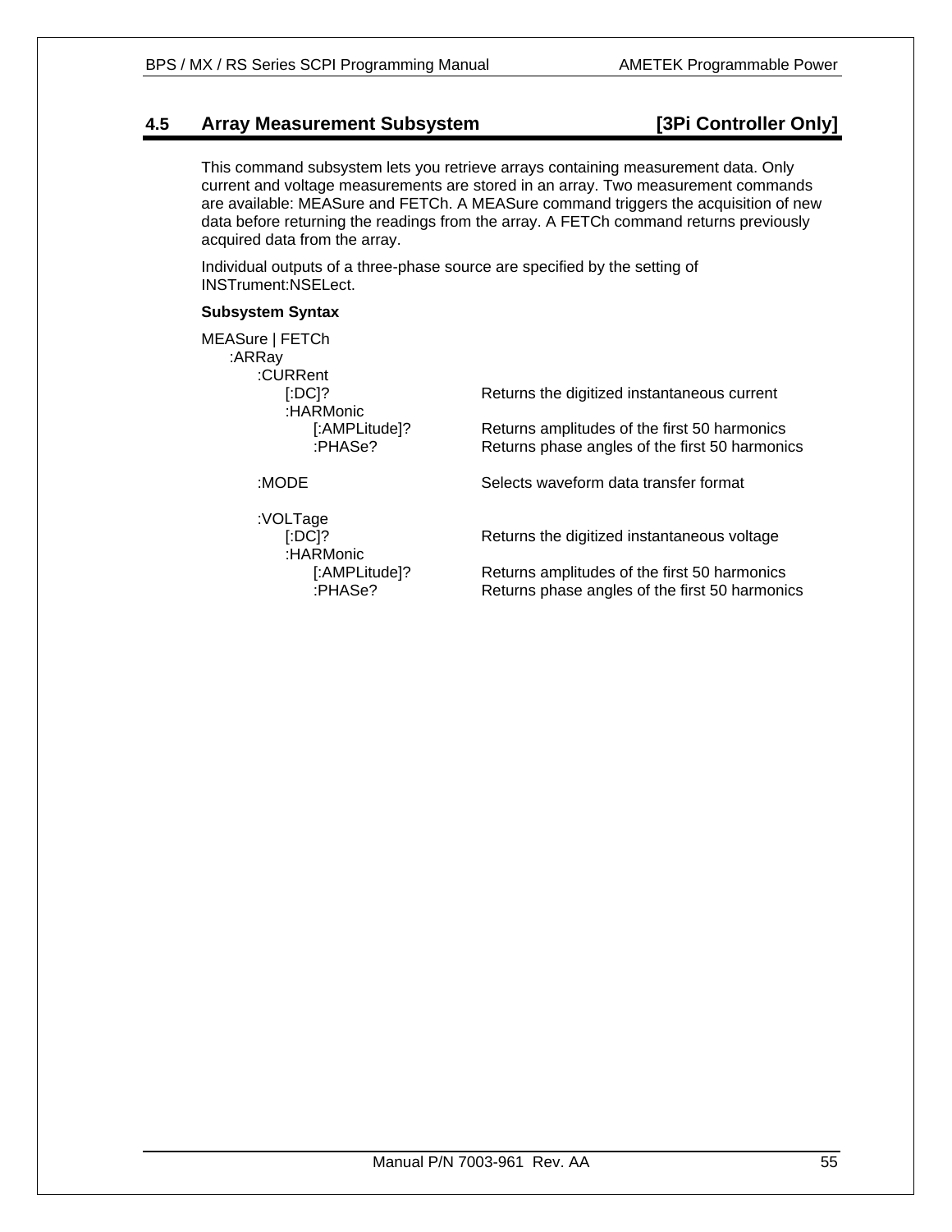## 4.5 Array Measurement Subsystem [3Pi Controller Only]

This command subsystem lets you retrieve arrays containing measurement data. Only current and voltage measurements are stored in an array. Two measurement commands are available: MEASure and FETCh. A MEASure command triggers the acquisition of new data before returning the readings from the array. A FETCh command returns previously acquired data from the array.

Individual outputs of a three-phase source are specified by the setting of INSTrument:NSELect.

**Subsystem Syntax**

```
MEASure | FETCh
    :ARRay
        :CURRent
            [:DC]?                  Returns the digitized instantaneous current
            :HARMonic
                [:AMPLitude]?       Returns amplitudes of the first 50 harmonics
                :PHASe?             Returns phase angles of the first 50 harmonics

        :MODE                       Selects waveform data transfer format

        :VOLTage
            [:DC]?                  Returns the digitized instantaneous voltage
            :HARMonic
                [:AMPLitude]?       Returns amplitudes of the first 50 harmonics
                :PHASe?             Returns phase angles of the first 50 harmonics
```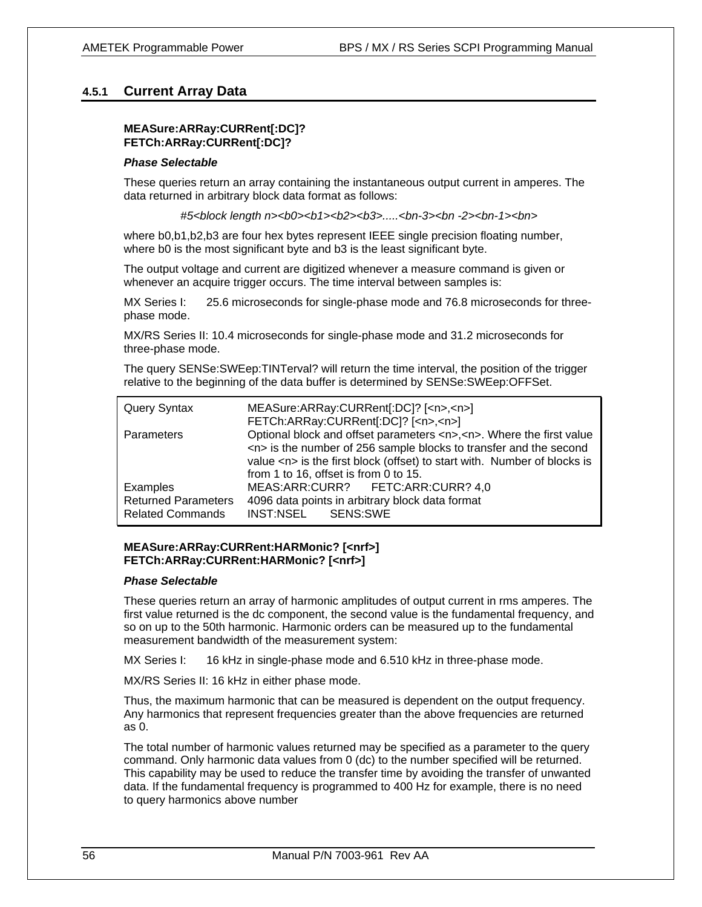### 4.5.1 Current Array Data

**MEASure:ARRay:CURRent[:DC]?**
**FETCh:ARRay:CURRent[:DC]?**

***Phase Selectable***

These queries return an array containing the instantaneous output current in amperes. The data returned in arbitrary block data format as follows:

*#5<block length n><b0><b1><b2><b3>.....<bn-3><bn -2><bn-1><bn>*

where b0,b1,b2,b3 are four hex bytes represent IEEE single precision floating number, where b0 is the most significant byte and b3 is the least significant byte.

The output voltage and current are digitized whenever a measure command is given or whenever an acquire trigger occurs. The time interval between samples is:

MX Series I: 25.6 microseconds for single-phase mode and 76.8 microseconds for three-phase mode.

MX/RS Series II: 10.4 microseconds for single-phase mode and 31.2 microseconds for three-phase mode.

The query SENSe:SWEep:TINTerval? will return the time interval, the position of the trigger relative to the beginning of the data buffer is determined by SENSe:SWEep:OFFSet.

| | |
|---|---|
| Query Syntax | MEASure:ARRay:CURRent[:DC]? [<n>,<n>]<br>FETCh:ARRay:CURRent[:DC]? [<n>,<n>] |
| Parameters | Optional block and offset parameters <n>,<n>. Where the first value <n> is the number of 256 sample blocks to transfer and the second value <n> is the first block (offset) to start with. Number of blocks is from 1 to 16, offset is from 0 to 15. |
| Examples | MEAS:ARR:CURR? FETC:ARR:CURR? 4,0 |
| Returned Parameters | 4096 data points in arbitrary block data format |
| Related Commands | INST:NSEL SENS:SWE |

**MEASure:ARRay:CURRent:HARMonic? [<nrf>]**
**FETCh:ARRay:CURRent:HARMonic? [<nrf>]**

***Phase Selectable***

These queries return an array of harmonic amplitudes of output current in rms amperes. The first value returned is the dc component, the second value is the fundamental frequency, and so on up to the 50th harmonic. Harmonic orders can be measured up to the fundamental measurement bandwidth of the measurement system:

MX Series I: 16 kHz in single-phase mode and 6.510 kHz in three-phase mode.

MX/RS Series II: 16 kHz in either phase mode.

Thus, the maximum harmonic that can be measured is dependent on the output frequency. Any harmonics that represent frequencies greater than the above frequencies are returned as 0.

The total number of harmonic values returned may be specified as a parameter to the query command. Only harmonic data values from 0 (dc) to the number specified will be returned. This capability may be used to reduce the transfer time by avoiding the transfer of unwanted data. If the fundamental frequency is programmed to 400 Hz for example, there is no need to query harmonics above number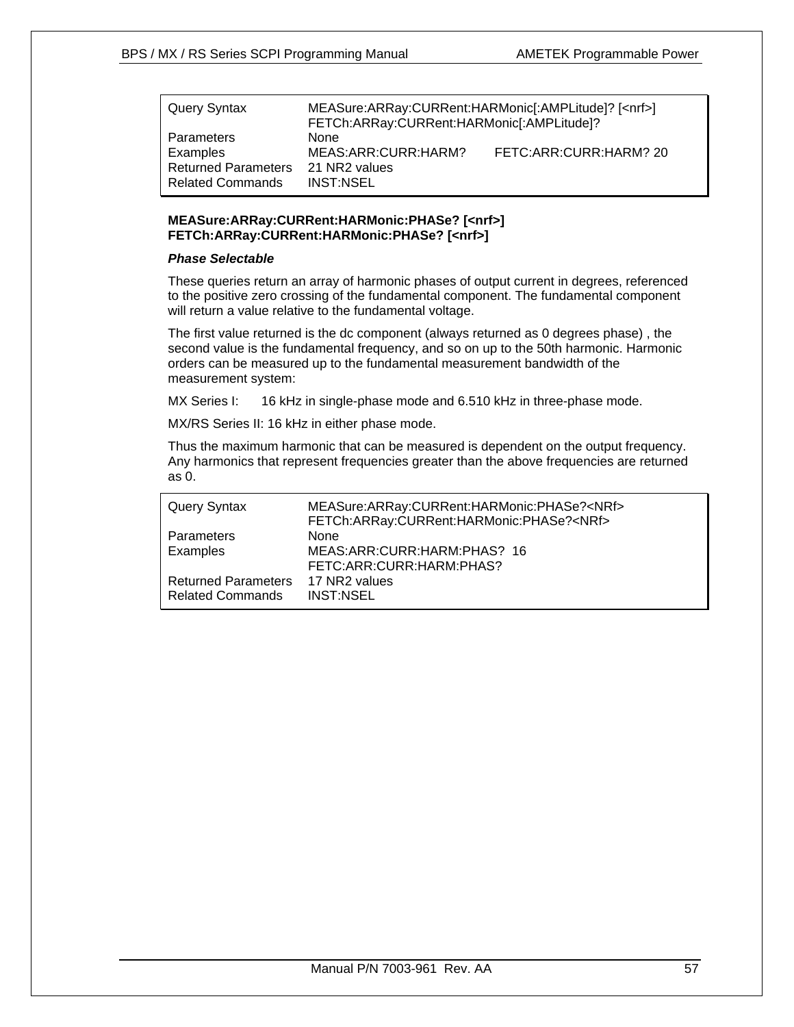| | | |
|---|---|---|
| Query Syntax | MEASure:ARRay:CURRent:HARMonic[:AMPLitude]? [<nrf>]<br>FETCh:ARRay:CURRent:HARMonic[:AMPLitude]? | |
| Parameters | None | |
| Examples | MEAS:ARR:CURR:HARM? | FETC:ARR:CURR:HARM? 20 |
| Returned Parameters | 21 NR2 values | |
| Related Commands | INST:NSEL | |

**MEASure:ARRay:CURRent:HARMonic:PHASe? [<nrf>]**
**FETCh:ARRay:CURRent:HARMonic:PHASe? [<nrf>]**

***Phase Selectable***

These queries return an array of harmonic phases of output current in degrees, referenced to the positive zero crossing of the fundamental component. The fundamental component will return a value relative to the fundamental voltage.

The first value returned is the dc component (always returned as 0 degrees phase) , the second value is the fundamental frequency, and so on up to the 50th harmonic. Harmonic orders can be measured up to the fundamental measurement bandwidth of the measurement system:

MX Series I: 16 kHz in single-phase mode and 6.510 kHz in three-phase mode.

MX/RS Series II: 16 kHz in either phase mode.

Thus the maximum harmonic that can be measured is dependent on the output frequency. Any harmonics that represent frequencies greater than the above frequencies are returned as 0.

| | |
|---|---|
| Query Syntax | MEASure:ARRay:CURRent:HARMonic:PHASe?<NRf><br>FETCh:ARRay:CURRent:HARMonic:PHASe?<NRf> |
| Parameters | None |
| Examples | MEAS:ARR:CURR:HARM:PHAS? 16<br>FETC:ARR:CURR:HARM:PHAS? |
| Returned Parameters | 17 NR2 values |
| Related Commands | INST:NSEL |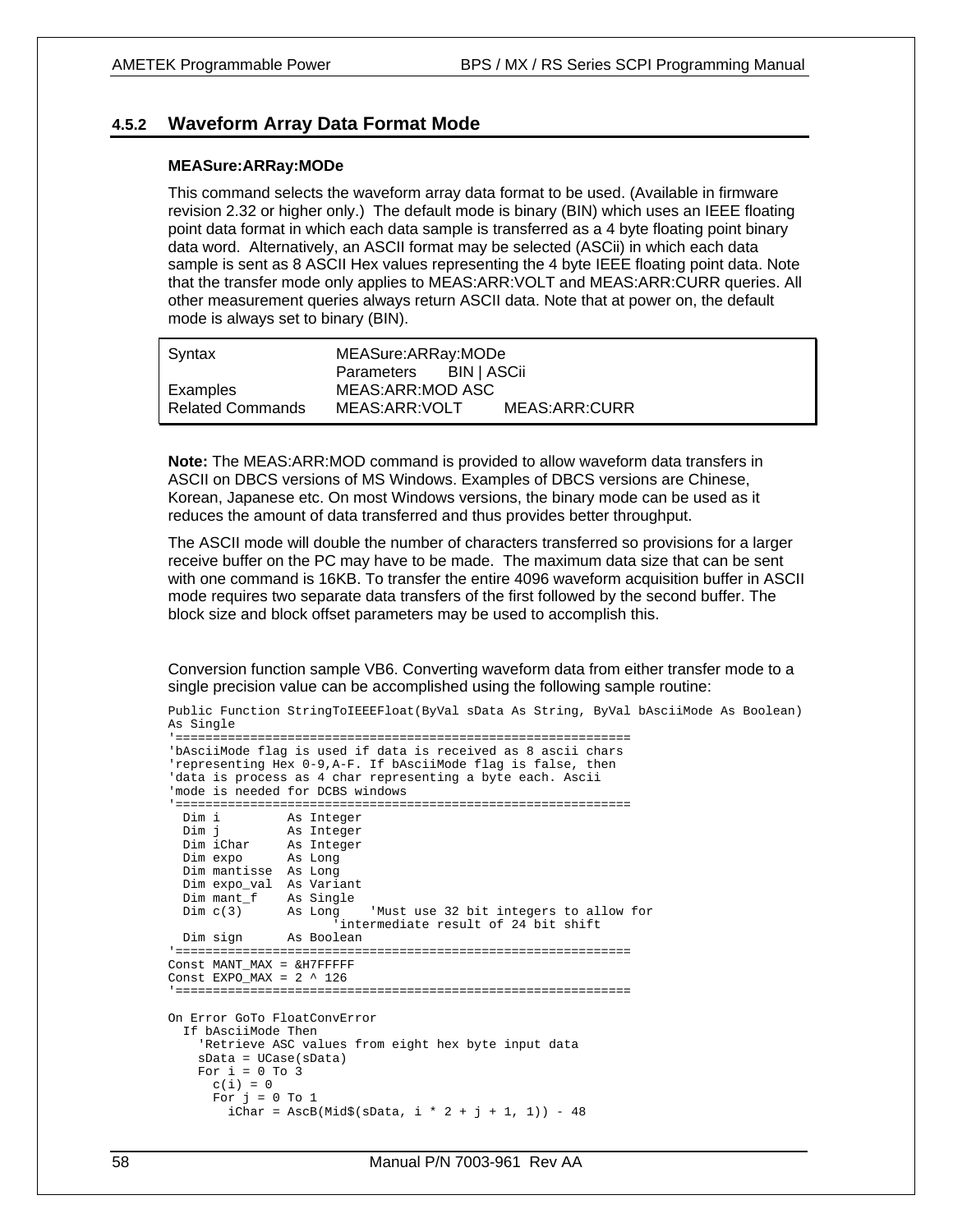### 4.5.2 Waveform Array Data Format Mode

**MEASure:ARRay:MODe**

This command selects the waveform array data format to be used. (Available in firmware revision 2.32 or higher only.) The default mode is binary (BIN) which uses an IEEE floating point data format in which each data sample is transferred as a 4 byte floating point binary data word. Alternatively, an ASCII format may be selected (ASCii) in which each data sample is sent as 8 ASCII Hex values representing the 4 byte IEEE floating point data. Note that the transfer mode only applies to MEAS:ARR:VOLT and MEAS:ARR:CURR queries. All other measurement queries always return ASCII data. Note that at power on, the default mode is always set to binary (BIN).

| | | |
|---|---|---|
| Syntax | MEASure:ARRay:MODe | |
| | Parameters BIN \| ASCii | |
| Examples | MEAS:ARR:MOD ASC | |
| Related Commands | MEAS:ARR:VOLT | MEAS:ARR:CURR |

**Note:** The MEAS:ARR:MOD command is provided to allow waveform data transfers in ASCII on DBCS versions of MS Windows. Examples of DBCS versions are Chinese, Korean, Japanese etc. On most Windows versions, the binary mode can be used as it reduces the amount of data transferred and thus provides better throughput.

The ASCII mode will double the number of characters transferred so provisions for a larger receive buffer on the PC may have to be made. The maximum data size that can be sent with one command is 16KB. To transfer the entire 4096 waveform acquisition buffer in ASCII mode requires two separate data transfers of the first followed by the second buffer. The block size and block offset parameters may be used to accomplish this.

Conversion function sample VB6. Converting waveform data from either transfer mode to a single precision value can be accomplished using the following sample routine:

```
Public Function StringToIEEEFloat(ByVal sData As String, ByVal bAsciiMode As Boolean)
As Single
'==============================================================
'bAsciiMode flag is used if data is received as 8 ascii chars
'representing Hex 0-9,A-F. If bAsciiMode flag is false, then
'data is process as 4 char representing a byte each. Ascii
'mode is needed for DCBS windows
'==============================================================
  Dim i         As Integer
  Dim j         As Integer
  Dim iChar     As Integer
  Dim expo      As Long
  Dim mantisse  As Long
  Dim expo_val  As Variant
  Dim mant_f    As Single
  Dim c(3)      As Long    'Must use 32 bit integers to allow for
                      'intermediate result of 24 bit shift
  Dim sign      As Boolean
'==============================================================
Const MANT_MAX = &H7FFFFF
Const EXPO_MAX = 2 ^ 126
'==============================================================

On Error GoTo FloatConvError
  If bAsciiMode Then
    'Retrieve ASC values from eight hex byte input data
    sData = UCase(sData)
    For i = 0 To 3
      c(i) = 0
      For j = 0 To 1
        iChar = AscB(Mid$(sData, i * 2 + j + 1, 1)) - 48
```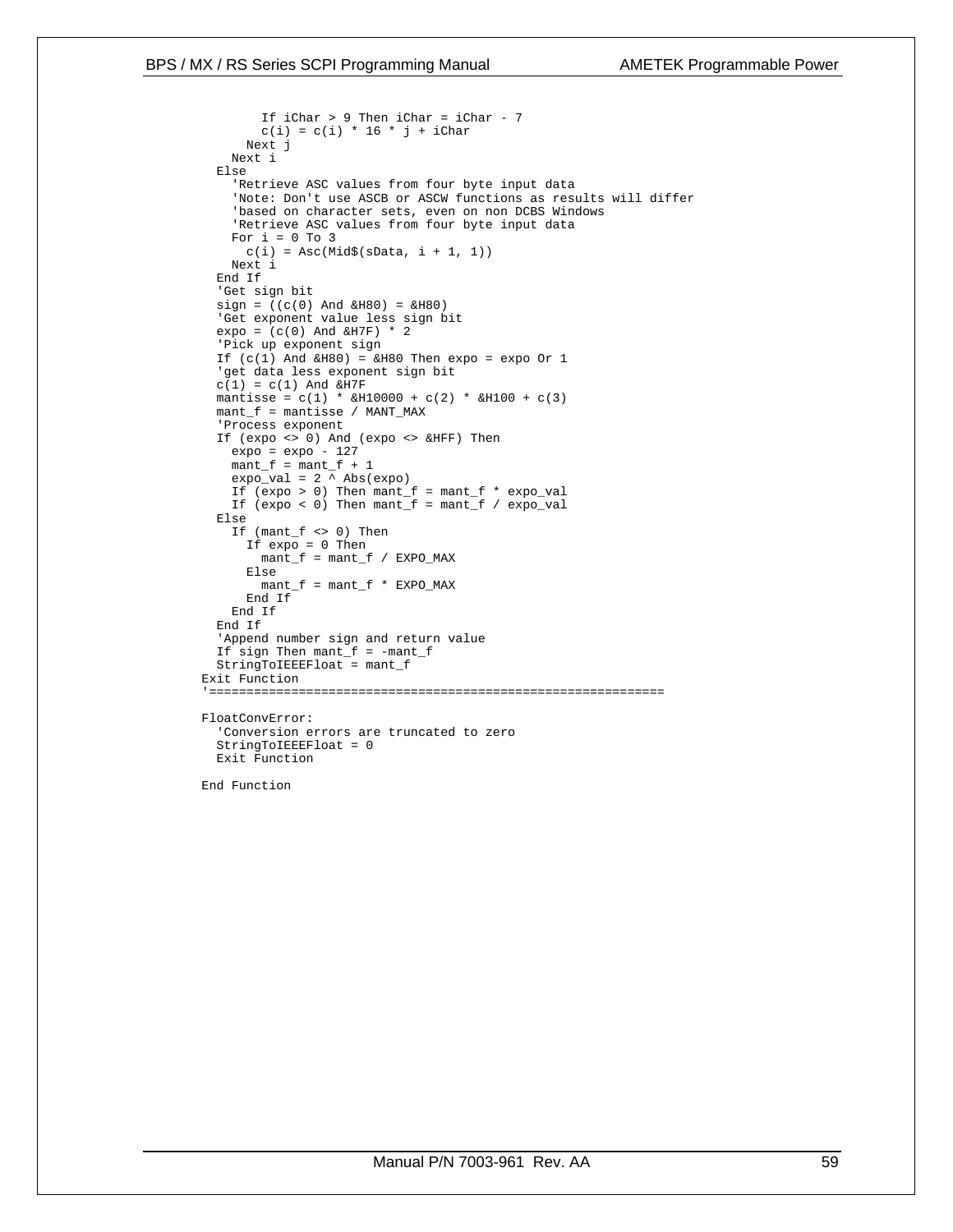```
            If iChar > 9 Then iChar = iChar - 7
            c(i) = c(i) * 16 * j + iChar
          Next j
        Next i
      Else
        'Retrieve ASC values from four byte input data
        'Note: Don't use ASCB or ASCW functions as results will differ
        'based on character sets, even on non DCBS Windows
        'Retrieve ASC values from four byte input data
        For i = 0 To 3
          c(i) = Asc(Mid$(sData, i + 1, 1))
        Next i
      End If
      'Get sign bit
      sign = ((c(0) And &H80) = &H80)
      'Get exponent value less sign bit
      expo = (c(0) And &H7F) * 2
      'Pick up exponent sign
      If (c(1) And &H80) = &H80 Then expo = expo Or 1
      'get data less exponent sign bit
      c(1) = c(1) And &H7F
      mantisse = c(1) * &H10000 + c(2) * &H100 + c(3)
      mant_f = mantisse / MANT_MAX
      'Process exponent
      If (expo <> 0) And (expo <> &HFF) Then
        expo = expo - 127
        mant_f = mant_f + 1
        expo_val = 2 ^ Abs(expo)
        If (expo > 0) Then mant_f = mant_f * expo_val
        If (expo < 0) Then mant_f = mant_f / expo_val
      Else
        If (mant_f <> 0) Then
          If expo = 0 Then
            mant_f = mant_f / EXPO_MAX
          Else
            mant_f = mant_f * EXPO_MAX
          End If
        End If
      End If
      'Append number sign and return value
      If sign Then mant_f = -mant_f
      StringToIEEEFloat = mant_f
    Exit Function
    '==============================================================

    FloatConvError:
      'Conversion errors are truncated to zero
      StringToIEEEFloat = 0
      Exit Function

    End Function
```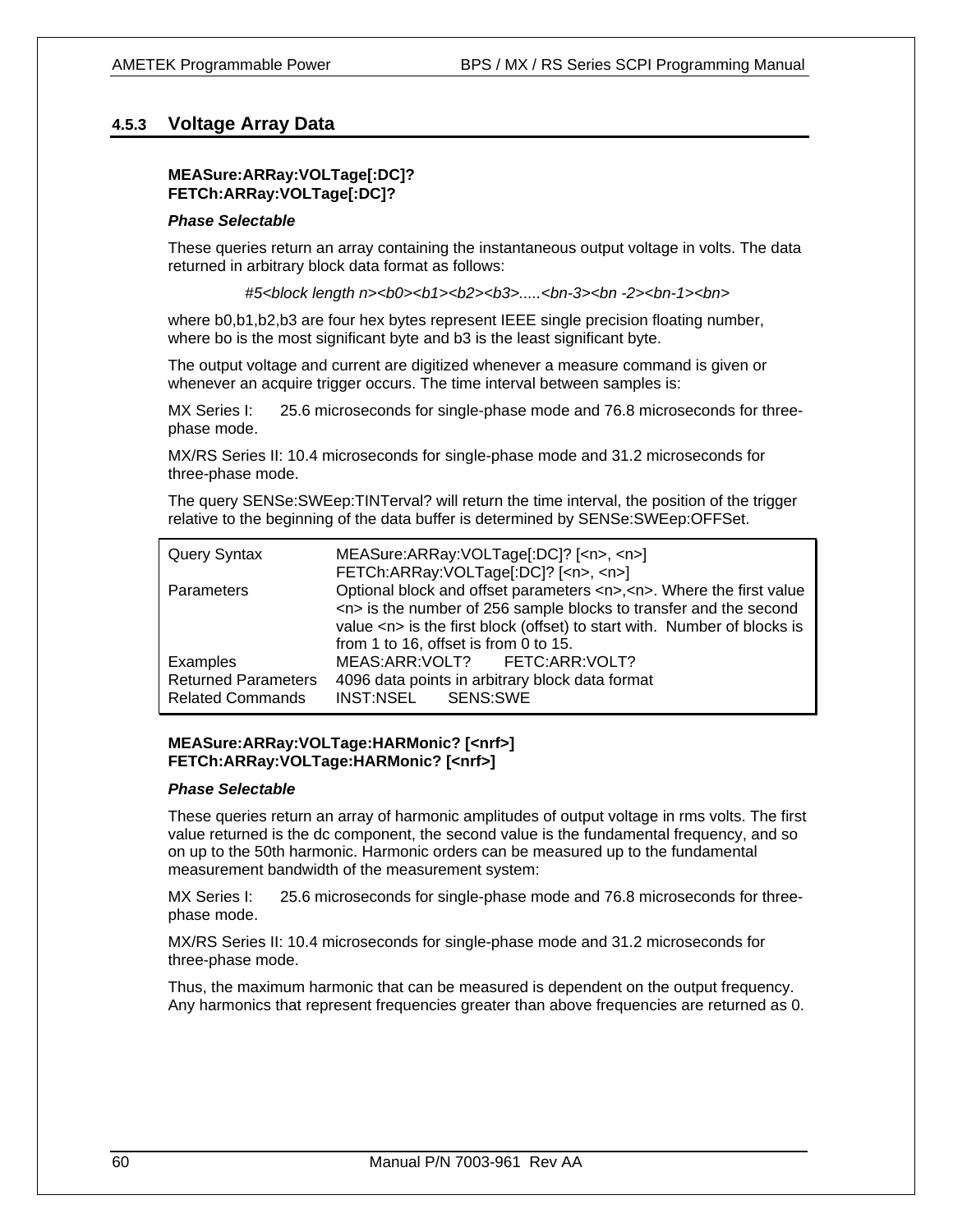### 4.5.3 Voltage Array Data

**MEASure:ARRay:VOLTage[:DC]?**
**FETCh:ARRay:VOLTage[:DC]?**

***Phase Selectable***

These queries return an array containing the instantaneous output voltage in volts. The data returned in arbitrary block data format as follows:

*#5<block length n><b0><b1><b2><b3>.....<bn-3><bn -2><bn-1><bn>*

where b0,b1,b2,b3 are four hex bytes represent IEEE single precision floating number, where bo is the most significant byte and b3 is the least significant byte.

The output voltage and current are digitized whenever a measure command is given or whenever an acquire trigger occurs. The time interval between samples is:

MX Series I: 25.6 microseconds for single-phase mode and 76.8 microseconds for three-phase mode.

MX/RS Series II: 10.4 microseconds for single-phase mode and 31.2 microseconds for three-phase mode.

The query SENSe:SWEep:TINTerval? will return the time interval, the position of the trigger relative to the beginning of the data buffer is determined by SENSe:SWEep:OFFSet.

| | |
|---|---|
| Query Syntax | MEASure:ARRay:VOLTage[:DC]? [<n>, <n>]<br>FETCh:ARRay:VOLTage[:DC]? [<n>, <n>] |
| Parameters | Optional block and offset parameters <n>,<n>. Where the first value <n> is the number of 256 sample blocks to transfer and the second value <n> is the first block (offset) to start with. Number of blocks is from 1 to 16, offset is from 0 to 15. |
| Examples | MEAS:ARR:VOLT? FETC:ARR:VOLT? |
| Returned Parameters | 4096 data points in arbitrary block data format |
| Related Commands | INST:NSEL SENS:SWE |

**MEASure:ARRay:VOLTage:HARMonic? [<nrf>]**
**FETCh:ARRay:VOLTage:HARMonic? [<nrf>]**

***Phase Selectable***

These queries return an array of harmonic amplitudes of output voltage in rms volts. The first value returned is the dc component, the second value is the fundamental frequency, and so on up to the 50th harmonic. Harmonic orders can be measured up to the fundamental measurement bandwidth of the measurement system:

MX Series I: 25.6 microseconds for single-phase mode and 76.8 microseconds for three-phase mode.

MX/RS Series II: 10.4 microseconds for single-phase mode and 31.2 microseconds for three-phase mode.

Thus, the maximum harmonic that can be measured is dependent on the output frequency. Any harmonics that represent frequencies greater than above frequencies are returned as 0.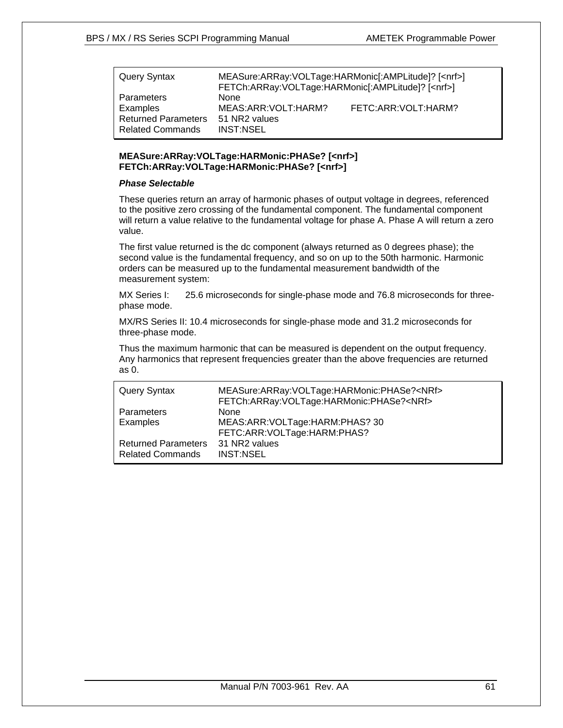| Query Syntax | MEASure:ARRay:VOLTage:HARMonic[:AMPLitude]? [<nrf>]<br>FETCh:ARRay:VOLTage:HARMonic[:AMPLitude]? [<nrf>] |
|---|---|
| Parameters | None |
| Examples | MEAS:ARR:VOLT:HARM?        FETC:ARR:VOLT:HARM? |
| Returned Parameters | 51 NR2 values |
| Related Commands | INST:NSEL |

**MEASure:ARRay:VOLTage:HARMonic:PHASe? [<nrf>]**
**FETCh:ARRay:VOLTage:HARMonic:PHASe? [<nrf>]**

***Phase Selectable***

These queries return an array of harmonic phases of output voltage in degrees, referenced to the positive zero crossing of the fundamental component. The fundamental component will return a value relative to the fundamental voltage for phase A. Phase A will return a zero value.

The first value returned is the dc component (always returned as 0 degrees phase); the second value is the fundamental frequency, and so on up to the 50th harmonic. Harmonic orders can be measured up to the fundamental measurement bandwidth of the measurement system:

MX Series I: 25.6 microseconds for single-phase mode and 76.8 microseconds for three-phase mode.

MX/RS Series II: 10.4 microseconds for single-phase mode and 31.2 microseconds for three-phase mode.

Thus the maximum harmonic that can be measured is dependent on the output frequency. Any harmonics that represent frequencies greater than the above frequencies are returned as 0.

| Query Syntax | MEASure:ARRay:VOLTage:HARMonic:PHASe?<NRf><br>FETCh:ARRay:VOLTage:HARMonic:PHASe?<NRf> |
|---|---|
| Parameters | None |
| Examples | MEAS:ARR:VOLTage:HARM:PHAS? 30<br>FETC:ARR:VOLTage:HARM:PHAS? |
| Returned Parameters | 31 NR2 values |
| Related Commands | INST:NSEL |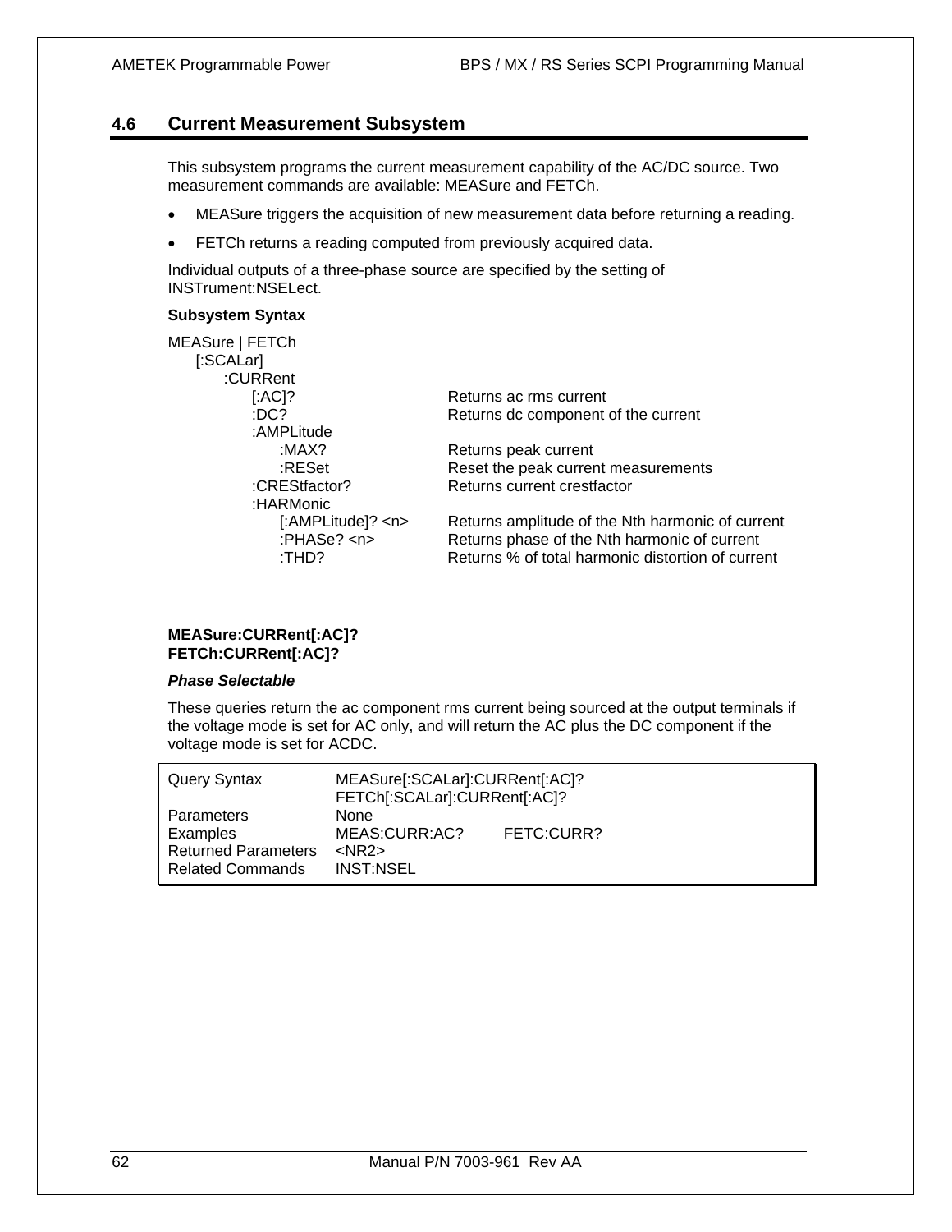## 4.6 Current Measurement Subsystem

This subsystem programs the current measurement capability of the AC/DC source. Two measurement commands are available: MEASure and FETCh.

- MEASure triggers the acquisition of new measurement data before returning a reading.
- FETCh returns a reading computed from previously acquired data.

Individual outputs of a three-phase source are specified by the setting of INSTrument:NSELect.

**Subsystem Syntax**

```
MEASure | FETCh
    [:SCALar]
        :CURRent
            [:AC]?                  Returns ac rms current
            :DC?                    Returns dc component of the current
            :AMPLitude
                :MAX?               Returns peak current
                :RESet              Reset the peak current measurements
            :CRESTfactor?           Returns current crestfactor
            :HARMonic
                [:AMPLitude]? <n>   Returns amplitude of the Nth harmonic of current
                :PHASe? <n>         Returns phase of the Nth harmonic of current
                :THD?               Returns % of total harmonic distortion of current
```

**MEASure:CURRent[:AC]?**
**FETCh:CURRent[:AC]?**

***Phase Selectable***

These queries return the ac component rms current being sourced at the output terminals if the voltage mode is set for AC only, and will return the AC plus the DC component if the voltage mode is set for ACDC.

| | | |
|---|---|---|
| Query Syntax | MEASure[:SCALar]:CURRent[:AC]?<br>FETCh[:SCALar]:CURRent[:AC]? | |
| Parameters | None | |
| Examples | MEAS:CURR:AC? | FETC:CURR? |
| Returned Parameters | <NR2> | |
| Related Commands | INST:NSEL | |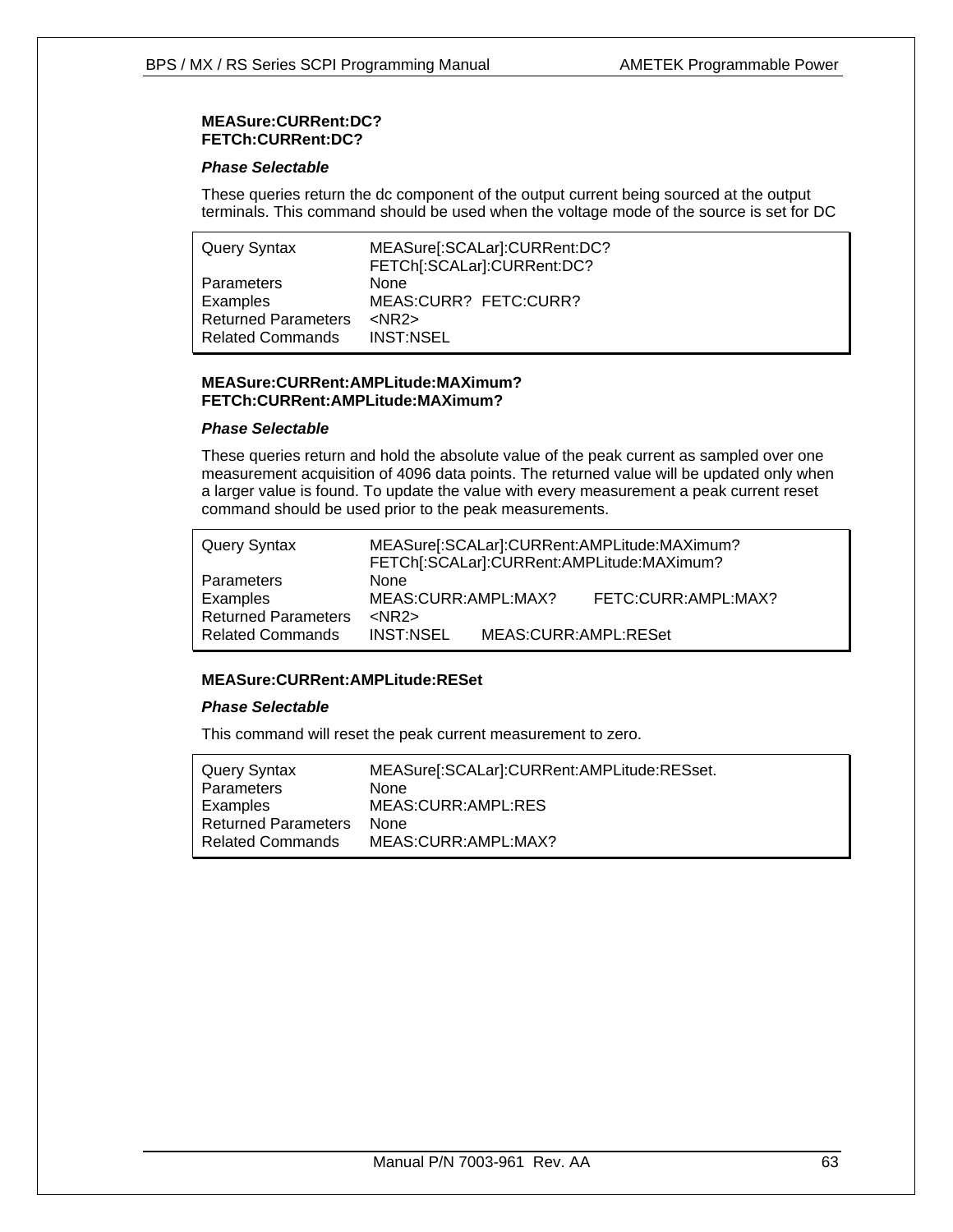**MEASure:CURRent:DC?**
**FETCh:CURRent:DC?**

***Phase Selectable***

These queries return the dc component of the output current being sourced at the output terminals. This command should be used when the voltage mode of the source is set for DC

| | |
|---|---|
| Query Syntax | MEASure[:SCALar]:CURRent:DC?<br>FETCh[:SCALar]:CURRent:DC? |
| Parameters | None |
| Examples | MEAS:CURR? FETC:CURR? |
| Returned Parameters | <NR2> |
| Related Commands | INST:NSEL |

**MEASure:CURRent:AMPLitude:MAXimum?**
**FETCh:CURRent:AMPLitude:MAXimum?**

***Phase Selectable***

These queries return and hold the absolute value of the peak current as sampled over one measurement acquisition of 4096 data points. The returned value will be updated only when a larger value is found. To update the value with every measurement a peak current reset command should be used prior to the peak measurements.

| | |
|---|---|
| Query Syntax | MEASure[:SCALar]:CURRent:AMPLitude:MAXimum?<br>FETCh[:SCALar]:CURRent:AMPLitude:MAXimum? |
| Parameters | None |
| Examples | MEAS:CURR:AMPL:MAX? FETC:CURR:AMPL:MAX? |
| Returned Parameters | <NR2> |
| Related Commands | INST:NSEL MEAS:CURR:AMPL:RESet |

**MEASure:CURRent:AMPLitude:RESet**

***Phase Selectable***

This command will reset the peak current measurement to zero.

| | |
|---|---|
| Query Syntax | MEASure[:SCALar]:CURRent:AMPLitude:RESset. |
| Parameters | None |
| Examples | MEAS:CURR:AMPL:RES |
| Returned Parameters | None |
| Related Commands | MEAS:CURR:AMPL:MAX? |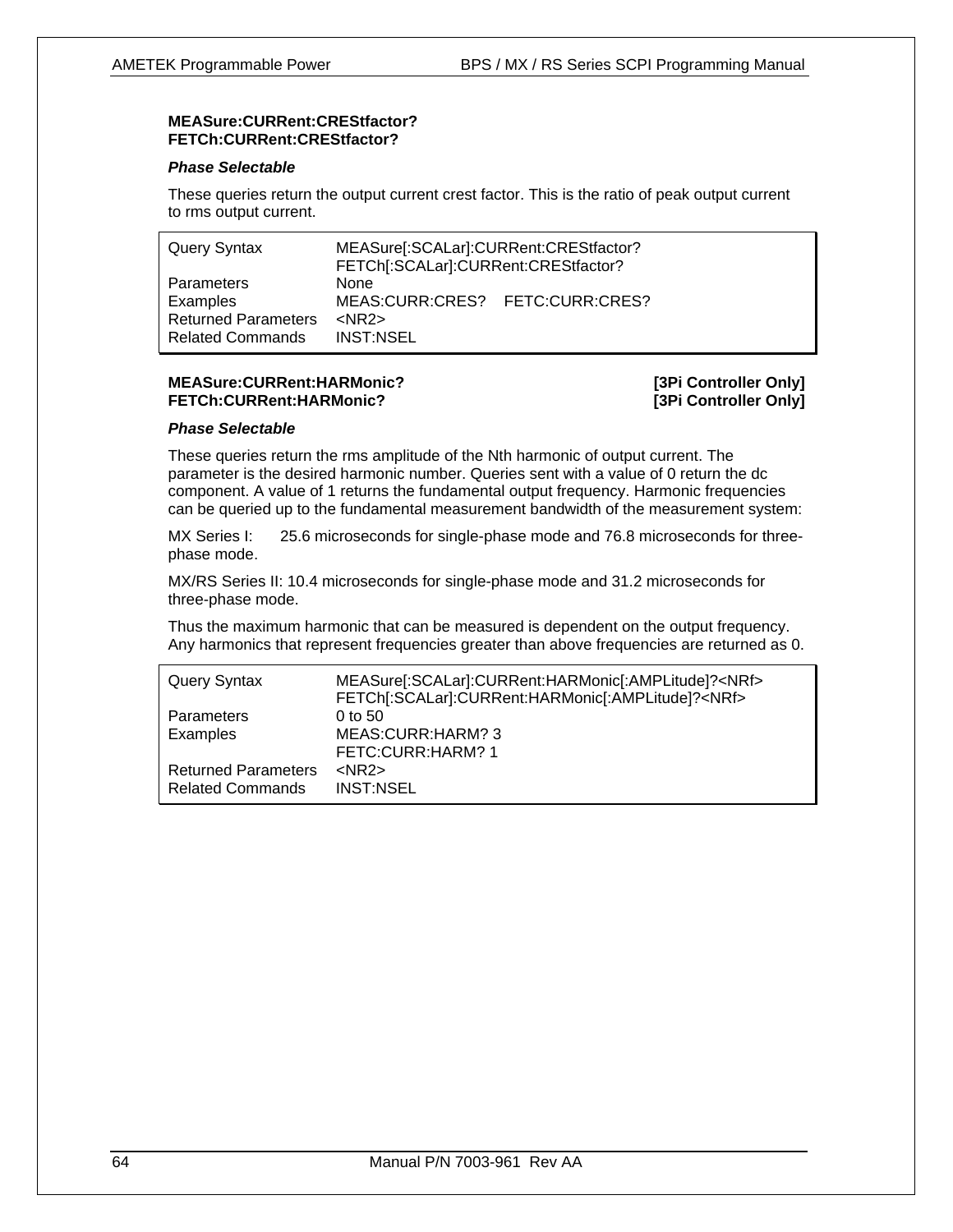**MEASure:CURRent:CRESTfactor?**
**FETCh:CURRent:CRESTfactor?**

***Phase Selectable***

These queries return the output current crest factor. This is the ratio of peak output current to rms output current.

| | |
|---|---|
| Query Syntax | MEASure[:SCALar]:CURRent:CRESTfactor?<br>FETCh[:SCALar]:CURRent:CRESTfactor? |
| Parameters | None |
| Examples | MEAS:CURR:CRES?    FETC:CURR:CRES? |
| Returned Parameters | <NR2> |
| Related Commands | INST:NSEL |

**MEASure:CURRent:HARMonic?** **[3Pi Controller Only]**
**FETCh:CURRent:HARMonic?** **[3Pi Controller Only]**

***Phase Selectable***

These queries return the rms amplitude of the Nth harmonic of output current. The parameter is the desired harmonic number. Queries sent with a value of 0 return the dc component. A value of 1 returns the fundamental output frequency. Harmonic frequencies can be queried up to the fundamental measurement bandwidth of the measurement system:

MX Series I: 25.6 microseconds for single-phase mode and 76.8 microseconds for three-phase mode.

MX/RS Series II: 10.4 microseconds for single-phase mode and 31.2 microseconds for three-phase mode.

Thus the maximum harmonic that can be measured is dependent on the output frequency. Any harmonics that represent frequencies greater than above frequencies are returned as 0.

| | |
|---|---|
| Query Syntax | MEASure[:SCALar]:CURRent:HARMonic[:AMPLitude]?<NRf><br>FETCh[:SCALar]:CURRent:HARMonic[:AMPLitude]?<NRf> |
| Parameters | 0 to 50 |
| Examples | MEAS:CURR:HARM? 3<br>FETC:CURR:HARM? 1 |
| Returned Parameters | <NR2> |
| Related Commands | INST:NSEL |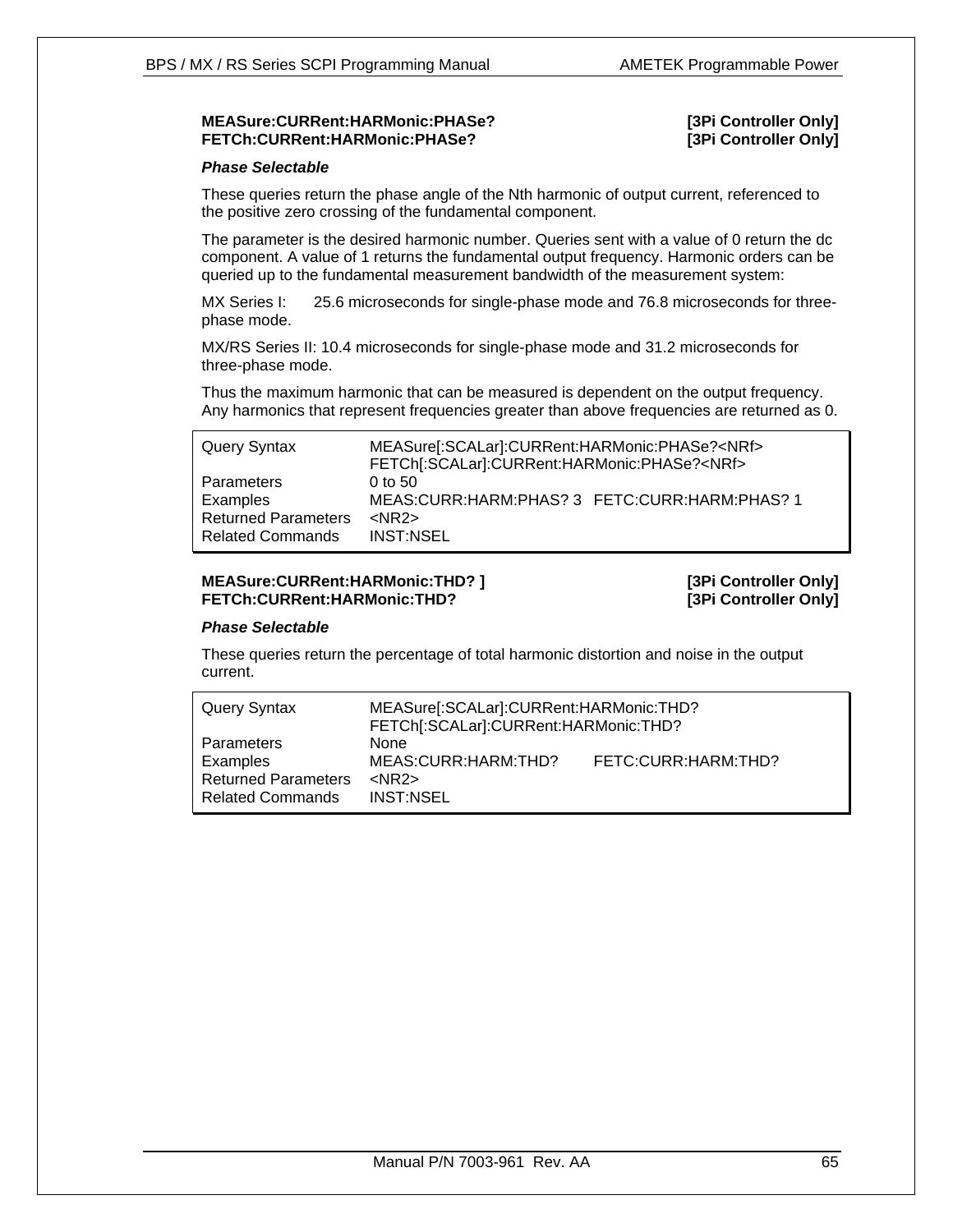### MEASure:CURRent:HARMonic:PHASe? [3Pi Controller Only]
### FETCh:CURRent:HARMonic:PHASe? [3Pi Controller Only]

***Phase Selectable***

These queries return the phase angle of the Nth harmonic of output current, referenced to the positive zero crossing of the fundamental component.

The parameter is the desired harmonic number. Queries sent with a value of 0 return the dc component. A value of 1 returns the fundamental output frequency. Harmonic orders can be queried up to the fundamental measurement bandwidth of the measurement system:

MX Series I: 25.6 microseconds for single-phase mode and 76.8 microseconds for three-phase mode.

MX/RS Series II: 10.4 microseconds for single-phase mode and 31.2 microseconds for three-phase mode.

Thus the maximum harmonic that can be measured is dependent on the output frequency. Any harmonics that represent frequencies greater than above frequencies are returned as 0.

| | | |
|---|---|---|
| Query Syntax | MEASure[:SCALar]:CURRent:HARMonic:PHASe?<NRf> | |
| | FETCh[:SCALar]:CURRent:HARMonic:PHASe?<NRf> | |
| Parameters | 0 to 50 | |
| Examples | MEAS:CURR:HARM:PHAS? 3 | FETC:CURR:HARM:PHAS? 1 |
| Returned Parameters | <NR2> | |
| Related Commands | INST:NSEL | |

### MEASure:CURRent:HARMonic:THD? ] [3Pi Controller Only]
### FETCh:CURRent:HARMonic:THD? [3Pi Controller Only]

***Phase Selectable***

These queries return the percentage of total harmonic distortion and noise in the output current.

| | | |
|---|---|---|
| Query Syntax | MEASure[:SCALar]:CURRent:HARMonic:THD? | |
| | FETCh[:SCALar]:CURRent:HARMonic:THD? | |
| Parameters | None | |
| Examples | MEAS:CURR:HARM:THD? | FETC:CURR:HARM:THD? |
| Returned Parameters | <NR2> | |
| Related Commands | INST:NSEL | |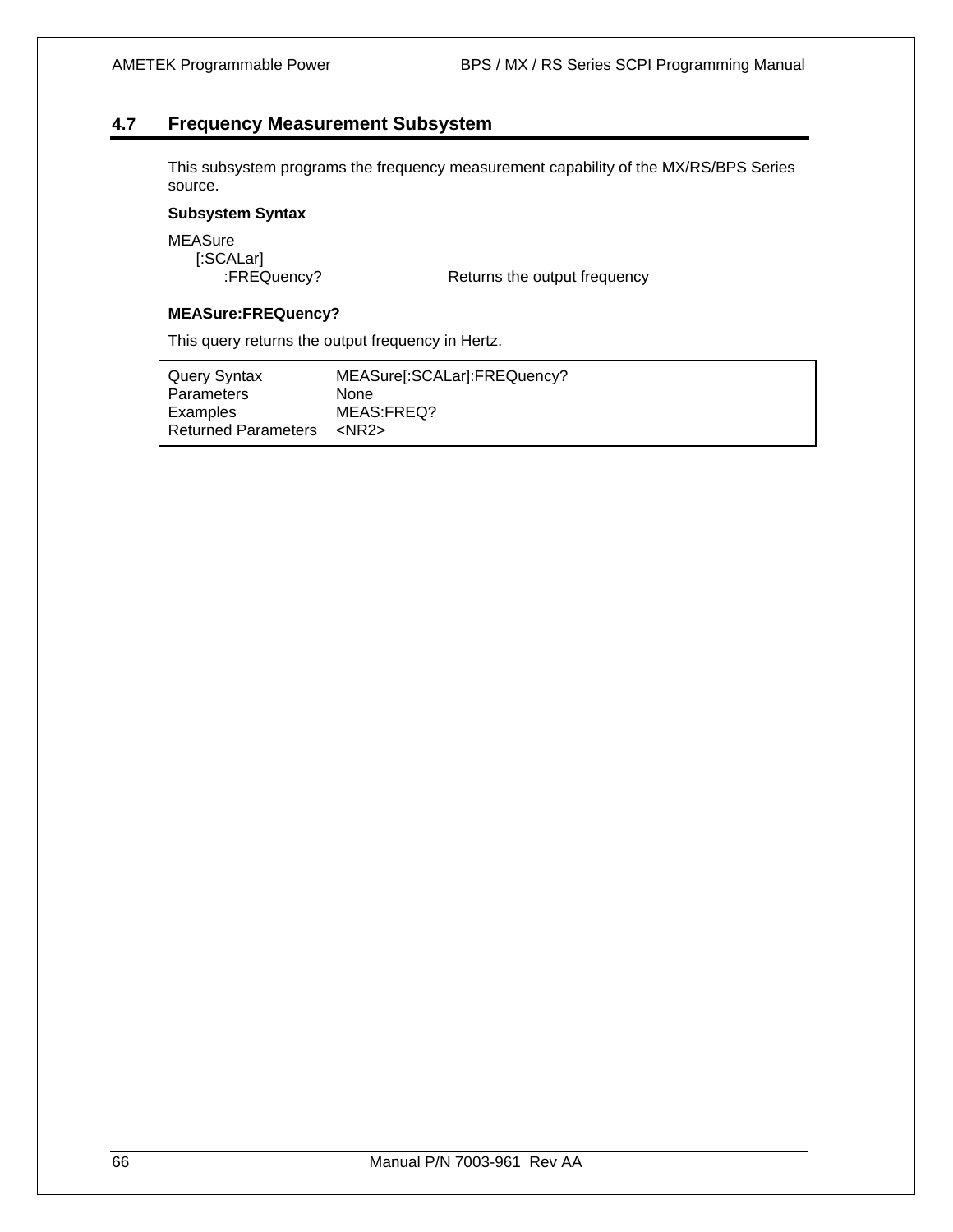## 4.7 Frequency Measurement Subsystem

This subsystem programs the frequency measurement capability of the MX/RS/BPS Series source.

**Subsystem Syntax**

```
MEASure
    [:SCALar]
        :FREQuency?                Returns the output frequency
```

**MEASure:FREQuency?**

This query returns the output frequency in Hertz.

| | |
|---|---|
| Query Syntax | MEASure[:SCALar]:FREQuency? |
| Parameters | None |
| Examples | MEAS:FREQ? |
| Returned Parameters | <NR2> |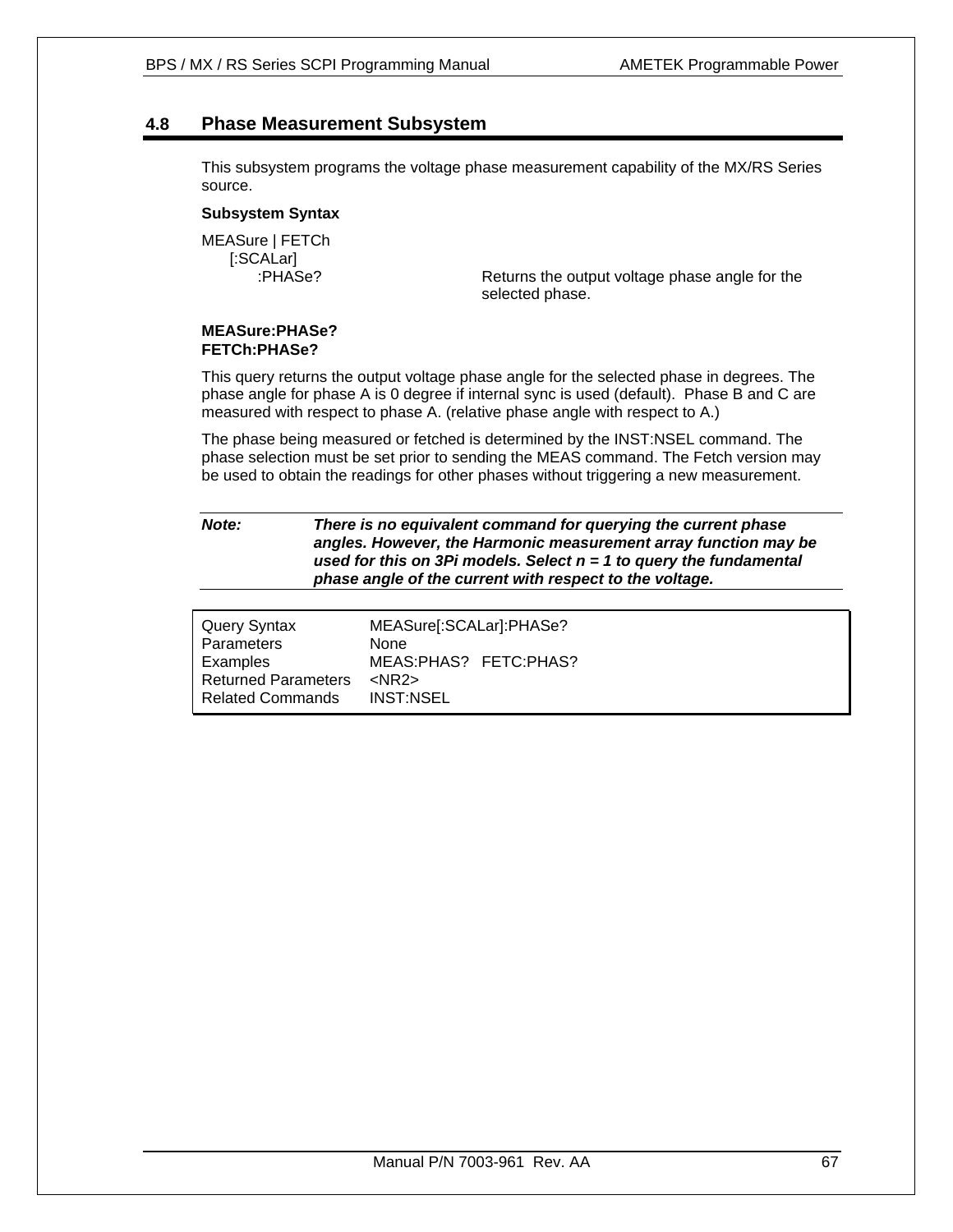## 4.8 Phase Measurement Subsystem

This subsystem programs the voltage phase measurement capability of the MX/RS Series source.

**Subsystem Syntax**

```
MEASure | FETCh
    [:SCALar]
        :PHASe?                 Returns the output voltage phase angle for the
                                selected phase.
```

**MEASure:PHASe?**
**FETCh:PHASe?**

This query returns the output voltage phase angle for the selected phase in degrees. The phase angle for phase A is 0 degree if internal sync is used (default). Phase B and C are measured with respect to phase A. (relative phase angle with respect to A.)

The phase being measured or fetched is determined by the INST:NSEL command. The phase selection must be set prior to sending the MEAS command. The Fetch version may be used to obtain the readings for other phases without triggering a new measurement.

***Note:*** ***There is no equivalent command for querying the current phase angles. However, the Harmonic measurement array function may be used for this on 3Pi models. Select n = 1 to query the fundamental phase angle of the current with respect to the voltage.***

| | |
|---|---|
| Query Syntax | MEASure[:SCALar]:PHASe? |
| Parameters | None |
| Examples | MEAS:PHAS? FETC:PHAS? |
| Returned Parameters | <NR2> |
| Related Commands | INST:NSEL |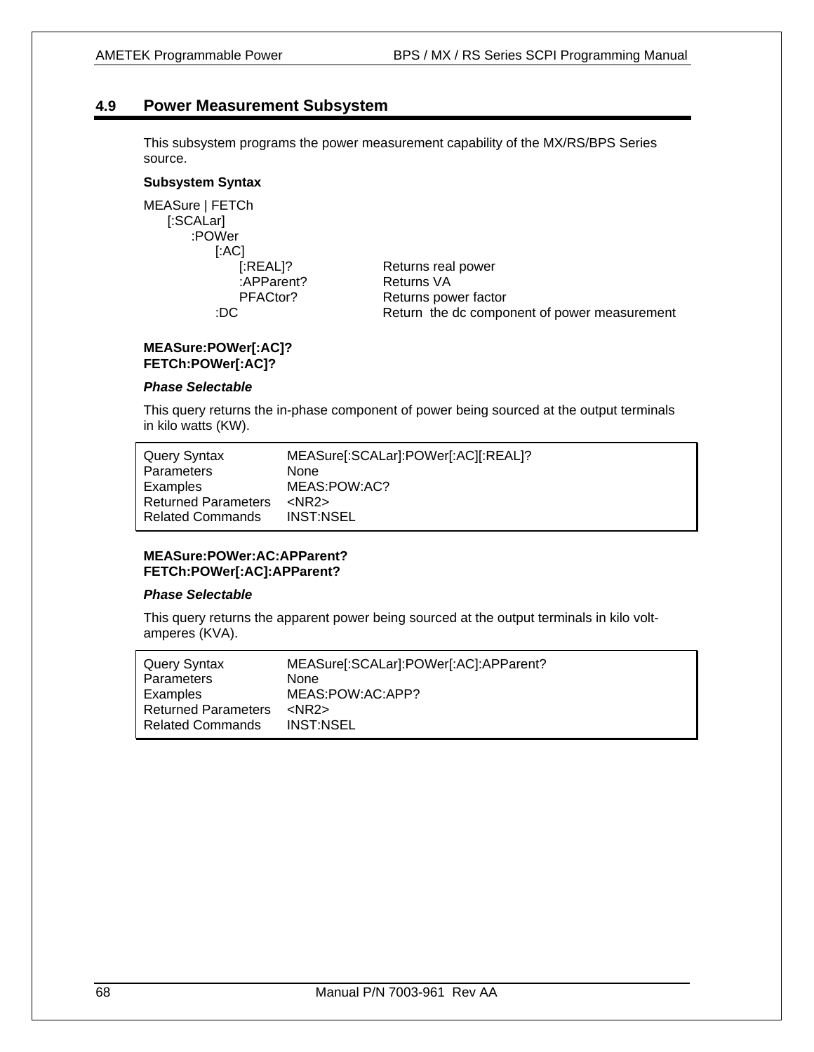## 4.9 Power Measurement Subsystem

This subsystem programs the power measurement capability of the MX/RS/BPS Series source.

**Subsystem Syntax**

```
MEASure | FETCh
    [:SCALar]
        :POWer
            [:AC]
                [:REAL]?        Returns real power
                :APParent?      Returns VA
                PFACtor?        Returns power factor
            :DC                 Return  the dc component of power measurement
```

**MEASure:POWer[:AC]?**
**FETCh:POWer[:AC]?**

***Phase Selectable***

This query returns the in-phase component of power being sourced at the output terminals in kilo watts (KW).

| | |
|---|---|
| Query Syntax | MEASure[:SCALar]:POWer[:AC][:REAL]? |
| Parameters | None |
| Examples | MEAS:POW:AC? |
| Returned Parameters | <NR2> |
| Related Commands | INST:NSEL |

**MEASure:POWer:AC:APParent?**
**FETCh:POWer[:AC]:APParent?**

***Phase Selectable***

This query returns the apparent power being sourced at the output terminals in kilo volt-amperes (KVA).

| | |
|---|---|
| Query Syntax | MEASure[:SCALar]:POWer[:AC]:APParent? |
| Parameters | None |
| Examples | MEAS:POW:AC:APP? |
| Returned Parameters | <NR2> |
| Related Commands | INST:NSEL |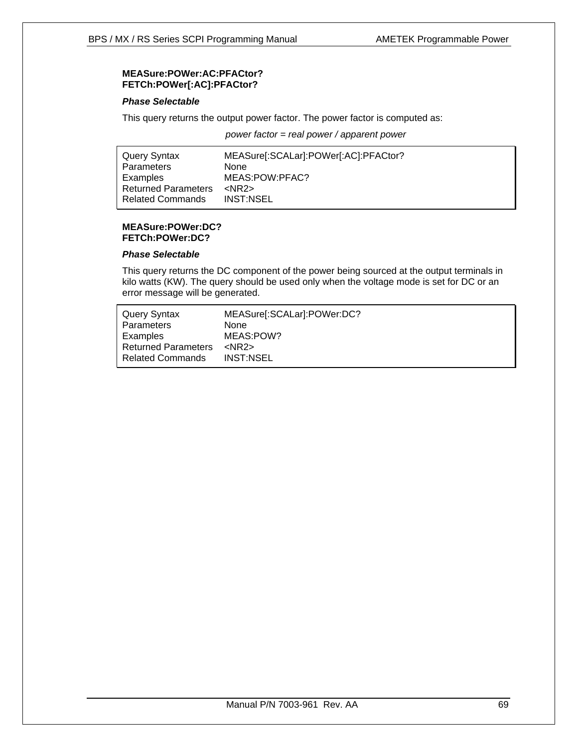**MEASure:POWer:AC:PFACtor?**
**FETCh:POWer[:AC]:PFACtor?**

***Phase Selectable***

This query returns the output power factor. The power factor is computed as:

*power factor = real power / apparent power*

| | |
|---|---|
| Query Syntax | MEASure[:SCALar]:POWer[:AC]:PFACtor? |
| Parameters | None |
| Examples | MEAS:POW:PFAC? |
| Returned Parameters | <NR2> |
| Related Commands | INST:NSEL |

**MEASure:POWer:DC?**
**FETCh:POWer:DC?**

***Phase Selectable***

This query returns the DC component of the power being sourced at the output terminals in kilo watts (KW). The query should be used only when the voltage mode is set for DC or an error message will be generated.

| | |
|---|---|
| Query Syntax | MEASure[:SCALar]:POWer:DC? |
| Parameters | None |
| Examples | MEAS:POW? |
| Returned Parameters | <NR2> |
| Related Commands | INST:NSEL |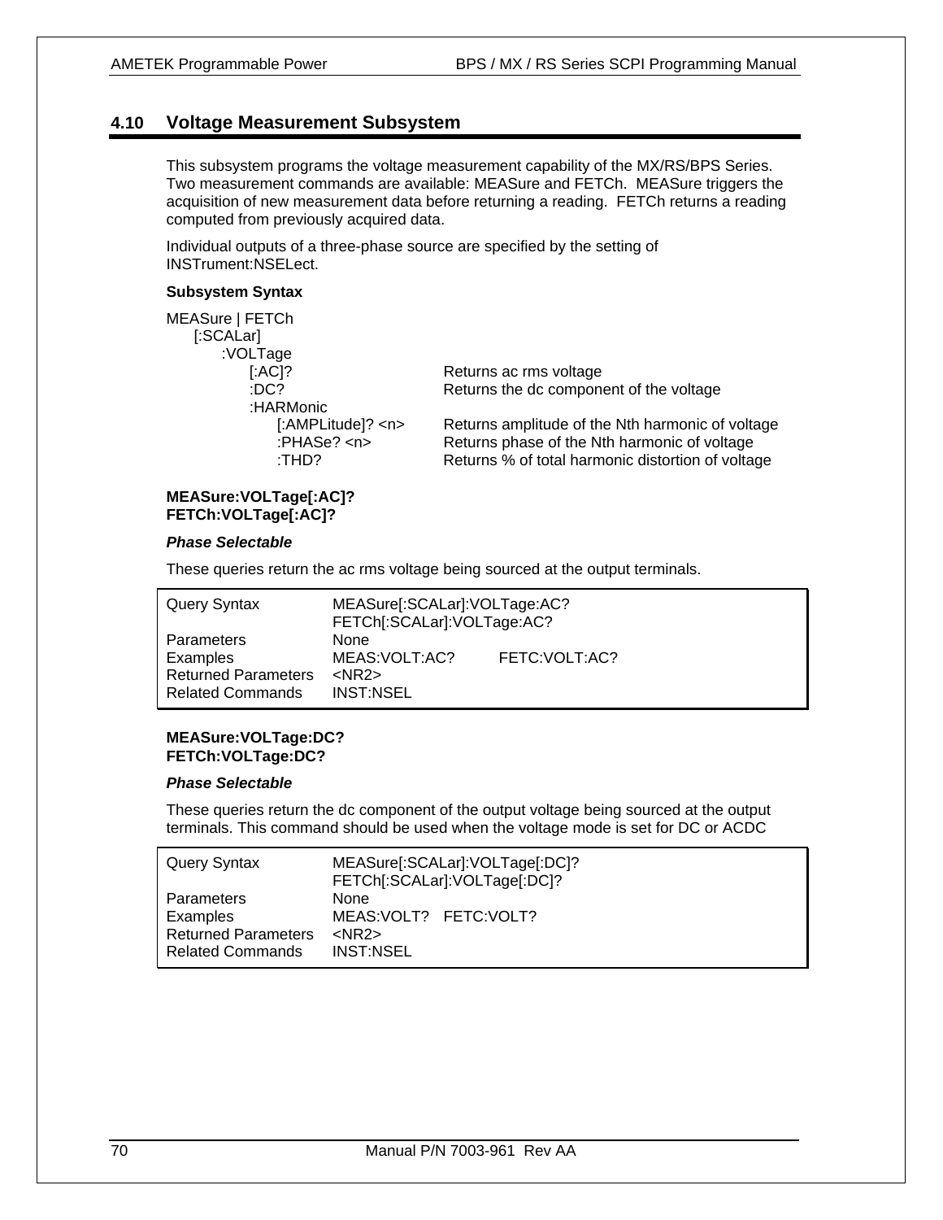## 4.10 Voltage Measurement Subsystem

This subsystem programs the voltage measurement capability of the MX/RS/BPS Series. Two measurement commands are available: MEASure and FETCh. MEASure triggers the acquisition of new measurement data before returning a reading. FETCh returns a reading computed from previously acquired data.

Individual outputs of a three-phase source are specified by the setting of INSTrument:NSELect.

**Subsystem Syntax**

```
MEASure | FETCh
    [:SCALar]
        :VOLTage
            [:AC]?                  Returns ac rms voltage
            :DC?                    Returns the dc component of the voltage
            :HARMonic
                [:AMPLitude]? <n>   Returns amplitude of the Nth harmonic of voltage
                :PHASe? <n>         Returns phase of the Nth harmonic of voltage
                :THD?               Returns % of total harmonic distortion of voltage
```

**MEASure:VOLTage[:AC]?**
**FETCh:VOLTage[:AC]?**

***Phase Selectable***

These queries return the ac rms voltage being sourced at the output terminals.

| | | |
|---|---|---|
| Query Syntax | MEASure[:SCALar]:VOLTage:AC?<br>FETCh[:SCALar]:VOLTage:AC? | |
| Parameters | None | |
| Examples | MEAS:VOLT:AC? | FETC:VOLT:AC? |
| Returned Parameters | <NR2> | |
| Related Commands | INST:NSEL | |

**MEASure:VOLTage:DC?**
**FETCh:VOLTage:DC?**

***Phase Selectable***

These queries return the dc component of the output voltage being sourced at the output terminals. This command should be used when the voltage mode is set for DC or ACDC

| | |
|---|---|
| Query Syntax | MEASure[:SCALar]:VOLTage[:DC]?<br>FETCh[:SCALar]:VOLTage[:DC]? |
| Parameters | None |
| Examples | MEAS:VOLT? FETC:VOLT? |
| Returned Parameters | <NR2> |
| Related Commands | INST:NSEL |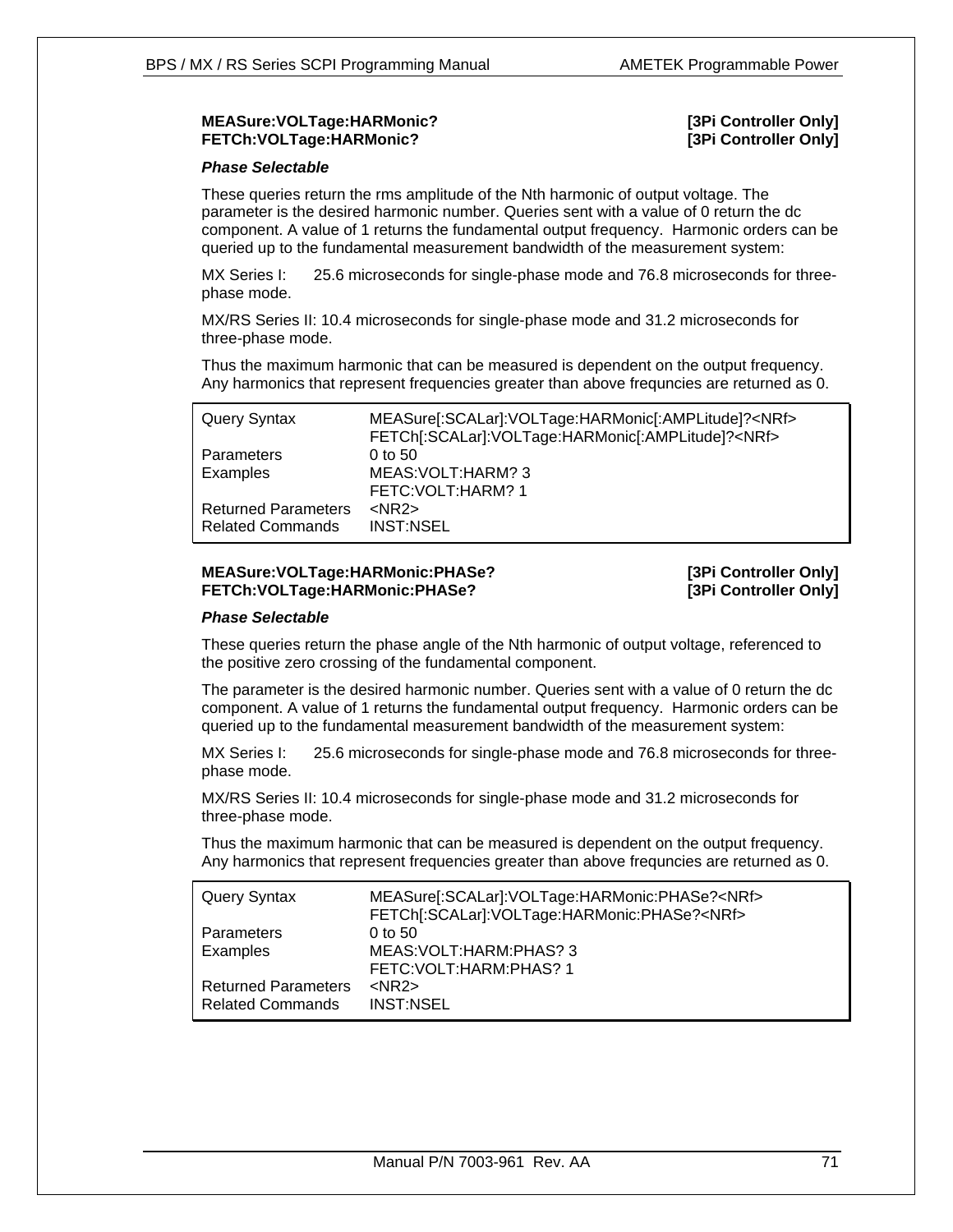### MEASure:VOLTage:HARMonic? [3Pi Controller Only]
### FETCh:VOLTage:HARMonic? [3Pi Controller Only]

***Phase Selectable***

These queries return the rms amplitude of the Nth harmonic of output voltage. The parameter is the desired harmonic number. Queries sent with a value of 0 return the dc component. A value of 1 returns the fundamental output frequency. Harmonic orders can be queried up to the fundamental measurement bandwidth of the measurement system:

MX Series I: 25.6 microseconds for single-phase mode and 76.8 microseconds for three-phase mode.

MX/RS Series II: 10.4 microseconds for single-phase mode and 31.2 microseconds for three-phase mode.

Thus the maximum harmonic that can be measured is dependent on the output frequency. Any harmonics that represent frequencies greater than above frequncies are returned as 0.

| | |
|---|---|
| Query Syntax | MEASure[:SCALar]:VOLTage:HARMonic[:AMPLitude]?<NRf><br>FETCh[:SCALar]:VOLTage:HARMonic[:AMPLitude]?<NRf> |
| Parameters | 0 to 50 |
| Examples | MEAS:VOLT:HARM? 3<br>FETC:VOLT:HARM? 1 |
| Returned Parameters | <NR2> |
| Related Commands | INST:NSEL |

### MEASure:VOLTage:HARMonic:PHASe? [3Pi Controller Only]
### FETCh:VOLTage:HARMonic:PHASe? [3Pi Controller Only]

***Phase Selectable***

These queries return the phase angle of the Nth harmonic of output voltage, referenced to the positive zero crossing of the fundamental component.

The parameter is the desired harmonic number. Queries sent with a value of 0 return the dc component. A value of 1 returns the fundamental output frequency. Harmonic orders can be queried up to the fundamental measurement bandwidth of the measurement system:

MX Series I: 25.6 microseconds for single-phase mode and 76.8 microseconds for three-phase mode.

MX/RS Series II: 10.4 microseconds for single-phase mode and 31.2 microseconds for three-phase mode.

Thus the maximum harmonic that can be measured is dependent on the output frequency. Any harmonics that represent frequencies greater than above frequncies are returned as 0.

| | |
|---|---|
| Query Syntax | MEASure[:SCALar]:VOLTage:HARMonic:PHASe?<NRf><br>FETCh[:SCALar]:VOLTage:HARMonic:PHASe?<NRf> |
| Parameters | 0 to 50 |
| Examples | MEAS:VOLT:HARM:PHAS? 3<br>FETC:VOLT:HARM:PHAS? 1 |
| Returned Parameters | <NR2> |
| Related Commands | INST:NSEL |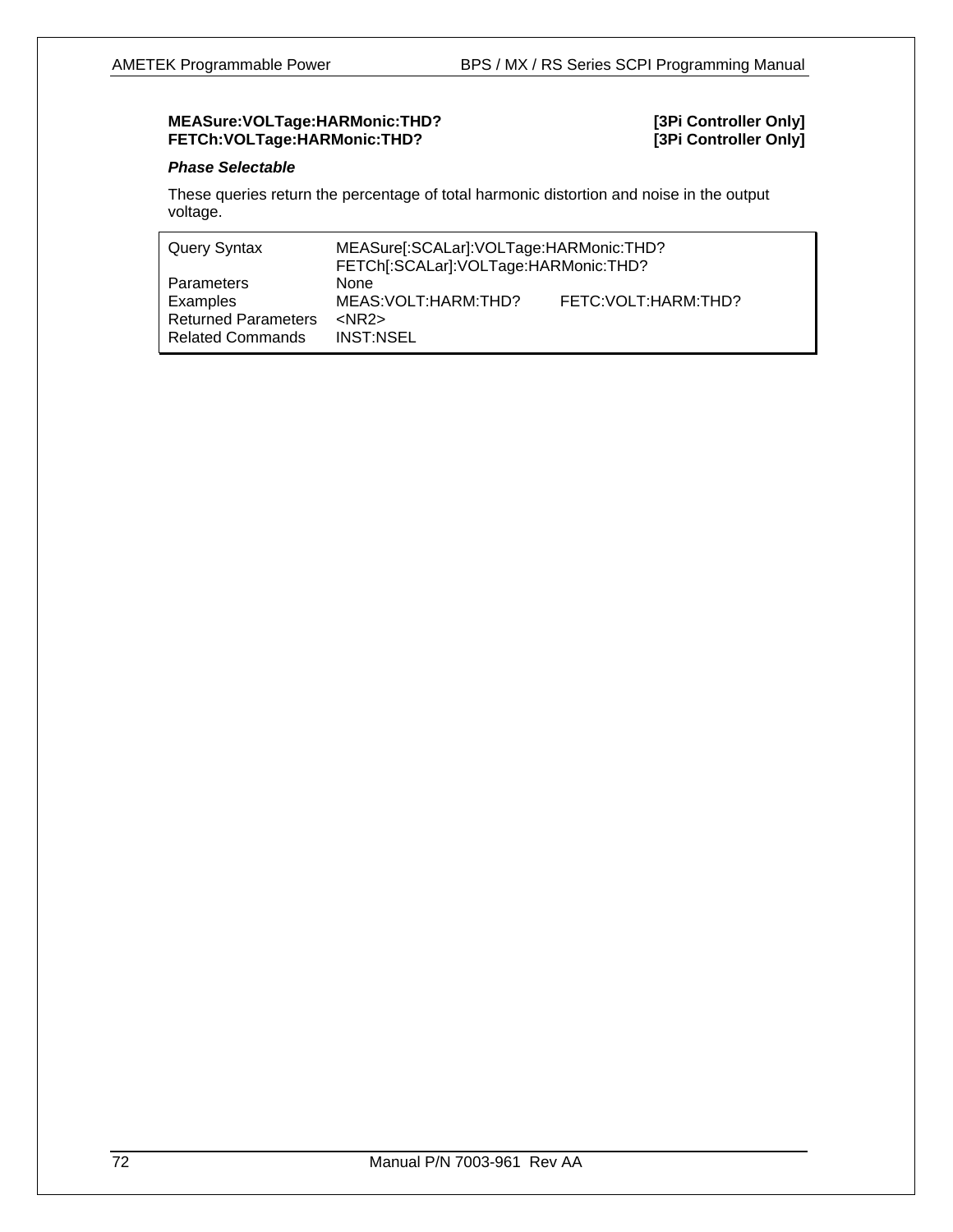**MEASure:VOLTage:HARMonic:THD? [3Pi Controller Only]**
**FETCh:VOLTage:HARMonic:THD? [3Pi Controller Only]**

***Phase Selectable***

These queries return the percentage of total harmonic distortion and noise in the output voltage.

| | | |
|---|---|---|
| Query Syntax | MEASure[:SCALar]:VOLTage:HARMonic:THD?<br>FETCh[:SCALar]:VOLTage:HARMonic:THD? | |
| Parameters | None | |
| Examples | MEAS:VOLT:HARM:THD? | FETC:VOLT:HARM:THD? |
| Returned Parameters | <NR2> | |
| Related Commands | INST:NSEL | |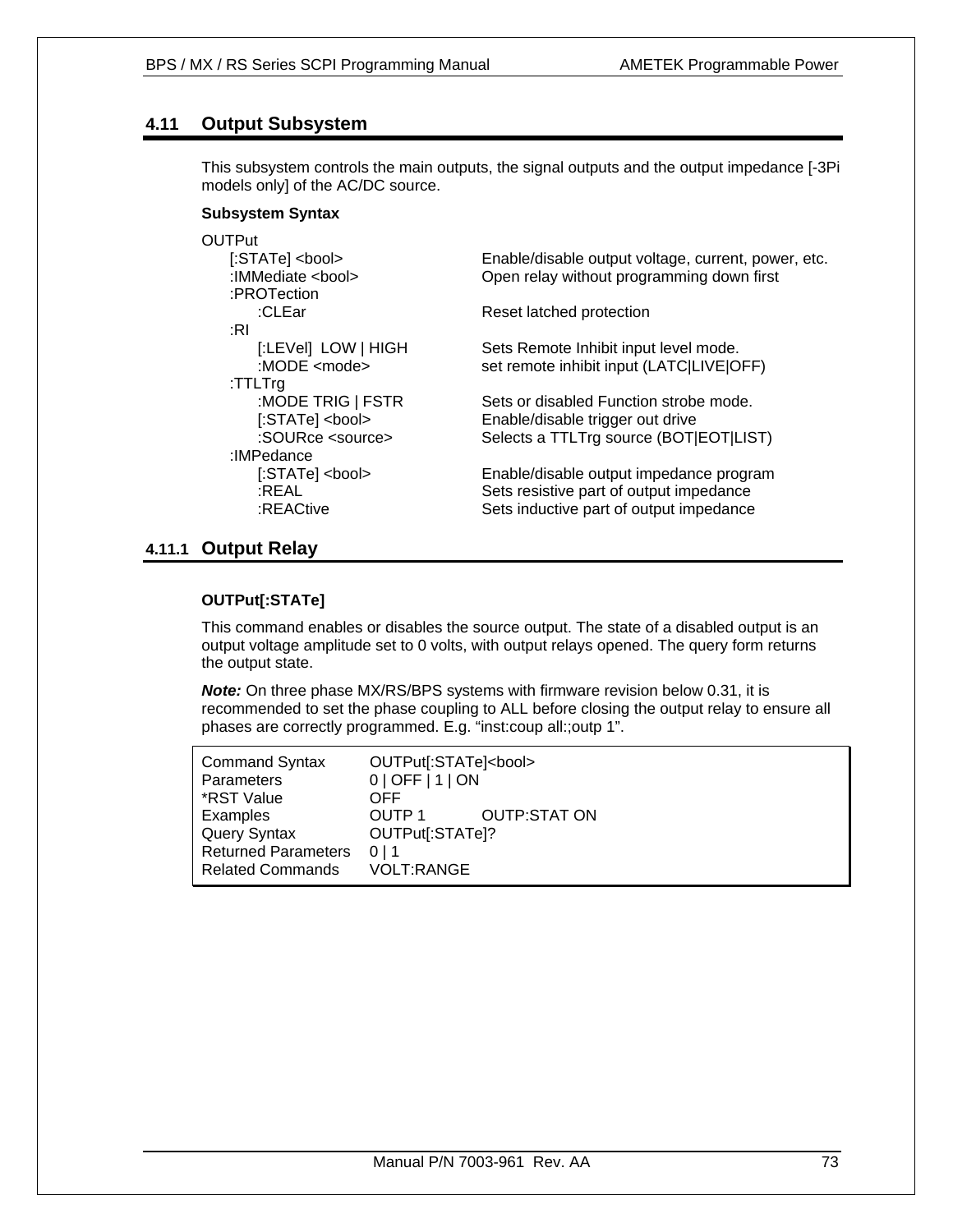## 4.11 Output Subsystem

This subsystem controls the main outputs, the signal outputs and the output impedance [-3Pi models only] of the AC/DC source.

**Subsystem Syntax**

```
OUTPut
    [:STATe] <bool>            Enable/disable output voltage, current, power, etc.
    :IMMediate <bool>          Open relay without programming down first
    :PROTection
        :CLEar                 Reset latched protection
    :RI
        [:LEVel]  LOW | HIGH   Sets Remote Inhibit input level mode.
        :MODE <mode>           set remote inhibit input (LATC|LIVE|OFF)
    :TTLTrg
        :MODE TRIG | FSTR      Sets or disabled Function strobe mode.
        [:STATe] <bool>        Enable/disable trigger out drive
        :SOURce <source>       Selects a TTLTrg source (BOT|EOT|LIST)
    :IMPedance
        [:STATe] <bool>        Enable/disable output impedance program
        :REAL                  Sets resistive part of output impedance
        :REACtive              Sets inductive part of output impedance
```

### 4.11.1 Output Relay

**OUTPut[:STATe]**

This command enables or disables the source output. The state of a disabled output is an output voltage amplitude set to 0 volts, with output relays opened. The query form returns the output state.

***Note:*** On three phase MX/RS/BPS systems with firmware revision below 0.31, it is recommended to set the phase coupling to ALL before closing the output relay to ensure all phases are correctly programmed. E.g. “inst:coup all:;outp 1”.

| | | |
|---|---|---|
| Command Syntax | OUTPut[:STATe]<bool> | |
| Parameters | 0 \| OFF \| 1 \| ON | |
| *RST Value | OFF | |
| Examples | OUTP 1 | OUTP:STAT ON |
| Query Syntax | OUTPut[:STATe]? | |
| Returned Parameters | 0 \| 1 | |
| Related Commands | VOLT:RANGE | |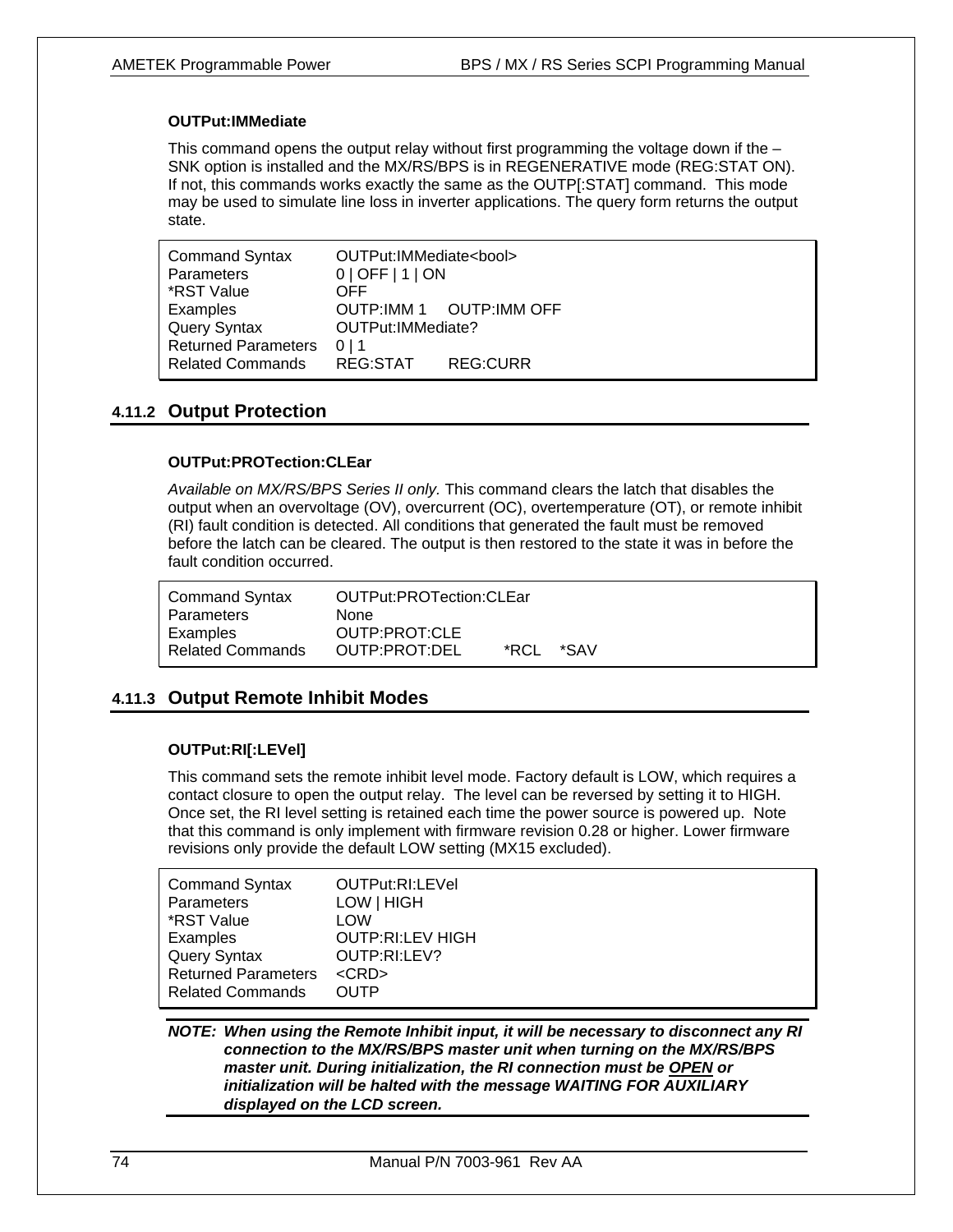**OUTPut:IMMediate**

This command opens the output relay without first programming the voltage down if the –SNK option is installed and the MX/RS/BPS is in REGENERATIVE mode (REG:STAT ON). If not, this commands works exactly the same as the OUTP[:STAT] command. This mode may be used to simulate line loss in inverter applications. The query form returns the output state.

| | | |
|---|---|---|
| Command Syntax | OUTPut:IMMediate<bool> | |
| Parameters | 0 \| OFF \| 1 \| ON | |
| *RST Value | OFF | |
| Examples | OUTP:IMM 1 | OUTP:IMM OFF |
| Query Syntax | OUTPut:IMMediate? | |
| Returned Parameters | 0 \| 1 | |
| Related Commands | REG:STAT | REG:CURR |

## 4.11.2 Output Protection

**OUTPut:PROTection:CLEar**

*Available on MX/RS/BPS Series II only.* This command clears the latch that disables the output when an overvoltage (OV), overcurrent (OC), overtemperature (OT), or remote inhibit (RI) fault condition is detected. All conditions that generated the fault must be removed before the latch can be cleared. The output is then restored to the state it was in before the fault condition occurred.

| | | | |
|---|---|---|---|
| Command Syntax | OUTPut:PROTection:CLEar | | |
| Parameters | None | | |
| Examples | OUTP:PROT:CLE | | |
| Related Commands | OUTP:PROT:DEL | *RCL | *SAV |

## 4.11.3 Output Remote Inhibit Modes

**OUTPut:RI[:LEVel]**

This command sets the remote inhibit level mode. Factory default is LOW, which requires a contact closure to open the output relay. The level can be reversed by setting it to HIGH. Once set, the RI level setting is retained each time the power source is powered up. Note that this command is only implement with firmware revision 0.28 or higher. Lower firmware revisions only provide the default LOW setting (MX15 excluded).

| | |
|---|---|
| Command Syntax | OUTPut:RI:LEVel |
| Parameters | LOW \| HIGH |
| *RST Value | LOW |
| Examples | OUTP:RI:LEV HIGH |
| Query Syntax | OUTP:RI:LEV? |
| Returned Parameters | <CRD> |
| Related Commands | OUTP |

***NOTE: When using the Remote Inhibit input, it will be necessary to disconnect any RI connection to the MX/RS/BPS master unit when turning on the MX/RS/BPS master unit. During initialization, the RI connection must be OPEN or initialization will be halted with the message WAITING FOR AUXILIARY displayed on the LCD screen.***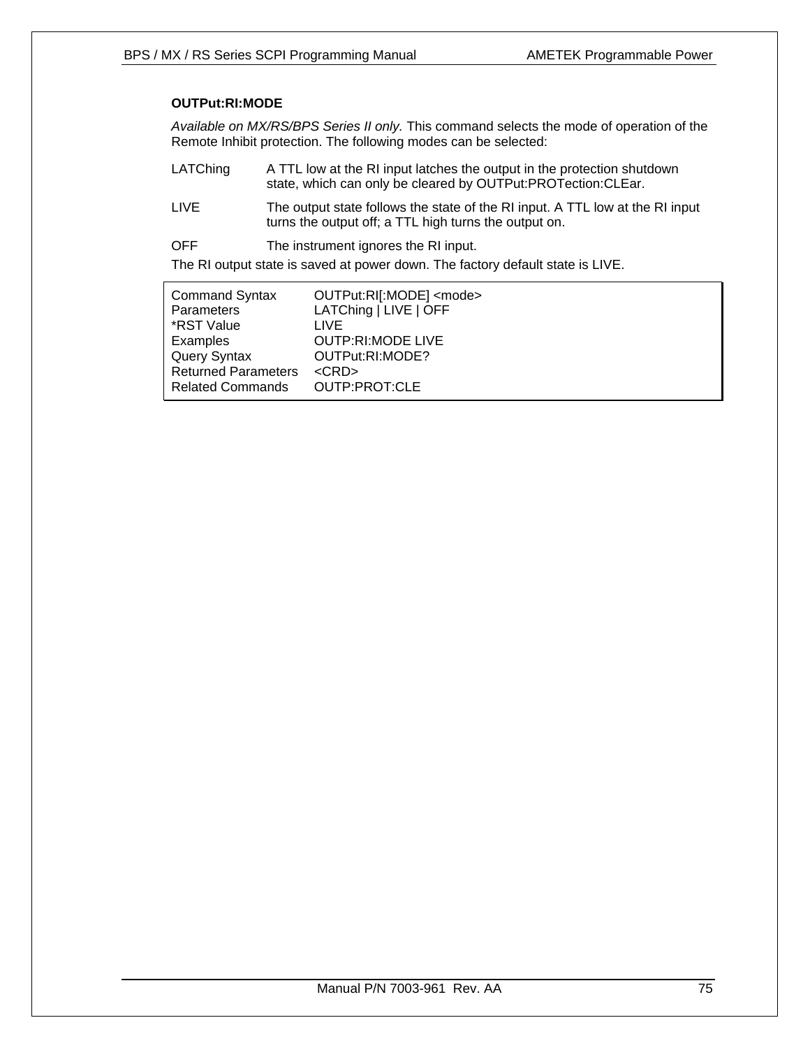### OUTPut:RI:MODE

*Available on MX/RS/BPS Series II only.* This command selects the mode of operation of the Remote Inhibit protection. The following modes can be selected:

| | |
|---|---|
| LATChing | A TTL low at the RI input latches the output in the protection shutdown state, which can only be cleared by OUTPut:PROTection:CLEar. |
| LIVE | The output state follows the state of the RI input. A TTL low at the RI input turns the output off; a TTL high turns the output on. |
| OFF | The instrument ignores the RI input. |

The RI output state is saved at power down. The factory default state is LIVE.

| | |
|---|---|
| Command Syntax | OUTPut:RI[:MODE] <mode> |
| Parameters | LATChing \| LIVE \| OFF |
| *RST Value | LIVE |
| Examples | OUTP:RI:MODE LIVE |
| Query Syntax | OUTPut:RI:MODE? |
| Returned Parameters | <CRD> |
| Related Commands | OUTP:PROT:CLE |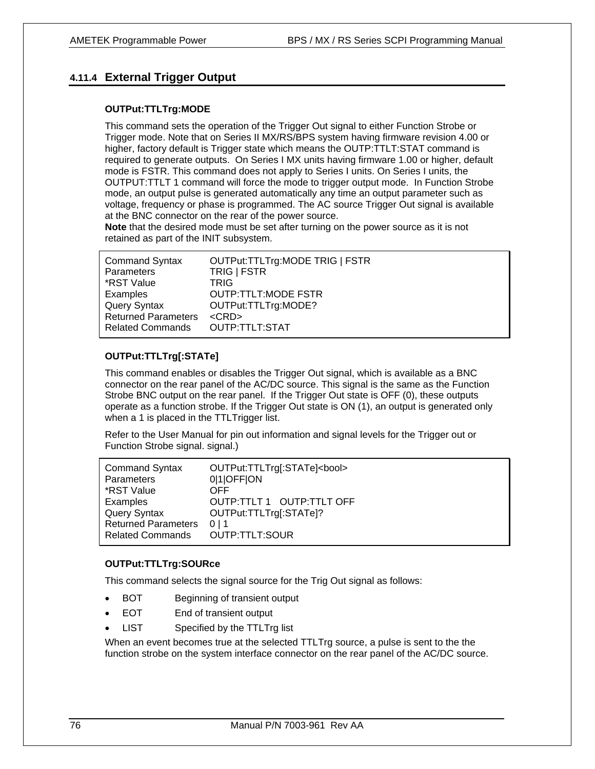### 4.11.4 External Trigger Output

**OUTPut:TTLTrg:MODE**

This command sets the operation of the Trigger Out signal to either Function Strobe or Trigger mode. Note that on Series II MX/RS/BPS system having firmware revision 4.00 or higher, factory default is Trigger state which means the OUTP:TTLT:STAT command is required to generate outputs. On Series I MX units having firmware 1.00 or higher, default mode is FSTR. This command does not apply to Series I units. On Series I units, the OUTPUT:TTLT 1 command will force the mode to trigger output mode. In Function Strobe mode, an output pulse is generated automatically any time an output parameter such as voltage, frequency or phase is programmed. The AC source Trigger Out signal is available at the BNC connector on the rear of the power source.
**Note** that the desired mode must be set after turning on the power source as it is not retained as part of the INIT subsystem.

| | |
|---|---|
| Command Syntax | OUTPut:TTLTrg:MODE TRIG \| FSTR |
| Parameters | TRIG \| FSTR |
| *RST Value | TRIG |
| Examples | OUTP:TTLT:MODE FSTR |
| Query Syntax | OUTPut:TTLTrg:MODE? |
| Returned Parameters | <CRD> |
| Related Commands | OUTP:TTLT:STAT |

**OUTPut:TTLTrg[:STATe]**

This command enables or disables the Trigger Out signal, which is available as a BNC connector on the rear panel of the AC/DC source. This signal is the same as the Function Strobe BNC output on the rear panel. If the Trigger Out state is OFF (0), these outputs operate as a function strobe. If the Trigger Out state is ON (1), an output is generated only when a 1 is placed in the TTLTrigger list.

Refer to the User Manual for pin out information and signal levels for the Trigger out or Function Strobe signal. signal.)

| | |
|---|---|
| Command Syntax | OUTPut:TTLTrg[:STATe]<bool> |
| Parameters | 0\|1\|OFF\|ON |
| *RST Value | OFF |
| Examples | OUTP:TTLT 1   OUTP:TTLT OFF |
| Query Syntax | OUTPut:TTLTrg[:STATe]? |
| Returned Parameters | 0 \| 1 |
| Related Commands | OUTP:TTLT:SOUR |

**OUTPut:TTLTrg:SOURce**

This command selects the signal source for the Trig Out signal as follows:

- BOT    Beginning of transient output
- EOT    End of transient output
- LIST    Specified by the TTLTrg list

When an event becomes true at the selected TTLTrg source, a pulse is sent to the the function strobe on the system interface connector on the rear panel of the AC/DC source.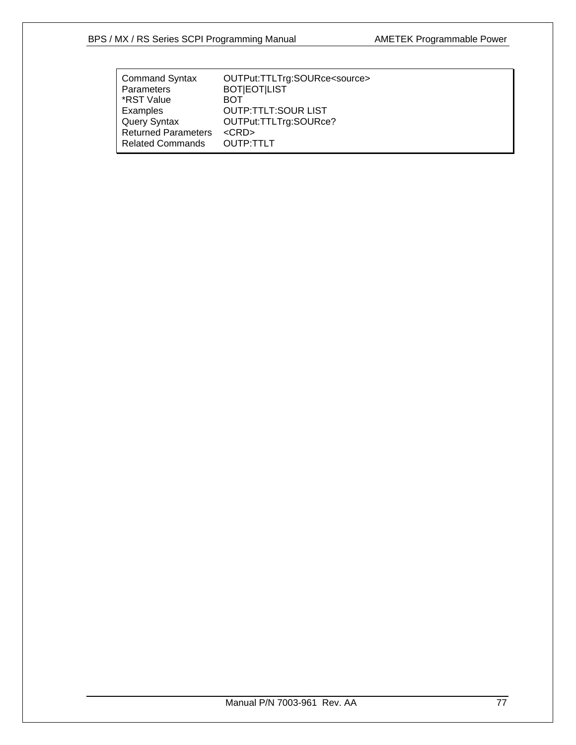| | |
|---|---|
| Command Syntax | OUTPut:TTLTrg:SOURce<source> |
| Parameters | BOT\|EOT\|LIST |
| *RST Value | BOT |
| Examples | OUTP:TTLT:SOUR LIST |
| Query Syntax | OUTPut:TTLTrg:SOURce? |
| Returned Parameters | <CRD> |
| Related Commands | OUTP:TTLT |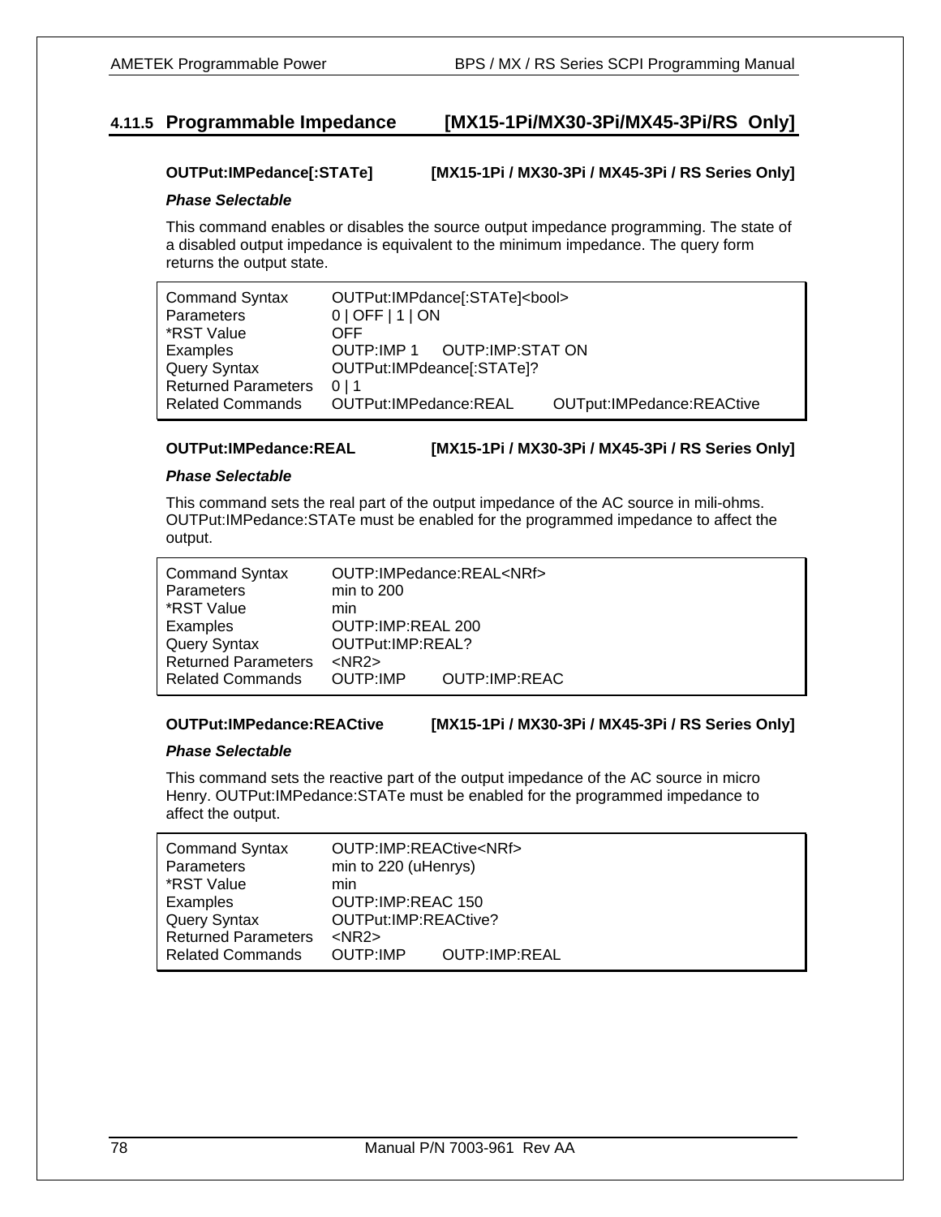### 4.11.5 Programmable Impedance [MX15-1Pi/MX30-3Pi/MX45-3Pi/RS Only]

**OUTPut:IMPedance[:STATe] [MX15-1Pi / MX30-3Pi / MX45-3Pi / RS Series Only]**

***Phase Selectable***

This command enables or disables the source output impedance programming. The state of a disabled output impedance is equivalent to the minimum impedance. The query form returns the output state.

| | | |
|---|---|---|
| Command Syntax | OUTPut:IMPdance[:STATe]<bool> | |
| Parameters | 0 \| OFF \| 1 \| ON | |
| *RST Value | OFF | |
| Examples | OUTP:IMP 1 OUTP:IMP:STAT ON | |
| Query Syntax | OUTPut:IMPdeance[:STATe]? | |
| Returned Parameters | 0 \| 1 | |
| Related Commands | OUTPut:IMPedance:REAL | OUTput:IMPedance:REACtive |

**OUTPut:IMPedance:REAL [MX15-1Pi / MX30-3Pi / MX45-3Pi / RS Series Only]**

***Phase Selectable***

This command sets the real part of the output impedance of the AC source in mili-ohms. OUTPut:IMPedance:STATe must be enabled for the programmed impedance to affect the output.

| | | |
|---|---|---|
| Command Syntax | OUTP:IMPedance:REAL<NRf> | |
| Parameters | min to 200 | |
| *RST Value | min | |
| Examples | OUTP:IMP:REAL 200 | |
| Query Syntax | OUTPut:IMP:REAL? | |
| Returned Parameters | <NR2> | |
| Related Commands | OUTP:IMP | OUTP:IMP:REAC |

**OUTPut:IMPedance:REACtive [MX15-1Pi / MX30-3Pi / MX45-3Pi / RS Series Only]**

***Phase Selectable***

This command sets the reactive part of the output impedance of the AC source in micro Henry. OUTPut:IMPedance:STATe must be enabled for the programmed impedance to affect the output.

| | | |
|---|---|---|
| Command Syntax | OUTP:IMP:REACtive<NRf> | |
| Parameters | min to 220 (uHenrys) | |
| *RST Value | min | |
| Examples | OUTP:IMP:REAC 150 | |
| Query Syntax | OUTPut:IMP:REACtive? | |
| Returned Parameters | <NR2> | |
| Related Commands | OUTP:IMP | OUTP:IMP:REAL |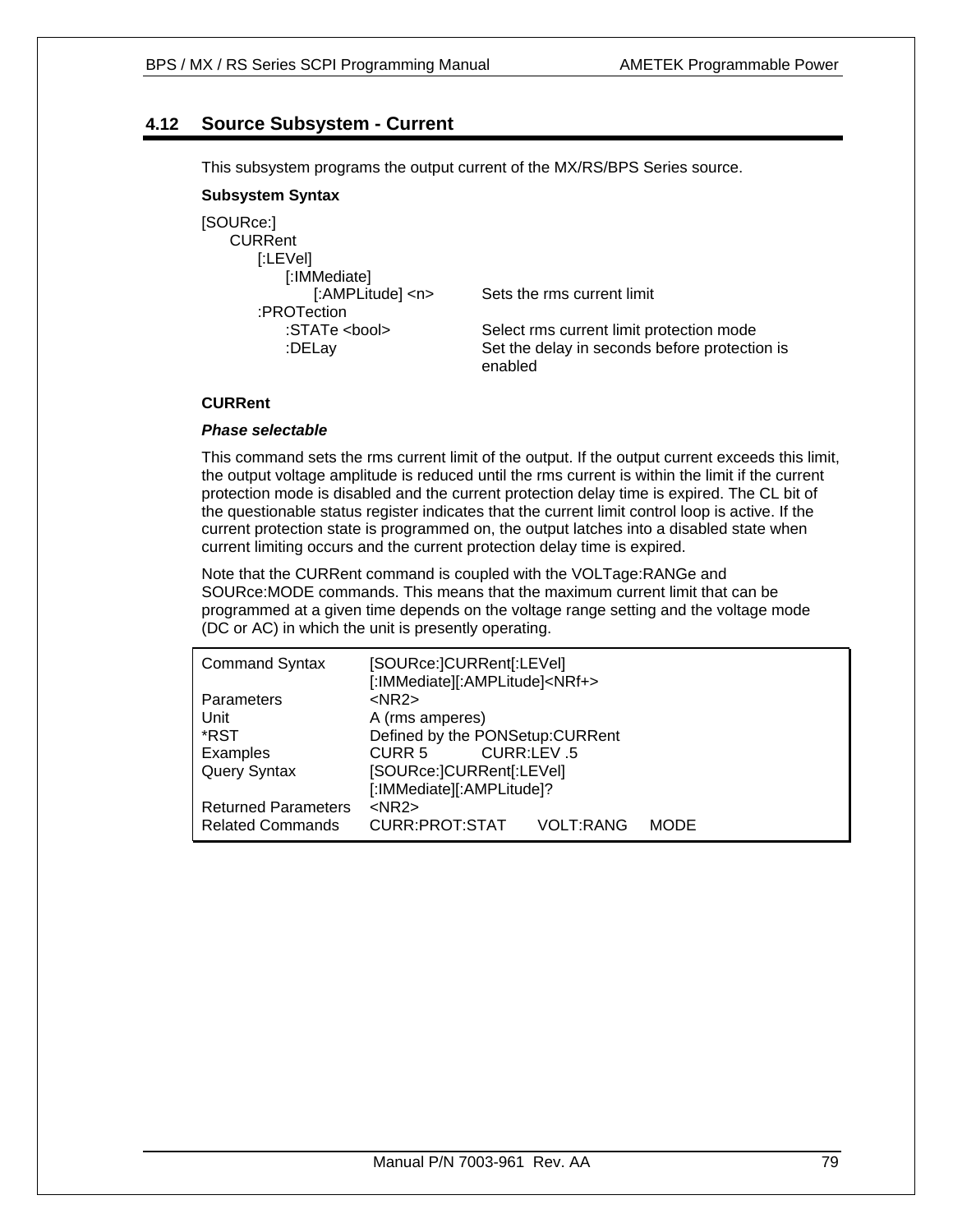## 4.12 Source Subsystem - Current

This subsystem programs the output current of the MX/RS/BPS Series source.

**Subsystem Syntax**

```
[SOURce:]
    CURRent
        [:LEVel]
            [:IMMediate]
                [:AMPLitude] <n>        Sets the rms current limit
        :PROTection
            :STATe <bool>              Select rms current limit protection mode
            :DELay                     Set the delay in seconds before protection is
                                       enabled
```

**CURRent**

***Phase selectable***

This command sets the rms current limit of the output. If the output current exceeds this limit, the output voltage amplitude is reduced until the rms current is within the limit if the current protection mode is disabled and the current protection delay time is expired. The CL bit of the questionable status register indicates that the current limit control loop is active. If the current protection state is programmed on, the output latches into a disabled state when current limiting occurs and the current protection delay time is expired.

Note that the CURRent command is coupled with the VOLTage:RANGe and SOURce:MODE commands. This means that the maximum current limit that can be programmed at a given time depends on the voltage range setting and the voltage mode (DC or AC) in which the unit is presently operating.

| | |
|---|---|
| Command Syntax | [SOURce:]CURRent[:LEVel] [:IMMediate][:AMPLitude]<NRf+> |
| Parameters | <NR2> |
| Unit | A (rms amperes) |
| *RST | Defined by the PONSetup:CURRent |
| Examples | CURR 5     CURR:LEV .5 |
| Query Syntax | [SOURce:]CURRent[:LEVel] [:IMMediate][:AMPLitude]? |
| Returned Parameters | <NR2> |
| Related Commands | CURR:PROT:STAT     VOLT:RANG     MODE |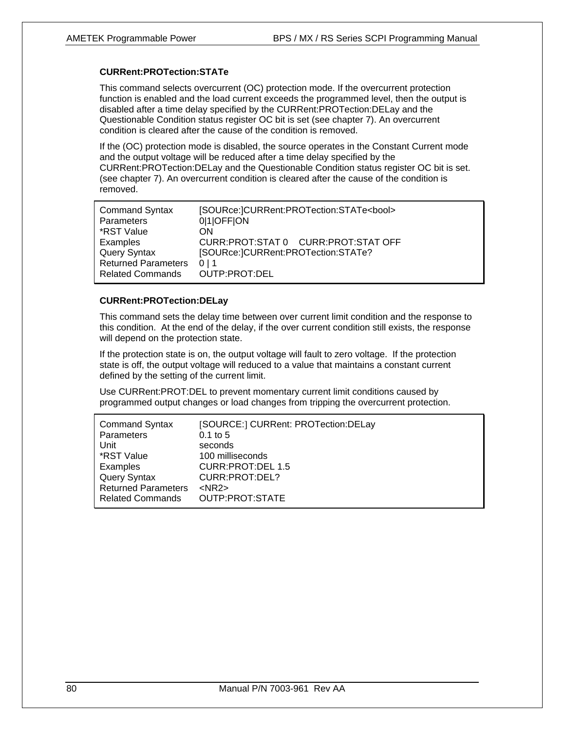### CURRent:PROTection:STATe

This command selects overcurrent (OC) protection mode. If the overcurrent protection function is enabled and the load current exceeds the programmed level, then the output is disabled after a time delay specified by the CURRent:PROTection:DELay and the Questionable Condition status register OC bit is set (see chapter 7). An overcurrent condition is cleared after the cause of the condition is removed.

If the (OC) protection mode is disabled, the source operates in the Constant Current mode and the output voltage will be reduced after a time delay specified by the CURRent:PROTection:DELay and the Questionable Condition status register OC bit is set. (see chapter 7). An overcurrent condition is cleared after the cause of the condition is removed.

| | |
|---|---|
| Command Syntax | [SOURce:]CURRent:PROTection:STATe<bool> |
| Parameters | 0\|1\|OFF\|ON |
| *RST Value | ON |
| Examples | CURR:PROT:STAT 0    CURR:PROT:STAT OFF |
| Query Syntax | [SOURce:]CURRent:PROTection:STATe? |
| Returned Parameters | 0 \| 1 |
| Related Commands | OUTP:PROT:DEL |

### CURRent:PROTection:DELay

This command sets the delay time between over current limit condition and the response to this condition. At the end of the delay, if the over current condition still exists, the response will depend on the protection state.

If the protection state is on, the output voltage will fault to zero voltage. If the protection state is off, the output voltage will reduced to a value that maintains a constant current defined by the setting of the current limit.

Use CURRent:PROT:DEL to prevent momentary current limit conditions caused by programmed output changes or load changes from tripping the overcurrent protection.

| | |
|---|---|
| Command Syntax | [SOURCE:] CURRent: PROTection:DELay |
| Parameters | 0.1 to 5 |
| Unit | seconds |
| *RST Value | 100 milliseconds |
| Examples | CURR:PROT:DEL 1.5 |
| Query Syntax | CURR:PROT:DEL? |
| Returned Parameters | <NR2> |
| Related Commands | OUTP:PROT:STATE |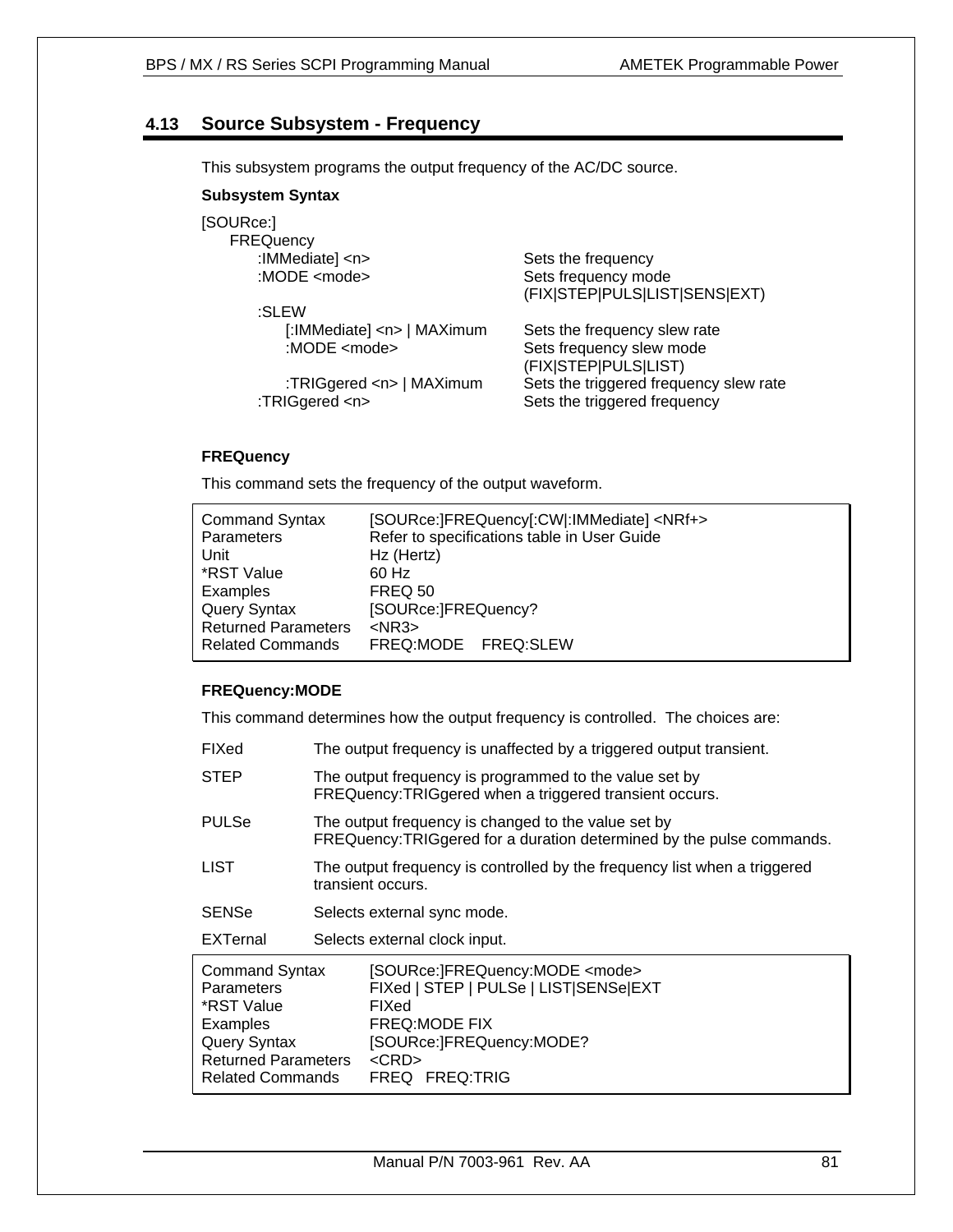## 4.13 Source Subsystem - Frequency

This subsystem programs the output frequency of the AC/DC source.

**Subsystem Syntax**

```
[SOURce:]
    FREQuency
        :IMMediate] <n>                 Sets the frequency
        :MODE <mode>                    Sets frequency mode
                                        (FIX|STEP|PULS|LIST|SENS|EXT)
        :SLEW
            [:IMMediate] <n> | MAXimum  Sets the frequency slew rate
            :MODE <mode>                Sets frequency slew mode
                                        (FIX|STEP|PULS|LIST)
            :TRIGgered <n> | MAXimum    Sets the triggered frequency slew rate
        :TRIGgered <n>                  Sets the triggered frequency
```

**FREQuency**

This command sets the frequency of the output waveform.

| | |
|---|---|
| Command Syntax | [SOURce:]FREQuency[:CW|:IMMediate] <NRf+> |
| Parameters | Refer to specifications table in User Guide |
| Unit | Hz (Hertz) |
| *RST Value | 60 Hz |
| Examples | FREQ 50 |
| Query Syntax | [SOURce:]FREQuency? |
| Returned Parameters | <NR3> |
| Related Commands | FREQ:MODE FREQ:SLEW |

**FREQuency:MODE**

This command determines how the output frequency is controlled. The choices are:

| | |
|---|---|
| FIXed | The output frequency is unaffected by a triggered output transient. |
| STEP | The output frequency is programmed to the value set by FREQuency:TRIGgered when a triggered transient occurs. |
| PULSe | The output frequency is changed to the value set by FREQuency:TRIGgered for a duration determined by the pulse commands. |
| LIST | The output frequency is controlled by the frequency list when a triggered transient occurs. |
| SENSe | Selects external sync mode. |
| EXTernal | Selects external clock input. |

| | |
|---|---|
| Command Syntax | [SOURce:]FREQuency:MODE <mode> |
| Parameters | FIXed | STEP | PULSe | LIST|SENSe|EXT |
| *RST Value | FIXed |
| Examples | FREQ:MODE FIX |
| Query Syntax | [SOURce:]FREQuency:MODE? |
| Returned Parameters | <CRD> |
| Related Commands | FREQ FREQ:TRIG |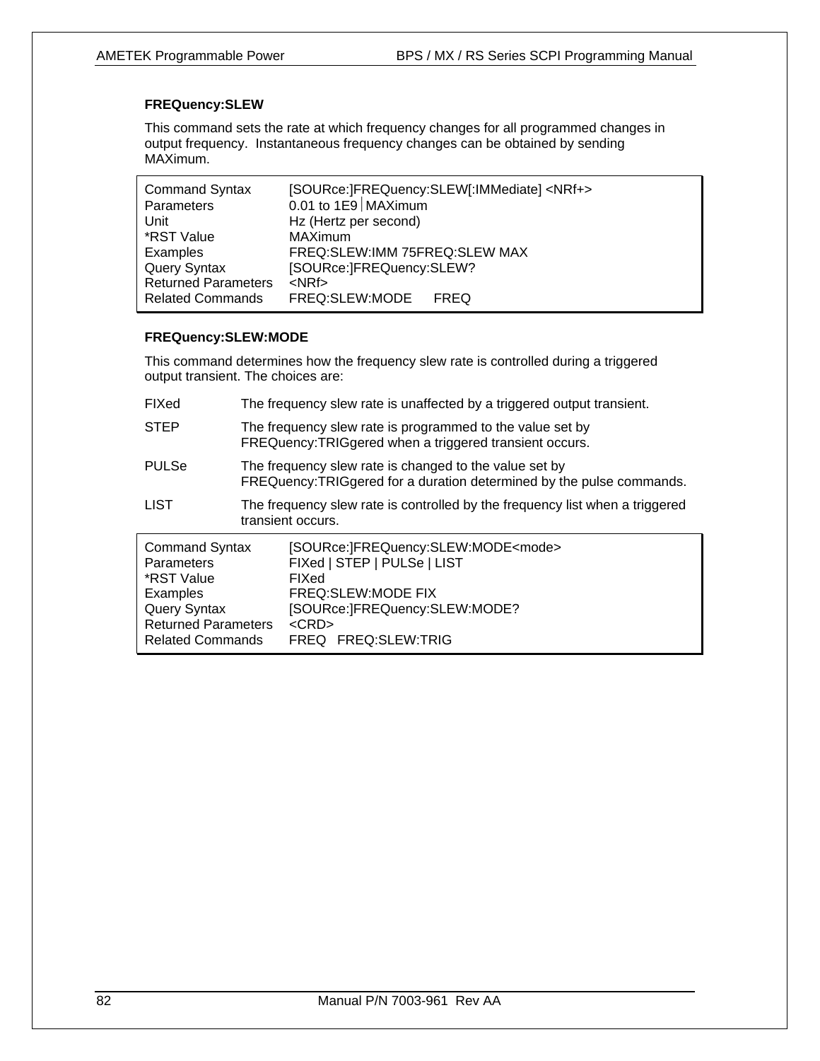### FREQuency:SLEW

This command sets the rate at which frequency changes for all programmed changes in output frequency. Instantaneous frequency changes can be obtained by sending MAXimum.

| | |
|---|---|
| Command Syntax | [SOURce:]FREQuency:SLEW[:IMMediate] <NRf+> |
| Parameters | 0.01 to 1E9 ⏐ MAXimum |
| Unit | Hz (Hertz per second) |
| *RST Value | MAXimum |
| Examples | FREQ:SLEW:IMM 75FREQ:SLEW MAX |
| Query Syntax | [SOURce:]FREQuency:SLEW? |
| Returned Parameters | <NRf> |
| Related Commands | FREQ:SLEW:MODE    FREQ |

### FREQuency:SLEW:MODE

This command determines how the frequency slew rate is controlled during a triggered output transient. The choices are:

| | |
|---|---|
| FIXed | The frequency slew rate is unaffected by a triggered output transient. |
| STEP | The frequency slew rate is programmed to the value set by FREQuency:TRIGgered when a triggered transient occurs. |
| PULSe | The frequency slew rate is changed to the value set by FREQuency:TRIGgered for a duration determined by the pulse commands. |
| LIST | The frequency slew rate is controlled by the frequency list when a triggered transient occurs. |

| | |
|---|---|
| Command Syntax | [SOURce:]FREQuency:SLEW:MODE<mode> |
| Parameters | FIXed \| STEP \| PULSe \| LIST |
| *RST Value | FIXed |
| Examples | FREQ:SLEW:MODE FIX |
| Query Syntax | [SOURce:]FREQuency:SLEW:MODE? |
| Returned Parameters | <CRD> |
| Related Commands | FREQ   FREQ:SLEW:TRIG |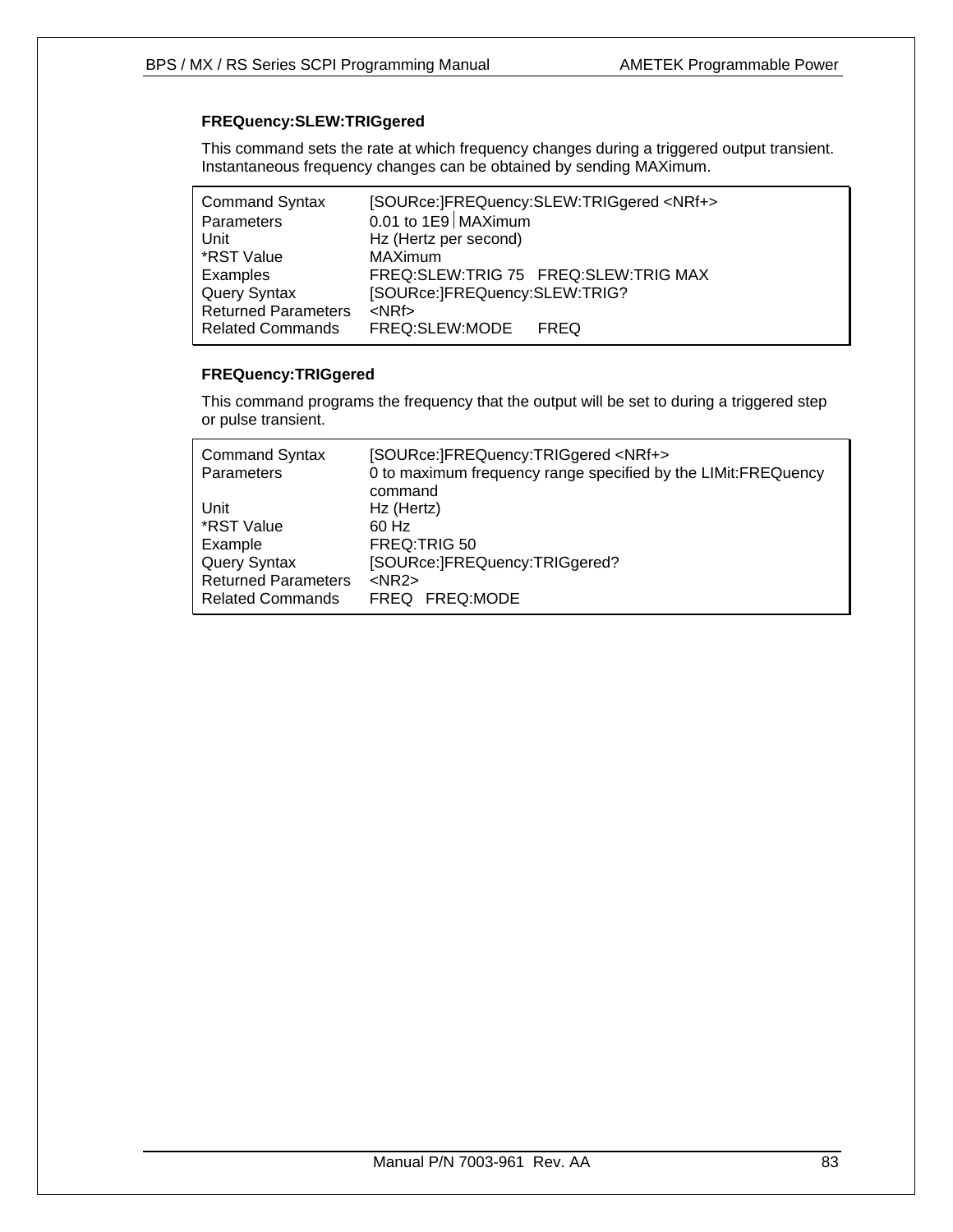**FREQuency:SLEW:TRIGgered**

This command sets the rate at which frequency changes during a triggered output transient. Instantaneous frequency changes can be obtained by sending MAXimum.

| | |
|---|---|
| Command Syntax | [SOURce:]FREQuency:SLEW:TRIGgered <NRf+> |
| Parameters | 0.01 to 1E9 \| MAXimum |
| Unit | Hz (Hertz per second) |
| *RST Value | MAXimum |
| Examples | FREQ:SLEW:TRIG 75   FREQ:SLEW:TRIG MAX |
| Query Syntax | [SOURce:]FREQuency:SLEW:TRIG? |
| Returned Parameters | <NRf> |
| Related Commands | FREQ:SLEW:MODE   FREQ |

**FREQuency:TRIGgered**

This command programs the frequency that the output will be set to during a triggered step or pulse transient.

| | |
|---|---|
| Command Syntax | [SOURce:]FREQuency:TRIGgered <NRf+> |
| Parameters | 0 to maximum frequency range specified by the LIMit:FREQuency command |
| Unit | Hz (Hertz) |
| *RST Value | 60 Hz |
| Example | FREQ:TRIG 50 |
| Query Syntax | [SOURce:]FREQuency:TRIGgered? |
| Returned Parameters | <NR2> |
| Related Commands | FREQ   FREQ:MODE |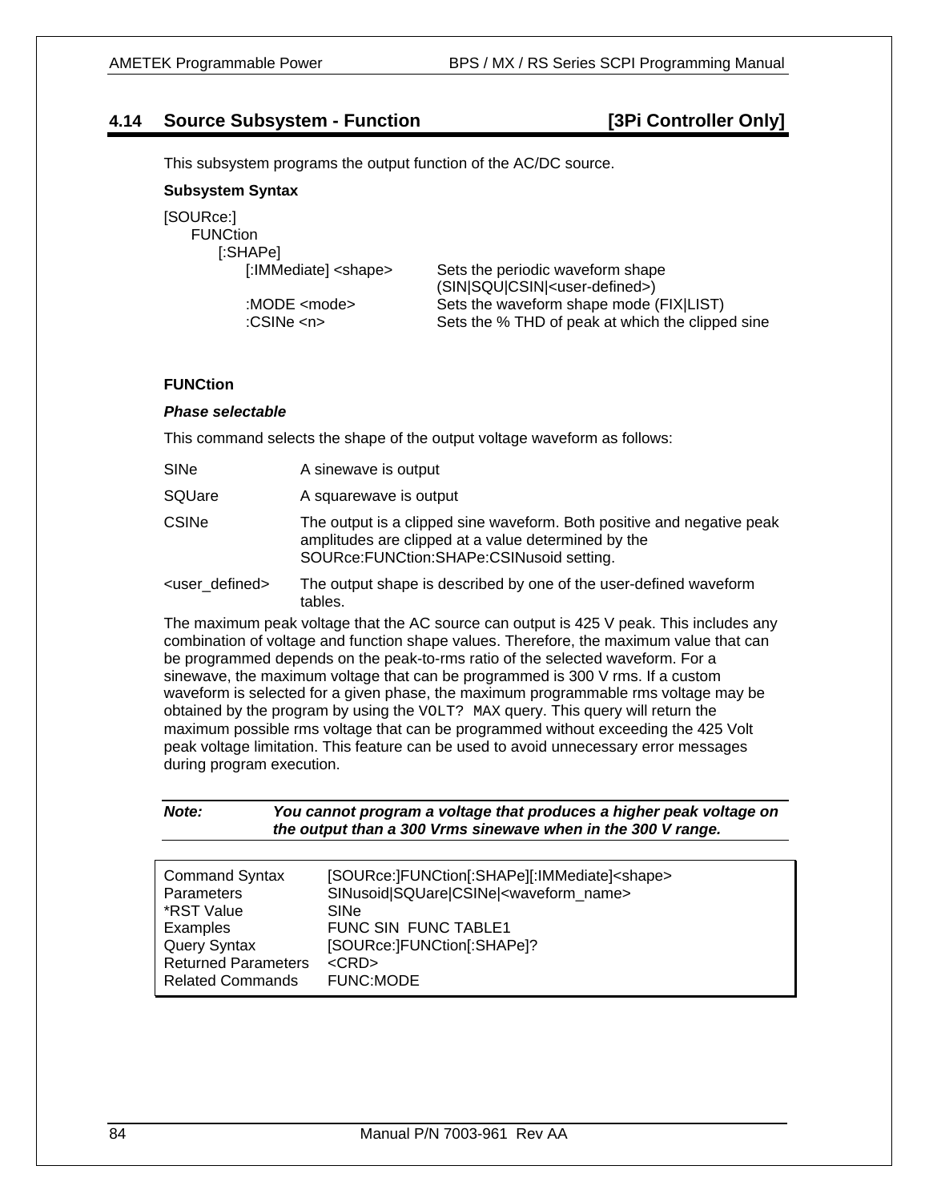## 4.14 Source Subsystem - Function [3Pi Controller Only]

This subsystem programs the output function of the AC/DC source.

**Subsystem Syntax**

```
[SOURce:]
    FUNCtion
        [:SHAPe]
            [:IMMediate] <shape>     Sets the periodic waveform shape
                                     (SIN|SQU|CSIN|<user-defined>)
            :MODE <mode>             Sets the waveform shape mode (FIX|LIST)
            :CSINe <n>               Sets the % THD of peak at which the clipped sine
```

**FUNCtion**

***Phase selectable***

This command selects the shape of the output voltage waveform as follows:

| | |
|---|---|
| SINe | A sinewave is output |
| SQUare | A squarewave is output |
| CSINe | The output is a clipped sine waveform. Both positive and negative peak amplitudes are clipped at a value determined by the SOURce:FUNCtion:SHAPe:CSINusoid setting. |
| <user_defined> | The output shape is described by one of the user-defined waveform tables. |

The maximum peak voltage that the AC source can output is 425 V peak. This includes any combination of voltage and function shape values. Therefore, the maximum value that can be programmed depends on the peak-to-rms ratio of the selected waveform. For a sinewave, the maximum voltage that can be programmed is 300 V rms. If a custom waveform is selected for a given phase, the maximum programmable rms voltage may be obtained by the program by using the `VOLT? MAX` query. This query will return the maximum possible rms voltage that can be programmed without exceeding the 425 Volt peak voltage limitation. This feature can be used to avoid unnecessary error messages during program execution.

***Note:*** ***You cannot program a voltage that produces a higher peak voltage on the output than a 300 Vrms sinewave when in the 300 V range.***

| | |
|---|---|
| Command Syntax | [SOURce:]FUNCtion[:SHAPe][:IMMediate]<shape> |
| Parameters | SINusoid\|SQUare\|CSINe\|<waveform_name> |
| *RST Value | SINe |
| Examples | FUNC SIN FUNC TABLE1 |
| Query Syntax | [SOURce:]FUNCtion[:SHAPe]? |
| Returned Parameters | <CRD> |
| Related Commands | FUNC:MODE |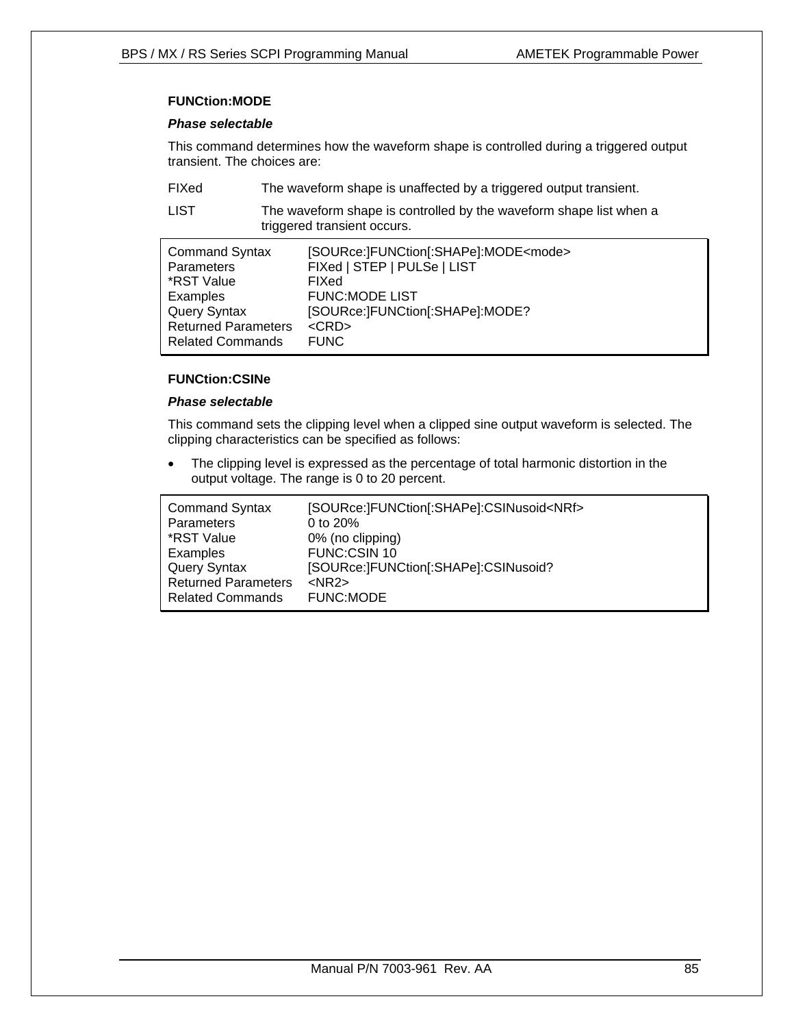### FUNCtion:MODE

***Phase selectable***

This command determines how the waveform shape is controlled during a triggered output transient. The choices are:

| | |
|---|---|
| FIXed | The waveform shape is unaffected by a triggered output transient. |
| LIST | The waveform shape is controlled by the waveform shape list when a triggered transient occurs. |

| | |
|---|---|
| Command Syntax | [SOURce:]FUNCtion[:SHAPe]:MODE<mode> |
| Parameters | FIXed \| STEP \| PULSe \| LIST |
| *RST Value | FIXed |
| Examples | FUNC:MODE LIST |
| Query Syntax | [SOURce:]FUNCtion[:SHAPe]:MODE? |
| Returned Parameters | <CRD> |
| Related Commands | FUNC |

### FUNCtion:CSINe

***Phase selectable***

This command sets the clipping level when a clipped sine output waveform is selected. The clipping characteristics can be specified as follows:

- The clipping level is expressed as the percentage of total harmonic distortion in the output voltage. The range is 0 to 20 percent.

| | |
|---|---|
| Command Syntax | [SOURce:]FUNCtion[:SHAPe]:CSINusoid<NRf> |
| Parameters | 0 to 20% |
| *RST Value | 0% (no clipping) |
| Examples | FUNC:CSIN 10 |
| Query Syntax | [SOURce:]FUNCtion[:SHAPe]:CSINusoid? |
| Returned Parameters | <NR2> |
| Related Commands | FUNC:MODE |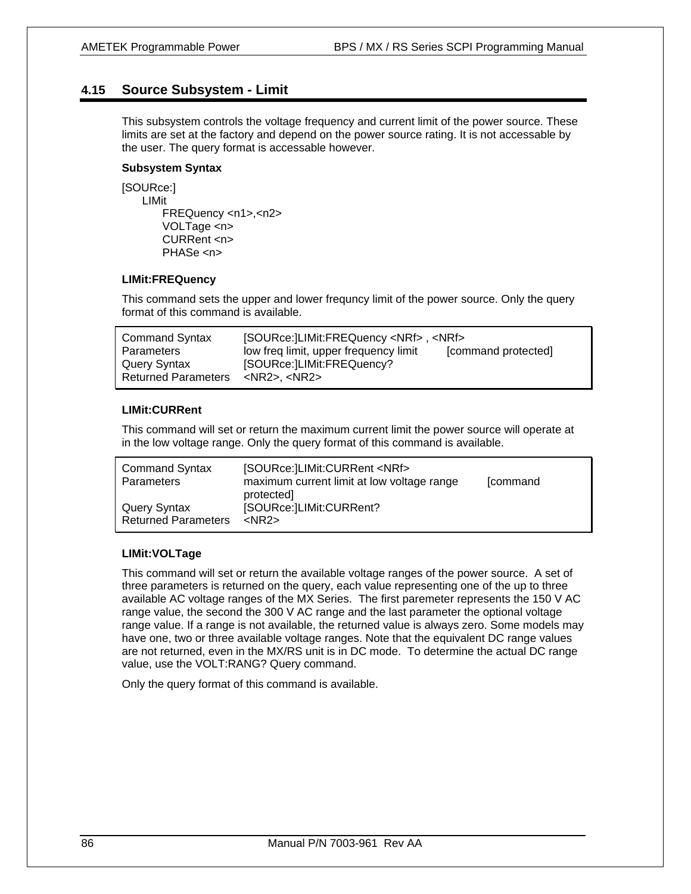## 4.15 Source Subsystem - Limit

This subsystem controls the voltage frequency and current limit of the power source. These limits are set at the factory and depend on the power source rating. It is not accessable by the user. The query format is accessable however.

**Subsystem Syntax**

```
[SOURce:]
    LIMit
        FREQuency <n1>,<n2>
        VOLTage <n>
        CURRent <n>
        PHASe <n>
```

**LIMit:FREQuency**

This command sets the upper and lower frequncy limit of the power source. Only the query format of this command is available.

| | |
|---|---|
| Command Syntax | [SOURce:]LIMit:FREQuency <NRf> , <NRf> |
| Parameters | low freq limit, upper frequency limit [command protected] |
| Query Syntax | [SOURce:]LIMit:FREQuency? |
| Returned Parameters | <NR2>, <NR2> |

**LIMit:CURRent**

This command will set or return the maximum current limit the power source will operate at in the low voltage range. Only the query format of this command is available.

| | |
|---|---|
| Command Syntax | [SOURce:]LIMit:CURRent <NRf> |
| Parameters | maximum current limit at low voltage range [command protected] |
| Query Syntax | [SOURce:]LIMit:CURRent? |
| Returned Parameters | <NR2> |

**LIMit:VOLTage**

This command will set or return the available voltage ranges of the power source. A set of three parameters is returned on the query, each value representing one of the up to three available AC voltage ranges of the MX Series. The first paremeter represents the 150 V AC range value, the second the 300 V AC range and the last parameter the optional voltage range value. If a range is not available, the returned value is always zero. Some models may have one, two or three available voltage ranges. Note that the equivalent DC range values are not returned, even in the MX/RS unit is in DC mode. To determine the actual DC range value, use the VOLT:RANG? Query command.

Only the query format of this command is available.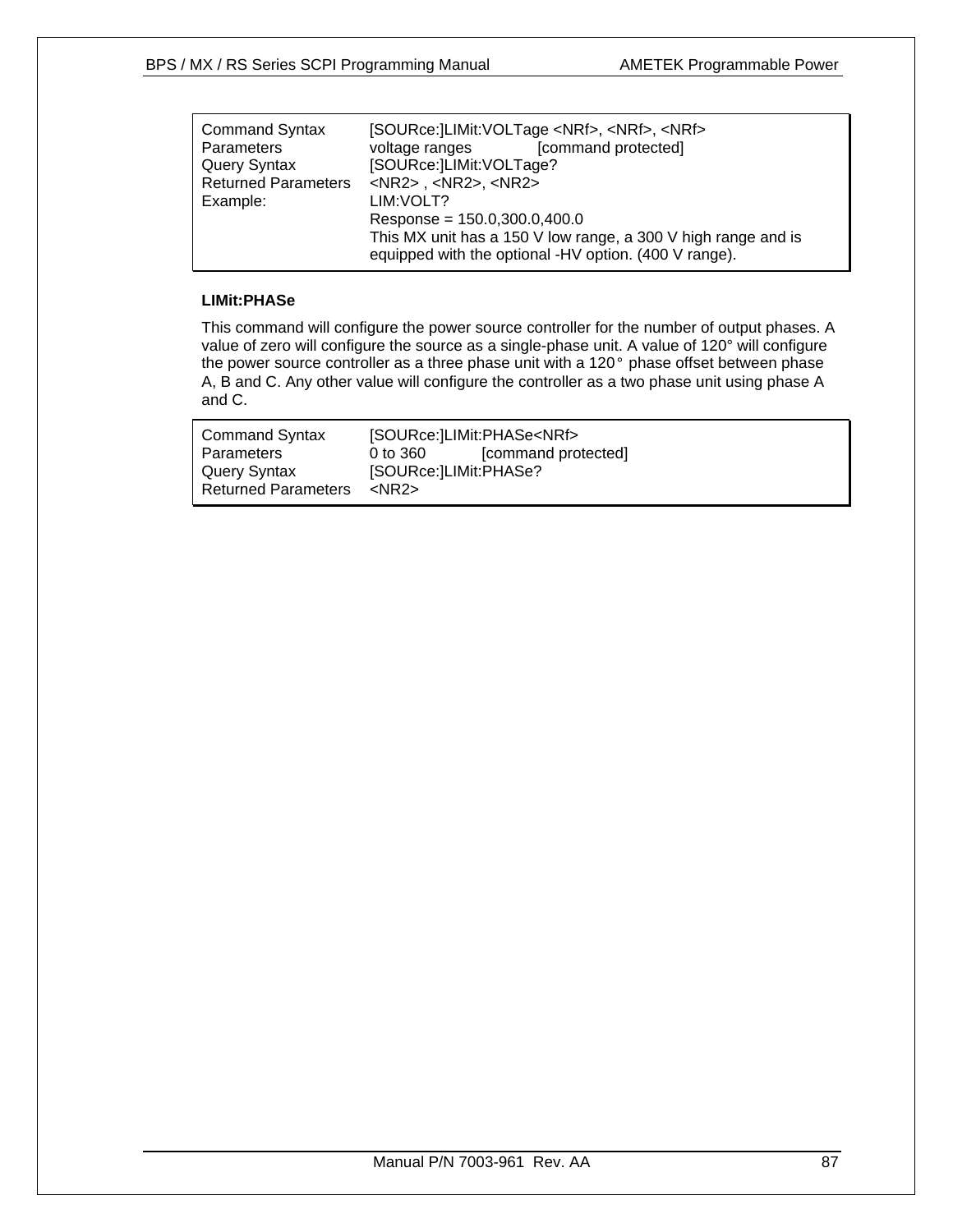| | |
|---|---|
| Command Syntax | [SOURce:]LIMit:VOLTage <NRf>, <NRf>, <NRf> |
| Parameters | voltage ranges [command protected] |
| Query Syntax | [SOURce:]LIMit:VOLTage? |
| Returned Parameters | <NR2> , <NR2>, <NR2> |
| Example: | LIM:VOLT? |
| | Response = 150.0,300.0,400.0 |
| | This MX unit has a 150 V low range, a 300 V high range and is equipped with the optional -HV option. (400 V range). |

**LIMit:PHASe**

This command will configure the power source controller for the number of output phases. A value of zero will configure the source as a single-phase unit. A value of 120° will configure the power source controller as a three phase unit with a 120° phase offset between phase A, B and C. Any other value will configure the controller as a two phase unit using phase A and C.

| | |
|---|---|
| Command Syntax | [SOURce:]LIMit:PHASe<NRf> |
| Parameters | 0 to 360 [command protected] |
| Query Syntax | [SOURce:]LIMit:PHASe? |
| Returned Parameters | <NR2> |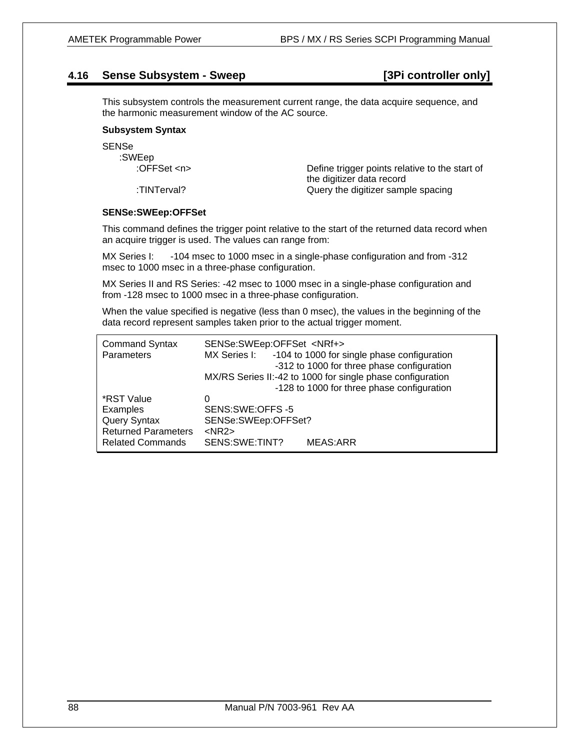## 4.16 Sense Subsystem - Sweep [3Pi controller only]

This subsystem controls the measurement current range, the data acquire sequence, and the harmonic measurement window of the AC source.

**Subsystem Syntax**

| | |
|---|---|
| SENSe | |
| :SWEep | |
| :OFFSet <n> | Define trigger points relative to the start of the digitizer data record |
| :TINTerval? | Query the digitizer sample spacing |

**SENSe:SWEep:OFFSet**

This command defines the trigger point relative to the start of the returned data record when an acquire trigger is used. The values can range from:

MX Series I: -104 msec to 1000 msec in a single-phase configuration and from -312 msec to 1000 msec in a three-phase configuration.

MX Series II and RS Series: -42 msec to 1000 msec in a single-phase configuration and from -128 msec to 1000 msec in a three-phase configuration.

When the value specified is negative (less than 0 msec), the values in the beginning of the data record represent samples taken prior to the actual trigger moment.

| | |
|---|---|
| Command Syntax | SENSe:SWEep:OFFSet <NRf+> |
| Parameters | MX Series I: -104 to 1000 for single phase configuration<br>-312 to 1000 for three phase configuration<br>MX/RS Series II:-42 to 1000 for single phase configuration<br>-128 to 1000 for three phase configuration |
| *RST Value | 0 |
| Examples | SENS:SWE:OFFS -5 |
| Query Syntax | SENSe:SWEep:OFFSet? |
| Returned Parameters | <NR2> |
| Related Commands | SENS:SWE:TINT? MEAS:ARR |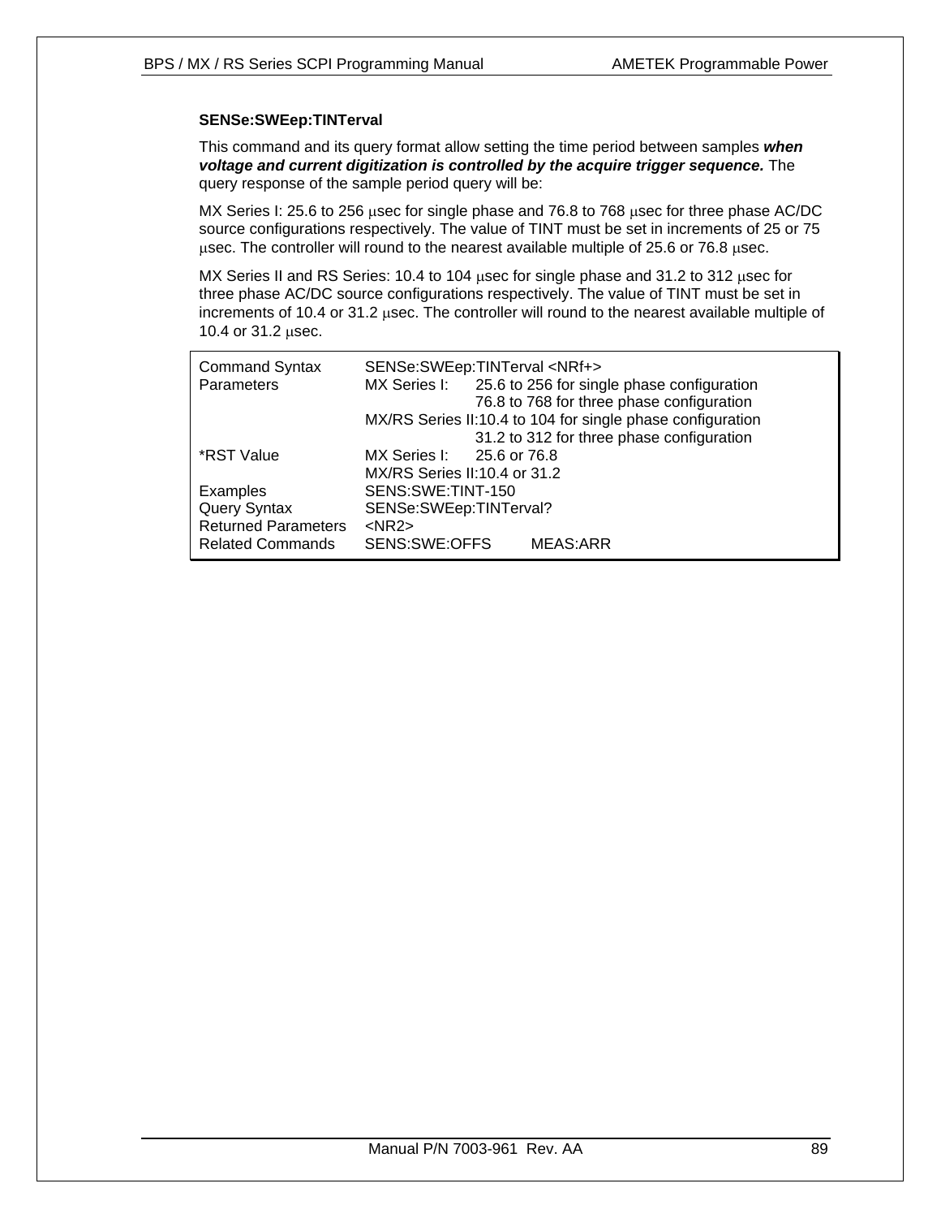**SENSe:SWEep:TINTerval**

This command and its query format allow setting the time period between samples ***when voltage and current digitization is controlled by the acquire trigger sequence.*** The query response of the sample period query will be:

MX Series I: 25.6 to 256 μsec for single phase and 76.8 to 768 μsec for three phase AC/DC source configurations respectively. The value of TINT must be set in increments of 25 or 75 μsec. The controller will round to the nearest available multiple of 25.6 or 76.8 μsec.

MX Series II and RS Series: 10.4 to 104 μsec for single phase and 31.2 to 312 μsec for three phase AC/DC source configurations respectively. The value of TINT must be set in increments of 10.4 or 31.2 μsec. The controller will round to the nearest available multiple of 10.4 or 31.2 μsec.

| | |
|---|---|
| Command Syntax | SENSe:SWEep:TINTerval <NRf+> |
| Parameters | MX Series I: 25.6 to 256 for single phase configuration<br>76.8 to 768 for three phase configuration<br>MX/RS Series II:10.4 to 104 for single phase configuration<br>31.2 to 312 for three phase configuration |
| *RST Value | MX Series I: 25.6 or 76.8<br>MX/RS Series II:10.4 or 31.2 |
| Examples | SENS:SWE:TINT-150 |
| Query Syntax | SENSe:SWEep:TINTerval? |
| Returned Parameters | <NR2> |
| Related Commands | SENS:SWE:OFFS MEAS:ARR |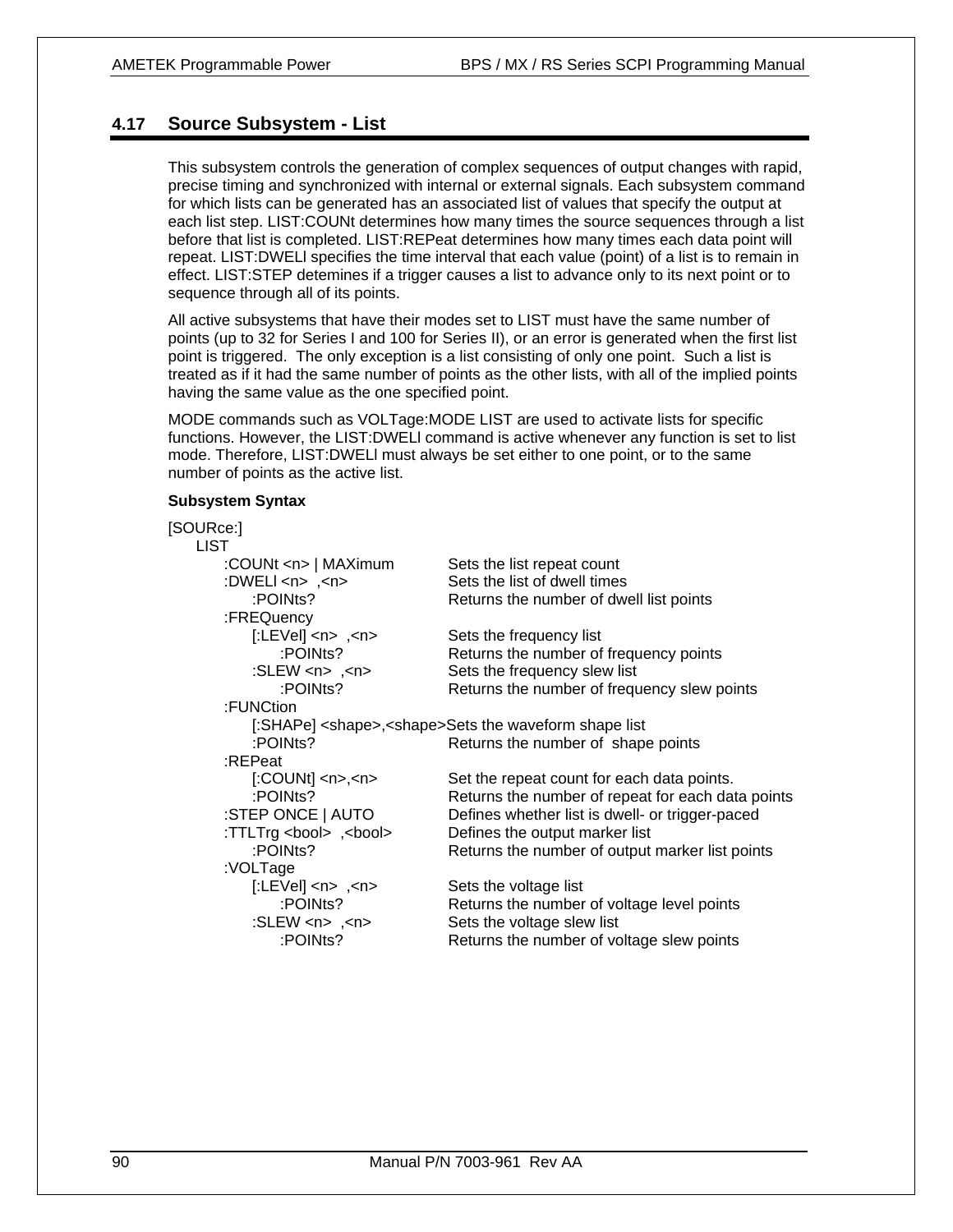## 4.17 Source Subsystem - List

This subsystem controls the generation of complex sequences of output changes with rapid, precise timing and synchronized with internal or external signals. Each subsystem command for which lists can be generated has an associated list of values that specify the output at each list step. LIST:COUNt determines how many times the source sequences through a list before that list is completed. LIST:REPeat determines how many times each data point will repeat. LIST:DWELl specifies the time interval that each value (point) of a list is to remain in effect. LIST:STEP detemines if a trigger causes a list to advance only to its next point or to sequence through all of its points.

All active subsystems that have their modes set to LIST must have the same number of points (up to 32 for Series I and 100 for Series II), or an error is generated when the first list point is triggered. The only exception is a list consisting of only one point. Such a list is treated as if it had the same number of points as the other lists, with all of the implied points having the same value as the one specified point.

MODE commands such as VOLTage:MODE LIST are used to activate lists for specific functions. However, the LIST:DWELl command is active whenever any function is set to list mode. Therefore, LIST:DWELl must always be set either to one point, or to the same number of points as the active list.

**Subsystem Syntax**

```
[SOURce:]
    LIST
        :COUNt <n> | MAXimum          Sets the list repeat count
        :DWELl <n>  ,<n>              Sets the list of dwell times
            :POINts?                  Returns the number of dwell list points
        :FREQuency
            [:LEVel] <n>  ,<n>        Sets the frequency list
                :POINts?              Returns the number of frequency points
            :SLEW <n>  ,<n>           Sets the frequency slew list
                :POINts?              Returns the number of frequency slew points
        :FUNCtion
            [:SHAPe] <shape>,<shape>Sets the waveform shape list
            :POINts?                  Returns the number of  shape points
        :REPeat
            [:COUNt] <n>,<n>          Set the repeat count for each data points.
            :POINts?                  Returns the number of repeat for each data points
        :STEP ONCE | AUTO             Defines whether list is dwell- or trigger-paced
        :TTLTrg <bool>  ,<bool>       Defines the output marker list
            :POINts?                  Returns the number of output marker list points
        :VOLTage
            [:LEVel] <n>  ,<n>        Sets the voltage list
                :POINts?              Returns the number of voltage level points
            :SLEW <n>  ,<n>           Sets the voltage slew list
                :POINts?              Returns the number of voltage slew points
```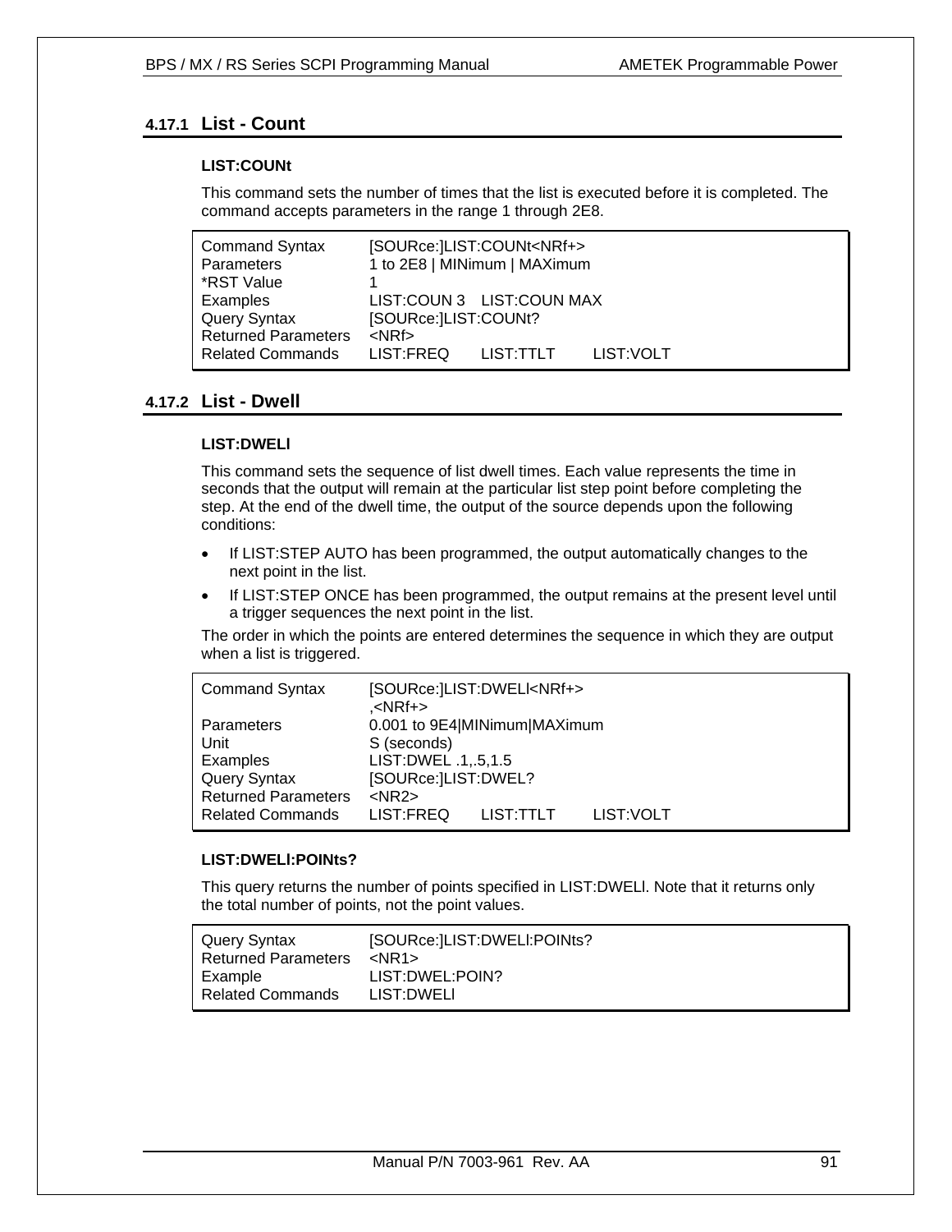### 4.17.1 List - Count

**LIST:COUNt**

This command sets the number of times that the list is executed before it is completed. The command accepts parameters in the range 1 through 2E8.

| | |
|---|---|
| Command Syntax | [SOURce:]LIST:COUNt<NRf+> |
| Parameters | 1 to 2E8 \| MINimum \| MAXimum |
| *RST Value | 1 |
| Examples | LIST:COUN 3 LIST:COUN MAX |
| Query Syntax | [SOURce:]LIST:COUNt? |
| Returned Parameters | <NRf> |
| Related Commands | LIST:FREQ LIST:TTLT LIST:VOLT |

### 4.17.2 List - Dwell

**LIST:DWELl**

This command sets the sequence of list dwell times. Each value represents the time in seconds that the output will remain at the particular list step point before completing the step. At the end of the dwell time, the output of the source depends upon the following conditions:

- If LIST:STEP AUTO has been programmed, the output automatically changes to the next point in the list.
- If LIST:STEP ONCE has been programmed, the output remains at the present level until a trigger sequences the next point in the list.

The order in which the points are entered determines the sequence in which they are output when a list is triggered.

| | |
|---|---|
| Command Syntax | [SOURce:]LIST:DWELl<NRf+> ,<NRf+> |
| Parameters | 0.001 to 9E4\|MINimum\|MAXimum |
| Unit | S (seconds) |
| Examples | LIST:DWEL .1,.5,1.5 |
| Query Syntax | [SOURce:]LIST:DWEL? |
| Returned Parameters | <NR2> |
| Related Commands | LIST:FREQ LIST:TTLT LIST:VOLT |

**LIST:DWELl:POINts?**

This query returns the number of points specified in LIST:DWELl. Note that it returns only the total number of points, not the point values.

| | |
|---|---|
| Query Syntax | [SOURce:]LIST:DWELl:POINts? |
| Returned Parameters | <NR1> |
| Example | LIST:DWEL:POIN? |
| Related Commands | LIST:DWELl |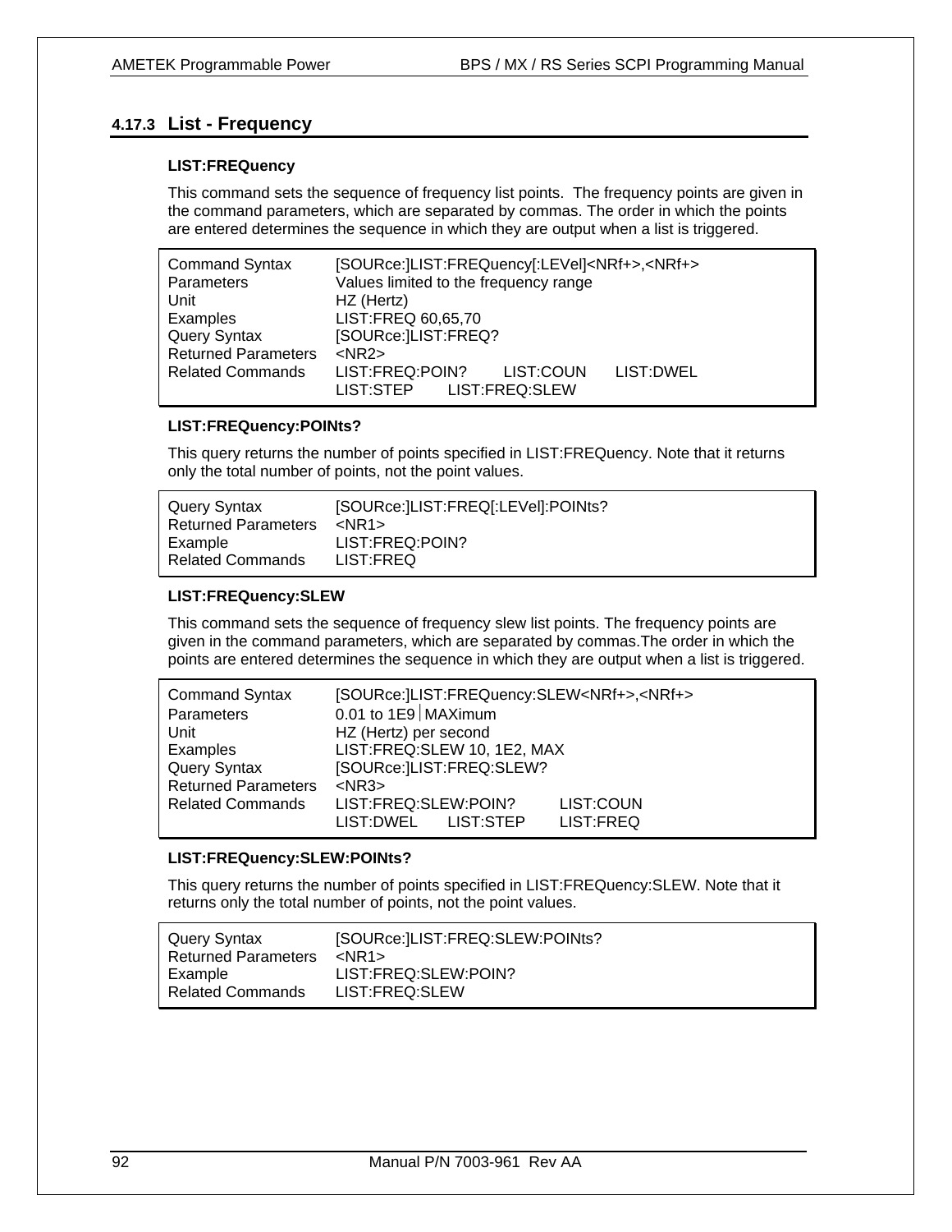### 4.17.3 List - Frequency

**LIST:FREQuency**

This command sets the sequence of frequency list points. The frequency points are given in the command parameters, which are separated by commas. The order in which the points are entered determines the sequence in which they are output when a list is triggered.

| | |
|---|---|
| Command Syntax | [SOURce:]LIST:FREQuency[:LEVel]<NRf+>,<NRf+> |
| Parameters | Values limited to the frequency range |
| Unit | HZ (Hertz) |
| Examples | LIST:FREQ 60,65,70 |
| Query Syntax | [SOURce:]LIST:FREQ? |
| Returned Parameters | <NR2> |
| Related Commands | LIST:FREQ:POIN? LIST:COUN LIST:DWEL LIST:STEP LIST:FREQ:SLEW |

**LIST:FREQuency:POINts?**

This query returns the number of points specified in LIST:FREQuency. Note that it returns only the total number of points, not the point values.

| | |
|---|---|
| Query Syntax | [SOURce:]LIST:FREQ[:LEVel]:POINts? |
| Returned Parameters | <NR1> |
| Example | LIST:FREQ:POIN? |
| Related Commands | LIST:FREQ |

**LIST:FREQuency:SLEW**

This command sets the sequence of frequency slew list points. The frequency points are given in the command parameters, which are separated by commas.The order in which the points are entered determines the sequence in which they are output when a list is triggered.

| | |
|---|---|
| Command Syntax | [SOURce:]LIST:FREQuency:SLEW<NRf+>,<NRf+> |
| Parameters | 0.01 to 1E9 \| MAXimum |
| Unit | HZ (Hertz) per second |
| Examples | LIST:FREQ:SLEW 10, 1E2, MAX |
| Query Syntax | [SOURce:]LIST:FREQ:SLEW? |
| Returned Parameters | <NR3> |
| Related Commands | LIST:FREQ:SLEW:POIN? LIST:COUN LIST:DWEL LIST:STEP LIST:FREQ |

**LIST:FREQuency:SLEW:POINts?**

This query returns the number of points specified in LIST:FREQuency:SLEW. Note that it returns only the total number of points, not the point values.

| | |
|---|---|
| Query Syntax | [SOURce:]LIST:FREQ:SLEW:POINts? |
| Returned Parameters | <NR1> |
| Example | LIST:FREQ:SLEW:POIN? |
| Related Commands | LIST:FREQ:SLEW |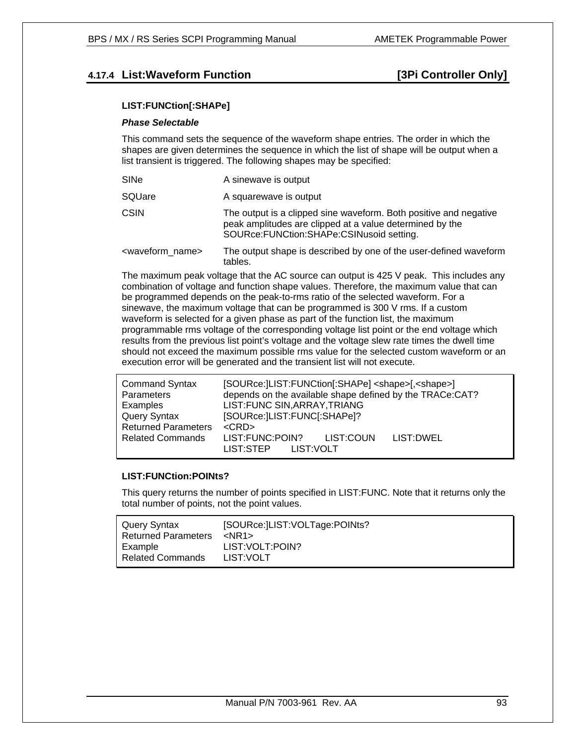### 4.17.4 List:Waveform Function [3Pi Controller Only]

**LIST:FUNCtion[:SHAPe]**

***Phase Selectable***

This command sets the sequence of the waveform shape entries. The order in which the shapes are given determines the sequence in which the list of shape will be output when a list transient is triggered. The following shapes may be specified:

| | |
|---|---|
| SINe | A sinewave is output |
| SQUare | A squarewave is output |
| CSIN | The output is a clipped sine waveform. Both positive and negative peak amplitudes are clipped at a value determined by the SOURce:FUNCtion:SHAPe:CSINusoid setting. |
| <waveform_name> | The output shape is described by one of the user-defined waveform tables. |

The maximum peak voltage that the AC source can output is 425 V peak. This includes any combination of voltage and function shape values. Therefore, the maximum value that can be programmed depends on the peak-to-rms ratio of the selected waveform. For a sinewave, the maximum voltage that can be programmed is 300 V rms. If a custom waveform is selected for a given phase as part of the function list, the maximum programmable rms voltage of the corresponding voltage list point or the end voltage which results from the previous list point's voltage and the voltage slew rate times the dwell time should not exceed the maximum possible rms value for the selected custom waveform or an execution error will be generated and the transient list will not execute.

| | |
|---|---|
| Command Syntax | [SOURce:]LIST:FUNCtion[:SHAPe] <shape>[,<shape>] |
| Parameters | depends on the available shape defined by the TRACe:CAT? |
| Examples | LIST:FUNC SIN,ARRAY,TRIANG |
| Query Syntax | [SOURce:]LIST:FUNC[:SHAPe]? |
| Returned Parameters | <CRD> |
| Related Commands | LIST:FUNC:POIN? LIST:COUN LIST:DWEL LIST:STEP LIST:VOLT |

**LIST:FUNCtion:POINts?**

This query returns the number of points specified in LIST:FUNC. Note that it returns only the total number of points, not the point values.

| | |
|---|---|
| Query Syntax | [SOURce:]LIST:VOLTage:POINts? |
| Returned Parameters | <NR1> |
| Example | LIST:VOLT:POIN? |
| Related Commands | LIST:VOLT |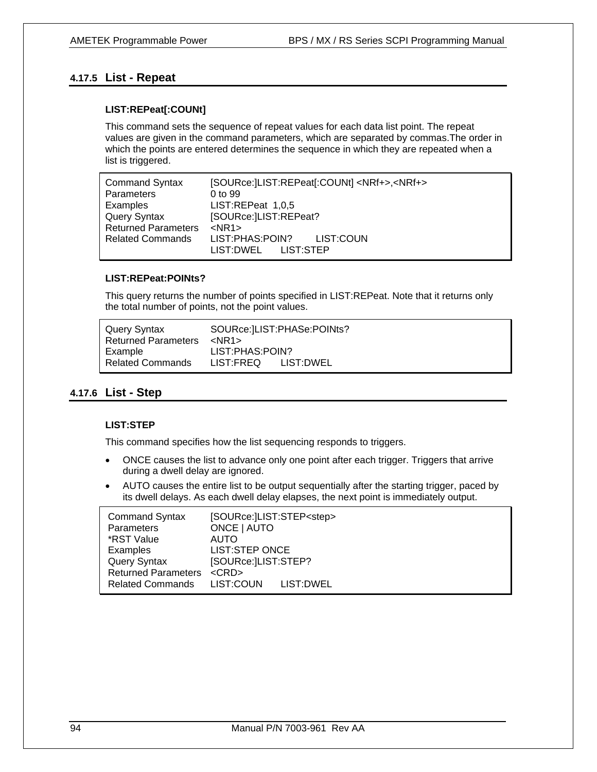### 4.17.5 List - Repeat

**LIST:REPeat[:COUNt]**

This command sets the sequence of repeat values for each data list point. The repeat values are given in the command parameters, which are separated by commas.The order in which the points are entered determines the sequence in which they are repeated when a list is triggered.

| | |
|---|---|
| Command Syntax | [SOURce:]LIST:REPeat[:COUNt] <NRf+>,<NRf+> |
| Parameters | 0 to 99 |
| Examples | LIST:REPeat 1,0,5 |
| Query Syntax | [SOURce:]LIST:REPeat? |
| Returned Parameters | <NR1> |
| Related Commands | LIST:PHAS:POIN? LIST:COUN<br>LIST:DWEL LIST:STEP |

**LIST:REPeat:POINts?**

This query returns the number of points specified in LIST:REPeat. Note that it returns only the total number of points, not the point values.

| | |
|---|---|
| Query Syntax | SOURce:]LIST:PHASe:POINts? |
| Returned Parameters | <NR1> |
| Example | LIST:PHAS:POIN? |
| Related Commands | LIST:FREQ LIST:DWEL |

### 4.17.6 List - Step

**LIST:STEP**

This command specifies how the list sequencing responds to triggers.

- ONCE causes the list to advance only one point after each trigger. Triggers that arrive during a dwell delay are ignored.
- AUTO causes the entire list to be output sequentially after the starting trigger, paced by its dwell delays. As each dwell delay elapses, the next point is immediately output.

| | |
|---|---|
| Command Syntax | [SOURce:]LIST:STEP<step> |
| Parameters | ONCE \| AUTO |
| *RST Value | AUTO |
| Examples | LIST:STEP ONCE |
| Query Syntax | [SOURce:]LIST:STEP? |
| Returned Parameters | <CRD> |
| Related Commands | LIST:COUN LIST:DWEL |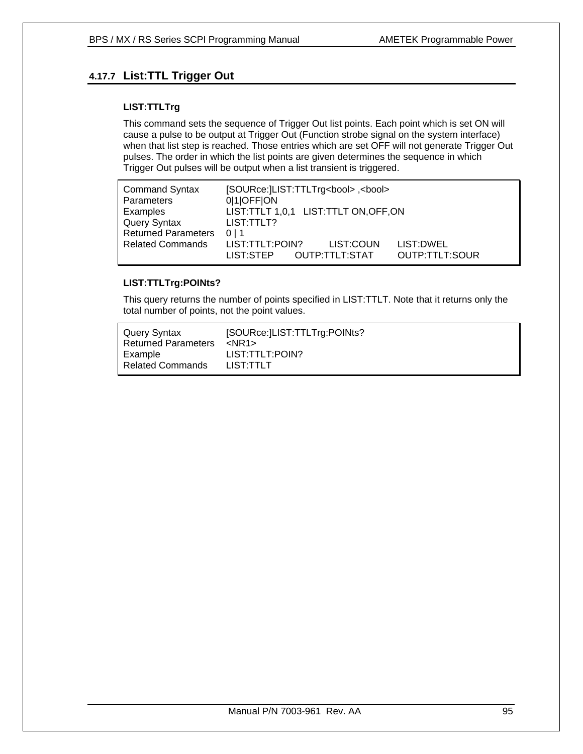### 4.17.7 List:TTL Trigger Out

**LIST:TTLTrg**

This command sets the sequence of Trigger Out list points. Each point which is set ON will cause a pulse to be output at Trigger Out (Function strobe signal on the system interface) when that list step is reached. Those entries which are set OFF will not generate Trigger Out pulses. The order in which the list points are given determines the sequence in which Trigger Out pulses will be output when a list transient is triggered.

| | | | |
|---|---|---|---|
| Command Syntax | [SOURce:]LIST:TTLTrg<bool> ,<bool> | | |
| Parameters | 0\|1\|OFF\|ON | | |
| Examples | LIST:TTLT 1,0,1   LIST:TTLT ON,OFF,ON | | |
| Query Syntax | LIST:TTLT? | | |
| Returned Parameters | 0 \| 1 | | |
| Related Commands | LIST:TTLT:POIN? | LIST:COUN | LIST:DWEL |
| | LIST:STEP | OUTP:TTLT:STAT | OUTP:TTLT:SOUR |

**LIST:TTLTrg:POINts?**

This query returns the number of points specified in LIST:TTLT. Note that it returns only the total number of points, not the point values.

| | |
|---|---|
| Query Syntax | [SOURce:]LIST:TTLTrg:POINts? |
| Returned Parameters | <NR1> |
| Example | LIST:TTLT:POIN? |
| Related Commands | LIST:TTLT |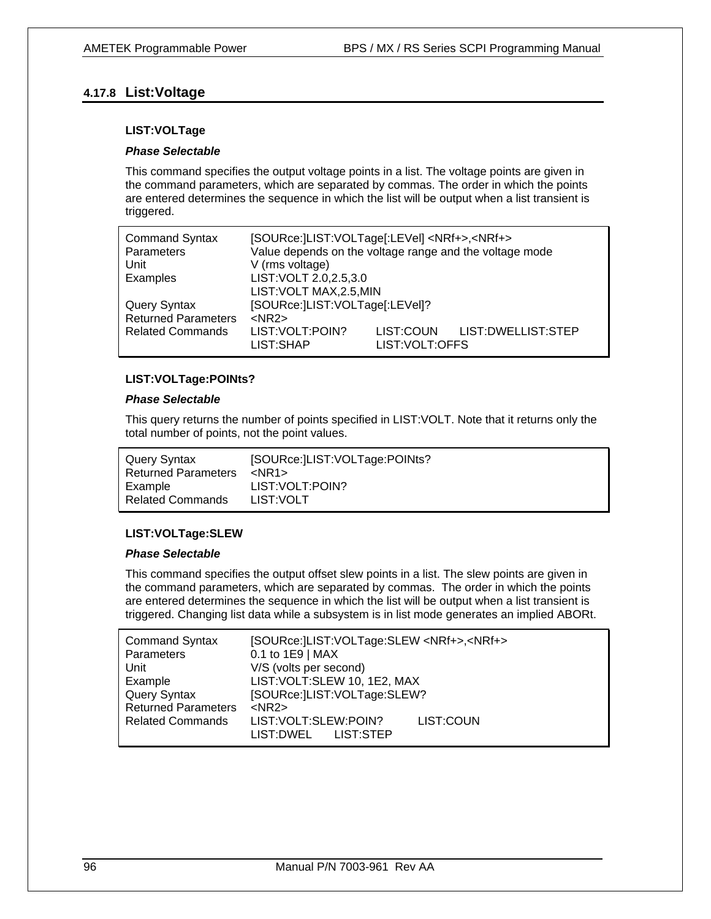## 4.17.8 List:Voltage

**LIST:VOLTage**

***Phase Selectable***

This command specifies the output voltage points in a list. The voltage points are given in the command parameters, which are separated by commas. The order in which the points are entered determines the sequence in which the list will be output when a list transient is triggered.

| | | | |
|---|---|---|---|
| Command Syntax | [SOURce:]LIST:VOLTage[:LEVel] <NRf+>,<NRf+> | | |
| Parameters | Value depends on the voltage range and the voltage mode | | |
| Unit | V (rms voltage) | | |
| Examples | LIST:VOLT 2.0,2.5,3.0 | | |
| | LIST:VOLT MAX,2.5,MIN | | |
| Query Syntax | [SOURce:]LIST:VOLTage[:LEVel]? | | |
| Returned Parameters | <NR2> | | |
| Related Commands | LIST:VOLT:POIN? | LIST:COUN | LIST:DWELLIST:STEP |
| | LIST:SHAP | LIST:VOLT:OFFS | |

**LIST:VOLTage:POINts?**

***Phase Selectable***

This query returns the number of points specified in LIST:VOLT. Note that it returns only the total number of points, not the point values.

| | |
|---|---|
| Query Syntax | [SOURce:]LIST:VOLTage:POINts? |
| Returned Parameters | <NR1> |
| Example | LIST:VOLT:POIN? |
| Related Commands | LIST:VOLT |

**LIST:VOLTage:SLEW**

***Phase Selectable***

This command specifies the output offset slew points in a list. The slew points are given in the command parameters, which are separated by commas. The order in which the points are entered determines the sequence in which the list will be output when a list transient is triggered. Changing list data while a subsystem is in list mode generates an implied ABORt.

| | | |
|---|---|---|
| Command Syntax | [SOURce:]LIST:VOLTage:SLEW <NRf+>,<NRf+> | |
| Parameters | 0.1 to 1E9 \| MAX | |
| Unit | V/S (volts per second) | |
| Example | LIST:VOLT:SLEW 10, 1E2, MAX | |
| Query Syntax | [SOURce:]LIST:VOLTage:SLEW? | |
| Returned Parameters | <NR2> | |
| Related Commands | LIST:VOLT:SLEW:POIN? | LIST:COUN |
| | LIST:DWEL LIST:STEP | |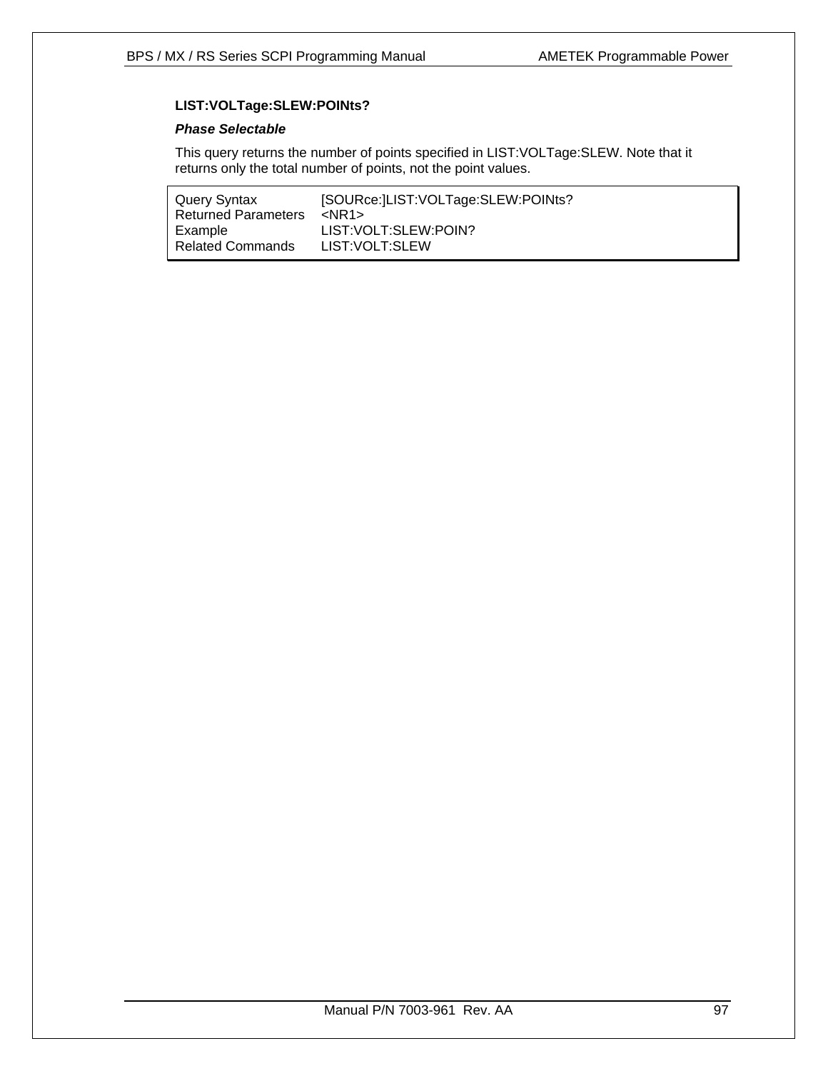### LIST:VOLTage:SLEW:POINts?

***Phase Selectable***

This query returns the number of points specified in LIST:VOLTage:SLEW. Note that it returns only the total number of points, not the point values.

| | |
|---|---|
| Query Syntax | [SOURce:]LIST:VOLTage:SLEW:POINts? |
| Returned Parameters | <NR1> |
| Example | LIST:VOLT:SLEW:POIN? |
| Related Commands | LIST:VOLT:SLEW |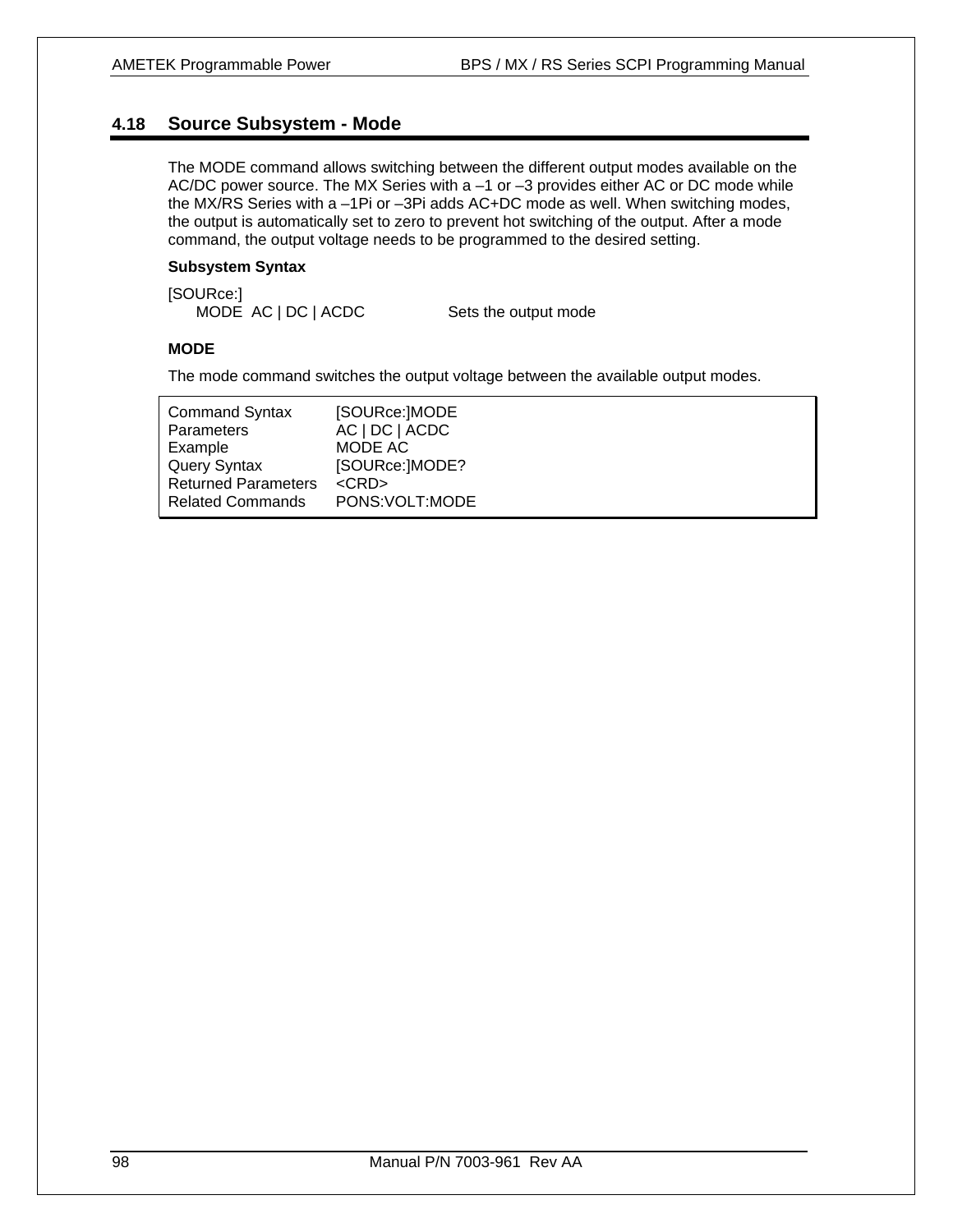## 4.18 Source Subsystem - Mode

The MODE command allows switching between the different output modes available on the AC/DC power source. The MX Series with a –1 or –3 provides either AC or DC mode while the MX/RS Series with a –1Pi or –3Pi adds AC+DC mode as well. When switching modes, the output is automatically set to zero to prevent hot switching of the output. After a mode command, the output voltage needs to be programmed to the desired setting.

**Subsystem Syntax**

```
[SOURce:]
    MODE  AC | DC | ACDC              Sets the output mode
```

**MODE**

The mode command switches the output voltage between the available output modes.

| | |
|---|---|
| Command Syntax | [SOURce:]MODE |
| Parameters | AC \| DC \| ACDC |
| Example | MODE AC |
| Query Syntax | [SOURce:]MODE? |
| Returned Parameters | <CRD> |
| Related Commands | PONS:VOLT:MODE |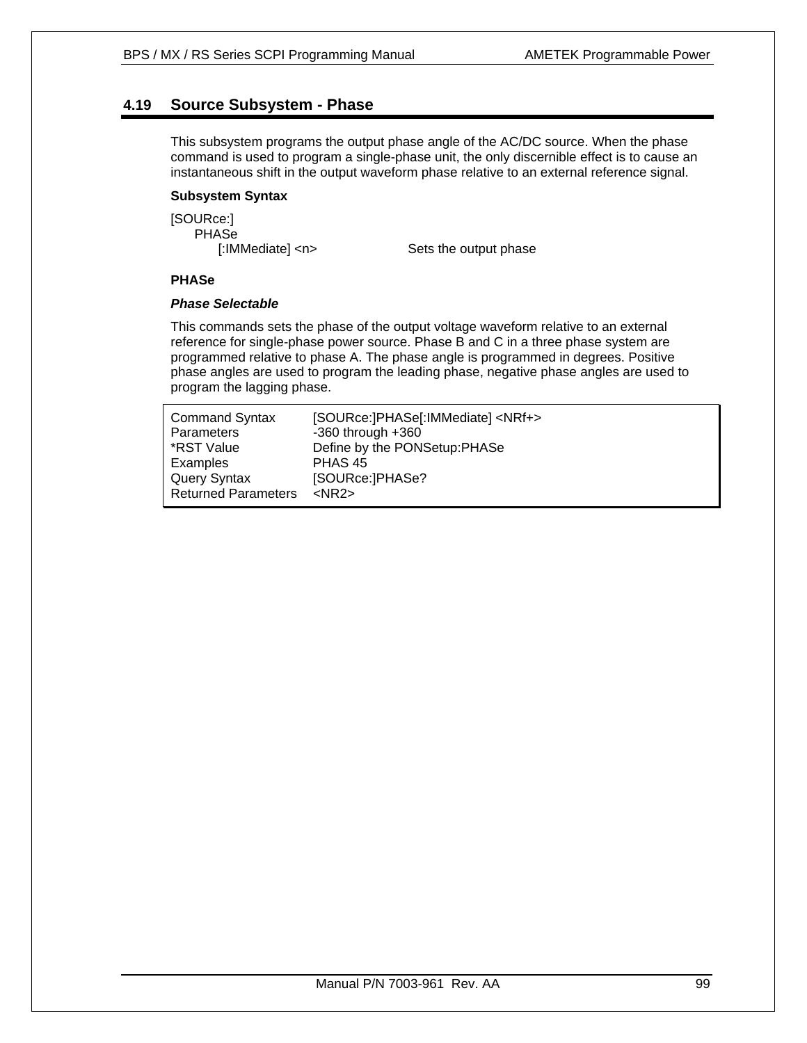## 4.19 Source Subsystem - Phase

This subsystem programs the output phase angle of the AC/DC source. When the phase command is used to program a single-phase unit, the only discernible effect is to cause an instantaneous shift in the output waveform phase relative to an external reference signal.

**Subsystem Syntax**

```
[SOURce:]
    PHASe
        [:IMMediate] <n>            Sets the output phase
```

**PHASe**

***Phase Selectable***

This commands sets the phase of the output voltage waveform relative to an external reference for single-phase power source. Phase B and C in a three phase system are programmed relative to phase A. The phase angle is programmed in degrees. Positive phase angles are used to program the leading phase, negative phase angles are used to program the lagging phase.

| | |
|---|---|
| Command Syntax | [SOURce:]PHASe[:IMMediate] <NRf+> |
| Parameters | -360 through +360 |
| *RST Value | Define by the PONSetup:PHASe |
| Examples | PHAS 45 |
| Query Syntax | [SOURce:]PHASe? |
| Returned Parameters | <NR2> |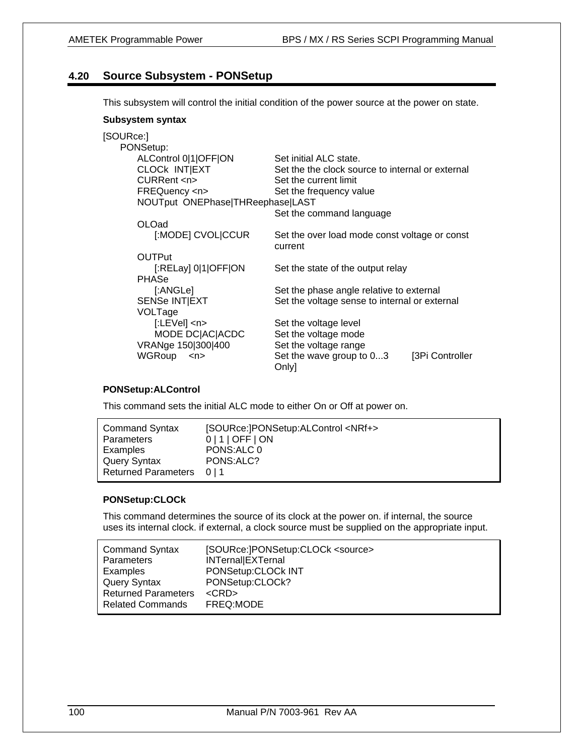## 4.20 Source Subsystem - PONSetup

This subsystem will control the initial condition of the power source at the power on state.

**Subsystem syntax**

```
[SOURce:]
    PONSetup:
        ALControl 0|1|OFF|ON            Set initial ALC state.
        CLOCk  INT|EXT                  Set the the clock source to internal or external
        CURRent <n>                     Set the current limit
        FREQuency <n>                   Set the frequency value
        NOUTput  ONEPhase|THReephase|LAST
                                        Set the command language
        OLOad
            [:MODE] CVOL|CCUR           Set the over load mode const voltage or const
                                        current
        OUTPut
            [:RELay] 0|1|OFF|ON         Set the state of the output relay
        PHASe
            [:ANGLe]                    Set the phase angle relative to external
        SENSe INT|EXT                   Set the voltage sense to internal or external
        VOLTage
            [:LEVel] <n>                Set the voltage level
            MODE DC|AC|ACDC             Set the voltage mode
        VRANge 150|300|400              Set the voltage range
        WGRoup    <n>                   Set the wave group to 0...3       [3Pi Controller
                                        Only]
```

**PONSetup:ALControl**

This command sets the initial ALC mode to either On or Off at power on.

| | |
|---|---|
| Command Syntax | [SOURce:]PONSetup:ALControl <NRf+> |
| Parameters | 0 \| 1 \| OFF \| ON |
| Examples | PONS:ALC 0 |
| Query Syntax | PONS:ALC? |
| Returned Parameters | 0 \| 1 |

**PONSetup:CLOCk**

This command determines the source of its clock at the power on. if internal, the source uses its internal clock. if external, a clock source must be supplied on the appropriate input.

| | |
|---|---|
| Command Syntax | [SOURce:]PONSetup:CLOCk <source> |
| Parameters | INTernal\|EXTernal |
| Examples | PONSetup:CLOCk INT |
| Query Syntax | PONSetup:CLOCk? |
| Returned Parameters | <CRD> |
| Related Commands | FREQ:MODE |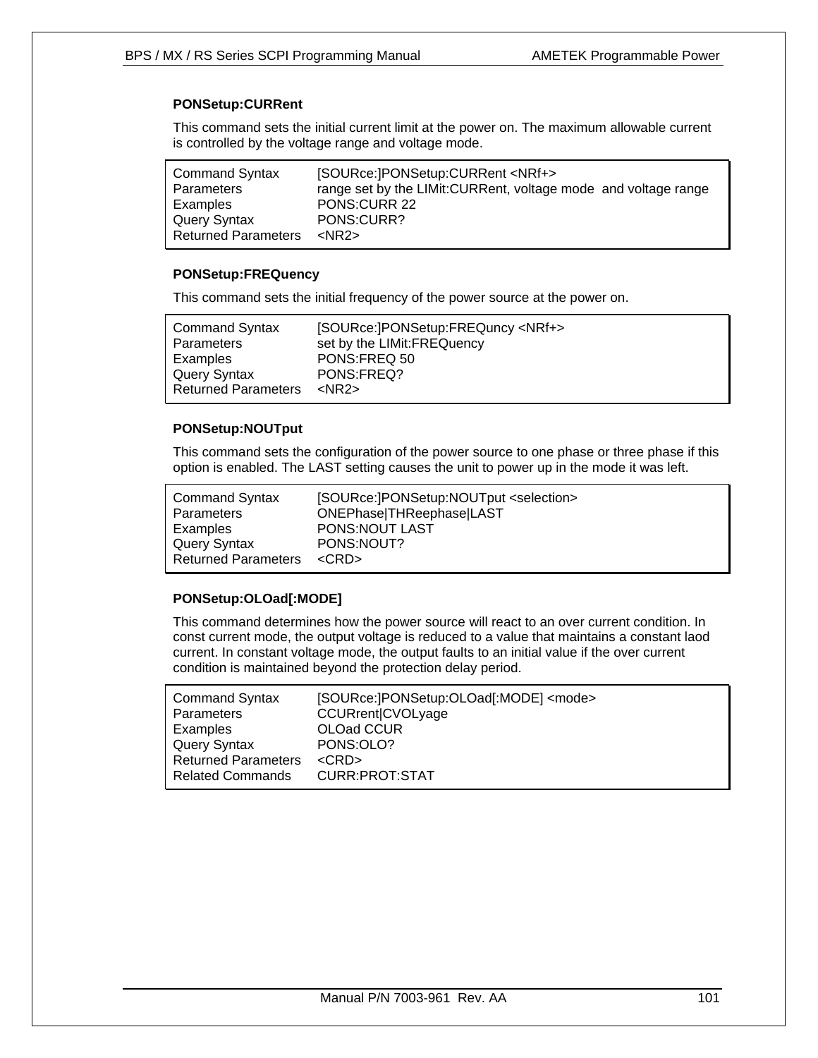### PONSetup:CURRent

This command sets the initial current limit at the power on. The maximum allowable current is controlled by the voltage range and voltage mode.

| | |
|---|---|
| Command Syntax | [SOURce:]PONSetup:CURRent <NRf+> |
| Parameters | range set by the LIMit:CURRent, voltage mode and voltage range |
| Examples | PONS:CURR 22 |
| Query Syntax | PONS:CURR? |
| Returned Parameters | <NR2> |

### PONSetup:FREQuency

This command sets the initial frequency of the power source at the power on.

| | |
|---|---|
| Command Syntax | [SOURce:]PONSetup:FREQuncy <NRf+> |
| Parameters | set by the LIMit:FREQuency |
| Examples | PONS:FREQ 50 |
| Query Syntax | PONS:FREQ? |
| Returned Parameters | <NR2> |

### PONSetup:NOUTput

This command sets the configuration of the power source to one phase or three phase if this option is enabled. The LAST setting causes the unit to power up in the mode it was left.

| | |
|---|---|
| Command Syntax | [SOURce:]PONSetup:NOUTput <selection> |
| Parameters | ONEPhase\|THReephase\|LAST |
| Examples | PONS:NOUT LAST |
| Query Syntax | PONS:NOUT? |
| Returned Parameters | <CRD> |

### PONSetup:OLOad[:MODE]

This command determines how the power source will react to an over current condition. In const current mode, the output voltage is reduced to a value that maintains a constant laod current. In constant voltage mode, the output faults to an initial value if the over current condition is maintained beyond the protection delay period.

| | |
|---|---|
| Command Syntax | [SOURce:]PONSetup:OLOad[:MODE] <mode> |
| Parameters | CCURrent\|CVOLyage |
| Examples | OLOad CCUR |
| Query Syntax | PONS:OLO? |
| Returned Parameters | <CRD> |
| Related Commands | CURR:PROT:STAT |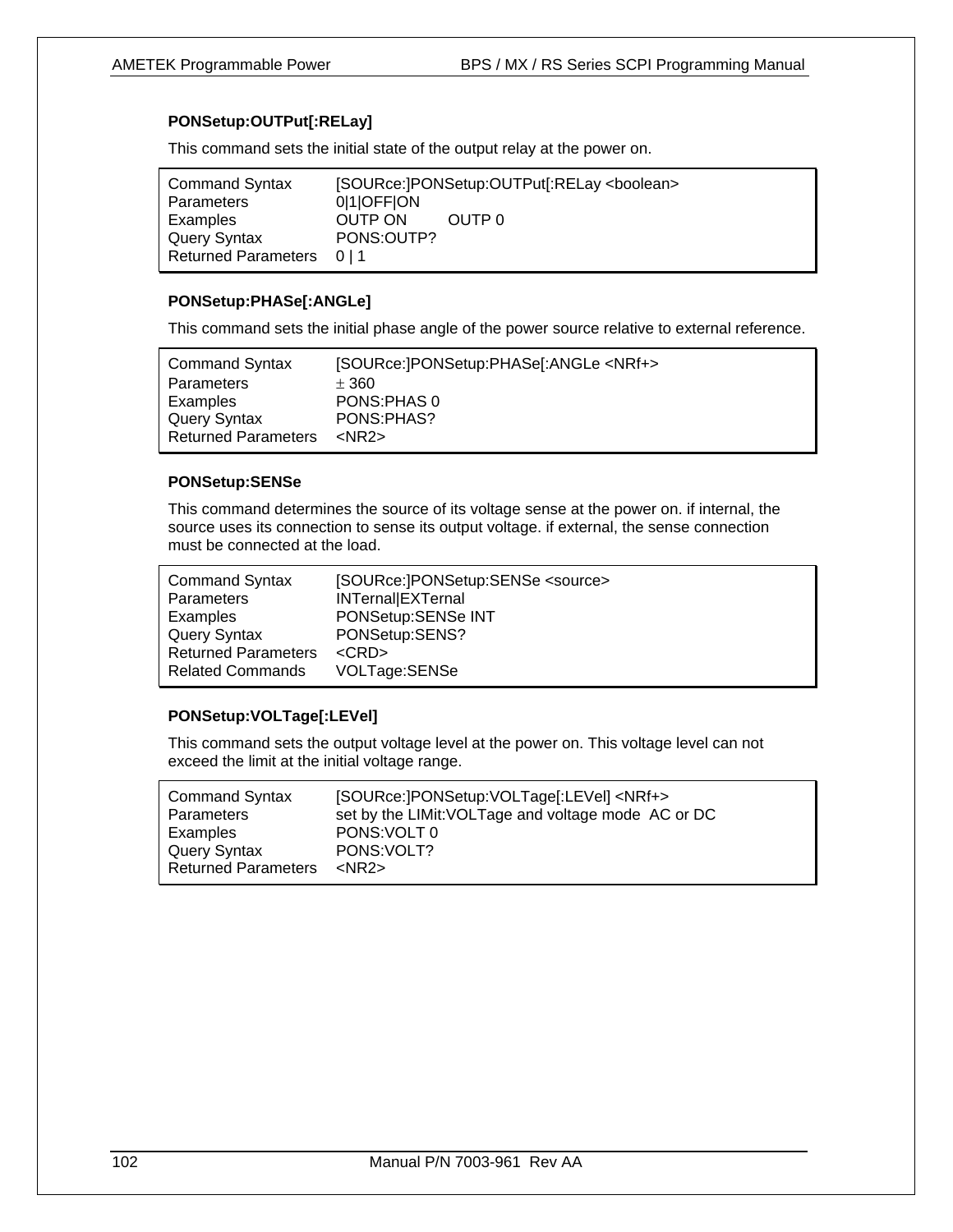### PONSetup:OUTPut[:RELay]

This command sets the initial state of the output relay at the power on.

| | |
|---|---|
| Command Syntax | [SOURce:]PONSetup:OUTPut[:RELay <boolean> |
| Parameters | 0\|1\|OFF\|ON |
| Examples | OUTP ON    OUTP 0 |
| Query Syntax | PONS:OUTP? |
| Returned Parameters | 0 \| 1 |

### PONSetup:PHASe[:ANGLe]

This command sets the initial phase angle of the power source relative to external reference.

| | |
|---|---|
| Command Syntax | [SOURce:]PONSetup:PHASe[:ANGLe <NRf+> |
| Parameters | ± 360 |
| Examples | PONS:PHAS 0 |
| Query Syntax | PONS:PHAS? |
| Returned Parameters | <NR2> |

### PONSetup:SENSe

This command determines the source of its voltage sense at the power on. if internal, the source uses its connection to sense its output voltage. if external, the sense connection must be connected at the load.

| | |
|---|---|
| Command Syntax | [SOURce:]PONSetup:SENSe <source> |
| Parameters | INTernal\|EXTernal |
| Examples | PONSetup:SENSe INT |
| Query Syntax | PONSetup:SENS? |
| Returned Parameters | <CRD> |
| Related Commands | VOLTage:SENSe |

### PONSetup:VOLTage[:LEVel]

This command sets the output voltage level at the power on. This voltage level can not exceed the limit at the initial voltage range.

| | |
|---|---|
| Command Syntax | [SOURce:]PONSetup:VOLTage[:LEVel] <NRf+> |
| Parameters | set by the LIMit:VOLTage and voltage mode AC or DC |
| Examples | PONS:VOLT 0 |
| Query Syntax | PONS:VOLT? |
| Returned Parameters | <NR2> |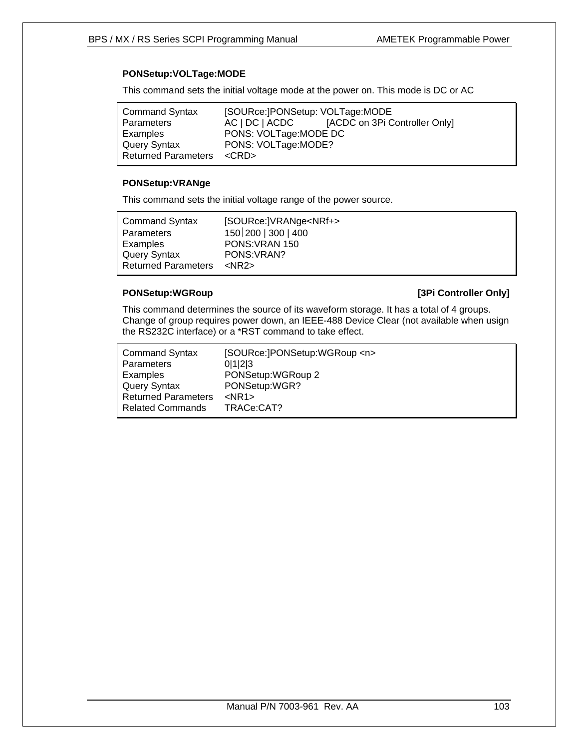### PONSetup:VOLTage:MODE

This command sets the initial voltage mode at the power on. This mode is DC or AC

| | |
|---|---|
| Command Syntax | [SOURce:]PONSetup: VOLTage:MODE |
| Parameters | AC \| DC \| ACDC [ACDC on 3Pi Controller Only] |
| Examples | PONS: VOLTage:MODE DC |
| Query Syntax | PONS: VOLTage:MODE? |
| Returned Parameters | <CRD> |

### PONSetup:VRANge

This command sets the initial voltage range of the power source.

| | |
|---|---|
| Command Syntax | [SOURce:]VRANge<NRf+> |
| Parameters | 150 \| 200 \| 300 \| 400 |
| Examples | PONS:VRAN 150 |
| Query Syntax | PONS:VRAN? |
| Returned Parameters | <NR2> |

### PONSetup:WGRoup [3Pi Controller Only]

This command determines the source of its waveform storage. It has a total of 4 groups. Change of group requires power down, an IEEE-488 Device Clear (not available when usign the RS232C interface) or a *RST command to take effect.

| | |
|---|---|
| Command Syntax | [SOURce:]PONSetup:WGRoup <n> |
| Parameters | 0\|1\|2\|3 |
| Examples | PONSetup:WGRoup 2 |
| Query Syntax | PONSetup:WGR? |
| Returned Parameters | <NR1> |
| Related Commands | TRACe:CAT? |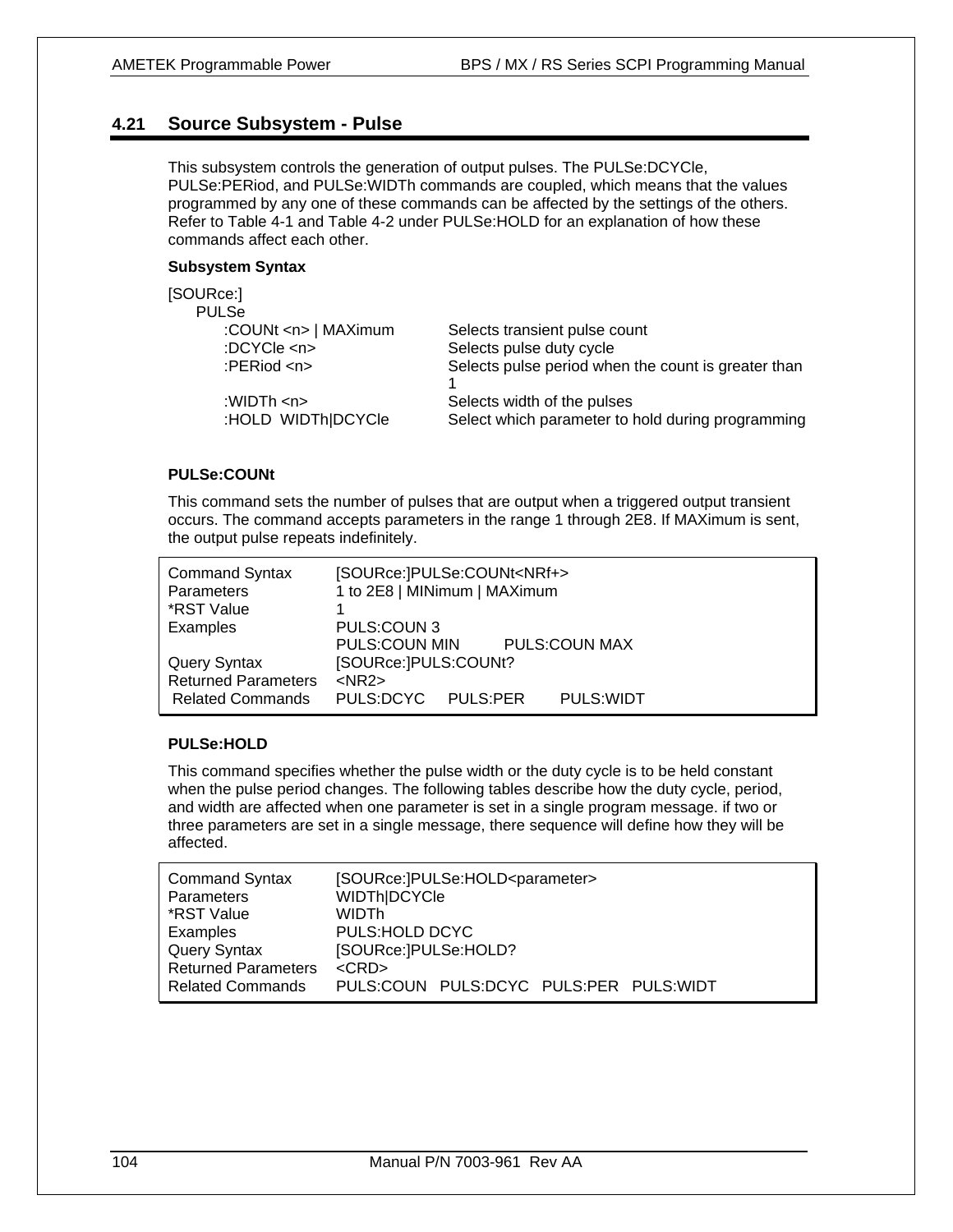## 4.21 Source Subsystem - Pulse

This subsystem controls the generation of output pulses. The PULSe:DCYCle, PULSe:PERiod, and PULSe:WIDTh commands are coupled, which means that the values programmed by any one of these commands can be affected by the settings of the others. Refer to Table 4-1 and Table 4-2 under PULSe:HOLD for an explanation of how these commands affect each other.

**Subsystem Syntax**

| | |
|---|---|
| [SOURce:] | |
| PULSe | |
| :COUNt <n> \| MAXimum | Selects transient pulse count |
| :DCYCle <n> | Selects pulse duty cycle |
| :PERiod <n> | Selects pulse period when the count is greater than 1 |
| :WIDTh <n> | Selects width of the pulses |
| :HOLD WIDTh\|DCYCle | Select which parameter to hold during programming |

**PULSe:COUNt**

This command sets the number of pulses that are output when a triggered output transient occurs. The command accepts parameters in the range 1 through 2E8. If MAXimum is sent, the output pulse repeats indefinitely.

| | |
|---|---|
| Command Syntax | [SOURce:]PULSe:COUNt<NRf+> |
| Parameters | 1 to 2E8 \| MINimum \| MAXimum |
| *RST Value | 1 |
| Examples | PULS:COUN 3<br>PULS:COUN MIN PULS:COUN MAX |
| Query Syntax | [SOURce:]PULS:COUNt? |
| Returned Parameters | <NR2> |
| Related Commands | PULS:DCYC PULS:PER PULS:WIDT |

**PULSe:HOLD**

This command specifies whether the pulse width or the duty cycle is to be held constant when the pulse period changes. The following tables describe how the duty cycle, period, and width are affected when one parameter is set in a single program message. if two or three parameters are set in a single message, there sequence will define how they will be affected.

| | |
|---|---|
| Command Syntax | [SOURce:]PULSe:HOLD<parameter> |
| Parameters | WIDTh\|DCYCle |
| *RST Value | WIDTh |
| Examples | PULS:HOLD DCYC |
| Query Syntax | [SOURce:]PULSe:HOLD? |
| Returned Parameters | <CRD> |
| Related Commands | PULS:COUN PULS:DCYC PULS:PER PULS:WIDT |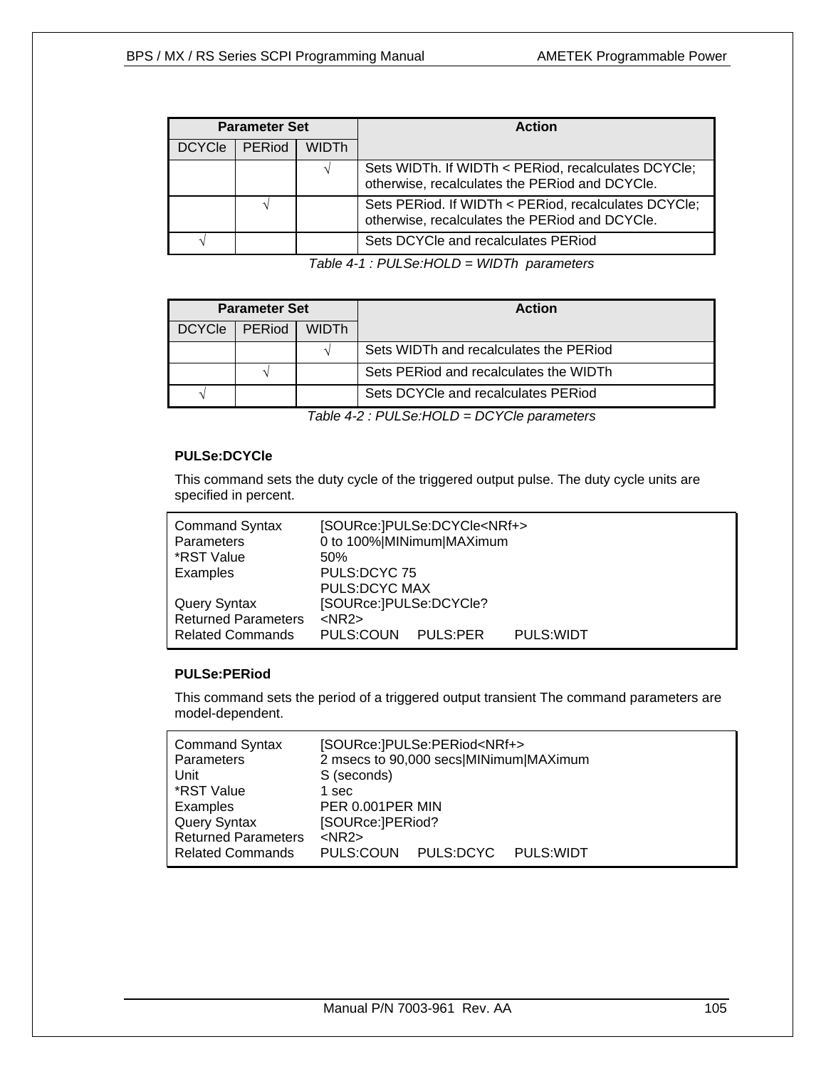| Parameter Set | | | Action |
|---|---|---|---|
| DCYCle | PERiod | WIDTh | |
| | | √ | Sets WIDTh. If WIDTh < PERiod, recalculates DCYCle; otherwise, recalculates the PERiod and DCYCle. |
| | √ | | Sets PERiod. If WIDTh < PERiod, recalculates DCYCle; otherwise, recalculates the PERiod and DCYCle. |
| √ | | | Sets DCYCle and recalculates PERiod |

*Table 4-1 : PULSe:HOLD = WIDTh parameters*

| Parameter Set | | | Action |
|---|---|---|---|
| DCYCle | PERiod | WIDTh | |
| | | √ | Sets WIDTh and recalculates the PERiod |
| | √ | | Sets PERiod and recalculates the WIDTh |
| √ | | | Sets DCYCle and recalculates PERiod |

*Table 4-2 : PULSe:HOLD = DCYCle parameters*

**PULSe:DCYCle**

This command sets the duty cycle of the triggered output pulse. The duty cycle units are specified in percent.

| | |
|---|---|
| Command Syntax | [SOURce:]PULSe:DCYCle<NRf+> |
| Parameters | 0 to 100%\|MINimum\|MAXimum |
| *RST Value | 50% |
| Examples | PULS:DCYC 75<br>PULS:DCYC MAX |
| Query Syntax | [SOURce:]PULSe:DCYCle? |
| Returned Parameters | <NR2> |
| Related Commands | PULS:COUN PULS:PER PULS:WIDT |

**PULSe:PERiod**

This command sets the period of a triggered output transient The command parameters are model-dependent.

| | |
|---|---|
| Command Syntax | [SOURce:]PULSe:PERiod<NRf+> |
| Parameters | 2 msecs to 90,000 secs\|MINimum\|MAXimum |
| Unit | S (seconds) |
| *RST Value | 1 sec |
| Examples | PER 0.001PER MIN |
| Query Syntax | [SOURce:]PERiod? |
| Returned Parameters | <NR2> |
| Related Commands | PULS:COUN PULS:DCYC PULS:WIDT |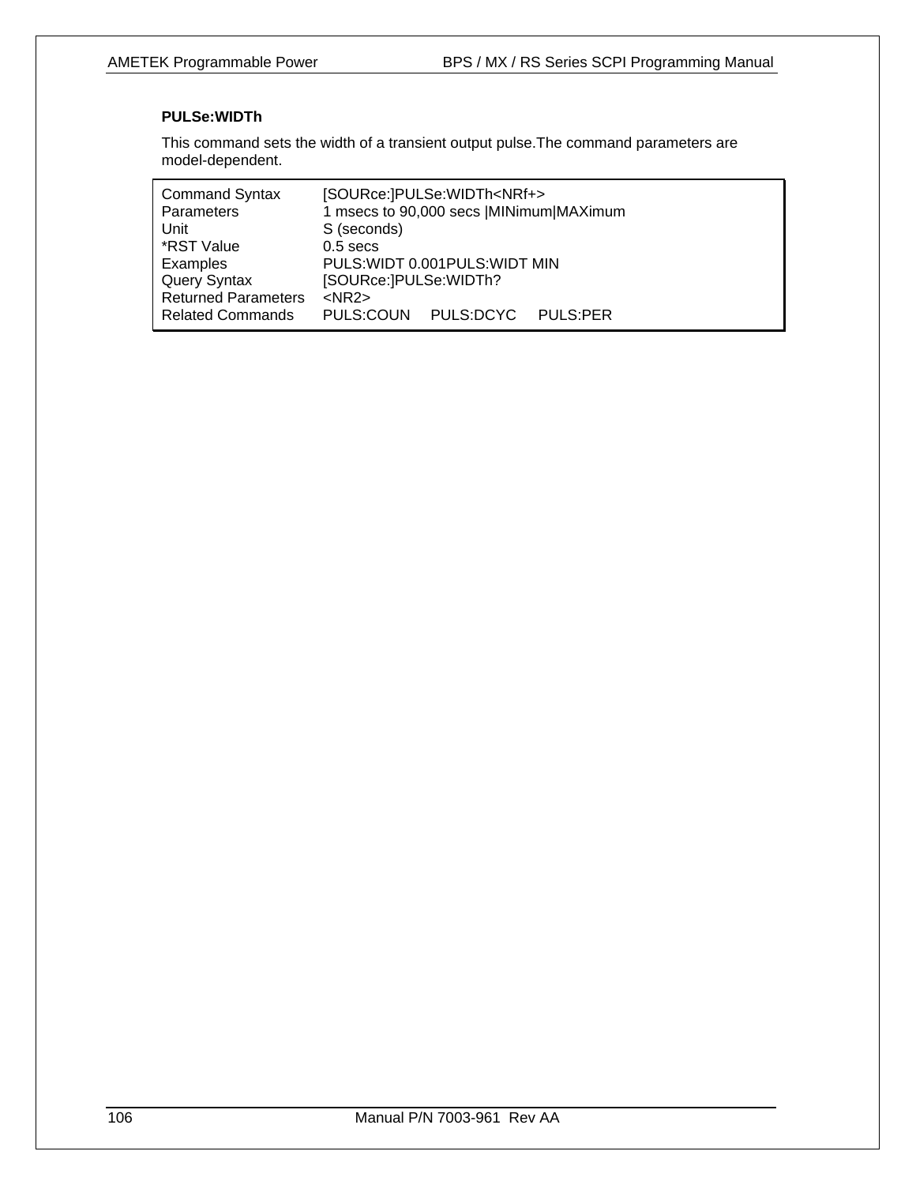**PULSe:WIDTh**

This command sets the width of a transient output pulse.The command parameters are model-dependent.

| | |
|---|---|
| Command Syntax | [SOURce:]PULSe:WIDTh<NRf+> |
| Parameters | 1 msecs to 90,000 secs \|MINimum\|MAXimum |
| Unit | S (seconds) |
| *RST Value | 0.5 secs |
| Examples | PULS:WIDT 0.001PULS:WIDT MIN |
| Query Syntax | [SOURce:]PULSe:WIDTh? |
| Returned Parameters | <NR2> |
| Related Commands | PULS:COUN PULS:DCYC PULS:PER |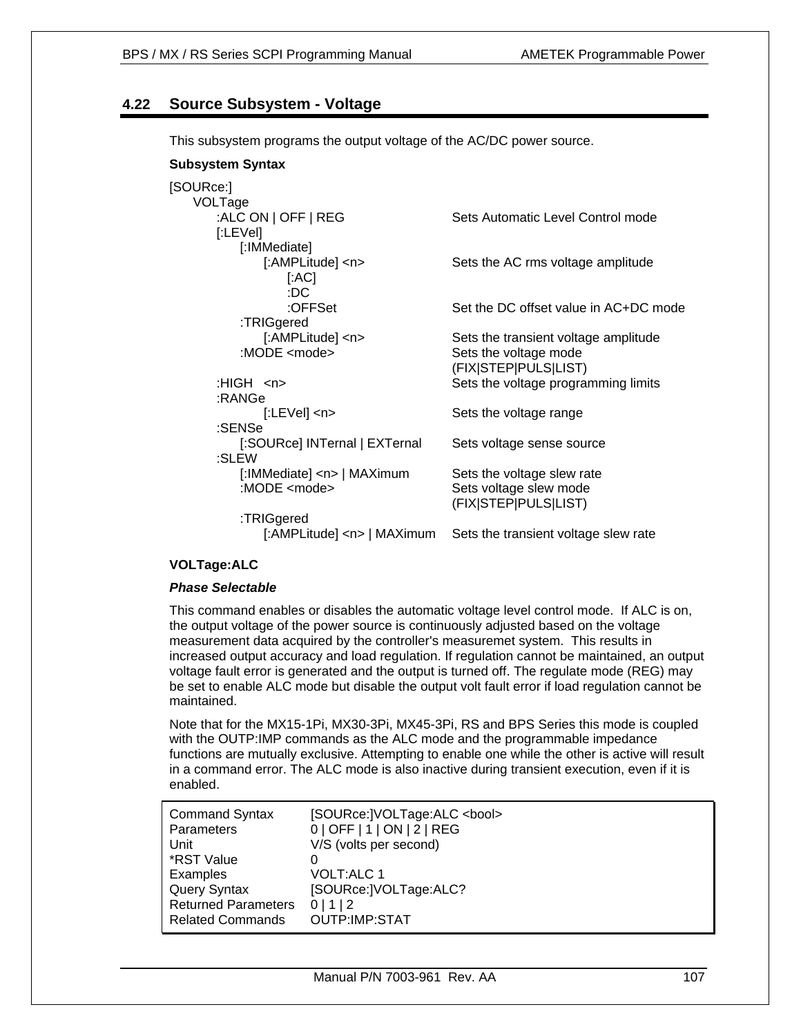## 4.22 Source Subsystem - Voltage

This subsystem programs the output voltage of the AC/DC power source.

**Subsystem Syntax**

```
[SOURce:]
    VOLTage
        :ALC ON | OFF | REG               Sets Automatic Level Control mode
        [:LEVel]
            [:IMMediate]
                [:AMPLitude] <n>          Sets the AC rms voltage amplitude
                    [:AC]
                    :DC
                    :OFFSet               Set the DC offset value in AC+DC mode
            :TRIGgered
                [:AMPLitude] <n>          Sets the transient voltage amplitude
            :MODE <mode>                  Sets the voltage mode
                                          (FIX|STEP|PULS|LIST)
        :HIGH   <n>                       Sets the voltage programming limits
        :RANGe
                [:LEVel] <n>              Sets the voltage range
        :SENSe
            [:SOURce] INTernal | EXTernal Sets voltage sense source
        :SLEW
            [:IMMediate] <n> | MAXimum    Sets the voltage slew rate
            :MODE <mode>                  Sets voltage slew mode
                                          (FIX|STEP|PULS|LIST)
            :TRIGgered
                [:AMPLitude] <n> | MAXimum  Sets the transient voltage slew rate
```

**VOLTage:ALC**

***Phase Selectable***

This command enables or disables the automatic voltage level control mode. If ALC is on, the output voltage of the power source is continuously adjusted based on the voltage measurement data acquired by the controller's measuremet system. This results in increased output accuracy and load regulation. If regulation cannot be maintained, an output voltage fault error is generated and the output is turned off. The regulate mode (REG) may be set to enable ALC mode but disable the output volt fault error if load regulation cannot be maintained.

Note that for the MX15-1Pi, MX30-3Pi, MX45-3Pi, RS and BPS Series this mode is coupled with the OUTP:IMP commands as the ALC mode and the programmable impedance functions are mutually exclusive. Attempting to enable one while the other is active will result in a command error. The ALC mode is also inactive during transient execution, even if it is enabled.

| | |
|---|---|
| Command Syntax | [SOURce:]VOLTage:ALC <bool> |
| Parameters | 0 \| OFF \| 1 \| ON \| 2 \| REG |
| Unit | V/S (volts per second) |
| *RST Value | 0 |
| Examples | VOLT:ALC 1 |
| Query Syntax | [SOURce:]VOLTage:ALC? |
| Returned Parameters | 0 \| 1 \| 2 |
| Related Commands | OUTP:IMP:STAT |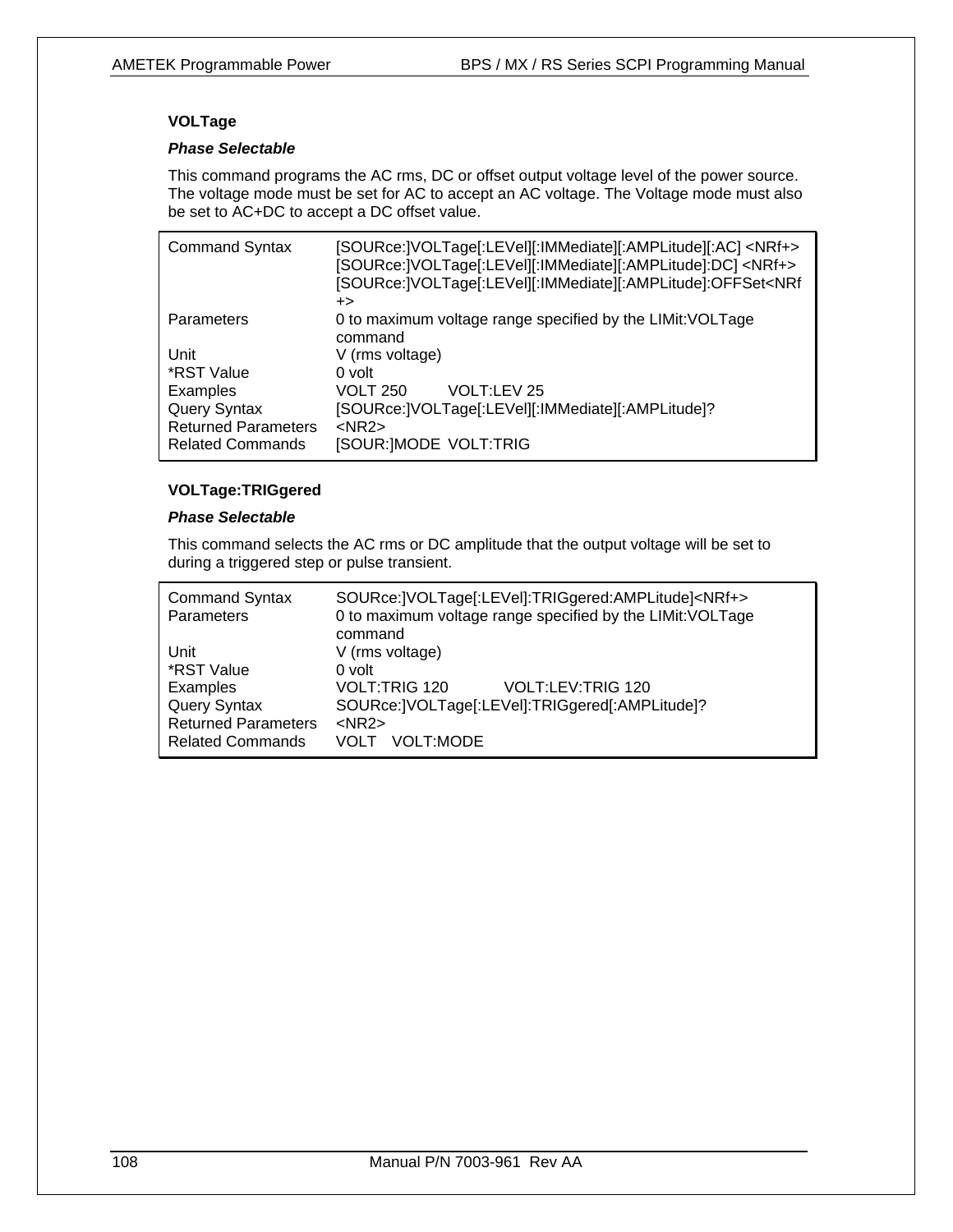### VOLTage

***Phase Selectable***

This command programs the AC rms, DC or offset output voltage level of the power source. The voltage mode must be set for AC to accept an AC voltage. The Voltage mode must also be set to AC+DC to accept a DC offset value.

| | |
|---|---|
| Command Syntax | [SOURce:]VOLTage[:LEVel][:IMMediate][:AMPLitude][:AC] <NRf+><br>[SOURce:]VOLTage[:LEVel][:IMMediate][:AMPLitude]:DC] <NRf+><br>[SOURce:]VOLTage[:LEVel][:IMMediate][:AMPLitude]:OFFSet<NRf+> |
| Parameters | 0 to maximum voltage range specified by the LIMit:VOLTage command |
| Unit | V (rms voltage) |
| *RST Value | 0 volt |
| Examples | VOLT 250    VOLT:LEV 25 |
| Query Syntax | [SOURce:]VOLTage[:LEVel][:IMMediate][:AMPLitude]? |
| Returned Parameters | <NR2> |
| Related Commands | [SOUR:]MODE  VOLT:TRIG |

### VOLTage:TRIGgered

***Phase Selectable***

This command selects the AC rms or DC amplitude that the output voltage will be set to during a triggered step or pulse transient.

| | |
|---|---|
| Command Syntax | SOURce:]VOLTage[:LEVel]:TRIGgered:AMPLitude]<NRf+> |
| Parameters | 0 to maximum voltage range specified by the LIMit:VOLTage command |
| Unit | V (rms voltage) |
| *RST Value | 0 volt |
| Examples | VOLT:TRIG 120    VOLT:LEV:TRIG 120 |
| Query Syntax | SOURce:]VOLTage[:LEVel]:TRIGgered[:AMPLitude]? |
| Returned Parameters | <NR2> |
| Related Commands | VOLT   VOLT:MODE |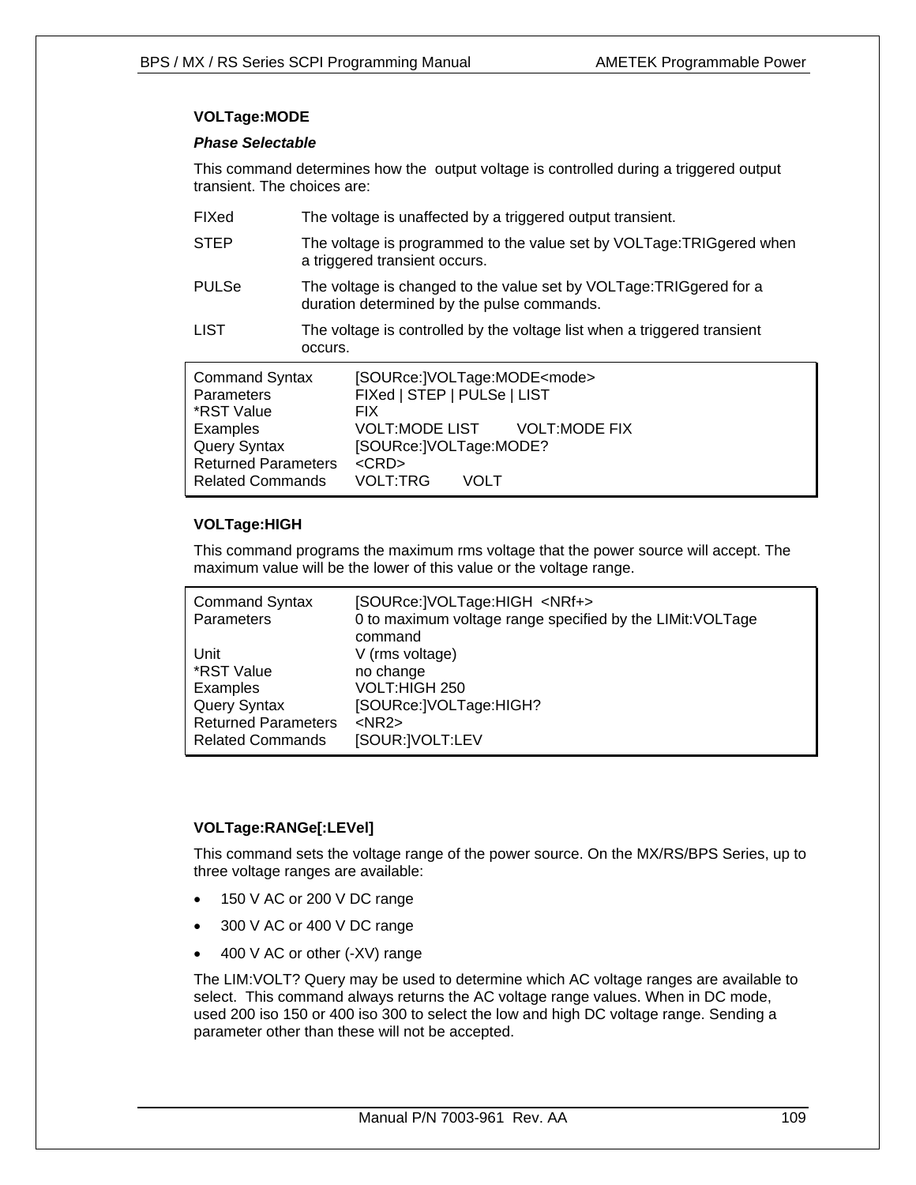### VOLTage:MODE

***Phase Selectable***

This command determines how the output voltage is controlled during a triggered output transient. The choices are:

| | |
|---|---|
| FIXed | The voltage is unaffected by a triggered output transient. |
| STEP | The voltage is programmed to the value set by VOLTage:TRIGgered when a triggered transient occurs. |
| PULSe | The voltage is changed to the value set by VOLTage:TRIGgered for a duration determined by the pulse commands. |
| LIST | The voltage is controlled by the voltage list when a triggered transient occurs. |

| | |
|---|---|
| Command Syntax | [SOURce:]VOLTage:MODE<mode> |
| Parameters | FIXed \| STEP \| PULSe \| LIST |
| *RST Value | FIX |
| Examples | VOLT:MODE LIST    VOLT:MODE FIX |
| Query Syntax | [SOURce:]VOLTage:MODE? |
| Returned Parameters | <CRD> |
| Related Commands | VOLT:TRG    VOLT |

### VOLTage:HIGH

This command programs the maximum rms voltage that the power source will accept. The maximum value will be the lower of this value or the voltage range.

| | |
|---|---|
| Command Syntax | [SOURce:]VOLTage:HIGH <NRf+> |
| Parameters | 0 to maximum voltage range specified by the LIMit:VOLTage command |
| Unit | V (rms voltage) |
| *RST Value | no change |
| Examples | VOLT:HIGH 250 |
| Query Syntax | [SOURce:]VOLTage:HIGH? |
| Returned Parameters | <NR2> |
| Related Commands | [SOUR:]VOLT:LEV |

### VOLTage:RANGe[:LEVel]

This command sets the voltage range of the power source. On the MX/RS/BPS Series, up to three voltage ranges are available:

- 150 V AC or 200 V DC range
- 300 V AC or 400 V DC range
- 400 V AC or other (-XV) range

The LIM:VOLT? Query may be used to determine which AC voltage ranges are available to select. This command always returns the AC voltage range values. When in DC mode, used 200 iso 150 or 400 iso 300 to select the low and high DC voltage range. Sending a parameter other than these will not be accepted.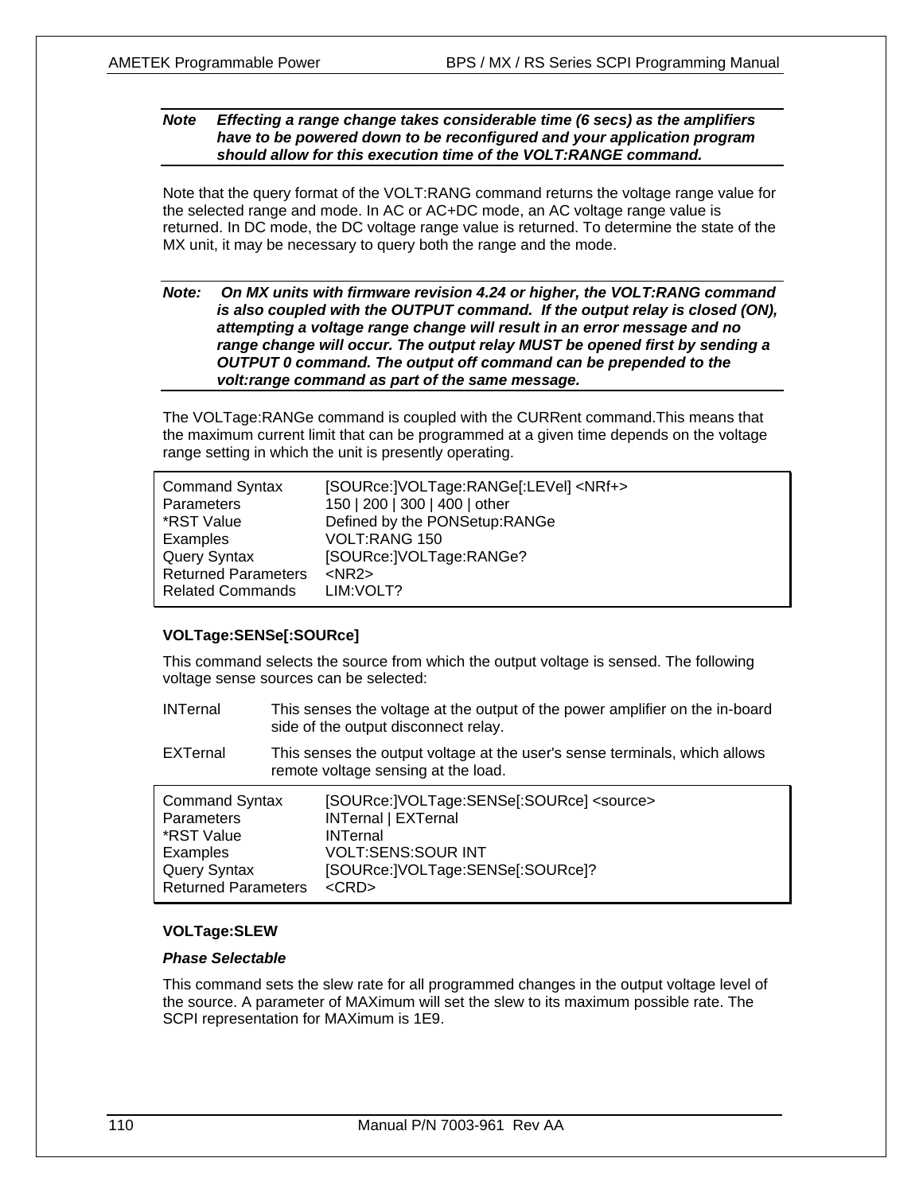***Note** Effecting a range change takes considerable time (6 secs) as the amplifiers have to be powered down to be reconfigured and your application program should allow for this execution time of the VOLT:RANGE command.*

Note that the query format of the VOLT:RANG command returns the voltage range value for the selected range and mode. In AC or AC+DC mode, an AC voltage range value is returned. In DC mode, the DC voltage range value is returned. To determine the state of the MX unit, it may be necessary to query both the range and the mode.

***Note:** On MX units with firmware revision 4.24 or higher, the VOLT:RANG command is also coupled with the OUTPUT command. If the output relay is closed (ON), attempting a voltage range change will result in an error message and no range change will occur. The output relay MUST be opened first by sending a OUTPUT 0 command. The output off command can be prepended to the volt:range command as part of the same message.*

The VOLTage:RANGe command is coupled with the CURRent command.This means that the maximum current limit that can be programmed at a given time depends on the voltage range setting in which the unit is presently operating.

| | |
|---|---|
| Command Syntax | [SOURce:]VOLTage:RANGe[:LEVel] <NRf+> |
| Parameters | 150 \| 200 \| 300 \| 400 \| other |
| *RST Value | Defined by the PONSetup:RANGe |
| Examples | VOLT:RANG 150 |
| Query Syntax | [SOURce:]VOLTage:RANGe? |
| Returned Parameters | <NR2> |
| Related Commands | LIM:VOLT? |

### VOLTage:SENSe[:SOURce]

This command selects the source from which the output voltage is sensed. The following voltage sense sources can be selected:

INTernal — This senses the voltage at the output of the power amplifier on the in-board side of the output disconnect relay.

EXTernal — This senses the output voltage at the user's sense terminals, which allows remote voltage sensing at the load.

| | |
|---|---|
| Command Syntax | [SOURce:]VOLTage:SENSe[:SOURce] <source> |
| Parameters | INTernal \| EXTernal |
| *RST Value | INTernal |
| Examples | VOLT:SENS:SOUR INT |
| Query Syntax | [SOURce:]VOLTage:SENSe[:SOURce]? |
| Returned Parameters | <CRD> |

### VOLTage:SLEW

***Phase Selectable***

This command sets the slew rate for all programmed changes in the output voltage level of the source. A parameter of MAXimum will set the slew to its maximum possible rate. The SCPI representation for MAXimum is 1E9.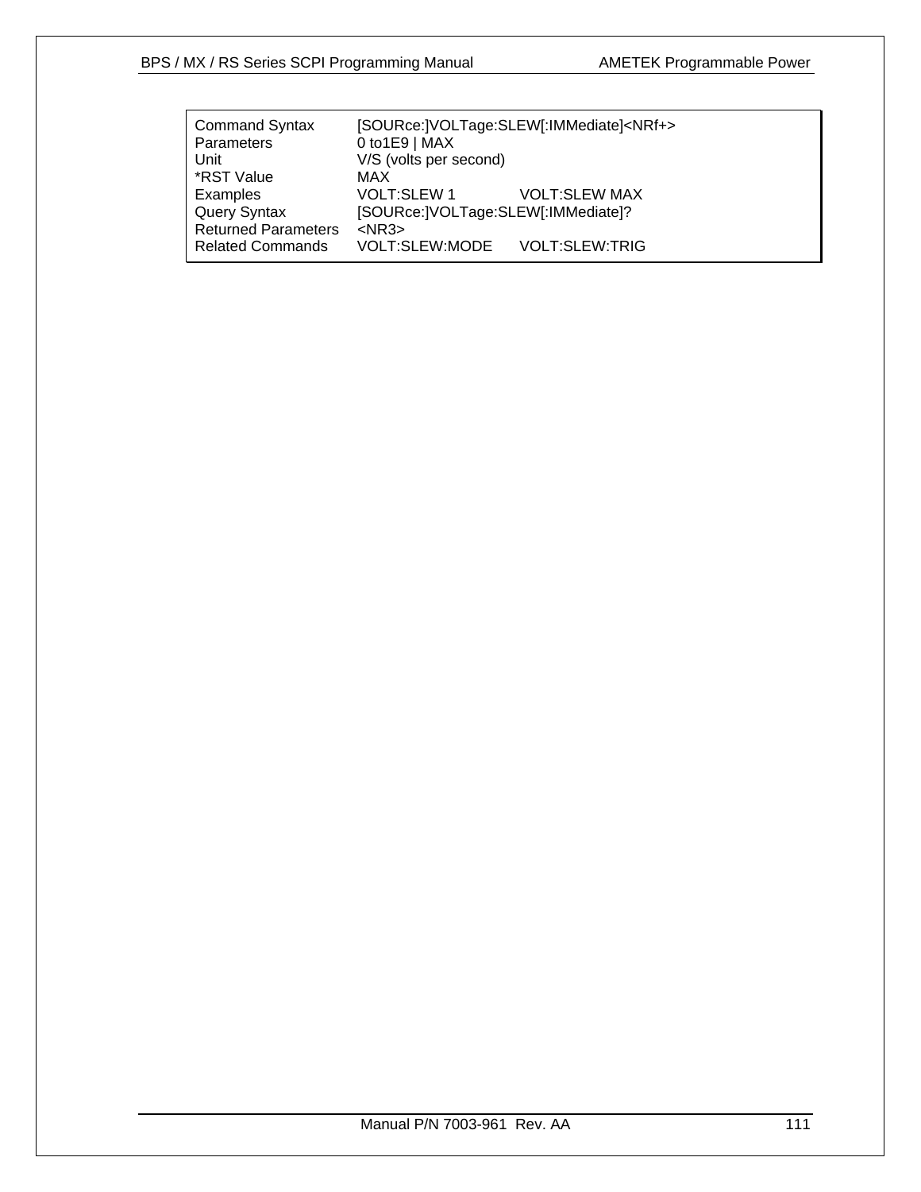| | | |
|---|---|---|
| Command Syntax | [SOURce:]VOLTage:SLEW[:IMMediate]<NRf+> | |
| Parameters | 0 to1E9 \| MAX | |
| Unit | V/S (volts per second) | |
| *RST Value | MAX | |
| Examples | VOLT:SLEW 1 | VOLT:SLEW MAX |
| Query Syntax | [SOURce:]VOLTage:SLEW[:IMMediate]? | |
| Returned Parameters | <NR3> | |
| Related Commands | VOLT:SLEW:MODE | VOLT:SLEW:TRIG |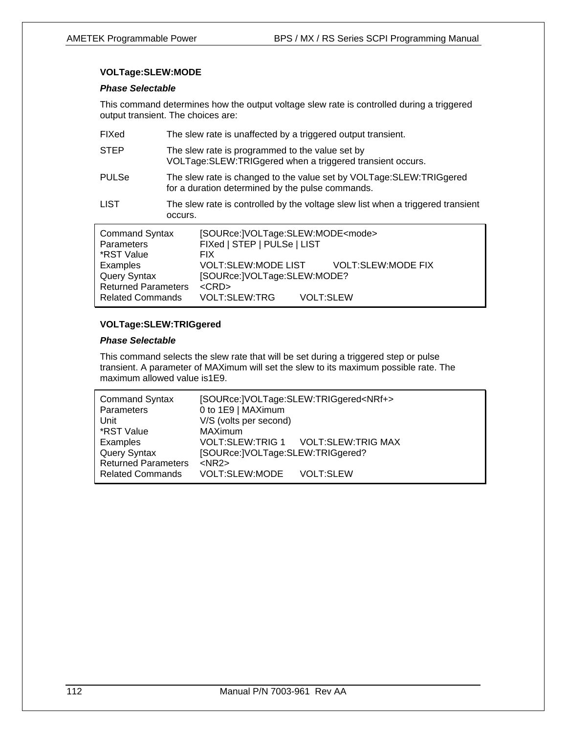### VOLTage:SLEW:MODE

***Phase Selectable***

This command determines how the output voltage slew rate is controlled during a triggered output transient. The choices are:

| | |
|---|---|
| FIXed | The slew rate is unaffected by a triggered output transient. |
| STEP | The slew rate is programmed to the value set by VOLTage:SLEW:TRIGgered when a triggered transient occurs. |
| PULSe | The slew rate is changed to the value set by VOLTage:SLEW:TRIGgered for a duration determined by the pulse commands. |
| LIST | The slew rate is controlled by the voltage slew list when a triggered transient occurs. |

| | | |
|---|---|---|
| Command Syntax | [SOURce:]VOLTage:SLEW:MODE<mode> | |
| Parameters | FIXed \| STEP \| PULSe \| LIST | |
| *RST Value | FIX | |
| Examples | VOLT:SLEW:MODE LIST | VOLT:SLEW:MODE FIX |
| Query Syntax | [SOURce:]VOLTage:SLEW:MODE? | |
| Returned Parameters | <CRD> | |
| Related Commands | VOLT:SLEW:TRG | VOLT:SLEW |

### VOLTage:SLEW:TRIGgered

***Phase Selectable***

This command selects the slew rate that will be set during a triggered step or pulse transient. A parameter of MAXimum will set the slew to its maximum possible rate. The maximum allowed value is1E9.

| | | |
|---|---|---|
| Command Syntax | [SOURce:]VOLTage:SLEW:TRIGgered<NRf+> | |
| Parameters | 0 to 1E9 \| MAXimum | |
| Unit | V/S (volts per second) | |
| *RST Value | MAXimum | |
| Examples | VOLT:SLEW:TRIG 1 | VOLT:SLEW:TRIG MAX |
| Query Syntax | [SOURce:]VOLTage:SLEW:TRIGgered? | |
| Returned Parameters | <NR2> | |
| Related Commands | VOLT:SLEW:MODE | VOLT:SLEW |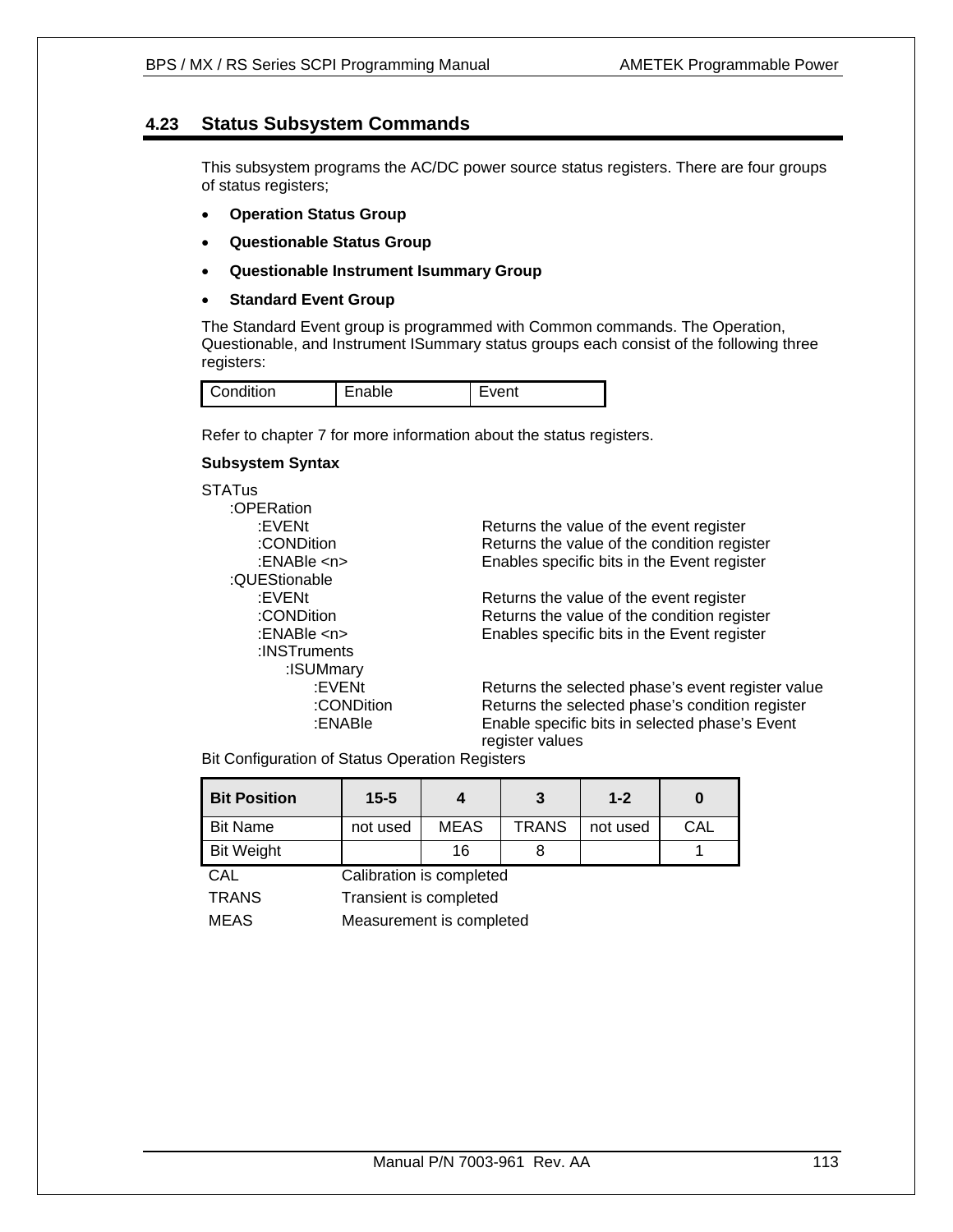## 4.23 Status Subsystem Commands

This subsystem programs the AC/DC power source status registers. There are four groups of status registers;

- **Operation Status Group**
- **Questionable Status Group**
- **Questionable Instrument Isummary Group**
- **Standard Event Group**

The Standard Event group is programmed with Common commands. The Operation, Questionable, and Instrument ISummary status groups each consist of the following three registers:

| Condition | Enable | Event |
|---|---|---|

Refer to chapter 7 for more information about the status registers.

**Subsystem Syntax**

```
STATus
    :OPERation
        :EVENt                      Returns the value of the event register
        :CONDition                  Returns the value of the condition register
        :ENABle <n>                 Enables specific bits in the Event register
    :QUEStionable
        :EVENt                      Returns the value of the event register
        :CONDition                  Returns the value of the condition register
        :ENABle <n>                 Enables specific bits in the Event register
        :INSTruments
            :ISUMmary
                :EVENt              Returns the selected phase's event register value
                :CONDition          Returns the selected phase's condition register
                :ENABle             Enable specific bits in selected phase's Event
                                    register values
```

Bit Configuration of Status Operation Registers

| Bit Position | 15-5 | 4 | 3 | 1-2 | 0 |
|---|---|---|---|---|---|
| Bit Name | not used | MEAS | TRANS | not used | CAL |
| Bit Weight | | 16 | 8 | | 1 |

CAL — Calibration is completed

TRANS — Transient is completed

MEAS — Measurement is completed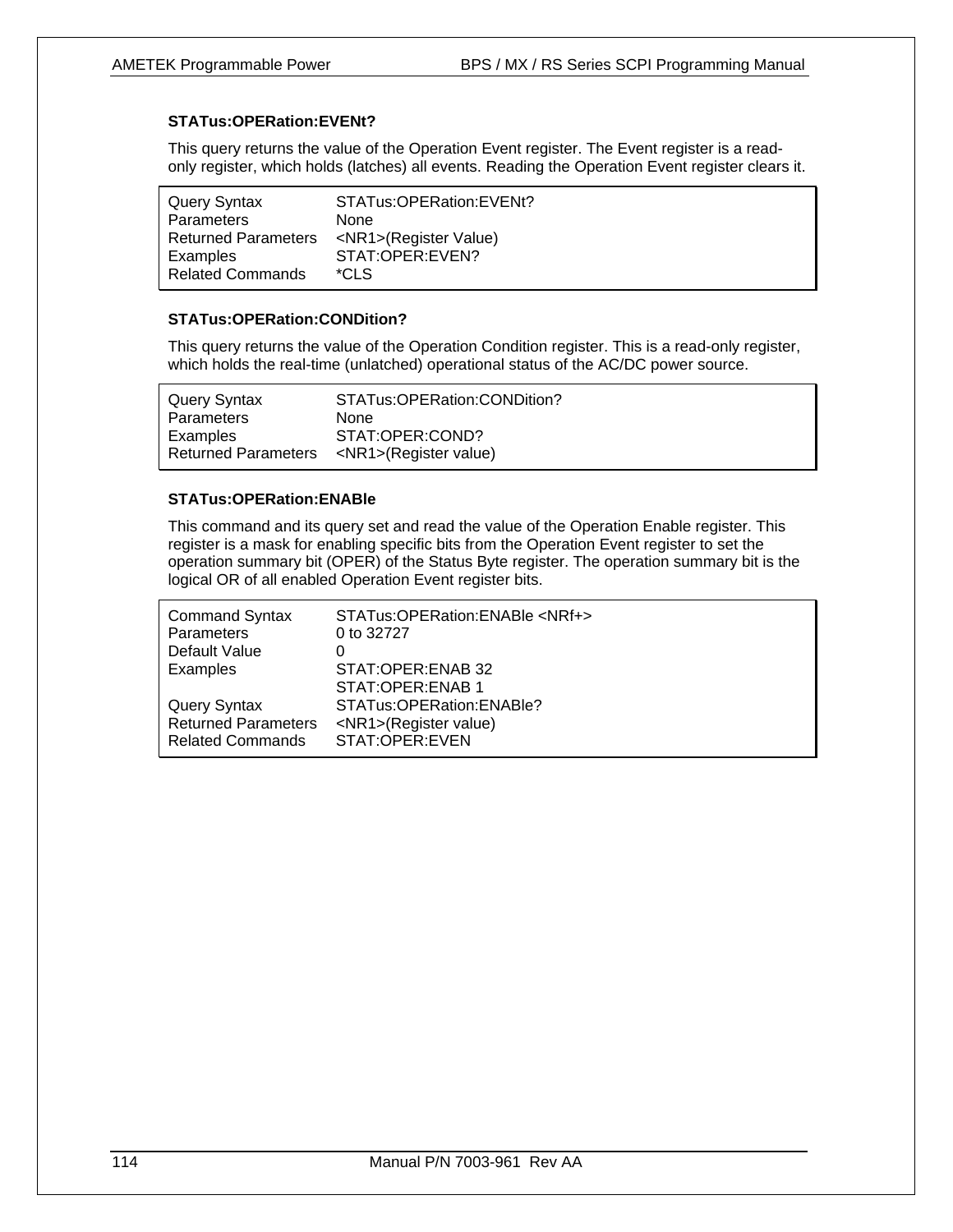### STATus:OPERation:EVENt?

This query returns the value of the Operation Event register. The Event register is a read-only register, which holds (latches) all events. Reading the Operation Event register clears it.

| | |
|---|---|
| Query Syntax | STATus:OPERation:EVENt? |
| Parameters | None |
| Returned Parameters | <NR1>(Register Value) |
| Examples | STAT:OPER:EVEN? |
| Related Commands | *CLS |

### STATus:OPERation:CONDition?

This query returns the value of the Operation Condition register. This is a read-only register, which holds the real-time (unlatched) operational status of the AC/DC power source.

| | |
|---|---|
| Query Syntax | STATus:OPERation:CONDition? |
| Parameters | None |
| Examples | STAT:OPER:COND? |
| Returned Parameters | <NR1>(Register value) |

### STATus:OPERation:ENABle

This command and its query set and read the value of the Operation Enable register. This register is a mask for enabling specific bits from the Operation Event register to set the operation summary bit (OPER) of the Status Byte register. The operation summary bit is the logical OR of all enabled Operation Event register bits.

| | |
|---|---|
| Command Syntax | STATus:OPERation:ENABle <NRf+> |
| Parameters | 0 to 32727 |
| Default Value | 0 |
| Examples | STAT:OPER:ENAB 32 |
| | STAT:OPER:ENAB 1 |
| Query Syntax | STATus:OPERation:ENABle? |
| Returned Parameters | <NR1>(Register value) |
| Related Commands | STAT:OPER:EVEN |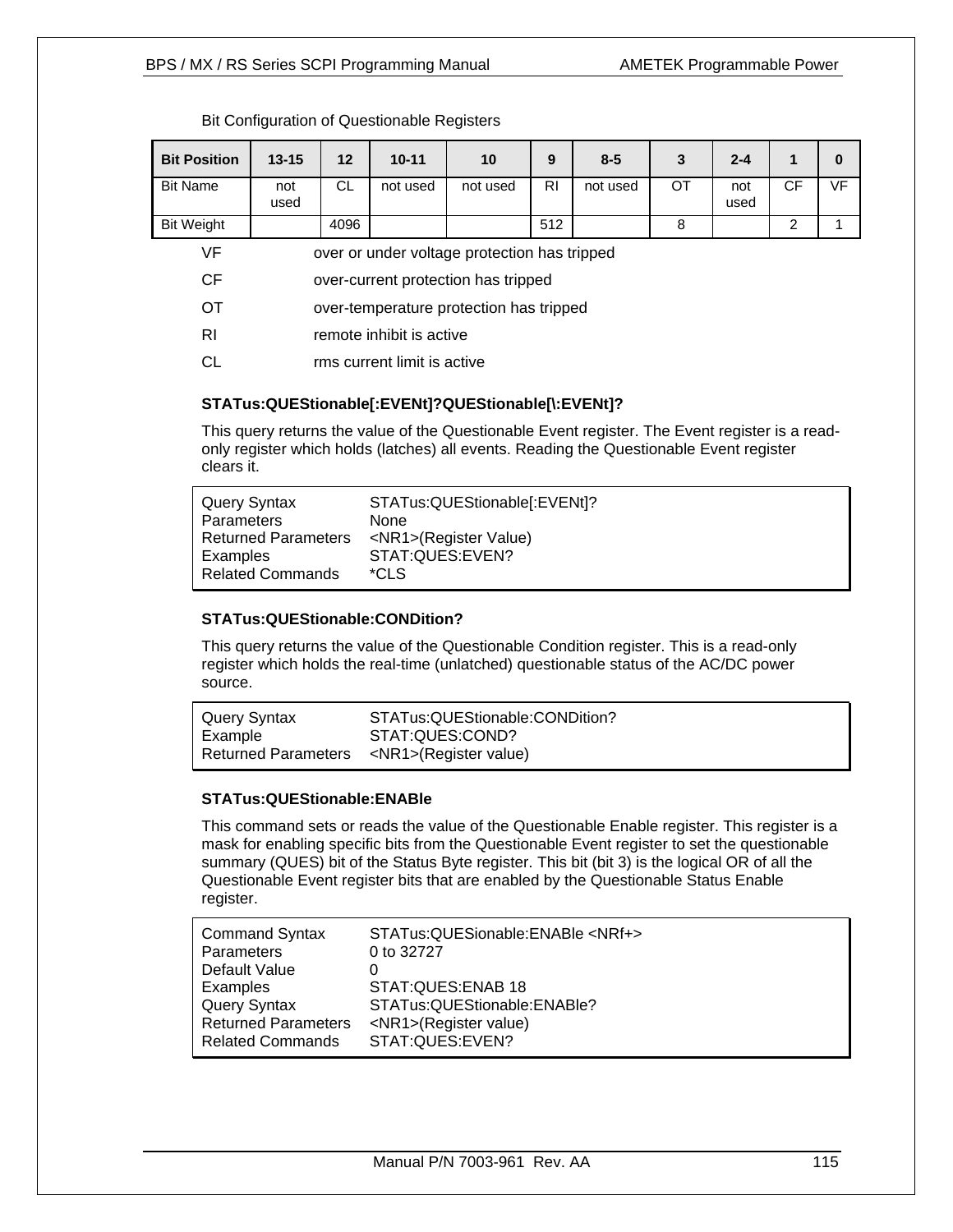Bit Configuration of Questionable Registers

| Bit Position | 13-15 | 12 | 10-11 | 10 | 9 | 8-5 | 3 | 2-4 | 1 | 0 |
|---|---|---|---|---|---|---|---|---|---|---|
| Bit Name | not used | CL | not used | not used | RI | not used | OT | not used | CF | VF |
| Bit Weight | | 4096 | | | 512 | | 8 | | 2 | 1 |

| | |
|---|---|
| VF | over or under voltage protection has tripped |
| CF | over-current protection has tripped |
| OT | over-temperature protection has tripped |
| RI | remote inhibit is active |
| CL | rms current limit is active |

### STATus:QUEStionable[:EVENt]?QUEStionable[\:EVENt]?

This query returns the value of the Questionable Event register. The Event register is a read-only register which holds (latches) all events. Reading the Questionable Event register clears it.

| | |
|---|---|
| Query Syntax | STATus:QUEStionable[:EVENt]? |
| Parameters | None |
| Returned Parameters | <NR1>(Register Value) |
| Examples | STAT:QUES:EVEN? |
| Related Commands | *CLS |

### STATus:QUEStionable:CONDition?

This query returns the value of the Questionable Condition register. This is a read-only register which holds the real-time (unlatched) questionable status of the AC/DC power source.

| | |
|---|---|
| Query Syntax | STATus:QUEStionable:CONDition? |
| Example | STAT:QUES:COND? |
| Returned Parameters | <NR1>(Register value) |

### STATus:QUEStionable:ENABle

This command sets or reads the value of the Questionable Enable register. This register is a mask for enabling specific bits from the Questionable Event register to set the questionable summary (QUES) bit of the Status Byte register. This bit (bit 3) is the logical OR of all the Questionable Event register bits that are enabled by the Questionable Status Enable register.

| | |
|---|---|
| Command Syntax | STATus:QUESionable:ENABle <NRf+> |
| Parameters | 0 to 32727 |
| Default Value | 0 |
| Examples | STAT:QUES:ENAB 18 |
| Query Syntax | STATus:QUEStionable:ENABle? |
| Returned Parameters | <NR1>(Register value) |
| Related Commands | STAT:QUES:EVEN? |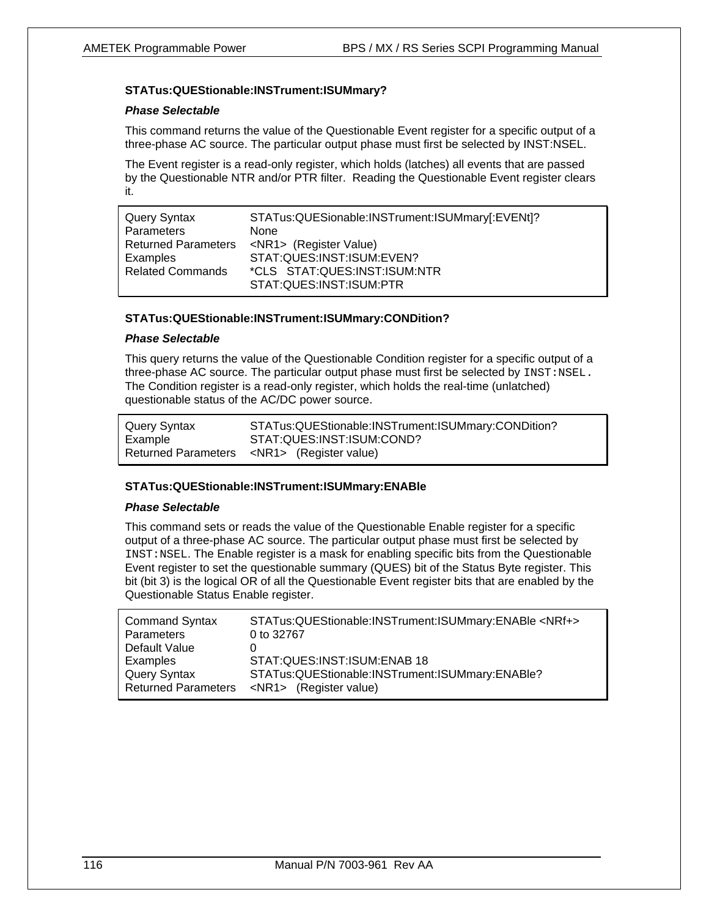### STATus:QUEStionable:INSTrument:ISUMmary?

***Phase Selectable***

This command returns the value of the Questionable Event register for a specific output of a three-phase AC source. The particular output phase must first be selected by INST:NSEL.

The Event register is a read-only register, which holds (latches) all events that are passed by the Questionable NTR and/or PTR filter. Reading the Questionable Event register clears it.

| | |
|---|---|
| Query Syntax | STATus:QUESionable:INSTrument:ISUMmary[:EVENt]? |
| Parameters | None |
| Returned Parameters | <NR1> (Register Value) |
| Examples | STAT:QUES:INST:ISUM:EVEN? |
| Related Commands | *CLS STAT:QUES:INST:ISUM:NTR<br>STAT:QUES:INST:ISUM:PTR |

### STATus:QUEStionable:INSTrument:ISUMmary:CONDition?

***Phase Selectable***

This query returns the value of the Questionable Condition register for a specific output of a three-phase AC source. The particular output phase must first be selected by `INST:NSEL.` The Condition register is a read-only register, which holds the real-time (unlatched) questionable status of the AC/DC power source.

| | |
|---|---|
| Query Syntax | STATus:QUEStionable:INSTrument:ISUMmary:CONDition? |
| Example | STAT:QUES:INST:ISUM:COND? |
| Returned Parameters | <NR1> (Register value) |

### STATus:QUEStionable:INSTrument:ISUMmary:ENABle

***Phase Selectable***

This command sets or reads the value of the Questionable Enable register for a specific output of a three-phase AC source. The particular output phase must first be selected by `INST:NSEL`. The Enable register is a mask for enabling specific bits from the Questionable Event register to set the questionable summary (QUES) bit of the Status Byte register. This bit (bit 3) is the logical OR of all the Questionable Event register bits that are enabled by the Questionable Status Enable register.

| | |
|---|---|
| Command Syntax | STATus:QUEStionable:INSTrument:ISUMmary:ENABle <NRf+> |
| Parameters | 0 to 32767 |
| Default Value | 0 |
| Examples | STAT:QUES:INST:ISUM:ENAB 18 |
| Query Syntax | STATus:QUEStionable:INSTrument:ISUMmary:ENABle? |
| Returned Parameters | <NR1> (Register value) |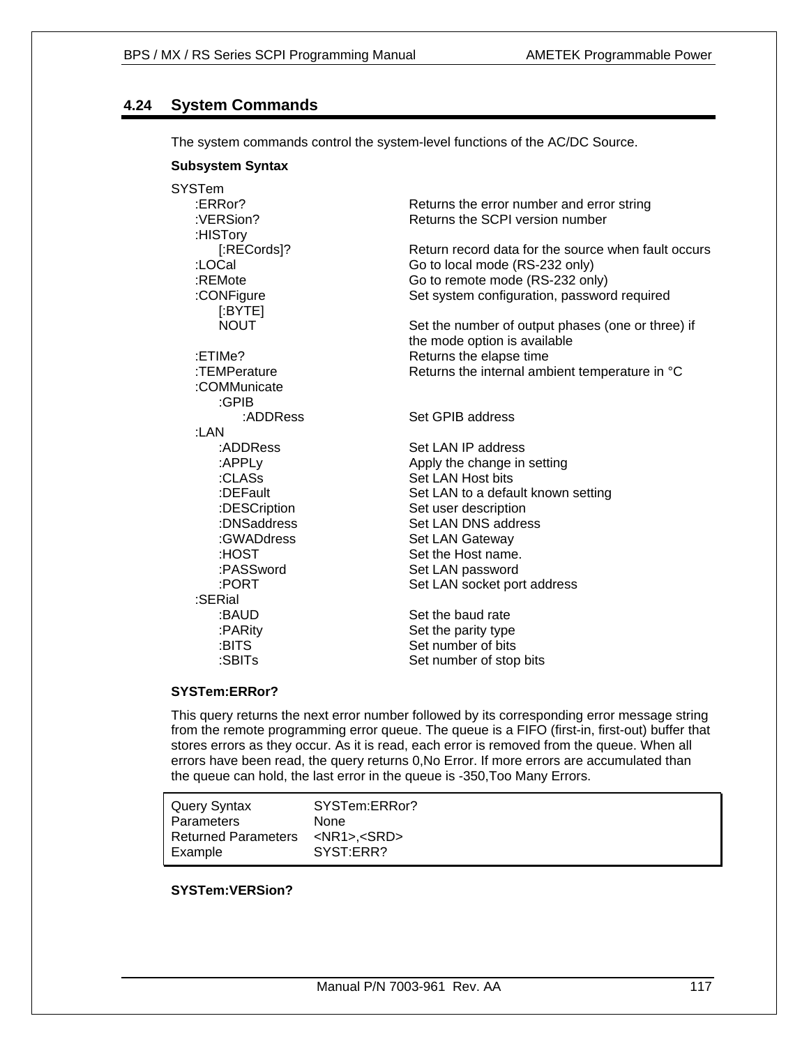## 4.24 System Commands

The system commands control the system-level functions of the AC/DC Source.

**Subsystem Syntax**

```
SYSTem
    :ERRor?                     Returns the error number and error string
    :VERSion?                   Returns the SCPI version number
    :HISTory
        [:RECords]?             Return record data for the source when fault occurs
    :LOCal                      Go to local mode (RS-232 only)
    :REMote                     Go to remote mode (RS-232 only)
    :CONFigure                  Set system configuration, password required
        [:BYTE]
        NOUT                    Set the number of output phases (one or three) if
                                the mode option is available
    :ETIMe?                     Returns the elapse time
    :TEMPerature                Returns the internal ambient temperature in °C
    :COMMunicate
        :GPIB
            :ADDRess            Set GPIB address
    :LAN
        :ADDRess                Set LAN IP address
        :APPLy                  Apply the change in setting
        :CLASs                  Set LAN Host bits
        :DEFault                Set LAN to a default known setting
        :DESCription            Set user description
        :DNSaddress             Set LAN DNS address
        :GWADdress              Set LAN Gateway
        :HOST                   Set the Host name.
        :PASSword               Set LAN password
        :PORT                   Set LAN socket port address
    :SERial
        :BAUD                   Set the baud rate
        :PARity                 Set the parity type
        :BITS                   Set number of bits
        :SBITs                  Set number of stop bits
```

**SYSTem:ERRor?**

This query returns the next error number followed by its corresponding error message string from the remote programming error queue. The queue is a FIFO (first-in, first-out) buffer that stores errors as they occur. As it is read, each error is removed from the queue. When all errors have been read, the query returns 0,No Error. If more errors are accumulated than the queue can hold, the last error in the queue is -350,Too Many Errors.

| | |
|---|---|
| Query Syntax | SYSTem:ERRor? |
| Parameters | None |
| Returned Parameters | <NR1>,<SRD> |
| Example | SYST:ERR? |

**SYSTem:VERSion?**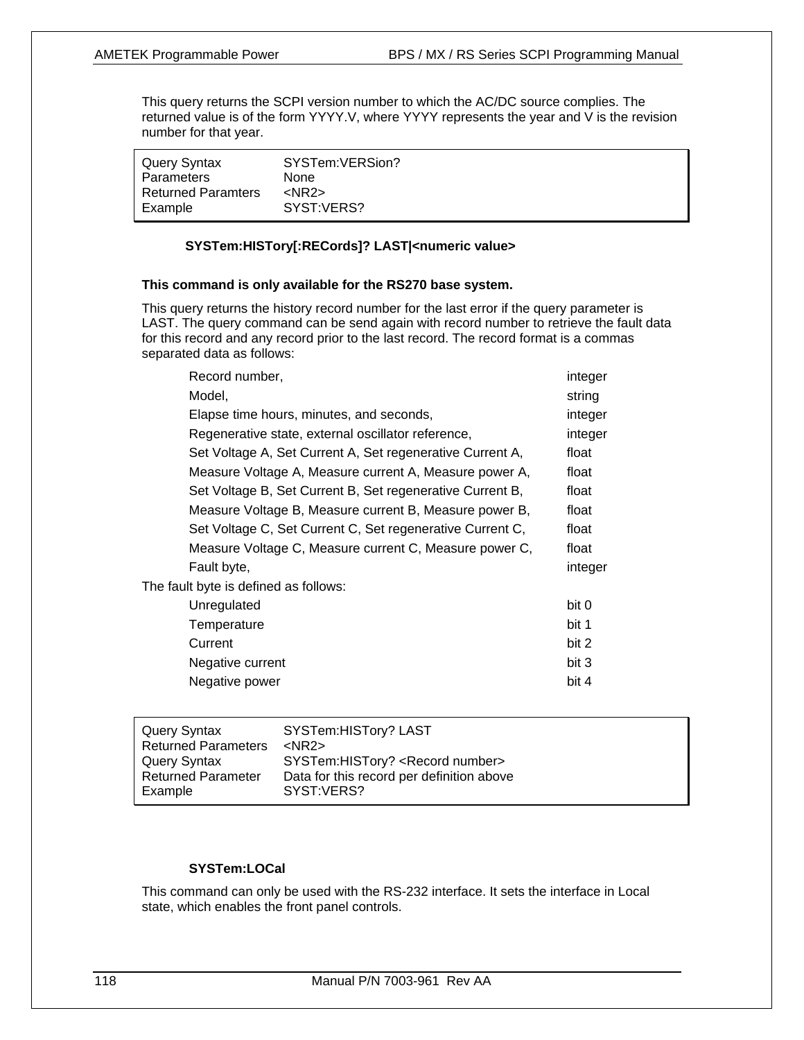This query returns the SCPI version number to which the AC/DC source complies. The returned value is of the form YYYY.V, where YYYY represents the year and V is the revision number for that year.

| | |
|---|---|
| Query Syntax | SYSTem:VERSion? |
| Parameters | None |
| Returned Paramters | <NR2> |
| Example | SYST:VERS? |

### SYSTem:HISTory[:RECords]? LAST|<numeric value>

**This command is only available for the RS270 base system.**

This query returns the history record number for the last error if the query parameter is LAST. The query command can be send again with record number to retrieve the fault data for this record and any record prior to the last record. The record format is a commas separated data as follows:

| | |
|---|---|
| Record number, | integer |
| Model, | string |
| Elapse time hours, minutes, and seconds, | integer |
| Regenerative state, external oscillator reference, | integer |
| Set Voltage A, Set Current A, Set regenerative Current A, | float |
| Measure Voltage A, Measure current A, Measure power A, | float |
| Set Voltage B, Set Current B, Set regenerative Current B, | float |
| Measure Voltage B, Measure current B, Measure power B, | float |
| Set Voltage C, Set Current C, Set regenerative Current C, | float |
| Measure Voltage C, Measure current C, Measure power C, | float |
| Fault byte, | integer |

The fault byte is defined as follows:

| | |
|---|---|
| Unregulated | bit 0 |
| Temperature | bit 1 |
| Current | bit 2 |
| Negative current | bit 3 |
| Negative power | bit 4 |

| | |
|---|---|
| Query Syntax | SYSTem:HISTory? LAST |
| Returned Parameters | <NR2> |
| Query Syntax | SYSTem:HISTory? <Record number> |
| Returned Parameter | Data for this record per definition above |
| Example | SYST:VERS? |

### SYSTem:LOCal

This command can only be used with the RS-232 interface. It sets the interface in Local state, which enables the front panel controls.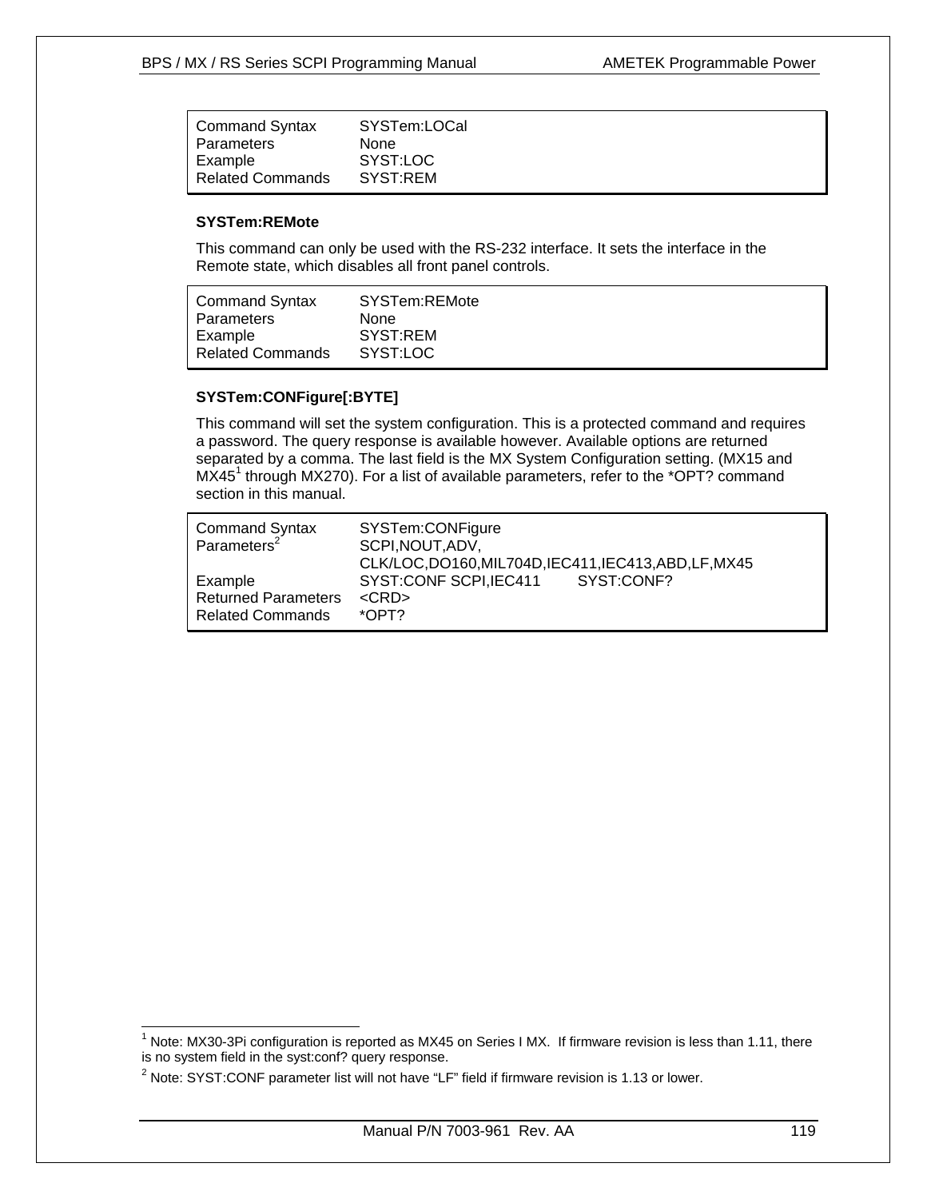| Command Syntax | SYSTem:LOCal |
|---|---|
| Parameters | None |
| Example | SYST:LOC |
| Related Commands | SYST:REM |

### SYSTem:REMote

This command can only be used with the RS-232 interface. It sets the interface in the Remote state, which disables all front panel controls.

| Command Syntax | SYSTem:REMote |
|---|---|
| Parameters | None |
| Example | SYST:REM |
| Related Commands | SYST:LOC |

### SYSTem:CONFigure[:BYTE]

This command will set the system configuration. This is a protected command and requires a password. The query response is available however. Available options are returned separated by a comma. The last field is the MX System Configuration setting. (MX15 and MX45[1] through MX270). For a list of available parameters, refer to the *OPT? command section in this manual.

| Command Syntax | SYSTem:CONFigure | |
|---|---|---|
| Parameters[2] | SCPI,NOUT,ADV, CLK/LOC,DO160,MIL704D,IEC411,IEC413,ABD,LF,MX45 | |
| Example | SYST:CONF SCPI,IEC411 | SYST:CONF? |
| Returned Parameters | <CRD> | |
| Related Commands | *OPT? | |

[1] Note: MX30-3Pi configuration is reported as MX45 on Series I MX. If firmware revision is less than 1.11, there is no system field in the syst:conf? query response.

[2] Note: SYST:CONF parameter list will not have "LF" field if firmware revision is 1.13 or lower.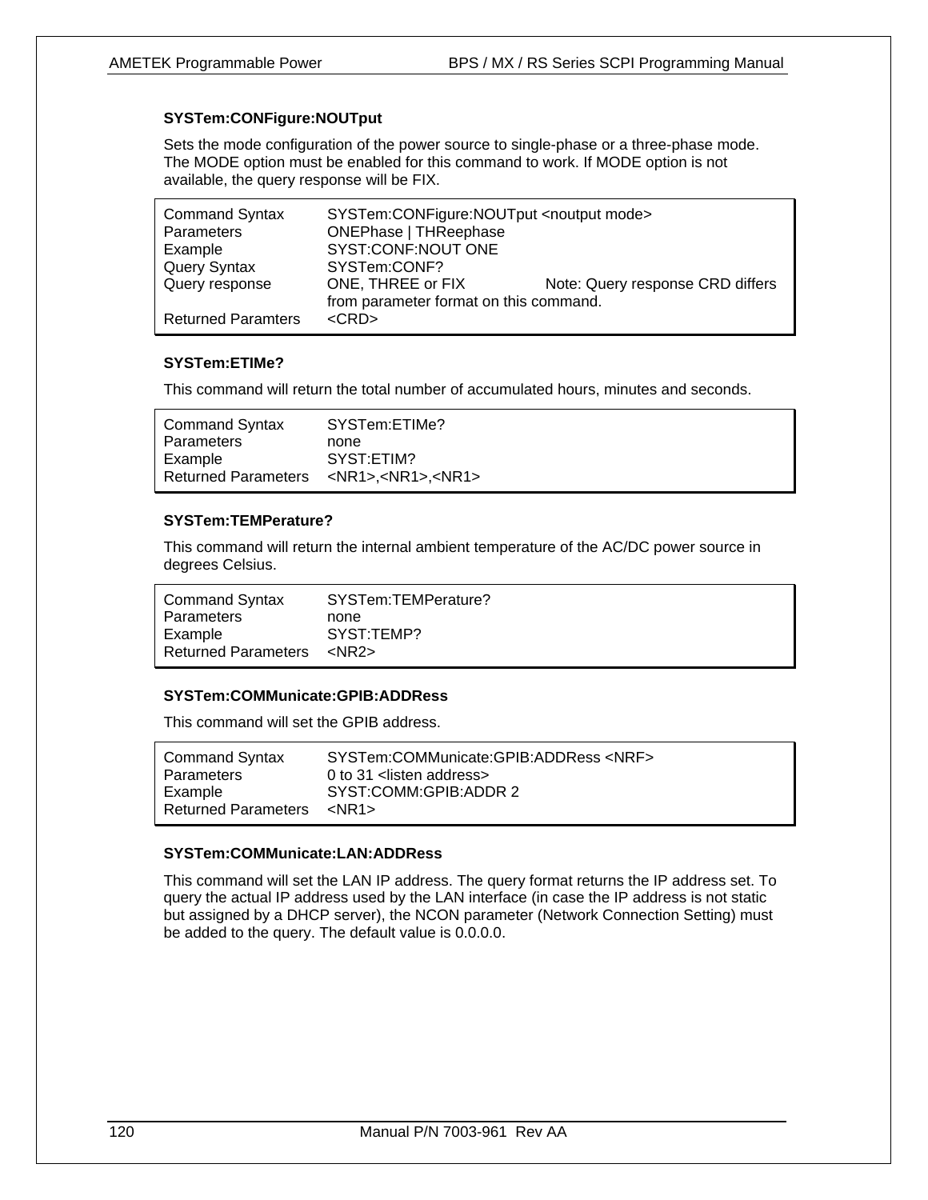### SYSTem:CONFigure:NOUTput

Sets the mode configuration of the power source to single-phase or a three-phase mode. The MODE option must be enabled for this command to work. If MODE option is not available, the query response will be FIX.

| | | |
|---|---|---|
| Command Syntax | SYSTem:CONFigure:NOUTput <noutput mode> | |
| Parameters | ONEPhase \| THReephase | |
| Example | SYST:CONF:NOUT ONE | |
| Query Syntax | SYSTem:CONF? | |
| Query response | ONE, THREE or FIX | Note: Query response CRD differs |
| | from parameter format on this command. | |
| Returned Paramters | <CRD> | |

### SYSTem:ETIMe?

This command will return the total number of accumulated hours, minutes and seconds.

| | |
|---|---|
| Command Syntax | SYSTem:ETIMe? |
| Parameters | none |
| Example | SYST:ETIM? |
| Returned Parameters | <NR1>,<NR1>,<NR1> |

### SYSTem:TEMPerature?

This command will return the internal ambient temperature of the AC/DC power source in degrees Celsius.

| | |
|---|---|
| Command Syntax | SYSTem:TEMPerature? |
| Parameters | none |
| Example | SYST:TEMP? |
| Returned Parameters | <NR2> |

### SYSTem:COMMunicate:GPIB:ADDRess

This command will set the GPIB address.

| | |
|---|---|
| Command Syntax | SYSTem:COMMunicate:GPIB:ADDRess <NRF> |
| Parameters | 0 to 31 <listen address> |
| Example | SYST:COMM:GPIB:ADDR 2 |
| Returned Parameters | <NR1> |

### SYSTem:COMMunicate:LAN:ADDRess

This command will set the LAN IP address. The query format returns the IP address set. To query the actual IP address used by the LAN interface (in case the IP address is not static but assigned by a DHCP server), the NCON parameter (Network Connection Setting) must be added to the query. The default value is 0.0.0.0.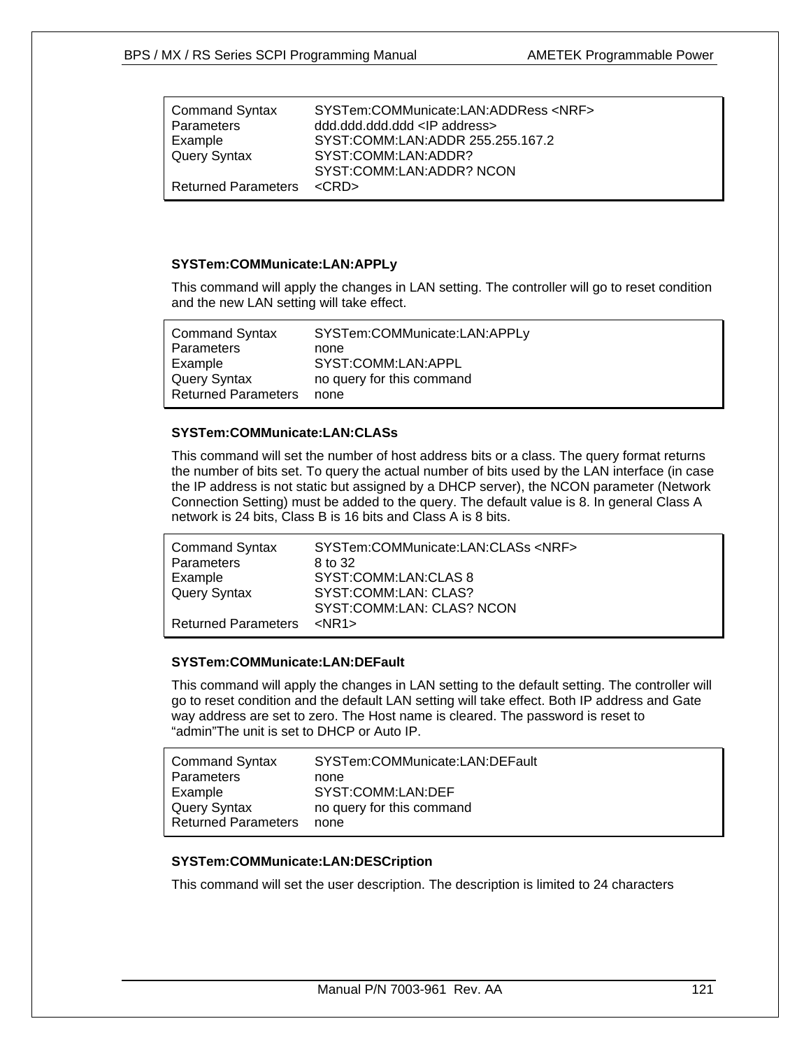| | |
|---|---|
| Command Syntax | SYSTem:COMMunicate:LAN:ADDRess <NRF> |
| Parameters | ddd.ddd.ddd.ddd <IP address> |
| Example | SYST:COMM:LAN:ADDR 255.255.167.2 |
| Query Syntax | SYST:COMM:LAN:ADDR?<br>SYST:COMM:LAN:ADDR? NCON |
| Returned Parameters | <CRD> |

### SYSTem:COMMunicate:LAN:APPLy

This command will apply the changes in LAN setting. The controller will go to reset condition and the new LAN setting will take effect.

| | |
|---|---|
| Command Syntax | SYSTem:COMMunicate:LAN:APPLy |
| Parameters | none |
| Example | SYST:COMM:LAN:APPL |
| Query Syntax | no query for this command |
| Returned Parameters | none |

### SYSTem:COMMunicate:LAN:CLASs

This command will set the number of host address bits or a class. The query format returns the number of bits set. To query the actual number of bits used by the LAN interface (in case the IP address is not static but assigned by a DHCP server), the NCON parameter (Network Connection Setting) must be added to the query. The default value is 8. In general Class A network is 24 bits, Class B is 16 bits and Class A is 8 bits.

| | |
|---|---|
| Command Syntax | SYSTem:COMMunicate:LAN:CLASs <NRF> |
| Parameters | 8 to 32 |
| Example | SYST:COMM:LAN:CLAS 8 |
| Query Syntax | SYST:COMM:LAN: CLAS?<br>SYST:COMM:LAN: CLAS? NCON |
| Returned Parameters | <NR1> |

### SYSTem:COMMunicate:LAN:DEFault

This command will apply the changes in LAN setting to the default setting. The controller will go to reset condition and the default LAN setting will take effect. Both IP address and Gate way address are set to zero. The Host name is cleared. The password is reset to "admin"The unit is set to DHCP or Auto IP.

| | |
|---|---|
| Command Syntax | SYSTem:COMMunicate:LAN:DEFault |
| Parameters | none |
| Example | SYST:COMM:LAN:DEF |
| Query Syntax | no query for this command |
| Returned Parameters | none |

### SYSTem:COMMunicate:LAN:DESCription

This command will set the user description. The description is limited to 24 characters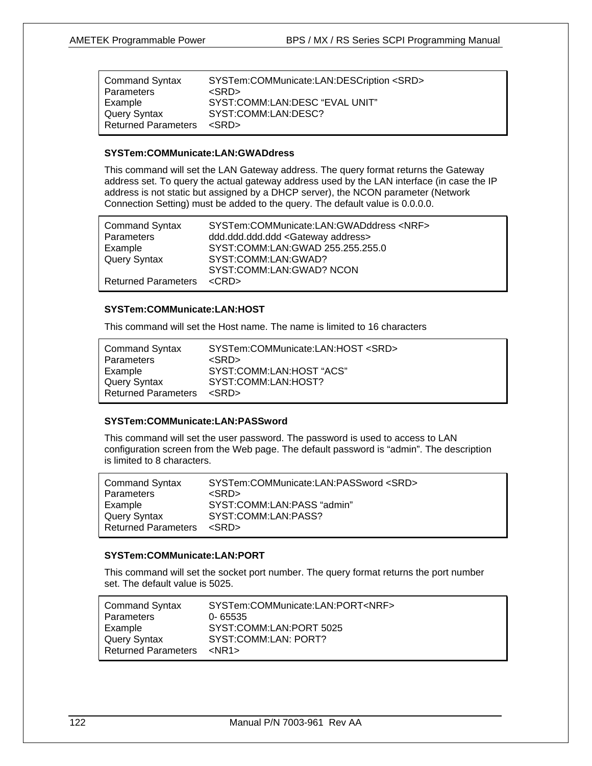| Command Syntax | SYSTem:COMMunicate:LAN:DESCription <SRD> |
|---|---|
| Parameters | <SRD> |
| Example | SYST:COMM:LAN:DESC “EVAL UNIT” |
| Query Syntax | SYST:COMM:LAN:DESC? |
| Returned Parameters | <SRD> |

### SYSTem:COMMunicate:LAN:GWADdress

This command will set the LAN Gateway address. The query format returns the Gateway address set. To query the actual gateway address used by the LAN interface (in case the IP address is not static but assigned by a DHCP server), the NCON parameter (Network Connection Setting) must be added to the query. The default value is 0.0.0.0.

| Command Syntax | SYSTem:COMMunicate:LAN:GWADdress <NRF> |
|---|---|
| Parameters | ddd.ddd.ddd.ddd <Gateway address> |
| Example | SYST:COMM:LAN:GWAD 255.255.255.0 |
| Query Syntax | SYST:COMM:LAN:GWAD?<br>SYST:COMM:LAN:GWAD? NCON |
| Returned Parameters | <CRD> |

### SYSTem:COMMunicate:LAN:HOST

This command will set the Host name. The name is limited to 16 characters

| Command Syntax | SYSTem:COMMunicate:LAN:HOST <SRD> |
|---|---|
| Parameters | <SRD> |
| Example | SYST:COMM:LAN:HOST “ACS” |
| Query Syntax | SYST:COMM:LAN:HOST? |
| Returned Parameters | <SRD> |

### SYSTem:COMMunicate:LAN:PASSword

This command will set the user password. The password is used to access to LAN configuration screen from the Web page. The default password is “admin”. The description is limited to 8 characters.

| Command Syntax | SYSTem:COMMunicate:LAN:PASSword <SRD> |
|---|---|
| Parameters | <SRD> |
| Example | SYST:COMM:LAN:PASS “admin” |
| Query Syntax | SYST:COMM:LAN:PASS? |
| Returned Parameters | <SRD> |

### SYSTem:COMMunicate:LAN:PORT

This command will set the socket port number. The query format returns the port number set. The default value is 5025.

| Command Syntax | SYSTem:COMMunicate:LAN:PORT<NRF> |
|---|---|
| Parameters | 0- 65535 |
| Example | SYST:COMM:LAN:PORT 5025 |
| Query Syntax | SYST:COMM:LAN: PORT? |
| Returned Parameters | <NR1> |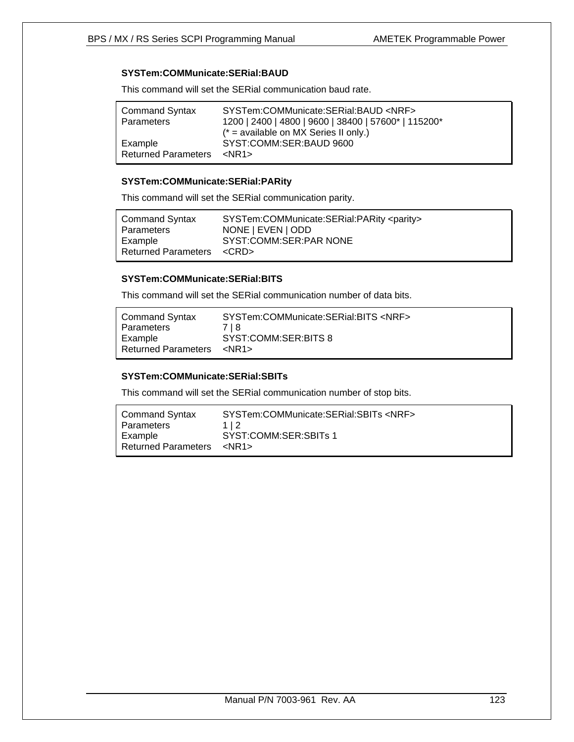#### SYSTem:COMMunicate:SERial:BAUD

This command will set the SERial communication baud rate.

| | |
|---|---|
| Command Syntax | SYSTem:COMMunicate:SERial:BAUD <NRF> |
| Parameters | 1200 \| 2400 \| 4800 \| 9600 \| 38400 \| 57600* \| 115200*<br>(* = available on MX Series II only.) |
| Example | SYST:COMM:SER:BAUD 9600 |
| Returned Parameters | <NR1> |

#### SYSTem:COMMunicate:SERial:PARity

This command will set the SERial communication parity.

| | |
|---|---|
| Command Syntax | SYSTem:COMMunicate:SERial:PARity <parity> |
| Parameters | NONE \| EVEN \| ODD |
| Example | SYST:COMM:SER:PAR NONE |
| Returned Parameters | <CRD> |

#### SYSTem:COMMunicate:SERial:BITS

This command will set the SERial communication number of data bits.

| | |
|---|---|
| Command Syntax | SYSTem:COMMunicate:SERial:BITS <NRF> |
| Parameters | 7 \| 8 |
| Example | SYST:COMM:SER:BITS 8 |
| Returned Parameters | <NR1> |

#### SYSTem:COMMunicate:SERial:SBITs

This command will set the SERial communication number of stop bits.

| | |
|---|---|
| Command Syntax | SYSTem:COMMunicate:SERial:SBITs <NRF> |
| Parameters | 1 \| 2 |
| Example | SYST:COMM:SER:SBITs 1 |
| Returned Parameters | <NR1> |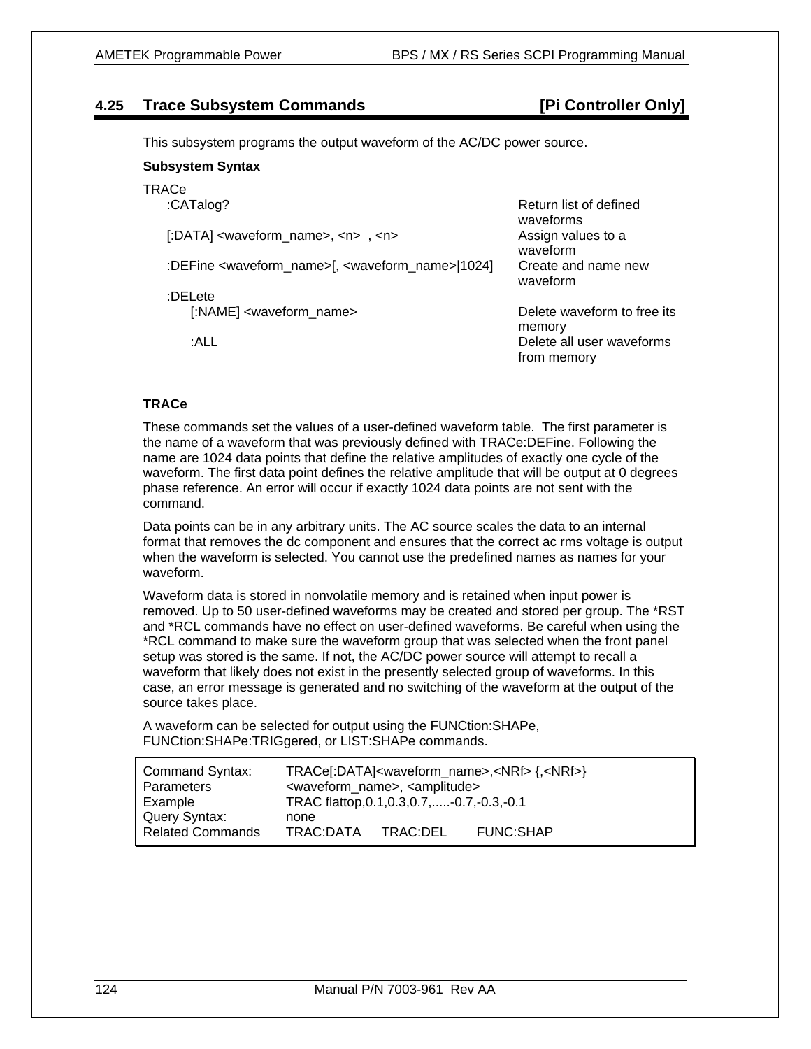## 4.25 Trace Subsystem Commands [Pi Controller Only]

This subsystem programs the output waveform of the AC/DC power source.

**Subsystem Syntax**

| TRACe | |
|---|---|
| :CATalog? | Return list of defined waveforms |
| [:DATA] <waveform_name>, <n> , <n> | Assign values to a waveform |
| :DEFine <waveform_name>[, <waveform_name>\|1024] | Create and name new waveform |
| :DELete | |
| [:NAME] <waveform_name> | Delete waveform to free its memory |
| :ALL | Delete all user waveforms from memory |

**TRACe**

These commands set the values of a user-defined waveform table. The first parameter is the name of a waveform that was previously defined with TRACe:DEFine. Following the name are 1024 data points that define the relative amplitudes of exactly one cycle of the waveform. The first data point defines the relative amplitude that will be output at 0 degrees phase reference. An error will occur if exactly 1024 data points are not sent with the command.

Data points can be in any arbitrary units. The AC source scales the data to an internal format that removes the dc component and ensures that the correct ac rms voltage is output when the waveform is selected. You cannot use the predefined names as names for your waveform.

Waveform data is stored in nonvolatile memory and is retained when input power is removed. Up to 50 user-defined waveforms may be created and stored per group. The *RST and *RCL commands have no effect on user-defined waveforms. Be careful when using the *RCL command to make sure the waveform group that was selected when the front panel setup was stored is the same. If not, the AC/DC power source will attempt to recall a waveform that likely does not exist in the presently selected group of waveforms. In this case, an error message is generated and no switching of the waveform at the output of the source takes place.

A waveform can be selected for output using the FUNCtion:SHAPe, FUNCtion:SHAPe:TRIGgered, or LIST:SHAPe commands.

| | |
|---|---|
| Command Syntax: | TRACe[:DATA]<waveform_name>,<NRf> {,<NRf>} |
| Parameters | <waveform_name>, <amplitude> |
| Example | TRAC flattop,0.1,0.3,0.7,.....-0.7,-0.3,-0.1 |
| Query Syntax: | none |
| Related Commands | TRAC:DATA TRAC:DEL FUNC:SHAP |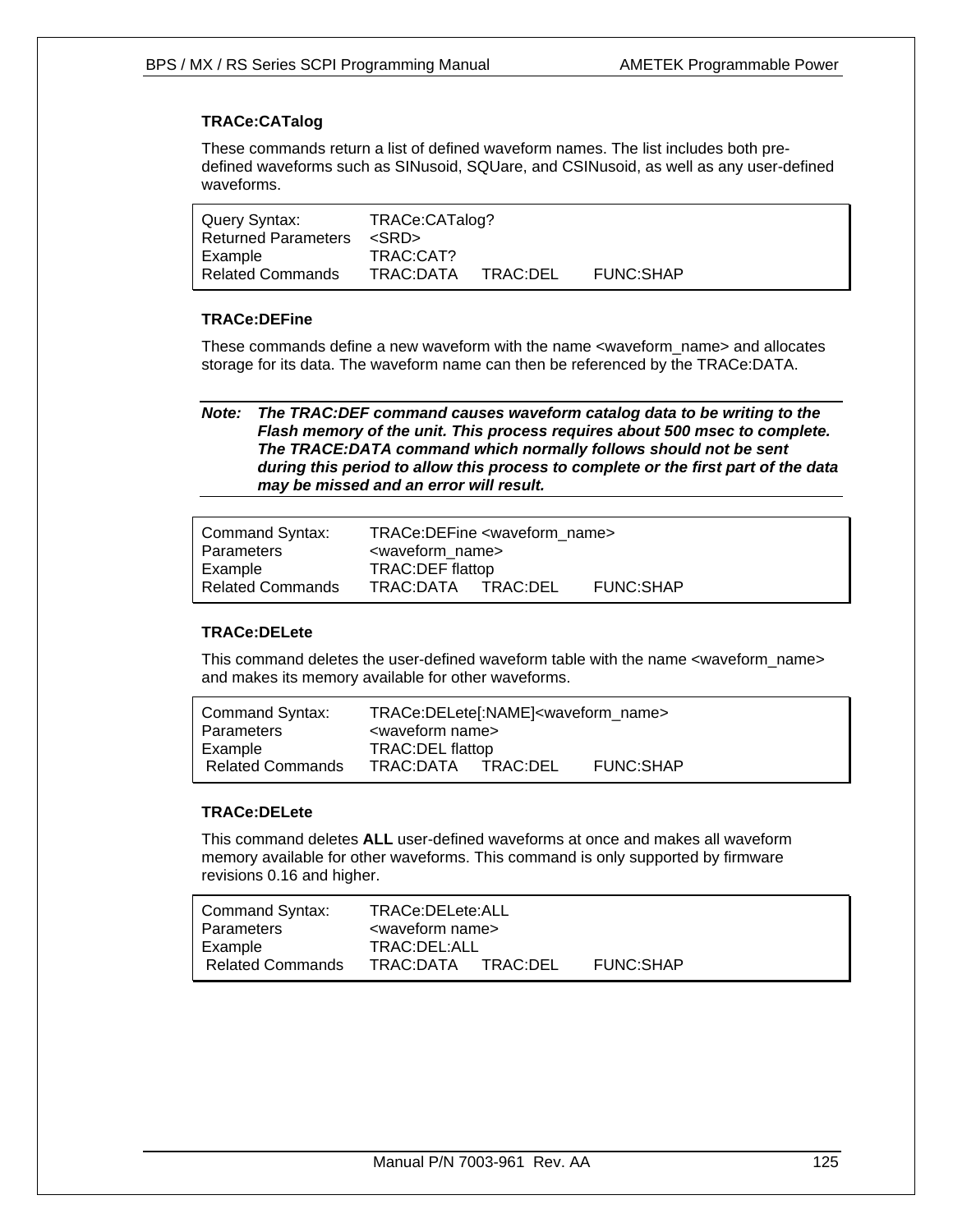### TRACe:CATalog

These commands return a list of defined waveform names. The list includes both pre-defined waveforms such as SINusoid, SQUare, and CSINusoid, as well as any user-defined waveforms.

| | | | |
|---|---|---|---|
| Query Syntax: | TRACe:CATalog? | | |
| Returned Parameters | <SRD> | | |
| Example | TRAC:CAT? | | |
| Related Commands | TRAC:DATA | TRAC:DEL | FUNC:SHAP |

### TRACe:DEFine

These commands define a new waveform with the name <waveform_name> and allocates storage for its data. The waveform name can then be referenced by the TRACe:DATA.

***Note: The TRAC:DEF command causes waveform catalog data to be writing to the Flash memory of the unit. This process requires about 500 msec to complete. The TRACE:DATA command which normally follows should not be sent during this period to allow this process to complete or the first part of the data may be missed and an error will result.***

| | | | |
|---|---|---|---|
| Command Syntax: | TRACe:DEFine <waveform_name> | | |
| Parameters | <waveform_name> | | |
| Example | TRAC:DEF flattop | | |
| Related Commands | TRAC:DATA | TRAC:DEL | FUNC:SHAP |

### TRACe:DELete

This command deletes the user-defined waveform table with the name <waveform_name> and makes its memory available for other waveforms.

| | | | |
|---|---|---|---|
| Command Syntax: | TRACe:DELete[:NAME]<waveform_name> | | |
| Parameters | <waveform name> | | |
| Example | TRAC:DEL flattop | | |
| Related Commands | TRAC:DATA | TRAC:DEL | FUNC:SHAP |

### TRACe:DELete

This command deletes **ALL** user-defined waveforms at once and makes all waveform memory available for other waveforms. This command is only supported by firmware revisions 0.16 and higher.

| | | | |
|---|---|---|---|
| Command Syntax: | TRACe:DELete:ALL | | |
| Parameters | <waveform name> | | |
| Example | TRAC:DEL:ALL | | |
| Related Commands | TRAC:DATA | TRAC:DEL | FUNC:SHAP |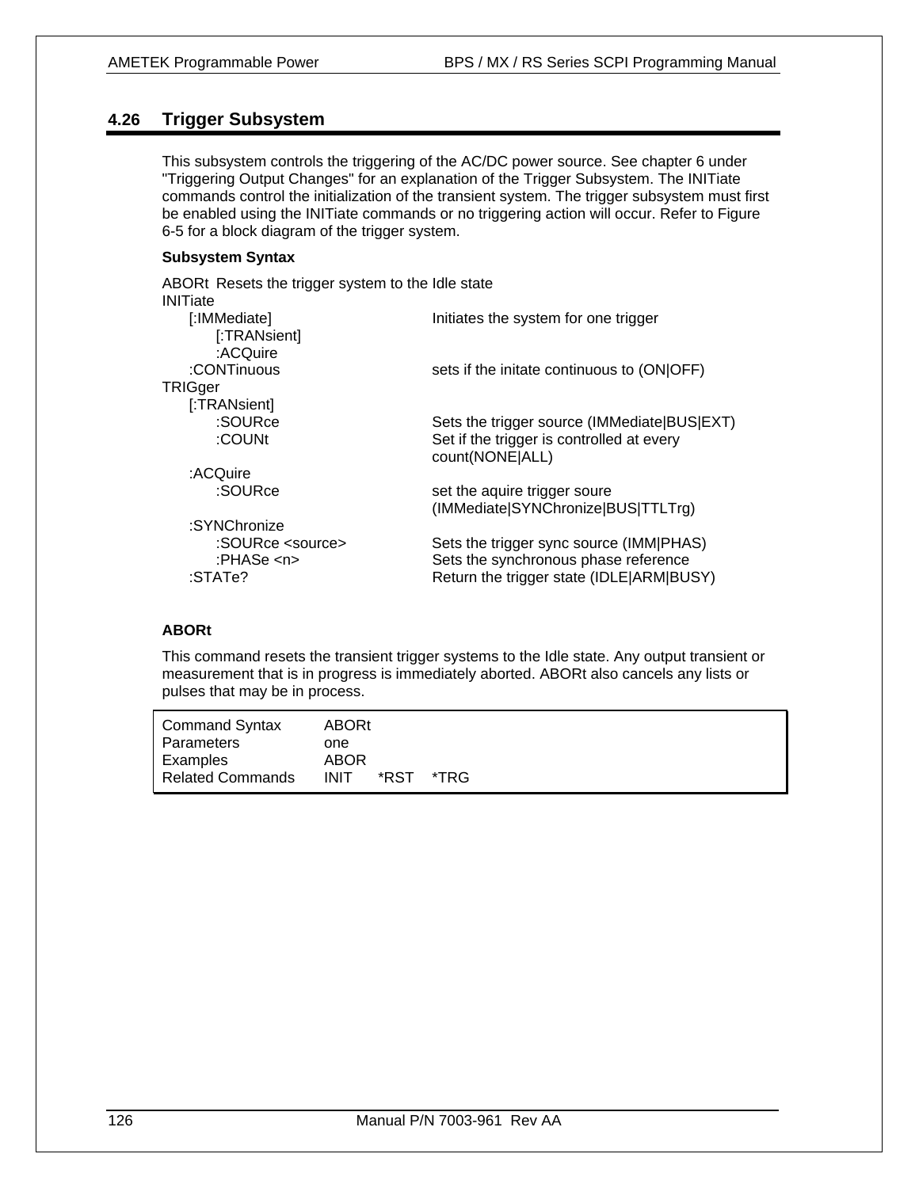## 4.26 Trigger Subsystem

This subsystem controls the triggering of the AC/DC power source. See chapter 6 under "Triggering Output Changes" for an explanation of the Trigger Subsystem. The INITiate commands control the initialization of the transient system. The trigger subsystem must first be enabled using the INITiate commands or no triggering action will occur. Refer to Figure 6-5 for a block diagram of the trigger system.

**Subsystem Syntax**

```
ABORt  Resets the trigger system to the Idle state
INITiate
    [:IMMediate]                  Initiates the system for one trigger
        [:TRANsient]
        :ACQuire
    :CONTinuous                   sets if the initate continuous to (ON|OFF)
TRIGger
    [:TRANsient]
        :SOURce                   Sets the trigger source (IMMediate|BUS|EXT)
        :COUNt                    Set if the trigger is controlled at every
                                  count(NONE|ALL)
    :ACQuire
        :SOURce                   set the aquire trigger soure
                                  (IMMediate|SYNChronize|BUS|TTLTrg)
    :SYNChronize
        :SOURce <source>          Sets the trigger sync source (IMM|PHAS)
        :PHASe <n>                Sets the synchronous phase reference
    :STATe?                       Return the trigger state (IDLE|ARM|BUSY)
```

**ABORt**

This command resets the transient trigger systems to the Idle state. Any output transient or measurement that is in progress is immediately aborted. ABORt also cancels any lists or pulses that may be in process.

| | |
|---|---|
| Command Syntax | ABORt |
| Parameters | one |
| Examples | ABOR |
| Related Commands | INIT *RST *TRG |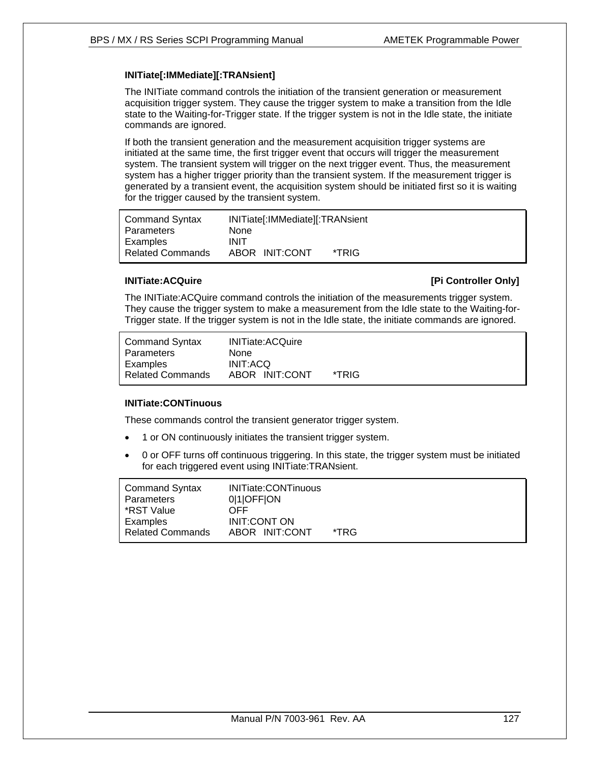### INITiate[:IMMediate][:TRANsient]

The INITiate command controls the initiation of the transient generation or measurement acquisition trigger system. They cause the trigger system to make a transition from the Idle state to the Waiting-for-Trigger state. If the trigger system is not in the Idle state, the initiate commands are ignored.

If both the transient generation and the measurement acquisition trigger systems are initiated at the same time, the first trigger event that occurs will trigger the measurement system. The transient system will trigger on the next trigger event. Thus, the measurement system has a higher trigger priority than the transient system. If the measurement trigger is generated by a transient event, the acquisition system should be initiated first so it is waiting for the trigger caused by the transient system.

| | |
|---|---|
| Command Syntax | INITiate[:IMMediate][:TRANsient |
| Parameters | None |
| Examples | INIT |
| Related Commands | ABOR INIT:CONT *TRIG |

### INITiate:ACQuire [Pi Controller Only]

The INITiate:ACQuire command controls the initiation of the measurements trigger system. They cause the trigger system to make a measurement from the Idle state to the Waiting-for-Trigger state. If the trigger system is not in the Idle state, the initiate commands are ignored.

| | |
|---|---|
| Command Syntax | INITiate:ACQuire |
| Parameters | None |
| Examples | INIT:ACQ |
| Related Commands | ABOR INIT:CONT *TRIG |

### INITiate:CONTinuous

These commands control the transient generator trigger system.

- 1 or ON continuously initiates the transient trigger system.
- 0 or OFF turns off continuous triggering. In this state, the trigger system must be initiated for each triggered event using INITiate:TRANsient.

| | |
|---|---|
| Command Syntax | INITiate:CONTinuous |
| Parameters | 0\|1\|OFF\|ON |
| *RST Value | OFF |
| Examples | INIT:CONT ON |
| Related Commands | ABOR INIT:CONT *TRG |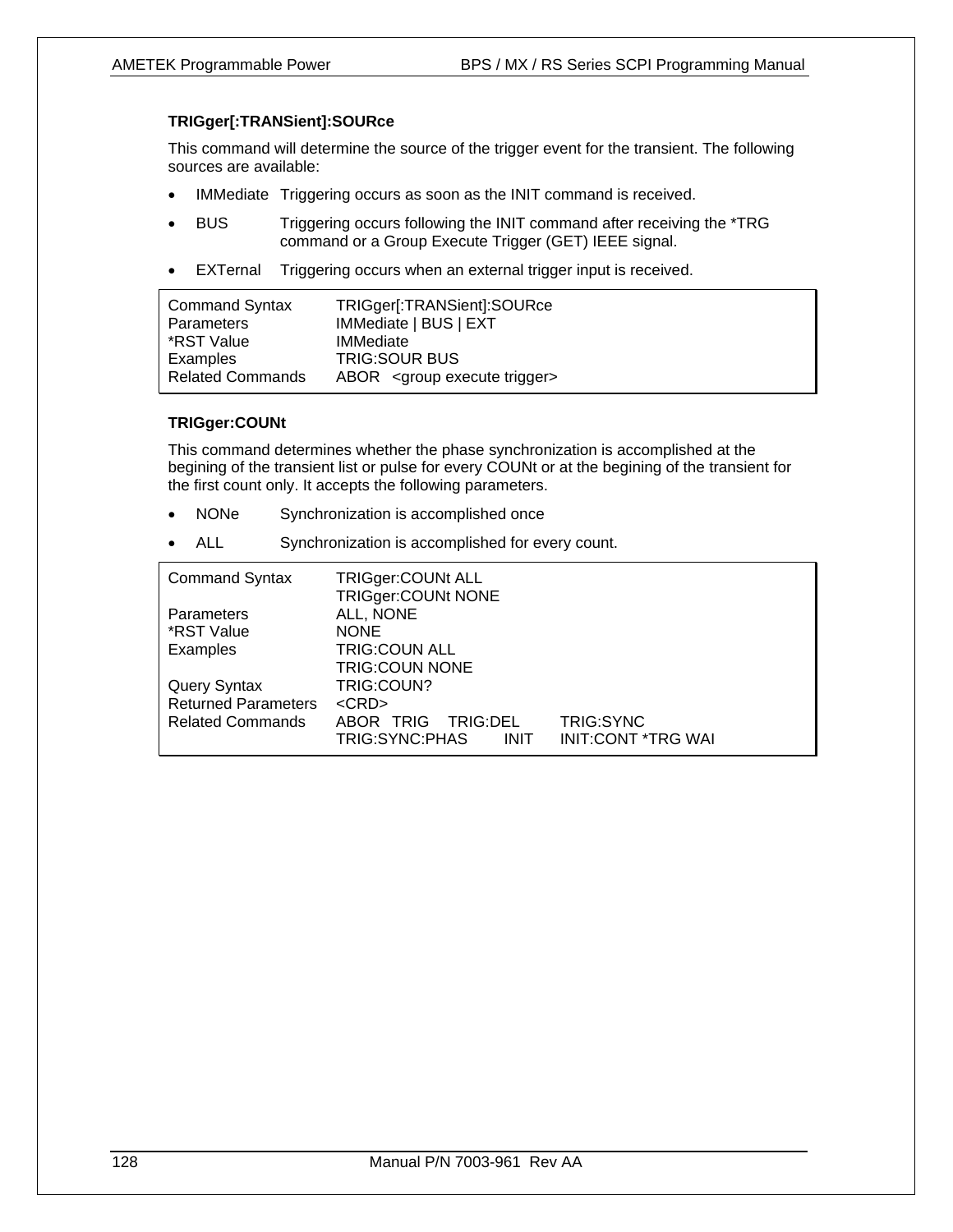### TRIGger[:TRANSient]:SOURce

This command will determine the source of the trigger event for the transient. The following sources are available:

- IMMediate  Triggering occurs as soon as the INIT command is received.
- BUS  Triggering occurs following the INIT command after receiving the *TRG command or a Group Execute Trigger (GET) IEEE signal.
- EXTernal  Triggering occurs when an external trigger input is received.

| | |
|---|---|
| Command Syntax | TRIGger[:TRANSient]:SOURce |
| Parameters | IMMediate \| BUS \| EXT |
| *RST Value | IMMediate |
| Examples | TRIG:SOUR BUS |
| Related Commands | ABOR <group execute trigger> |

### TRIGger:COUNt

This command determines whether the phase synchronization is accomplished at the begining of the transient list or pulse for every COUNt or at the begining of the transient for the first count only. It accepts the following parameters.

- NONe  Synchronization is accomplished once
- ALL  Synchronization is accomplished for every count.

| | |
|---|---|
| Command Syntax | TRIGger:COUNt ALL<br>TRIGger:COUNt NONE |
| Parameters | ALL, NONE |
| *RST Value | NONE |
| Examples | TRIG:COUN ALL<br>TRIG:COUN NONE |
| Query Syntax | TRIG:COUN? |
| Returned Parameters | <CRD> |
| Related Commands | ABOR TRIG TRIG:DEL TRIG:SYNC<br>TRIG:SYNC:PHAS INIT INIT:CONT *TRG WAI |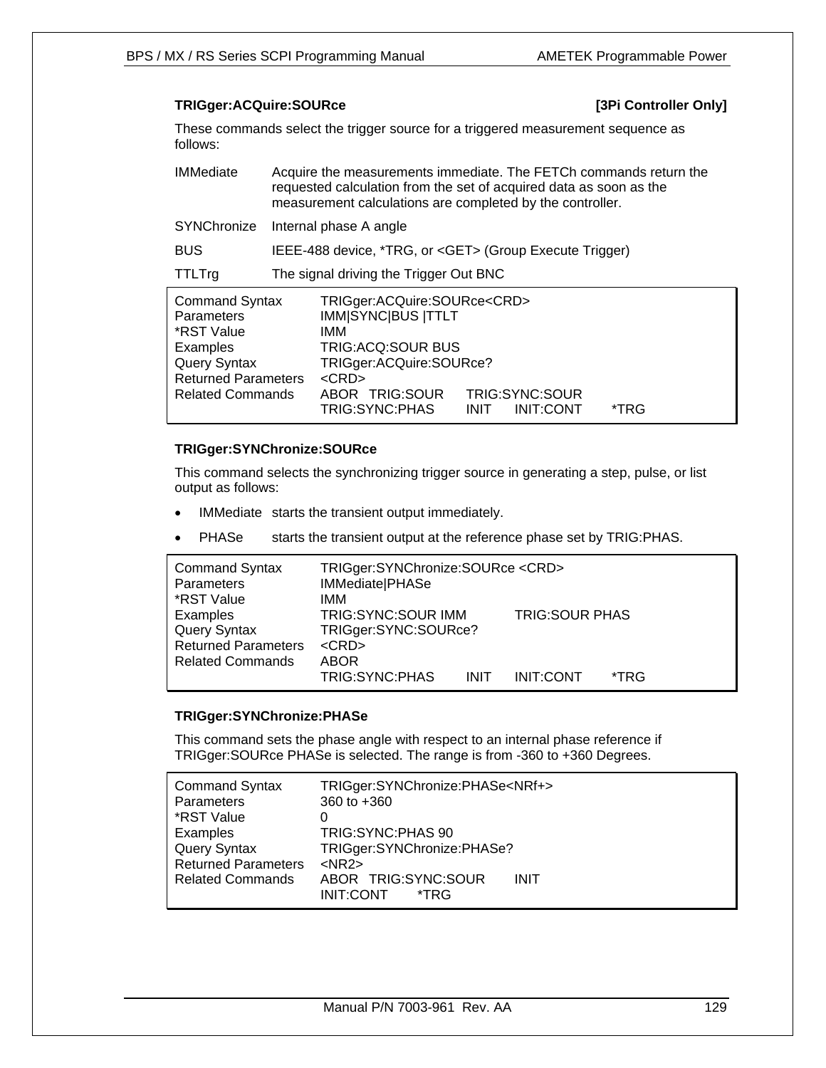### TRIGger:ACQuire:SOURce **[3Pi Controller Only]**

These commands select the trigger source for a triggered measurement sequence as follows:

| | |
|---|---|
| IMMediate | Acquire the measurements immediate. The FETCh commands return the requested calculation from the set of acquired data as soon as the measurement calculations are completed by the controller. |
| SYNChronize | Internal phase A angle |
| BUS | IEEE-488 device, *TRG, or <GET> (Group Execute Trigger) |
| TTLTrg | The signal driving the Trigger Out BNC |

| | |
|---|---|
| Command Syntax | TRIGger:ACQuire:SOURce<CRD> |
| Parameters | IMM\|SYNC\|BUS \|TTLT |
| *RST Value | IMM |
| Examples | TRIG:ACQ:SOUR BUS |
| Query Syntax | TRIGger:ACQuire:SOURce? |
| Returned Parameters | <CRD> |
| Related Commands | ABOR TRIG:SOUR TRIG:SYNC:SOUR TRIG:SYNC:PHAS INIT INIT:CONT *TRG |

### TRIGger:SYNChronize:SOURce

This command selects the synchronizing trigger source in generating a step, pulse, or list output as follows:

- IMMediate starts the transient output immediately.
- PHASe starts the transient output at the reference phase set by TRIG:PHAS.

| | |
|---|---|
| Command Syntax | TRIGger:SYNChronize:SOURce <CRD> |
| Parameters | IMMediate\|PHASe |
| *RST Value | IMM |
| Examples | TRIG:SYNC:SOUR IMM TRIG:SOUR PHAS |
| Query Syntax | TRIGger:SYNC:SOURce? |
| Returned Parameters | <CRD> |
| Related Commands | ABOR TRIG:SYNC:PHAS INIT INIT:CONT *TRG |

### TRIGger:SYNChronize:PHASe

This command sets the phase angle with respect to an internal phase reference if TRIGger:SOURce PHASe is selected. The range is from -360 to +360 Degrees.

| | |
|---|---|
| Command Syntax | TRIGger:SYNChronize:PHASe<NRf+> |
| Parameters | 360 to +360 |
| *RST Value | 0 |
| Examples | TRIG:SYNC:PHAS 90 |
| Query Syntax | TRIGger:SYNChronize:PHASe? |
| Returned Parameters | <NR2> |
| Related Commands | ABOR TRIG:SYNC:SOUR INIT INIT:CONT *TRG |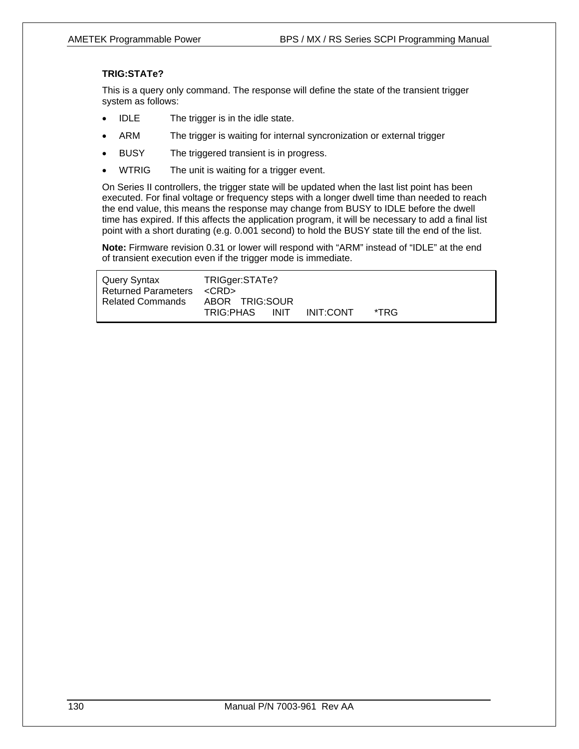**TRIG:STATe?**

This is a query only command. The response will define the state of the transient trigger system as follows:

- IDLE The trigger is in the idle state.
- ARM The trigger is waiting for internal syncronization or external trigger
- BUSY The triggered transient is in progress.
- WTRIG The unit is waiting for a trigger event.

On Series II controllers, the trigger state will be updated when the last list point has been executed. For final voltage or frequency steps with a longer dwell time than needed to reach the end value, this means the response may change from BUSY to IDLE before the dwell time has expired. If this affects the application program, it will be necessary to add a final list point with a short durating (e.g. 0.001 second) to hold the BUSY state till the end of the list.

**Note:** Firmware revision 0.31 or lower will respond with “ARM” instead of “IDLE” at the end of transient execution even if the trigger mode is immediate.

| | |
|---|---|
| Query Syntax | TRIGger:STATe? |
| Returned Parameters | <CRD> |
| Related Commands | ABOR TRIG:SOUR<br>TRIG:PHAS INIT INIT:CONT *TRG |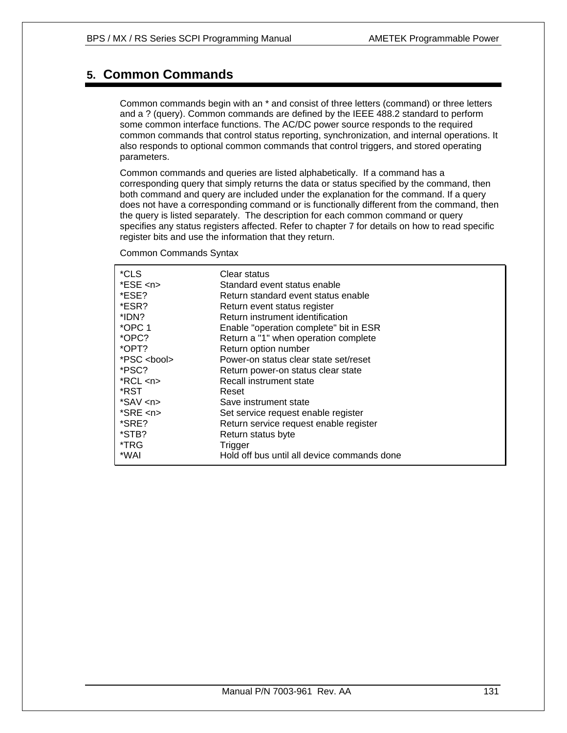# 5. Common Commands

Common commands begin with an * and consist of three letters (command) or three letters and a ? (query). Common commands are defined by the IEEE 488.2 standard to perform some common interface functions. The AC/DC power source responds to the required common commands that control status reporting, synchronization, and internal operations. It also responds to optional common commands that control triggers, and stored operating parameters.

Common commands and queries are listed alphabetically. If a command has a corresponding query that simply returns the data or status specified by the command, then both command and query are included under the explanation for the command. If a query does not have a corresponding command or is functionally different from the command, then the query is listed separately. The description for each common command or query specifies any status registers affected. Refer to chapter 7 for details on how to read specific register bits and use the information that they return.

Common Commands Syntax

| Command | Description |
|---|---|
| *CLS | Clear status |
| *ESE <n> | Standard event status enable |
| *ESE? | Return standard event status enable |
| *ESR? | Return event status register |
| *IDN? | Return instrument identification |
| *OPC 1 | Enable "operation complete" bit in ESR |
| *OPC? | Return a "1" when operation complete |
| *OPT? | Return option number |
| *PSC <bool> | Power-on status clear state set/reset |
| *PSC? | Return power-on status clear state |
| *RCL <n> | Recall instrument state |
| *RST | Reset |
| *SAV <n> | Save instrument state |
| *SRE <n> | Set service request enable register |
| *SRE? | Return service request enable register |
| *STB? | Return status byte |
| *TRG | Trigger |
| *WAI | Hold off bus until all device commands done |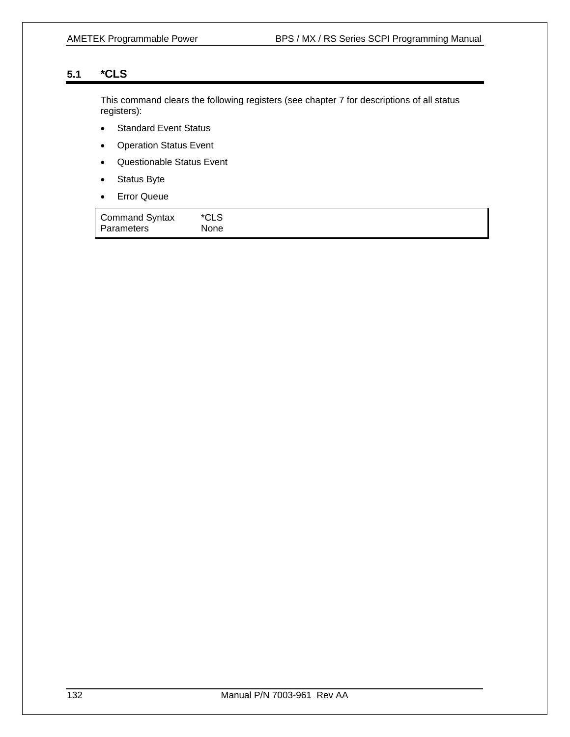## 5.1 *CLS

This command clears the following registers (see chapter 7 for descriptions of all status registers):

- Standard Event Status
- Operation Status Event
- Questionable Status Event
- Status Byte
- Error Queue

| Command Syntax | *CLS |
|---|---|
| Parameters | None |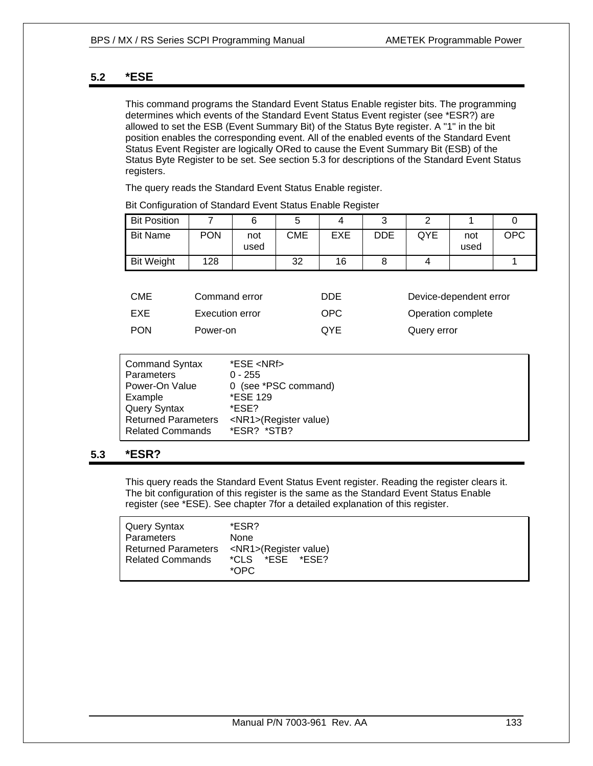## 5.2 *ESE

This command programs the Standard Event Status Enable register bits. The programming determines which events of the Standard Event Status Event register (see *ESR?) are allowed to set the ESB (Event Summary Bit) of the Status Byte register. A "1" in the bit position enables the corresponding event. All of the enabled events of the Standard Event Status Event Register are logically ORed to cause the Event Summary Bit (ESB) of the Status Byte Register to be set. See section 5.3 for descriptions of the Standard Event Status registers.

The query reads the Standard Event Status Enable register.

Bit Configuration of Standard Event Status Enable Register

| Bit Position | 7 | 6 | 5 | 4 | 3 | 2 | 1 | 0 |
|---|---|---|---|---|---|---|---|---|
| Bit Name | PON | not used | CME | EXE | DDE | QYE | not used | OPC |
| Bit Weight | 128 | | 32 | 16 | 8 | 4 | | 1 |

| | | | |
|---|---|---|---|
| CME | Command error | DDE | Device-dependent error |
| EXE | Execution error | OPC | Operation complete |
| PON | Power-on | QYE | Query error |

| | |
|---|---|
| Command Syntax | *ESE <NRf> |
| Parameters | 0 - 255 |
| Power-On Value | 0 (see *PSC command) |
| Example | *ESE 129 |
| Query Syntax | *ESE? |
| Returned Parameters | <NR1>(Register value) |
| Related Commands | *ESR? *STB? |

## 5.3 *ESR?

This query reads the Standard Event Status Event register. Reading the register clears it. The bit configuration of this register is the same as the Standard Event Status Enable register (see *ESE). See chapter 7for a detailed explanation of this register.

| | |
|---|---|
| Query Syntax | *ESR? |
| Parameters | None |
| Returned Parameters | <NR1>(Register value) |
| Related Commands | *CLS *ESE *ESE? *OPC |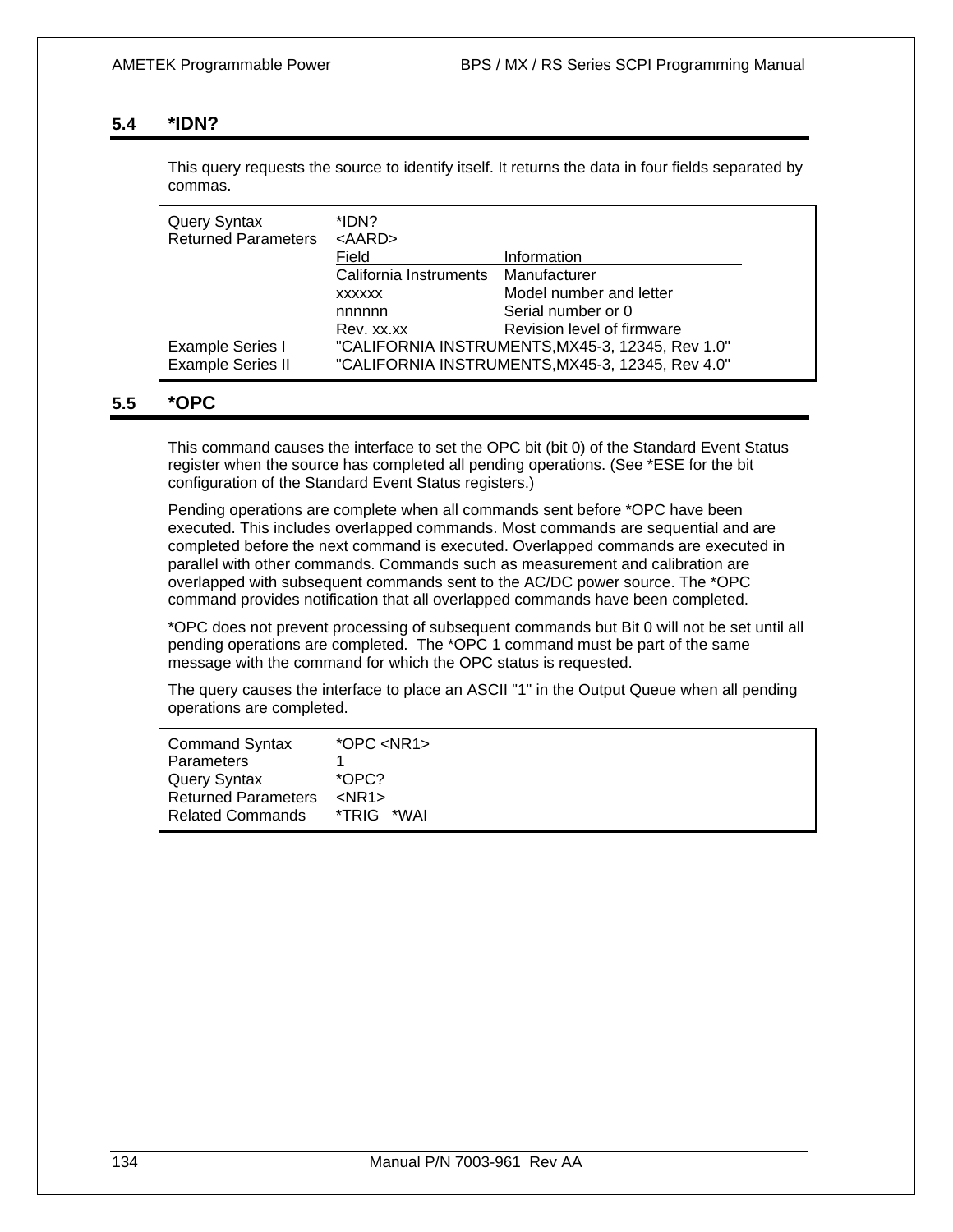## 5.4 *IDN?

This query requests the source to identify itself. It returns the data in four fields separated by commas.

| | | |
|---|---|---|
| Query Syntax | *IDN? | |
| Returned Parameters | <AARD> | |
| | Field | Information |
| | California Instruments | Manufacturer |
| | xxxxxx | Model number and letter |
| | nnnnnn | Serial number or 0 |
| | Rev. xx.xx | Revision level of firmware |
| Example Series I | "CALIFORNIA INSTRUMENTS,MX45-3, 12345, Rev 1.0" | |
| Example Series II | "CALIFORNIA INSTRUMENTS,MX45-3, 12345, Rev 4.0" | |

## 5.5 *OPC

This command causes the interface to set the OPC bit (bit 0) of the Standard Event Status register when the source has completed all pending operations. (See *ESE for the bit configuration of the Standard Event Status registers.)

Pending operations are complete when all commands sent before *OPC have been executed. This includes overlapped commands. Most commands are sequential and are completed before the next command is executed. Overlapped commands are executed in parallel with other commands. Commands such as measurement and calibration are overlapped with subsequent commands sent to the AC/DC power source. The *OPC command provides notification that all overlapped commands have been completed.

*OPC does not prevent processing of subsequent commands but Bit 0 will not be set until all pending operations are completed. The *OPC 1 command must be part of the same message with the command for which the OPC status is requested.

The query causes the interface to place an ASCII "1" in the Output Queue when all pending operations are completed.

| | |
|---|---|
| Command Syntax | *OPC <NR1> |
| Parameters | 1 |
| Query Syntax | *OPC? |
| Returned Parameters | <NR1> |
| Related Commands | *TRIG *WAI |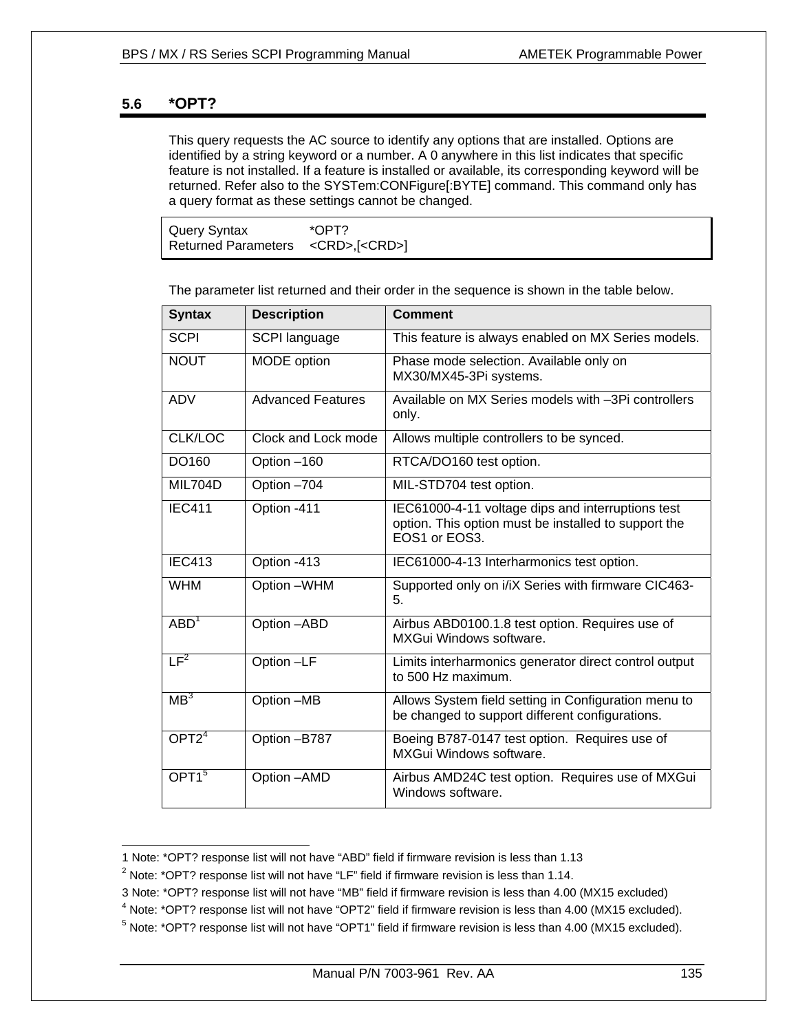## 5.6 *OPT?

This query requests the AC source to identify any options that are installed. Options are identified by a string keyword or a number. A 0 anywhere in this list indicates that specific feature is not installed. If a feature is installed or available, its corresponding keyword will be returned. Refer also to the SYSTem:CONFigure[:BYTE] command. This command only has a query format as these settings cannot be changed.

| | |
|---|---|
| Query Syntax | *OPT? |
| Returned Parameters | <CRD>,[<CRD>] |

The parameter list returned and their order in the sequence is shown in the table below.

| Syntax | Description | Comment |
|---|---|---|
| SCPI | SCPI language | This feature is always enabled on MX Series models. |
| NOUT | MODE option | Phase mode selection. Available only on MX30/MX45-3Pi systems. |
| ADV | Advanced Features | Available on MX Series models with –3Pi controllers only. |
| CLK/LOC | Clock and Lock mode | Allows multiple controllers to be synced. |
| DO160 | Option –160 | RTCA/DO160 test option. |
| MIL704D | Option –704 | MIL-STD704 test option. |
| IEC411 | Option -411 | IEC61000-4-11 voltage dips and interruptions test option. This option must be installed to support the EOS1 or EOS3. |
| IEC413 | Option -413 | IEC61000-4-13 Interharmonics test option. |
| WHM | Option –WHM | Supported only on i/iX Series with firmware CIC463-5. |
| ABD[1] | Option –ABD | Airbus ABD0100.1.8 test option. Requires use of MXGui Windows software. |
| LF[2] | Option –LF | Limits interharmonics generator direct control output to 500 Hz maximum. |
| MB[3] | Option –MB | Allows System field setting in Configuration menu to be changed to support different configurations. |
| OPT2[4] | Option –B787 | Boeing B787-0147 test option. Requires use of MXGui Windows software. |
| OPT1[5] | Option –AMD | Airbus AMD24C test option. Requires use of MXGui Windows software. |

1 Note: *OPT? response list will not have “ABD” field if firmware revision is less than 1.13

2 Note: *OPT? response list will not have “LF” field if firmware revision is less than 1.14.

3 Note: *OPT? response list will not have “MB” field if firmware revision is less than 4.00 (MX15 excluded)

4 Note: *OPT? response list will not have “OPT2” field if firmware revision is less than 4.00 (MX15 excluded).

5 Note: *OPT? response list will not have “OPT1” field if firmware revision is less than 4.00 (MX15 excluded).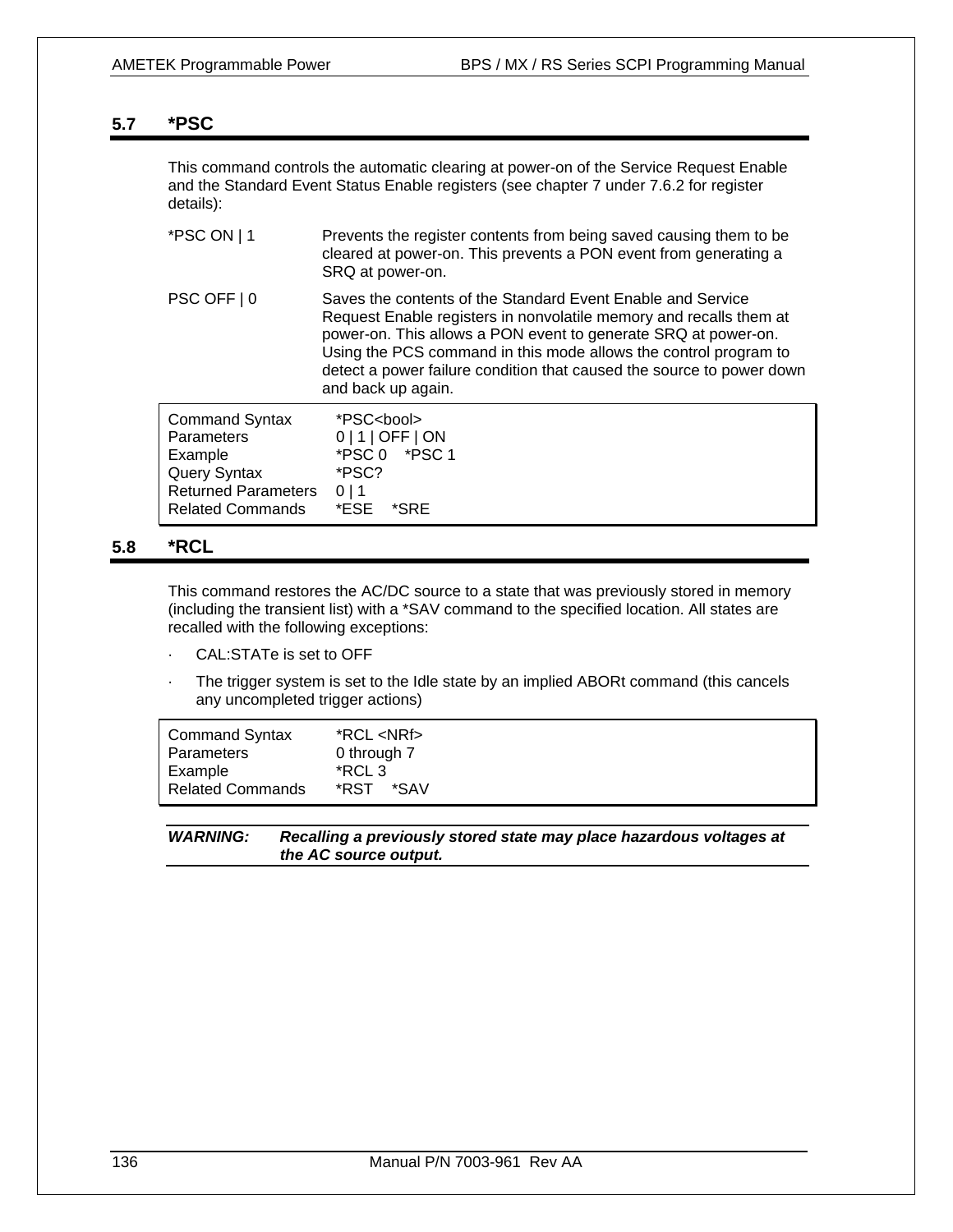## 5.7 *PSC

This command controls the automatic clearing at power-on of the Service Request Enable and the Standard Event Status Enable registers (see chapter 7 under 7.6.2 for register details):

| | |
|---|---|
| *PSC ON \| 1 | Prevents the register contents from being saved causing them to be cleared at power-on. This prevents a PON event from generating a SRQ at power-on. |
| PSC OFF \| 0 | Saves the contents of the Standard Event Enable and Service Request Enable registers in nonvolatile memory and recalls them at power-on. This allows a PON event to generate SRQ at power-on. Using the PCS command in this mode allows the control program to detect a power failure condition that caused the source to power down and back up again. |

| | |
|---|---|
| Command Syntax | *PSC<bool> |
| Parameters | 0 \| 1 \| OFF \| ON |
| Example | *PSC 0    *PSC 1 |
| Query Syntax | *PSC? |
| Returned Parameters | 0 \| 1 |
| Related Commands | *ESE    *SRE |

## 5.8 *RCL

This command restores the AC/DC source to a state that was previously stored in memory (including the transient list) with a *SAV command to the specified location. All states are recalled with the following exceptions:

- CAL:STATe is set to OFF
- The trigger system is set to the Idle state by an implied ABORt command (this cancels any uncompleted trigger actions)

| | |
|---|---|
| Command Syntax | *RCL <NRf> |
| Parameters | 0 through 7 |
| Example | *RCL 3 |
| Related Commands | *RST    *SAV |

***WARNING:*** ***Recalling a previously stored state may place hazardous voltages at the AC source output.***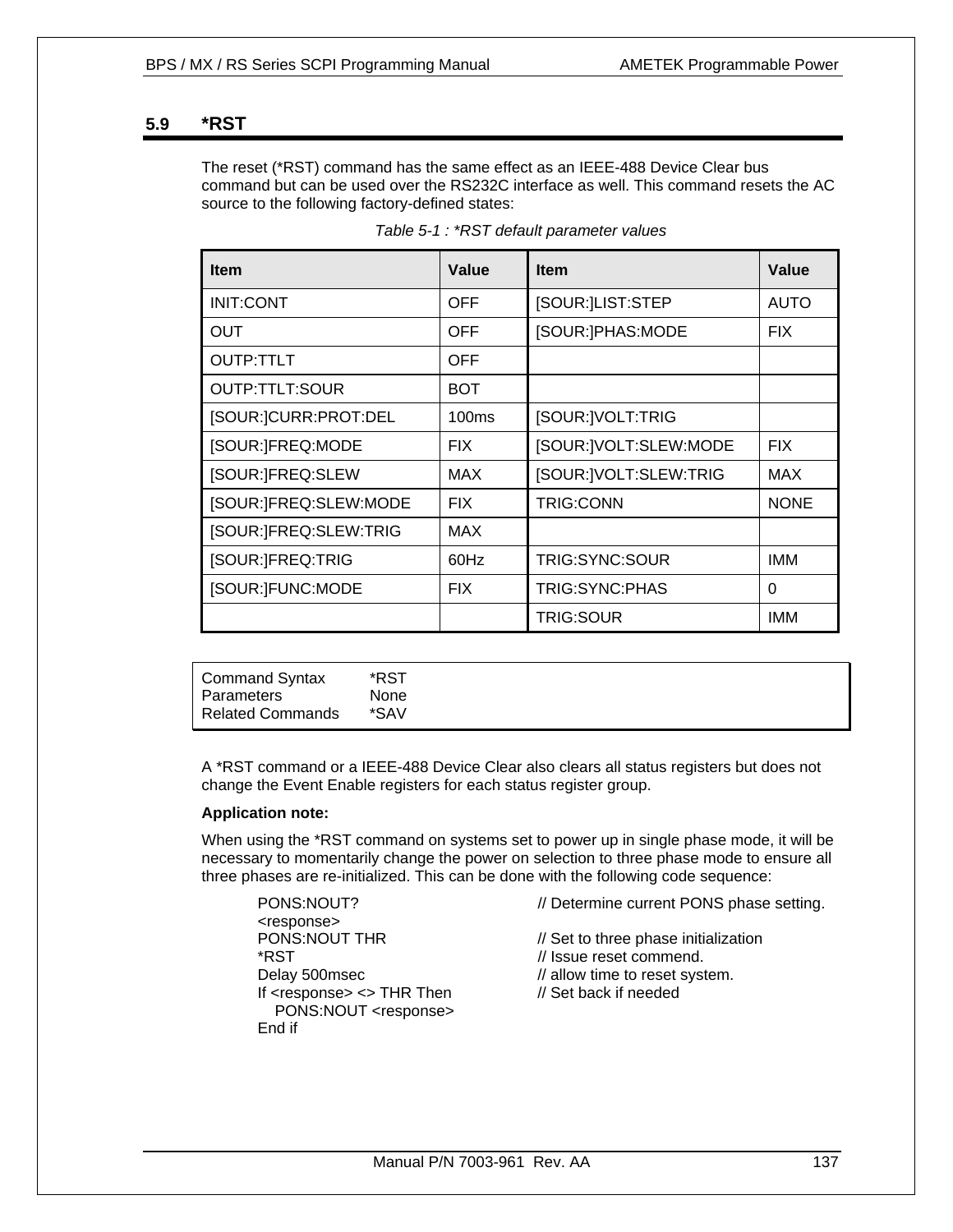## 5.9 *RST

The reset (*RST) command has the same effect as an IEEE-488 Device Clear bus command but can be used over the RS232C interface as well. This command resets the AC source to the following factory-defined states:

*Table 5-1 : *RST default parameter values*

| Item | Value | Item | Value |
|---|---|---|---|
| INIT:CONT | OFF | [SOUR:]LIST:STEP | AUTO |
| OUT | OFF | [SOUR:]PHAS:MODE | FIX |
| OUTP:TTLT | OFF | | |
| OUTP:TTLT:SOUR | BOT | | |
| [SOUR:]CURR:PROT:DEL | 100ms | [SOUR:]VOLT:TRIG | |
| [SOUR:]FREQ:MODE | FIX | [SOUR:]VOLT:SLEW:MODE | FIX |
| [SOUR:]FREQ:SLEW | MAX | [SOUR:]VOLT:SLEW:TRIG | MAX |
| [SOUR:]FREQ:SLEW:MODE | FIX | TRIG:CONN | NONE |
| [SOUR:]FREQ:SLEW:TRIG | MAX | | |
| [SOUR:]FREQ:TRIG | 60Hz | TRIG:SYNC:SOUR | IMM |
| [SOUR:]FUNC:MODE | FIX | TRIG:SYNC:PHAS | 0 |
| | | TRIG:SOUR | IMM |

| | |
|---|---|
| Command Syntax | *RST |
| Parameters | None |
| Related Commands | *SAV |

A *RST command or a IEEE-488 Device Clear also clears all status registers but does not change the Event Enable registers for each status register group.

**Application note:**

When using the *RST command on systems set to power up in single phase mode, it will be necessary to momentarily change the power on selection to three phase mode to ensure all three phases are re-initialized. This can be done with the following code sequence:

```
PONS:NOUT?                      // Determine current PONS phase setting.
<response>
PONS:NOUT THR                   // Set to three phase initialization
*RST                            // Issue reset commend.
Delay 500msec                   // allow time to reset system.
If <response> <> THR Then       // Set back if needed
   PONS:NOUT <response>
End if
```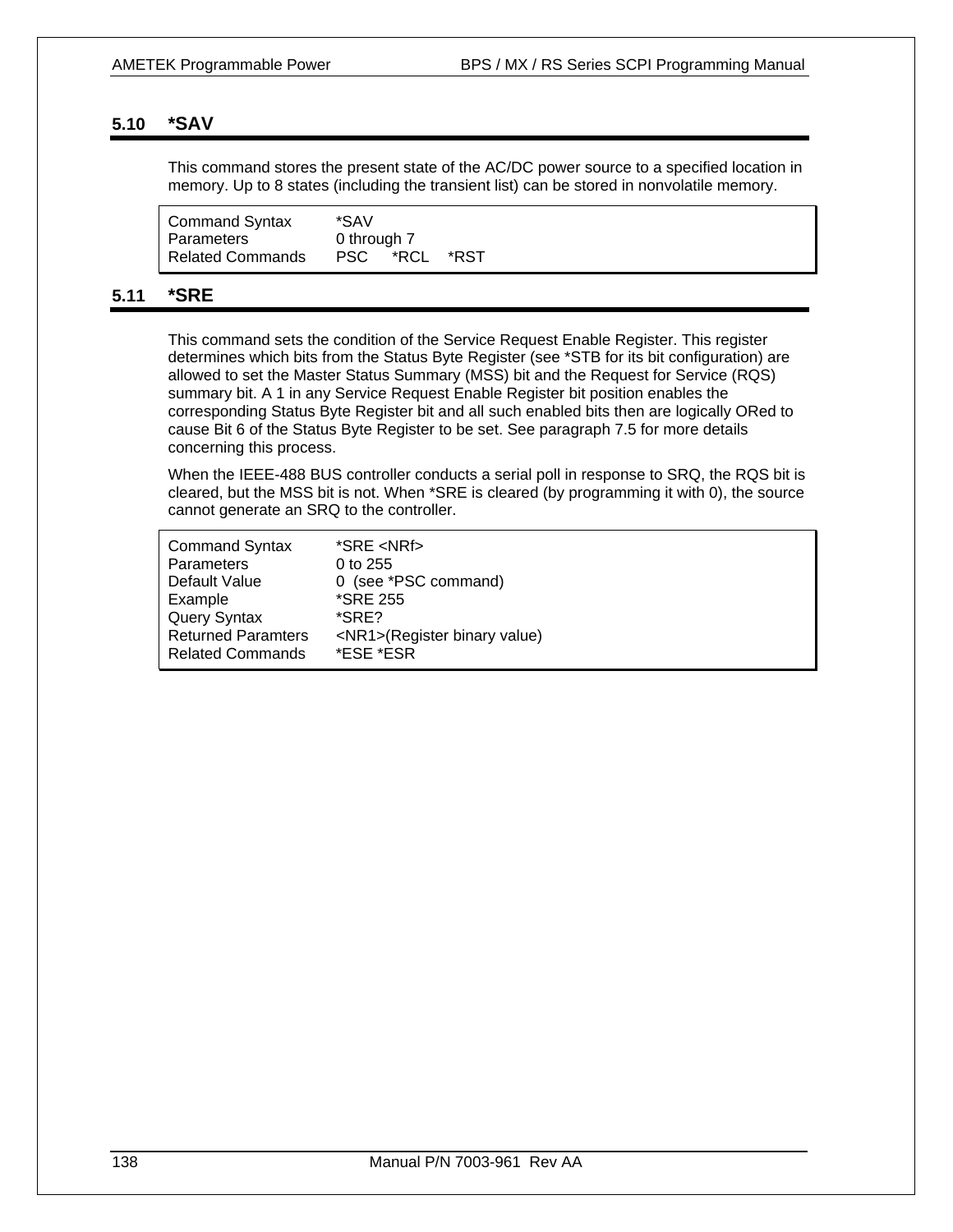## 5.10 *SAV

This command stores the present state of the AC/DC power source to a specified location in memory. Up to 8 states (including the transient list) can be stored in nonvolatile memory.

| | |
|---|---|
| Command Syntax | *SAV |
| Parameters | 0 through 7 |
| Related Commands | PSC *RCL *RST |

## 5.11 *SRE

This command sets the condition of the Service Request Enable Register. This register determines which bits from the Status Byte Register (see *STB for its bit configuration) are allowed to set the Master Status Summary (MSS) bit and the Request for Service (RQS) summary bit. A 1 in any Service Request Enable Register bit position enables the corresponding Status Byte Register bit and all such enabled bits then are logically ORed to cause Bit 6 of the Status Byte Register to be set. See paragraph 7.5 for more details concerning this process.

When the IEEE-488 BUS controller conducts a serial poll in response to SRQ, the RQS bit is cleared, but the MSS bit is not. When *SRE is cleared (by programming it with 0), the source cannot generate an SRQ to the controller.

| | |
|---|---|
| Command Syntax | *SRE <NRf> |
| Parameters | 0 to 255 |
| Default Value | 0 (see *PSC command) |
| Example | *SRE 255 |
| Query Syntax | *SRE? |
| Returned Paramters | <NR1>(Register binary value) |
| Related Commands | *ESE *ESR |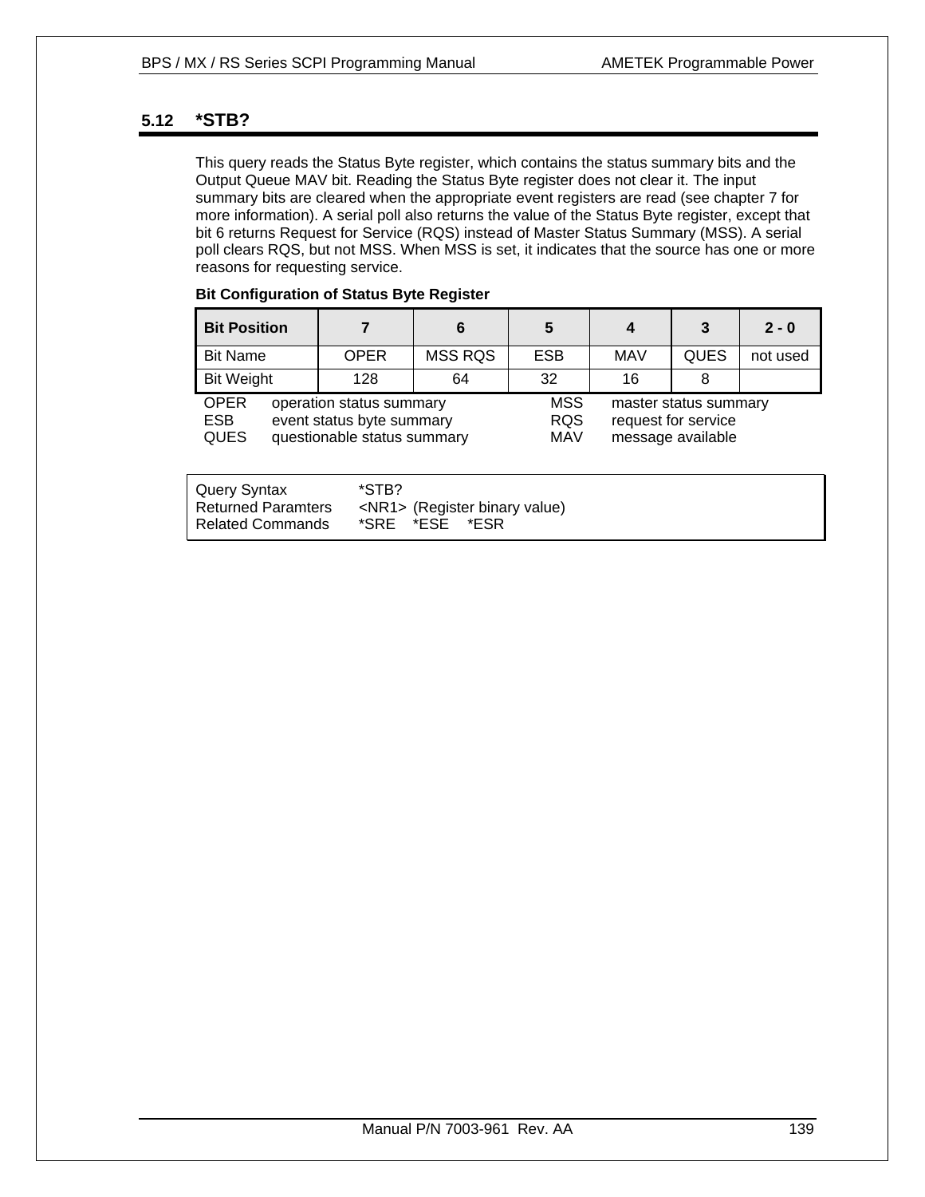## 5.12 *STB?

This query reads the Status Byte register, which contains the status summary bits and the Output Queue MAV bit. Reading the Status Byte register does not clear it. The input summary bits are cleared when the appropriate event registers are read (see chapter 7 for more information). A serial poll also returns the value of the Status Byte register, except that bit 6 returns Request for Service (RQS) instead of Master Status Summary (MSS). A serial poll clears RQS, but not MSS. When MSS is set, it indicates that the source has one or more reasons for requesting service.

**Bit Configuration of Status Byte Register**

| **Bit Position** | **7** | **6** | **5** | **4** | **3** | **2 - 0** |
|---|---|---|---|---|---|---|
| Bit Name | OPER | MSS RQS | ESB | MAV | QUES | not used |
| Bit Weight | 128 | 64 | 32 | 16 | 8 | |

| | | | |
|---|---|---|---|
| OPER | operation status summary | MSS | master status summary |
| ESB | event status byte summary | RQS | request for service |
| QUES | questionable status summary | MAV | message available |

| | |
|---|---|
| Query Syntax | *STB? |
| Returned Paramters | <NR1> (Register binary value) |
| Related Commands | *SRE *ESE *ESR |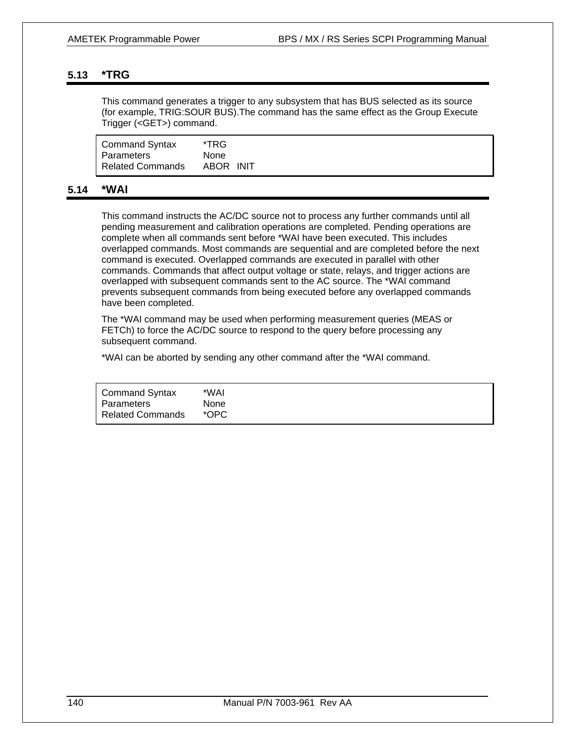## 5.13 *TRG

This command generates a trigger to any subsystem that has BUS selected as its source (for example, TRIG:SOUR BUS).The command has the same effect as the Group Execute Trigger (<GET>) command.

| | |
|---|---|
| Command Syntax | *TRG |
| Parameters | None |
| Related Commands | ABOR INIT |

## 5.14 *WAI

This command instructs the AC/DC source not to process any further commands until all pending measurement and calibration operations are completed. Pending operations are complete when all commands sent before *WAI have been executed. This includes overlapped commands. Most commands are sequential and are completed before the next command is executed. Overlapped commands are executed in parallel with other commands. Commands that affect output voltage or state, relays, and trigger actions are overlapped with subsequent commands sent to the AC source. The *WAI command prevents subsequent commands from being executed before any overlapped commands have been completed.

The *WAI command may be used when performing measurement queries (MEAS or FETCh) to force the AC/DC source to respond to the query before processing any subsequent command.

*WAI can be aborted by sending any other command after the *WAI command.

| | |
|---|---|
| Command Syntax | *WAI |
| Parameters | None |
| Related Commands | *OPC |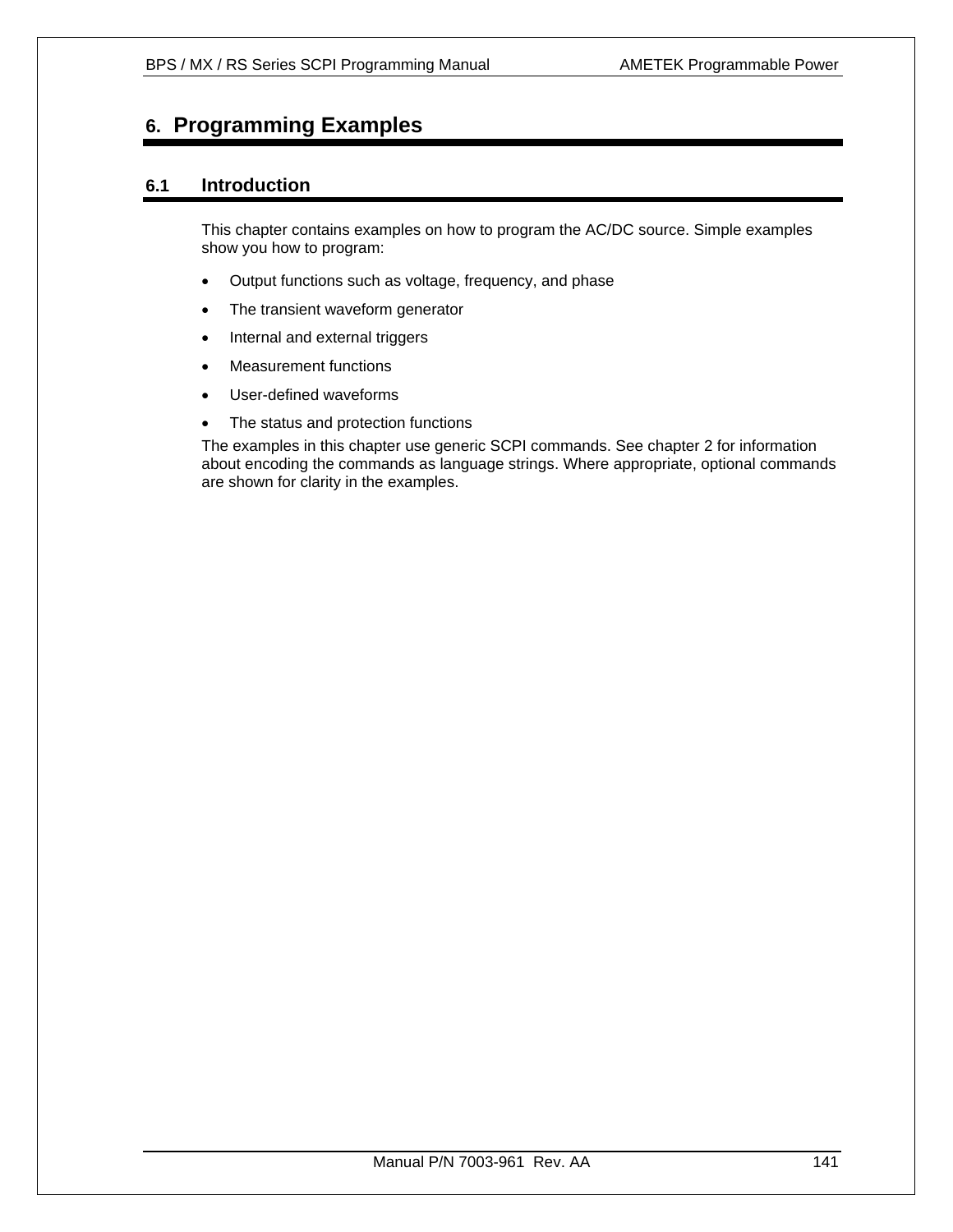# 6. Programming Examples

## 6.1 Introduction

This chapter contains examples on how to program the AC/DC source. Simple examples show you how to program:

- Output functions such as voltage, frequency, and phase
- The transient waveform generator
- Internal and external triggers
- Measurement functions
- User-defined waveforms
- The status and protection functions

The examples in this chapter use generic SCPI commands. See chapter 2 for information about encoding the commands as language strings. Where appropriate, optional commands are shown for clarity in the examples.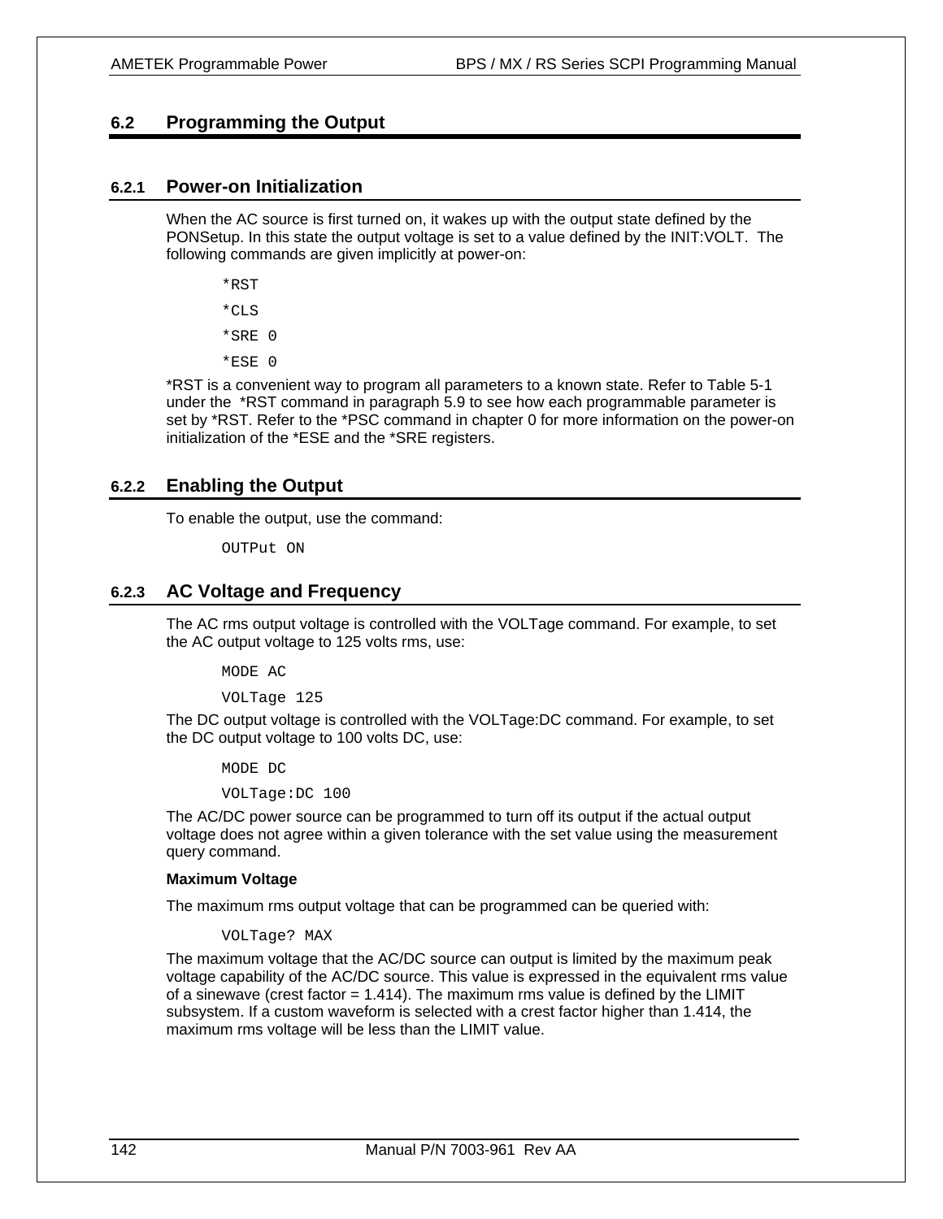## 6.2 Programming the Output

### 6.2.1 Power-on Initialization

When the AC source is first turned on, it wakes up with the output state defined by the PONSetup. In this state the output voltage is set to a value defined by the INIT:VOLT. The following commands are given implicitly at power-on:

```
*RST
*CLS
*SRE 0
*ESE 0
```

*RST is a convenient way to program all parameters to a known state. Refer to Table 5-1 under the *RST command in paragraph 5.9 to see how each programmable parameter is set by *RST. Refer to the *PSC command in chapter 0 for more information on the power-on initialization of the *ESE and the *SRE registers.

### 6.2.2 Enabling the Output

To enable the output, use the command:

```
OUTPut ON
```

### 6.2.3 AC Voltage and Frequency

The AC rms output voltage is controlled with the VOLTage command. For example, to set the AC output voltage to 125 volts rms, use:

```
MODE AC
VOLTage 125
```

The DC output voltage is controlled with the VOLTage:DC command. For example, to set the DC output voltage to 100 volts DC, use:

```
MODE DC
VOLTage:DC 100
```

The AC/DC power source can be programmed to turn off its output if the actual output voltage does not agree within a given tolerance with the set value using the measurement query command.

**Maximum Voltage**

The maximum rms output voltage that can be programmed can be queried with:

```
VOLTage? MAX
```

The maximum voltage that the AC/DC source can output is limited by the maximum peak voltage capability of the AC/DC source. This value is expressed in the equivalent rms value of a sinewave (crest factor = 1.414). The maximum rms value is defined by the LIMIT subsystem. If a custom waveform is selected with a crest factor higher than 1.414, the maximum rms voltage will be less than the LIMIT value.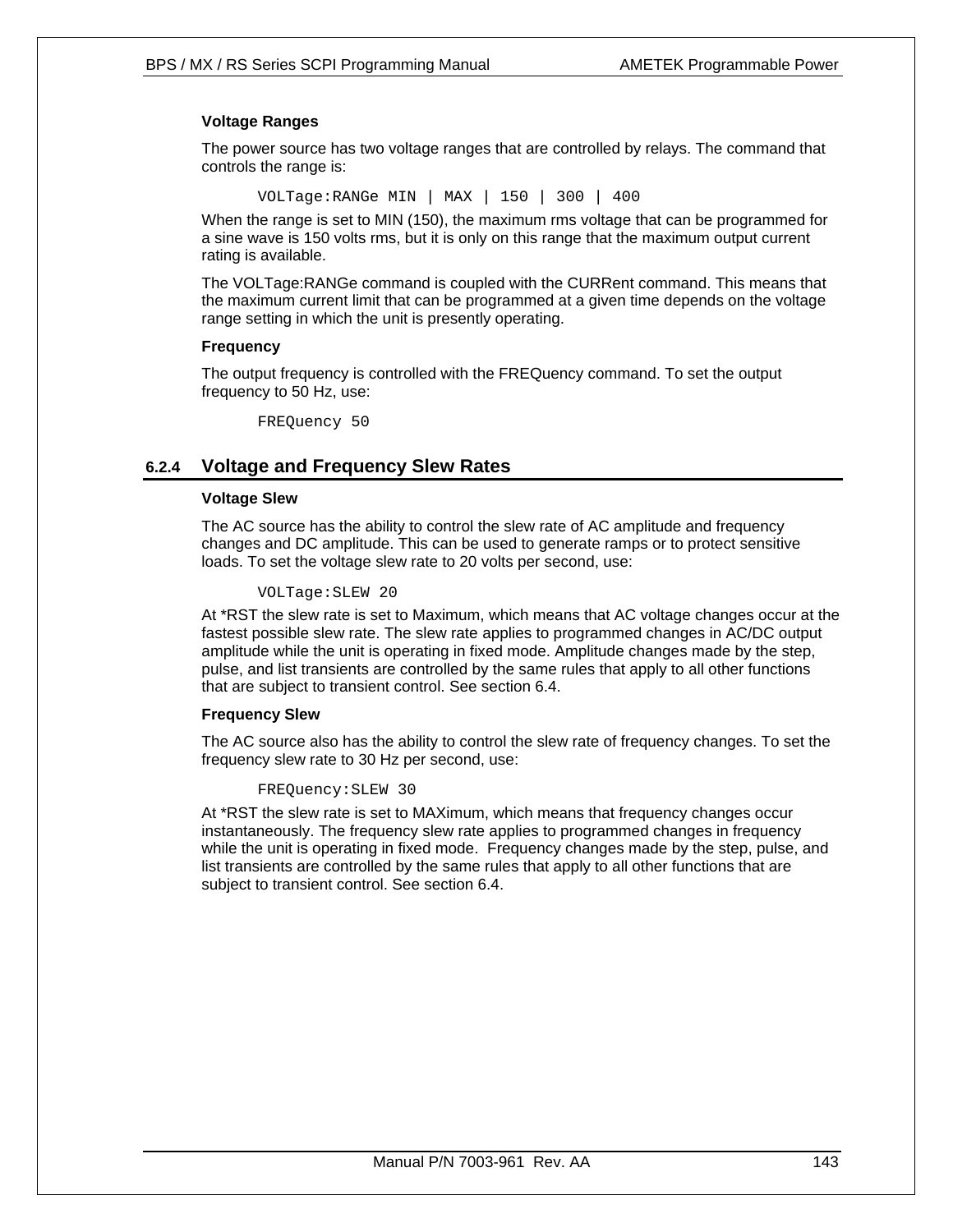**Voltage Ranges**

The power source has two voltage ranges that are controlled by relays. The command that controls the range is:

```
VOLTage:RANGe MIN | MAX | 150 | 300 | 400
```

When the range is set to MIN (150), the maximum rms voltage that can be programmed for a sine wave is 150 volts rms, but it is only on this range that the maximum output current rating is available.

The VOLTage:RANGe command is coupled with the CURRent command. This means that the maximum current limit that can be programmed at a given time depends on the voltage range setting in which the unit is presently operating.

**Frequency**

The output frequency is controlled with the FREQuency command. To set the output frequency to 50 Hz, use:

```
FREQuency 50
```

### 6.2.4 Voltage and Frequency Slew Rates

**Voltage Slew**

The AC source has the ability to control the slew rate of AC amplitude and frequency changes and DC amplitude. This can be used to generate ramps or to protect sensitive loads. To set the voltage slew rate to 20 volts per second, use:

```
VOLTage:SLEW 20
```

At *RST the slew rate is set to Maximum, which means that AC voltage changes occur at the fastest possible slew rate. The slew rate applies to programmed changes in AC/DC output amplitude while the unit is operating in fixed mode. Amplitude changes made by the step, pulse, and list transients are controlled by the same rules that apply to all other functions that are subject to transient control. See section 6.4.

**Frequency Slew**

The AC source also has the ability to control the slew rate of frequency changes. To set the frequency slew rate to 30 Hz per second, use:

```
FREQuency:SLEW 30
```

At *RST the slew rate is set to MAXimum, which means that frequency changes occur instantaneously. The frequency slew rate applies to programmed changes in frequency while the unit is operating in fixed mode. Frequency changes made by the step, pulse, and list transients are controlled by the same rules that apply to all other functions that are subject to transient control. See section 6.4.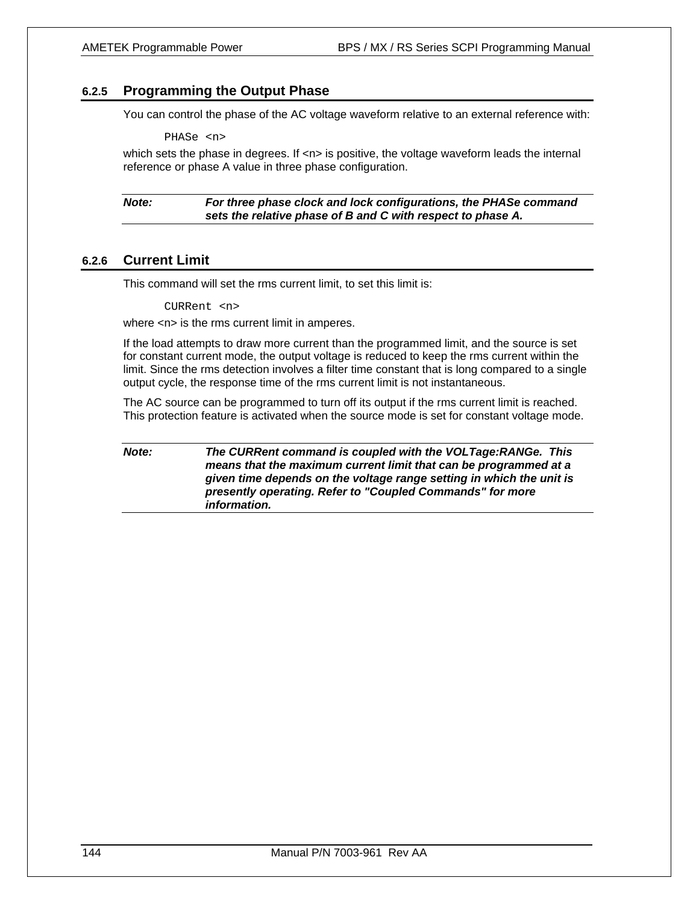### 6.2.5 Programming the Output Phase

You can control the phase of the AC voltage waveform relative to an external reference with:

```
PHASe <n>
```

which sets the phase in degrees. If <n> is positive, the voltage waveform leads the internal reference or phase A value in three phase configuration.

| ***Note:*** | ***For three phase clock and lock configurations, the PHASe command sets the relative phase of B and C with respect to phase A.*** |
|---|---|

### 6.2.6 Current Limit

This command will set the rms current limit, to set this limit is:

```
CURRent <n>
```

where <n> is the rms current limit in amperes.

If the load attempts to draw more current than the programmed limit, and the source is set for constant current mode, the output voltage is reduced to keep the rms current within the limit. Since the rms detection involves a filter time constant that is long compared to a single output cycle, the response time of the rms current limit is not instantaneous.

The AC source can be programmed to turn off its output if the rms current limit is reached. This protection feature is activated when the source mode is set for constant voltage mode.

| ***Note:*** | ***The CURRent command is coupled with the VOLTage:RANGe. This means that the maximum current limit that can be programmed at a given time depends on the voltage range setting in which the unit is presently operating. Refer to "Coupled Commands" for more information.*** |
|---|---|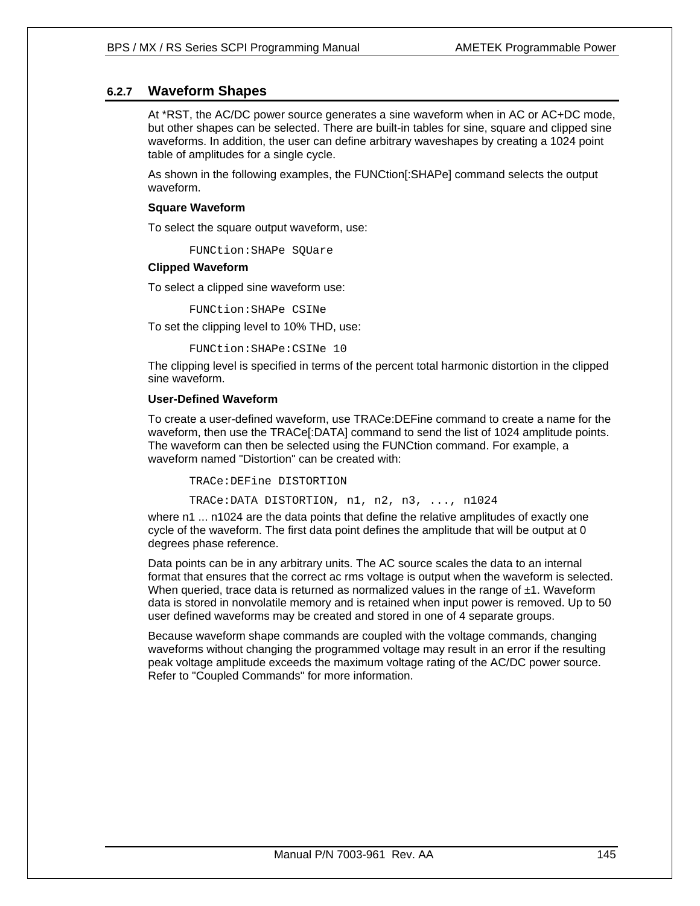### 6.2.7 Waveform Shapes

At *RST, the AC/DC power source generates a sine waveform when in AC or AC+DC mode, but other shapes can be selected. There are built-in tables for sine, square and clipped sine waveforms. In addition, the user can define arbitrary waveshapes by creating a 1024 point table of amplitudes for a single cycle.

As shown in the following examples, the FUNCtion[:SHAPe] command selects the output waveform.

**Square Waveform**

To select the square output waveform, use:

```
FUNCtion:SHAPe SQUare
```

**Clipped Waveform**

To select a clipped sine waveform use:

```
FUNCtion:SHAPe CSINe
```

To set the clipping level to 10% THD, use:

```
FUNCtion:SHAPe:CSINe 10
```

The clipping level is specified in terms of the percent total harmonic distortion in the clipped sine waveform.

**User-Defined Waveform**

To create a user-defined waveform, use TRACe:DEFine command to create a name for the waveform, then use the TRACe[:DATA] command to send the list of 1024 amplitude points. The waveform can then be selected using the FUNCtion command. For example, a waveform named "Distortion" can be created with:

```
TRACe:DEFine DISTORTION
TRACe:DATA DISTORTION, n1, n2, n3, ..., n1024
```

where n1 ... n1024 are the data points that define the relative amplitudes of exactly one cycle of the waveform. The first data point defines the amplitude that will be output at 0 degrees phase reference.

Data points can be in any arbitrary units. The AC source scales the data to an internal format that ensures that the correct ac rms voltage is output when the waveform is selected. When queried, trace data is returned as normalized values in the range of ±1. Waveform data is stored in nonvolatile memory and is retained when input power is removed. Up to 50 user defined waveforms may be created and stored in one of 4 separate groups.

Because waveform shape commands are coupled with the voltage commands, changing waveforms without changing the programmed voltage may result in an error if the resulting peak voltage amplitude exceeds the maximum voltage rating of the AC/DC power source. Refer to "Coupled Commands" for more information.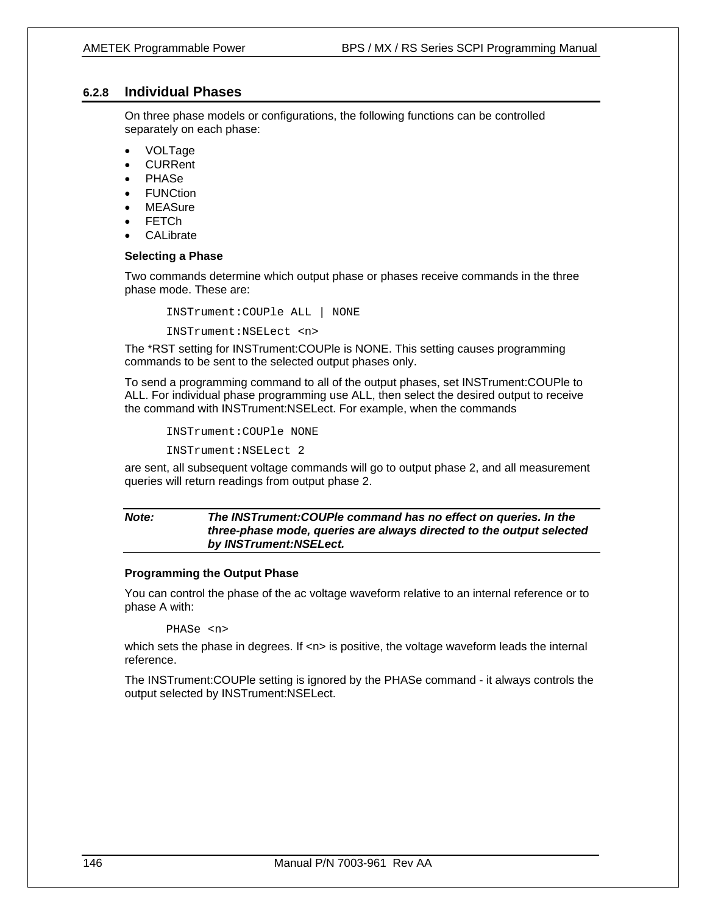### 6.2.8 Individual Phases

On three phase models or configurations, the following functions can be controlled separately on each phase:

- VOLTage
- CURRent
- PHASe
- FUNCtion
- MEASure
- FETCh
- CALibrate

**Selecting a Phase**

Two commands determine which output phase or phases receive commands in the three phase mode. These are:

```
INSTrument:COUPle ALL | NONE
INSTrument:NSELect <n>
```

The *RST setting for INSTrument:COUPle is NONE. This setting causes programming commands to be sent to the selected output phases only.

To send a programming command to all of the output phases, set INSTrument:COUPle to ALL. For individual phase programming use ALL, then select the desired output to receive the command with INSTrument:NSELect. For example, when the commands

```
INSTrument:COUPle NONE
INSTrument:NSELect 2
```

are sent, all subsequent voltage commands will go to output phase 2, and all measurement queries will return readings from output phase 2.

| *Note:* | ***The INSTrument:COUPle command has no effect on queries. In the three-phase mode, queries are always directed to the output selected by INSTrument:NSELect.*** |
|---|---|

**Programming the Output Phase**

You can control the phase of the ac voltage waveform relative to an internal reference or to phase A with:

```
PHASe <n>
```

which sets the phase in degrees. If <n> is positive, the voltage waveform leads the internal reference.

The INSTrument:COUPle setting is ignored by the PHASe command - it always controls the output selected by INSTrument:NSELect.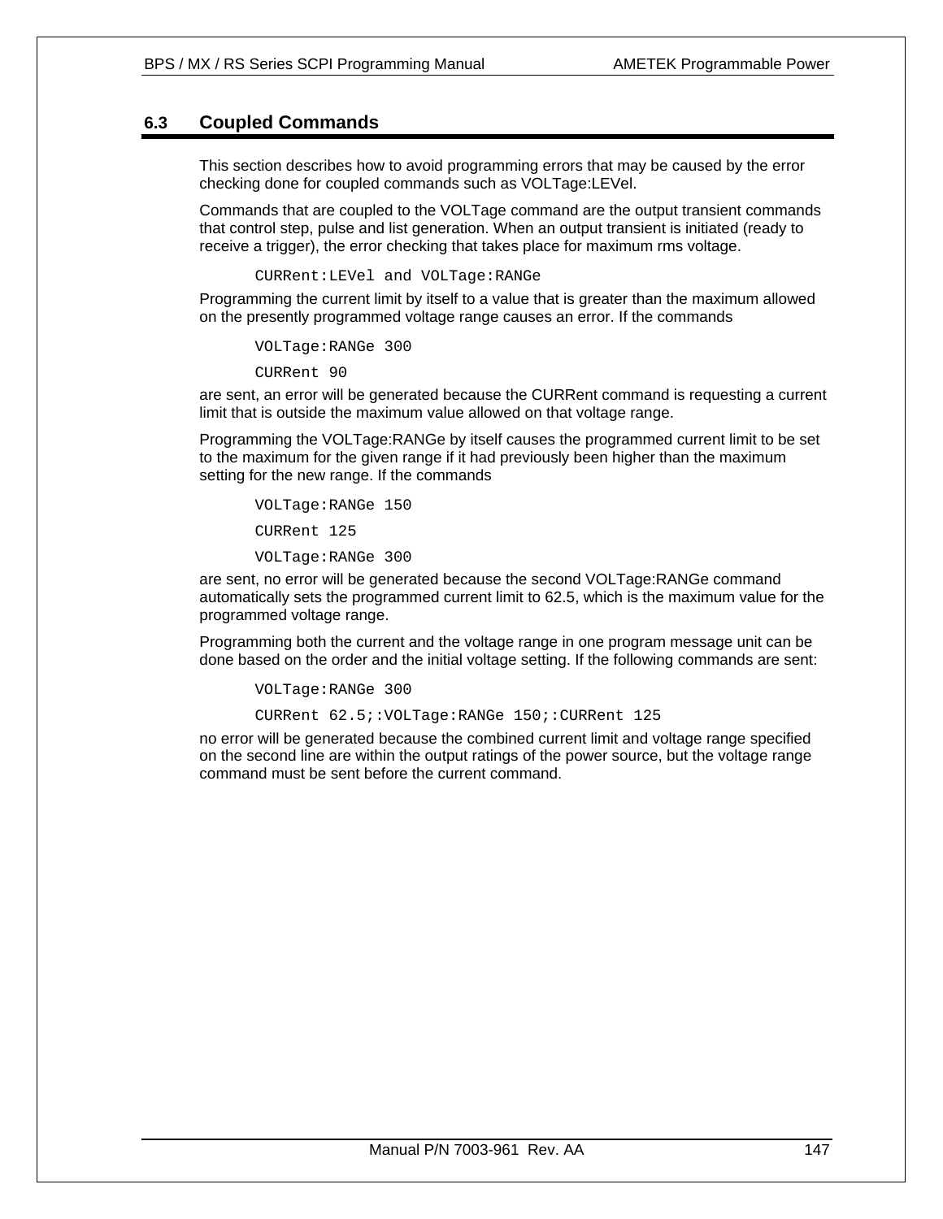## 6.3 Coupled Commands

This section describes how to avoid programming errors that may be caused by the error checking done for coupled commands such as VOLTage:LEVel.

Commands that are coupled to the VOLTage command are the output transient commands that control step, pulse and list generation. When an output transient is initiated (ready to receive a trigger), the error checking that takes place for maximum rms voltage.

```
CURRent:LEVel and VOLTage:RANGe
```

Programming the current limit by itself to a value that is greater than the maximum allowed on the presently programmed voltage range causes an error. If the commands

```
VOLTage:RANGe 300
CURRent 90
```

are sent, an error will be generated because the CURRent command is requesting a current limit that is outside the maximum value allowed on that voltage range.

Programming the VOLTage:RANGe by itself causes the programmed current limit to be set to the maximum for the given range if it had previously been higher than the maximum setting for the new range. If the commands

```
VOLTage:RANGe 150
CURRent 125
VOLTage:RANGe 300
```

are sent, no error will be generated because the second VOLTage:RANGe command automatically sets the programmed current limit to 62.5, which is the maximum value for the programmed voltage range.

Programming both the current and the voltage range in one program message unit can be done based on the order and the initial voltage setting. If the following commands are sent:

```
VOLTage:RANGe 300
CURRent 62.5;:VOLTage:RANGe 150;:CURRent 125
```

no error will be generated because the combined current limit and voltage range specified on the second line are within the output ratings of the power source, but the voltage range command must be sent before the current command.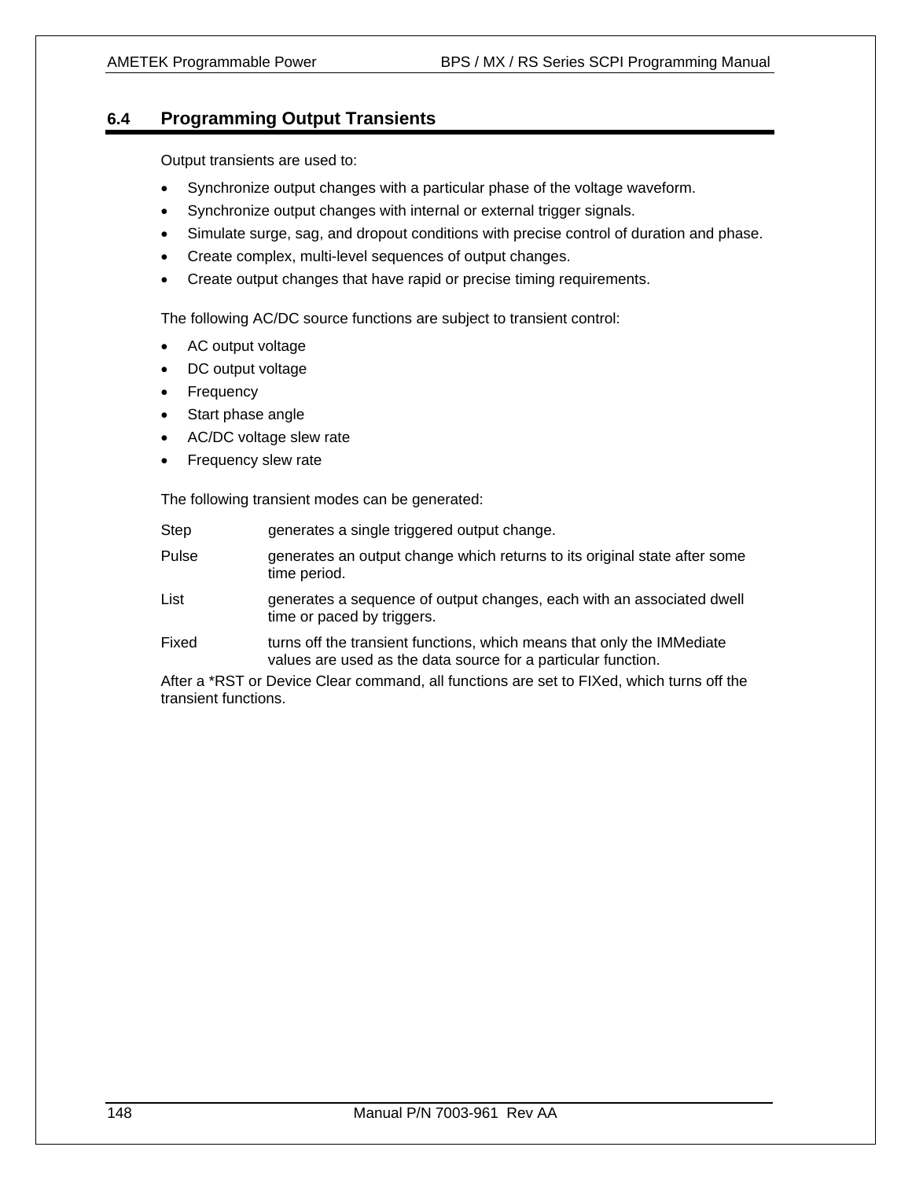## 6.4 Programming Output Transients

Output transients are used to:

- Synchronize output changes with a particular phase of the voltage waveform.
- Synchronize output changes with internal or external trigger signals.
- Simulate surge, sag, and dropout conditions with precise control of duration and phase.
- Create complex, multi-level sequences of output changes.
- Create output changes that have rapid or precise timing requirements.

The following AC/DC source functions are subject to transient control:

- AC output voltage
- DC output voltage
- Frequency
- Start phase angle
- AC/DC voltage slew rate
- Frequency slew rate

The following transient modes can be generated:

| | |
|---|---|
| Step | generates a single triggered output change. |
| Pulse | generates an output change which returns to its original state after some time period. |
| List | generates a sequence of output changes, each with an associated dwell time or paced by triggers. |
| Fixed | turns off the transient functions, which means that only the IMMediate values are used as the data source for a particular function. |

After a *RST or Device Clear command, all functions are set to FIXed, which turns off the transient functions.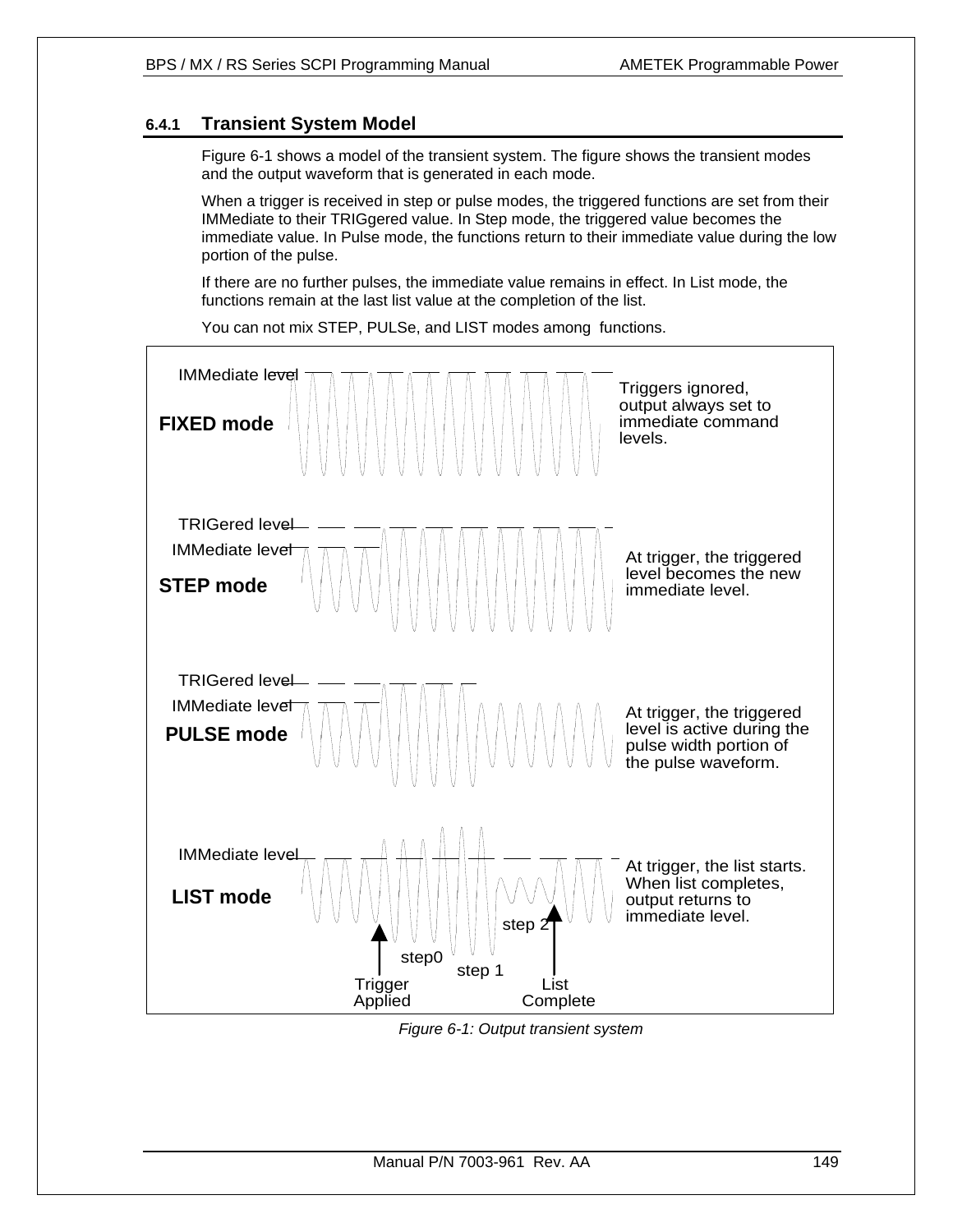### 6.4.1 Transient System Model

Figure 6-1 shows a model of the transient system. The figure shows the transient modes and the output waveform that is generated in each mode.

When a trigger is received in step or pulse modes, the triggered functions are set from their IMMediate to their TRIGgered value. In Step mode, the triggered value becomes the immediate value. In Pulse mode, the functions return to their immediate value during the low portion of the pulse.

If there are no further pulses, the immediate value remains in effect. In List mode, the functions remain at the last list value at the completion of the list.

You can not mix STEP, PULSe, and LIST modes among functions.

**FIXED mode** — IMMediate level. Triggers ignored, output always set to immediate command levels.

**STEP mode** — TRIGered level, IMMediate level. At trigger, the triggered level becomes the new immediate level.

**PULSE mode** — TRIGered level, IMMediate level. At trigger, the triggered level is active during the pulse width portion of the pulse waveform.

**LIST mode** — IMMediate level; step0, step 1, step 2; Trigger Applied; List Complete. At trigger, the list starts. When list completes, output returns to immediate level.

*Figure 6-1: Output transient system*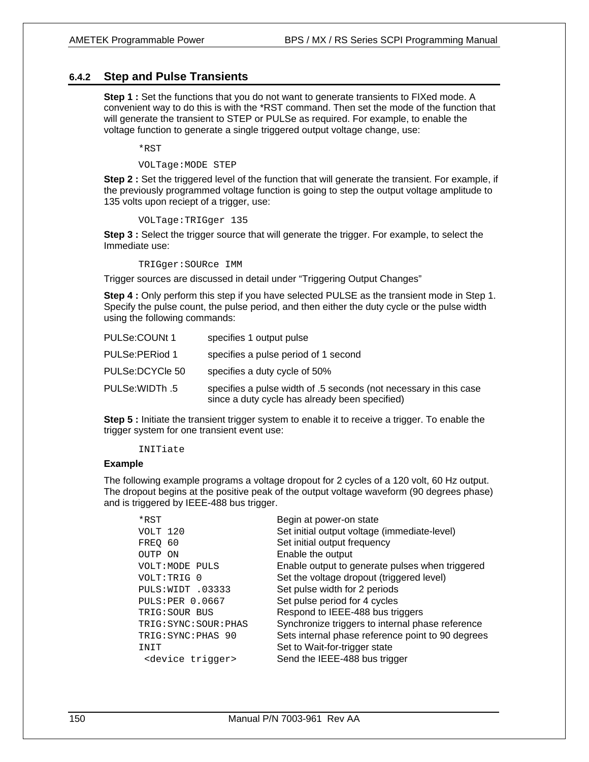### 6.4.2 Step and Pulse Transients

**Step 1 :** Set the functions that you do not want to generate transients to FIXed mode. A convenient way to do this is with the *RST command. Then set the mode of the function that will generate the transient to STEP or PULSe as required. For example, to enable the voltage function to generate a single triggered output voltage change, use:

```
*RST
VOLTage:MODE STEP
```

**Step 2 :** Set the triggered level of the function that will generate the transient. For example, if the previously programmed voltage function is going to step the output voltage amplitude to 135 volts upon reciept of a trigger, use:

```
VOLTage:TRIGger 135
```

**Step 3 :** Select the trigger source that will generate the trigger. For example, to select the Immediate use:

```
TRIGger:SOURce IMM
```

Trigger sources are discussed in detail under "Triggering Output Changes"

**Step 4 :** Only perform this step if you have selected PULSE as the transient mode in Step 1. Specify the pulse count, the pulse period, and then either the duty cycle or the pulse width using the following commands:

| | |
|---|---|
| PULSe:COUNt 1 | specifies 1 output pulse |
| PULSe:PERiod 1 | specifies a pulse period of 1 second |
| PULSe:DCYCle 50 | specifies a duty cycle of 50% |
| PULSe:WIDTh .5 | specifies a pulse width of .5 seconds (not necessary in this case since a duty cycle has already been specified) |

**Step 5 :** Initiate the transient trigger system to enable it to receive a trigger. To enable the trigger system for one transient event use:

```
INITiate
```

**Example**

The following example programs a voltage dropout for 2 cycles of a 120 volt, 60 Hz output. The dropout begins at the positive peak of the output voltage waveform (90 degrees phase) and is triggered by IEEE-488 bus trigger.

```
*RST                    Begin at power-on state
VOLT 120                Set initial output voltage (immediate-level)
FREQ 60                 Set initial output frequency
OUTP ON                 Enable the output
VOLT:MODE PULS          Enable output to generate pulses when triggered
VOLT:TRIG 0             Set the voltage dropout (triggered level)
PULS:WIDT .03333        Set pulse width for 2 periods
PULS:PER 0.0667         Set pulse period for 4 cycles
TRIG:SOUR BUS           Respond to IEEE-488 bus triggers
TRIG:SYNC:SOUR:PHAS     Synchronize triggers to internal phase reference
TRIG:SYNC:PHAS 90       Sets internal phase reference point to 90 degrees
INIT                    Set to Wait-for-trigger state
 <device trigger>       Send the IEEE-488 bus trigger
```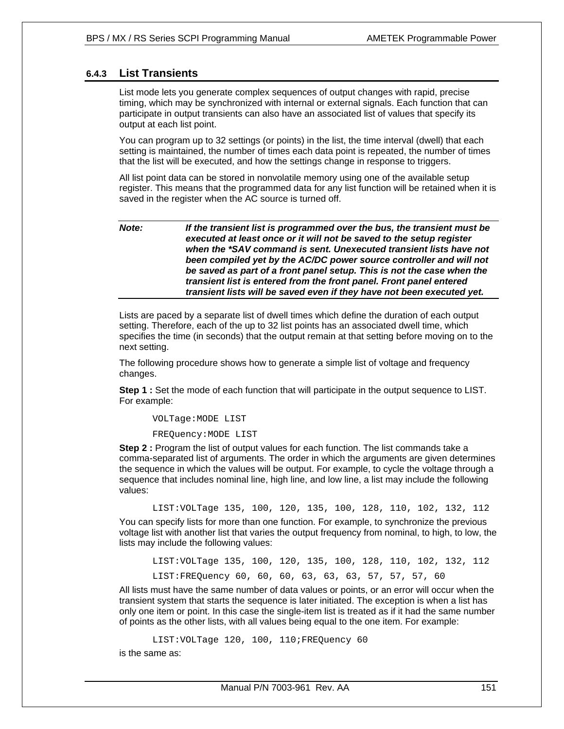### 6.4.3 List Transients

List mode lets you generate complex sequences of output changes with rapid, precise timing, which may be synchronized with internal or external signals. Each function that can participate in output transients can also have an associated list of values that specify its output at each list point.

You can program up to 32 settings (or points) in the list, the time interval (dwell) that each setting is maintained, the number of times each data point is repeated, the number of times that the list will be executed, and how the settings change in response to triggers.

All list point data can be stored in nonvolatile memory using one of the available setup register. This means that the programmed data for any list function will be retained when it is saved in the register when the AC source is turned off.

---

***Note:*** ***If the transient list is programmed over the bus, the transient must be executed at least once or it will not be saved to the setup register when the *SAV command is sent. Unexecuted transient lists have not been compiled yet by the AC/DC power source controller and will not be saved as part of a front panel setup. This is not the case when the transient list is entered from the front panel. Front panel entered transient lists will be saved even if they have not been executed yet.***

---

Lists are paced by a separate list of dwell times which define the duration of each output setting. Therefore, each of the up to 32 list points has an associated dwell time, which specifies the time (in seconds) that the output remain at that setting before moving on to the next setting.

The following procedure shows how to generate a simple list of voltage and frequency changes.

**Step 1 :** Set the mode of each function that will participate in the output sequence to LIST. For example:

```
VOLTage:MODE LIST
FREQuency:MODE LIST
```

**Step 2 :** Program the list of output values for each function. The list commands take a comma-separated list of arguments. The order in which the arguments are given determines the sequence in which the values will be output. For example, to cycle the voltage through a sequence that includes nominal line, high line, and low line, a list may include the following values:

```
LIST:VOLTage 135, 100, 120, 135, 100, 128, 110, 102, 132, 112
```

You can specify lists for more than one function. For example, to synchronize the previous voltage list with another list that varies the output frequency from nominal, to high, to low, the lists may include the following values:

```
LIST:VOLTage 135, 100, 120, 135, 100, 128, 110, 102, 132, 112
LIST:FREQuency 60, 60, 60, 63, 63, 63, 57, 57, 57, 60
```

All lists must have the same number of data values or points, or an error will occur when the transient system that starts the sequence is later initiated. The exception is when a list has only one item or point. In this case the single-item list is treated as if it had the same number of points as the other lists, with all values being equal to the one item. For example:

```
LIST:VOLTage 120, 100, 110;FREQuency 60
```

is the same as: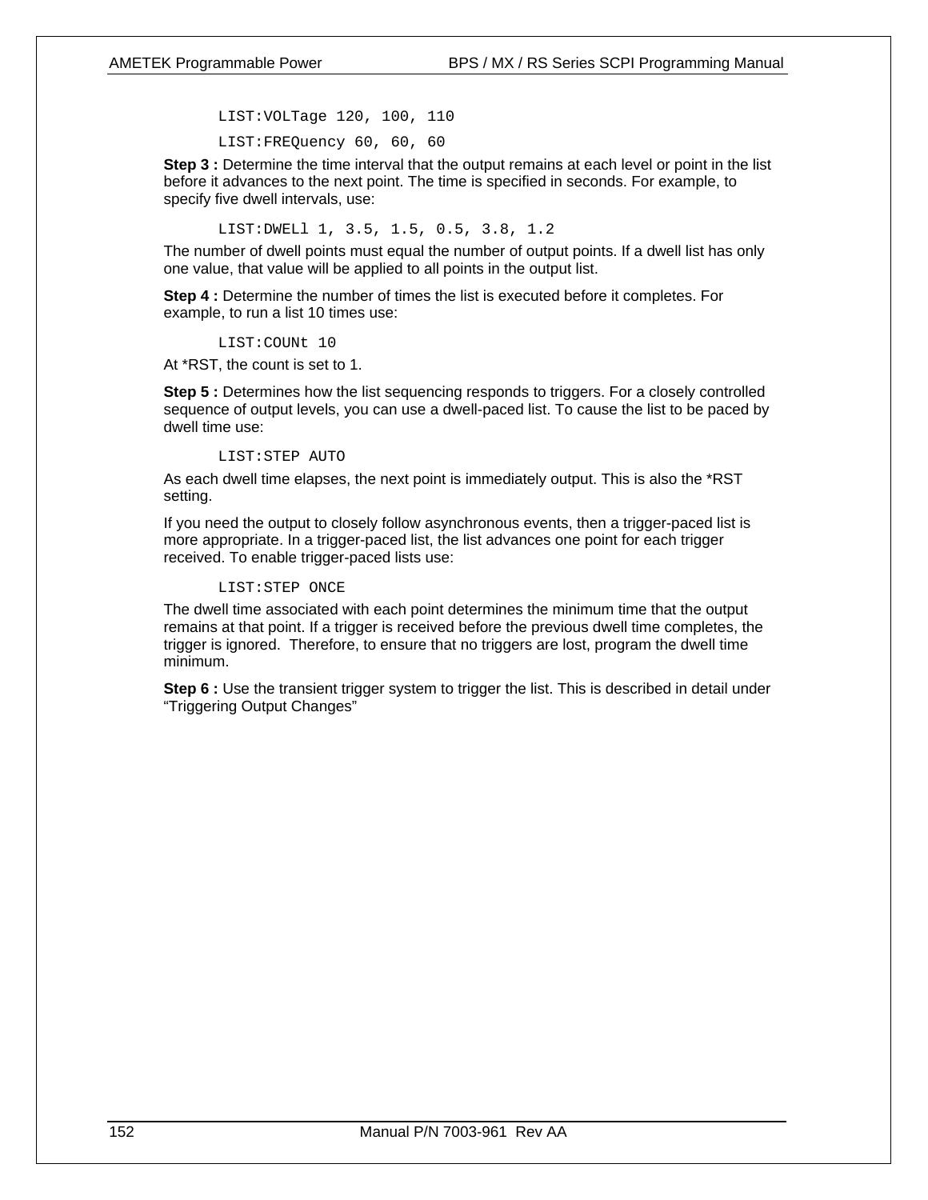```
LIST:VOLTage 120, 100, 110
LIST:FREQuency 60, 60, 60
```

**Step 3 :** Determine the time interval that the output remains at each level or point in the list before it advances to the next point. The time is specified in seconds. For example, to specify five dwell intervals, use:

```
LIST:DWELl 1, 3.5, 1.5, 0.5, 3.8, 1.2
```

The number of dwell points must equal the number of output points. If a dwell list has only one value, that value will be applied to all points in the output list.

**Step 4 :** Determine the number of times the list is executed before it completes. For example, to run a list 10 times use:

```
LIST:COUNt 10
```

At *RST, the count is set to 1.

**Step 5 :** Determines how the list sequencing responds to triggers. For a closely controlled sequence of output levels, you can use a dwell-paced list. To cause the list to be paced by dwell time use:

```
LIST:STEP AUTO
```

As each dwell time elapses, the next point is immediately output. This is also the *RST setting.

If you need the output to closely follow asynchronous events, then a trigger-paced list is more appropriate. In a trigger-paced list, the list advances one point for each trigger received. To enable trigger-paced lists use:

```
LIST:STEP ONCE
```

The dwell time associated with each point determines the minimum time that the output remains at that point. If a trigger is received before the previous dwell time completes, the trigger is ignored.  Therefore, to ensure that no triggers are lost, program the dwell time minimum.

**Step 6 :** Use the transient trigger system to trigger the list. This is described in detail under "Triggering Output Changes"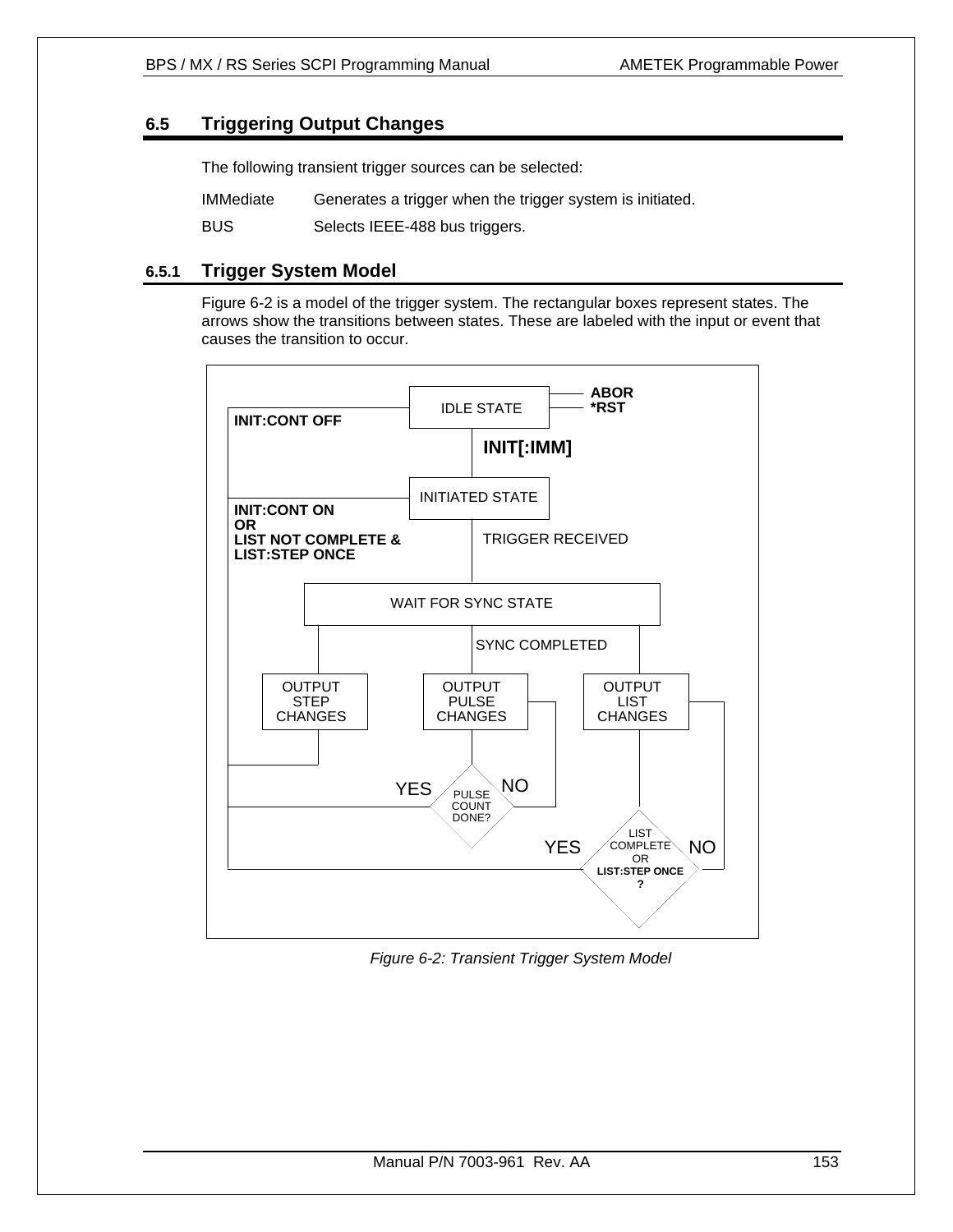## 6.5 Triggering Output Changes

The following transient trigger sources can be selected:

| | |
|---|---|
| IMMediate | Generates a trigger when the trigger system is initiated. |
| BUS | Selects IEEE-488 bus triggers. |

### 6.5.1 Trigger System Model

Figure 6-2 is a model of the trigger system. The rectangular boxes represent states. The arrows show the transitions between states. These are labeled with the input or event that causes the transition to occur.

*Figure 6-2: Transient Trigger System Model*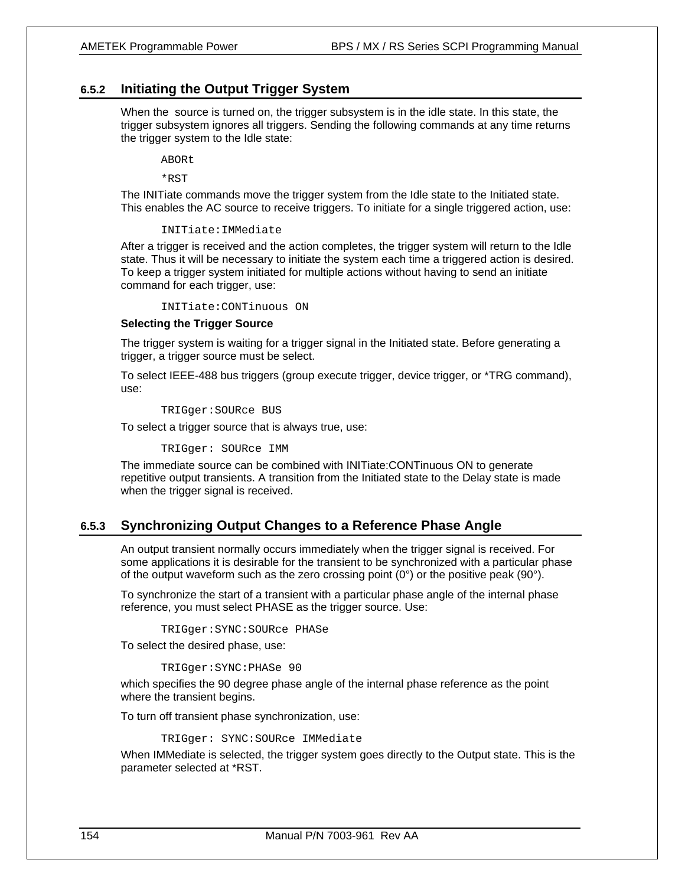### 6.5.2 Initiating the Output Trigger System

When the  source is turned on, the trigger subsystem is in the idle state. In this state, the trigger subsystem ignores all triggers. Sending the following commands at any time returns the trigger system to the Idle state:

```
ABORt
*RST
```

The INITiate commands move the trigger system from the Idle state to the Initiated state. This enables the AC source to receive triggers. To initiate for a single triggered action, use:

```
INITiate:IMMediate
```

After a trigger is received and the action completes, the trigger system will return to the Idle state. Thus it will be necessary to initiate the system each time a triggered action is desired. To keep a trigger system initiated for multiple actions without having to send an initiate command for each trigger, use:

```
INITiate:CONTinuous ON
```

**Selecting the Trigger Source**

The trigger system is waiting for a trigger signal in the Initiated state. Before generating a trigger, a trigger source must be select.

To select IEEE-488 bus triggers (group execute trigger, device trigger, or *TRG command), use:

```
TRIGger:SOURce BUS
```

To select a trigger source that is always true, use:

```
TRIGger: SOURce IMM
```

The immediate source can be combined with INITiate:CONTinuous ON to generate repetitive output transients. A transition from the Initiated state to the Delay state is made when the trigger signal is received.

### 6.5.3 Synchronizing Output Changes to a Reference Phase Angle

An output transient normally occurs immediately when the trigger signal is received. For some applications it is desirable for the transient to be synchronized with a particular phase of the output waveform such as the zero crossing point (0°) or the positive peak (90°).

To synchronize the start of a transient with a particular phase angle of the internal phase reference, you must select PHASE as the trigger source. Use:

```
TRIGger:SYNC:SOURce PHASe
```

To select the desired phase, use:

```
TRIGger:SYNC:PHASe 90
```

which specifies the 90 degree phase angle of the internal phase reference as the point where the transient begins.

To turn off transient phase synchronization, use:

```
TRIGger: SYNC:SOURce IMMediate
```

When IMMediate is selected, the trigger system goes directly to the Output state. This is the parameter selected at *RST.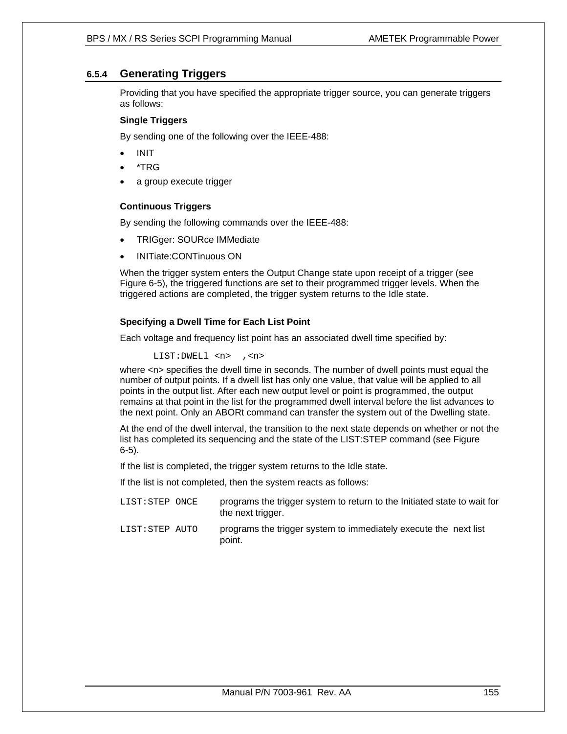### 6.5.4 Generating Triggers

Providing that you have specified the appropriate trigger source, you can generate triggers as follows:

**Single Triggers**

By sending one of the following over the IEEE-488:

- INIT
- *TRG
- a group execute trigger

**Continuous Triggers**

By sending the following commands over the IEEE-488:

- TRIGger: SOURce IMMediate
- INITiate:CONTinuous ON

When the trigger system enters the Output Change state upon receipt of a trigger (see Figure 6-5), the triggered functions are set to their programmed trigger levels. When the triggered actions are completed, the trigger system returns to the Idle state.

**Specifying a Dwell Time for Each List Point**

Each voltage and frequency list point has an associated dwell time specified by:

```
LIST:DWELl <n>  ,<n>
```

where <n> specifies the dwell time in seconds. The number of dwell points must equal the number of output points. If a dwell list has only one value, that value will be applied to all points in the output list. After each new output level or point is programmed, the output remains at that point in the list for the programmed dwell interval before the list advances to the next point. Only an ABORt command can transfer the system out of the Dwelling state.

At the end of the dwell interval, the transition to the next state depends on whether or not the list has completed its sequencing and the state of the LIST:STEP command (see Figure 6-5).

If the list is completed, the trigger system returns to the Idle state.

If the list is not completed, then the system reacts as follows:

| | |
|---|---|
| `LIST:STEP ONCE` | programs the trigger system to return to the Initiated state to wait for the next trigger. |
| `LIST:STEP AUTO` | programs the trigger system to immediately execute the next list point. |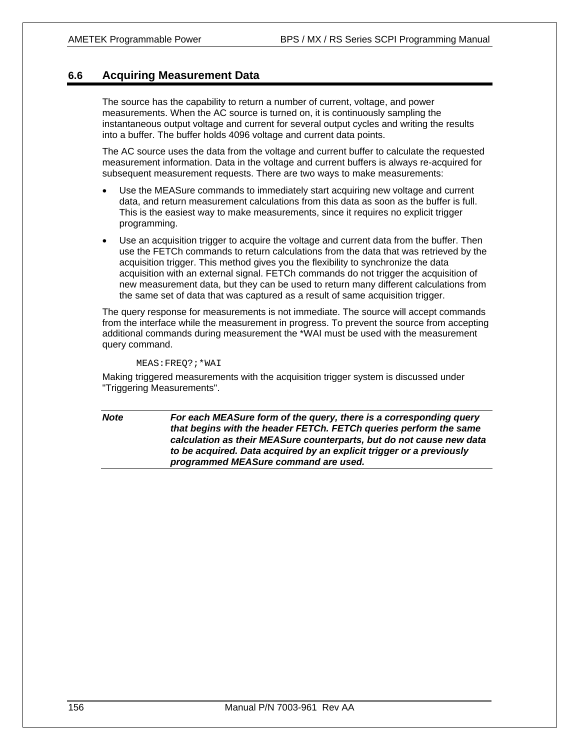## 6.6 Acquiring Measurement Data

The source has the capability to return a number of current, voltage, and power measurements. When the AC source is turned on, it is continuously sampling the instantaneous output voltage and current for several output cycles and writing the results into a buffer. The buffer holds 4096 voltage and current data points.

The AC source uses the data from the voltage and current buffer to calculate the requested measurement information. Data in the voltage and current buffers is always re-acquired for subsequent measurement requests. There are two ways to make measurements:

- Use the MEASure commands to immediately start acquiring new voltage and current data, and return measurement calculations from this data as soon as the buffer is full. This is the easiest way to make measurements, since it requires no explicit trigger programming.
- Use an acquisition trigger to acquire the voltage and current data from the buffer. Then use the FETCh commands to return calculations from the data that was retrieved by the acquisition trigger. This method gives you the flexibility to synchronize the data acquisition with an external signal. FETCh commands do not trigger the acquisition of new measurement data, but they can be used to return many different calculations from the same set of data that was captured as a result of same acquisition trigger.

The query response for measurements is not immediate. The source will accept commands from the interface while the measurement in progress. To prevent the source from accepting additional commands during measurement the *WAI must be used with the measurement query command.

```
MEAS:FREQ?;*WAI
```

Making triggered measurements with the acquisition trigger system is discussed under "Triggering Measurements".

***Note*** ***For each MEASure form of the query, there is a corresponding query that begins with the header FETCh. FETCh queries perform the same calculation as their MEASure counterparts, but do not cause new data to be acquired. Data acquired by an explicit trigger or a previously programmed MEASure command are used.***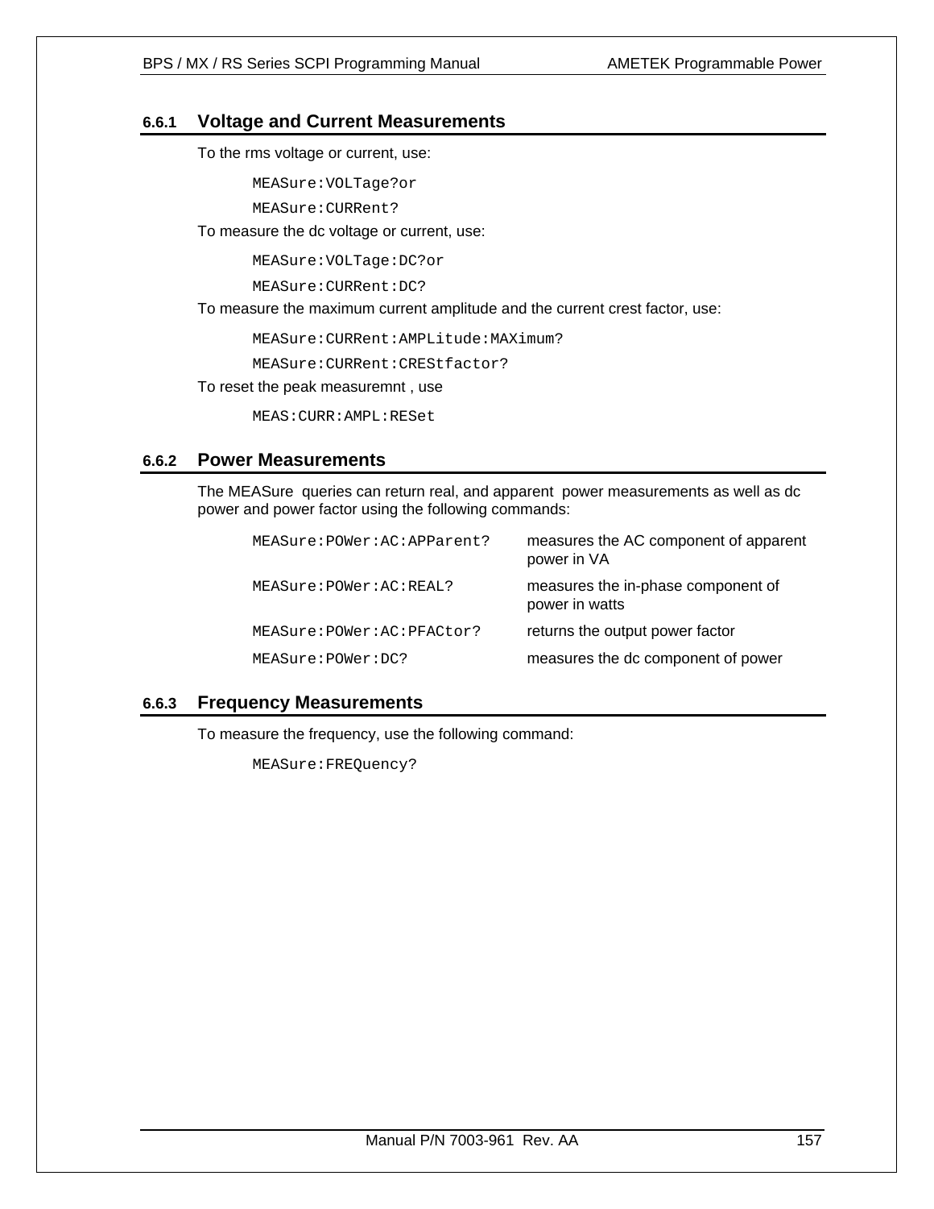### 6.6.1 Voltage and Current Measurements

To the rms voltage or current, use:

```
MEASure:VOLTage?or
MEASure:CURRent?
```

To measure the dc voltage or current, use:

```
MEASure:VOLTage:DC?or
MEASure:CURRent:DC?
```

To measure the maximum current amplitude and the current crest factor, use:

```
MEASure:CURRent:AMPLitude:MAXimum?
MEASure:CURRent:CREStfactor?
```

To reset the peak measuremnt , use

```
MEAS:CURR:AMPL:RESet
```

### 6.6.2 Power Measurements

The MEASure queries can return real, and apparent power measurements as well as dc power and power factor using the following commands:

| | |
|---|---|
| `MEASure:POWer:AC:APParent?` | measures the AC component of apparent power in VA |
| `MEASure:POWer:AC:REAL?` | measures the in-phase component of power in watts |
| `MEASure:POWer:AC:PFACtor?` | returns the output power factor |
| `MEASure:POWer:DC?` | measures the dc component of power |

### 6.6.3 Frequency Measurements

To measure the frequency, use the following command:

```
MEASure:FREQuency?
```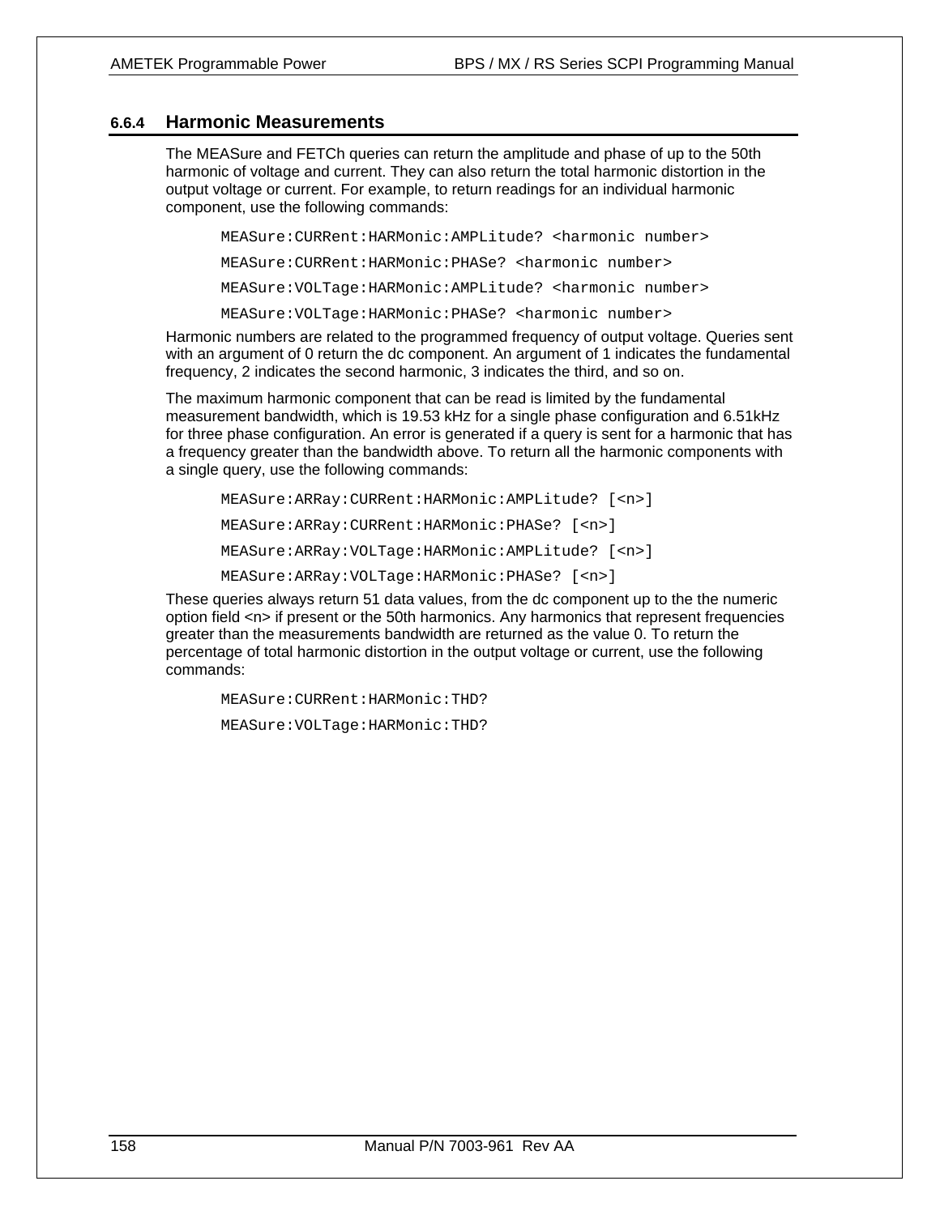### 6.6.4 Harmonic Measurements

The MEASure and FETCh queries can return the amplitude and phase of up to the 50th harmonic of voltage and current. They can also return the total harmonic distortion in the output voltage or current. For example, to return readings for an individual harmonic component, use the following commands:

```
MEASure:CURRent:HARMonic:AMPLitude? <harmonic number>
MEASure:CURRent:HARMonic:PHASe? <harmonic number>
MEASure:VOLTage:HARMonic:AMPLitude? <harmonic number>
MEASure:VOLTage:HARMonic:PHASe? <harmonic number>
```

Harmonic numbers are related to the programmed frequency of output voltage. Queries sent with an argument of 0 return the dc component. An argument of 1 indicates the fundamental frequency, 2 indicates the second harmonic, 3 indicates the third, and so on.

The maximum harmonic component that can be read is limited by the fundamental measurement bandwidth, which is 19.53 kHz for a single phase configuration and 6.51kHz for three phase configuration. An error is generated if a query is sent for a harmonic that has a frequency greater than the bandwidth above. To return all the harmonic components with a single query, use the following commands:

```
MEASure:ARRay:CURRent:HARMonic:AMPLitude? [<n>]
MEASure:ARRay:CURRent:HARMonic:PHASe? [<n>]
MEASure:ARRay:VOLTage:HARMonic:AMPLitude? [<n>]
MEASure:ARRay:VOLTage:HARMonic:PHASe? [<n>]
```

These queries always return 51 data values, from the dc component up to the the numeric option field <n> if present or the 50th harmonics. Any harmonics that represent frequencies greater than the measurements bandwidth are returned as the value 0. To return the percentage of total harmonic distortion in the output voltage or current, use the following commands:

```
MEASure:CURRent:HARMonic:THD?
MEASure:VOLTage:HARMonic:THD?
```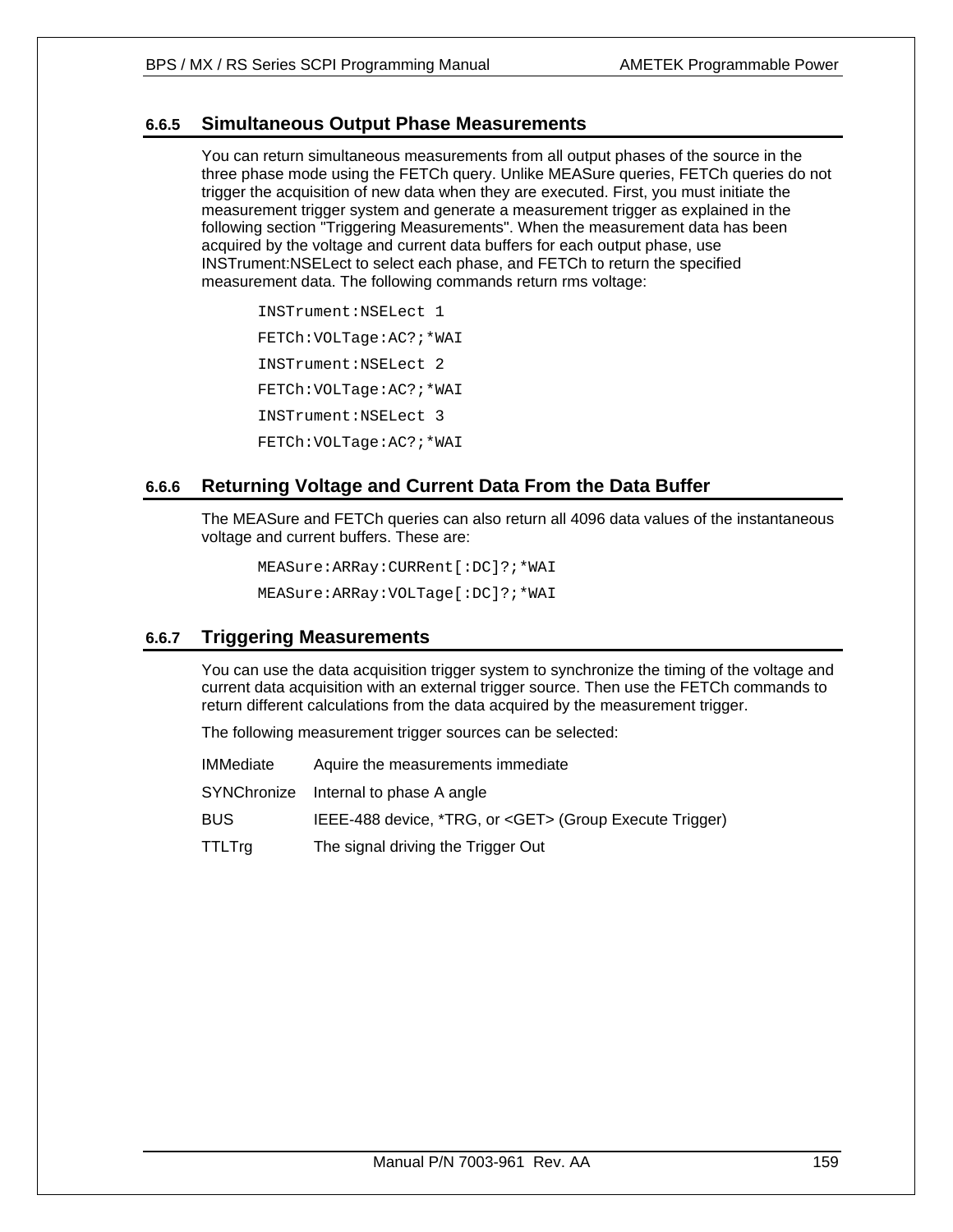### 6.6.5 Simultaneous Output Phase Measurements

You can return simultaneous measurements from all output phases of the source in the three phase mode using the FETCh query. Unlike MEASure queries, FETCh queries do not trigger the acquisition of new data when they are executed. First, you must initiate the measurement trigger system and generate a measurement trigger as explained in the following section "Triggering Measurements". When the measurement data has been acquired by the voltage and current data buffers for each output phase, use INSTrument:NSELect to select each phase, and FETCh to return the specified measurement data. The following commands return rms voltage:

```
INSTrument:NSELect 1
FETCh:VOLTage:AC?;*WAI
INSTrument:NSELect 2
FETCh:VOLTage:AC?;*WAI
INSTrument:NSELect 3
FETCh:VOLTage:AC?;*WAI
```

### 6.6.6 Returning Voltage and Current Data From the Data Buffer

The MEASure and FETCh queries can also return all 4096 data values of the instantaneous voltage and current buffers. These are:

```
MEASure:ARRay:CURRent[:DC]?;*WAI
MEASure:ARRay:VOLTage[:DC]?;*WAI
```

### 6.6.7 Triggering Measurements

You can use the data acquisition trigger system to synchronize the timing of the voltage and current data acquisition with an external trigger source. Then use the FETCh commands to return different calculations from the data acquired by the measurement trigger.

The following measurement trigger sources can be selected:

| | |
|---|---|
| IMMediate | Aquire the measurements immediate |
| SYNChronize | Internal to phase A angle |
| BUS | IEEE-488 device, *TRG, or <GET> (Group Execute Trigger) |
| TTLTrg | The signal driving the Trigger Out |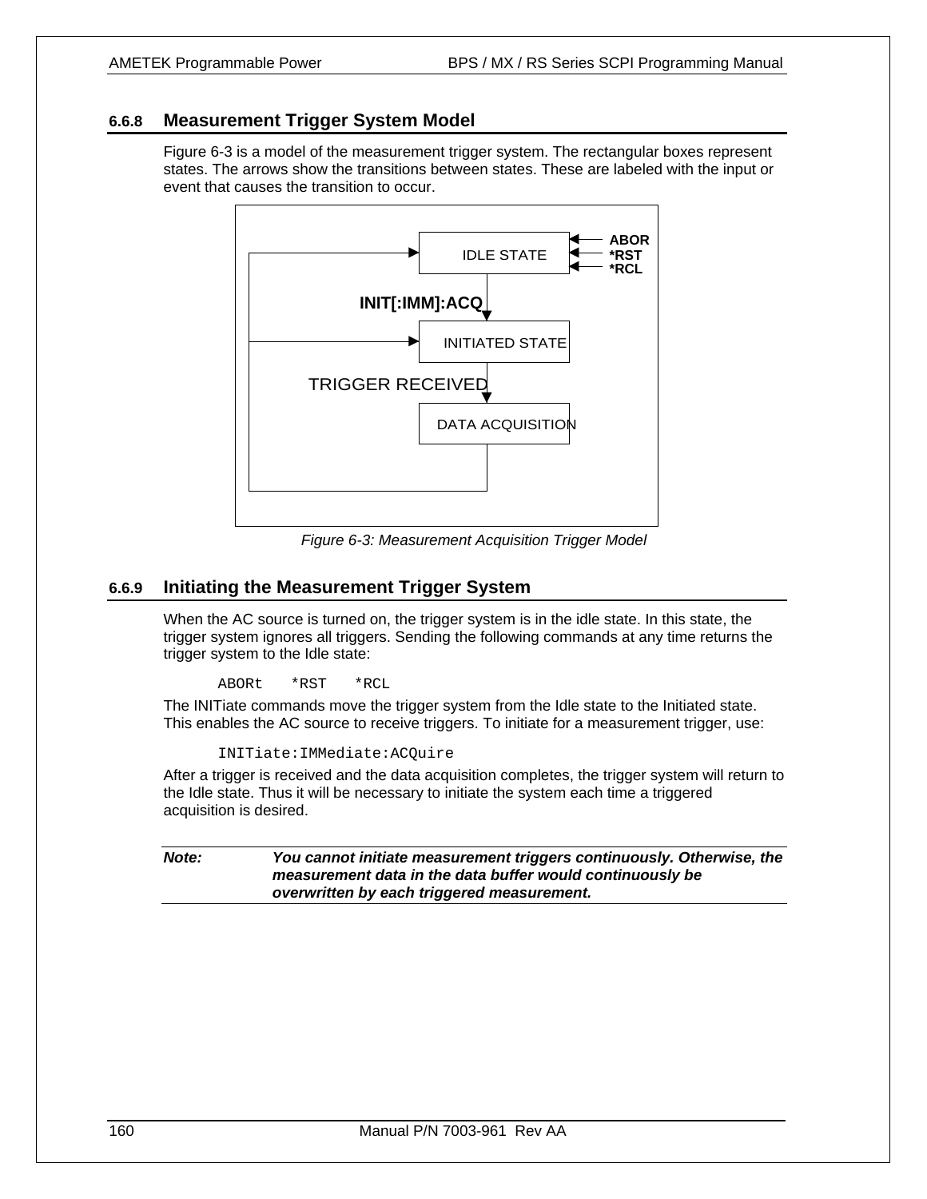### 6.6.8 Measurement Trigger System Model

Figure 6-3 is a model of the measurement trigger system. The rectangular boxes represent states. The arrows show the transitions between states. These are labeled with the input or event that causes the transition to occur.

IDLE STATE ← ABOR, *RST, *RCL

INIT[:IMM]:ACQ

INITIATED STATE

TRIGGER RECEIVED

DATA ACQUISITION

*Figure 6-3: Measurement Acquisition Trigger Model*

### 6.6.9 Initiating the Measurement Trigger System

When the AC source is turned on, the trigger system is in the idle state. In this state, the trigger system ignores all triggers. Sending the following commands at any time returns the trigger system to the Idle state:

```
ABORt   *RST   *RCL
```

The INITiate commands move the trigger system from the Idle state to the Initiated state. This enables the AC source to receive triggers. To initiate for a measurement trigger, use:

```
INITiate:IMMediate:ACQuire
```

After a trigger is received and the data acquisition completes, the trigger system will return to the Idle state. Thus it will be necessary to initiate the system each time a triggered acquisition is desired.

| **Note:** | ***You cannot initiate measurement triggers continuously. Otherwise, the measurement data in the data buffer would continuously be overwritten by each triggered measurement.*** |
|---|---|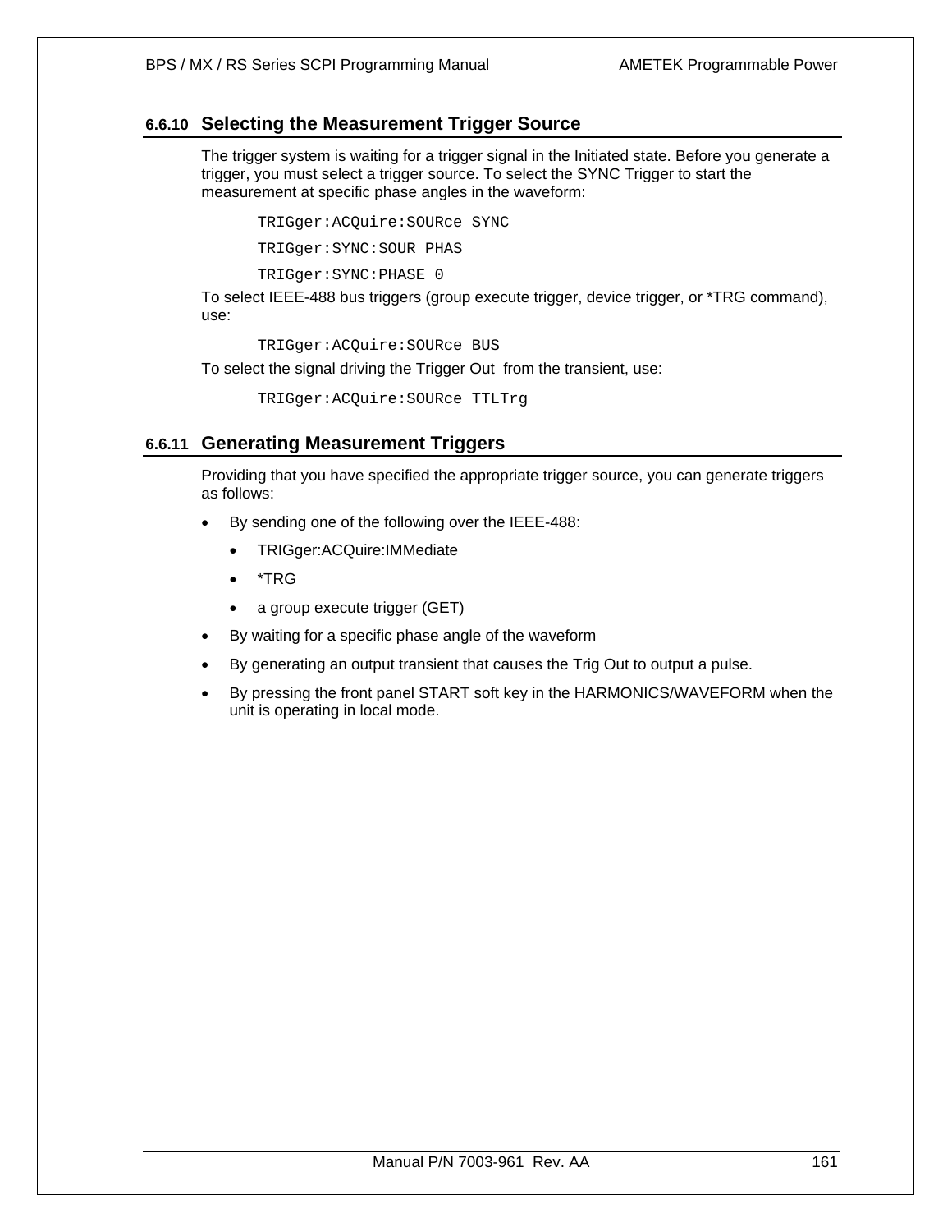### 6.6.10 Selecting the Measurement Trigger Source

The trigger system is waiting for a trigger signal in the Initiated state. Before you generate a trigger, you must select a trigger source. To select the SYNC Trigger to start the measurement at specific phase angles in the waveform:

```
TRIGger:ACQuire:SOURce SYNC
TRIGger:SYNC:SOUR PHAS
TRIGger:SYNC:PHASE 0
```

To select IEEE-488 bus triggers (group execute trigger, device trigger, or *TRG command), use:

```
TRIGger:ACQuire:SOURce BUS
```

To select the signal driving the Trigger Out  from the transient, use:

```
TRIGger:ACQuire:SOURce TTLTrg
```

### 6.6.11 Generating Measurement Triggers

Providing that you have specified the appropriate trigger source, you can generate triggers as follows:

- By sending one of the following over the IEEE-488:
  - TRIGger:ACQuire:IMMediate
  - *TRG
  - a group execute trigger (GET)
- By waiting for a specific phase angle of the waveform
- By generating an output transient that causes the Trig Out to output a pulse.
- By pressing the front panel START soft key in the HARMONICS/WAVEFORM when the unit is operating in local mode.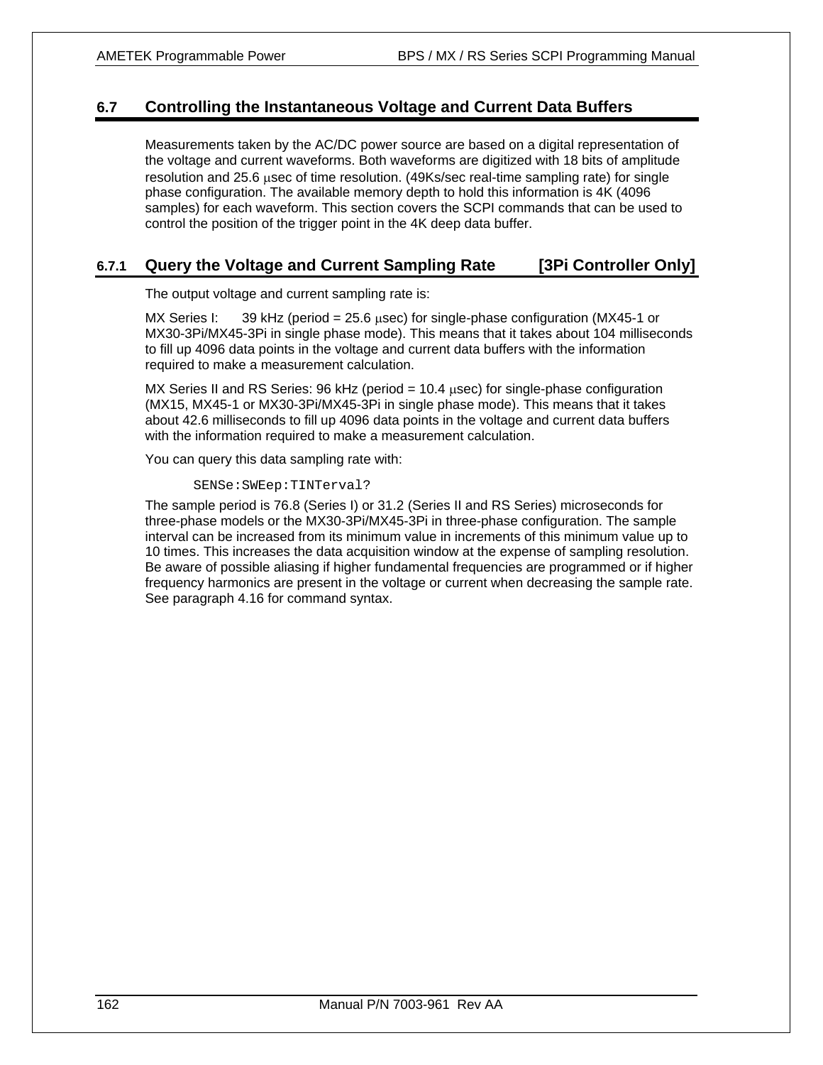## 6.7 Controlling the Instantaneous Voltage and Current Data Buffers

Measurements taken by the AC/DC power source are based on a digital representation of the voltage and current waveforms. Both waveforms are digitized with 18 bits of amplitude resolution and 25.6 μsec of time resolution. (49Ks/sec real-time sampling rate) for single phase configuration. The available memory depth to hold this information is 4K (4096 samples) for each waveform. This section covers the SCPI commands that can be used to control the position of the trigger point in the 4K deep data buffer.

### 6.7.1 Query the Voltage and Current Sampling Rate [3Pi Controller Only]

The output voltage and current sampling rate is:

MX Series I: 39 kHz (period = 25.6 μsec) for single-phase configuration (MX45-1 or MX30-3Pi/MX45-3Pi in single phase mode). This means that it takes about 104 milliseconds to fill up 4096 data points in the voltage and current data buffers with the information required to make a measurement calculation.

MX Series II and RS Series: 96 kHz (period = 10.4 μsec) for single-phase configuration (MX15, MX45-1 or MX30-3Pi/MX45-3Pi in single phase mode). This means that it takes about 42.6 milliseconds to fill up 4096 data points in the voltage and current data buffers with the information required to make a measurement calculation.

You can query this data sampling rate with:

```
SENSe:SWEep:TINTerval?
```

The sample period is 76.8 (Series I) or 31.2 (Series II and RS Series) microseconds for three-phase models or the MX30-3Pi/MX45-3Pi in three-phase configuration. The sample interval can be increased from its minimum value in increments of this minimum value up to 10 times. This increases the data acquisition window at the expense of sampling resolution. Be aware of possible aliasing if higher fundamental frequencies are programmed or if higher frequency harmonics are present in the voltage or current when decreasing the sample rate. See paragraph 4.16 for command syntax.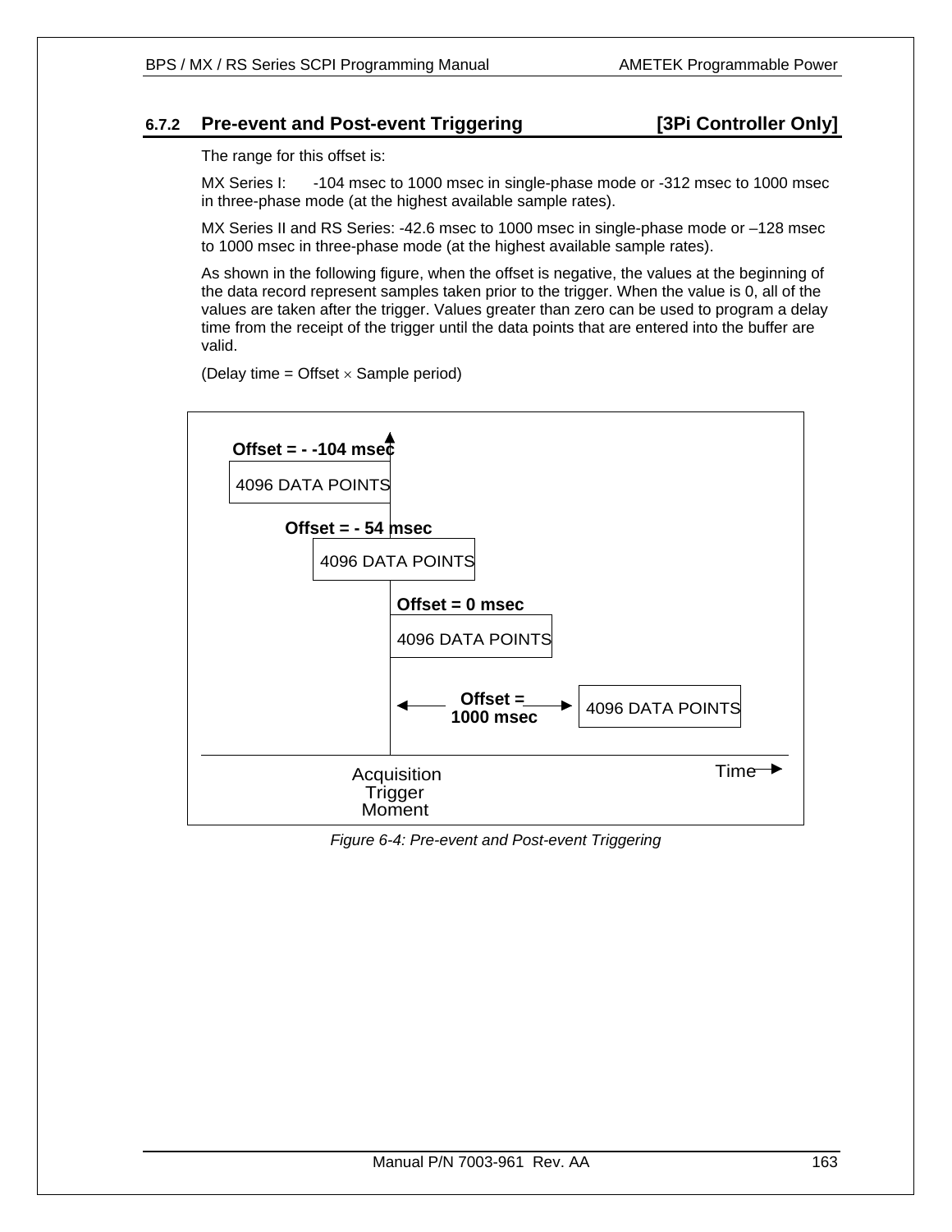### 6.7.2 Pre-event and Post-event Triggering [3Pi Controller Only]

The range for this offset is:

MX Series I: -104 msec to 1000 msec in single-phase mode or -312 msec to 1000 msec in three-phase mode (at the highest available sample rates).

MX Series II and RS Series: -42.6 msec to 1000 msec in single-phase mode or –128 msec to 1000 msec in three-phase mode (at the highest available sample rates).

As shown in the following figure, when the offset is negative, the values at the beginning of the data record represent samples taken prior to the trigger. When the value is 0, all of the values are taken after the trigger. Values greater than zero can be used to program a delay time from the receipt of the trigger until the data points that are entered into the buffer are valid.

(Delay time = Offset $\times$ Sample period)

**Offset = - -104 msec**

4096 DATA POINTS

**Offset = - 54 msec**

4096 DATA POINTS

**Offset = 0 msec**

4096 DATA POINTS

**Offset = 1000 msec** 4096 DATA POINTS

Acquisition Trigger Moment

Time

*Figure 6-4: Pre-event and Post-event Triggering*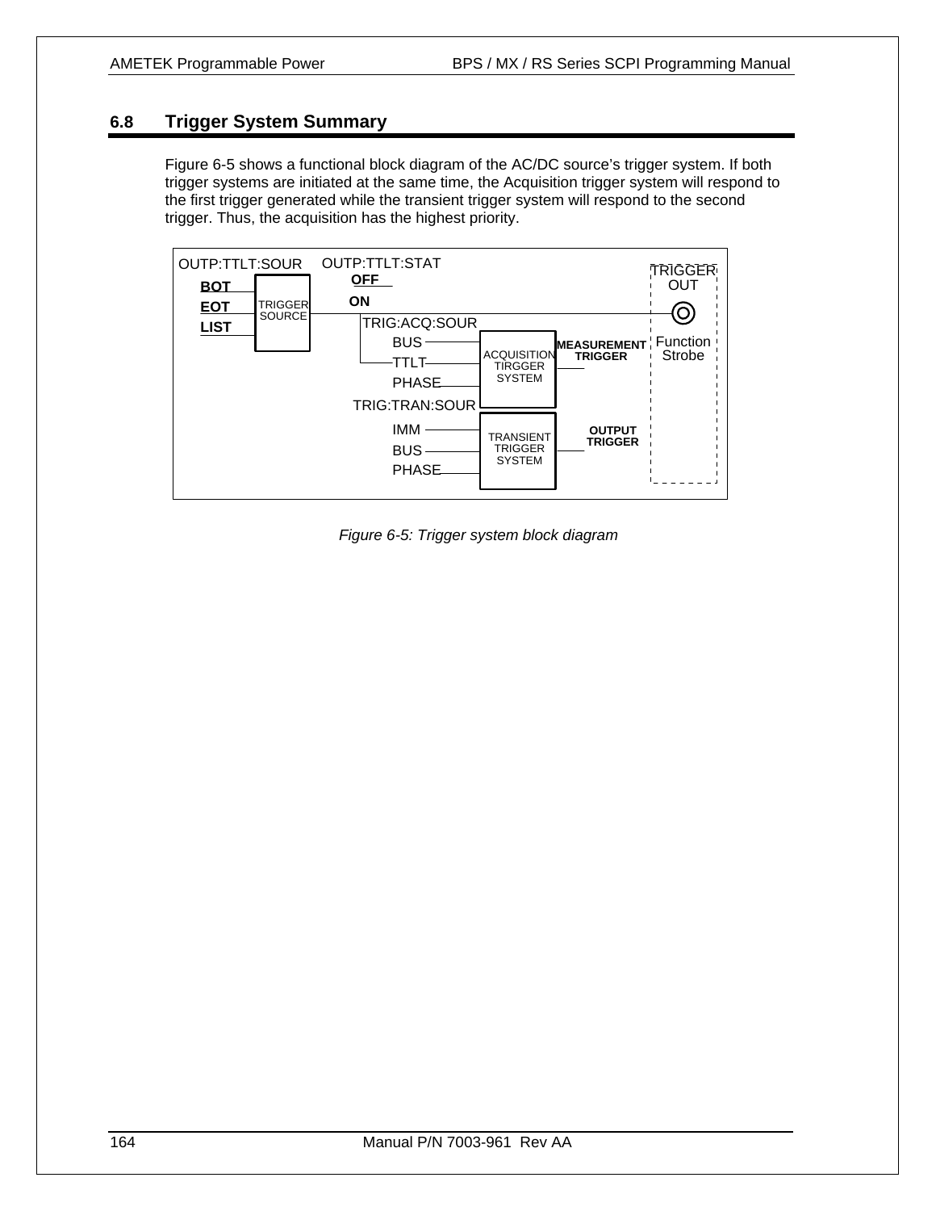## 6.8 Trigger System Summary

Figure 6-5 shows a functional block diagram of the AC/DC source's trigger system. If both trigger systems are initiated at the same time, the Acquisition trigger system will respond to the first trigger generated while the transient trigger system will respond to the second trigger. Thus, the acquisition has the highest priority.

*Figure 6-5: Trigger system block diagram*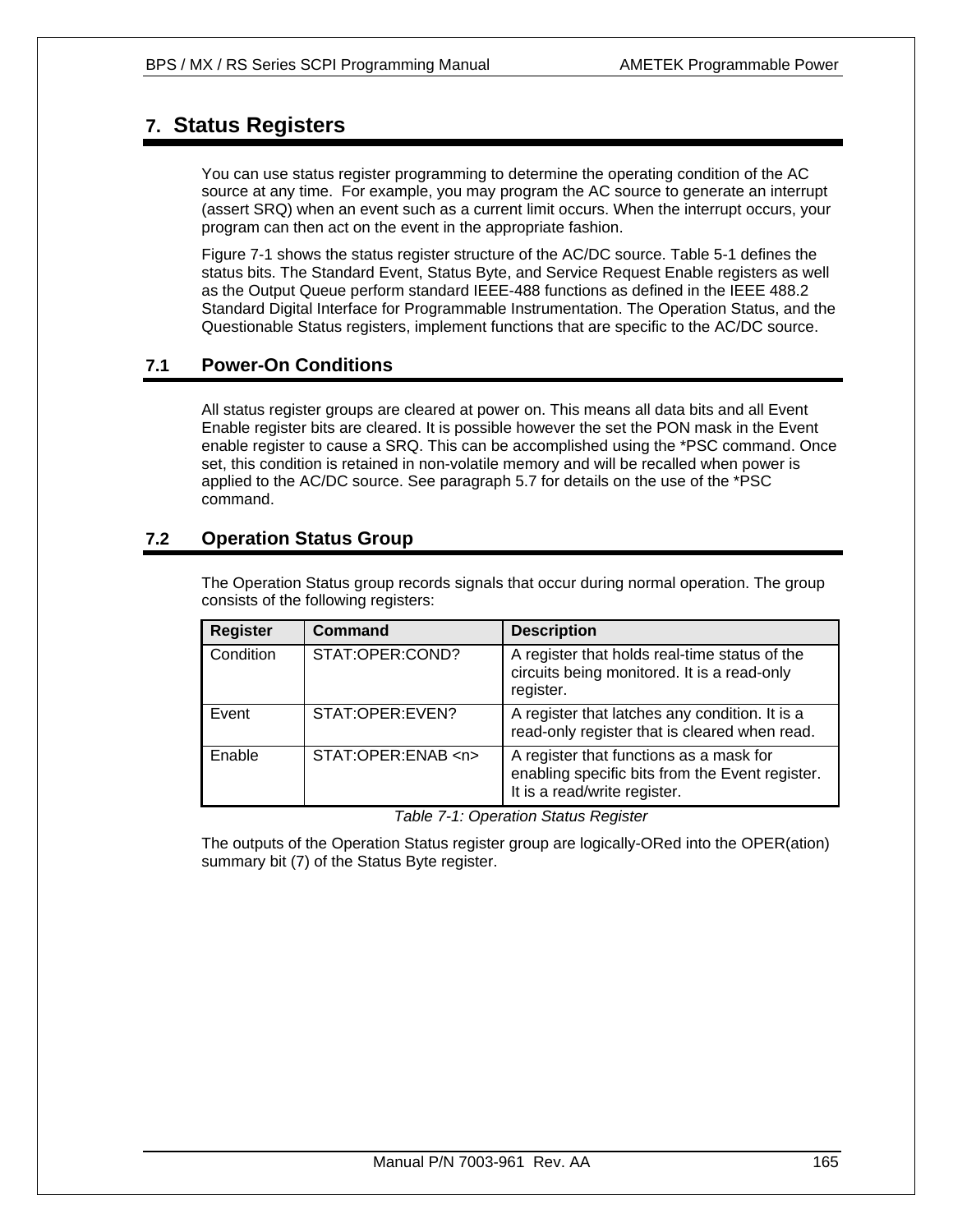# 7. Status Registers

You can use status register programming to determine the operating condition of the AC source at any time. For example, you may program the AC source to generate an interrupt (assert SRQ) when an event such as a current limit occurs. When the interrupt occurs, your program can then act on the event in the appropriate fashion.

Figure 7-1 shows the status register structure of the AC/DC source. Table 5-1 defines the status bits. The Standard Event, Status Byte, and Service Request Enable registers as well as the Output Queue perform standard IEEE-488 functions as defined in the IEEE 488.2 Standard Digital Interface for Programmable Instrumentation. The Operation Status, and the Questionable Status registers, implement functions that are specific to the AC/DC source.

## 7.1 Power-On Conditions

All status register groups are cleared at power on. This means all data bits and all Event Enable register bits are cleared. It is possible however the set the PON mask in the Event enable register to cause a SRQ. This can be accomplished using the *PSC command. Once set, this condition is retained in non-volatile memory and will be recalled when power is applied to the AC/DC source. See paragraph 5.7 for details on the use of the *PSC command.

## 7.2 Operation Status Group

The Operation Status group records signals that occur during normal operation. The group consists of the following registers:

| Register | Command | Description |
|---|---|---|
| Condition | STAT:OPER:COND? | A register that holds real-time status of the circuits being monitored. It is a read-only register. |
| Event | STAT:OPER:EVEN? | A register that latches any condition. It is a read-only register that is cleared when read. |
| Enable | STAT:OPER:ENAB <n> | A register that functions as a mask for enabling specific bits from the Event register. It is a read/write register. |

*Table 7-1: Operation Status Register*

The outputs of the Operation Status register group are logically-ORed into the OPER(ation) summary bit (7) of the Status Byte register.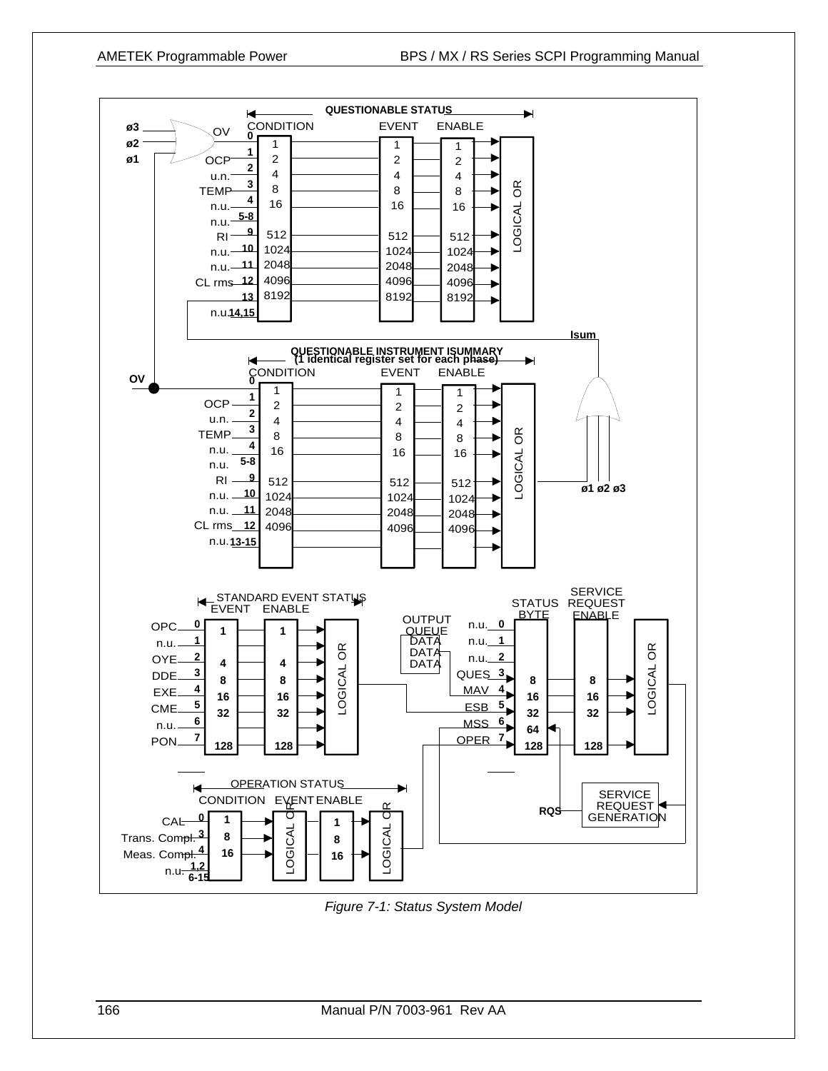*Figure 7-1: Status System Model*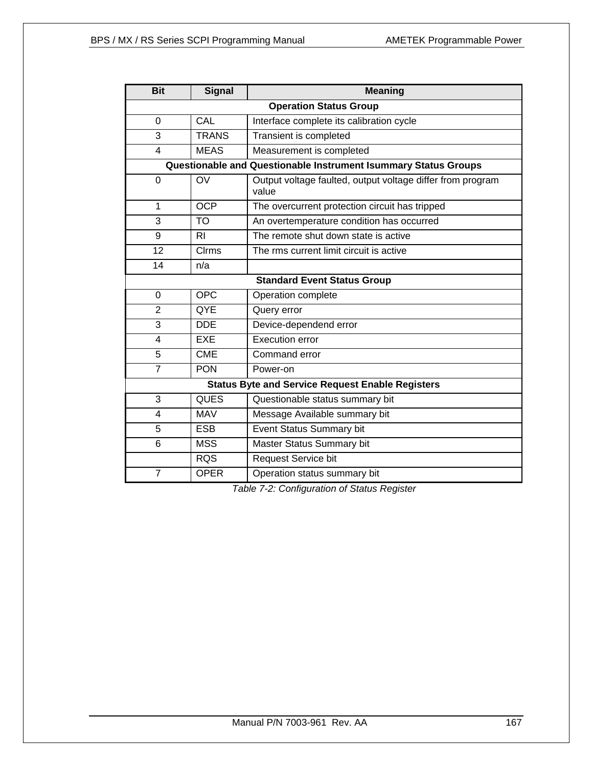| Bit | Signal | Meaning |
|---|---|---|
| **Operation Status Group** | | |
| 0 | CAL | Interface complete its calibration cycle |
| 3 | TRANS | Transient is completed |
| 4 | MEAS | Measurement is completed |
| **Questionable and Questionable Instrument Isummary Status Groups** | | |
| 0 | OV | Output voltage faulted, output voltage differ from program value |
| 1 | OCP | The overcurrent protection circuit has tripped |
| 3 | TO | An overtemperature condition has occurred |
| 9 | RI | The remote shut down state is active |
| 12 | Clrms | The rms current limit circuit is active |
| 14 | n/a | |
| **Standard Event Status Group** | | |
| 0 | OPC | Operation complete |
| 2 | QYE | Query error |
| 3 | DDE | Device-dependend error |
| 4 | EXE | Execution error |
| 5 | CME | Command error |
| 7 | PON | Power-on |
| **Status Byte and Service Request Enable Registers** | | |
| 3 | QUES | Questionable status summary bit |
| 4 | MAV | Message Available summary bit |
| 5 | ESB | Event Status Summary bit |
| 6 | MSS | Master Status Summary bit |
| | RQS | Request Service bit |
| 7 | OPER | Operation status summary bit |

*Table 7-2: Configuration of Status Register*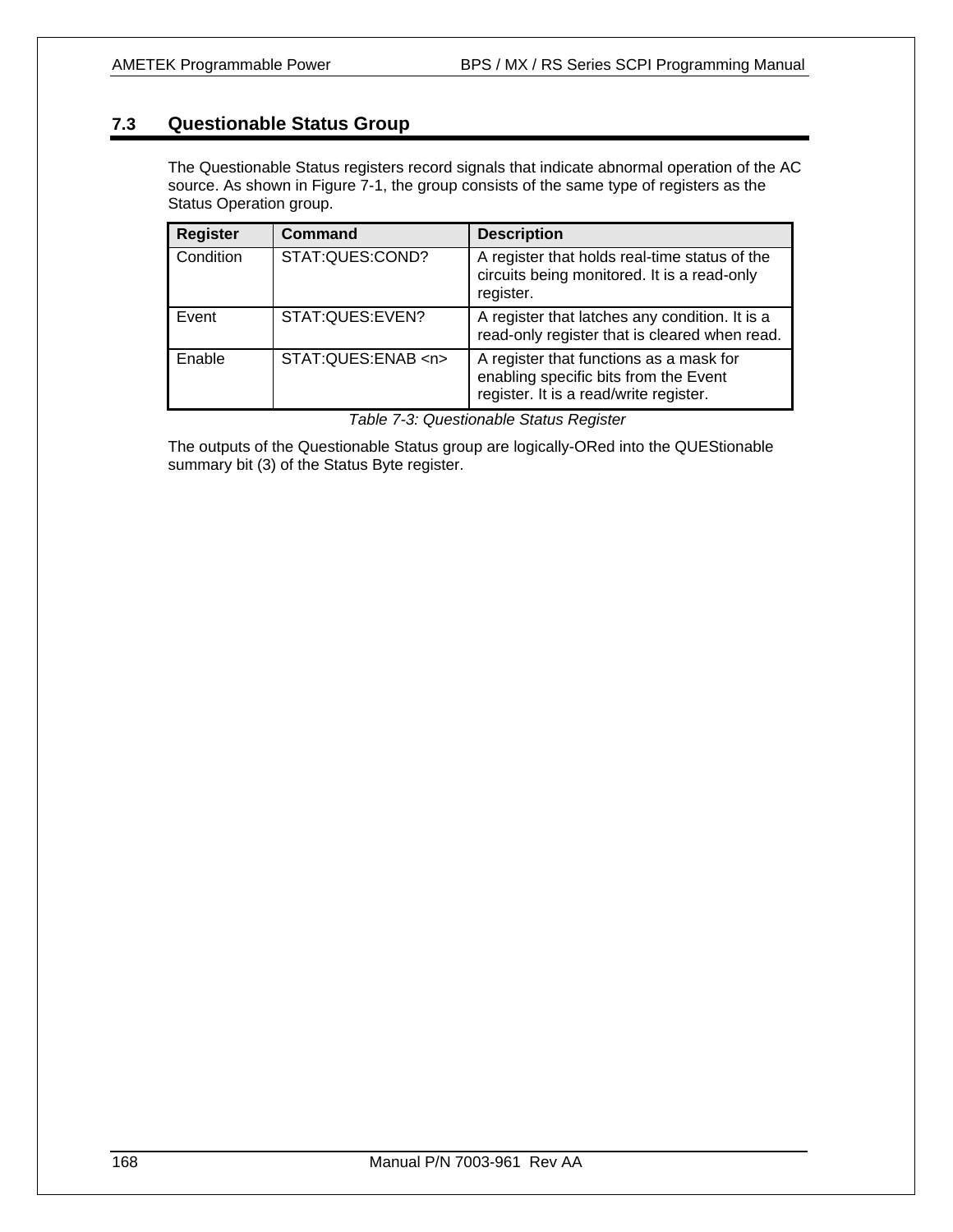## 7.3 Questionable Status Group

The Questionable Status registers record signals that indicate abnormal operation of the AC source. As shown in Figure 7-1, the group consists of the same type of registers as the Status Operation group.

| Register | Command | Description |
|---|---|---|
| Condition | STAT:QUES:COND? | A register that holds real-time status of the circuits being monitored. It is a read-only register. |
| Event | STAT:QUES:EVEN? | A register that latches any condition. It is a read-only register that is cleared when read. |
| Enable | STAT:QUES:ENAB <n> | A register that functions as a mask for enabling specific bits from the Event register. It is a read/write register. |

*Table 7-3: Questionable Status Register*

The outputs of the Questionable Status group are logically-ORed into the QUEStionable summary bit (3) of the Status Byte register.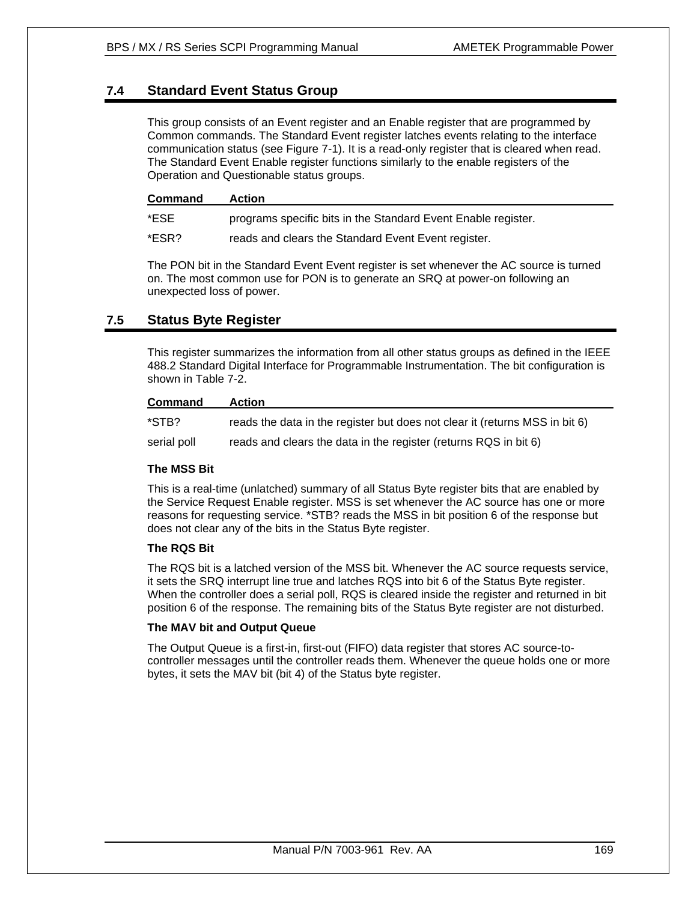## 7.4 Standard Event Status Group

This group consists of an Event register and an Enable register that are programmed by Common commands. The Standard Event register latches events relating to the interface communication status (see Figure 7-1). It is a read-only register that is cleared when read. The Standard Event Enable register functions similarly to the enable registers of the Operation and Questionable status groups.

| Command | Action |
|---|---|
| *ESE | programs specific bits in the Standard Event Enable register. |
| *ESR? | reads and clears the Standard Event Event register. |

The PON bit in the Standard Event Event register is set whenever the AC source is turned on. The most common use for PON is to generate an SRQ at power-on following an unexpected loss of power.

## 7.5 Status Byte Register

This register summarizes the information from all other status groups as defined in the IEEE 488.2 Standard Digital Interface for Programmable Instrumentation. The bit configuration is shown in Table 7-2.

| Command | Action |
|---|---|
| *STB? | reads the data in the register but does not clear it (returns MSS in bit 6) |
| serial poll | reads and clears the data in the register (returns RQS in bit 6) |

**The MSS Bit**

This is a real-time (unlatched) summary of all Status Byte register bits that are enabled by the Service Request Enable register. MSS is set whenever the AC source has one or more reasons for requesting service. *STB? reads the MSS in bit position 6 of the response but does not clear any of the bits in the Status Byte register.

**The RQS Bit**

The RQS bit is a latched version of the MSS bit. Whenever the AC source requests service, it sets the SRQ interrupt line true and latches RQS into bit 6 of the Status Byte register. When the controller does a serial poll, RQS is cleared inside the register and returned in bit position 6 of the response. The remaining bits of the Status Byte register are not disturbed.

**The MAV bit and Output Queue**

The Output Queue is a first-in, first-out (FIFO) data register that stores AC source-to-controller messages until the controller reads them. Whenever the queue holds one or more bytes, it sets the MAV bit (bit 4) of the Status byte register.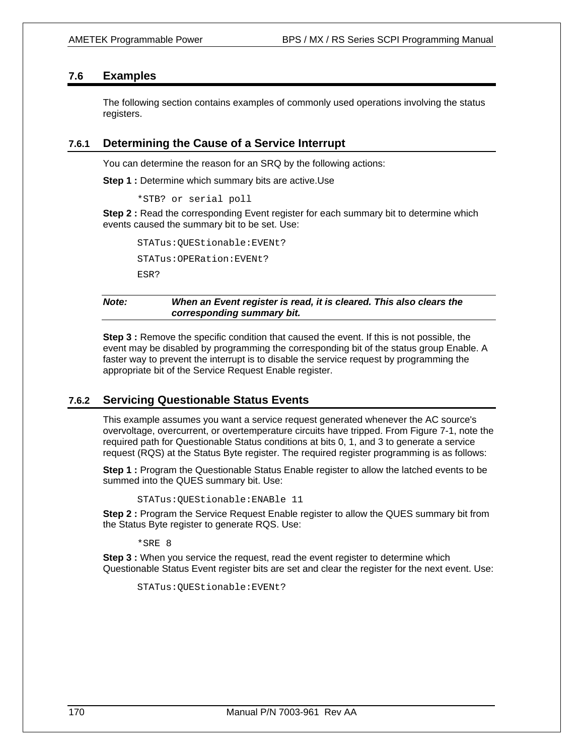## 7.6 Examples

The following section contains examples of commonly used operations involving the status registers.

### 7.6.1 Determining the Cause of a Service Interrupt

You can determine the reason for an SRQ by the following actions:

**Step 1 :** Determine which summary bits are active.Use

```
*STB? or serial poll
```

**Step 2 :** Read the corresponding Event register for each summary bit to determine which events caused the summary bit to be set. Use:

```
STATus:QUEStionable:EVENt?
STATus:OPERation:EVENt?
ESR?
```

| **Note:** | ***When an Event register is read, it is cleared. This also clears the corresponding summary bit.*** |
|---|---|

**Step 3 :** Remove the specific condition that caused the event. If this is not possible, the event may be disabled by programming the corresponding bit of the status group Enable. A faster way to prevent the interrupt is to disable the service request by programming the appropriate bit of the Service Request Enable register.

### 7.6.2 Servicing Questionable Status Events

This example assumes you want a service request generated whenever the AC source's overvoltage, overcurrent, or overtemperature circuits have tripped. From Figure 7-1, note the required path for Questionable Status conditions at bits 0, 1, and 3 to generate a service request (RQS) at the Status Byte register. The required register programming is as follows:

**Step 1 :** Program the Questionable Status Enable register to allow the latched events to be summed into the QUES summary bit. Use:

```
STATus:QUEStionable:ENABle 11
```

**Step 2 :** Program the Service Request Enable register to allow the QUES summary bit from the Status Byte register to generate RQS. Use:

```
*SRE 8
```

**Step 3 :** When you service the request, read the event register to determine which Questionable Status Event register bits are set and clear the register for the next event. Use:

```
STATus:QUEStionable:EVENt?
```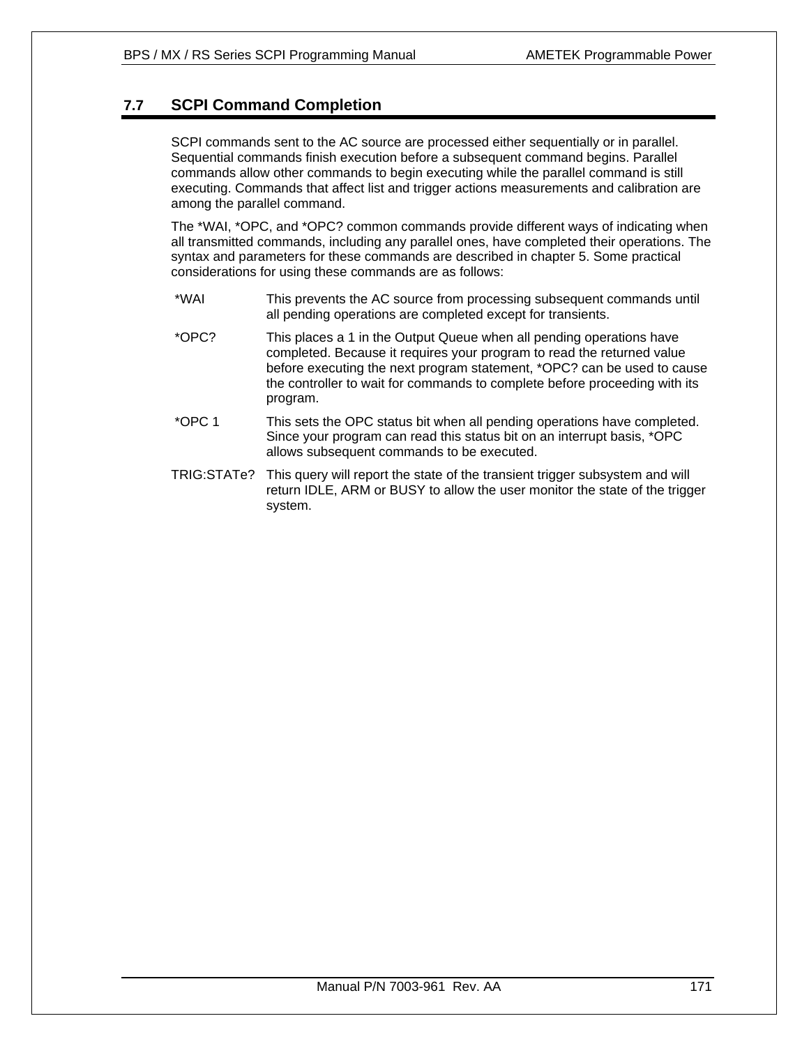## 7.7 SCPI Command Completion

SCPI commands sent to the AC source are processed either sequentially or in parallel. Sequential commands finish execution before a subsequent command begins. Parallel commands allow other commands to begin executing while the parallel command is still executing. Commands that affect list and trigger actions measurements and calibration are among the parallel command.

The *WAI, *OPC, and *OPC? common commands provide different ways of indicating when all transmitted commands, including any parallel ones, have completed their operations. The syntax and parameters for these commands are described in chapter 5. Some practical considerations for using these commands are as follows:

| | |
|---|---|
| *WAI | This prevents the AC source from processing subsequent commands until all pending operations are completed except for transients. |
| *OPC? | This places a 1 in the Output Queue when all pending operations have completed. Because it requires your program to read the returned value before executing the next program statement, *OPC? can be used to cause the controller to wait for commands to complete before proceeding with its program. |
| *OPC 1 | This sets the OPC status bit when all pending operations have completed. Since your program can read this status bit on an interrupt basis, *OPC allows subsequent commands to be executed. |
| TRIG:STATe? | This query will report the state of the transient trigger subsystem and will return IDLE, ARM or BUSY to allow the user monitor the state of the trigger system. |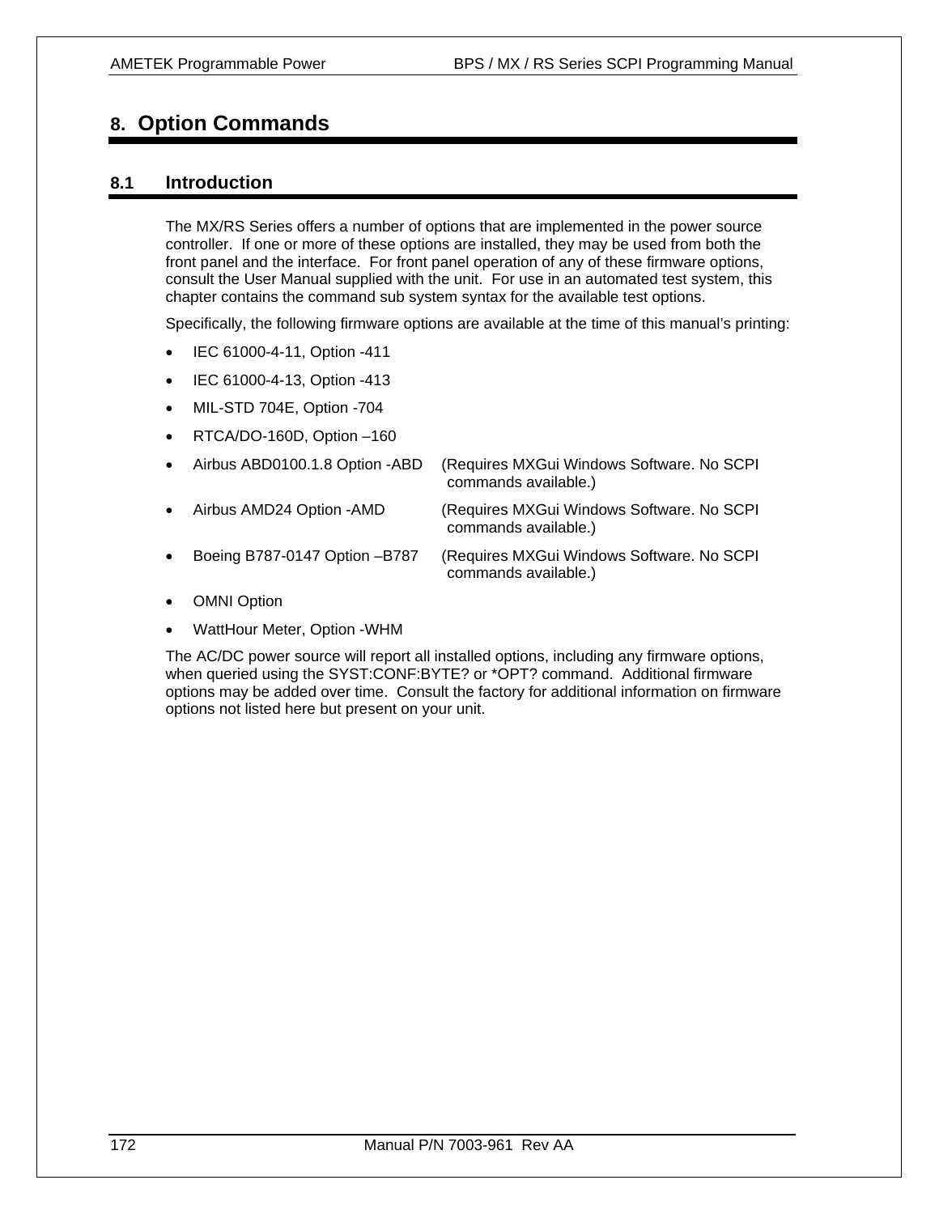# 8. Option Commands

## 8.1 Introduction

The MX/RS Series offers a number of options that are implemented in the power source controller. If one or more of these options are installed, they may be used from both the front panel and the interface. For front panel operation of any of these firmware options, consult the User Manual supplied with the unit. For use in an automated test system, this chapter contains the command sub system syntax for the available test options.

Specifically, the following firmware options are available at the time of this manual's printing:

- IEC 61000-4-11, Option -411
- IEC 61000-4-13, Option -413
- MIL-STD 704E, Option -704
- RTCA/DO-160D, Option –160
- Airbus ABD0100.1.8 Option -ABD (Requires MXGui Windows Software. No SCPI commands available.)
- Airbus AMD24 Option -AMD (Requires MXGui Windows Software. No SCPI commands available.)
- Boeing B787-0147 Option –B787 (Requires MXGui Windows Software. No SCPI commands available.)
- OMNI Option
- WattHour Meter, Option -WHM

The AC/DC power source will report all installed options, including any firmware options, when queried using the SYST:CONF:BYTE? or *OPT? command. Additional firmware options may be added over time. Consult the factory for additional information on firmware options not listed here but present on your unit.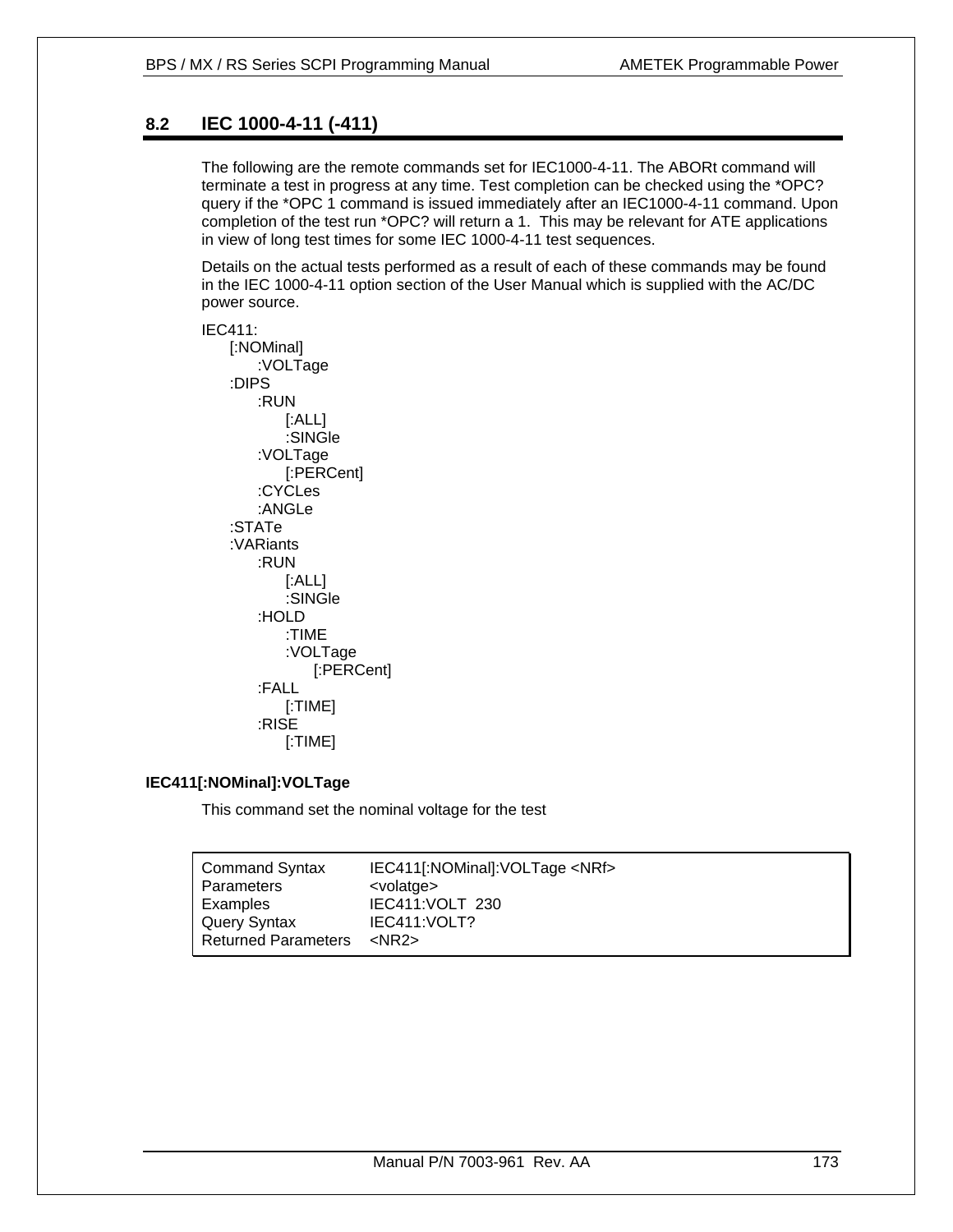## 8.2 IEC 1000-4-11 (-411)

The following are the remote commands set for IEC1000-4-11. The ABORt command will terminate a test in progress at any time. Test completion can be checked using the *OPC? query if the *OPC 1 command is issued immediately after an IEC1000-4-11 command. Upon completion of the test run *OPC? will return a 1. This may be relevant for ATE applications in view of long test times for some IEC 1000-4-11 test sequences.

Details on the actual tests performed as a result of each of these commands may be found in the IEC 1000-4-11 option section of the User Manual which is supplied with the AC/DC power source.

```
IEC411:
    [:NOMinal]
        :VOLTage
    :DIPS
        :RUN
            [:ALL]
            :SINGle
        :VOLTage
            [:PERCent]
        :CYCLes
        :ANGLe
    :STATe
    :VARiants
        :RUN
            [:ALL]
            :SINGle
        :HOLD
            :TIME
            :VOLTage
                [:PERCent]
        :FALL
            [:TIME]
        :RISE
            [:TIME]
```

**IEC411[:NOMinal]:VOLTage**

This command set the nominal voltage for the test

| | |
|---|---|
| Command Syntax | IEC411[:NOMinal]:VOLTage <NRf> |
| Parameters | <volatge> |
| Examples | IEC411:VOLT 230 |
| Query Syntax | IEC411:VOLT? |
| Returned Parameters | <NR2> |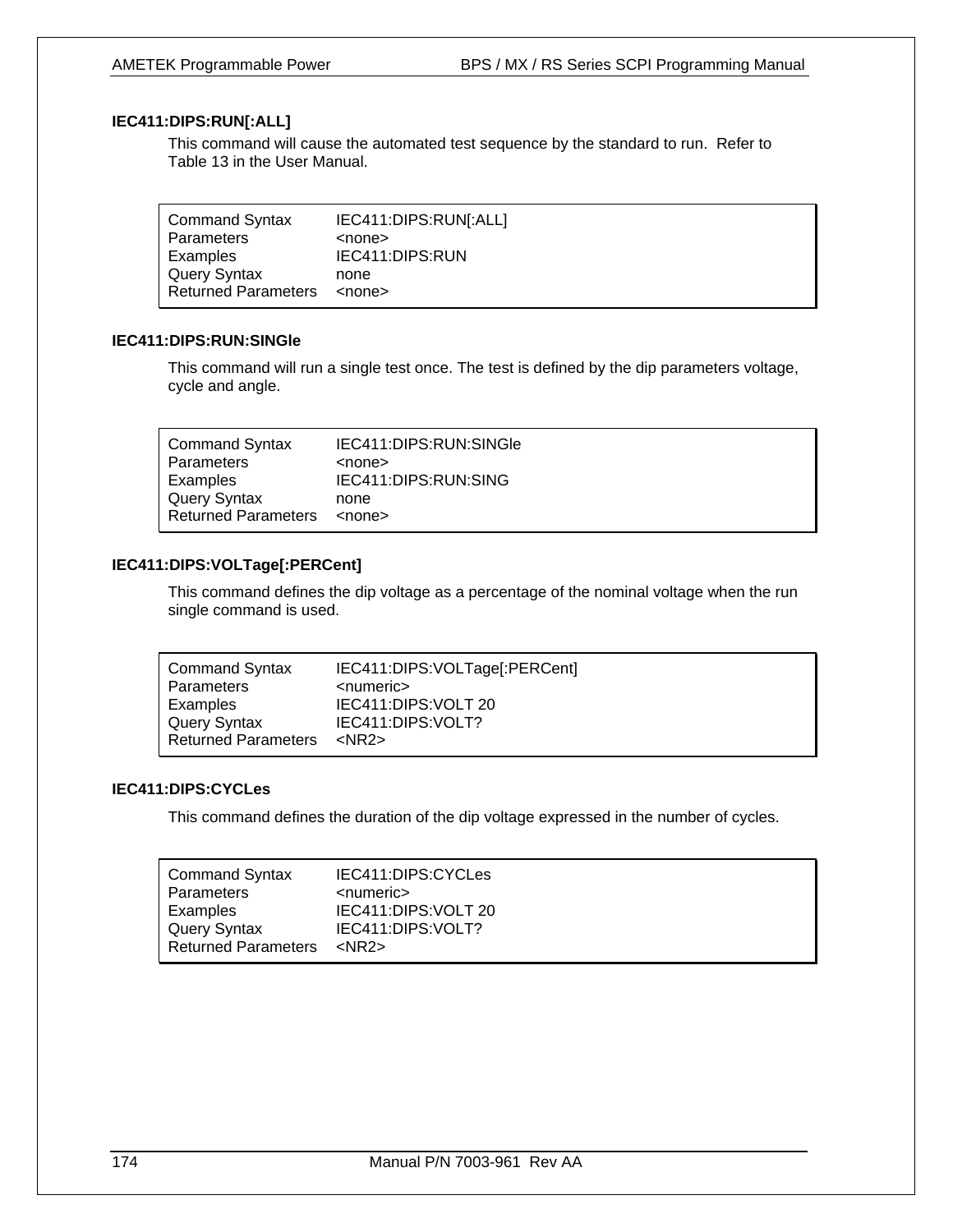### IEC411:DIPS:RUN[:ALL]

This command will cause the automated test sequence by the standard to run. Refer to Table 13 in the User Manual.

| | |
|---|---|
| Command Syntax | IEC411:DIPS:RUN[:ALL] |
| Parameters | <none> |
| Examples | IEC411:DIPS:RUN |
| Query Syntax | none |
| Returned Parameters | <none> |

### IEC411:DIPS:RUN:SINGle

This command will run a single test once. The test is defined by the dip parameters voltage, cycle and angle.

| | |
|---|---|
| Command Syntax | IEC411:DIPS:RUN:SINGle |
| Parameters | <none> |
| Examples | IEC411:DIPS:RUN:SING |
| Query Syntax | none |
| Returned Parameters | <none> |

### IEC411:DIPS:VOLTage[:PERCent]

This command defines the dip voltage as a percentage of the nominal voltage when the run single command is used.

| | |
|---|---|
| Command Syntax | IEC411:DIPS:VOLTage[:PERCent] |
| Parameters | <numeric> |
| Examples | IEC411:DIPS:VOLT 20 |
| Query Syntax | IEC411:DIPS:VOLT? |
| Returned Parameters | <NR2> |

### IEC411:DIPS:CYCLes

This command defines the duration of the dip voltage expressed in the number of cycles.

| | |
|---|---|
| Command Syntax | IEC411:DIPS:CYCLes |
| Parameters | <numeric> |
| Examples | IEC411:DIPS:VOLT 20 |
| Query Syntax | IEC411:DIPS:VOLT? |
| Returned Parameters | <NR2> |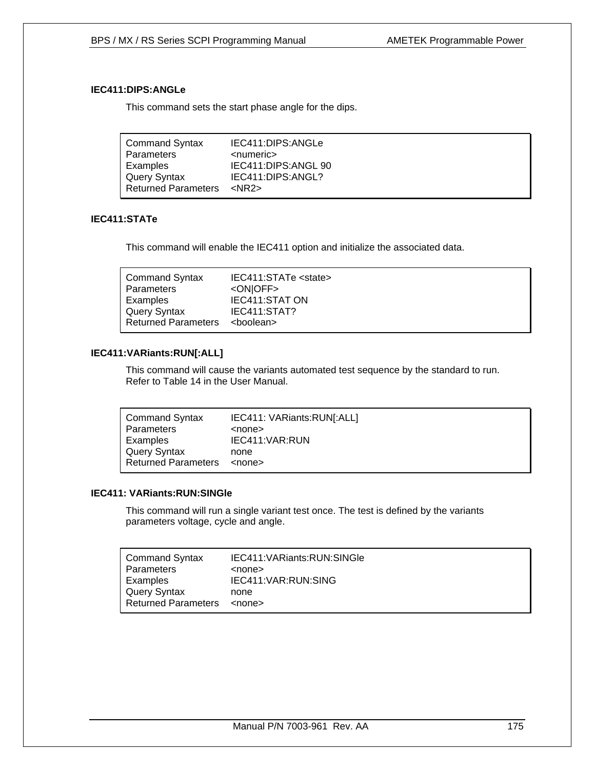### IEC411:DIPS:ANGLe

This command sets the start phase angle for the dips.

| | |
|---|---|
| Command Syntax | IEC411:DIPS:ANGLe |
| Parameters | <numeric> |
| Examples | IEC411:DIPS:ANGL 90 |
| Query Syntax | IEC411:DIPS:ANGL? |
| Returned Parameters | <NR2> |

### IEC411:STATe

This command will enable the IEC411 option and initialize the associated data.

| | |
|---|---|
| Command Syntax | IEC411:STATe <state> |
| Parameters | <ON\|OFF> |
| Examples | IEC411:STAT ON |
| Query Syntax | IEC411:STAT? |
| Returned Parameters | <boolean> |

### IEC411:VARiants:RUN[:ALL]

This command will cause the variants automated test sequence by the standard to run. Refer to Table 14 in the User Manual.

| | |
|---|---|
| Command Syntax | IEC411: VARiants:RUN[:ALL] |
| Parameters | <none> |
| Examples | IEC411:VAR:RUN |
| Query Syntax | none |
| Returned Parameters | <none> |

### IEC411: VARiants:RUN:SINGle

This command will run a single variant test once. The test is defined by the variants parameters voltage, cycle and angle.

| | |
|---|---|
| Command Syntax | IEC411:VARiants:RUN:SINGle |
| Parameters | <none> |
| Examples | IEC411:VAR:RUN:SING |
| Query Syntax | none |
| Returned Parameters | <none> |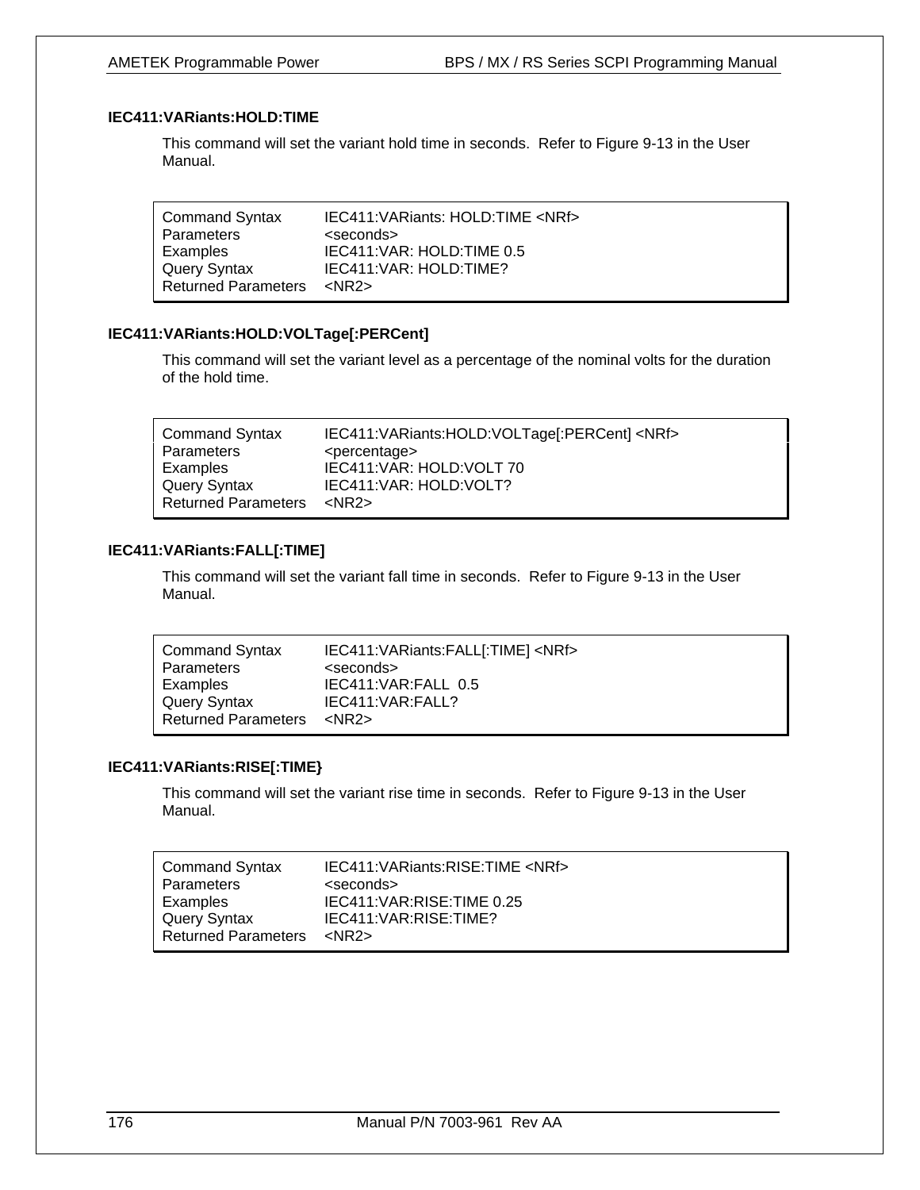### IEC411:VARiants:HOLD:TIME

This command will set the variant hold time in seconds. Refer to Figure 9-13 in the User Manual.

| | |
|---|---|
| Command Syntax | IEC411:VARiants: HOLD:TIME <NRf> |
| Parameters | <seconds> |
| Examples | IEC411:VAR: HOLD:TIME 0.5 |
| Query Syntax | IEC411:VAR: HOLD:TIME? |
| Returned Parameters | <NR2> |

### IEC411:VARiants:HOLD:VOLTage[:PERCent]

This command will set the variant level as a percentage of the nominal volts for the duration of the hold time.

| | |
|---|---|
| Command Syntax | IEC411:VARiants:HOLD:VOLTage[:PERCent] <NRf> |
| Parameters | <percentage> |
| Examples | IEC411:VAR: HOLD:VOLT 70 |
| Query Syntax | IEC411:VAR: HOLD:VOLT? |
| Returned Parameters | <NR2> |

### IEC411:VARiants:FALL[:TIME]

This command will set the variant fall time in seconds. Refer to Figure 9-13 in the User Manual.

| | |
|---|---|
| Command Syntax | IEC411:VARiants:FALL[:TIME] <NRf> |
| Parameters | <seconds> |
| Examples | IEC411:VAR:FALL 0.5 |
| Query Syntax | IEC411:VAR:FALL? |
| Returned Parameters | <NR2> |

### IEC411:VARiants:RISE[:TIME}

This command will set the variant rise time in seconds. Refer to Figure 9-13 in the User Manual.

| | |
|---|---|
| Command Syntax | IEC411:VARiants:RISE:TIME <NRf> |
| Parameters | <seconds> |
| Examples | IEC411:VAR:RISE:TIME 0.25 |
| Query Syntax | IEC411:VAR:RISE:TIME? |
| Returned Parameters | <NR2> |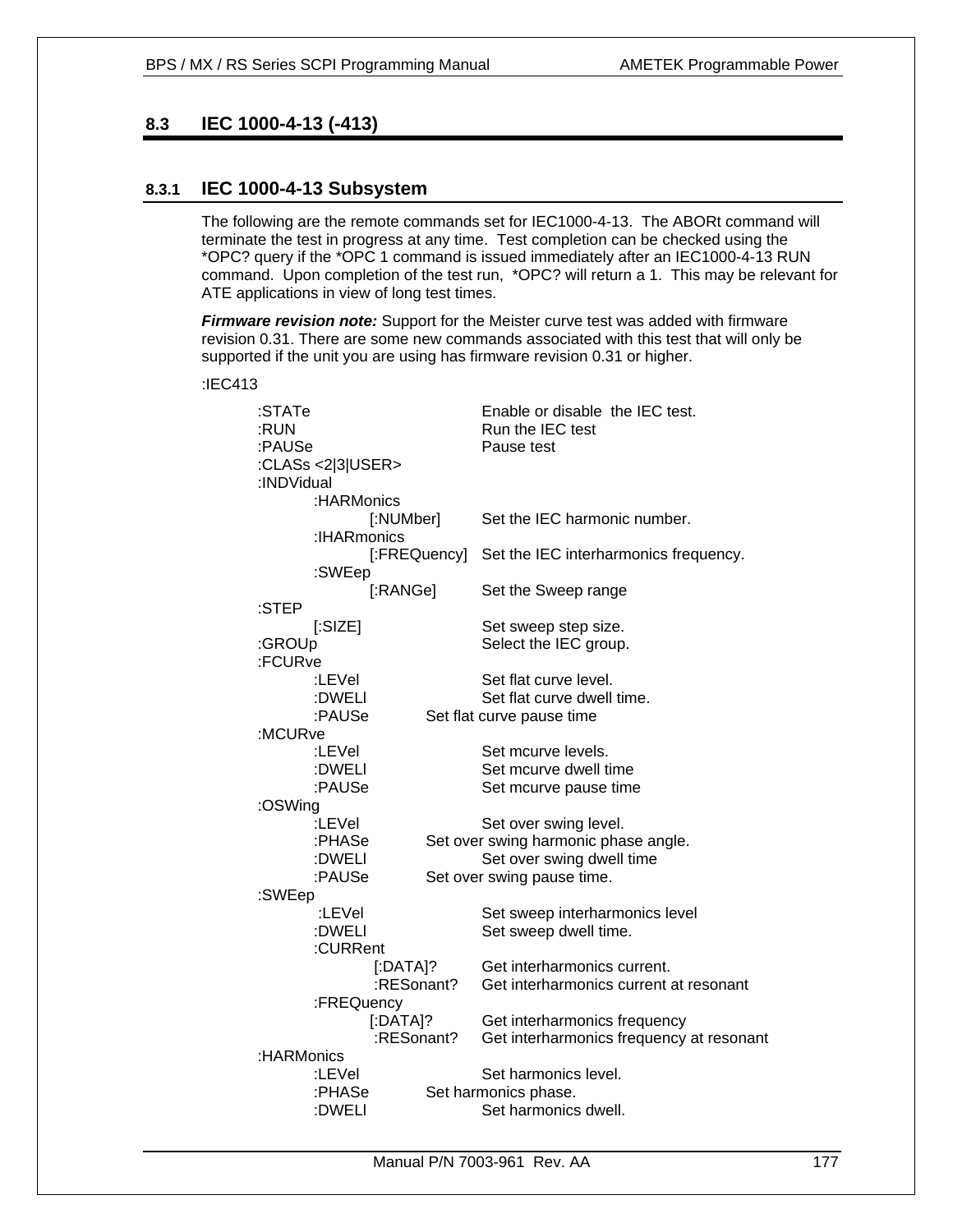## 8.3 IEC 1000-4-13 (-413)

### 8.3.1 IEC 1000-4-13 Subsystem

The following are the remote commands set for IEC1000-4-13. The ABORt command will terminate the test in progress at any time. Test completion can be checked using the *OPC? query if the *OPC 1 command is issued immediately after an IEC1000-4-13 RUN command. Upon completion of the test run, *OPC? will return a 1. This may be relevant for ATE applications in view of long test times.

***Firmware revision note:*** Support for the Meister curve test was added with firmware revision 0.31. There are some new commands associated with this test that will only be supported if the unit you are using has firmware revision 0.31 or higher.

```
:IEC413
        :STATe                          Enable or disable  the IEC test.
        :RUN                            Run the IEC test
        :PAUSe                          Pause test
        :CLASs <2|3|USER>
        :INDVidual
                :HARMonics
                        [:NUMber]       Set the IEC harmonic number.
                :IHARmonics
                        [:FREQuency]    Set the IEC interharmonics frequency.
                :SWEep
                        [:RANGe]        Set the Sweep range
        :STEP
                [:SIZE]                 Set sweep step size.
        :GROUp                          Select the IEC group.
        :FCURve
                :LEVel                  Set flat curve level.
                :DWELl                  Set flat curve dwell time.
                :PAUSe                  Set flat curve pause time
        :MCURve
                :LEVel                  Set mcurve levels.
                :DWELl                  Set mcurve dwell time
                :PAUSe                  Set mcurve pause time
        :OSWing
                :LEVel                  Set over swing level.
                :PHASe                  Set over swing harmonic phase angle.
                :DWELl                  Set over swing dwell time
                :PAUSe                  Set over swing pause time.
        :SWEep
                :LEVel                  Set sweep interharmonics level
                :DWELl                  Set sweep dwell time.
                :CURRent
                        [:DATA]?        Get interharmonics current.
                        :RESonant?      Get interharmonics current at resonant
                :FREQuency
                        [:DATA]?        Get interharmonics frequency
                        :RESonant?      Get interharmonics frequency at resonant
        :HARMonics
                :LEVel                  Set harmonics level.
                :PHASe                  Set harmonics phase.
                :DWELl                  Set harmonics dwell.
```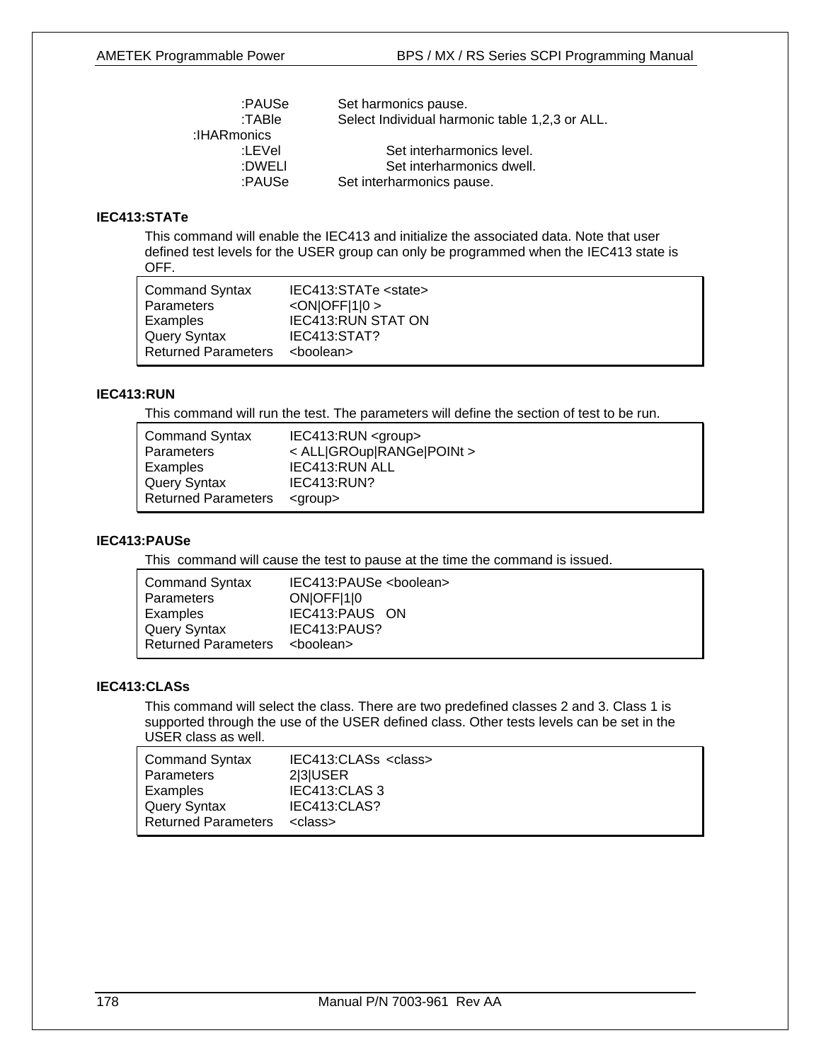| | |
|---|---|
| :PAUSe | Set harmonics pause. |
| :TABle | Select Individual harmonic table 1,2,3 or ALL. |
| :IHARmonics | |
| :LEVel | Set interharmonics level. |
| :DWELl | Set interharmonics dwell. |
| :PAUSe | Set interharmonics pause. |

### IEC413:STATe

This command will enable the IEC413 and initialize the associated data. Note that user defined test levels for the USER group can only be programmed when the IEC413 state is OFF.

| | |
|---|---|
| Command Syntax | IEC413:STATe <state> |
| Parameters | <ON\|OFF\|1\|0 > |
| Examples | IEC413:RUN STAT ON |
| Query Syntax | IEC413:STAT? |
| Returned Parameters | <boolean> |

### IEC413:RUN

This command will run the test. The parameters will define the section of test to be run.

| | |
|---|---|
| Command Syntax | IEC413:RUN <group> |
| Parameters | < ALL\|GROup\|RANGe\|POINt > |
| Examples | IEC413:RUN ALL |
| Query Syntax | IEC413:RUN? |
| Returned Parameters | <group> |

### IEC413:PAUSe

This command will cause the test to pause at the time the command is issued.

| | |
|---|---|
| Command Syntax | IEC413:PAUSe <boolean> |
| Parameters | ON\|OFF\|1\|0 |
| Examples | IEC413:PAUS ON |
| Query Syntax | IEC413:PAUS? |
| Returned Parameters | <boolean> |

### IEC413:CLASs

This command will select the class. There are two predefined classes 2 and 3. Class 1 is supported through the use of the USER defined class. Other tests levels can be set in the USER class as well.

| | |
|---|---|
| Command Syntax | IEC413:CLASs <class> |
| Parameters | 2\|3\|USER |
| Examples | IEC413:CLAS 3 |
| Query Syntax | IEC413:CLAS? |
| Returned Parameters | <class> |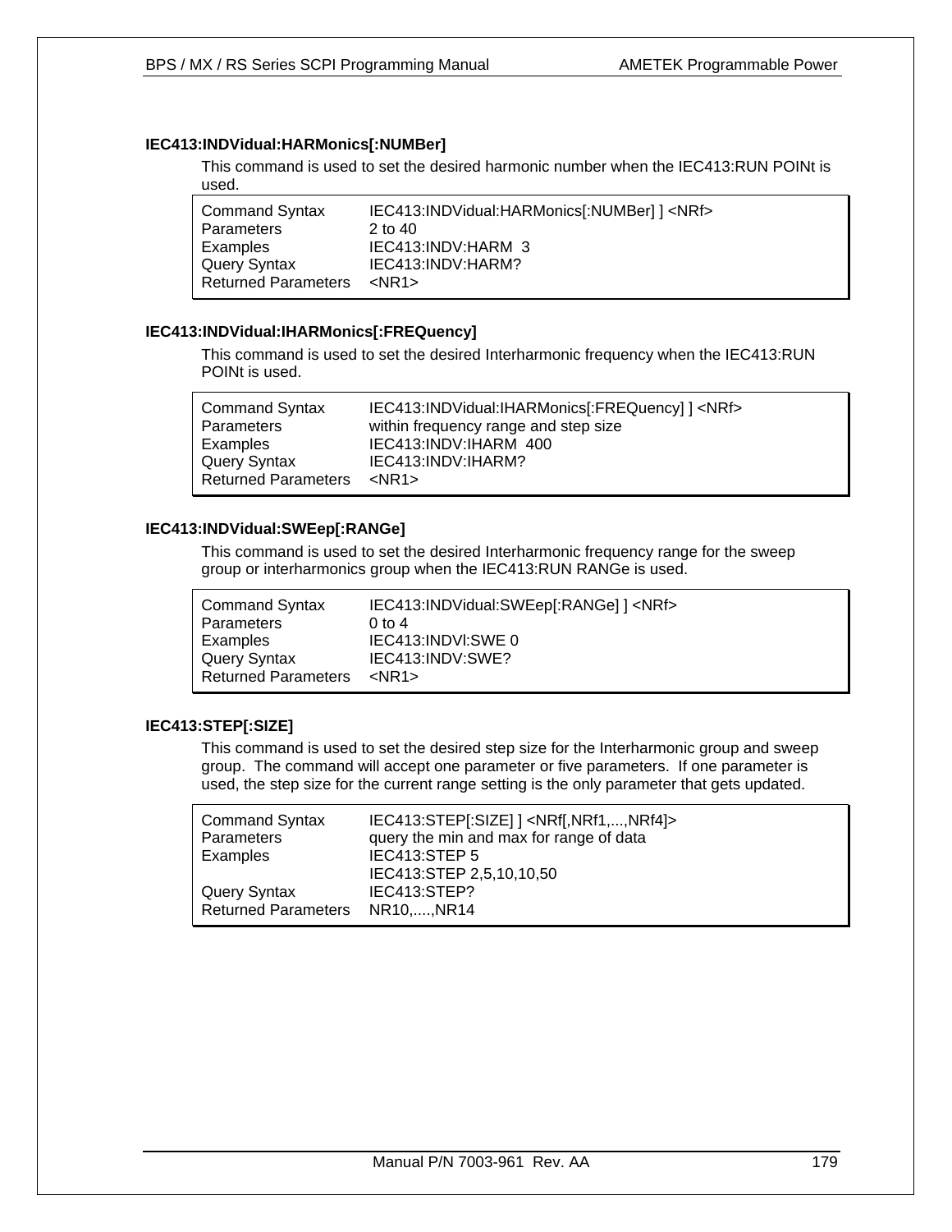### IEC413:INDVidual:HARMonics[:NUMBer]

This command is used to set the desired harmonic number when the IEC413:RUN POINt is used.

| | |
|---|---|
| Command Syntax | IEC413:INDVidual:HARMonics[:NUMBer] ] <NRf> |
| Parameters | 2 to 40 |
| Examples | IEC413:INDV:HARM 3 |
| Query Syntax | IEC413:INDV:HARM? |
| Returned Parameters | <NR1> |

### IEC413:INDVidual:IHARMonics[:FREQuency]

This command is used to set the desired Interharmonic frequency when the IEC413:RUN POINt is used.

| | |
|---|---|
| Command Syntax | IEC413:INDVidual:IHARMonics[:FREQuency] ] <NRf> |
| Parameters | within frequency range and step size |
| Examples | IEC413:INDV:IHARM 400 |
| Query Syntax | IEC413:INDV:IHARM? |
| Returned Parameters | <NR1> |

### IEC413:INDVidual:SWEep[:RANGe]

This command is used to set the desired Interharmonic frequency range for the sweep group or interharmonics group when the IEC413:RUN RANGe is used.

| | |
|---|---|
| Command Syntax | IEC413:INDVidual:SWEep[:RANGe] ] <NRf> |
| Parameters | 0 to 4 |
| Examples | IEC413:INDVl:SWE 0 |
| Query Syntax | IEC413:INDV:SWE? |
| Returned Parameters | <NR1> |

### IEC413:STEP[:SIZE]

This command is used to set the desired step size for the Interharmonic group and sweep group. The command will accept one parameter or five parameters. If one parameter is used, the step size for the current range setting is the only parameter that gets updated.

| | |
|---|---|
| Command Syntax | IEC413:STEP[:SIZE] ] <NRf[,NRf1,...,NRf4]> |
| Parameters | query the min and max for range of data |
| Examples | IEC413:STEP 5 |
| | IEC413:STEP 2,5,10,10,50 |
| Query Syntax | IEC413:STEP? |
| Returned Parameters | NR10,....,NR14 |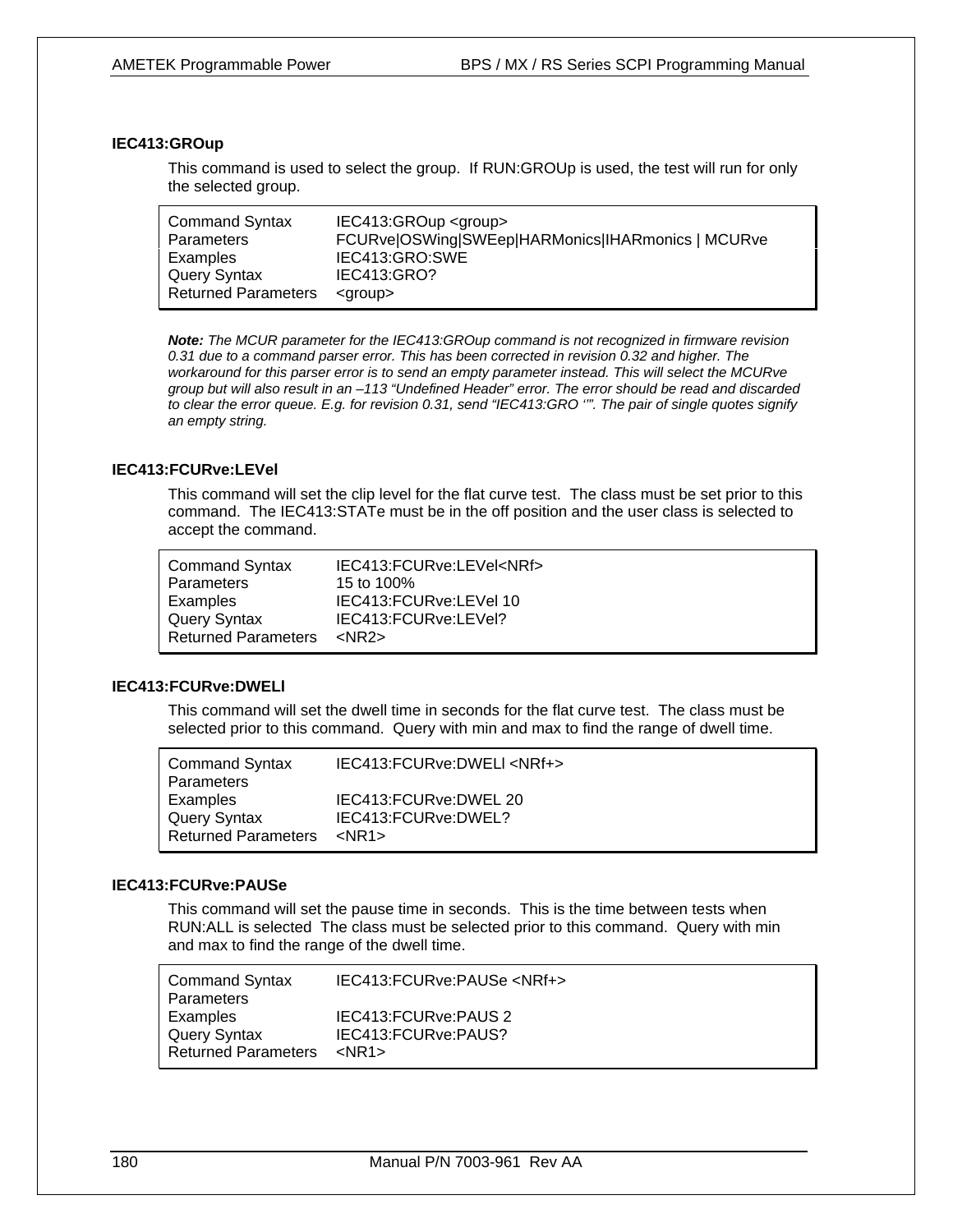### IEC413:GROup

This command is used to select the group. If RUN:GROUp is used, the test will run for only the selected group.

| | |
|---|---|
| Command Syntax | IEC413:GROup <group> |
| Parameters | FCURve\|OSWing\|SWEep\|HARMonics\|IHARmonics \| MCURve |
| Examples | IEC413:GRO:SWE |
| Query Syntax | IEC413:GRO? |
| Returned Parameters | <group> |

***Note:*** *The MCUR parameter for the IEC413:GROup command is not recognized in firmware revision 0.31 due to a command parser error. This has been corrected in revision 0.32 and higher. The workaround for this parser error is to send an empty parameter instead. This will select the MCURve group but will also result in an –113 "Undefined Header" error. The error should be read and discarded to clear the error queue. E.g. for revision 0.31, send "IEC413:GRO ''". The pair of single quotes signify an empty string.*

### IEC413:FCURve:LEVel

This command will set the clip level for the flat curve test. The class must be set prior to this command. The IEC413:STATe must be in the off position and the user class is selected to accept the command.

| | |
|---|---|
| Command Syntax | IEC413:FCURve:LEVel<NRf> |
| Parameters | 15 to 100% |
| Examples | IEC413:FCURve:LEVel 10 |
| Query Syntax | IEC413:FCURve:LEVel? |
| Returned Parameters | <NR2> |

### IEC413:FCURve:DWELl

This command will set the dwell time in seconds for the flat curve test. The class must be selected prior to this command. Query with min and max to find the range of dwell time.

| | |
|---|---|
| Command Syntax | IEC413:FCURve:DWELl <NRf+> |
| Parameters | |
| Examples | IEC413:FCURve:DWEL 20 |
| Query Syntax | IEC413:FCURve:DWEL? |
| Returned Parameters | <NR1> |

### IEC413:FCURve:PAUSe

This command will set the pause time in seconds. This is the time between tests when RUN:ALL is selected The class must be selected prior to this command. Query with min and max to find the range of the dwell time.

| | |
|---|---|
| Command Syntax | IEC413:FCURve:PAUSe <NRf+> |
| Parameters | |
| Examples | IEC413:FCURve:PAUS 2 |
| Query Syntax | IEC413:FCURve:PAUS? |
| Returned Parameters | <NR1> |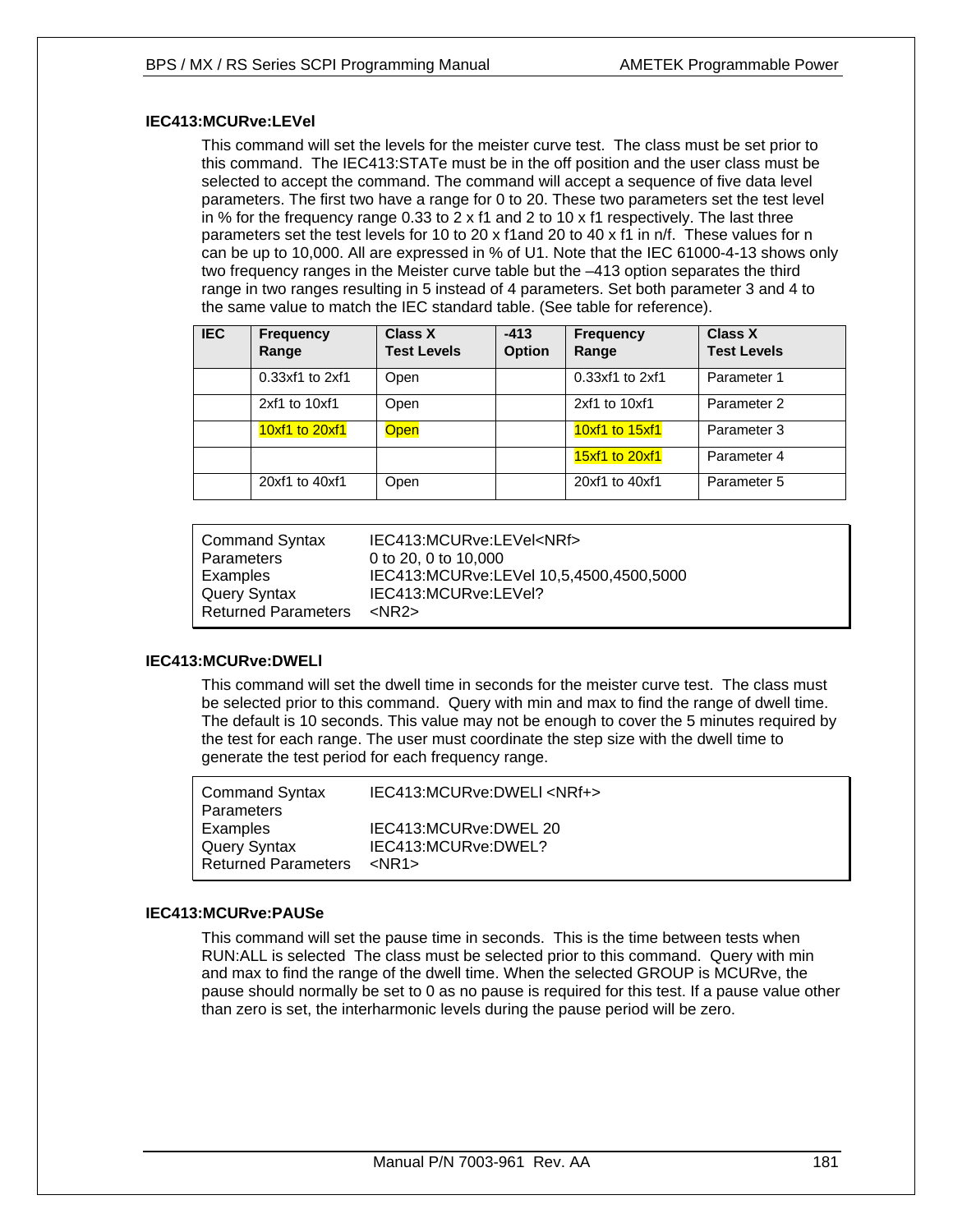### IEC413:MCURve:LEVel

This command will set the levels for the meister curve test. The class must be set prior to this command. The IEC413:STATe must be in the off position and the user class must be selected to accept the command. The command will accept a sequence of five data level parameters. The first two have a range for 0 to 20. These two parameters set the test level in % for the frequency range 0.33 to 2 x f1 and 2 to 10 x f1 respectively. The last three parameters set the test levels for 10 to 20 x f1and 20 to 40 x f1 in n/f. These values for n can be up to 10,000. All are expressed in % of U1. Note that the IEC 61000-4-13 shows only two frequency ranges in the Meister curve table but the –413 option separates the third range in two ranges resulting in 5 instead of 4 parameters. Set both parameter 3 and 4 to the same value to match the IEC standard table. (See table for reference).

| IEC | Frequency Range | Class X Test Levels | -413 Option | Frequency Range | Class X Test Levels |
|---|---|---|---|---|---|
| | 0.33xf1 to 2xf1 | Open | | 0.33xf1 to 2xf1 | Parameter 1 |
| | 2xf1 to 10xf1 | Open | | 2xf1 to 10xf1 | Parameter 2 |
| | 10xf1 to 20xf1 | Open | | 10xf1 to 15xf1 | Parameter 3 |
| | | | | 15xf1 to 20xf1 | Parameter 4 |
| | 20xf1 to 40xf1 | Open | | 20xf1 to 40xf1 | Parameter 5 |

| | |
|---|---|
| Command Syntax | IEC413:MCURve:LEVel<NRf> |
| Parameters | 0 to 20, 0 to 10,000 |
| Examples | IEC413:MCURve:LEVel 10,5,4500,4500,5000 |
| Query Syntax | IEC413:MCURve:LEVel? |
| Returned Parameters | <NR2> |

### IEC413:MCURve:DWELl

This command will set the dwell time in seconds for the meister curve test. The class must be selected prior to this command. Query with min and max to find the range of dwell time. The default is 10 seconds. This value may not be enough to cover the 5 minutes required by the test for each range. The user must coordinate the step size with the dwell time to generate the test period for each frequency range.

| | |
|---|---|
| Command Syntax | IEC413:MCURve:DWELl <NRf+> |
| Parameters | |
| Examples | IEC413:MCURve:DWEL 20 |
| Query Syntax | IEC413:MCURve:DWEL? |
| Returned Parameters | <NR1> |

### IEC413:MCURve:PAUSe

This command will set the pause time in seconds. This is the time between tests when RUN:ALL is selected The class must be selected prior to this command. Query with min and max to find the range of the dwell time. When the selected GROUP is MCURve, the pause should normally be set to 0 as no pause is required for this test. If a pause value other than zero is set, the interharmonic levels during the pause period will be zero.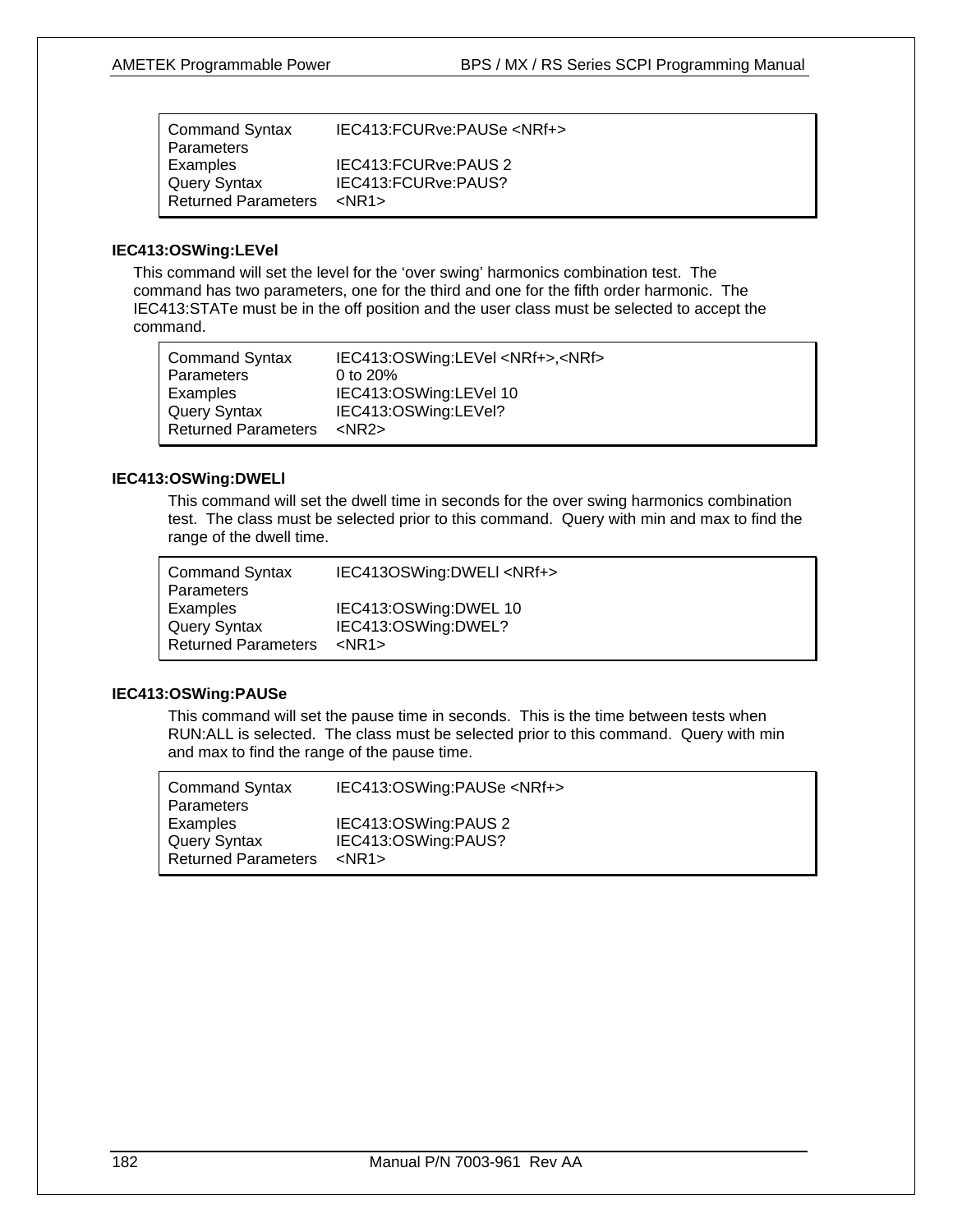| | |
|---|---|
| Command Syntax | IEC413:FCURve:PAUSe <NRf+> |
| Parameters | |
| Examples | IEC413:FCURve:PAUS 2 |
| Query Syntax | IEC413:FCURve:PAUS? |
| Returned Parameters | <NR1> |

### IEC413:OSWing:LEVel

This command will set the level for the 'over swing' harmonics combination test. The command has two parameters, one for the third and one for the fifth order harmonic. The IEC413:STATe must be in the off position and the user class must be selected to accept the command.

| | |
|---|---|
| Command Syntax | IEC413:OSWing:LEVel <NRf+>,<NRf> |
| Parameters | 0 to 20% |
| Examples | IEC413:OSWing:LEVel 10 |
| Query Syntax | IEC413:OSWing:LEVel? |
| Returned Parameters | <NR2> |

### IEC413:OSWing:DWELl

This command will set the dwell time in seconds for the over swing harmonics combination test. The class must be selected prior to this command. Query with min and max to find the range of the dwell time.

| | |
|---|---|
| Command Syntax | IEC413OSWing:DWELl <NRf+> |
| Parameters | |
| Examples | IEC413:OSWing:DWEL 10 |
| Query Syntax | IEC413:OSWing:DWEL? |
| Returned Parameters | <NR1> |

### IEC413:OSWing:PAUSe

This command will set the pause time in seconds. This is the time between tests when RUN:ALL is selected. The class must be selected prior to this command. Query with min and max to find the range of the pause time.

| | |
|---|---|
| Command Syntax | IEC413:OSWing:PAUSe <NRf+> |
| Parameters | |
| Examples | IEC413:OSWing:PAUS 2 |
| Query Syntax | IEC413:OSWing:PAUS? |
| Returned Parameters | <NR1> |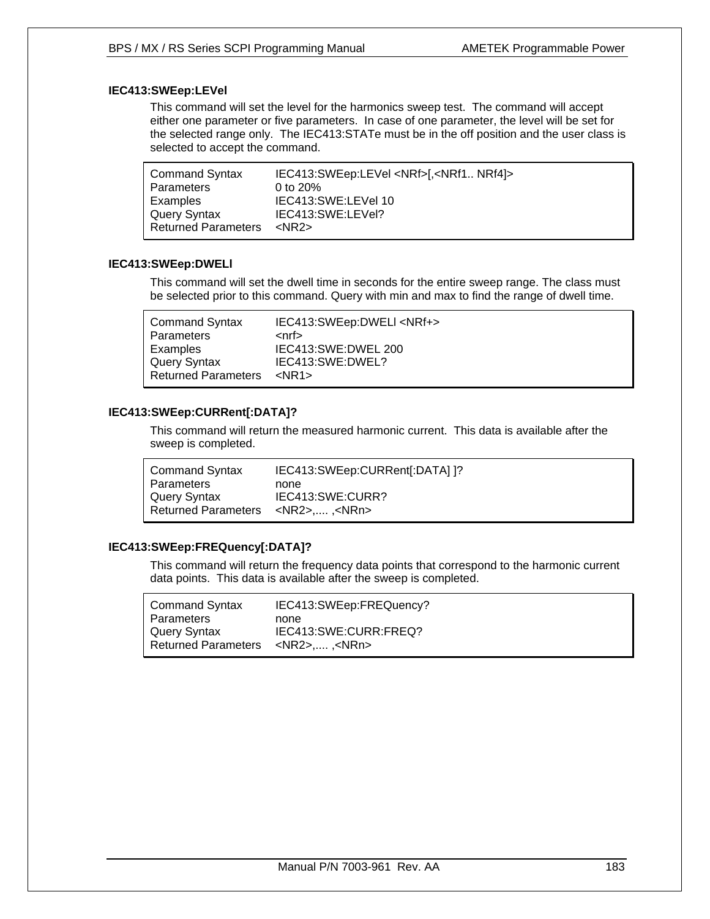### IEC413:SWEep:LEVel

This command will set the level for the harmonics sweep test. The command will accept either one parameter or five parameters. In case of one parameter, the level will be set for the selected range only. The IEC413:STATe must be in the off position and the user class is selected to accept the command.

| | |
|---|---|
| Command Syntax | IEC413:SWEep:LEVel <NRf>[,<NRf1.. NRf4]> |
| Parameters | 0 to 20% |
| Examples | IEC413:SWE:LEVel 10 |
| Query Syntax | IEC413:SWE:LEVel? |
| Returned Parameters | <NR2> |

### IEC413:SWEep:DWELl

This command will set the dwell time in seconds for the entire sweep range. The class must be selected prior to this command. Query with min and max to find the range of dwell time.

| | |
|---|---|
| Command Syntax | IEC413:SWEep:DWELl <NRf+> |
| Parameters | <nrf> |
| Examples | IEC413:SWE:DWEL 200 |
| Query Syntax | IEC413:SWE:DWEL? |
| Returned Parameters | <NR1> |

### IEC413:SWEep:CURRent[:DATA]?

This command will return the measured harmonic current. This data is available after the sweep is completed.

| | |
|---|---|
| Command Syntax | IEC413:SWEep:CURRent[:DATA] ]? |
| Parameters | none |
| Query Syntax | IEC413:SWE:CURR? |
| Returned Parameters | <NR2>,.... ,<NRn> |

### IEC413:SWEep:FREQuency[:DATA]?

This command will return the frequency data points that correspond to the harmonic current data points. This data is available after the sweep is completed.

| | |
|---|---|
| Command Syntax | IEC413:SWEep:FREQuency? |
| Parameters | none |
| Query Syntax | IEC413:SWE:CURR:FREQ? |
| Returned Parameters | <NR2>,.... ,<NRn> |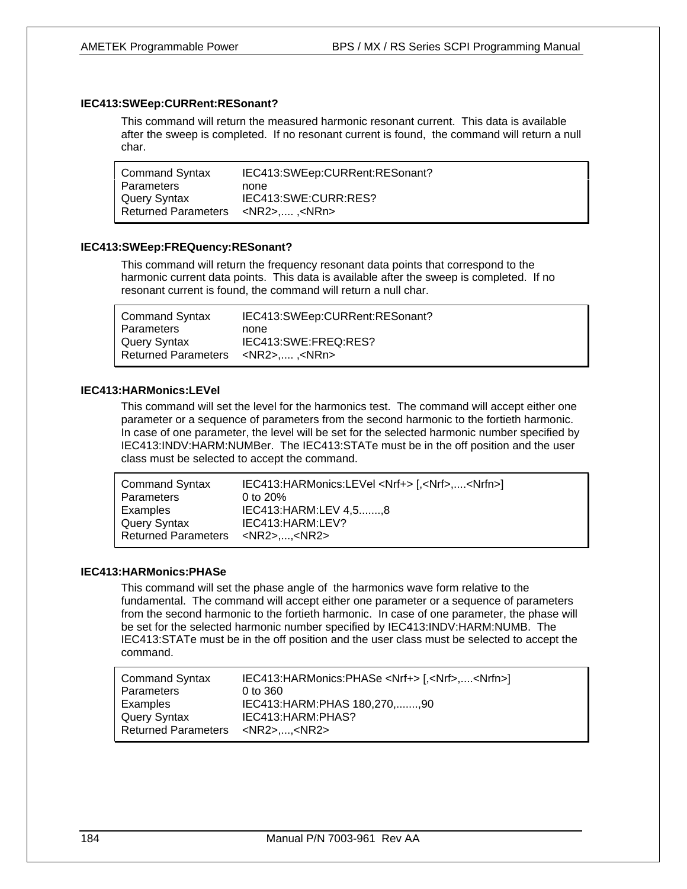### IEC413:SWEep:CURRent:RESonant?

This command will return the measured harmonic resonant current. This data is available after the sweep is completed. If no resonant current is found, the command will return a null char.

| | |
|---|---|
| Command Syntax | IEC413:SWEep:CURRent:RESonant? |
| Parameters | none |
| Query Syntax | IEC413:SWE:CURR:RES? |
| Returned Parameters | <NR2>,.... ,<NRn> |

### IEC413:SWEep:FREQuency:RESonant?

This command will return the frequency resonant data points that correspond to the harmonic current data points. This data is available after the sweep is completed. If no resonant current is found, the command will return a null char.

| | |
|---|---|
| Command Syntax | IEC413:SWEep:CURRent:RESonant? |
| Parameters | none |
| Query Syntax | IEC413:SWE:FREQ:RES? |
| Returned Parameters | <NR2>,.... ,<NRn> |

### IEC413:HARMonics:LEVel

This command will set the level for the harmonics test. The command will accept either one parameter or a sequence of parameters from the second harmonic to the fortieth harmonic. In case of one parameter, the level will be set for the selected harmonic number specified by IEC413:INDV:HARM:NUMBer. The IEC413:STATe must be in the off position and the user class must be selected to accept the command.

| | |
|---|---|
| Command Syntax | IEC413:HARMonics:LEVel <Nrf+> [,<Nrf>,....<Nrfn>] |
| Parameters | 0 to 20% |
| Examples | IEC413:HARM:LEV 4,5.......,8 |
| Query Syntax | IEC413:HARM:LEV? |
| Returned Parameters | <NR2>,...,<NR2> |

### IEC413:HARMonics:PHASe

This command will set the phase angle of the harmonics wave form relative to the fundamental. The command will accept either one parameter or a sequence of parameters from the second harmonic to the fortieth harmonic. In case of one parameter, the phase will be set for the selected harmonic number specified by IEC413:INDV:HARM:NUMB. The IEC413:STATe must be in the off position and the user class must be selected to accept the command.

| | |
|---|---|
| Command Syntax | IEC413:HARMonics:PHASe <Nrf+> [,<Nrf>,....<Nrfn>] |
| Parameters | 0 to 360 |
| Examples | IEC413:HARM:PHAS 180,270,.......,90 |
| Query Syntax | IEC413:HARM:PHAS? |
| Returned Parameters | <NR2>,...,<NR2> |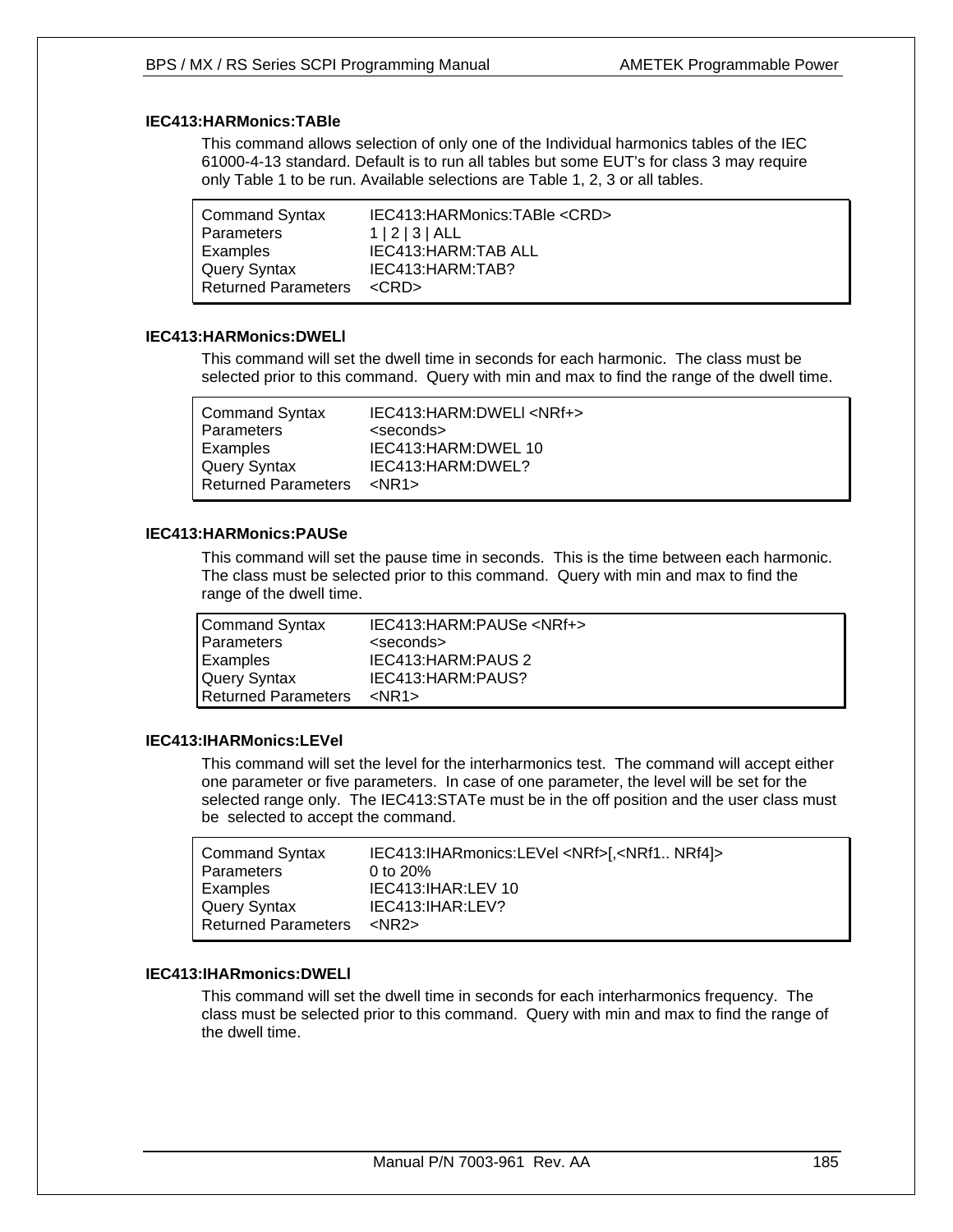### IEC413:HARMonics:TABle

This command allows selection of only one of the Individual harmonics tables of the IEC 61000-4-13 standard. Default is to run all tables but some EUT's for class 3 may require only Table 1 to be run. Available selections are Table 1, 2, 3 or all tables.

| | |
|---|---|
| Command Syntax | IEC413:HARMonics:TABle <CRD> |
| Parameters | 1 \| 2 \| 3 \| ALL |
| Examples | IEC413:HARM:TAB ALL |
| Query Syntax | IEC413:HARM:TAB? |
| Returned Parameters | <CRD> |

### IEC413:HARMonics:DWELl

This command will set the dwell time in seconds for each harmonic. The class must be selected prior to this command. Query with min and max to find the range of the dwell time.

| | |
|---|---|
| Command Syntax | IEC413:HARM:DWELl <NRf+> |
| Parameters | <seconds> |
| Examples | IEC413:HARM:DWEL 10 |
| Query Syntax | IEC413:HARM:DWEL? |
| Returned Parameters | <NR1> |

### IEC413:HARMonics:PAUSe

This command will set the pause time in seconds. This is the time between each harmonic. The class must be selected prior to this command. Query with min and max to find the range of the dwell time.

| | |
|---|---|
| Command Syntax | IEC413:HARM:PAUSe <NRf+> |
| Parameters | <seconds> |
| Examples | IEC413:HARM:PAUS 2 |
| Query Syntax | IEC413:HARM:PAUS? |
| Returned Parameters | <NR1> |

### IEC413:IHARMonics:LEVel

This command will set the level for the interharmonics test. The command will accept either one parameter or five parameters. In case of one parameter, the level will be set for the selected range only. The IEC413:STATe must be in the off position and the user class must be selected to accept the command.

| | |
|---|---|
| Command Syntax | IEC413:IHARmonics:LEVel <NRf>[,<NRf1.. NRf4]> |
| Parameters | 0 to 20% |
| Examples | IEC413:IHAR:LEV 10 |
| Query Syntax | IEC413:IHAR:LEV? |
| Returned Parameters | <NR2> |

### IEC413:IHARmonics:DWELl

This command will set the dwell time in seconds for each interharmonics frequency. The class must be selected prior to this command. Query with min and max to find the range of the dwell time.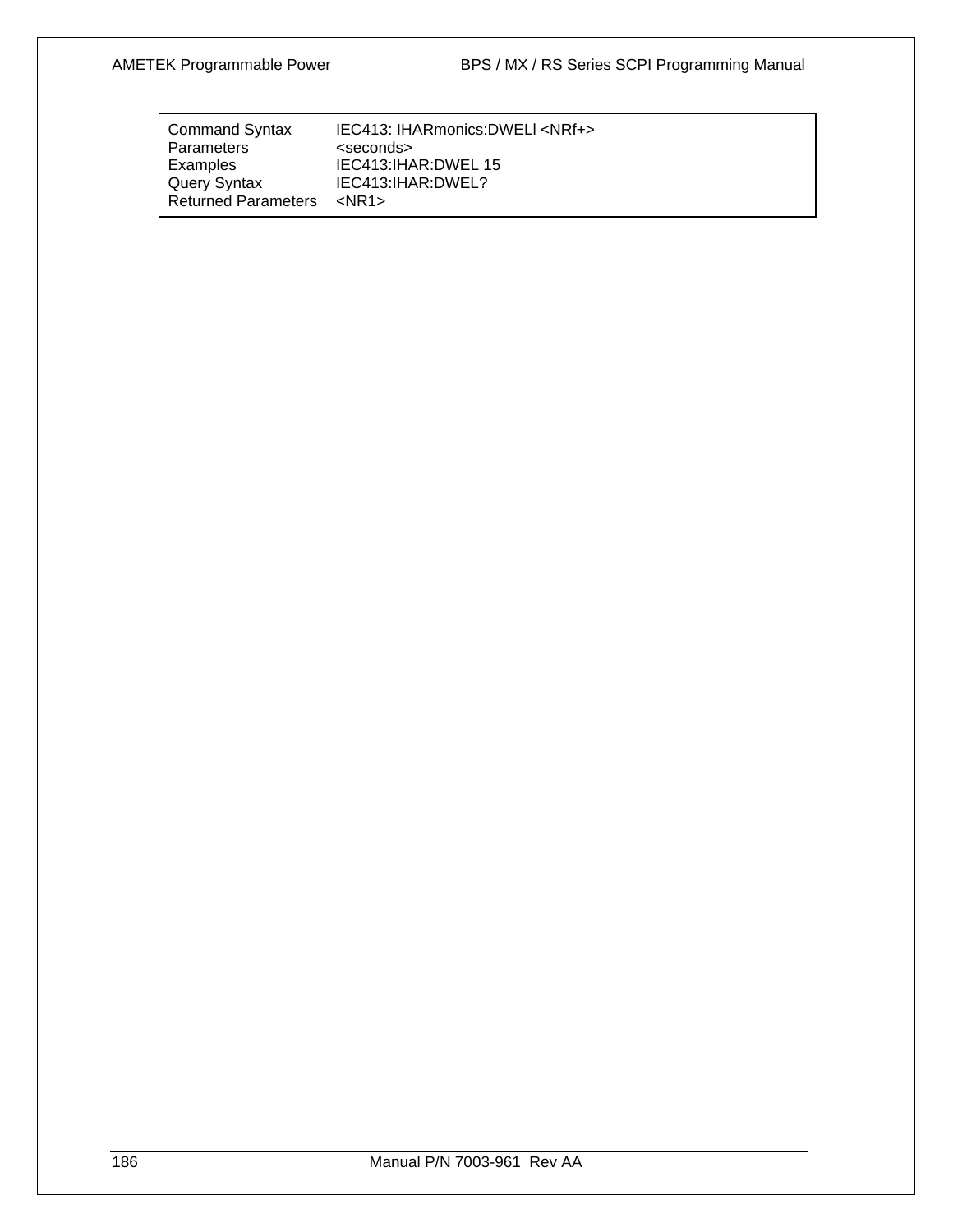| | |
|---|---|
| Command Syntax | IEC413: IHARmonics:DWELl <NRf+> |
| Parameters | <seconds> |
| Examples | IEC413:IHAR:DWEL 15 |
| Query Syntax | IEC413:IHAR:DWEL? |
| Returned Parameters | <NR1> |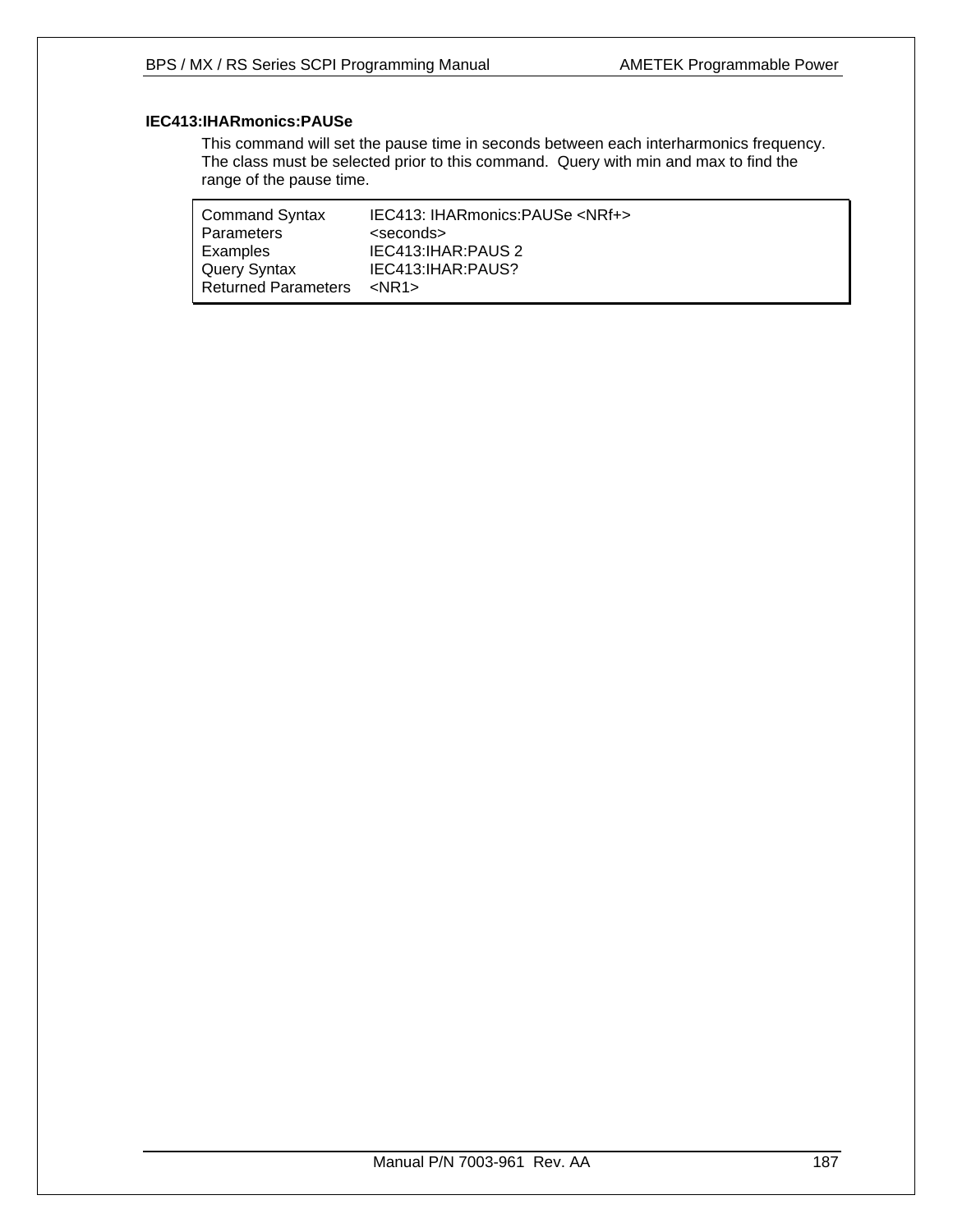### IEC413:IHARmonics:PAUSe

This command will set the pause time in seconds between each interharmonics frequency. The class must be selected prior to this command. Query with min and max to find the range of the pause time.

| | |
|---|---|
| Command Syntax | IEC413: IHARmonics:PAUSe <NRf+> |
| Parameters | <seconds> |
| Examples | IEC413:IHAR:PAUS 2 |
| Query Syntax | IEC413:IHAR:PAUS? |
| Returned Parameters | <NR1> |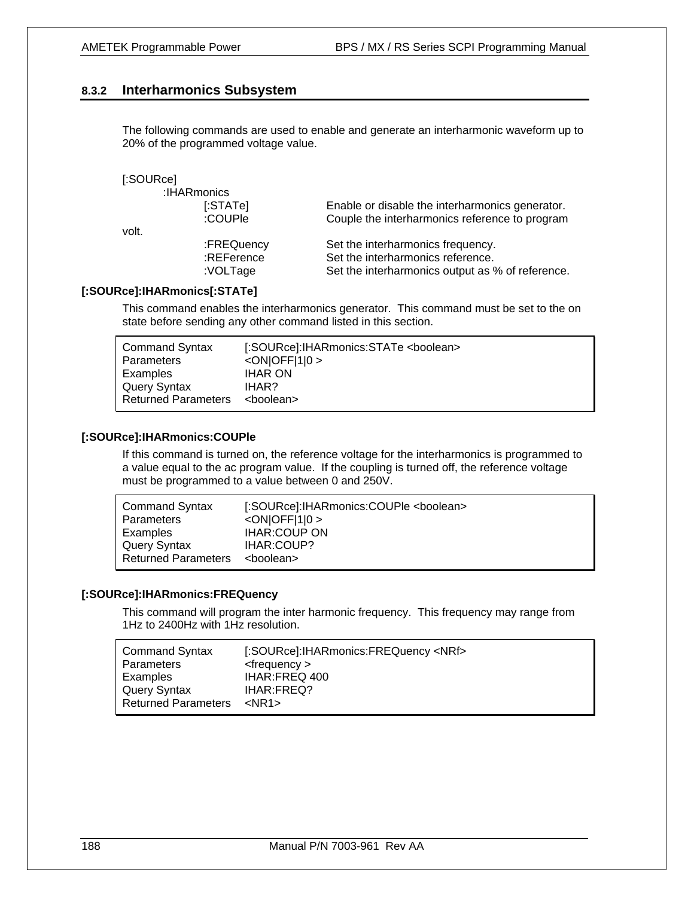### 8.3.2 Interharmonics Subsystem

The following commands are used to enable and generate an interharmonic waveform up to 20% of the programmed voltage value.

```
[:SOURce]
        :IHARmonics
                [:STATe]        Enable or disable the interharmonics generator.
                :COUPle         Couple the interharmonics reference to program volt.
                :FREQuency      Set the interharmonics frequency.
                :REFerence      Set the interharmonics reference.
                :VOLTage        Set the interharmonics output as % of reference.
```

**[:SOURce]:IHARmonics[:STATe]**

This command enables the interharmonics generator. This command must be set to the on state before sending any other command listed in this section.

| | |
|---|---|
| Command Syntax | [:SOURce]:IHARmonics:STATe <boolean> |
| Parameters | <ON\|OFF\|1\|0 > |
| Examples | IHAR ON |
| Query Syntax | IHAR? |
| Returned Parameters | <boolean> |

**[:SOURce]:IHARmonics:COUPle**

If this command is turned on, the reference voltage for the interharmonics is programmed to a value equal to the ac program value. If the coupling is turned off, the reference voltage must be programmed to a value between 0 and 250V.

| | |
|---|---|
| Command Syntax | [:SOURce]:IHARmonics:COUPle <boolean> |
| Parameters | <ON\|OFF\|1\|0 > |
| Examples | IHAR:COUP ON |
| Query Syntax | IHAR:COUP? |
| Returned Parameters | <boolean> |

**[:SOURce]:IHARmonics:FREQuency**

This command will program the inter harmonic frequency. This frequency may range from 1Hz to 2400Hz with 1Hz resolution.

| | |
|---|---|
| Command Syntax | [:SOURce]:IHARmonics:FREQuency <NRf> |
| Parameters | <frequency > |
| Examples | IHAR:FREQ 400 |
| Query Syntax | IHAR:FREQ? |
| Returned Parameters | <NR1> |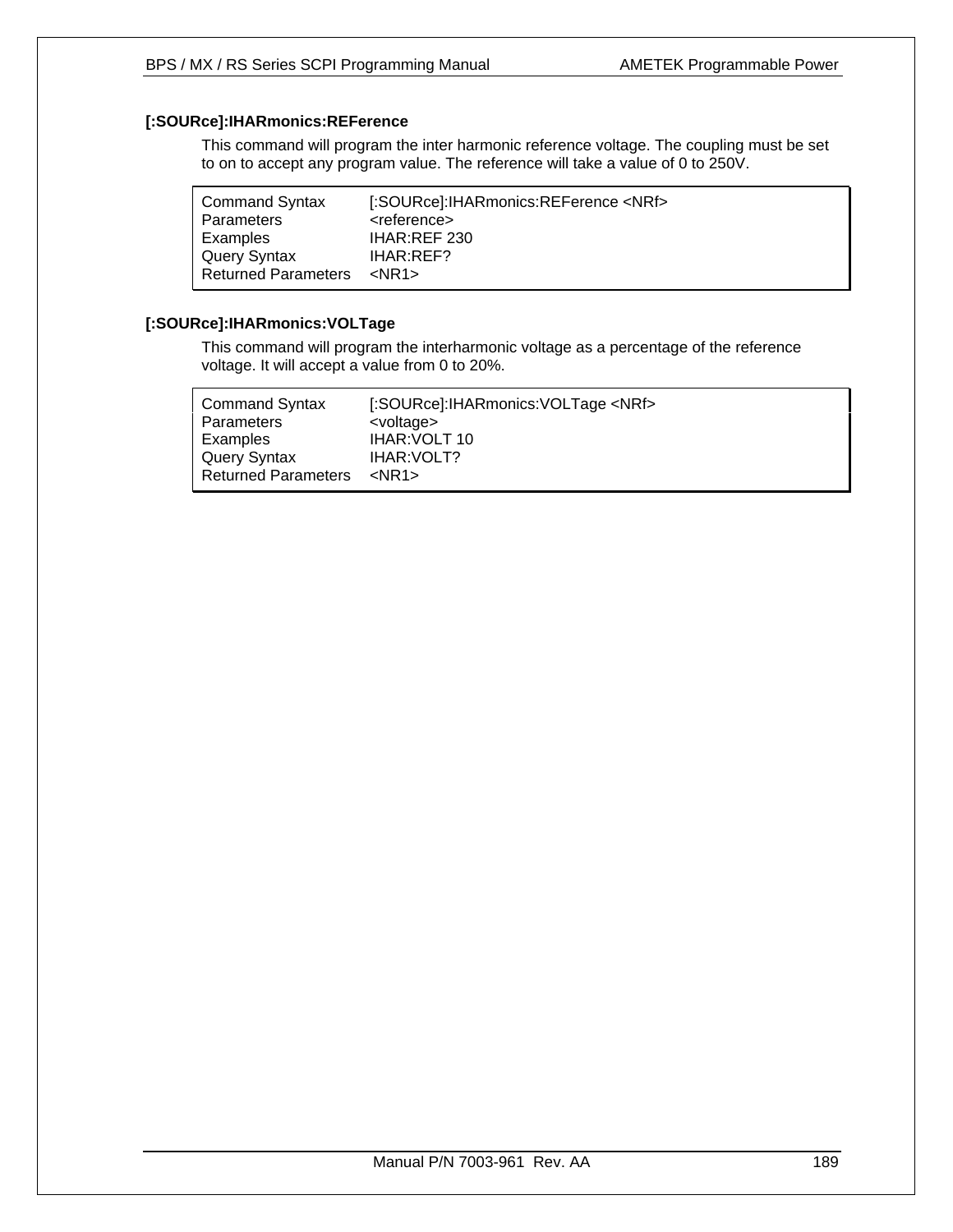### [:SOURce]:IHARmonics:REFerence

This command will program the inter harmonic reference voltage. The coupling must be set to on to accept any program value. The reference will take a value of 0 to 250V.

| | |
|---|---|
| Command Syntax | [:SOURce]:IHARmonics:REFerence <NRf> |
| Parameters | <reference> |
| Examples | IHAR:REF 230 |
| Query Syntax | IHAR:REF? |
| Returned Parameters | <NR1> |

### [:SOURce]:IHARmonics:VOLTage

This command will program the interharmonic voltage as a percentage of the reference voltage. It will accept a value from 0 to 20%.

| | |
|---|---|
| Command Syntax | [:SOURce]:IHARmonics:VOLTage <NRf> |
| Parameters | <voltage> |
| Examples | IHAR:VOLT 10 |
| Query Syntax | IHAR:VOLT? |
| Returned Parameters | <NR1> |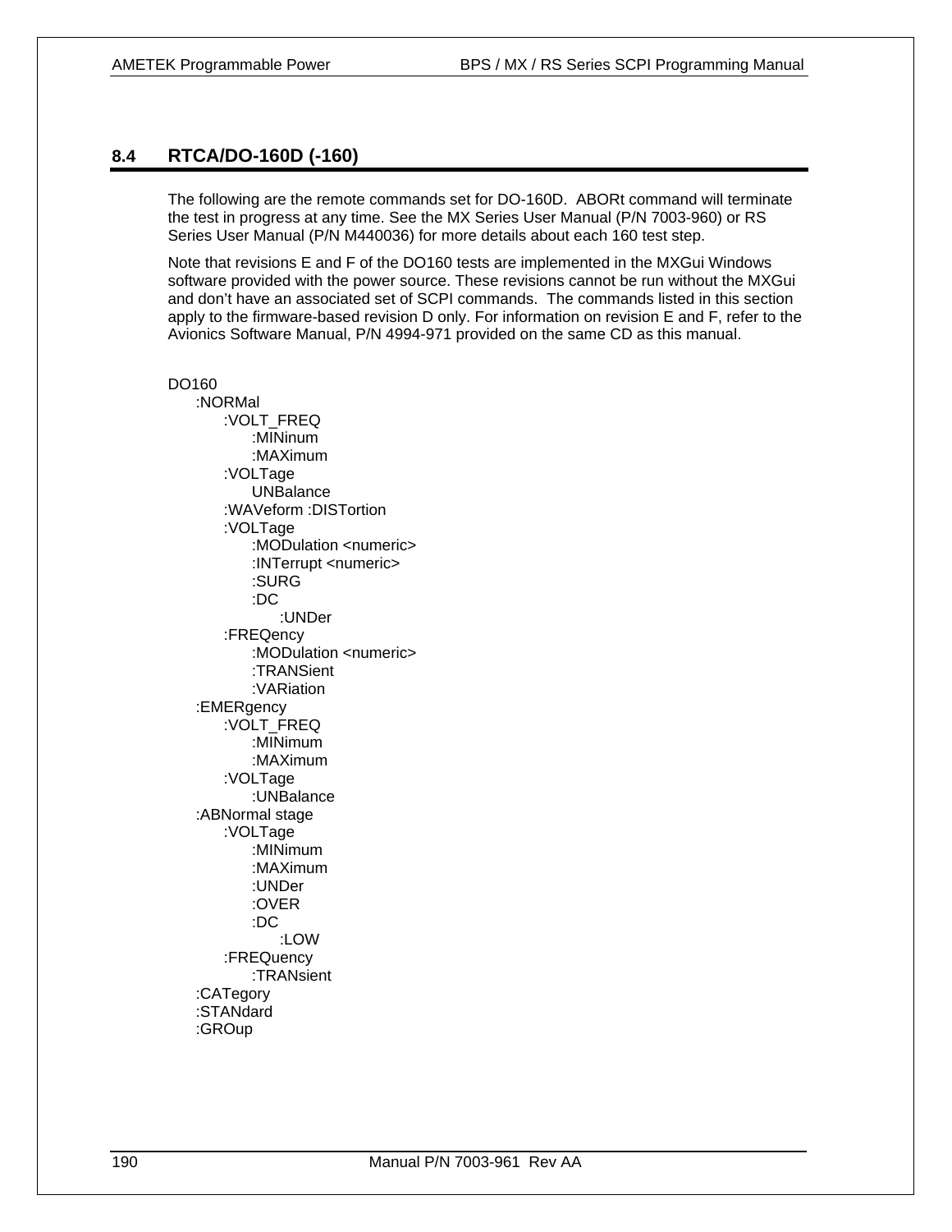## 8.4 RTCA/DO-160D (-160)

The following are the remote commands set for DO-160D. ABORt command will terminate the test in progress at any time. See the MX Series User Manual (P/N 7003-960) or RS Series User Manual (P/N M440036) for more details about each 160 test step.

Note that revisions E and F of the DO160 tests are implemented in the MXGui Windows software provided with the power source. These revisions cannot be run without the MXGui and don't have an associated set of SCPI commands. The commands listed in this section apply to the firmware-based revision D only. For information on revision E and F, refer to the Avionics Software Manual, P/N 4994-971 provided on the same CD as this manual.

```
DO160
    :NORMal
        :VOLT_FREQ
            :MINinum
            :MAXimum
        :VOLTage
            UNBalance
        :WAVeform :DISTortion
        :VOLTage
            :MODulation <numeric>
            :INTerrupt <numeric>
            :SURG
            :DC
                :UNDer
        :FREQency
            :MODulation <numeric>
            :TRANSient
            :VARiation
    :EMERgency
        :VOLT_FREQ
            :MINimum
            :MAXimum
        :VOLTage
            :UNBalance
    :ABNormal stage
        :VOLTage
            :MINimum
            :MAXimum
            :UNDer
            :OVER
            :DC
                :LOW
        :FREQuency
            :TRANsient
    :CATegory
    :STANdard
    :GROup
```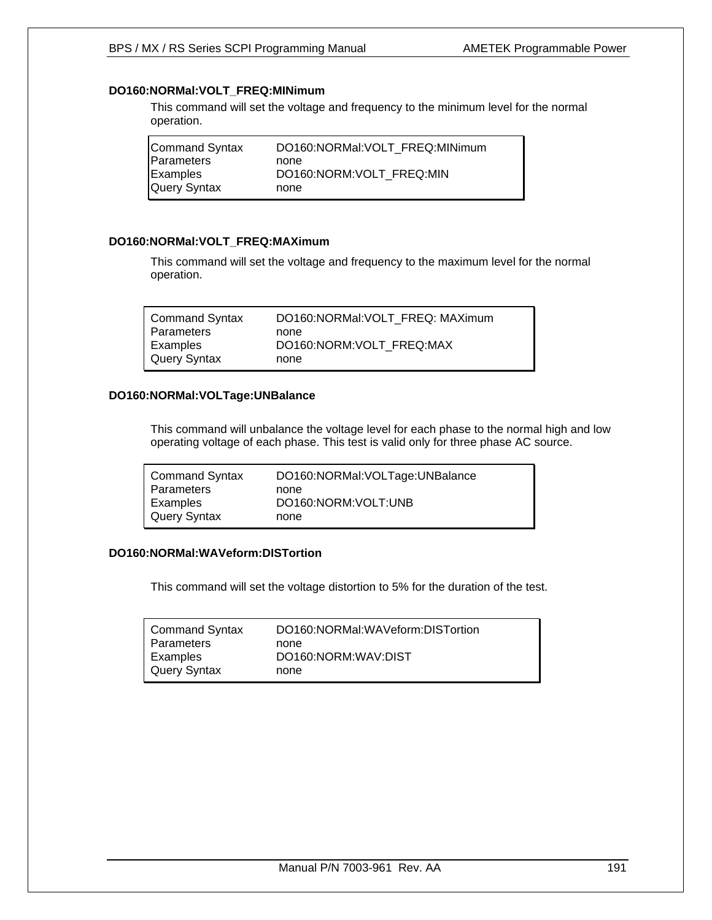### DO160:NORMal:VOLT_FREQ:MINimum

This command will set the voltage and frequency to the minimum level for the normal operation.

| | |
|---|---|
| Command Syntax | DO160:NORMal:VOLT_FREQ:MINimum |
| Parameters | none |
| Examples | DO160:NORM:VOLT_FREQ:MIN |
| Query Syntax | none |

### DO160:NORMal:VOLT_FREQ:MAXimum

This command will set the voltage and frequency to the maximum level for the normal operation.

| | |
|---|---|
| Command Syntax | DO160:NORMal:VOLT_FREQ: MAXimum |
| Parameters | none |
| Examples | DO160:NORM:VOLT_FREQ:MAX |
| Query Syntax | none |

### DO160:NORMal:VOLTage:UNBalance

This command will unbalance the voltage level for each phase to the normal high and low operating voltage of each phase. This test is valid only for three phase AC source.

| | |
|---|---|
| Command Syntax | DO160:NORMal:VOLTage:UNBalance |
| Parameters | none |
| Examples | DO160:NORM:VOLT:UNB |
| Query Syntax | none |

### DO160:NORMal:WAVeform:DISTortion

This command will set the voltage distortion to 5% for the duration of the test.

| | |
|---|---|
| Command Syntax | DO160:NORMal:WAVeform:DISTortion |
| Parameters | none |
| Examples | DO160:NORM:WAV:DIST |
| Query Syntax | none |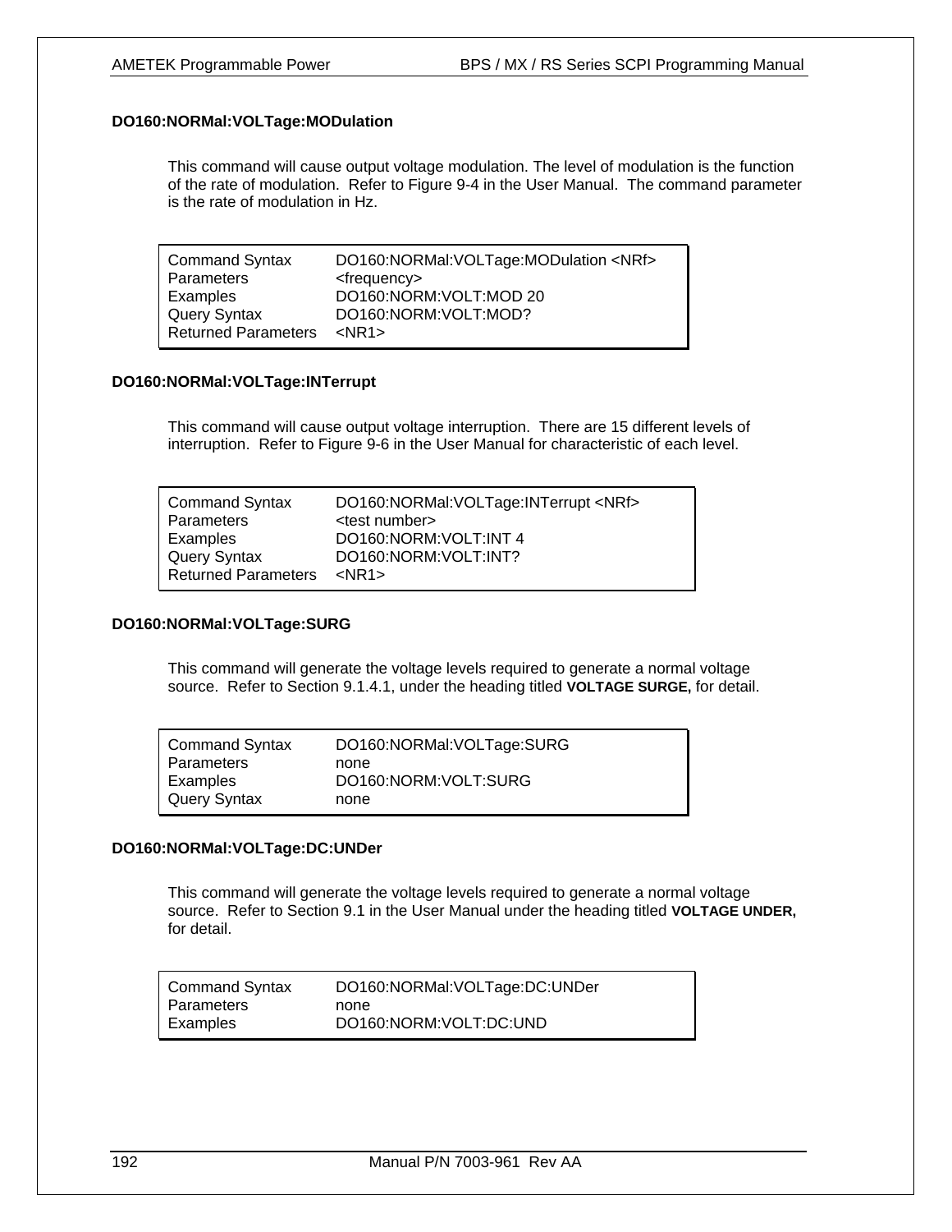### DO160:NORMal:VOLTage:MODulation

This command will cause output voltage modulation. The level of modulation is the function of the rate of modulation. Refer to Figure 9-4 in the User Manual. The command parameter is the rate of modulation in Hz.

| | |
|---|---|
| Command Syntax | DO160:NORMal:VOLTage:MODulation <NRf> |
| Parameters | <frequency> |
| Examples | DO160:NORM:VOLT:MOD 20 |
| Query Syntax | DO160:NORM:VOLT:MOD? |
| Returned Parameters | <NR1> |

### DO160:NORMal:VOLTage:INTerrupt

This command will cause output voltage interruption. There are 15 different levels of interruption. Refer to Figure 9-6 in the User Manual for characteristic of each level.

| | |
|---|---|
| Command Syntax | DO160:NORMal:VOLTage:INTerrupt <NRf> |
| Parameters | <test number> |
| Examples | DO160:NORM:VOLT:INT 4 |
| Query Syntax | DO160:NORM:VOLT:INT? |
| Returned Parameters | <NR1> |

### DO160:NORMal:VOLTage:SURG

This command will generate the voltage levels required to generate a normal voltage source. Refer to Section 9.1.4.1, under the heading titled **VOLTAGE SURGE,** for detail.

| | |
|---|---|
| Command Syntax | DO160:NORMal:VOLTage:SURG |
| Parameters | none |
| Examples | DO160:NORM:VOLT:SURG |
| Query Syntax | none |

### DO160:NORMal:VOLTage:DC:UNDer

This command will generate the voltage levels required to generate a normal voltage source. Refer to Section 9.1 in the User Manual under the heading titled **VOLTAGE UNDER,** for detail.

| | |
|---|---|
| Command Syntax | DO160:NORMal:VOLTage:DC:UNDer |
| Parameters | none |
| Examples | DO160:NORM:VOLT:DC:UND |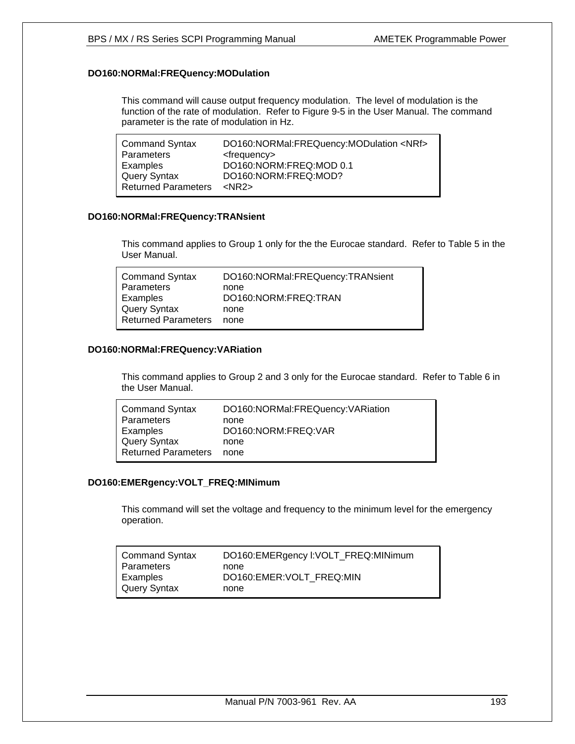### DO160:NORMal:FREQuency:MODulation

This command will cause output frequency modulation. The level of modulation is the function of the rate of modulation. Refer to Figure 9-5 in the User Manual. The command parameter is the rate of modulation in Hz.

| | |
|---|---|
| Command Syntax | DO160:NORMal:FREQuency:MODulation <NRf> |
| Parameters | <frequency> |
| Examples | DO160:NORM:FREQ:MOD 0.1 |
| Query Syntax | DO160:NORM:FREQ:MOD? |
| Returned Parameters | <NR2> |

### DO160:NORMal:FREQuency:TRANsient

This command applies to Group 1 only for the the Eurocae standard. Refer to Table 5 in the User Manual.

| | |
|---|---|
| Command Syntax | DO160:NORMal:FREQuency:TRANsient |
| Parameters | none |
| Examples | DO160:NORM:FREQ:TRAN |
| Query Syntax | none |
| Returned Parameters | none |

### DO160:NORMal:FREQuency:VARiation

This command applies to Group 2 and 3 only for the Eurocae standard. Refer to Table 6 in the User Manual.

| | |
|---|---|
| Command Syntax | DO160:NORMal:FREQuency:VARiation |
| Parameters | none |
| Examples | DO160:NORM:FREQ:VAR |
| Query Syntax | none |
| Returned Parameters | none |

### DO160:EMERgency:VOLT_FREQ:MINimum

This command will set the voltage and frequency to the minimum level for the emergency operation.

| | |
|---|---|
| Command Syntax | DO160:EMERgency l:VOLT_FREQ:MINimum |
| Parameters | none |
| Examples | DO160:EMER:VOLT_FREQ:MIN |
| Query Syntax | none |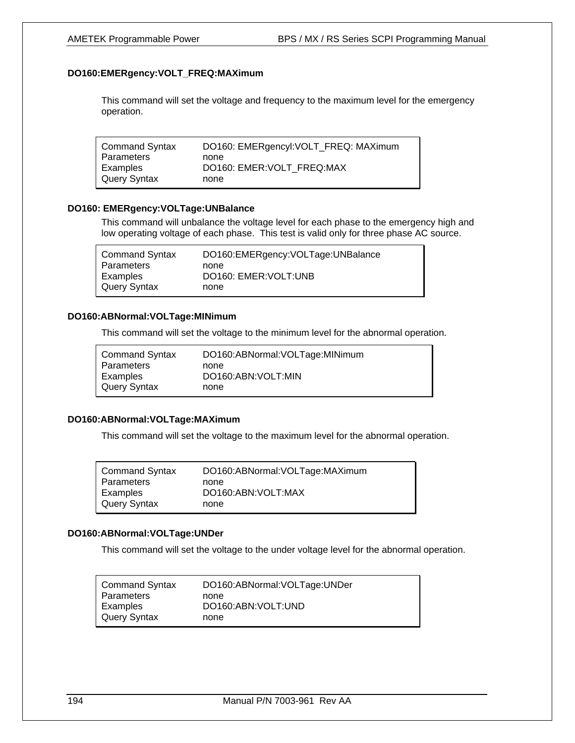### DO160:EMERgency:VOLT_FREQ:MAXimum

This command will set the voltage and frequency to the maximum level for the emergency operation.

| | |
|---|---|
| Command Syntax | DO160: EMERgencyl:VOLT_FREQ: MAXimum |
| Parameters | none |
| Examples | DO160: EMER:VOLT_FREQ:MAX |
| Query Syntax | none |

### DO160: EMERgency:VOLTage:UNBalance

This command will unbalance the voltage level for each phase to the emergency high and low operating voltage of each phase. This test is valid only for three phase AC source.

| | |
|---|---|
| Command Syntax | DO160:EMERgency:VOLTage:UNBalance |
| Parameters | none |
| Examples | DO160: EMER:VOLT:UNB |
| Query Syntax | none |

### DO160:ABNormal:VOLTage:MINimum

This command will set the voltage to the minimum level for the abnormal operation.

| | |
|---|---|
| Command Syntax | DO160:ABNormal:VOLTage:MINimum |
| Parameters | none |
| Examples | DO160:ABN:VOLT:MIN |
| Query Syntax | none |

### DO160:ABNormal:VOLTage:MAXimum

This command will set the voltage to the maximum level for the abnormal operation.

| | |
|---|---|
| Command Syntax | DO160:ABNormal:VOLTage:MAXimum |
| Parameters | none |
| Examples | DO160:ABN:VOLT:MAX |
| Query Syntax | none |

### DO160:ABNormal:VOLTage:UNDer

This command will set the voltage to the under voltage level for the abnormal operation.

| | |
|---|---|
| Command Syntax | DO160:ABNormal:VOLTage:UNDer |
| Parameters | none |
| Examples | DO160:ABN:VOLT:UND |
| Query Syntax | none |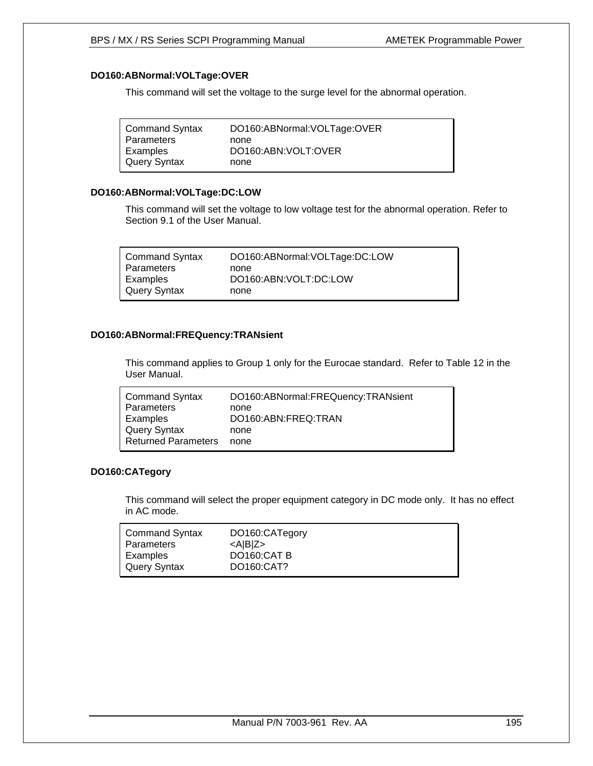### DO160:ABNormal:VOLTage:OVER

This command will set the voltage to the surge level for the abnormal operation.

| | |
|---|---|
| Command Syntax | DO160:ABNormal:VOLTage:OVER |
| Parameters | none |
| Examples | DO160:ABN:VOLT:OVER |
| Query Syntax | none |

### DO160:ABNormal:VOLTage:DC:LOW

This command will set the voltage to low voltage test for the abnormal operation. Refer to Section 9.1 of the User Manual.

| | |
|---|---|
| Command Syntax | DO160:ABNormal:VOLTage:DC:LOW |
| Parameters | none |
| Examples | DO160:ABN:VOLT:DC:LOW |
| Query Syntax | none |

### DO160:ABNormal:FREQuency:TRANsient

This command applies to Group 1 only for the Eurocae standard. Refer to Table 12 in the User Manual.

| | |
|---|---|
| Command Syntax | DO160:ABNormal:FREQuency:TRANsient |
| Parameters | none |
| Examples | DO160:ABN:FREQ:TRAN |
| Query Syntax | none |
| Returned Parameters | none |

### DO160:CATegory

This command will select the proper equipment category in DC mode only. It has no effect in AC mode.

| | |
|---|---|
| Command Syntax | DO160:CATegory |
| Parameters | <A\|B\|Z> |
| Examples | DO160:CAT B |
| Query Syntax | DO160:CAT? |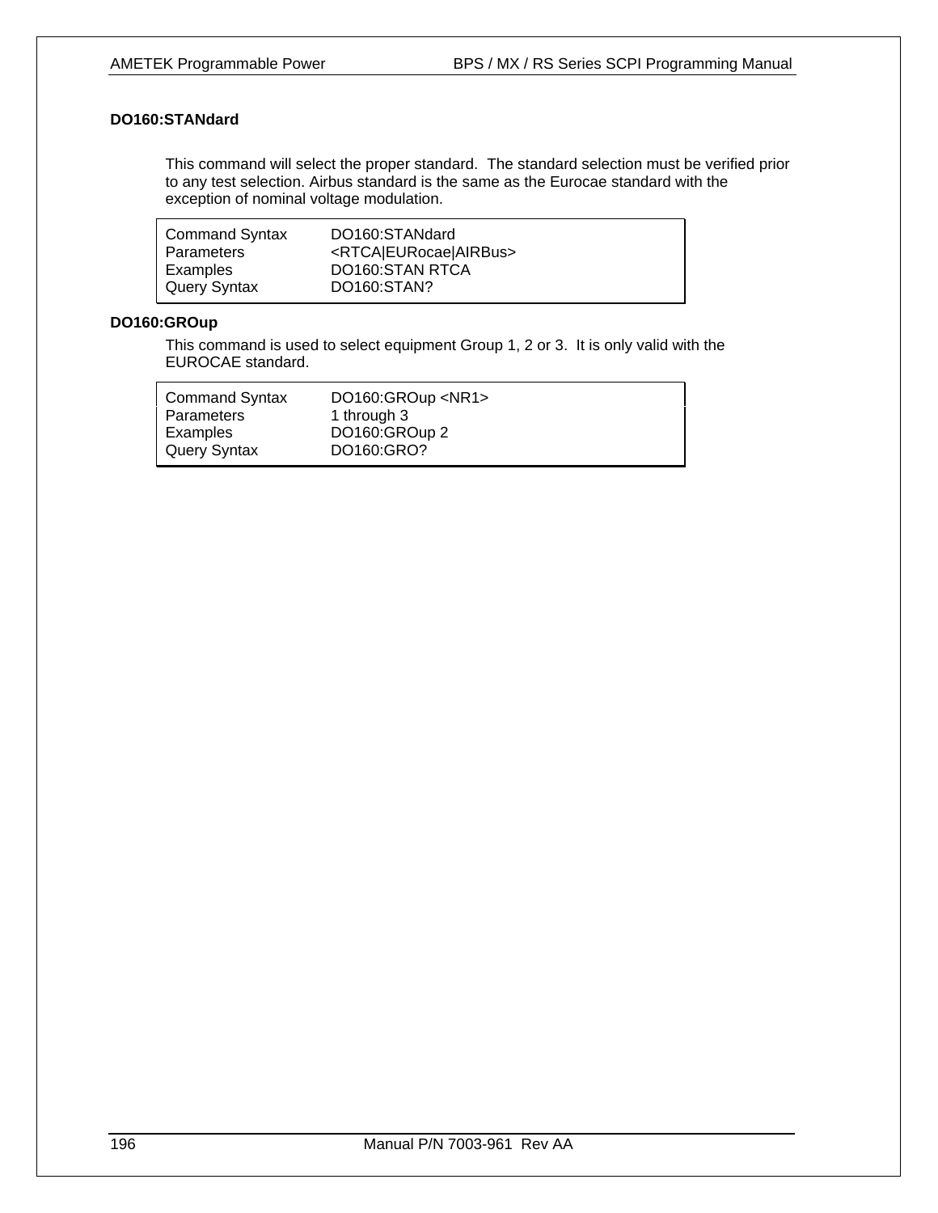### DO160:STANdard

This command will select the proper standard. The standard selection must be verified prior to any test selection. Airbus standard is the same as the Eurocae standard with the exception of nominal voltage modulation.

| | |
|---|---|
| Command Syntax | DO160:STANdard |
| Parameters | <RTCA\|EURocae\|AIRBus> |
| Examples | DO160:STAN RTCA |
| Query Syntax | DO160:STAN? |

### DO160:GROup

This command is used to select equipment Group 1, 2 or 3. It is only valid with the EUROCAE standard.

| | |
|---|---|
| Command Syntax | DO160:GROup <NR1> |
| Parameters | 1 through 3 |
| Examples | DO160:GROup 2 |
| Query Syntax | DO160:GRO? |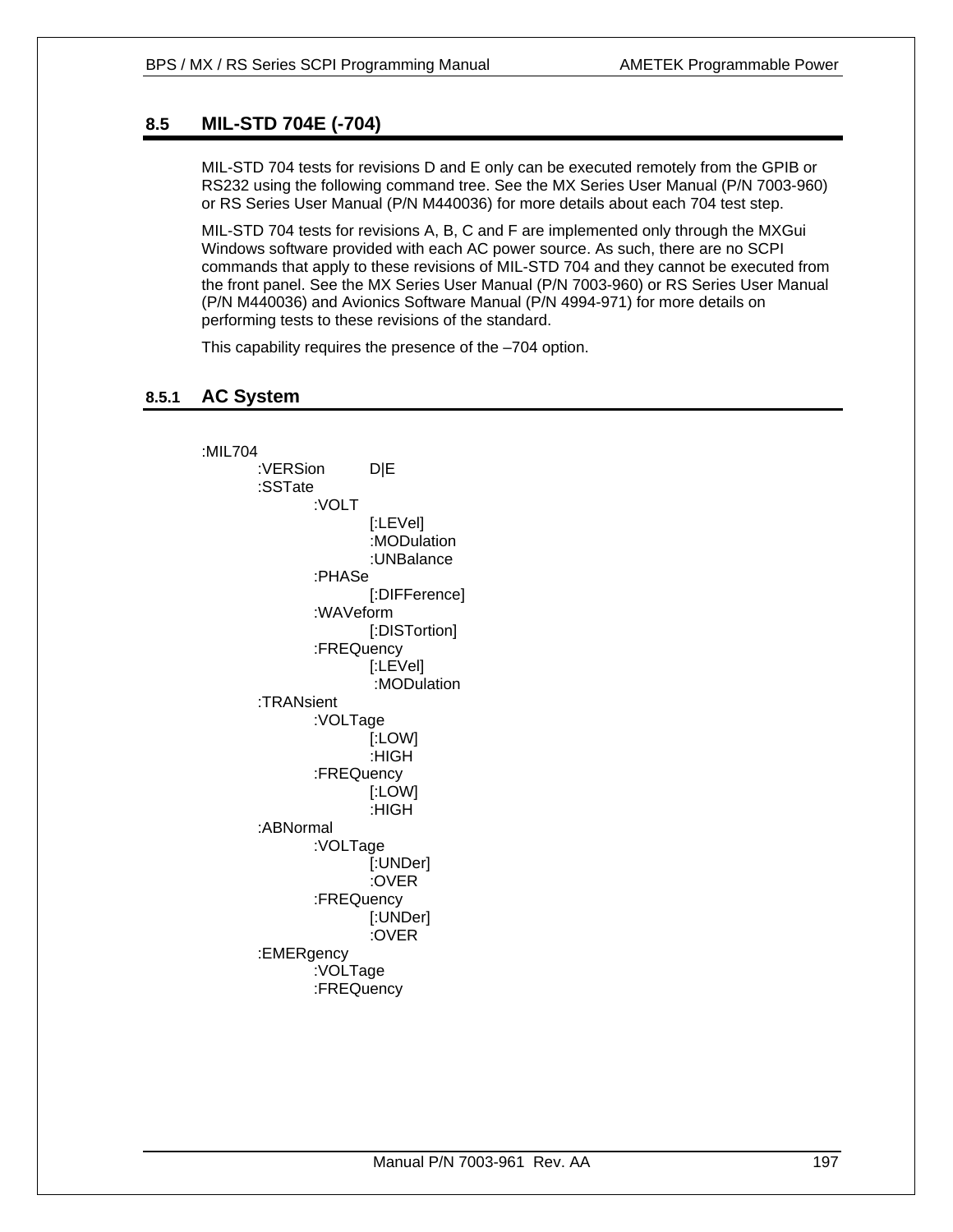## 8.5 MIL-STD 704E (-704)

MIL-STD 704 tests for revisions D and E only can be executed remotely from the GPIB or RS232 using the following command tree. See the MX Series User Manual (P/N 7003-960) or RS Series User Manual (P/N M440036) for more details about each 704 test step.

MIL-STD 704 tests for revisions A, B, C and F are implemented only through the MXGui Windows software provided with each AC power source. As such, there are no SCPI commands that apply to these revisions of MIL-STD 704 and they cannot be executed from the front panel. See the MX Series User Manual (P/N 7003-960) or RS Series User Manual (P/N M440036) and Avionics Software Manual (P/N 4994-971) for more details on performing tests to these revisions of the standard.

This capability requires the presence of the –704 option.

### 8.5.1 AC System

```
:MIL704
        :VERSion        D|E
        :SSTate
                :VOLT
                        [:LEVel]
                        :MODulation
                        :UNBalance
                :PHASe
                        [:DIFFerence]
                :WAVeform
                        [:DISTortion]
                :FREQuency
                        [:LEVel]
                        :MODulation
        :TRANsient
                :VOLTage
                        [:LOW]
                        :HIGH
                :FREQuency
                        [:LOW]
                        :HIGH
        :ABNormal
                :VOLTage
                        [:UNDer]
                        :OVER
                :FREQuency
                        [:UNDer]
                        :OVER
        :EMERgency
                :VOLTage
                :FREQuency
```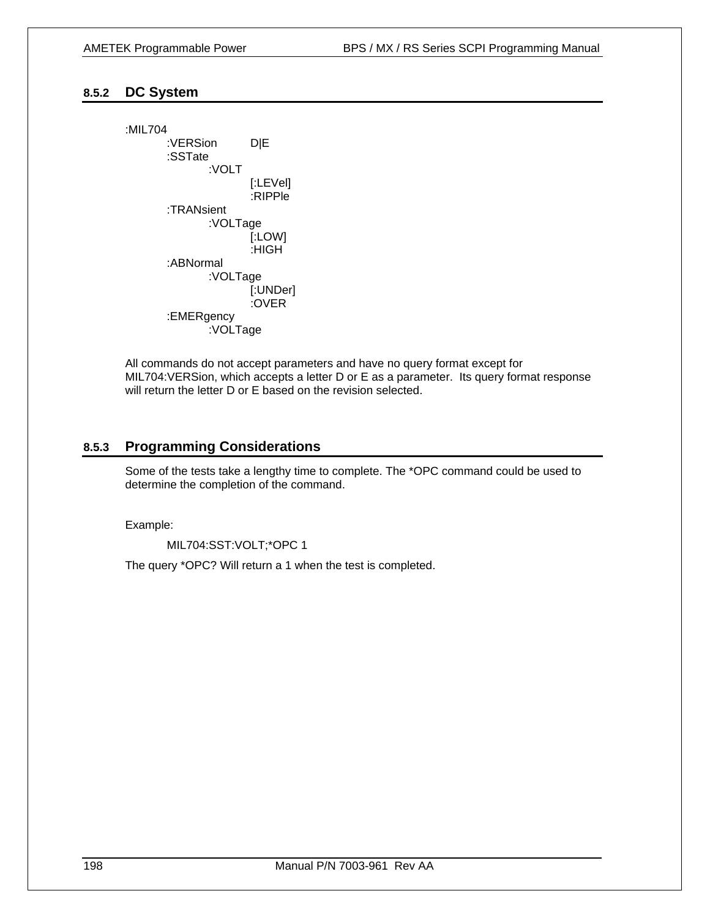### 8.5.2 DC System

```
:MIL704
        :VERSion        D|E
        :SSTate
                :VOLT
                        [:LEVel]
                        :RIPPle
        :TRANsient
                :VOLTage
                        [:LOW]
                        :HIGH
        :ABNormal
                :VOLTage
                        [:UNDer]
                        :OVER
        :EMERgency
                :VOLTage
```

All commands do not accept parameters and have no query format except for MIL704:VERSion, which accepts a letter D or E as a parameter. Its query format response will return the letter D or E based on the revision selected.

### 8.5.3 Programming Considerations

Some of the tests take a lengthy time to complete. The *OPC command could be used to determine the completion of the command.

Example:

```
MIL704:SST:VOLT;*OPC 1
```

The query *OPC? Will return a 1 when the test is completed.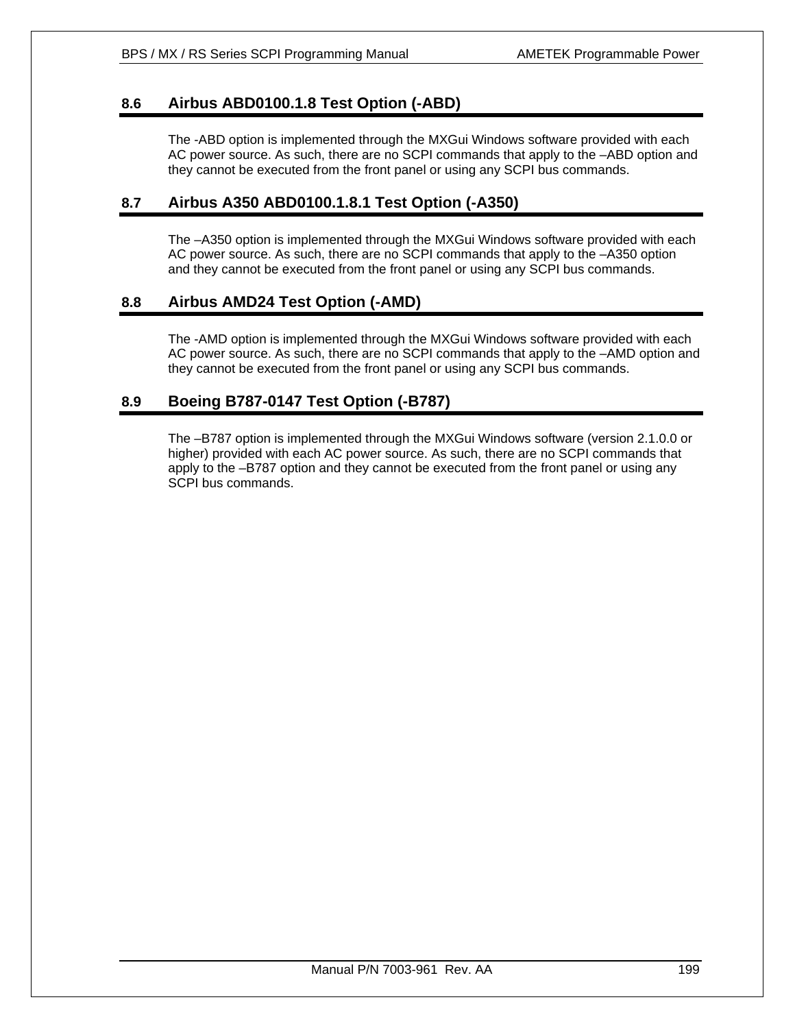## 8.6 Airbus ABD0100.1.8 Test Option (-ABD)

The -ABD option is implemented through the MXGui Windows software provided with each AC power source. As such, there are no SCPI commands that apply to the –ABD option and they cannot be executed from the front panel or using any SCPI bus commands.

## 8.7 Airbus A350 ABD0100.1.8.1 Test Option (-A350)

The –A350 option is implemented through the MXGui Windows software provided with each AC power source. As such, there are no SCPI commands that apply to the –A350 option and they cannot be executed from the front panel or using any SCPI bus commands.

## 8.8 Airbus AMD24 Test Option (-AMD)

The -AMD option is implemented through the MXGui Windows software provided with each AC power source. As such, there are no SCPI commands that apply to the –AMD option and they cannot be executed from the front panel or using any SCPI bus commands.

## 8.9 Boeing B787-0147 Test Option (-B787)

The –B787 option is implemented through the MXGui Windows software (version 2.1.0.0 or higher) provided with each AC power source. As such, there are no SCPI commands that apply to the –B787 option and they cannot be executed from the front panel or using any SCPI bus commands.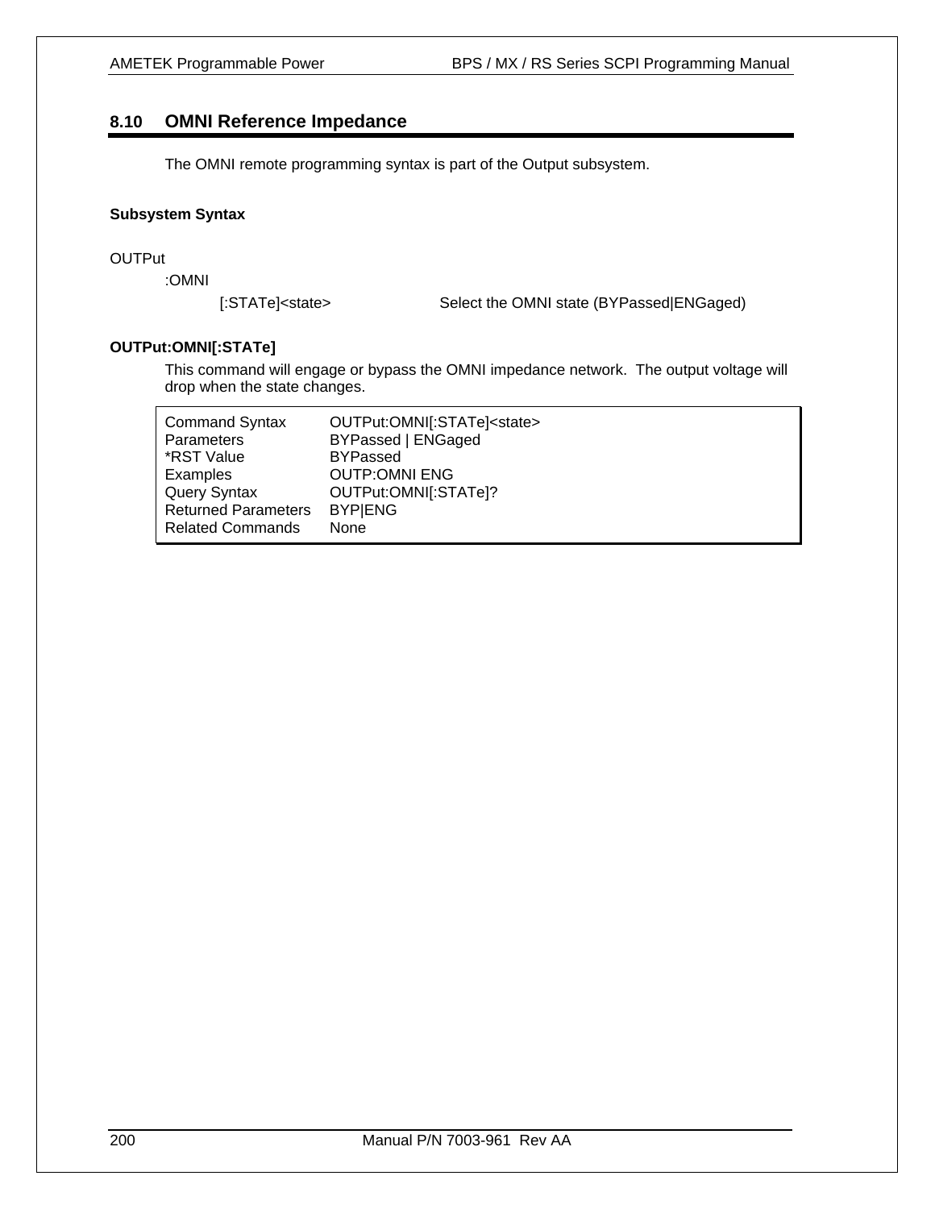## 8.10 OMNI Reference Impedance

The OMNI remote programming syntax is part of the Output subsystem.

**Subsystem Syntax**

OUTPut
:OMNI
[:STATe]<state>    Select the OMNI state (BYPassed|ENGaged)

**OUTPut:OMNI[:STATe]**

This command will engage or bypass the OMNI impedance network. The output voltage will drop when the state changes.

| | |
|---|---|
| Command Syntax | OUTPut:OMNI[:STATe]<state> |
| Parameters | BYPassed \| ENGaged |
| *RST Value | BYPassed |
| Examples | OUTP:OMNI ENG |
| Query Syntax | OUTPut:OMNI[:STATe]? |
| Returned Parameters | BYP\|ENG |
| Related Commands | None |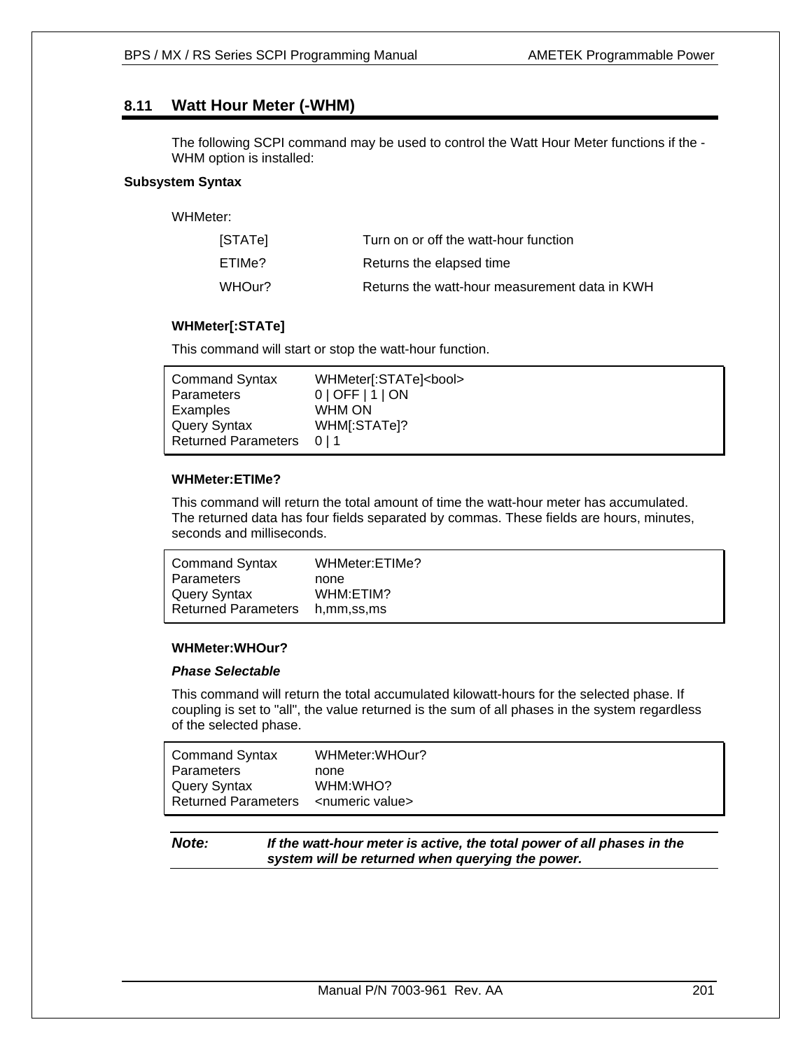## 8.11 Watt Hour Meter (-WHM)

The following SCPI command may be used to control the Watt Hour Meter functions if the -WHM option is installed:

**Subsystem Syntax**

WHMeter:

| | |
|---|---|
| [STATe] | Turn on or off the watt-hour function |
| ETIMe? | Returns the elapsed time |
| WHOur? | Returns the watt-hour measurement data in KWH |

### WHMeter[:STATe]

This command will start or stop the watt-hour function.

| | |
|---|---|
| Command Syntax | WHMeter[:STATe]<bool> |
| Parameters | 0 \| OFF \| 1 \| ON |
| Examples | WHM ON |
| Query Syntax | WHM[:STATe]? |
| Returned Parameters | 0 \| 1 |

### WHMeter:ETIMe?

This command will return the total amount of time the watt-hour meter has accumulated. The returned data has four fields separated by commas. These fields are hours, minutes, seconds and milliseconds.

| | |
|---|---|
| Command Syntax | WHMeter:ETIMe? |
| Parameters | none |
| Query Syntax | WHM:ETIM? |
| Returned Parameters | h,mm,ss,ms |

### WHMeter:WHOur?

***Phase Selectable***

This command will return the total accumulated kilowatt-hours for the selected phase. If coupling is set to "all", the value returned is the sum of all phases in the system regardless of the selected phase.

| | |
|---|---|
| Command Syntax | WHMeter:WHOur? |
| Parameters | none |
| Query Syntax | WHM:WHO? |
| Returned Parameters | <numeric value> |

***Note:*** ***If the watt-hour meter is active, the total power of all phases in the system will be returned when querying the power.***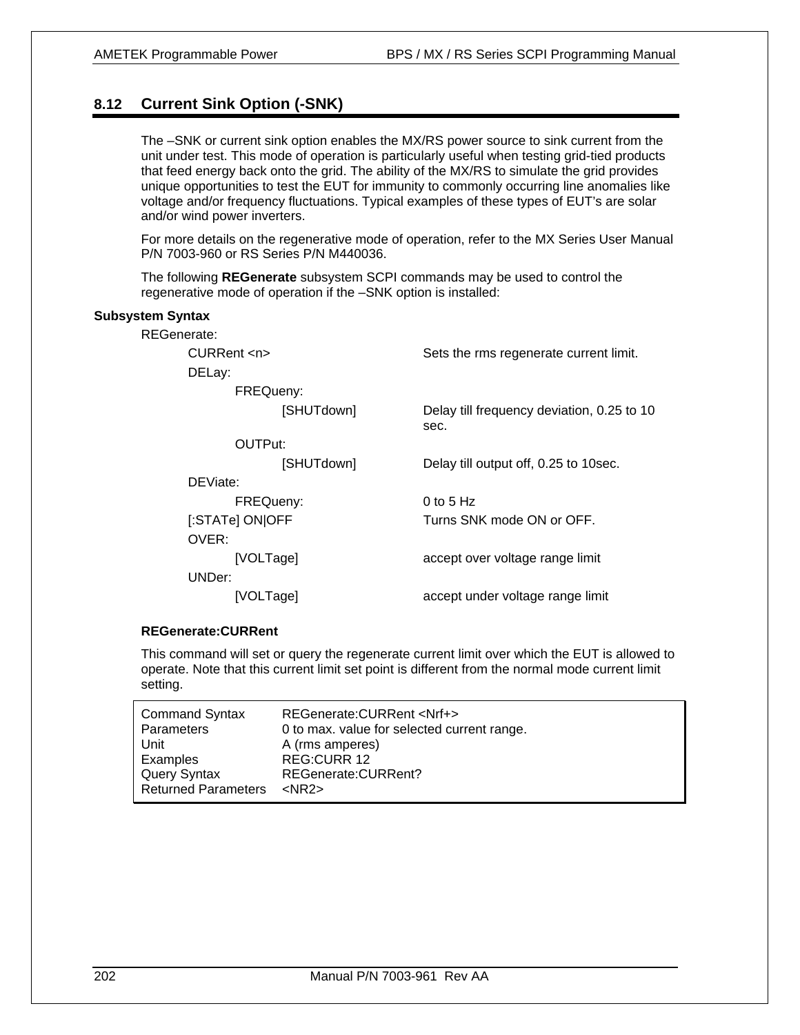## 8.12 Current Sink Option (-SNK)

The –SNK or current sink option enables the MX/RS power source to sink current from the unit under test. This mode of operation is particularly useful when testing grid-tied products that feed energy back onto the grid. The ability of the MX/RS to simulate the grid provides unique opportunities to test the EUT for immunity to commonly occurring line anomalies like voltage and/or frequency fluctuations. Typical examples of these types of EUT's are solar and/or wind power inverters.

For more details on the regenerative mode of operation, refer to the MX Series User Manual P/N 7003-960 or RS Series P/N M440036.

The following **REGenerate** subsystem SCPI commands may be used to control the regenerative mode of operation if the –SNK option is installed:

**Subsystem Syntax**

```
REGenerate:
        CURRent <n>                     Sets the rms regenerate current limit.
        DELay:
                FREQueny:
                        [SHUTdown]      Delay till frequency deviation, 0.25 to 10
                                        sec.
                OUTPut:
                        [SHUTdown]      Delay till output off, 0.25 to 10sec.
        DEViate:
                FREQueny:               0 to 5 Hz
        [:STATe] ON|OFF                 Turns SNK mode ON or OFF.
        OVER:
                [VOLTage]               accept over voltage range limit
        UNDer:
                [VOLTage]               accept under voltage range limit
```

**REGenerate:CURRent**

This command will set or query the regenerate current limit over which the EUT is allowed to operate. Note that this current limit set point is different from the normal mode current limit setting.

| | |
|---|---|
| Command Syntax | REGenerate:CURRent <Nrf+> |
| Parameters | 0 to max. value for selected current range. |
| Unit | A (rms amperes) |
| Examples | REG:CURR 12 |
| Query Syntax | REGenerate:CURRent? |
| Returned Parameters | <NR2> |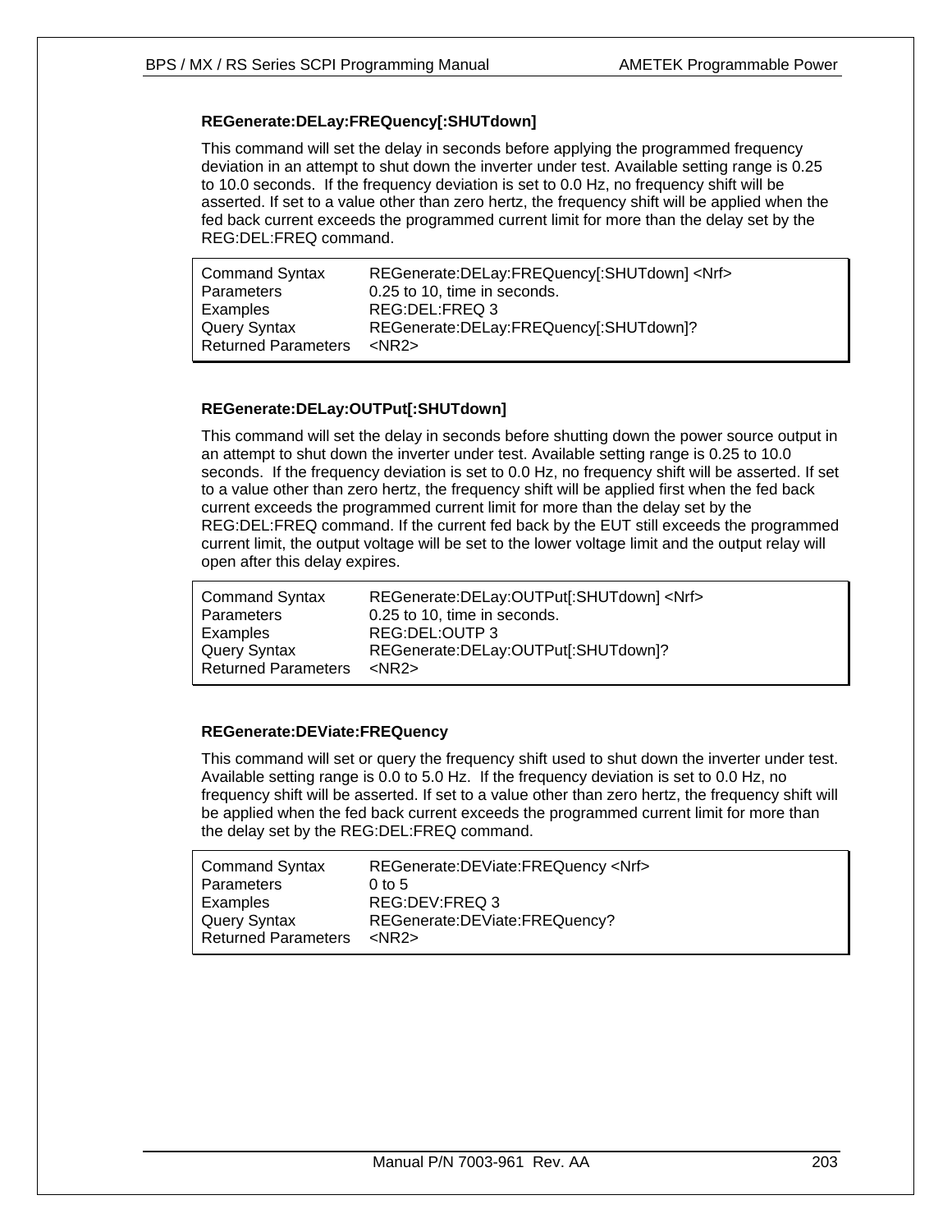### REGenerate:DELay:FREQuency[:SHUTdown]

This command will set the delay in seconds before applying the programmed frequency deviation in an attempt to shut down the inverter under test. Available setting range is 0.25 to 10.0 seconds.  If the frequency deviation is set to 0.0 Hz, no frequency shift will be asserted. If set to a value other than zero hertz, the frequency shift will be applied when the fed back current exceeds the programmed current limit for more than the delay set by the REG:DEL:FREQ command.

| | |
|---|---|
| Command Syntax | REGenerate:DELay:FREQuency[:SHUTdown] <Nrf> |
| Parameters | 0.25 to 10, time in seconds. |
| Examples | REG:DEL:FREQ 3 |
| Query Syntax | REGenerate:DELay:FREQuency[:SHUTdown]? |
| Returned Parameters | <NR2> |

### REGenerate:DELay:OUTPut[:SHUTdown]

This command will set the delay in seconds before shutting down the power source output in an attempt to shut down the inverter under test. Available setting range is 0.25 to 10.0 seconds.  If the frequency deviation is set to 0.0 Hz, no frequency shift will be asserted. If set to a value other than zero hertz, the frequency shift will be applied first when the fed back current exceeds the programmed current limit for more than the delay set by the REG:DEL:FREQ command. If the current fed back by the EUT still exceeds the programmed current limit, the output voltage will be set to the lower voltage limit and the output relay will open after this delay expires.

| | |
|---|---|
| Command Syntax | REGenerate:DELay:OUTPut[:SHUTdown] <Nrf> |
| Parameters | 0.25 to 10, time in seconds. |
| Examples | REG:DEL:OUTP 3 |
| Query Syntax | REGenerate:DELay:OUTPut[:SHUTdown]? |
| Returned Parameters | <NR2> |

### REGenerate:DEViate:FREQuency

This command will set or query the frequency shift used to shut down the inverter under test. Available setting range is 0.0 to 5.0 Hz.  If the frequency deviation is set to 0.0 Hz, no frequency shift will be asserted. If set to a value other than zero hertz, the frequency shift will be applied when the fed back current exceeds the programmed current limit for more than the delay set by the REG:DEL:FREQ command.

| | |
|---|---|
| Command Syntax | REGenerate:DEViate:FREQuency <Nrf> |
| Parameters | 0 to 5 |
| Examples | REG:DEV:FREQ 3 |
| Query Syntax | REGenerate:DEViate:FREQuency? |
| Returned Parameters | <NR2> |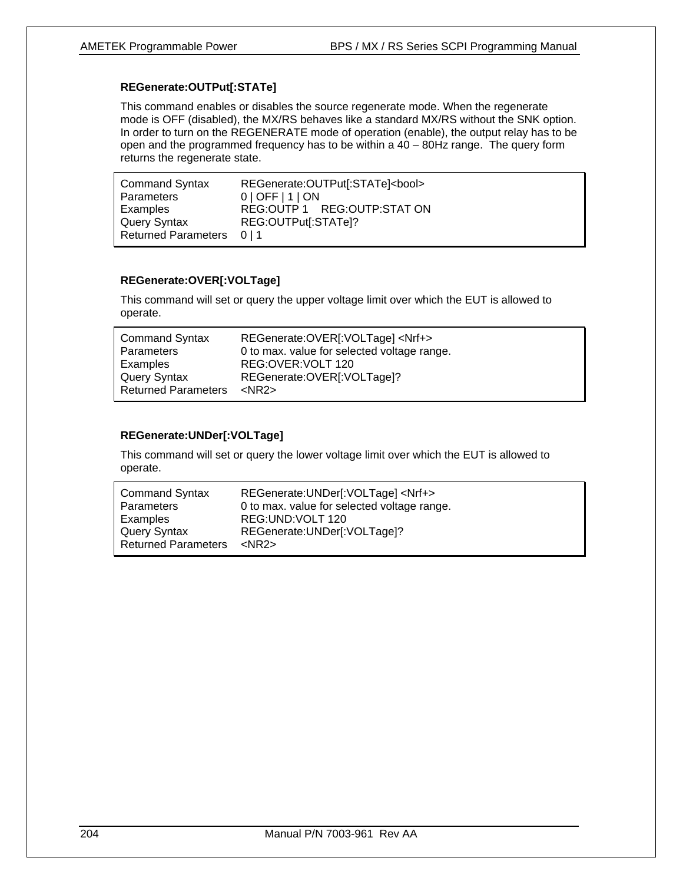### REGenerate:OUTPut[:STATe]

This command enables or disables the source regenerate mode. When the regenerate mode is OFF (disabled), the MX/RS behaves like a standard MX/RS without the SNK option. In order to turn on the REGENERATE mode of operation (enable), the output relay has to be open and the programmed frequency has to be within a 40 – 80Hz range. The query form returns the regenerate state.

| | |
|---|---|
| Command Syntax | REGenerate:OUTPut[:STATe]<bool> |
| Parameters | 0 \| OFF \| 1 \| ON |
| Examples | REG:OUTP 1    REG:OUTP:STAT ON |
| Query Syntax | REG:OUTPut[:STATe]? |
| Returned Parameters | 0 \| 1 |

### REGenerate:OVER[:VOLTage]

This command will set or query the upper voltage limit over which the EUT is allowed to operate.

| | |
|---|---|
| Command Syntax | REGenerate:OVER[:VOLTage] <Nrf+> |
| Parameters | 0 to max. value for selected voltage range. |
| Examples | REG:OVER:VOLT 120 |
| Query Syntax | REGenerate:OVER[:VOLTage]? |
| Returned Parameters | <NR2> |

### REGenerate:UNDer[:VOLTage]

This command will set or query the lower voltage limit over which the EUT is allowed to operate.

| | |
|---|---|
| Command Syntax | REGenerate:UNDer[:VOLTage] <Nrf+> |
| Parameters | 0 to max. value for selected voltage range. |
| Examples | REG:UND:VOLT 120 |
| Query Syntax | REGenerate:UNDer[:VOLTage]? |
| Returned Parameters | <NR2> |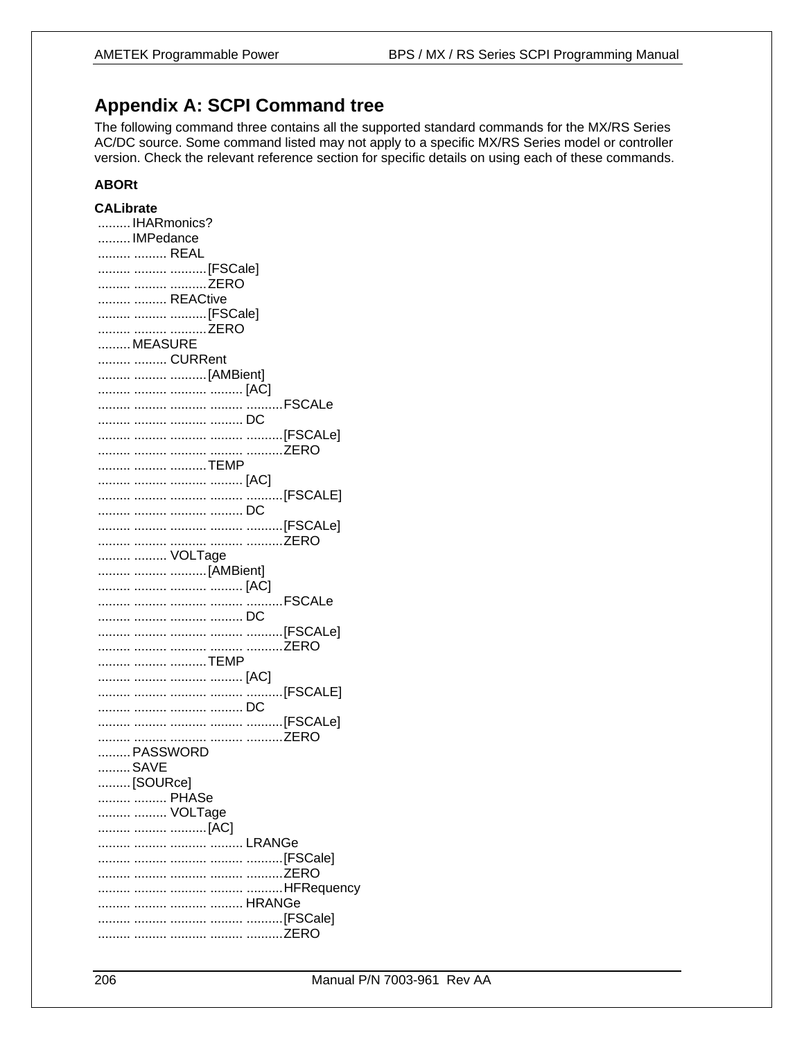# Appendix A: SCPI Command tree

The following command three contains all the supported standard commands for the MX/RS Series AC/DC source. Some command listed may not apply to a specific MX/RS Series model or controller version. Check the relevant reference section for specific details on using each of these commands.

**ABORt**

**CALibrate**

```
.........IHARmonics?
.........IMPedance
......... ......... REAL
......... ......... ..........[FSCale]
......... ......... ..........ZERO
......... ......... REACtive
......... ......... ..........[FSCale]
......... ......... ..........ZERO
.........MEASURE
......... ......... CURRent
......... ......... ..........[AMBient]
......... ......... .......... ......... [AC]
......... ......... .......... ......... ..........FSCALe
......... ......... .......... ......... DC
......... ......... .......... ......... ..........[FSCALe]
......... ......... .......... ......... ..........ZERO
......... ......... ..........TEMP
......... ......... .......... ......... [AC]
......... ......... .......... ......... ..........[FSCALE]
......... ......... .......... ......... DC
......... ......... .......... ......... ..........[FSCALe]
......... ......... .......... ......... ..........ZERO
......... ......... VOLTage
......... ......... ..........[AMBient]
......... ......... .......... ......... [AC]
......... ......... .......... ......... ..........FSCALe
......... ......... .......... ......... DC
......... ......... .......... ......... ..........[FSCALe]
......... ......... .......... ......... ..........ZERO
......... ......... ..........TEMP
......... ......... .......... ......... [AC]
......... ......... .......... ......... ..........[FSCALE]
......... ......... .......... ......... DC
......... ......... .......... ......... ..........[FSCALe]
......... ......... .......... ......... ..........ZERO
.........PASSWORD
.........SAVE
.........[SOURce]
......... ......... PHASe
......... ......... VOLTage
......... ......... ..........[AC]
......... ......... .......... ......... LRANGe
......... ......... .......... ......... ..........[FSCale]
......... ......... .......... ......... ..........ZERO
......... ......... .......... ......... ..........HFRequency
......... ......... .......... ......... HRANGe
......... ......... .......... ......... ..........[FSCale]
......... ......... .......... ......... ..........ZERO
```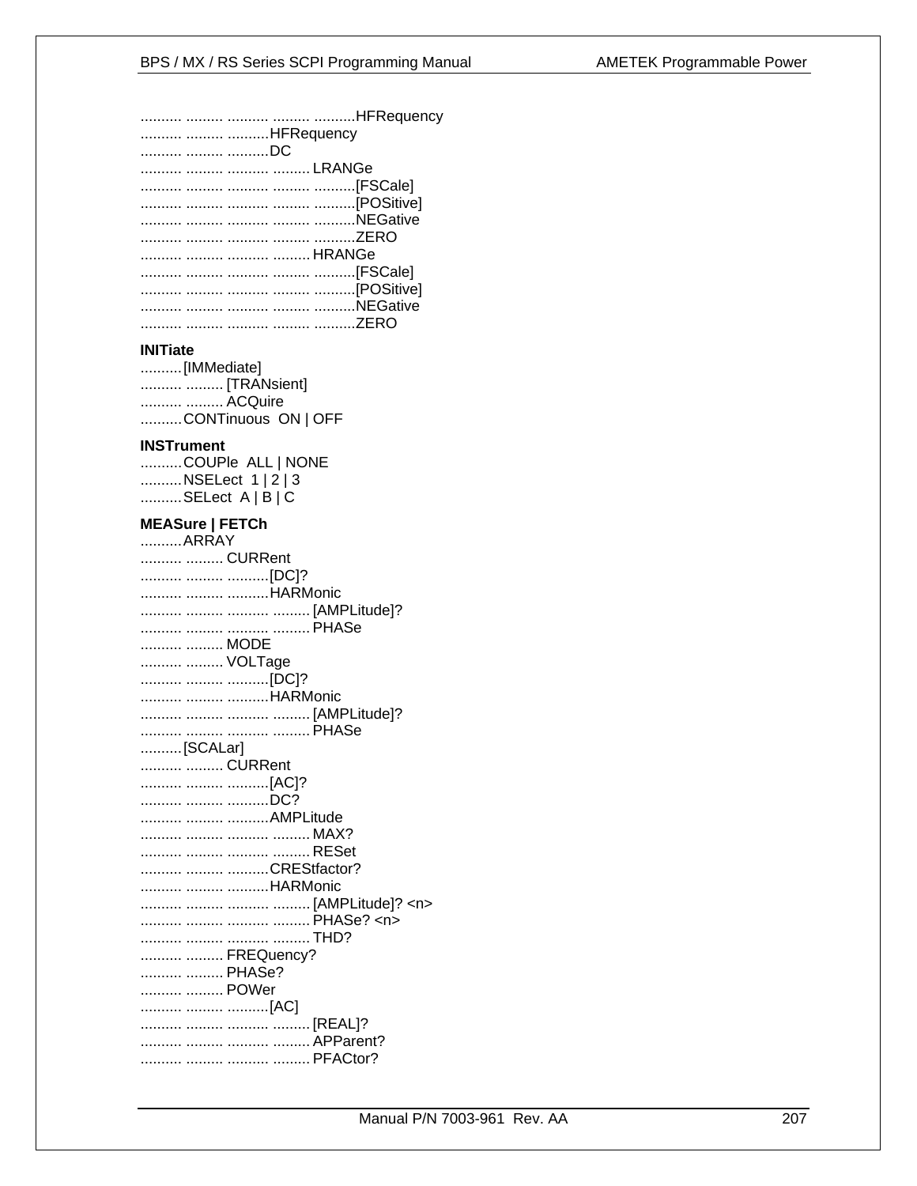.......... ......... .......... ......... ..........HFRequency
.......... ......... ..........HFRequency
.......... ......... ..........DC
.......... ......... .......... ......... LRANGe
.......... ......... .......... ......... ..........[FSCale]
.......... ......... .......... ......... ..........[POSitive]
.......... ......... .......... ......... ..........NEGative
.......... ......... .......... ......... ..........ZERO
.......... ......... .......... ......... HRANGe
.......... ......... .......... ......... ..........[FSCale]
.......... ......... .......... ......... ..........[POSitive]
.......... ......... .......... ......... ..........NEGative
.......... ......... .......... ......... ..........ZERO

**INITiate**
..........[IMMediate]
.......... ......... [TRANsient]
.......... ......... ACQuire
..........CONTinuous  ON | OFF

**INSTrument**
..........COUPle  ALL | NONE
..........NSELect  1 | 2 | 3
..........SELect  A | B | C

**MEASure | FETCh**
..........ARRAY
.......... ......... CURRent
.......... ......... ..........[DC]?
.......... ......... ..........HARMonic
.......... ......... .......... ......... [AMPLitude]?
.......... ......... .......... ......... PHASe
.......... ......... MODE
.......... ......... VOLTage
.......... ......... ..........[DC]?
.......... ......... ..........HARMonic
.......... ......... .......... ......... [AMPLitude]?
.......... ......... .......... ......... PHASe
..........[SCALar]
.......... ......... CURRent
.......... ......... ..........[AC]?
.......... ......... ..........DC?
.......... ......... ..........AMPLitude
.......... ......... .......... ......... MAX?
.......... ......... .......... ......... RESet
.......... ......... ..........CRESTfactor?
.......... ......... ..........HARMonic
.......... ......... .......... ......... [AMPLitude]? <n>
.......... ......... .......... ......... PHASe? <n>
.......... ......... .......... ......... THD?
.......... ......... FREQuency?
.......... ......... PHASe?
.......... ......... POWer
.......... ......... ..........[AC]
.......... ......... .......... ......... [REAL]?
.......... ......... .......... ......... APParent?
.......... ......... .......... ......... PFACtor?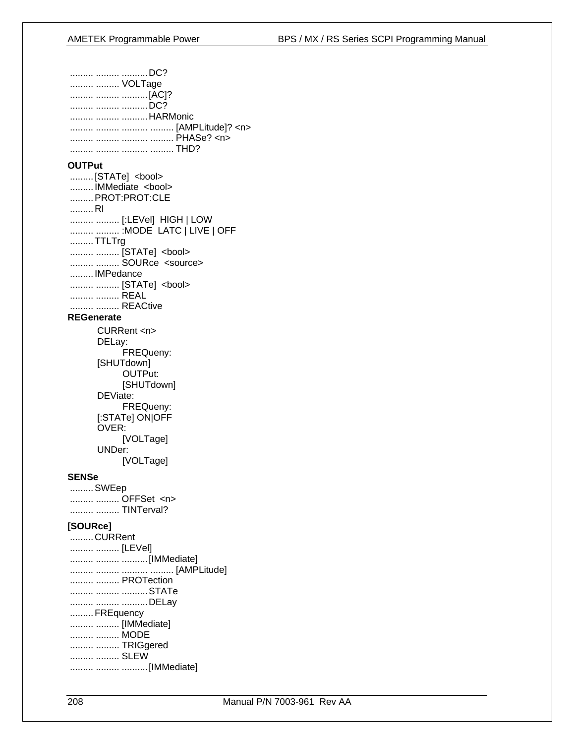......... ......... ..........DC?
......... ......... VOLTage
......... ......... ..........[AC]?
......... ......... ..........DC?
......... ......... ..........HARMonic
......... ......... .......... ......... [AMPLitude]? <n>
......... ......... .......... ......... PHASe? <n>
......... ......... .......... ......... THD?

**OUTPut**

.........[STATe]  <bool>
.........IMMediate  <bool>
.........PROT:PROT:CLE
.........RI
......... ......... [:LEVel]  HIGH | LOW
......... ......... :MODE  LATC | LIVE | OFF
.........TTLTrg
......... ......... [STATe]  <bool>
......... ......... SOURce  <source>
.........IMPedance
......... ......... [STATe]  <bool>
......... ......... REAL
......... ......... REACtive

**REGenerate**

CURRent <n>
DELay:
    FREQueny:
[SHUTdown]
    OUTPut:
    [SHUTdown]
DEViate:
    FREQueny:
[:STATe] ON|OFF
OVER:
    [VOLTage]
UNDer:
    [VOLTage]

**SENSe**

.........SWEep
......... ......... OFFSet  <n>
......... ......... TINTerval?

**[SOURce]**

.........CURRent
......... ......... [LEVel]
......... ......... ..........[IMMediate]
......... ......... .......... ......... [AMPLitude]
......... ......... PROTection
......... ......... ..........STATe
......... ......... ..........DELay
.........FREquency
......... ......... [IMMediate]
......... ......... MODE
......... ......... TRIGgered
......... ......... SLEW
......... ......... ..........[IMMediate]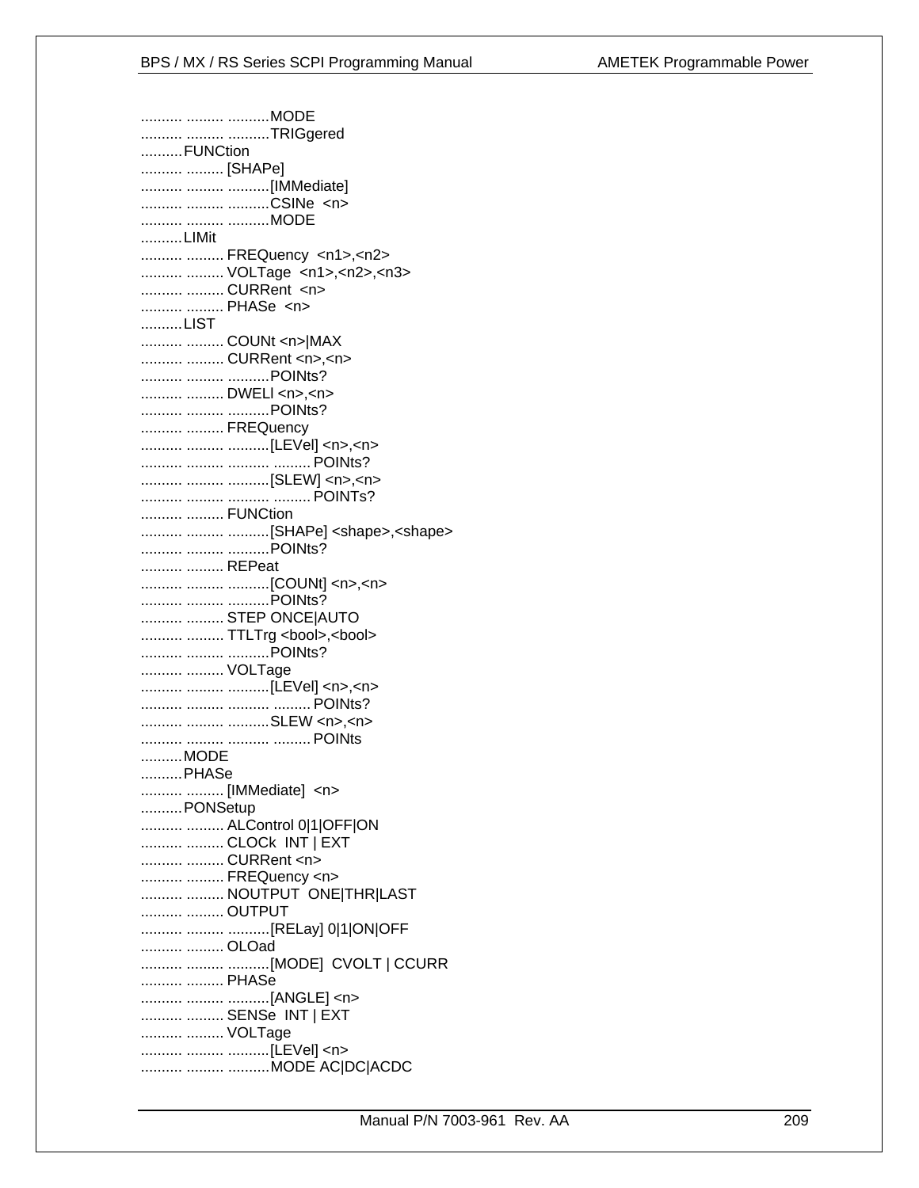```
.......... ......... ..........MODE
.......... ......... ..........TRIGgered
..........FUNCtion
.......... ......... [SHAPe]
.......... ......... ..........[IMMediate]
.......... ......... ..........CSINe  <n>
.......... ......... ..........MODE
..........LIMit
.......... ......... FREQuency  <n1>,<n2>
.......... ......... VOLTage  <n1>,<n2>,<n3>
.......... ......... CURRent  <n>
.......... ......... PHASe  <n>
..........LIST
.......... ......... COUNt <n>|MAX
.......... ......... CURRent <n>,<n>
.......... ......... ..........POINts?
.......... ......... DWELl <n>,<n>
.......... ......... ..........POINts?
.......... ......... FREQuency
.......... ......... ..........[LEVel] <n>,<n>
.......... ......... .......... ......... POINts?
.......... ......... ..........[SLEW] <n>,<n>
.......... ......... .......... ......... POINTs?
.......... ......... FUNCtion
.......... ......... ..........[SHAPe] <shape>,<shape>
.......... ......... ..........POINts?
.......... ......... REPeat
.......... ......... ..........[COUNt] <n>,<n>
.......... ......... ..........POINts?
.......... ......... STEP ONCE|AUTO
.......... ......... TTLTrg <bool>,<bool>
.......... ......... ..........POINts?
.......... ......... VOLTage
.......... ......... ..........[LEVel] <n>,<n>
.......... ......... .......... ......... POINts?
.......... ......... ..........SLEW <n>,<n>
.......... ......... .......... ......... POINts
..........MODE
..........PHASe
.......... ......... [IMMediate]  <n>
..........PONSetup
.......... ......... ALControl 0|1|OFF|ON
.......... ......... CLOCk  INT | EXT
.......... ......... CURRent <n>
.......... ......... FREQuency <n>
.......... ......... NOUTPUT  ONE|THR|LAST
.......... ......... OUTPUT
.......... ......... ..........[RELay] 0|1|ON|OFF
.......... ......... OLOad
.......... ......... ..........[MODE]  CVOLT | CCURR
.......... ......... PHASe
.......... ......... ..........[ANGLE] <n>
.......... ......... SENSe  INT | EXT
.......... ......... VOLTage
.......... ......... ..........[LEVel] <n>
.......... ......... ..........MODE AC|DC|ACDC
```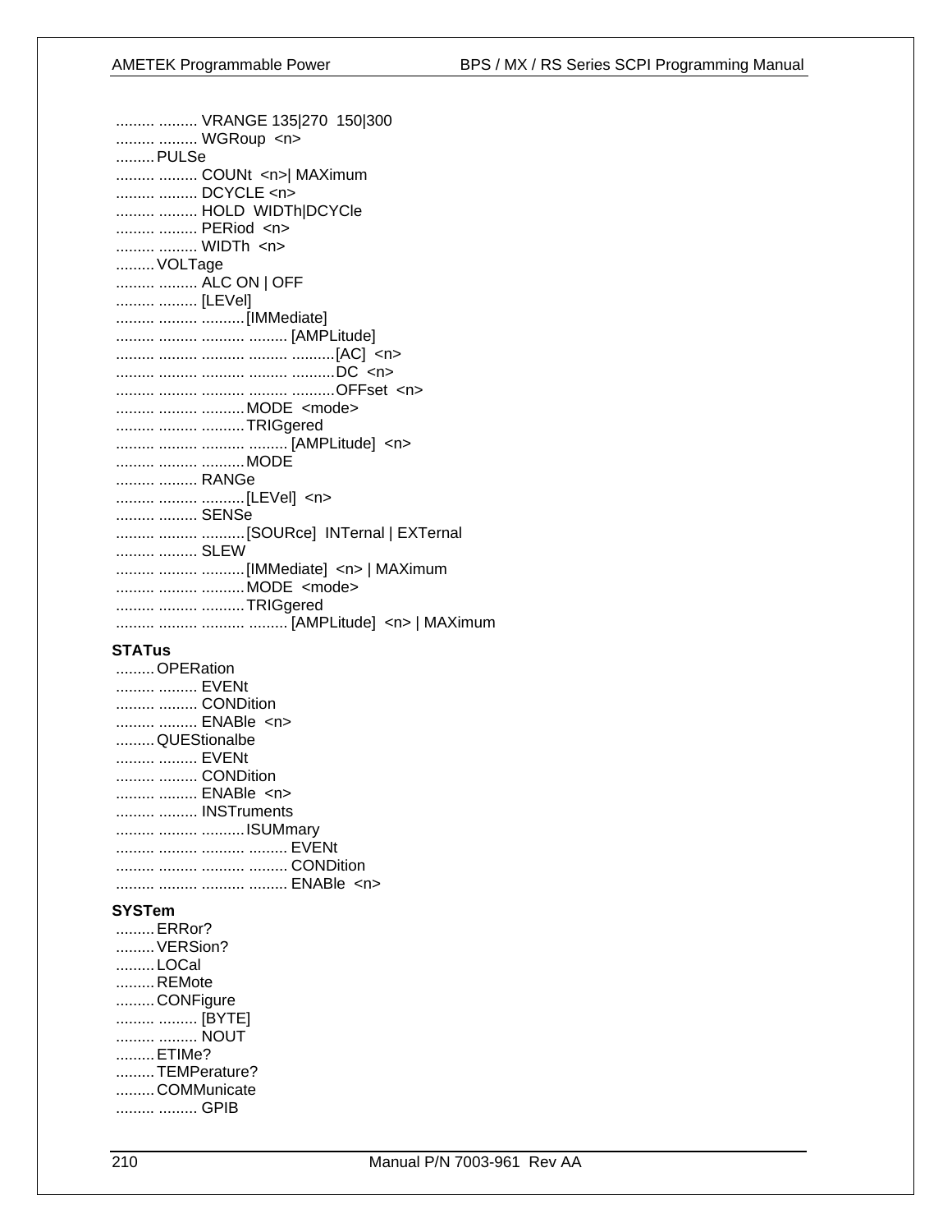......... ......... VRANGE 135|270  150|300
......... ......... WGRoup  <n>
......... PULSe
......... ......... COUNt  <n>| MAXimum
......... ......... DCYCLE <n>
......... ......... HOLD  WIDTh|DCYCle
......... ......... PERiod  <n>
......... ......... WIDTh  <n>
......... VOLTage
......... ......... ALC ON | OFF
......... ......... [LEVel]
......... ......... .......... [IMMediate]
......... ......... .......... ......... [AMPLitude]
......... ......... .......... ......... .......... [AC]  <n>
......... ......... .......... ......... .......... DC  <n>
......... ......... .......... ......... .......... OFFset  <n>
......... ......... .......... MODE  <mode>
......... ......... .......... TRIGgered
......... ......... .......... ......... [AMPLitude]  <n>
......... ......... .......... MODE
......... ......... RANGe
......... ......... .......... [LEVel]  <n>
......... ......... SENSe
......... ......... .......... [SOURce]  INTernal | EXTernal
......... ......... SLEW
......... ......... .......... [IMMediate]  <n> | MAXimum
......... ......... .......... MODE  <mode>
......... ......... .......... TRIGgered
......... ......... .......... ......... [AMPLitude]  <n> | MAXimum

**STATus**

......... OPERation
......... ......... EVENt
......... ......... CONDition
......... ......... ENABle  <n>
......... QUEStionalbe
......... ......... EVENt
......... ......... CONDition
......... ......... ENABle  <n>
......... ......... INSTruments
......... ......... .......... ISUMmary
......... ......... .......... ......... EVENt
......... ......... .......... ......... CONDition
......... ......... .......... ......... ENABle  <n>

**SYSTem**

......... ERRor?
......... VERSion?
......... LOCal
......... REMote
......... CONFigure
......... ......... [BYTE]
......... ......... NOUT
......... ETIMe?
......... TEMPerature?
......... COMMunicate
......... ......... GPIB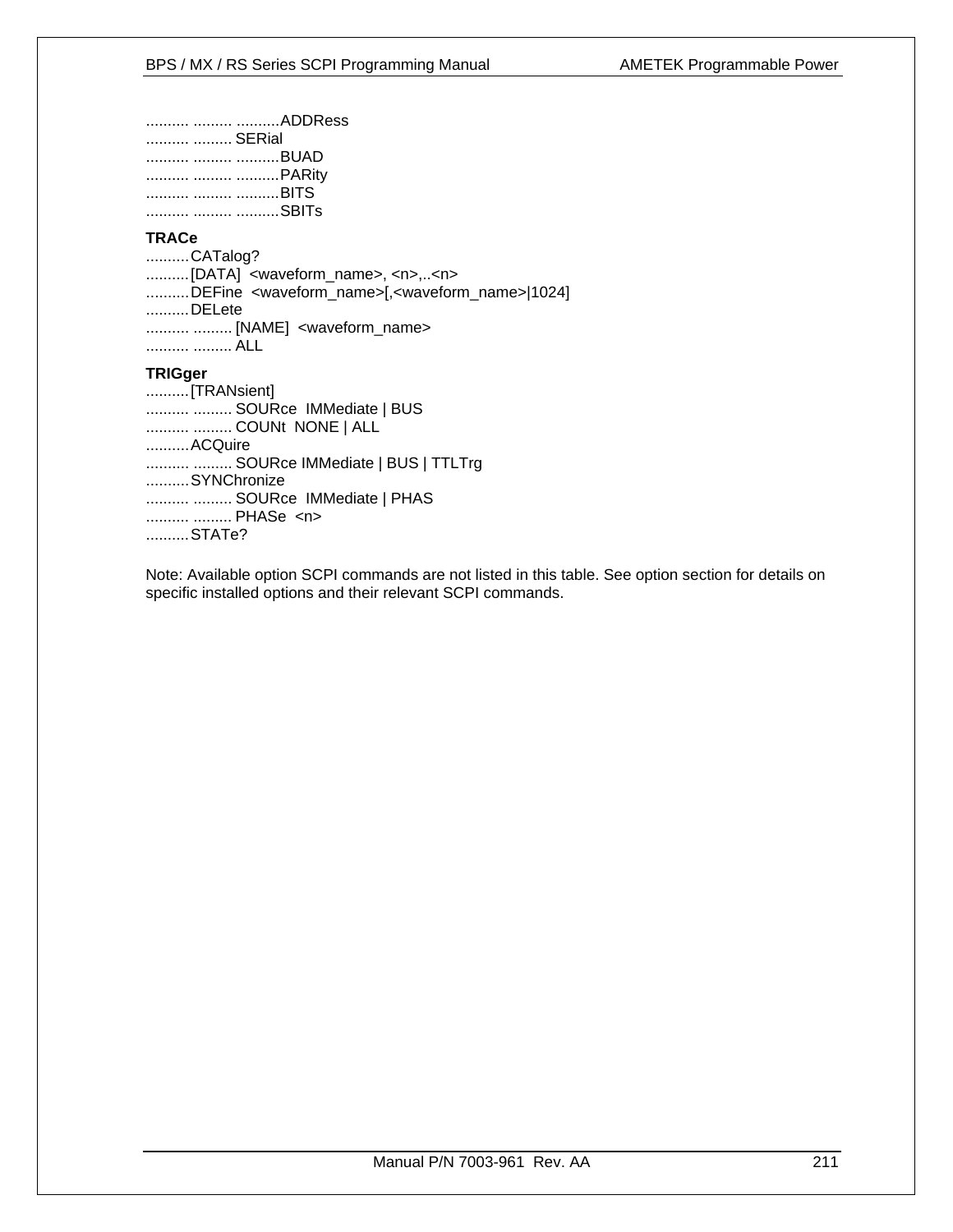.......... ......... ..........ADDRess
.......... ......... SERial
.......... ......... ..........BUAD
.......... ......... ..........PARity
.......... ......... ..........BITS
.......... ......... ..........SBITs

**TRACe**
..........CATalog?
..........[DATA] <waveform_name>, <n>,..<n>
..........DEFine <waveform_name>[,<waveform_name>|1024]
..........DELete
.......... ......... [NAME] <waveform_name>
.......... ......... ALL

**TRIGger**
..........[TRANsient]
.......... ......... SOURce IMMediate | BUS
.......... ......... COUNt NONE | ALL
..........ACQuire
.......... ......... SOURce IMMediate | BUS | TTLTrg
..........SYNChronize
.......... ......... SOURce IMMediate | PHAS
.......... ......... PHASe <n>
..........STATe?

Note: Available option SCPI commands are not listed in this table. See option section for details on specific installed options and their relevant SCPI commands.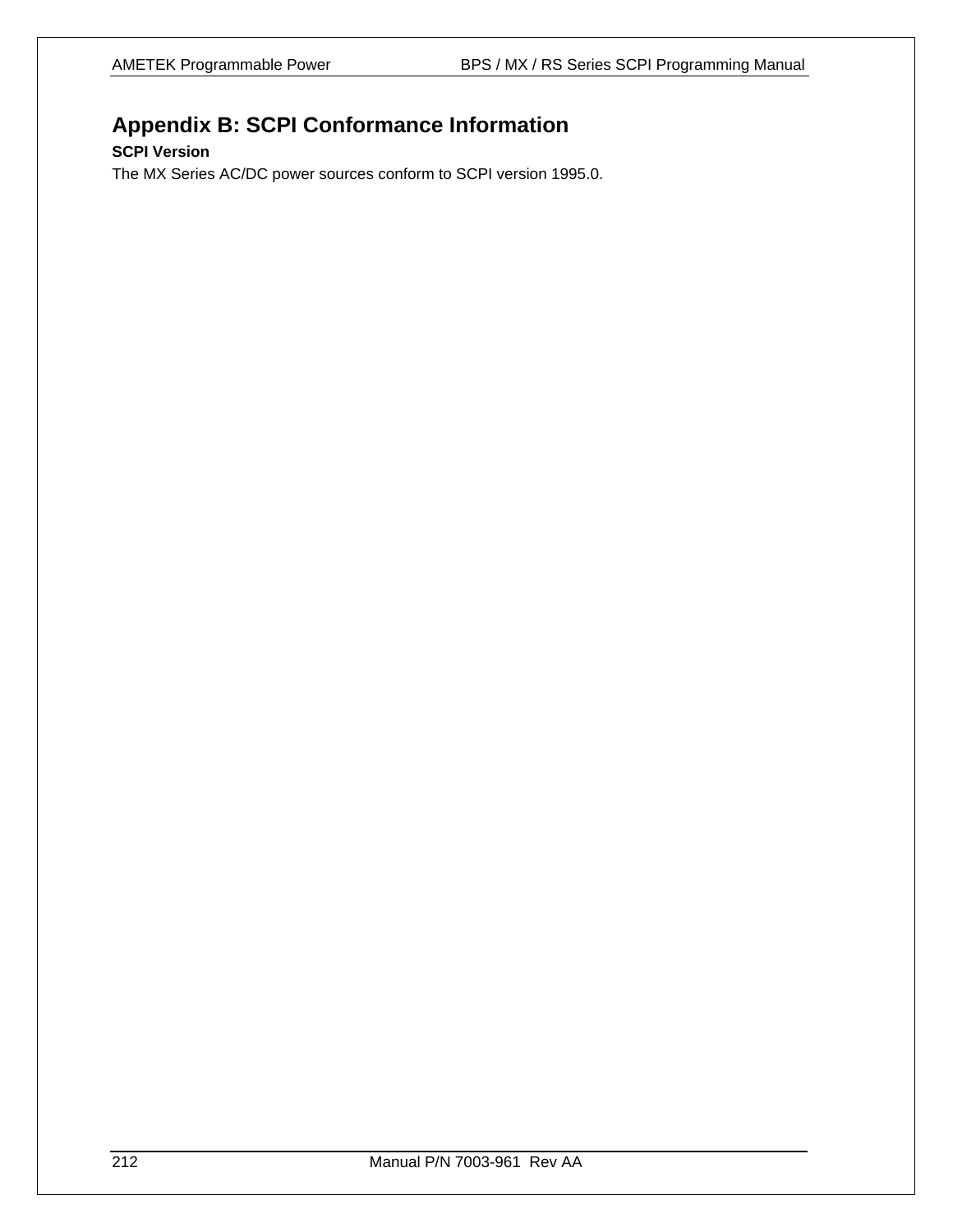# Appendix B: SCPI Conformance Information

**SCPI Version**

The MX Series AC/DC power sources conform to SCPI version 1995.0.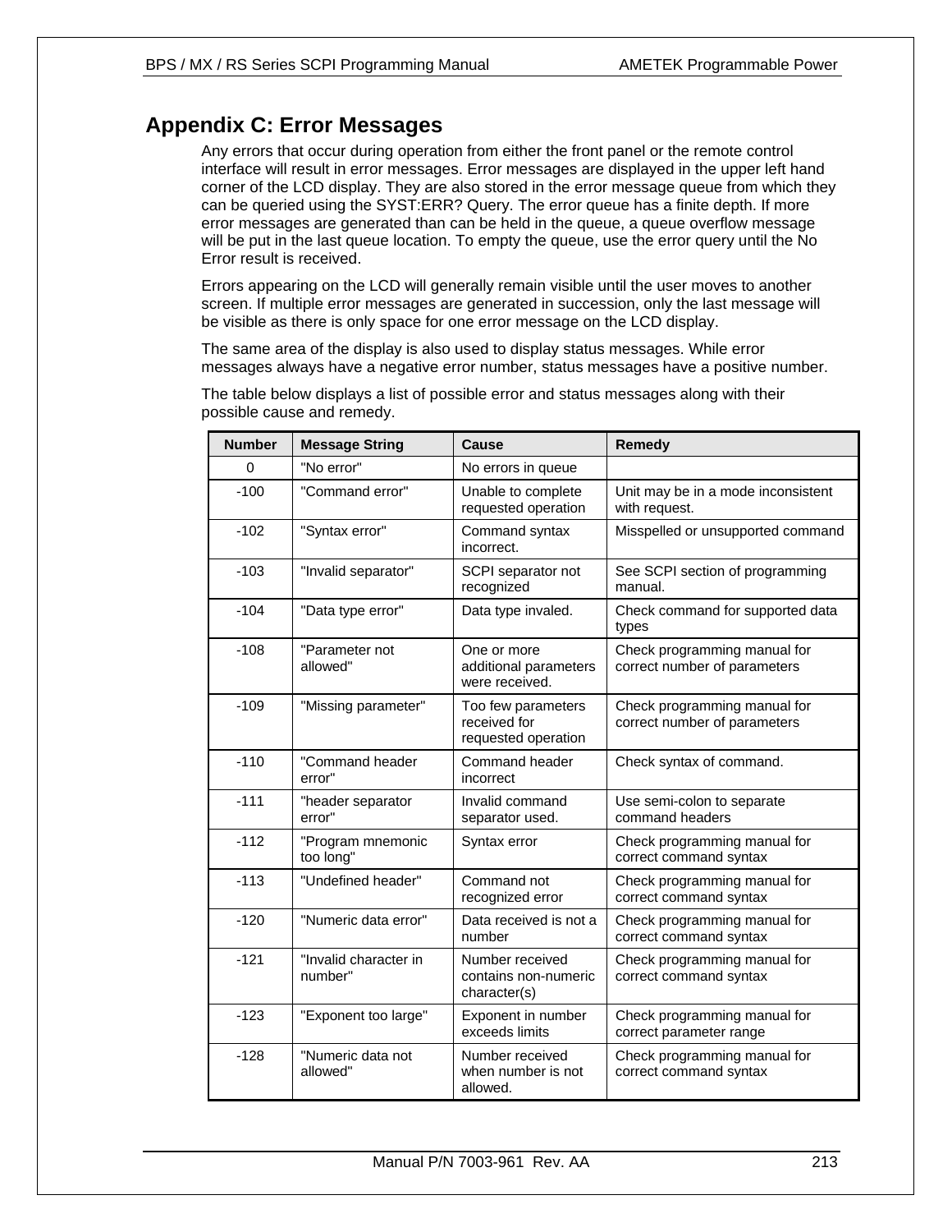# Appendix C: Error Messages

Any errors that occur during operation from either the front panel or the remote control interface will result in error messages. Error messages are displayed in the upper left hand corner of the LCD display. They are also stored in the error message queue from which they can be queried using the SYST:ERR? Query. The error queue has a finite depth. If more error messages are generated than can be held in the queue, a queue overflow message will be put in the last queue location. To empty the queue, use the error query until the No Error result is received.

Errors appearing on the LCD will generally remain visible until the user moves to another screen. If multiple error messages are generated in succession, only the last message will be visible as there is only space for one error message on the LCD display.

The same area of the display is also used to display status messages. While error messages always have a negative error number, status messages have a positive number.

The table below displays a list of possible error and status messages along with their possible cause and remedy.

| Number | Message String | Cause | Remedy |
|---|---|---|---|
| 0 | "No error" | No errors in queue | |
| -100 | "Command error" | Unable to complete requested operation | Unit may be in a mode inconsistent with request. |
| -102 | "Syntax error" | Command syntax incorrect. | Misspelled or unsupported command |
| -103 | "Invalid separator" | SCPI separator not recognized | See SCPI section of programming manual. |
| -104 | "Data type error" | Data type invaled. | Check command for supported data types |
| -108 | "Parameter not allowed" | One or more additional parameters were received. | Check programming manual for correct number of parameters |
| -109 | "Missing parameter" | Too few parameters received for requested operation | Check programming manual for correct number of parameters |
| -110 | "Command header error" | Command header incorrect | Check syntax of command. |
| -111 | "header separator error" | Invalid command separator used. | Use semi-colon to separate command headers |
| -112 | "Program mnemonic too long" | Syntax error | Check programming manual for correct command syntax |
| -113 | "Undefined header" | Command not recognized error | Check programming manual for correct command syntax |
| -120 | "Numeric data error" | Data received is not a number | Check programming manual for correct command syntax |
| -121 | "Invalid character in number" | Number received contains non-numeric character(s) | Check programming manual for correct command syntax |
| -123 | "Exponent too large" | Exponent in number exceeds limits | Check programming manual for correct parameter range |
| -128 | "Numeric data not allowed" | Number received when number is not allowed. | Check programming manual for correct command syntax |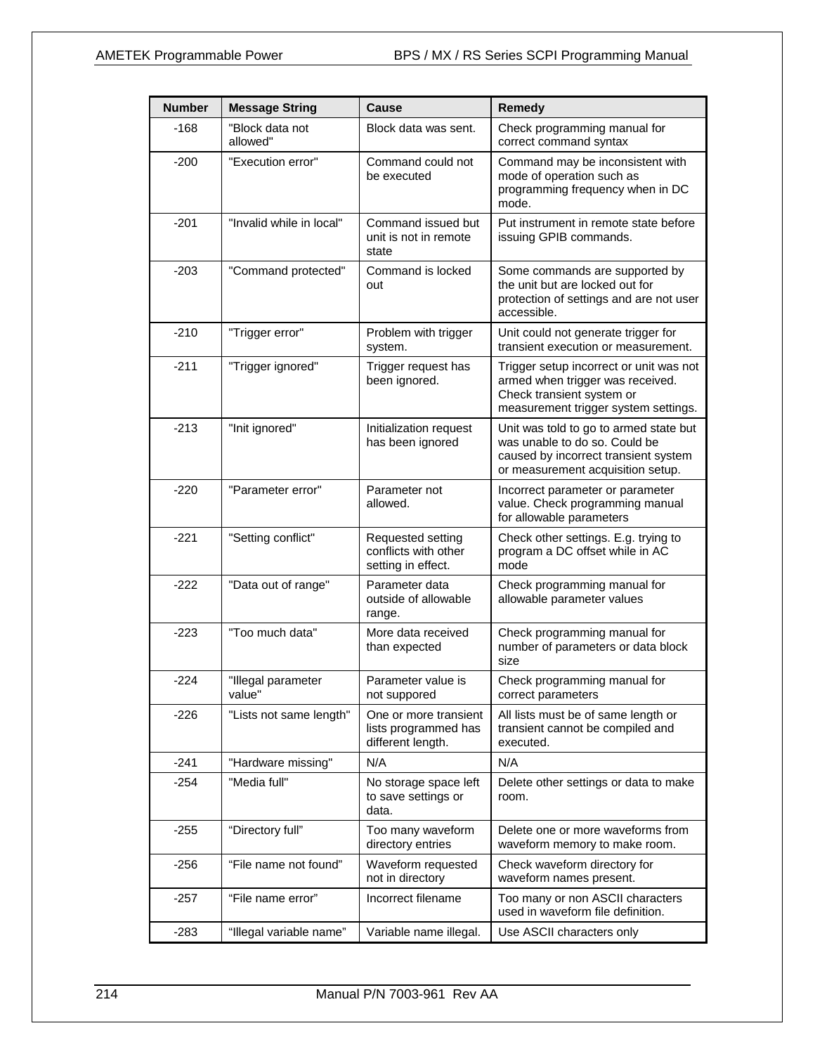| Number | Message String | Cause | Remedy |
| --- | --- | --- | --- |
| -168 | "Block data not allowed" | Block data was sent. | Check programming manual for correct command syntax |
| -200 | "Execution error" | Command could not be executed | Command may be inconsistent with mode of operation such as programming frequency when in DC mode. |
| -201 | "Invalid while in local" | Command issued but unit is not in remote state | Put instrument in remote state before issuing GPIB commands. |
| -203 | "Command protected" | Command is locked out | Some commands are supported by the unit but are locked out for protection of settings and are not user accessible. |
| -210 | "Trigger error" | Problem with trigger system. | Unit could not generate trigger for transient execution or measurement. |
| -211 | "Trigger ignored" | Trigger request has been ignored. | Trigger setup incorrect or unit was not armed when trigger was received. Check transient system or measurement trigger system settings. |
| -213 | "Init ignored" | Initialization request has been ignored | Unit was told to go to armed state but was unable to do so. Could be caused by incorrect transient system or measurement acquisition setup. |
| -220 | "Parameter error" | Parameter not allowed. | Incorrect parameter or parameter value. Check programming manual for allowable parameters |
| -221 | "Setting conflict" | Requested setting conflicts with other setting in effect. | Check other settings. E.g. trying to program a DC offset while in AC mode |
| -222 | "Data out of range" | Parameter data outside of allowable range. | Check programming manual for allowable parameter values |
| -223 | "Too much data" | More data received than expected | Check programming manual for number of parameters or data block size |
| -224 | "Illegal parameter value" | Parameter value is not suppored | Check programming manual for correct parameters |
| -226 | "Lists not same length" | One or more transient lists programmed has different length. | All lists must be of same length or transient cannot be compiled and executed. |
| -241 | "Hardware missing" | N/A | N/A |
| -254 | "Media full" | No storage space left to save settings or data. | Delete other settings or data to make room. |
| -255 | “Directory full” | Too many waveform directory entries | Delete one or more waveforms from waveform memory to make room. |
| -256 | “File name not found” | Waveform requested not in directory | Check waveform directory for waveform names present. |
| -257 | “File name error” | Incorrect filename | Too many or non ASCII characters used in waveform file definition. |
| -283 | “Illegal variable name” | Variable name illegal. | Use ASCII characters only |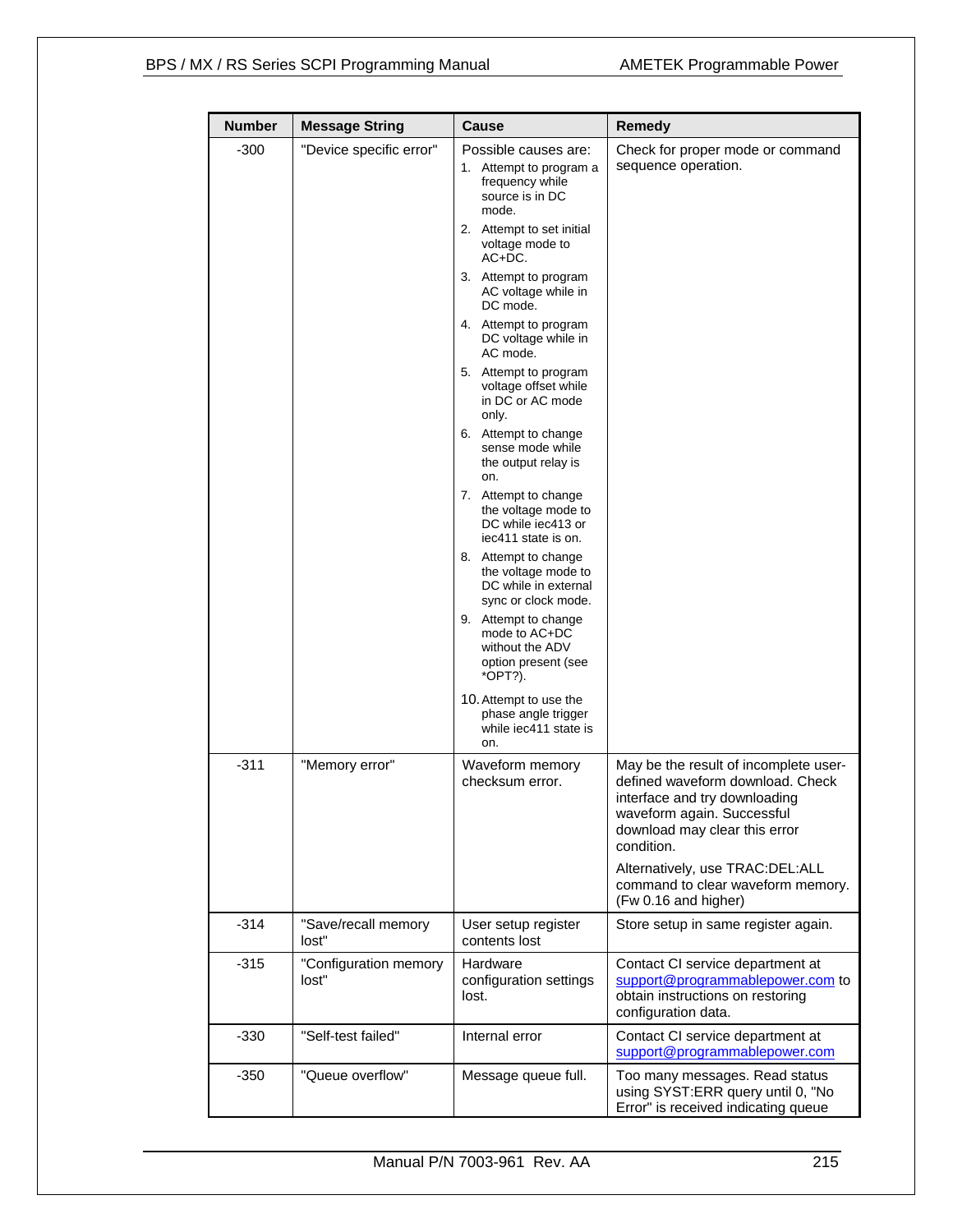| Number | Message String | Cause | Remedy |
|---|---|---|---|
| -300 | "Device specific error" | Possible causes are:<br>1. Attempt to program a frequency while source is in DC mode.<br>2. Attempt to set initial voltage mode to AC+DC.<br>3. Attempt to program AC voltage while in DC mode.<br>4. Attempt to program DC voltage while in AC mode.<br>5. Attempt to program voltage offset while in DC or AC mode only.<br>6. Attempt to change sense mode while the output relay is on.<br>7. Attempt to change the voltage mode to DC while iec413 or iec411 state is on.<br>8. Attempt to change the voltage mode to DC while in external sync or clock mode.<br>9. Attempt to change mode to AC+DC without the ADV option present (see *OPT?).<br>10. Attempt to use the phase angle trigger while iec411 state is on. | Check for proper mode or command sequence operation. |
| -311 | "Memory error" | Waveform memory checksum error. | May be the result of incomplete user-defined waveform download. Check interface and try downloading waveform again. Successful download may clear this error condition.<br>Alternatively, use TRAC:DEL:ALL command to clear waveform memory. (Fw 0.16 and higher) |
| -314 | "Save/recall memory lost" | User setup register contents lost | Store setup in same register again. |
| -315 | "Configuration memory lost" | Hardware configuration settings lost. | Contact CI service department at support@programmablepower.com to obtain instructions on restoring configuration data. |
| -330 | "Self-test failed" | Internal error | Contact CI service department at support@programmablepower.com |
| -350 | "Queue overflow" | Message queue full. | Too many messages. Read status using SYST:ERR query until 0, "No Error" is received indicating queue |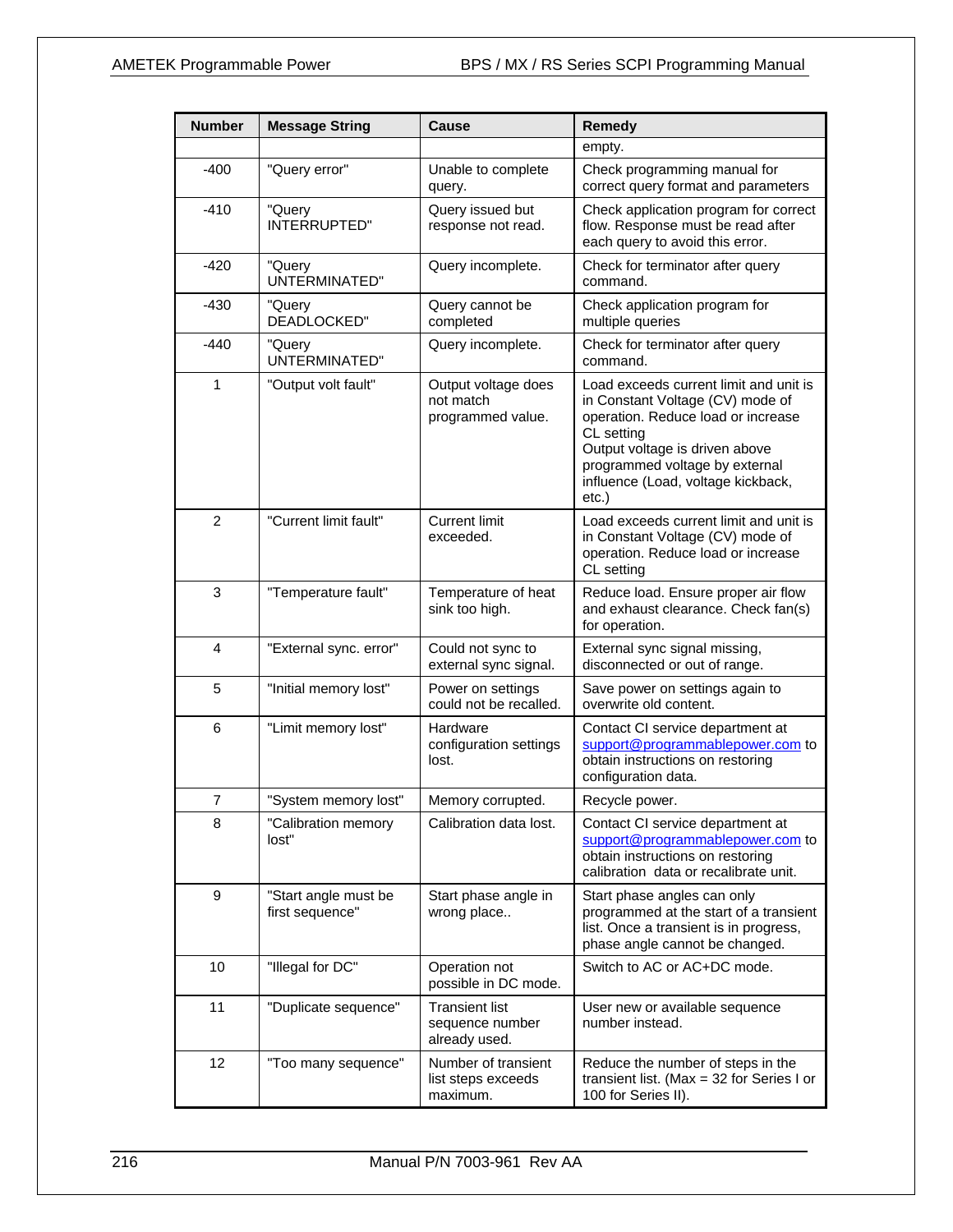| Number | Message String | Cause | Remedy |
|---|---|---|---|
| | | | empty. |
| -400 | "Query error" | Unable to complete query. | Check programming manual for correct query format and parameters |
| -410 | "Query INTERRUPTED" | Query issued but response not read. | Check application program for correct flow. Response must be read after each query to avoid this error. |
| -420 | "Query UNTERMINATED" | Query incomplete. | Check for terminator after query command. |
| -430 | "Query DEADLOCKED" | Query cannot be completed | Check application program for multiple queries |
| -440 | "Query UNTERMINATED" | Query incomplete. | Check for terminator after query command. |
| 1 | "Output volt fault" | Output voltage does not match programmed value. | Load exceeds current limit and unit is in Constant Voltage (CV) mode of operation. Reduce load or increase CL setting<br>Output voltage is driven above programmed voltage by external influence (Load, voltage kickback, etc.) |
| 2 | "Current limit fault" | Current limit exceeded. | Load exceeds current limit and unit is in Constant Voltage (CV) mode of operation. Reduce load or increase CL setting |
| 3 | "Temperature fault" | Temperature of heat sink too high. | Reduce load. Ensure proper air flow and exhaust clearance. Check fan(s) for operation. |
| 4 | "External sync. error" | Could not sync to external sync signal. | External sync signal missing, disconnected or out of range. |
| 5 | "Initial memory lost" | Power on settings could not be recalled. | Save power on settings again to overwrite old content. |
| 6 | "Limit memory lost" | Hardware configuration settings lost. | Contact CI service department at support@programmablepower.com to obtain instructions on restoring configuration data. |
| 7 | "System memory lost" | Memory corrupted. | Recycle power. |
| 8 | "Calibration memory lost" | Calibration data lost. | Contact CI service department at support@programmablepower.com to obtain instructions on restoring calibration data or recalibrate unit. |
| 9 | "Start angle must be first sequence" | Start phase angle in wrong place.. | Start phase angles can only programmed at the start of a transient list. Once a transient is in progress, phase angle cannot be changed. |
| 10 | "Illegal for DC" | Operation not possible in DC mode. | Switch to AC or AC+DC mode. |
| 11 | "Duplicate sequence" | Transient list sequence number already used. | User new or available sequence number instead. |
| 12 | "Too many sequence" | Number of transient list steps exceeds maximum. | Reduce the number of steps in the transient list. (Max = 32 for Series I or 100 for Series II). |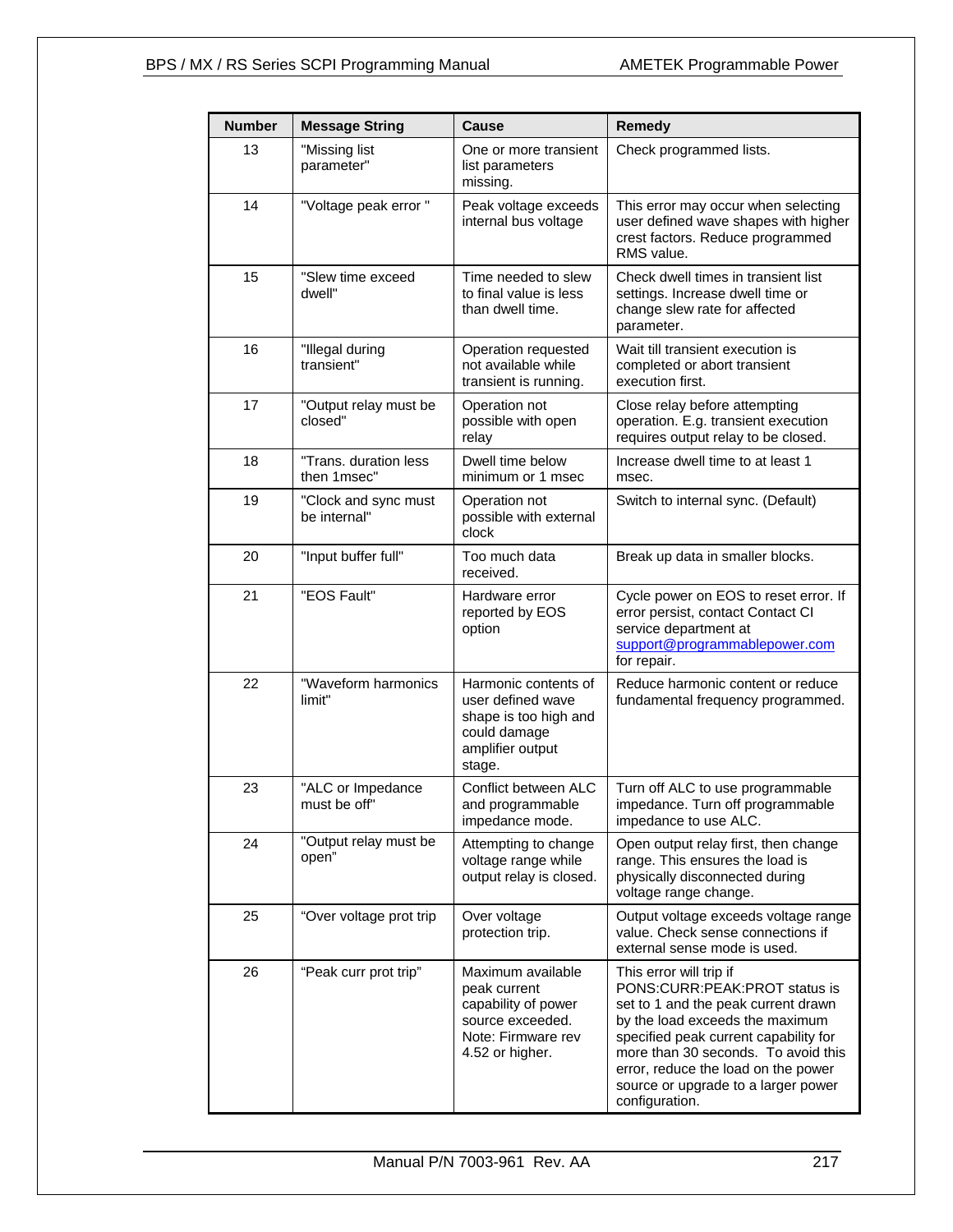| Number | Message String | Cause | Remedy |
|---|---|---|---|
| 13 | "Missing list parameter" | One or more transient list parameters missing. | Check programmed lists. |
| 14 | "Voltage peak error " | Peak voltage exceeds internal bus voltage | This error may occur when selecting user defined wave shapes with higher crest factors. Reduce programmed RMS value. |
| 15 | "Slew time exceed dwell" | Time needed to slew to final value is less than dwell time. | Check dwell times in transient list settings. Increase dwell time or change slew rate for affected parameter. |
| 16 | "Illegal during transient" | Operation requested not available while transient is running. | Wait till transient execution is completed or abort transient execution first. |
| 17 | "Output relay must be closed" | Operation not possible with open relay | Close relay before attempting operation. E.g. transient execution requires output relay to be closed. |
| 18 | "Trans. duration less then 1msec" | Dwell time below minimum or 1 msec | Increase dwell time to at least 1 msec. |
| 19 | "Clock and sync must be internal" | Operation not possible with external clock | Switch to internal sync. (Default) |
| 20 | "Input buffer full" | Too much data received. | Break up data in smaller blocks. |
| 21 | "EOS Fault" | Hardware error reported by EOS option | Cycle power on EOS to reset error. If error persist, contact Contact CI service department at support@programmablepower.com for repair. |
| 22 | "Waveform harmonics limit" | Harmonic contents of user defined wave shape is too high and could damage amplifier output stage. | Reduce harmonic content or reduce fundamental frequency programmed. |
| 23 | "ALC or Impedance must be off" | Conflict between ALC and programmable impedance mode. | Turn off ALC to use programmable impedance. Turn off programmable impedance to use ALC. |
| 24 | "Output relay must be open" | Attempting to change voltage range while output relay is closed. | Open output relay first, then change range. This ensures the load is physically disconnected during voltage range change. |
| 25 | "Over voltage prot trip | Over voltage protection trip. | Output voltage exceeds voltage range value. Check sense connections if external sense mode is used. |
| 26 | "Peak curr prot trip" | Maximum available peak current capability of power source exceeded. Note: Firmware rev 4.52 or higher. | This error will trip if PONS:CURR:PEAK:PROT status is set to 1 and the peak current drawn by the load exceeds the maximum specified peak current capability for more than 30 seconds. To avoid this error, reduce the load on the power source or upgrade to a larger power configuration. |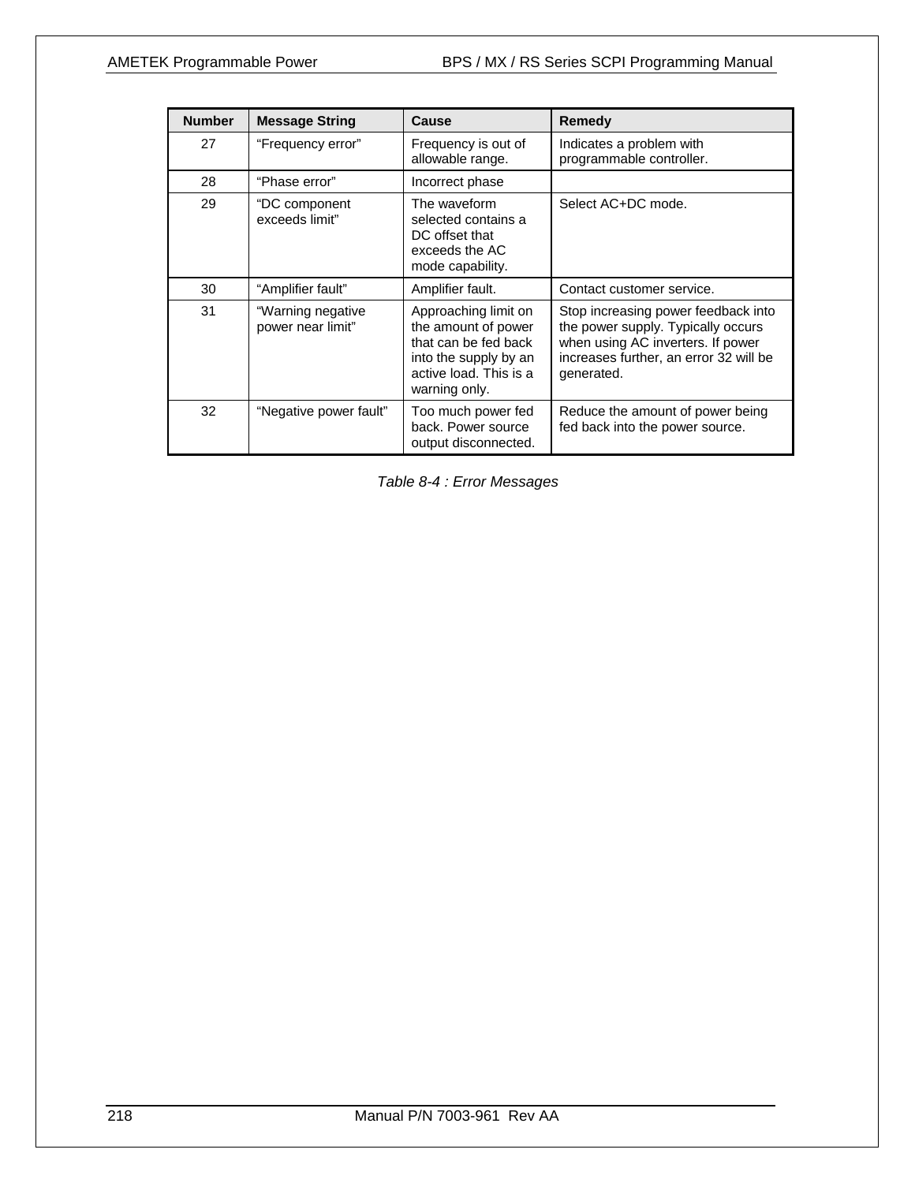| Number | Message String | Cause | Remedy |
|---|---|---|---|
| 27 | “Frequency error” | Frequency is out of allowable range. | Indicates a problem with programmable controller. |
| 28 | “Phase error” | Incorrect phase | |
| 29 | “DC component exceeds limit” | The waveform selected contains a DC offset that exceeds the AC mode capability. | Select AC+DC mode. |
| 30 | “Amplifier fault” | Amplifier fault. | Contact customer service. |
| 31 | “Warning negative power near limit” | Approaching limit on the amount of power that can be fed back into the supply by an active load. This is a warning only. | Stop increasing power feedback into the power supply. Typically occurs when using AC inverters. If power increases further, an error 32 will be generated. |
| 32 | “Negative power fault” | Too much power fed back. Power source output disconnected. | Reduce the amount of power being fed back into the power source. |

*Table 8-4 : Error Messages*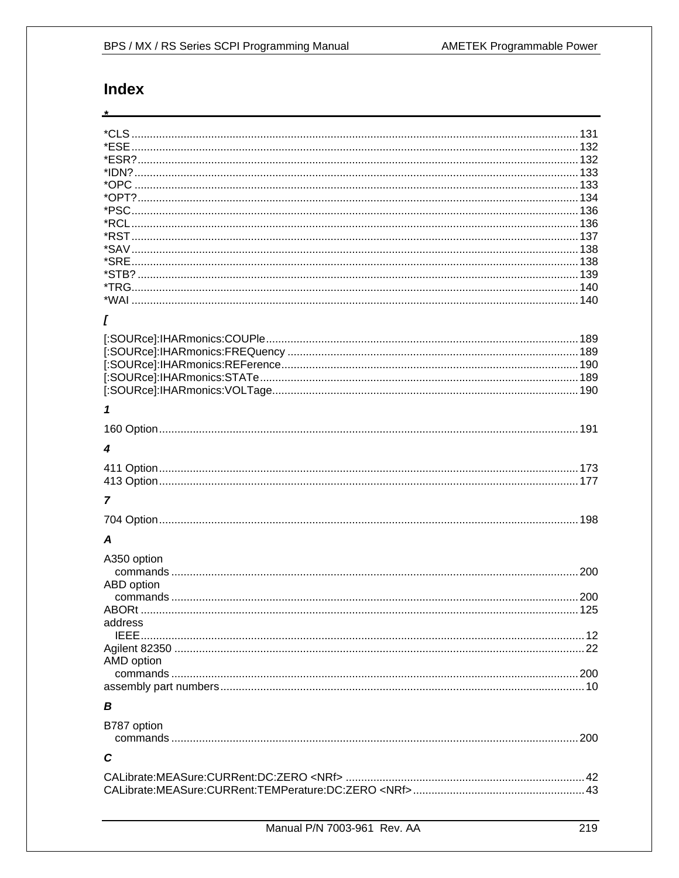# Index

## *

*CLS ........ 131
*ESE ........ 132
*ESR? ........ 132
*IDN? ........ 133
*OPC ........ 133
*OPT? ........ 134
*PSC ........ 136
*RCL ........ 136
*RST ........ 137
*SAV ........ 138
*SRE ........ 138
*STB? ........ 139
*TRG ........ 140
*WAI ........ 140

## [

[:SOURce]:IHARmonics:COUPle ........ 189
[:SOURce]:IHARmonics:FREQuency ........ 189
[:SOURce]:IHARmonics:REFerence ........ 190
[:SOURce]:IHARmonics:STATe ........ 189
[:SOURce]:IHARmonics:VOLTage ........ 190

## 1

160 Option ........ 191

## 4

411 Option ........ 173
413 Option ........ 177

## 7

704 Option ........ 198

## A

A350 option
  commands ........ 200
ABD option
  commands ........ 200
ABORt ........ 125
address
  IEEE ........ 12
Agilent 82350 ........ 22
AMD option
  commands ........ 200
assembly part numbers ........ 10

## B

B787 option
  commands ........ 200

## C

CALibrate:MEASure:CURRent:DC:ZERO <NRf> ........ 42
CALibrate:MEASure:CURRent:TEMPerature:DC:ZERO <NRf> ........ 43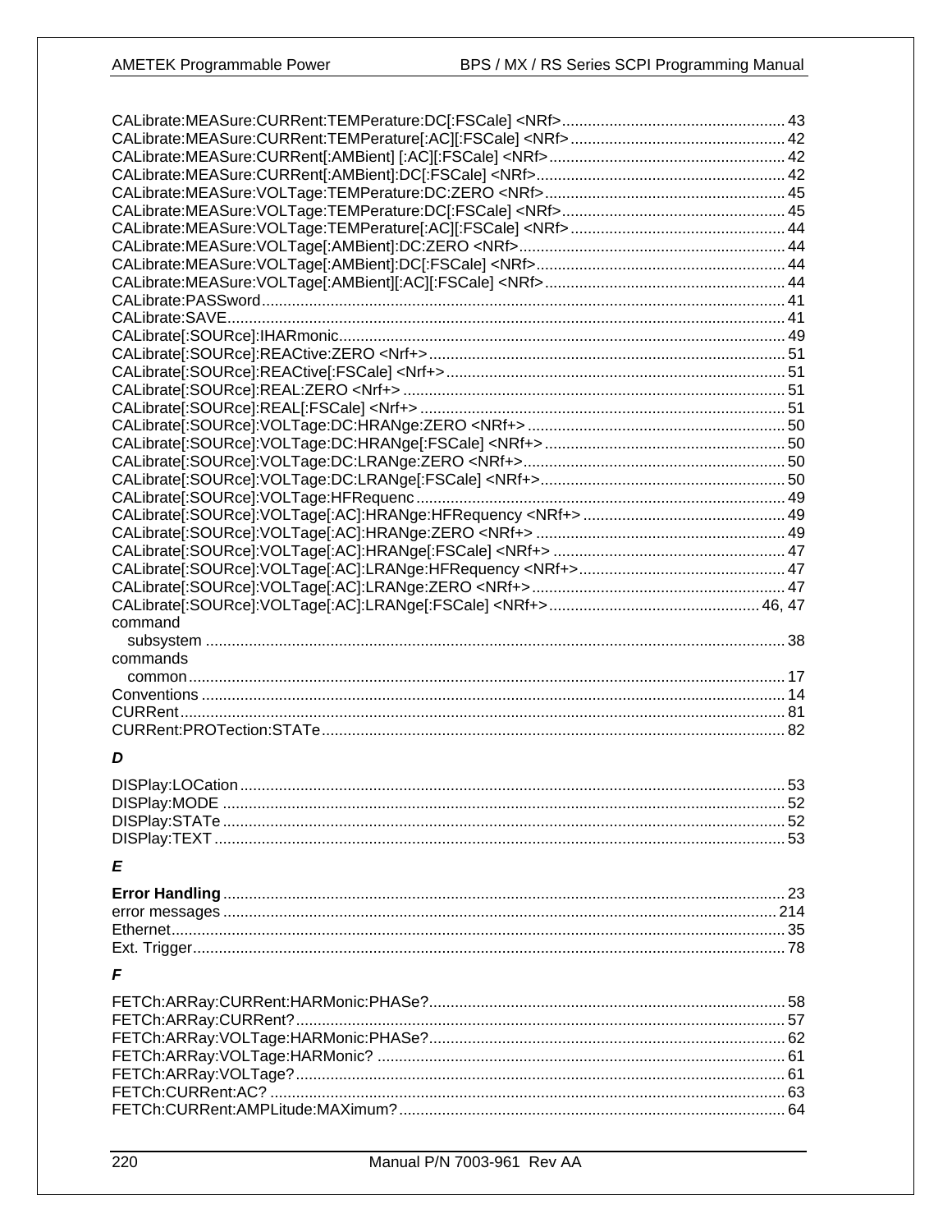CALibrate:MEASure:CURRent:TEMPerature:DC[:FSCale] <NRf> .... 43
CALibrate:MEASure:CURRent:TEMPerature[:AC][:FSCale] <NRf> .... 42
CALibrate:MEASure:CURRent[:AMBient] [:AC][:FSCale] <NRf> .... 42
CALibrate:MEASure:CURRent[:AMBient]:DC[:FSCale] <NRf> .... 42
CALibrate:MEASure:VOLTage:TEMPerature:DC:ZERO <NRf> .... 45
CALibrate:MEASure:VOLTage:TEMPerature:DC[:FSCale] <NRf> .... 45
CALibrate:MEASure:VOLTage:TEMPerature[:AC][:FSCale] <NRf> .... 44
CALibrate:MEASure:VOLTage[:AMBient]:DC:ZERO <NRf> .... 44
CALibrate:MEASure:VOLTage[:AMBient]:DC[:FSCale] <NRf> .... 44
CALibrate:MEASure:VOLTage[:AMBient][:AC][:FSCale] <NRf> .... 44
CALibrate:PASSword .... 41
CALibrate:SAVE .... 41
CALibrate[:SOURce]:IHARmonic .... 49
CALibrate[:SOURce]:REACtive:ZERO <Nrf+> .... 51
CALibrate[:SOURce]:REACtive[:FSCale] <Nrf+> .... 51
CALibrate[:SOURce]:REAL:ZERO <Nrf+> .... 51
CALibrate[:SOURce]:REAL[:FSCale] <Nrf+> .... 51
CALibrate[:SOURce]:VOLTage:DC:HRANge:ZERO <NRf+> .... 50
CALibrate[:SOURce]:VOLTage:DC:HRANge[:FSCale] <NRf+> .... 50
CALibrate[:SOURce]:VOLTage:DC:LRANge:ZERO <NRf+> .... 50
CALibrate[:SOURce]:VOLTage:DC:LRANge[:FSCale] <NRf+> .... 50
CALibrate[:SOURce]:VOLTage:HFRequenc .... 49
CALibrate[:SOURce]:VOLTage[:AC]:HRANge:HFRequency <NRf+> .... 49
CALibrate[:SOURce]:VOLTage[:AC]:HRANge:ZERO <NRf+> .... 49
CALibrate[:SOURce]:VOLTage[:AC]:HRANge[:FSCale] <NRf+> .... 47
CALibrate[:SOURce]:VOLTage[:AC]:LRANge:HFRequency <NRf+> .... 47
CALibrate[:SOURce]:VOLTage[:AC]:LRANge:ZERO <NRf+> .... 47
CALibrate[:SOURce]:VOLTage[:AC]:LRANge[:FSCale] <NRf+> .... 46, 47
command
  subsystem .... 38
commands
  common .... 17
Conventions .... 14
CURRent .... 81
CURRent:PROTection:STATe .... 82

### *D*

DISPlay:LOCation .... 53
DISPlay:MODE .... 52
DISPlay:STATe .... 52
DISPlay:TEXT .... 53

### *E*

**Error Handling** .... 23
error messages .... 214
Ethernet .... 35
Ext. Trigger .... 78

### *F*

FETCh:ARRay:CURRent:HARMonic:PHASe? .... 58
FETCh:ARRay:CURRent? .... 57
FETCh:ARRay:VOLTage:HARMonic:PHASe? .... 62
FETCh:ARRay:VOLTage:HARMonic? .... 61
FETCh:ARRay:VOLTage? .... 61
FETCh:CURRent:AC? .... 63
FETCh:CURRent:AMPLitude:MAXimum? .... 64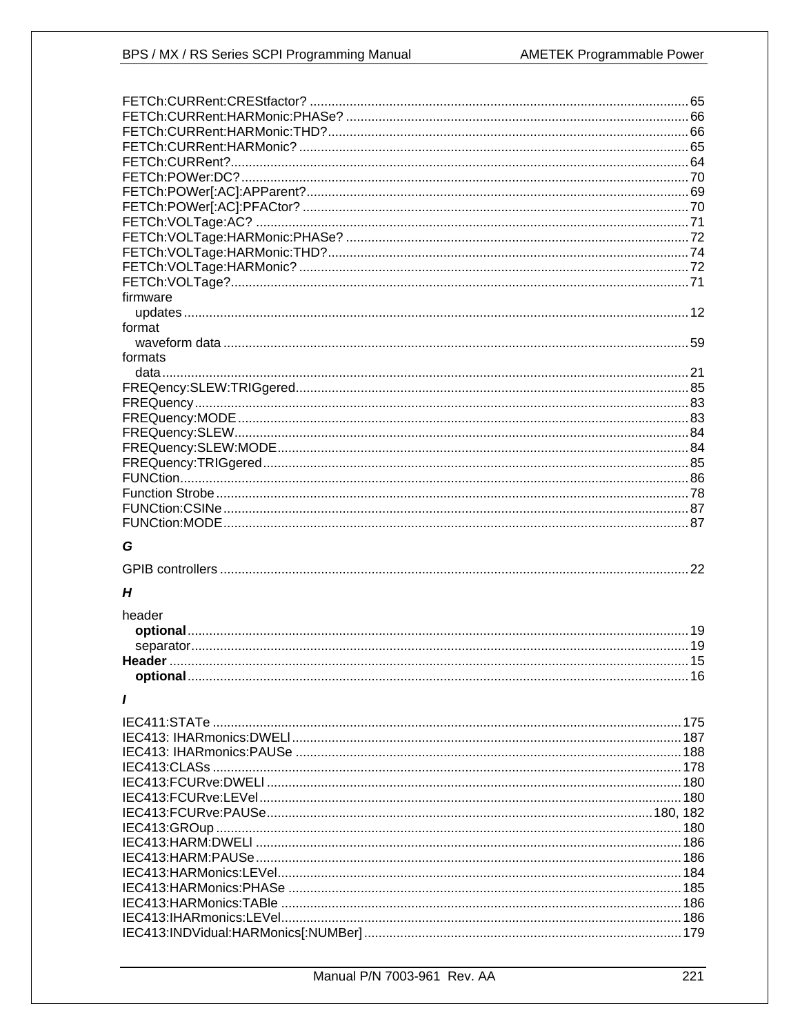FETCh:CURRent:CRESTfactor? ........ 65
FETCh:CURRent:HARMonic:PHASe? ........ 66
FETCh:CURRent:HARMonic:THD? ........ 66
FETCh:CURRent:HARMonic? ........ 65
FETCh:CURRent? ........ 64
FETCh:POWer:DC? ........ 70
FETCh:POWer[:AC]:APParent? ........ 69
FETCh:POWer[:AC]:PFACtor? ........ 70
FETCh:VOLTage:AC? ........ 71
FETCh:VOLTage:HARMonic:PHASe? ........ 72
FETCh:VOLTage:HARMonic:THD? ........ 74
FETCh:VOLTage:HARMonic? ........ 72
FETCh:VOLTage? ........ 71
firmware
- updates ........ 12

format
- waveform data ........ 59

formats
- data ........ 21

FREQency:SLEW:TRIGgered ........ 85
FREQuency ........ 83
FREQuency:MODE ........ 83
FREQuency:SLEW ........ 84
FREQuency:SLEW:MODE ........ 84
FREQuency:TRIGgered ........ 85
FUNCtion ........ 86
Function Strobe ........ 78
FUNCtion:CSINe ........ 87
FUNCtion:MODE ........ 87

### *G*

GPIB controllers ........ 22

### *H*

header
- **optional** ........ 19
- separator ........ 19

**Header** ........ 15
- **optional** ........ 16

### *I*

IEC411:STATe ........ 175
IEC413: IHARmonics:DWELl ........ 187
IEC413: IHARmonics:PAUSe ........ 188
IEC413:CLASs ........ 178
IEC413:FCURve:DWELl ........ 180
IEC413:FCURve:LEVel ........ 180
IEC413:FCURve:PAUSe ........ 180, 182
IEC413:GROup ........ 180
IEC413:HARM:DWELl ........ 186
IEC413:HARM:PAUSe ........ 186
IEC413:HARMonics:LEVel ........ 184
IEC413:HARMonics:PHASe ........ 185
IEC413:HARMonics:TABle ........ 186
IEC413:IHARmonics:LEVel ........ 186
IEC413:INDVidual:HARMonics[:NUMBer] ........ 179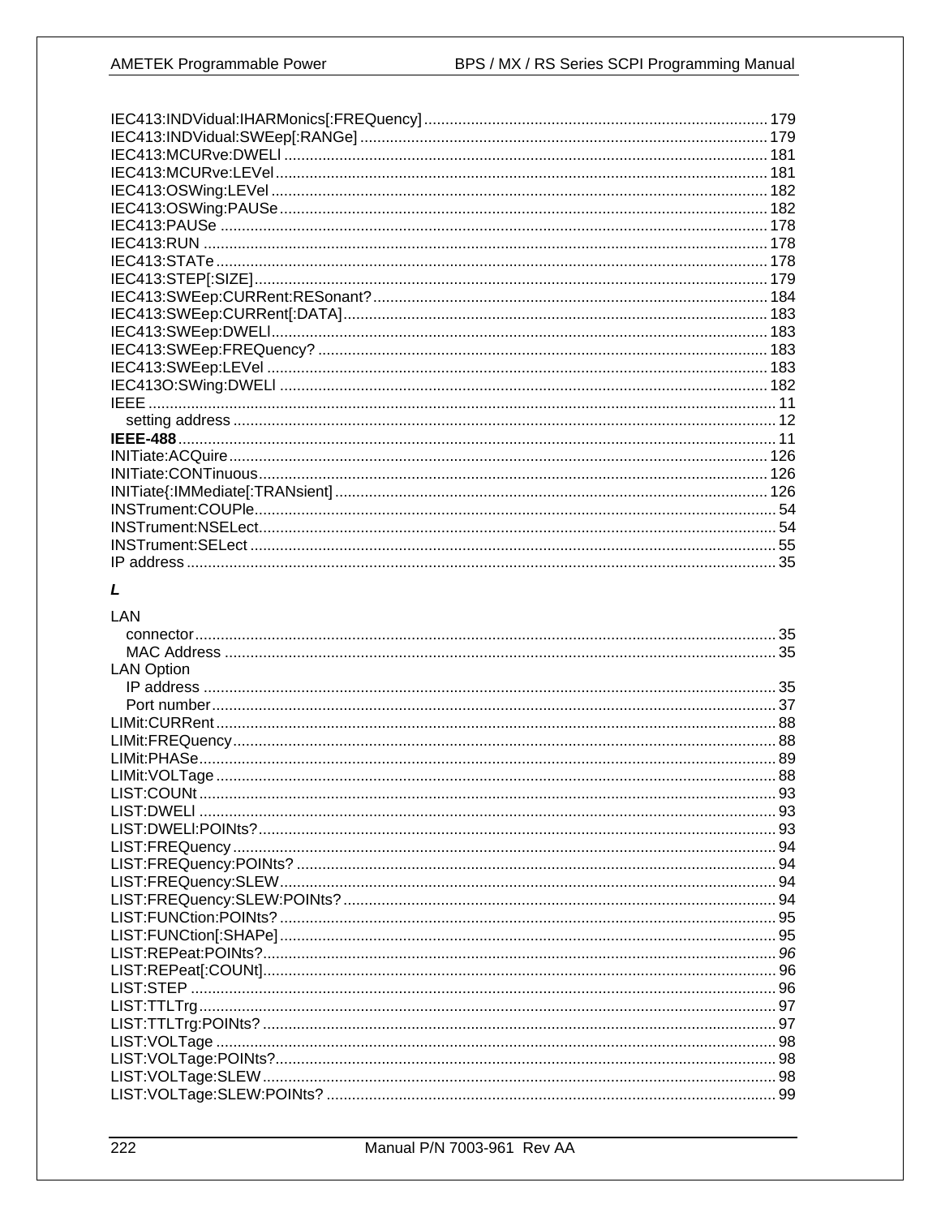IEC413:INDVidual:IHARMonics[:FREQuency] ........ 179
IEC413:INDVidual:SWEep[:RANGe] ........ 179
IEC413:MCURve:DWELl ........ 181
IEC413:MCURve:LEVel ........ 181
IEC413:OSWing:LEVel ........ 182
IEC413:OSWing:PAUSe ........ 182
IEC413:PAUSe ........ 178
IEC413:RUN ........ 178
IEC413:STATe ........ 178
IEC413:STEP[:SIZE] ........ 179
IEC413:SWEep:CURRent:RESonant? ........ 184
IEC413:SWEep:CURRent[:DATA] ........ 183
IEC413:SWEep:DWELl ........ 183
IEC413:SWEep:FREQuency? ........ 183
IEC413:SWEep:LEVel ........ 183
IEC413O:SWing:DWELl ........ 182
IEEE ........ 11
  setting address ........ 12
**IEEE-488** ........ 11
INITiate:ACQuire ........ 126
INITiate:CONTinuous ........ 126
INITiate{:IMMediate[:TRANsient] ........ 126
INSTrument:COUPle ........ 54
INSTrument:NSELect ........ 54
INSTrument:SELect ........ 55
IP address ........ 35

***L***

LAN
  connector ........ 35
  MAC Address ........ 35
LAN Option
  IP address ........ 35
  Port number ........ 37
LIMit:CURRent ........ 88
LIMit:FREQuency ........ 88
LIMit:PHASe ........ 89
LIMit:VOLTage ........ 88
LIST:COUNt ........ 93
LIST:DWELl ........ 93
LIST:DWELl:POINts? ........ 93
LIST:FREQuency ........ 94
LIST:FREQuency:POINts? ........ 94
LIST:FREQuency:SLEW ........ 94
LIST:FREQuency:SLEW:POINts? ........ 94
LIST:FUNCtion:POINts? ........ 95
LIST:FUNCtion[:SHAPe] ........ 95
LIST:REPeat:POINts? ........ *96*
LIST:REPeat[:COUNt] ........ 96
LIST:STEP ........ 96
LIST:TTLTrg ........ 97
LIST:TTLTrg:POINts? ........ 97
LIST:VOLTage ........ 98
LIST:VOLTage:POINts? ........ 98
LIST:VOLTage:SLEW ........ 98
LIST:VOLTage:SLEW:POINts? ........ 99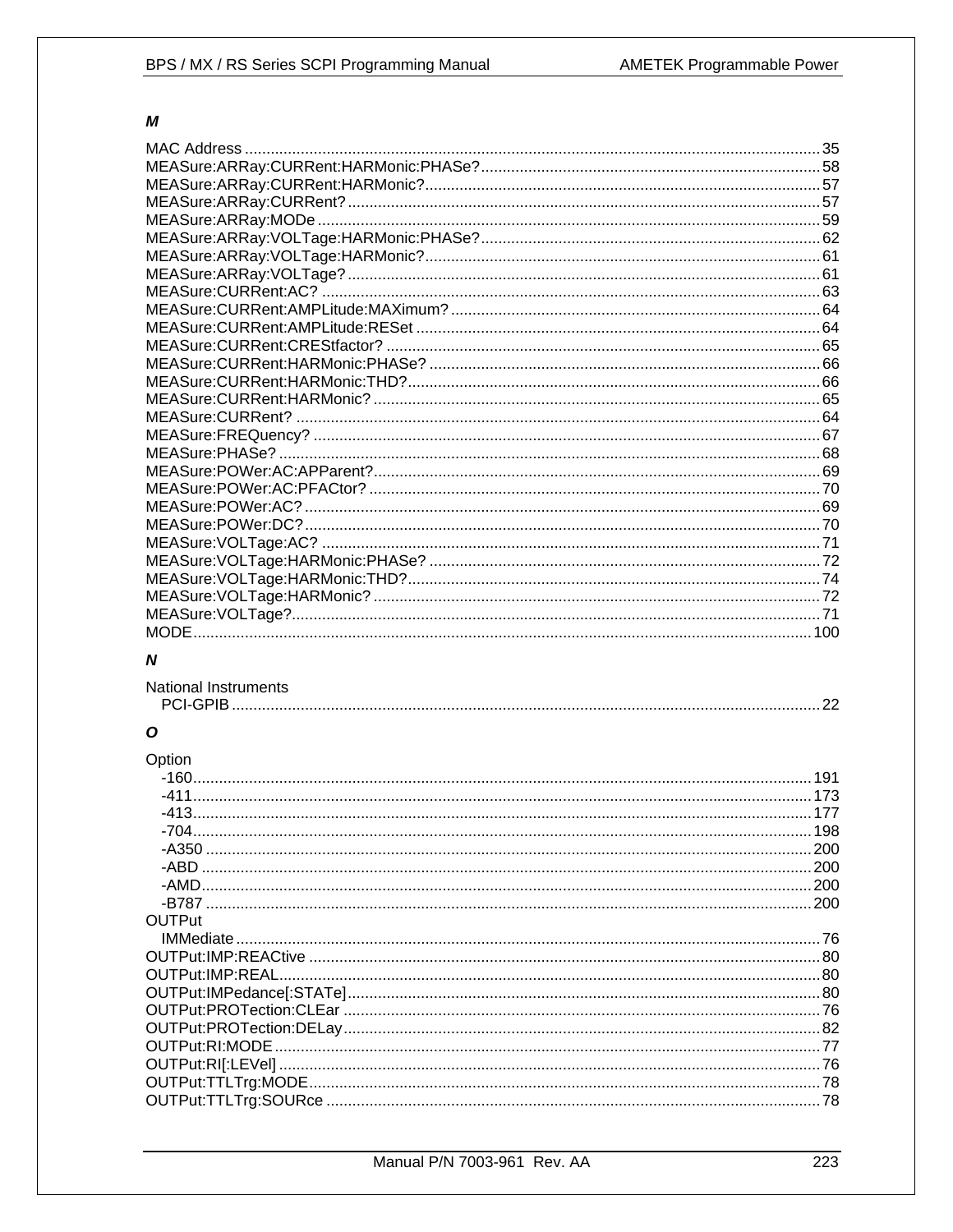### M

MAC Address ........ 35
MEASure:ARRay:CURRent:HARMonic:PHASe? ........ 58
MEASure:ARRay:CURRent:HARMonic? ........ 57
MEASure:ARRay:CURRent? ........ 57
MEASure:ARRay:MODe ........ 59
MEASure:ARRay:VOLTage:HARMonic:PHASe? ........ 62
MEASure:ARRay:VOLTage:HARMonic? ........ 61
MEASure:ARRay:VOLTage? ........ 61
MEASure:CURRent:AC? ........ 63
MEASure:CURRent:AMPLitude:MAXimum? ........ 64
MEASure:CURRent:AMPLitude:RESet ........ 64
MEASure:CURRent:CREStfactor? ........ 65
MEASure:CURRent:HARMonic:PHASe? ........ 66
MEASure:CURRent:HARMonic:THD? ........ 66
MEASure:CURRent:HARMonic? ........ 65
MEASure:CURRent? ........ 64
MEASure:FREQuency? ........ 67
MEASure:PHASe? ........ 68
MEASure:POWer:AC:APParent? ........ 69
MEASure:POWer:AC:PFACtor? ........ 70
MEASure:POWer:AC? ........ 69
MEASure:POWer:DC? ........ 70
MEASure:VOLTage:AC? ........ 71
MEASure:VOLTage:HARMonic:PHASe? ........ 72
MEASure:VOLTage:HARMonic:THD? ........ 74
MEASure:VOLTage:HARMonic? ........ 72
MEASure:VOLTage? ........ 71
MODE ........ 100

### N

National Instruments
- PCI-GPIB ........ 22

### O

Option
- -160 ........ 191
- -411 ........ 173
- -413 ........ 177
- -704 ........ 198
- -A350 ........ 200
- -ABD ........ 200
- -AMD ........ 200
- -B787 ........ 200

OUTPut
- IMMediate ........ 76

OUTPut:IMP:REACtive ........ 80
OUTPut:IMP:REAL ........ 80
OUTPut:IMPedance[:STATe] ........ 80
OUTPut:PROTection:CLEar ........ 76
OUTPut:PROTection:DELay ........ 82
OUTPut:RI:MODE ........ 77
OUTPut:RI[:LEVel] ........ 76
OUTPut:TTLTrg:MODE ........ 78
OUTPut:TTLTrg:SOURce ........ 78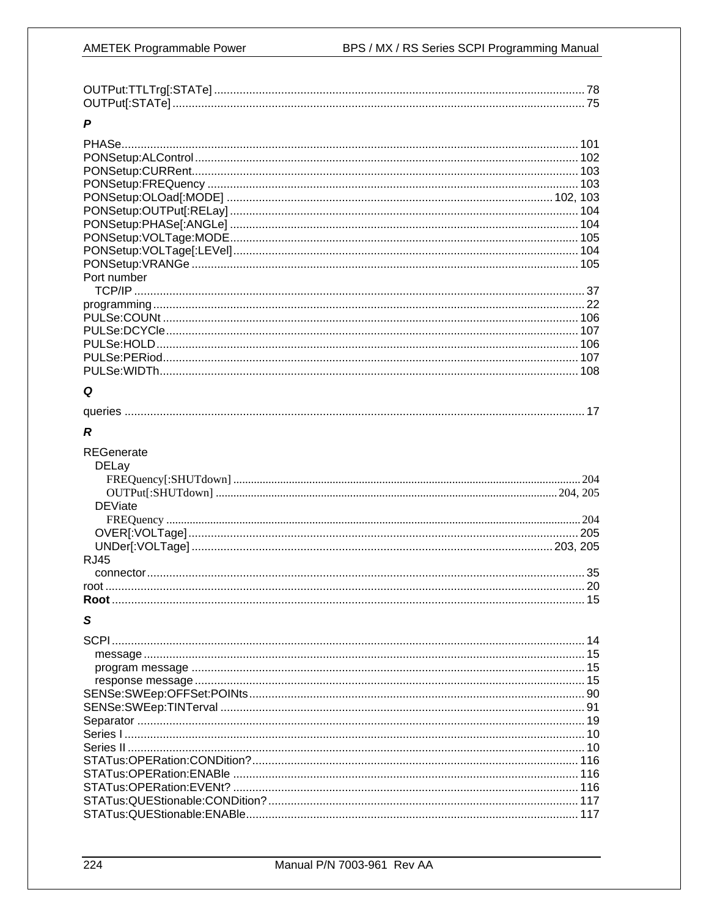OUTPut:TTLTrg[:STATe] ........ 78
OUTPut[:STATe] ........ 75

### P

PHASe ........ 101
PONSetup:ALControl ........ 102
PONSetup:CURRent ........ 103
PONSetup:FREQuency ........ 103
PONSetup:OLOad[:MODE] ........ 102, 103
PONSetup:OUTPut[:RELay] ........ 104
PONSetup:PHASe[:ANGLe] ........ 104
PONSetup:VOLTage:MODE ........ 105
PONSetup:VOLTage[:LEVel] ........ 104
PONSetup:VRANGe ........ 105
Port number
- TCP/IP ........ 37

programming ........ 22
PULSe:COUNt ........ 106
PULSe:DCYCle ........ 107
PULSe:HOLD ........ 106
PULSe:PERiod ........ 107
PULSe:WIDTh ........ 108

### Q

queries ........ 17

### R

REGenerate
- DELay
  - FREQuency[:SHUTdown] ........ 204
  - OUTPut[:SHUTdown] ........ 204, 205
- DEViate
  - FREQuency ........ 204
- OVER[:VOLTage] ........ 205
- UNDer[:VOLTage] ........ 203, 205

RJ45
- connector ........ 35

root ........ 20
**Root** ........ 15

### S

SCPI ........ 14
- message ........ 15
- program message ........ 15
- response message ........ 15

SENSe:SWEep:OFFSet:POINts ........ 90
SENSe:SWEep:TINTerval ........ 91
Separator ........ 19
Series I ........ 10
Series II ........ 10
STATus:OPERation:CONDition? ........ 116
STATus:OPERation:ENABle ........ 116
STATus:OPERation:EVENt? ........ 116
STATus:QUEStionable:CONDition? ........ 117
STATus:QUEStionable:ENABle ........ 117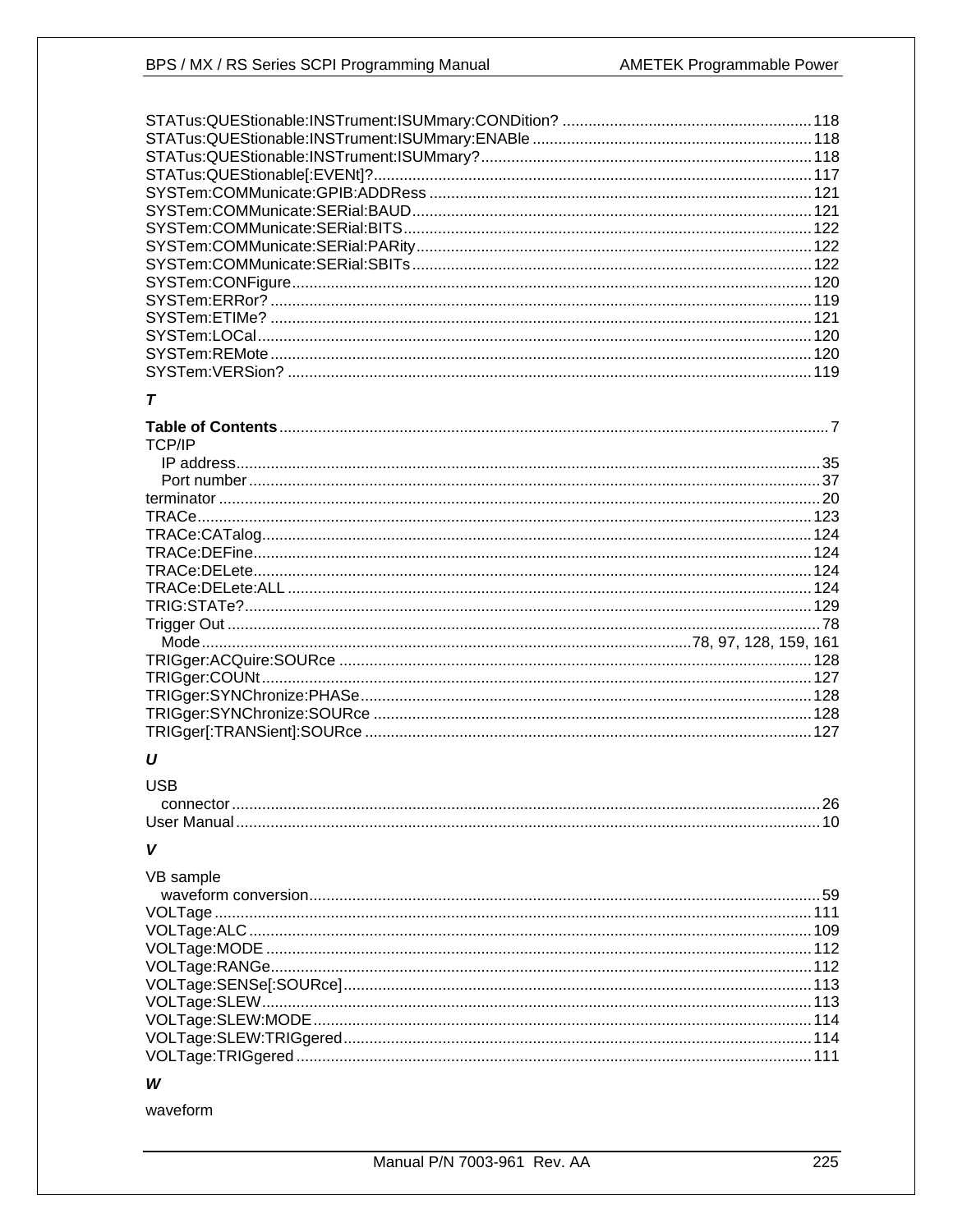STATus:QUEStionable:INSTrument:ISUMmary:CONDition? ........ 118
STATus:QUEStionable:INSTrument:ISUMmary:ENABle ........ 118
STATus:QUEStionable:INSTrument:ISUMmary? ........ 118
STATus:QUEStionable[:EVENt]? ........ 117
SYSTem:COMMunicate:GPIB:ADDRess ........ 121
SYSTem:COMMunicate:SERial:BAUD ........ 121
SYSTem:COMMunicate:SERial:BITS ........ 122
SYSTem:COMMunicate:SERial:PARity ........ 122
SYSTem:COMMunicate:SERial:SBITs ........ 122
SYSTem:CONFigure ........ 120
SYSTem:ERRor? ........ 119
SYSTem:ETIMe? ........ 121
SYSTem:LOCal ........ 120
SYSTem:REMote ........ 120
SYSTem:VERSion? ........ 119

### *T*

**Table of Contents** ........ 7
TCP/IP
  IP address ........ 35
  Port number ........ 37
terminator ........ 20
TRACe ........ 123
TRACe:CATalog ........ 124
TRACe:DEFine ........ 124
TRACe:DELete ........ 124
TRACe:DELete:ALL ........ 124
TRIG:STATe? ........ 129
Trigger Out ........ 78
  Mode ........ 78, 97, 128, 159, 161
TRIGger:ACQuire:SOURce ........ 128
TRIGger:COUNt ........ 127
TRIGger:SYNChronize:PHASe ........ 128
TRIGger:SYNChronize:SOURce ........ 128
TRIGger[:TRANSient]:SOURce ........ 127

### *U*

USB
  connector ........ 26
User Manual ........ 10

### *V*

VB sample
  waveform conversion ........ 59
VOLTage ........ 111
VOLTage:ALC ........ 109
VOLTage:MODE ........ 112
VOLTage:RANGe ........ 112
VOLTage:SENSe[:SOURce] ........ 113
VOLTage:SLEW ........ 113
VOLTage:SLEW:MODE ........ 114
VOLTage:SLEW:TRIGgered ........ 114
VOLTage:TRIGgered ........ 111

### *W*

waveform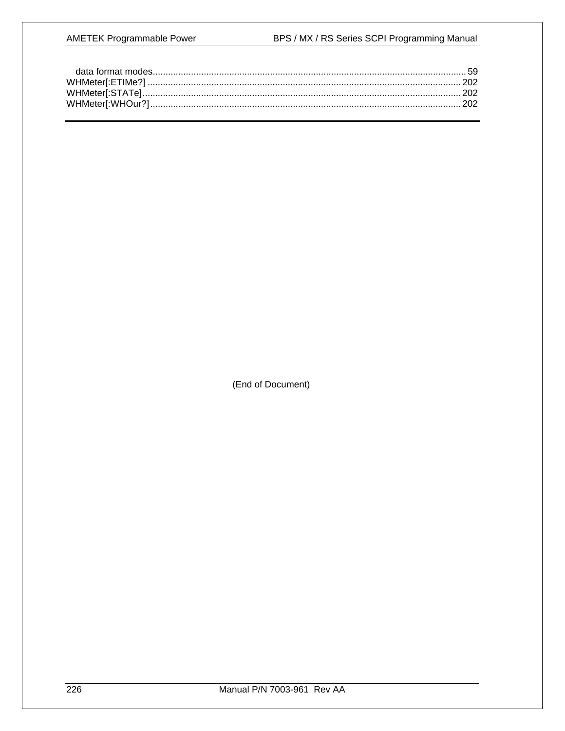data format modes........................................................................................................................ 59
WHMeter[:ETIMe?] ........................................................................................................................ 202
WHMeter[:STATe]........................................................................................................................... 202
WHMeter[:WHOur?]........................................................................................................................ 202

(End of Document)